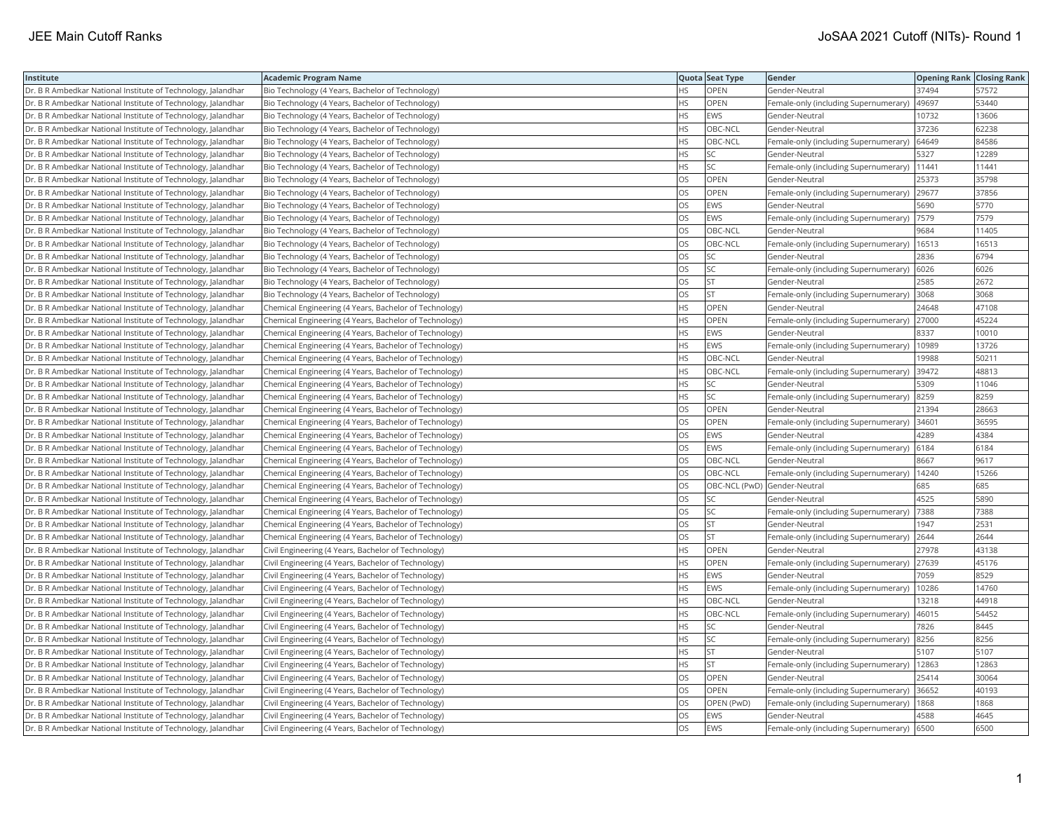| Institute | Academic Program Name | Quota | Seat Type | Gender | Opening Rank | Closing Rank |
|---|---|---|---|---|---|---|
| Dr. B R Ambedkar National Institute of Technology, Jalandhar | Bio Technology (4 Years, Bachelor of Technology) | HS | OPEN | Gender-Neutral | 37494 | 57572 |
| Dr. B R Ambedkar National Institute of Technology, Jalandhar | Bio Technology (4 Years, Bachelor of Technology) | HS | OPEN | Female-only (including Supernumerary) | 49697 | 53440 |
| Dr. B R Ambedkar National Institute of Technology, Jalandhar | Bio Technology (4 Years, Bachelor of Technology) | HS | EWS | Gender-Neutral | 10732 | 13606 |
| Dr. B R Ambedkar National Institute of Technology, Jalandhar | Bio Technology (4 Years, Bachelor of Technology) | HS | OBC-NCL | Gender-Neutral | 37236 | 62238 |
| Dr. B R Ambedkar National Institute of Technology, Jalandhar | Bio Technology (4 Years, Bachelor of Technology) | HS | OBC-NCL | Female-only (including Supernumerary) | 64649 | 84586 |
| Dr. B R Ambedkar National Institute of Technology, Jalandhar | Bio Technology (4 Years, Bachelor of Technology) | HS | SC | Gender-Neutral | 5327 | 12289 |
| Dr. B R Ambedkar National Institute of Technology, Jalandhar | Bio Technology (4 Years, Bachelor of Technology) | HS | SC | Female-only (including Supernumerary) | 11441 | 11441 |
| Dr. B R Ambedkar National Institute of Technology, Jalandhar | Bio Technology (4 Years, Bachelor of Technology) | OS | OPEN | Gender-Neutral | 25373 | 35798 |
| Dr. B R Ambedkar National Institute of Technology, Jalandhar | Bio Technology (4 Years, Bachelor of Technology) | OS | OPEN | Female-only (including Supernumerary) | 29677 | 37856 |
| Dr. B R Ambedkar National Institute of Technology, Jalandhar | Bio Technology (4 Years, Bachelor of Technology) | OS | EWS | Gender-Neutral | 5690 | 5770 |
| Dr. B R Ambedkar National Institute of Technology, Jalandhar | Bio Technology (4 Years, Bachelor of Technology) | OS | EWS | Female-only (including Supernumerary) | 7579 | 7579 |
| Dr. B R Ambedkar National Institute of Technology, Jalandhar | Bio Technology (4 Years, Bachelor of Technology) | OS | OBC-NCL | Gender-Neutral | 9684 | 11405 |
| Dr. B R Ambedkar National Institute of Technology, Jalandhar | Bio Technology (4 Years, Bachelor of Technology) | OS | OBC-NCL | Female-only (including Supernumerary) | 16513 | 16513 |
| Dr. B R Ambedkar National Institute of Technology, Jalandhar | Bio Technology (4 Years, Bachelor of Technology) | OS | SC | Gender-Neutral | 2836 | 6794 |
| Dr. B R Ambedkar National Institute of Technology, Jalandhar | Bio Technology (4 Years, Bachelor of Technology) | OS | SC | Female-only (including Supernumerary) | 6026 | 6026 |
| Dr. B R Ambedkar National Institute of Technology, Jalandhar | Bio Technology (4 Years, Bachelor of Technology) | OS | ST | Gender-Neutral | 2585 | 2672 |
| Dr. B R Ambedkar National Institute of Technology, Jalandhar | Bio Technology (4 Years, Bachelor of Technology) | OS | ST | Female-only (including Supernumerary) | 3068 | 3068 |
| Dr. B R Ambedkar National Institute of Technology, Jalandhar | Chemical Engineering (4 Years, Bachelor of Technology) | HS | OPEN | Gender-Neutral | 24648 | 47108 |
| Dr. B R Ambedkar National Institute of Technology, Jalandhar | Chemical Engineering (4 Years, Bachelor of Technology) | HS | OPEN | Female-only (including Supernumerary) | 27000 | 45224 |
| Dr. B R Ambedkar National Institute of Technology, Jalandhar | Chemical Engineering (4 Years, Bachelor of Technology) | HS | EWS | Gender-Neutral | 8337 | 10010 |
| Dr. B R Ambedkar National Institute of Technology, Jalandhar | Chemical Engineering (4 Years, Bachelor of Technology) | HS | EWS | Female-only (including Supernumerary) | 10989 | 13726 |
| Dr. B R Ambedkar National Institute of Technology, Jalandhar | Chemical Engineering (4 Years, Bachelor of Technology) | HS | OBC-NCL | Gender-Neutral | 19988 | 50211 |
| Dr. B R Ambedkar National Institute of Technology, Jalandhar | Chemical Engineering (4 Years, Bachelor of Technology) | HS | OBC-NCL | Female-only (including Supernumerary) | 39472 | 48813 |
| Dr. B R Ambedkar National Institute of Technology, Jalandhar | Chemical Engineering (4 Years, Bachelor of Technology) | HS | SC | Gender-Neutral | 5309 | 11046 |
| Dr. B R Ambedkar National Institute of Technology, Jalandhar | Chemical Engineering (4 Years, Bachelor of Technology) | HS | SC | Female-only (including Supernumerary) | 8259 | 8259 |
| Dr. B R Ambedkar National Institute of Technology, Jalandhar | Chemical Engineering (4 Years, Bachelor of Technology) | OS | OPEN | Gender-Neutral | 21394 | 28663 |
| Dr. B R Ambedkar National Institute of Technology, Jalandhar | Chemical Engineering (4 Years, Bachelor of Technology) | OS | OPEN | Female-only (including Supernumerary) | 34601 | 36595 |
| Dr. B R Ambedkar National Institute of Technology, Jalandhar | Chemical Engineering (4 Years, Bachelor of Technology) | OS | EWS | Gender-Neutral | 4289 | 4384 |
| Dr. B R Ambedkar National Institute of Technology, Jalandhar | Chemical Engineering (4 Years, Bachelor of Technology) | OS | EWS | Female-only (including Supernumerary) | 6184 | 6184 |
| Dr. B R Ambedkar National Institute of Technology, Jalandhar | Chemical Engineering (4 Years, Bachelor of Technology) | OS | OBC-NCL | Gender-Neutral | 8667 | 9617 |
| Dr. B R Ambedkar National Institute of Technology, Jalandhar | Chemical Engineering (4 Years, Bachelor of Technology) | OS | OBC-NCL | Female-only (including Supernumerary) | 14240 | 15266 |
| Dr. B R Ambedkar National Institute of Technology, Jalandhar | Chemical Engineering (4 Years, Bachelor of Technology) | OS | OBC-NCL (PwD) | Gender-Neutral | 685 | 685 |
| Dr. B R Ambedkar National Institute of Technology, Jalandhar | Chemical Engineering (4 Years, Bachelor of Technology) | OS | SC | Gender-Neutral | 4525 | 5890 |
| Dr. B R Ambedkar National Institute of Technology, Jalandhar | Chemical Engineering (4 Years, Bachelor of Technology) | OS | SC | Female-only (including Supernumerary) | 7388 | 7388 |
| Dr. B R Ambedkar National Institute of Technology, Jalandhar | Chemical Engineering (4 Years, Bachelor of Technology) | OS | ST | Gender-Neutral | 1947 | 2531 |
| Dr. B R Ambedkar National Institute of Technology, Jalandhar | Chemical Engineering (4 Years, Bachelor of Technology) | OS | ST | Female-only (including Supernumerary) | 2644 | 2644 |
| Dr. B R Ambedkar National Institute of Technology, Jalandhar | Civil Engineering (4 Years, Bachelor of Technology) | HS | OPEN | Gender-Neutral | 27978 | 43138 |
| Dr. B R Ambedkar National Institute of Technology, Jalandhar | Civil Engineering (4 Years, Bachelor of Technology) | HS | OPEN | Female-only (including Supernumerary) | 27639 | 45176 |
| Dr. B R Ambedkar National Institute of Technology, Jalandhar | Civil Engineering (4 Years, Bachelor of Technology) | HS | EWS | Gender-Neutral | 7059 | 8529 |
| Dr. B R Ambedkar National Institute of Technology, Jalandhar | Civil Engineering (4 Years, Bachelor of Technology) | HS | EWS | Female-only (including Supernumerary) | 10286 | 14760 |
| Dr. B R Ambedkar National Institute of Technology, Jalandhar | Civil Engineering (4 Years, Bachelor of Technology) | HS | OBC-NCL | Gender-Neutral | 13218 | 44918 |
| Dr. B R Ambedkar National Institute of Technology, Jalandhar | Civil Engineering (4 Years, Bachelor of Technology) | HS | OBC-NCL | Female-only (including Supernumerary) | 46015 | 54452 |
| Dr. B R Ambedkar National Institute of Technology, Jalandhar | Civil Engineering (4 Years, Bachelor of Technology) | HS | SC | Gender-Neutral | 7826 | 8445 |
| Dr. B R Ambedkar National Institute of Technology, Jalandhar | Civil Engineering (4 Years, Bachelor of Technology) | HS | SC | Female-only (including Supernumerary) | 8256 | 8256 |
| Dr. B R Ambedkar National Institute of Technology, Jalandhar | Civil Engineering (4 Years, Bachelor of Technology) | HS | ST | Gender-Neutral | 5107 | 5107 |
| Dr. B R Ambedkar National Institute of Technology, Jalandhar | Civil Engineering (4 Years, Bachelor of Technology) | HS | ST | Female-only (including Supernumerary) | 12863 | 12863 |
| Dr. B R Ambedkar National Institute of Technology, Jalandhar | Civil Engineering (4 Years, Bachelor of Technology) | OS | OPEN | Gender-Neutral | 25414 | 30064 |
| Dr. B R Ambedkar National Institute of Technology, Jalandhar | Civil Engineering (4 Years, Bachelor of Technology) | OS | OPEN | Female-only (including Supernumerary) | 36652 | 40193 |
| Dr. B R Ambedkar National Institute of Technology, Jalandhar | Civil Engineering (4 Years, Bachelor of Technology) | OS | OPEN (PwD) | Female-only (including Supernumerary) | 1868 | 1868 |
| Dr. B R Ambedkar National Institute of Technology, Jalandhar | Civil Engineering (4 Years, Bachelor of Technology) | OS | EWS | Gender-Neutral | 4588 | 4645 |
| Dr. B R Ambedkar National Institute of Technology, Jalandhar | Civil Engineering (4 Years, Bachelor of Technology) | OS | EWS | Female-only (including Supernumerary) | 6500 | 6500 |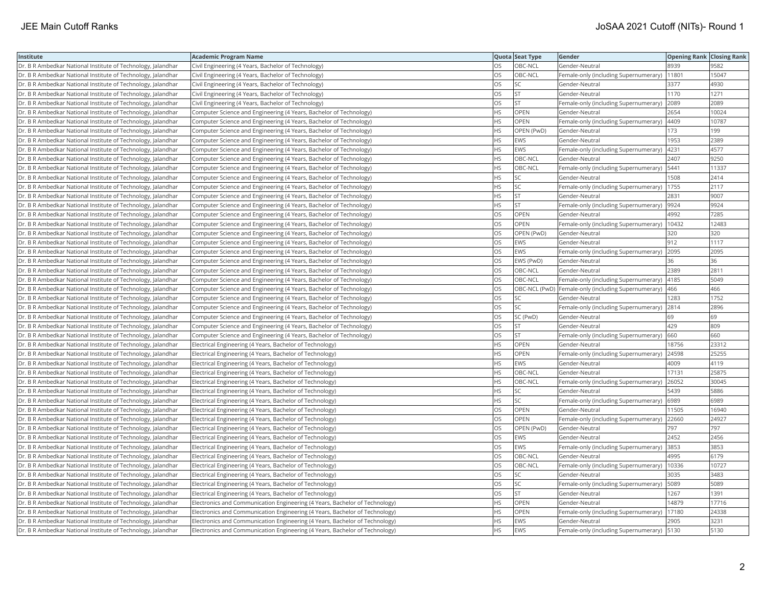| Institute | Academic Program Name | Quota | Seat Type | Gender | Opening Rank | Closing Rank |
|---|---|---|---|---|---|---|
| Dr. B R Ambedkar National Institute of Technology, Jalandhar | Civil Engineering (4 Years, Bachelor of Technology) | OS | OBC-NCL | Gender-Neutral | 8939 | 9582 |
| Dr. B R Ambedkar National Institute of Technology, Jalandhar | Civil Engineering (4 Years, Bachelor of Technology) | OS | OBC-NCL | Female-only (including Supernumerary) | 11801 | 15047 |
| Dr. B R Ambedkar National Institute of Technology, Jalandhar | Civil Engineering (4 Years, Bachelor of Technology) | OS | SC | Gender-Neutral | 3377 | 4930 |
| Dr. B R Ambedkar National Institute of Technology, Jalandhar | Civil Engineering (4 Years, Bachelor of Technology) | OS | ST | Gender-Neutral | 1170 | 1271 |
| Dr. B R Ambedkar National Institute of Technology, Jalandhar | Civil Engineering (4 Years, Bachelor of Technology) | OS | ST | Female-only (including Supernumerary) | 2089 | 2089 |
| Dr. B R Ambedkar National Institute of Technology, Jalandhar | Computer Science and Engineering (4 Years, Bachelor of Technology) | HS | OPEN | Gender-Neutral | 2654 | 10024 |
| Dr. B R Ambedkar National Institute of Technology, Jalandhar | Computer Science and Engineering (4 Years, Bachelor of Technology) | HS | OPEN | Female-only (including Supernumerary) | 4409 | 10787 |
| Dr. B R Ambedkar National Institute of Technology, Jalandhar | Computer Science and Engineering (4 Years, Bachelor of Technology) | HS | OPEN (PwD) | Gender-Neutral | 173 | 199 |
| Dr. B R Ambedkar National Institute of Technology, Jalandhar | Computer Science and Engineering (4 Years, Bachelor of Technology) | HS | EWS | Gender-Neutral | 1953 | 2389 |
| Dr. B R Ambedkar National Institute of Technology, Jalandhar | Computer Science and Engineering (4 Years, Bachelor of Technology) | HS | EWS | Female-only (including Supernumerary) | 4231 | 4577 |
| Dr. B R Ambedkar National Institute of Technology, Jalandhar | Computer Science and Engineering (4 Years, Bachelor of Technology) | HS | OBC-NCL | Gender-Neutral | 2407 | 9250 |
| Dr. B R Ambedkar National Institute of Technology, Jalandhar | Computer Science and Engineering (4 Years, Bachelor of Technology) | HS | OBC-NCL | Female-only (including Supernumerary) | 5441 | 11337 |
| Dr. B R Ambedkar National Institute of Technology, Jalandhar | Computer Science and Engineering (4 Years, Bachelor of Technology) | HS | SC | Gender-Neutral | 1508 | 2414 |
| Dr. B R Ambedkar National Institute of Technology, Jalandhar | Computer Science and Engineering (4 Years, Bachelor of Technology) | HS | SC | Female-only (including Supernumerary) | 1755 | 2117 |
| Dr. B R Ambedkar National Institute of Technology, Jalandhar | Computer Science and Engineering (4 Years, Bachelor of Technology) | HS | ST | Gender-Neutral | 2831 | 9007 |
| Dr. B R Ambedkar National Institute of Technology, Jalandhar | Computer Science and Engineering (4 Years, Bachelor of Technology) | HS | ST | Female-only (including Supernumerary) | 9924 | 9924 |
| Dr. B R Ambedkar National Institute of Technology, Jalandhar | Computer Science and Engineering (4 Years, Bachelor of Technology) | OS | OPEN | Gender-Neutral | 4992 | 7285 |
| Dr. B R Ambedkar National Institute of Technology, Jalandhar | Computer Science and Engineering (4 Years, Bachelor of Technology) | OS | OPEN | Female-only (including Supernumerary) | 10432 | 12483 |
| Dr. B R Ambedkar National Institute of Technology, Jalandhar | Computer Science and Engineering (4 Years, Bachelor of Technology) | OS | OPEN (PwD) | Gender-Neutral | 320 | 320 |
| Dr. B R Ambedkar National Institute of Technology, Jalandhar | Computer Science and Engineering (4 Years, Bachelor of Technology) | OS | EWS | Gender-Neutral | 912 | 1117 |
| Dr. B R Ambedkar National Institute of Technology, Jalandhar | Computer Science and Engineering (4 Years, Bachelor of Technology) | OS | EWS | Female-only (including Supernumerary) | 2095 | 2095 |
| Dr. B R Ambedkar National Institute of Technology, Jalandhar | Computer Science and Engineering (4 Years, Bachelor of Technology) | OS | EWS (PwD) | Gender-Neutral | 36 | 36 |
| Dr. B R Ambedkar National Institute of Technology, Jalandhar | Computer Science and Engineering (4 Years, Bachelor of Technology) | OS | OBC-NCL | Gender-Neutral | 2389 | 2811 |
| Dr. B R Ambedkar National Institute of Technology, Jalandhar | Computer Science and Engineering (4 Years, Bachelor of Technology) | OS | OBC-NCL | Female-only (including Supernumerary) | 4185 | 5049 |
| Dr. B R Ambedkar National Institute of Technology, Jalandhar | Computer Science and Engineering (4 Years, Bachelor of Technology) | OS | OBC-NCL (PwD) | Female-only (including Supernumerary) | 466 | 466 |
| Dr. B R Ambedkar National Institute of Technology, Jalandhar | Computer Science and Engineering (4 Years, Bachelor of Technology) | OS | SC | Gender-Neutral | 1283 | 1752 |
| Dr. B R Ambedkar National Institute of Technology, Jalandhar | Computer Science and Engineering (4 Years, Bachelor of Technology) | OS | SC | Female-only (including Supernumerary) | 2814 | 2896 |
| Dr. B R Ambedkar National Institute of Technology, Jalandhar | Computer Science and Engineering (4 Years, Bachelor of Technology) | OS | SC (PwD) | Gender-Neutral | 69 | 69 |
| Dr. B R Ambedkar National Institute of Technology, Jalandhar | Computer Science and Engineering (4 Years, Bachelor of Technology) | OS | ST | Gender-Neutral | 429 | 809 |
| Dr. B R Ambedkar National Institute of Technology, Jalandhar | Computer Science and Engineering (4 Years, Bachelor of Technology) | OS | ST | Female-only (including Supernumerary) | 660 | 660 |
| Dr. B R Ambedkar National Institute of Technology, Jalandhar | Electrical Engineering (4 Years, Bachelor of Technology) | HS | OPEN | Gender-Neutral | 18756 | 23312 |
| Dr. B R Ambedkar National Institute of Technology, Jalandhar | Electrical Engineering (4 Years, Bachelor of Technology) | HS | OPEN | Female-only (including Supernumerary) | 24598 | 25255 |
| Dr. B R Ambedkar National Institute of Technology, Jalandhar | Electrical Engineering (4 Years, Bachelor of Technology) | HS | EWS | Gender-Neutral | 4009 | 4119 |
| Dr. B R Ambedkar National Institute of Technology, Jalandhar | Electrical Engineering (4 Years, Bachelor of Technology) | HS | OBC-NCL | Gender-Neutral | 17131 | 25875 |
| Dr. B R Ambedkar National Institute of Technology, Jalandhar | Electrical Engineering (4 Years, Bachelor of Technology) | HS | OBC-NCL | Female-only (including Supernumerary) | 26052 | 30045 |
| Dr. B R Ambedkar National Institute of Technology, Jalandhar | Electrical Engineering (4 Years, Bachelor of Technology) | HS | SC | Gender-Neutral | 5439 | 5886 |
| Dr. B R Ambedkar National Institute of Technology, Jalandhar | Electrical Engineering (4 Years, Bachelor of Technology) | HS | SC | Female-only (including Supernumerary) | 6989 | 6989 |
| Dr. B R Ambedkar National Institute of Technology, Jalandhar | Electrical Engineering (4 Years, Bachelor of Technology) | OS | OPEN | Gender-Neutral | 11505 | 16940 |
| Dr. B R Ambedkar National Institute of Technology, Jalandhar | Electrical Engineering (4 Years, Bachelor of Technology) | OS | OPEN | Female-only (including Supernumerary) | 22660 | 24927 |
| Dr. B R Ambedkar National Institute of Technology, Jalandhar | Electrical Engineering (4 Years, Bachelor of Technology) | OS | OPEN (PwD) | Gender-Neutral | 797 | 797 |
| Dr. B R Ambedkar National Institute of Technology, Jalandhar | Electrical Engineering (4 Years, Bachelor of Technology) | OS | EWS | Gender-Neutral | 2452 | 2456 |
| Dr. B R Ambedkar National Institute of Technology, Jalandhar | Electrical Engineering (4 Years, Bachelor of Technology) | OS | EWS | Female-only (including Supernumerary) | 3853 | 3853 |
| Dr. B R Ambedkar National Institute of Technology, Jalandhar | Electrical Engineering (4 Years, Bachelor of Technology) | OS | OBC-NCL | Gender-Neutral | 4995 | 6179 |
| Dr. B R Ambedkar National Institute of Technology, Jalandhar | Electrical Engineering (4 Years, Bachelor of Technology) | OS | OBC-NCL | Female-only (including Supernumerary) | 10336 | 10727 |
| Dr. B R Ambedkar National Institute of Technology, Jalandhar | Electrical Engineering (4 Years, Bachelor of Technology) | OS | SC | Gender-Neutral | 3035 | 3483 |
| Dr. B R Ambedkar National Institute of Technology, Jalandhar | Electrical Engineering (4 Years, Bachelor of Technology) | OS | SC | Female-only (including Supernumerary) | 5089 | 5089 |
| Dr. B R Ambedkar National Institute of Technology, Jalandhar | Electrical Engineering (4 Years, Bachelor of Technology) | OS | ST | Gender-Neutral | 1267 | 1391 |
| Dr. B R Ambedkar National Institute of Technology, Jalandhar | Electronics and Communication Engineering (4 Years, Bachelor of Technology) | HS | OPEN | Gender-Neutral | 14879 | 17716 |
| Dr. B R Ambedkar National Institute of Technology, Jalandhar | Electronics and Communication Engineering (4 Years, Bachelor of Technology) | HS | OPEN | Female-only (including Supernumerary) | 17180 | 24338 |
| Dr. B R Ambedkar National Institute of Technology, Jalandhar | Electronics and Communication Engineering (4 Years, Bachelor of Technology) | HS | EWS | Gender-Neutral | 2905 | 3231 |
| Dr. B R Ambedkar National Institute of Technology, Jalandhar | Electronics and Communication Engineering (4 Years, Bachelor of Technology) | HS | EWS | Female-only (including Supernumerary) | 5130 | 5130 |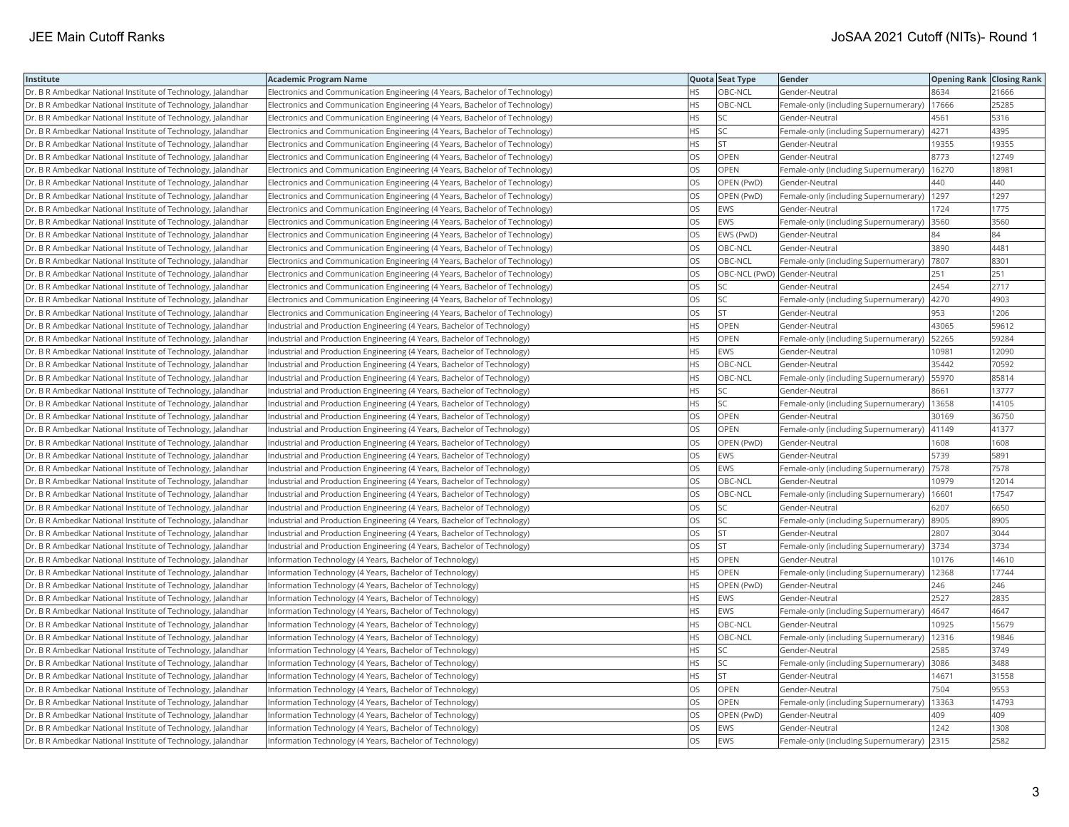| Institute | Academic Program Name | Quota | Seat Type | Gender | Opening Rank | Closing Rank |
|---|---|---|---|---|---|---|
| Dr. B R Ambedkar National Institute of Technology, Jalandhar | Electronics and Communication Engineering (4 Years, Bachelor of Technology) | HS | OBC-NCL | Gender-Neutral | 8634 | 21666 |
| Dr. B R Ambedkar National Institute of Technology, Jalandhar | Electronics and Communication Engineering (4 Years, Bachelor of Technology) | HS | OBC-NCL | Female-only (including Supernumerary) | 17666 | 25285 |
| Dr. B R Ambedkar National Institute of Technology, Jalandhar | Electronics and Communication Engineering (4 Years, Bachelor of Technology) | HS | SC | Gender-Neutral | 4561 | 5316 |
| Dr. B R Ambedkar National Institute of Technology, Jalandhar | Electronics and Communication Engineering (4 Years, Bachelor of Technology) | HS | SC | Female-only (including Supernumerary) | 4271 | 4395 |
| Dr. B R Ambedkar National Institute of Technology, Jalandhar | Electronics and Communication Engineering (4 Years, Bachelor of Technology) | HS | ST | Gender-Neutral | 19355 | 19355 |
| Dr. B R Ambedkar National Institute of Technology, Jalandhar | Electronics and Communication Engineering (4 Years, Bachelor of Technology) | OS | OPEN | Gender-Neutral | 8773 | 12749 |
| Dr. B R Ambedkar National Institute of Technology, Jalandhar | Electronics and Communication Engineering (4 Years, Bachelor of Technology) | OS | OPEN | Female-only (including Supernumerary) | 16270 | 18981 |
| Dr. B R Ambedkar National Institute of Technology, Jalandhar | Electronics and Communication Engineering (4 Years, Bachelor of Technology) | OS | OPEN (PwD) | Gender-Neutral | 440 | 440 |
| Dr. B R Ambedkar National Institute of Technology, Jalandhar | Electronics and Communication Engineering (4 Years, Bachelor of Technology) | OS | OPEN (PwD) | Female-only (including Supernumerary) | 1297 | 1297 |
| Dr. B R Ambedkar National Institute of Technology, Jalandhar | Electronics and Communication Engineering (4 Years, Bachelor of Technology) | OS | EWS | Gender-Neutral | 1724 | 1775 |
| Dr. B R Ambedkar National Institute of Technology, Jalandhar | Electronics and Communication Engineering (4 Years, Bachelor of Technology) | OS | EWS | Female-only (including Supernumerary) | 3560 | 3560 |
| Dr. B R Ambedkar National Institute of Technology, Jalandhar | Electronics and Communication Engineering (4 Years, Bachelor of Technology) | OS | EWS (PwD) | Gender-Neutral | 84 | 84 |
| Dr. B R Ambedkar National Institute of Technology, Jalandhar | Electronics and Communication Engineering (4 Years, Bachelor of Technology) | OS | OBC-NCL | Gender-Neutral | 3890 | 4481 |
| Dr. B R Ambedkar National Institute of Technology, Jalandhar | Electronics and Communication Engineering (4 Years, Bachelor of Technology) | OS | OBC-NCL | Female-only (including Supernumerary) | 7807 | 8301 |
| Dr. B R Ambedkar National Institute of Technology, Jalandhar | Electronics and Communication Engineering (4 Years, Bachelor of Technology) | OS | OBC-NCL (PwD) | Gender-Neutral | 251 | 251 |
| Dr. B R Ambedkar National Institute of Technology, Jalandhar | Electronics and Communication Engineering (4 Years, Bachelor of Technology) | OS | SC | Gender-Neutral | 2454 | 2717 |
| Dr. B R Ambedkar National Institute of Technology, Jalandhar | Electronics and Communication Engineering (4 Years, Bachelor of Technology) | OS | SC | Female-only (including Supernumerary) | 4270 | 4903 |
| Dr. B R Ambedkar National Institute of Technology, Jalandhar | Electronics and Communication Engineering (4 Years, Bachelor of Technology) | OS | ST | Gender-Neutral | 953 | 1206 |
| Dr. B R Ambedkar National Institute of Technology, Jalandhar | Industrial and Production Engineering (4 Years, Bachelor of Technology) | HS | OPEN | Gender-Neutral | 43065 | 59612 |
| Dr. B R Ambedkar National Institute of Technology, Jalandhar | Industrial and Production Engineering (4 Years, Bachelor of Technology) | HS | OPEN | Female-only (including Supernumerary) | 52265 | 59284 |
| Dr. B R Ambedkar National Institute of Technology, Jalandhar | Industrial and Production Engineering (4 Years, Bachelor of Technology) | HS | EWS | Gender-Neutral | 10981 | 12090 |
| Dr. B R Ambedkar National Institute of Technology, Jalandhar | Industrial and Production Engineering (4 Years, Bachelor of Technology) | HS | OBC-NCL | Gender-Neutral | 35442 | 70592 |
| Dr. B R Ambedkar National Institute of Technology, Jalandhar | Industrial and Production Engineering (4 Years, Bachelor of Technology) | HS | OBC-NCL | Female-only (including Supernumerary) | 55970 | 85814 |
| Dr. B R Ambedkar National Institute of Technology, Jalandhar | Industrial and Production Engineering (4 Years, Bachelor of Technology) | HS | SC | Gender-Neutral | 8661 | 13777 |
| Dr. B R Ambedkar National Institute of Technology, Jalandhar | Industrial and Production Engineering (4 Years, Bachelor of Technology) | HS | SC | Female-only (including Supernumerary) | 13658 | 14105 |
| Dr. B R Ambedkar National Institute of Technology, Jalandhar | Industrial and Production Engineering (4 Years, Bachelor of Technology) | OS | OPEN | Gender-Neutral | 30169 | 36750 |
| Dr. B R Ambedkar National Institute of Technology, Jalandhar | Industrial and Production Engineering (4 Years, Bachelor of Technology) | OS | OPEN | Female-only (including Supernumerary) | 41149 | 41377 |
| Dr. B R Ambedkar National Institute of Technology, Jalandhar | Industrial and Production Engineering (4 Years, Bachelor of Technology) | OS | OPEN (PwD) | Gender-Neutral | 1608 | 1608 |
| Dr. B R Ambedkar National Institute of Technology, Jalandhar | Industrial and Production Engineering (4 Years, Bachelor of Technology) | OS | EWS | Gender-Neutral | 5739 | 5891 |
| Dr. B R Ambedkar National Institute of Technology, Jalandhar | Industrial and Production Engineering (4 Years, Bachelor of Technology) | OS | EWS | Female-only (including Supernumerary) | 7578 | 7578 |
| Dr. B R Ambedkar National Institute of Technology, Jalandhar | Industrial and Production Engineering (4 Years, Bachelor of Technology) | OS | OBC-NCL | Gender-Neutral | 10979 | 12014 |
| Dr. B R Ambedkar National Institute of Technology, Jalandhar | Industrial and Production Engineering (4 Years, Bachelor of Technology) | OS | OBC-NCL | Female-only (including Supernumerary) | 16601 | 17547 |
| Dr. B R Ambedkar National Institute of Technology, Jalandhar | Industrial and Production Engineering (4 Years, Bachelor of Technology) | OS | SC | Gender-Neutral | 6207 | 6650 |
| Dr. B R Ambedkar National Institute of Technology, Jalandhar | Industrial and Production Engineering (4 Years, Bachelor of Technology) | OS | SC | Female-only (including Supernumerary) | 8905 | 8905 |
| Dr. B R Ambedkar National Institute of Technology, Jalandhar | Industrial and Production Engineering (4 Years, Bachelor of Technology) | OS | ST | Gender-Neutral | 2807 | 3044 |
| Dr. B R Ambedkar National Institute of Technology, Jalandhar | Industrial and Production Engineering (4 Years, Bachelor of Technology) | OS | ST | Female-only (including Supernumerary) | 3734 | 3734 |
| Dr. B R Ambedkar National Institute of Technology, Jalandhar | Information Technology (4 Years, Bachelor of Technology) | HS | OPEN | Gender-Neutral | 10176 | 14610 |
| Dr. B R Ambedkar National Institute of Technology, Jalandhar | Information Technology (4 Years, Bachelor of Technology) | HS | OPEN | Female-only (including Supernumerary) | 12368 | 17744 |
| Dr. B R Ambedkar National Institute of Technology, Jalandhar | Information Technology (4 Years, Bachelor of Technology) | HS | OPEN (PwD) | Gender-Neutral | 246 | 246 |
| Dr. B R Ambedkar National Institute of Technology, Jalandhar | Information Technology (4 Years, Bachelor of Technology) | HS | EWS | Gender-Neutral | 2527 | 2835 |
| Dr. B R Ambedkar National Institute of Technology, Jalandhar | Information Technology (4 Years, Bachelor of Technology) | HS | EWS | Female-only (including Supernumerary) | 4647 | 4647 |
| Dr. B R Ambedkar National Institute of Technology, Jalandhar | Information Technology (4 Years, Bachelor of Technology) | HS | OBC-NCL | Gender-Neutral | 10925 | 15679 |
| Dr. B R Ambedkar National Institute of Technology, Jalandhar | Information Technology (4 Years, Bachelor of Technology) | HS | OBC-NCL | Female-only (including Supernumerary) | 12316 | 19846 |
| Dr. B R Ambedkar National Institute of Technology, Jalandhar | Information Technology (4 Years, Bachelor of Technology) | HS | SC | Gender-Neutral | 2585 | 3749 |
| Dr. B R Ambedkar National Institute of Technology, Jalandhar | Information Technology (4 Years, Bachelor of Technology) | HS | SC | Female-only (including Supernumerary) | 3086 | 3488 |
| Dr. B R Ambedkar National Institute of Technology, Jalandhar | Information Technology (4 Years, Bachelor of Technology) | HS | ST | Gender-Neutral | 14671 | 31558 |
| Dr. B R Ambedkar National Institute of Technology, Jalandhar | Information Technology (4 Years, Bachelor of Technology) | OS | OPEN | Gender-Neutral | 7504 | 9553 |
| Dr. B R Ambedkar National Institute of Technology, Jalandhar | Information Technology (4 Years, Bachelor of Technology) | OS | OPEN | Female-only (including Supernumerary) | 13363 | 14793 |
| Dr. B R Ambedkar National Institute of Technology, Jalandhar | Information Technology (4 Years, Bachelor of Technology) | OS | OPEN (PwD) | Gender-Neutral | 409 | 409 |
| Dr. B R Ambedkar National Institute of Technology, Jalandhar | Information Technology (4 Years, Bachelor of Technology) | OS | EWS | Gender-Neutral | 1242 | 1308 |
| Dr. B R Ambedkar National Institute of Technology, Jalandhar | Information Technology (4 Years, Bachelor of Technology) | OS | EWS | Female-only (including Supernumerary) | 2315 | 2582 |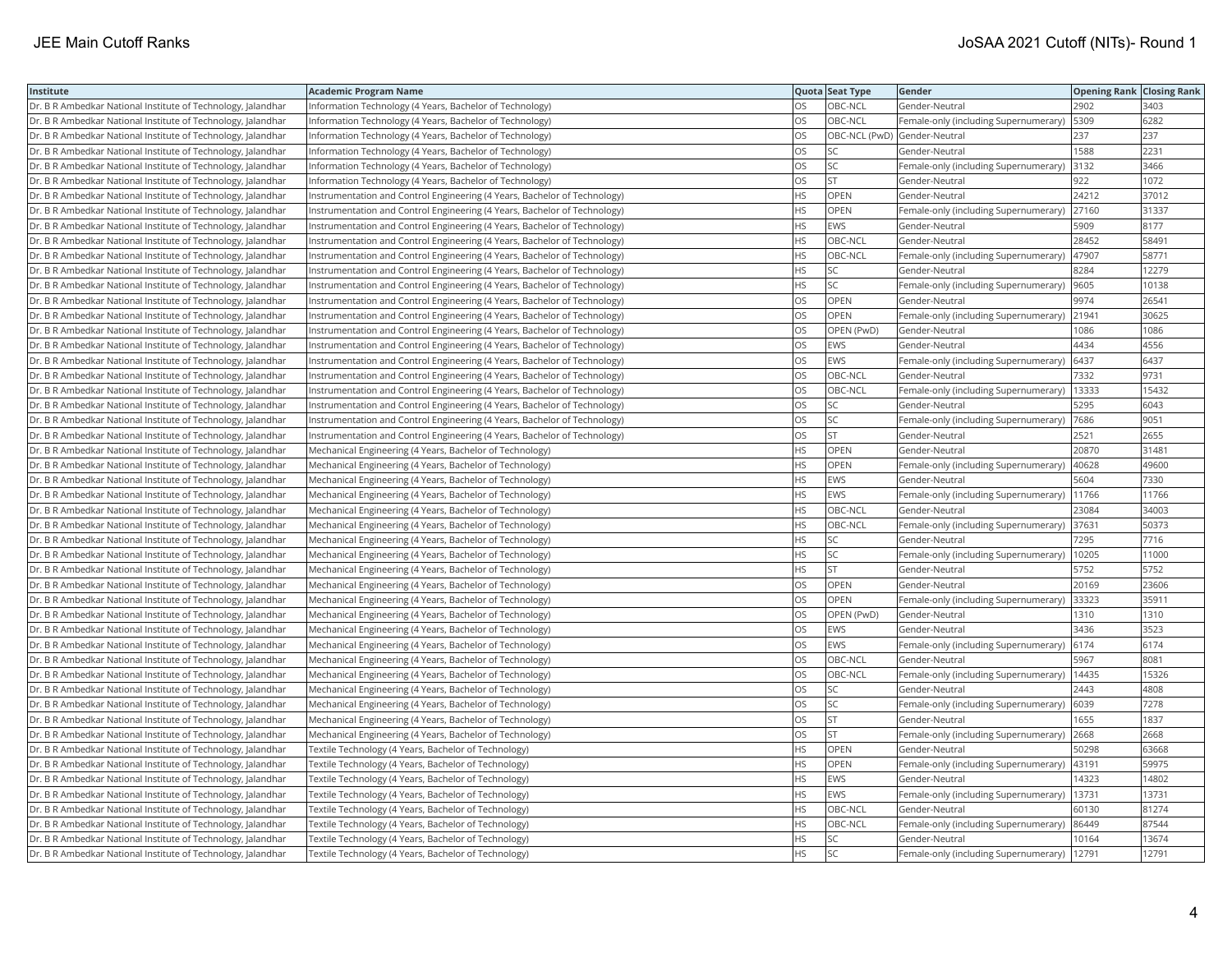| Institute | Academic Program Name | Quota | Seat Type | Gender | Opening Rank | Closing Rank |
|---|---|---|---|---|---|---|
| Dr. B R Ambedkar National Institute of Technology, Jalandhar | Information Technology (4 Years, Bachelor of Technology) | OS | OBC-NCL | Gender-Neutral | 2902 | 3403 |
| Dr. B R Ambedkar National Institute of Technology, Jalandhar | Information Technology (4 Years, Bachelor of Technology) | OS | OBC-NCL | Female-only (including Supernumerary) | 5309 | 6282 |
| Dr. B R Ambedkar National Institute of Technology, Jalandhar | Information Technology (4 Years, Bachelor of Technology) | OS | OBC-NCL (PwD) | Gender-Neutral | 237 | 237 |
| Dr. B R Ambedkar National Institute of Technology, Jalandhar | Information Technology (4 Years, Bachelor of Technology) | OS | SC | Gender-Neutral | 1588 | 2231 |
| Dr. B R Ambedkar National Institute of Technology, Jalandhar | Information Technology (4 Years, Bachelor of Technology) | OS | SC | Female-only (including Supernumerary) | 3132 | 3466 |
| Dr. B R Ambedkar National Institute of Technology, Jalandhar | Information Technology (4 Years, Bachelor of Technology) | OS | ST | Gender-Neutral | 922 | 1072 |
| Dr. B R Ambedkar National Institute of Technology, Jalandhar | Instrumentation and Control Engineering (4 Years, Bachelor of Technology) | HS | OPEN | Gender-Neutral | 24212 | 37012 |
| Dr. B R Ambedkar National Institute of Technology, Jalandhar | Instrumentation and Control Engineering (4 Years, Bachelor of Technology) | HS | OPEN | Female-only (including Supernumerary) | 27160 | 31337 |
| Dr. B R Ambedkar National Institute of Technology, Jalandhar | Instrumentation and Control Engineering (4 Years, Bachelor of Technology) | HS | EWS | Gender-Neutral | 5909 | 8177 |
| Dr. B R Ambedkar National Institute of Technology, Jalandhar | Instrumentation and Control Engineering (4 Years, Bachelor of Technology) | HS | OBC-NCL | Gender-Neutral | 28452 | 58491 |
| Dr. B R Ambedkar National Institute of Technology, Jalandhar | Instrumentation and Control Engineering (4 Years, Bachelor of Technology) | HS | OBC-NCL | Female-only (including Supernumerary) | 47907 | 58771 |
| Dr. B R Ambedkar National Institute of Technology, Jalandhar | Instrumentation and Control Engineering (4 Years, Bachelor of Technology) | HS | SC | Gender-Neutral | 8284 | 12279 |
| Dr. B R Ambedkar National Institute of Technology, Jalandhar | Instrumentation and Control Engineering (4 Years, Bachelor of Technology) | HS | SC | Female-only (including Supernumerary) | 9605 | 10138 |
| Dr. B R Ambedkar National Institute of Technology, Jalandhar | Instrumentation and Control Engineering (4 Years, Bachelor of Technology) | OS | OPEN | Gender-Neutral | 9974 | 26541 |
| Dr. B R Ambedkar National Institute of Technology, Jalandhar | Instrumentation and Control Engineering (4 Years, Bachelor of Technology) | OS | OPEN | Female-only (including Supernumerary) | 21941 | 30625 |
| Dr. B R Ambedkar National Institute of Technology, Jalandhar | Instrumentation and Control Engineering (4 Years, Bachelor of Technology) | OS | OPEN (PwD) | Gender-Neutral | 1086 | 1086 |
| Dr. B R Ambedkar National Institute of Technology, Jalandhar | Instrumentation and Control Engineering (4 Years, Bachelor of Technology) | OS | EWS | Gender-Neutral | 4434 | 4556 |
| Dr. B R Ambedkar National Institute of Technology, Jalandhar | Instrumentation and Control Engineering (4 Years, Bachelor of Technology) | OS | EWS | Female-only (including Supernumerary) | 6437 | 6437 |
| Dr. B R Ambedkar National Institute of Technology, Jalandhar | Instrumentation and Control Engineering (4 Years, Bachelor of Technology) | OS | OBC-NCL | Gender-Neutral | 7332 | 9731 |
| Dr. B R Ambedkar National Institute of Technology, Jalandhar | Instrumentation and Control Engineering (4 Years, Bachelor of Technology) | OS | OBC-NCL | Female-only (including Supernumerary) | 13333 | 15432 |
| Dr. B R Ambedkar National Institute of Technology, Jalandhar | Instrumentation and Control Engineering (4 Years, Bachelor of Technology) | OS | SC | Gender-Neutral | 5295 | 6043 |
| Dr. B R Ambedkar National Institute of Technology, Jalandhar | Instrumentation and Control Engineering (4 Years, Bachelor of Technology) | OS | SC | Female-only (including Supernumerary) | 7686 | 9051 |
| Dr. B R Ambedkar National Institute of Technology, Jalandhar | Instrumentation and Control Engineering (4 Years, Bachelor of Technology) | OS | ST | Gender-Neutral | 2521 | 2655 |
| Dr. B R Ambedkar National Institute of Technology, Jalandhar | Mechanical Engineering (4 Years, Bachelor of Technology) | HS | OPEN | Gender-Neutral | 20870 | 31481 |
| Dr. B R Ambedkar National Institute of Technology, Jalandhar | Mechanical Engineering (4 Years, Bachelor of Technology) | HS | OPEN | Female-only (including Supernumerary) | 40628 | 49600 |
| Dr. B R Ambedkar National Institute of Technology, Jalandhar | Mechanical Engineering (4 Years, Bachelor of Technology) | HS | EWS | Gender-Neutral | 5604 | 7330 |
| Dr. B R Ambedkar National Institute of Technology, Jalandhar | Mechanical Engineering (4 Years, Bachelor of Technology) | HS | EWS | Female-only (including Supernumerary) | 11766 | 11766 |
| Dr. B R Ambedkar National Institute of Technology, Jalandhar | Mechanical Engineering (4 Years, Bachelor of Technology) | HS | OBC-NCL | Gender-Neutral | 23084 | 34003 |
| Dr. B R Ambedkar National Institute of Technology, Jalandhar | Mechanical Engineering (4 Years, Bachelor of Technology) | HS | OBC-NCL | Female-only (including Supernumerary) | 37631 | 50373 |
| Dr. B R Ambedkar National Institute of Technology, Jalandhar | Mechanical Engineering (4 Years, Bachelor of Technology) | HS | SC | Gender-Neutral | 7295 | 7716 |
| Dr. B R Ambedkar National Institute of Technology, Jalandhar | Mechanical Engineering (4 Years, Bachelor of Technology) | HS | SC | Female-only (including Supernumerary) | 10205 | 11000 |
| Dr. B R Ambedkar National Institute of Technology, Jalandhar | Mechanical Engineering (4 Years, Bachelor of Technology) | HS | ST | Gender-Neutral | 5752 | 5752 |
| Dr. B R Ambedkar National Institute of Technology, Jalandhar | Mechanical Engineering (4 Years, Bachelor of Technology) | OS | OPEN | Gender-Neutral | 20169 | 23606 |
| Dr. B R Ambedkar National Institute of Technology, Jalandhar | Mechanical Engineering (4 Years, Bachelor of Technology) | OS | OPEN | Female-only (including Supernumerary) | 33323 | 35911 |
| Dr. B R Ambedkar National Institute of Technology, Jalandhar | Mechanical Engineering (4 Years, Bachelor of Technology) | OS | OPEN (PwD) | Gender-Neutral | 1310 | 1310 |
| Dr. B R Ambedkar National Institute of Technology, Jalandhar | Mechanical Engineering (4 Years, Bachelor of Technology) | OS | EWS | Gender-Neutral | 3436 | 3523 |
| Dr. B R Ambedkar National Institute of Technology, Jalandhar | Mechanical Engineering (4 Years, Bachelor of Technology) | OS | EWS | Female-only (including Supernumerary) | 6174 | 6174 |
| Dr. B R Ambedkar National Institute of Technology, Jalandhar | Mechanical Engineering (4 Years, Bachelor of Technology) | OS | OBC-NCL | Gender-Neutral | 5967 | 8081 |
| Dr. B R Ambedkar National Institute of Technology, Jalandhar | Mechanical Engineering (4 Years, Bachelor of Technology) | OS | OBC-NCL | Female-only (including Supernumerary) | 14435 | 15326 |
| Dr. B R Ambedkar National Institute of Technology, Jalandhar | Mechanical Engineering (4 Years, Bachelor of Technology) | OS | SC | Gender-Neutral | 2443 | 4808 |
| Dr. B R Ambedkar National Institute of Technology, Jalandhar | Mechanical Engineering (4 Years, Bachelor of Technology) | OS | SC | Female-only (including Supernumerary) | 6039 | 7278 |
| Dr. B R Ambedkar National Institute of Technology, Jalandhar | Mechanical Engineering (4 Years, Bachelor of Technology) | OS | ST | Gender-Neutral | 1655 | 1837 |
| Dr. B R Ambedkar National Institute of Technology, Jalandhar | Mechanical Engineering (4 Years, Bachelor of Technology) | OS | ST | Female-only (including Supernumerary) | 2668 | 2668 |
| Dr. B R Ambedkar National Institute of Technology, Jalandhar | Textile Technology (4 Years, Bachelor of Technology) | HS | OPEN | Gender-Neutral | 50298 | 63668 |
| Dr. B R Ambedkar National Institute of Technology, Jalandhar | Textile Technology (4 Years, Bachelor of Technology) | HS | OPEN | Female-only (including Supernumerary) | 43191 | 59975 |
| Dr. B R Ambedkar National Institute of Technology, Jalandhar | Textile Technology (4 Years, Bachelor of Technology) | HS | EWS | Gender-Neutral | 14323 | 14802 |
| Dr. B R Ambedkar National Institute of Technology, Jalandhar | Textile Technology (4 Years, Bachelor of Technology) | HS | EWS | Female-only (including Supernumerary) | 13731 | 13731 |
| Dr. B R Ambedkar National Institute of Technology, Jalandhar | Textile Technology (4 Years, Bachelor of Technology) | HS | OBC-NCL | Gender-Neutral | 60130 | 81274 |
| Dr. B R Ambedkar National Institute of Technology, Jalandhar | Textile Technology (4 Years, Bachelor of Technology) | HS | OBC-NCL | Female-only (including Supernumerary) | 86449 | 87544 |
| Dr. B R Ambedkar National Institute of Technology, Jalandhar | Textile Technology (4 Years, Bachelor of Technology) | HS | SC | Gender-Neutral | 10164 | 13674 |
| Dr. B R Ambedkar National Institute of Technology, Jalandhar | Textile Technology (4 Years, Bachelor of Technology) | HS | SC | Female-only (including Supernumerary) | 12791 | 12791 |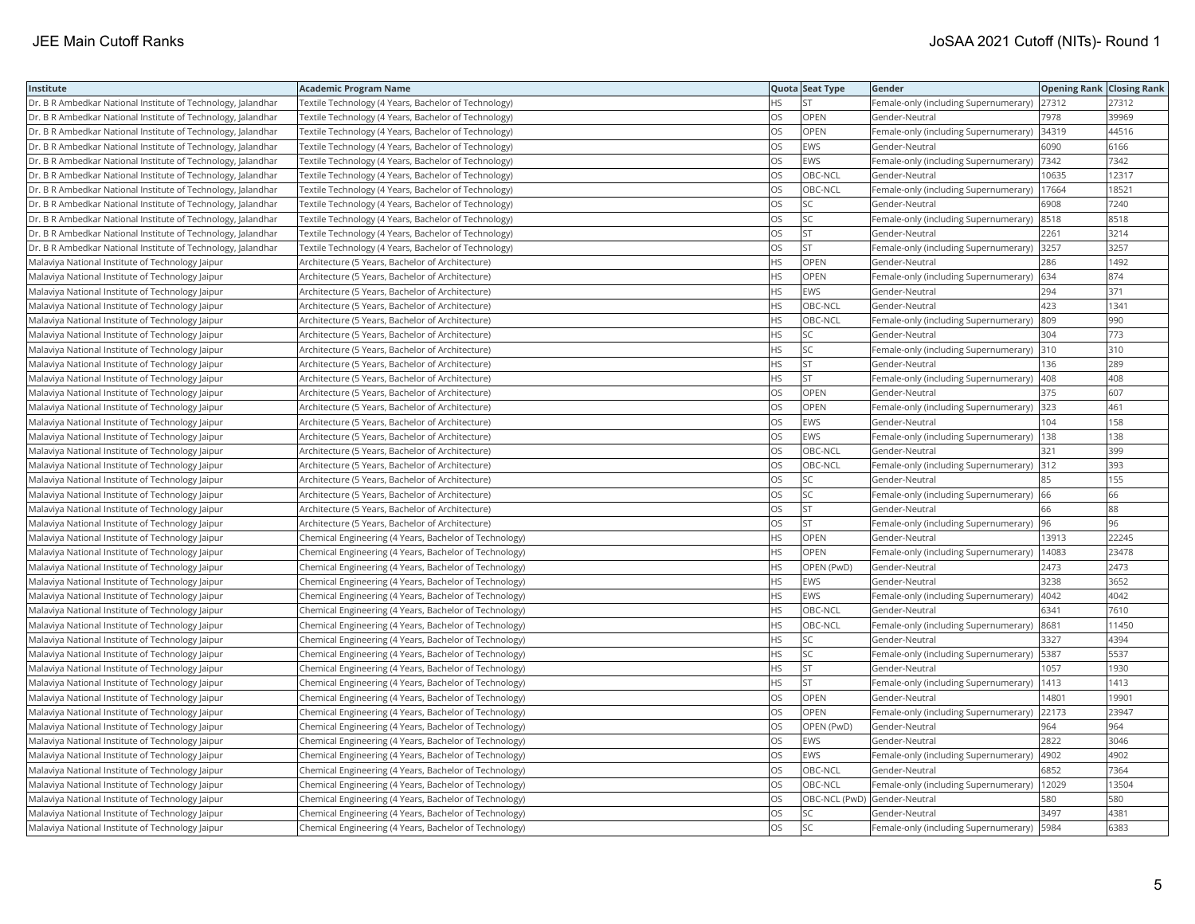| Institute | Academic Program Name | Quota | Seat Type | Gender | Opening Rank | Closing Rank |
|---|---|---|---|---|---|---|
| Dr. B R Ambedkar National Institute of Technology, Jalandhar | Textile Technology (4 Years, Bachelor of Technology) | HS | ST | Female-only (including Supernumerary) | 27312 | 27312 |
| Dr. B R Ambedkar National Institute of Technology, Jalandhar | Textile Technology (4 Years, Bachelor of Technology) | OS | OPEN | Gender-Neutral | 7978 | 39969 |
| Dr. B R Ambedkar National Institute of Technology, Jalandhar | Textile Technology (4 Years, Bachelor of Technology) | OS | OPEN | Female-only (including Supernumerary) | 34319 | 44516 |
| Dr. B R Ambedkar National Institute of Technology, Jalandhar | Textile Technology (4 Years, Bachelor of Technology) | OS | EWS | Gender-Neutral | 6090 | 6166 |
| Dr. B R Ambedkar National Institute of Technology, Jalandhar | Textile Technology (4 Years, Bachelor of Technology) | OS | EWS | Female-only (including Supernumerary) | 7342 | 7342 |
| Dr. B R Ambedkar National Institute of Technology, Jalandhar | Textile Technology (4 Years, Bachelor of Technology) | OS | OBC-NCL | Gender-Neutral | 10635 | 12317 |
| Dr. B R Ambedkar National Institute of Technology, Jalandhar | Textile Technology (4 Years, Bachelor of Technology) | OS | OBC-NCL | Female-only (including Supernumerary) | 17664 | 18521 |
| Dr. B R Ambedkar National Institute of Technology, Jalandhar | Textile Technology (4 Years, Bachelor of Technology) | OS | SC | Gender-Neutral | 6908 | 7240 |
| Dr. B R Ambedkar National Institute of Technology, Jalandhar | Textile Technology (4 Years, Bachelor of Technology) | OS | SC | Female-only (including Supernumerary) | 8518 | 8518 |
| Dr. B R Ambedkar National Institute of Technology, Jalandhar | Textile Technology (4 Years, Bachelor of Technology) | OS | ST | Gender-Neutral | 2261 | 3214 |
| Dr. B R Ambedkar National Institute of Technology, Jalandhar | Textile Technology (4 Years, Bachelor of Technology) | OS | ST | Female-only (including Supernumerary) | 3257 | 3257 |
| Malaviya National Institute of Technology Jaipur | Architecture (5 Years, Bachelor of Architecture) | HS | OPEN | Gender-Neutral | 286 | 1492 |
| Malaviya National Institute of Technology Jaipur | Architecture (5 Years, Bachelor of Architecture) | HS | OPEN | Female-only (including Supernumerary) | 634 | 874 |
| Malaviya National Institute of Technology Jaipur | Architecture (5 Years, Bachelor of Architecture) | HS | EWS | Gender-Neutral | 294 | 371 |
| Malaviya National Institute of Technology Jaipur | Architecture (5 Years, Bachelor of Architecture) | HS | OBC-NCL | Gender-Neutral | 423 | 1341 |
| Malaviya National Institute of Technology Jaipur | Architecture (5 Years, Bachelor of Architecture) | HS | OBC-NCL | Female-only (including Supernumerary) | 809 | 990 |
| Malaviya National Institute of Technology Jaipur | Architecture (5 Years, Bachelor of Architecture) | HS | SC | Gender-Neutral | 304 | 773 |
| Malaviya National Institute of Technology Jaipur | Architecture (5 Years, Bachelor of Architecture) | HS | SC | Female-only (including Supernumerary) | 310 | 310 |
| Malaviya National Institute of Technology Jaipur | Architecture (5 Years, Bachelor of Architecture) | HS | ST | Gender-Neutral | 136 | 289 |
| Malaviya National Institute of Technology Jaipur | Architecture (5 Years, Bachelor of Architecture) | HS | ST | Female-only (including Supernumerary) | 408 | 408 |
| Malaviya National Institute of Technology Jaipur | Architecture (5 Years, Bachelor of Architecture) | OS | OPEN | Gender-Neutral | 375 | 607 |
| Malaviya National Institute of Technology Jaipur | Architecture (5 Years, Bachelor of Architecture) | OS | OPEN | Female-only (including Supernumerary) | 323 | 461 |
| Malaviya National Institute of Technology Jaipur | Architecture (5 Years, Bachelor of Architecture) | OS | EWS | Gender-Neutral | 104 | 158 |
| Malaviya National Institute of Technology Jaipur | Architecture (5 Years, Bachelor of Architecture) | OS | EWS | Female-only (including Supernumerary) | 138 | 138 |
| Malaviya National Institute of Technology Jaipur | Architecture (5 Years, Bachelor of Architecture) | OS | OBC-NCL | Gender-Neutral | 321 | 399 |
| Malaviya National Institute of Technology Jaipur | Architecture (5 Years, Bachelor of Architecture) | OS | OBC-NCL | Female-only (including Supernumerary) | 312 | 393 |
| Malaviya National Institute of Technology Jaipur | Architecture (5 Years, Bachelor of Architecture) | OS | SC | Gender-Neutral | 85 | 155 |
| Malaviya National Institute of Technology Jaipur | Architecture (5 Years, Bachelor of Architecture) | OS | SC | Female-only (including Supernumerary) | 66 | 66 |
| Malaviya National Institute of Technology Jaipur | Architecture (5 Years, Bachelor of Architecture) | OS | ST | Gender-Neutral | 66 | 88 |
| Malaviya National Institute of Technology Jaipur | Architecture (5 Years, Bachelor of Architecture) | OS | ST | Female-only (including Supernumerary) | 96 | 96 |
| Malaviya National Institute of Technology Jaipur | Chemical Engineering (4 Years, Bachelor of Technology) | HS | OPEN | Gender-Neutral | 13913 | 22245 |
| Malaviya National Institute of Technology Jaipur | Chemical Engineering (4 Years, Bachelor of Technology) | HS | OPEN | Female-only (including Supernumerary) | 14083 | 23478 |
| Malaviya National Institute of Technology Jaipur | Chemical Engineering (4 Years, Bachelor of Technology) | HS | OPEN (PwD) | Gender-Neutral | 2473 | 2473 |
| Malaviya National Institute of Technology Jaipur | Chemical Engineering (4 Years, Bachelor of Technology) | HS | EWS | Gender-Neutral | 3238 | 3652 |
| Malaviya National Institute of Technology Jaipur | Chemical Engineering (4 Years, Bachelor of Technology) | HS | EWS | Female-only (including Supernumerary) | 4042 | 4042 |
| Malaviya National Institute of Technology Jaipur | Chemical Engineering (4 Years, Bachelor of Technology) | HS | OBC-NCL | Gender-Neutral | 6341 | 7610 |
| Malaviya National Institute of Technology Jaipur | Chemical Engineering (4 Years, Bachelor of Technology) | HS | OBC-NCL | Female-only (including Supernumerary) | 8681 | 11450 |
| Malaviya National Institute of Technology Jaipur | Chemical Engineering (4 Years, Bachelor of Technology) | HS | SC | Gender-Neutral | 3327 | 4394 |
| Malaviya National Institute of Technology Jaipur | Chemical Engineering (4 Years, Bachelor of Technology) | HS | SC | Female-only (including Supernumerary) | 5387 | 5537 |
| Malaviya National Institute of Technology Jaipur | Chemical Engineering (4 Years, Bachelor of Technology) | HS | ST | Gender-Neutral | 1057 | 1930 |
| Malaviya National Institute of Technology Jaipur | Chemical Engineering (4 Years, Bachelor of Technology) | HS | ST | Female-only (including Supernumerary) | 1413 | 1413 |
| Malaviya National Institute of Technology Jaipur | Chemical Engineering (4 Years, Bachelor of Technology) | OS | OPEN | Gender-Neutral | 14801 | 19901 |
| Malaviya National Institute of Technology Jaipur | Chemical Engineering (4 Years, Bachelor of Technology) | OS | OPEN | Female-only (including Supernumerary) | 22173 | 23947 |
| Malaviya National Institute of Technology Jaipur | Chemical Engineering (4 Years, Bachelor of Technology) | OS | OPEN (PwD) | Gender-Neutral | 964 | 964 |
| Malaviya National Institute of Technology Jaipur | Chemical Engineering (4 Years, Bachelor of Technology) | OS | EWS | Gender-Neutral | 2822 | 3046 |
| Malaviya National Institute of Technology Jaipur | Chemical Engineering (4 Years, Bachelor of Technology) | OS | EWS | Female-only (including Supernumerary) | 4902 | 4902 |
| Malaviya National Institute of Technology Jaipur | Chemical Engineering (4 Years, Bachelor of Technology) | OS | OBC-NCL | Gender-Neutral | 6852 | 7364 |
| Malaviya National Institute of Technology Jaipur | Chemical Engineering (4 Years, Bachelor of Technology) | OS | OBC-NCL | Female-only (including Supernumerary) | 12029 | 13504 |
| Malaviya National Institute of Technology Jaipur | Chemical Engineering (4 Years, Bachelor of Technology) | OS | OBC-NCL (PwD) | Gender-Neutral | 580 | 580 |
| Malaviya National Institute of Technology Jaipur | Chemical Engineering (4 Years, Bachelor of Technology) | OS | SC | Gender-Neutral | 3497 | 4381 |
| Malaviya National Institute of Technology Jaipur | Chemical Engineering (4 Years, Bachelor of Technology) | OS | SC | Female-only (including Supernumerary) | 5984 | 6383 |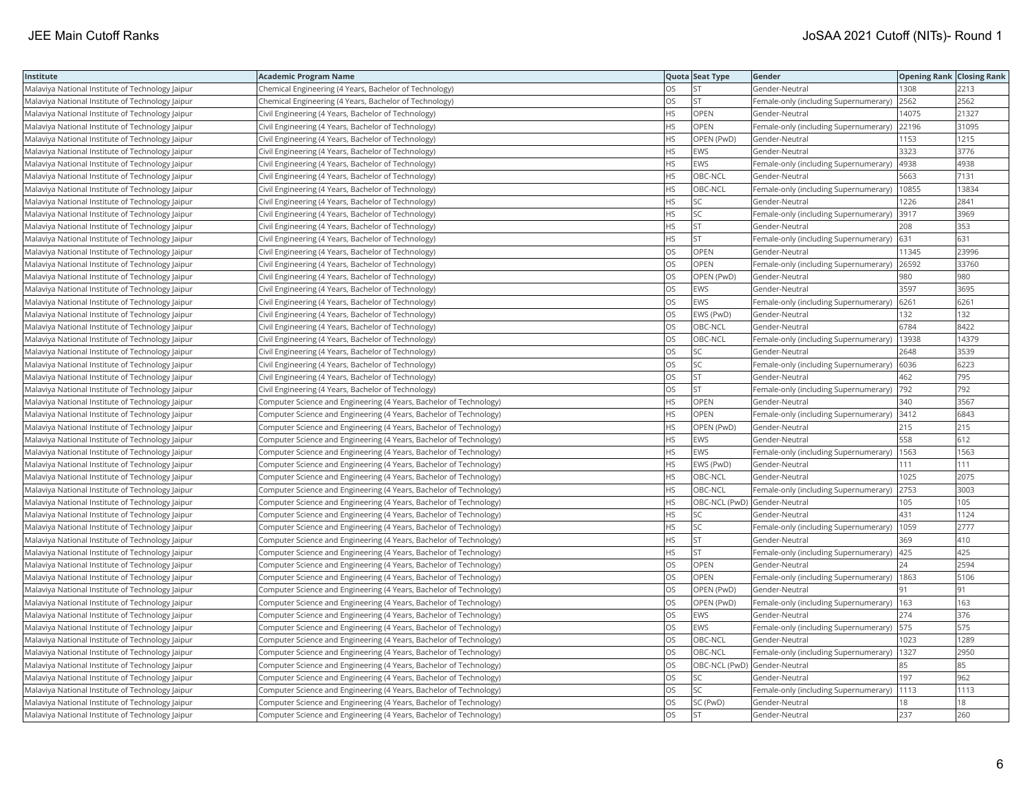| Institute | Academic Program Name | Quota | Seat Type | Gender | Opening Rank | Closing Rank |
|---|---|---|---|---|---|---|
| Malaviya National Institute of Technology Jaipur | Chemical Engineering (4 Years, Bachelor of Technology) | OS | ST | Gender-Neutral | 1308 | 2213 |
| Malaviya National Institute of Technology Jaipur | Chemical Engineering (4 Years, Bachelor of Technology) | OS | ST | Female-only (including Supernumerary) | 2562 | 2562 |
| Malaviya National Institute of Technology Jaipur | Civil Engineering (4 Years, Bachelor of Technology) | HS | OPEN | Gender-Neutral | 14075 | 21327 |
| Malaviya National Institute of Technology Jaipur | Civil Engineering (4 Years, Bachelor of Technology) | HS | OPEN | Female-only (including Supernumerary) | 22196 | 31095 |
| Malaviya National Institute of Technology Jaipur | Civil Engineering (4 Years, Bachelor of Technology) | HS | OPEN (PwD) | Gender-Neutral | 1153 | 1215 |
| Malaviya National Institute of Technology Jaipur | Civil Engineering (4 Years, Bachelor of Technology) | HS | EWS | Gender-Neutral | 3323 | 3776 |
| Malaviya National Institute of Technology Jaipur | Civil Engineering (4 Years, Bachelor of Technology) | HS | EWS | Female-only (including Supernumerary) | 4938 | 4938 |
| Malaviya National Institute of Technology Jaipur | Civil Engineering (4 Years, Bachelor of Technology) | HS | OBC-NCL | Gender-Neutral | 5663 | 7131 |
| Malaviya National Institute of Technology Jaipur | Civil Engineering (4 Years, Bachelor of Technology) | HS | OBC-NCL | Female-only (including Supernumerary) | 10855 | 13834 |
| Malaviya National Institute of Technology Jaipur | Civil Engineering (4 Years, Bachelor of Technology) | HS | SC | Gender-Neutral | 1226 | 2841 |
| Malaviya National Institute of Technology Jaipur | Civil Engineering (4 Years, Bachelor of Technology) | HS | SC | Female-only (including Supernumerary) | 3917 | 3969 |
| Malaviya National Institute of Technology Jaipur | Civil Engineering (4 Years, Bachelor of Technology) | HS | ST | Gender-Neutral | 208 | 353 |
| Malaviya National Institute of Technology Jaipur | Civil Engineering (4 Years, Bachelor of Technology) | HS | ST | Female-only (including Supernumerary) | 631 | 631 |
| Malaviya National Institute of Technology Jaipur | Civil Engineering (4 Years, Bachelor of Technology) | OS | OPEN | Gender-Neutral | 11345 | 23996 |
| Malaviya National Institute of Technology Jaipur | Civil Engineering (4 Years, Bachelor of Technology) | OS | OPEN | Female-only (including Supernumerary) | 26592 | 33760 |
| Malaviya National Institute of Technology Jaipur | Civil Engineering (4 Years, Bachelor of Technology) | OS | OPEN (PwD) | Gender-Neutral | 980 | 980 |
| Malaviya National Institute of Technology Jaipur | Civil Engineering (4 Years, Bachelor of Technology) | OS | EWS | Gender-Neutral | 3597 | 3695 |
| Malaviya National Institute of Technology Jaipur | Civil Engineering (4 Years, Bachelor of Technology) | OS | EWS | Female-only (including Supernumerary) | 6261 | 6261 |
| Malaviya National Institute of Technology Jaipur | Civil Engineering (4 Years, Bachelor of Technology) | OS | EWS (PwD) | Gender-Neutral | 132 | 132 |
| Malaviya National Institute of Technology Jaipur | Civil Engineering (4 Years, Bachelor of Technology) | OS | OBC-NCL | Gender-Neutral | 6784 | 8422 |
| Malaviya National Institute of Technology Jaipur | Civil Engineering (4 Years, Bachelor of Technology) | OS | OBC-NCL | Female-only (including Supernumerary) | 13938 | 14379 |
| Malaviya National Institute of Technology Jaipur | Civil Engineering (4 Years, Bachelor of Technology) | OS | SC | Gender-Neutral | 2648 | 3539 |
| Malaviya National Institute of Technology Jaipur | Civil Engineering (4 Years, Bachelor of Technology) | OS | SC | Female-only (including Supernumerary) | 6036 | 6223 |
| Malaviya National Institute of Technology Jaipur | Civil Engineering (4 Years, Bachelor of Technology) | OS | ST | Gender-Neutral | 462 | 795 |
| Malaviya National Institute of Technology Jaipur | Civil Engineering (4 Years, Bachelor of Technology) | OS | ST | Female-only (including Supernumerary) | 792 | 792 |
| Malaviya National Institute of Technology Jaipur | Computer Science and Engineering (4 Years, Bachelor of Technology) | HS | OPEN | Gender-Neutral | 340 | 3567 |
| Malaviya National Institute of Technology Jaipur | Computer Science and Engineering (4 Years, Bachelor of Technology) | HS | OPEN | Female-only (including Supernumerary) | 3412 | 6843 |
| Malaviya National Institute of Technology Jaipur | Computer Science and Engineering (4 Years, Bachelor of Technology) | HS | OPEN (PwD) | Gender-Neutral | 215 | 215 |
| Malaviya National Institute of Technology Jaipur | Computer Science and Engineering (4 Years, Bachelor of Technology) | HS | EWS | Gender-Neutral | 558 | 612 |
| Malaviya National Institute of Technology Jaipur | Computer Science and Engineering (4 Years, Bachelor of Technology) | HS | EWS | Female-only (including Supernumerary) | 1563 | 1563 |
| Malaviya National Institute of Technology Jaipur | Computer Science and Engineering (4 Years, Bachelor of Technology) | HS | EWS (PwD) | Gender-Neutral | 111 | 111 |
| Malaviya National Institute of Technology Jaipur | Computer Science and Engineering (4 Years, Bachelor of Technology) | HS | OBC-NCL | Gender-Neutral | 1025 | 2075 |
| Malaviya National Institute of Technology Jaipur | Computer Science and Engineering (4 Years, Bachelor of Technology) | HS | OBC-NCL | Female-only (including Supernumerary) | 2753 | 3003 |
| Malaviya National Institute of Technology Jaipur | Computer Science and Engineering (4 Years, Bachelor of Technology) | HS | OBC-NCL (PwD) | Gender-Neutral | 105 | 105 |
| Malaviya National Institute of Technology Jaipur | Computer Science and Engineering (4 Years, Bachelor of Technology) | HS | SC | Gender-Neutral | 431 | 1124 |
| Malaviya National Institute of Technology Jaipur | Computer Science and Engineering (4 Years, Bachelor of Technology) | HS | SC | Female-only (including Supernumerary) | 1059 | 2777 |
| Malaviya National Institute of Technology Jaipur | Computer Science and Engineering (4 Years, Bachelor of Technology) | HS | ST | Gender-Neutral | 369 | 410 |
| Malaviya National Institute of Technology Jaipur | Computer Science and Engineering (4 Years, Bachelor of Technology) | HS | ST | Female-only (including Supernumerary) | 425 | 425 |
| Malaviya National Institute of Technology Jaipur | Computer Science and Engineering (4 Years, Bachelor of Technology) | OS | OPEN | Gender-Neutral | 24 | 2594 |
| Malaviya National Institute of Technology Jaipur | Computer Science and Engineering (4 Years, Bachelor of Technology) | OS | OPEN | Female-only (including Supernumerary) | 1863 | 5106 |
| Malaviya National Institute of Technology Jaipur | Computer Science and Engineering (4 Years, Bachelor of Technology) | OS | OPEN (PwD) | Gender-Neutral | 91 | 91 |
| Malaviya National Institute of Technology Jaipur | Computer Science and Engineering (4 Years, Bachelor of Technology) | OS | OPEN (PwD) | Female-only (including Supernumerary) | 163 | 163 |
| Malaviya National Institute of Technology Jaipur | Computer Science and Engineering (4 Years, Bachelor of Technology) | OS | EWS | Gender-Neutral | 274 | 376 |
| Malaviya National Institute of Technology Jaipur | Computer Science and Engineering (4 Years, Bachelor of Technology) | OS | EWS | Female-only (including Supernumerary) | 575 | 575 |
| Malaviya National Institute of Technology Jaipur | Computer Science and Engineering (4 Years, Bachelor of Technology) | OS | OBC-NCL | Gender-Neutral | 1023 | 1289 |
| Malaviya National Institute of Technology Jaipur | Computer Science and Engineering (4 Years, Bachelor of Technology) | OS | OBC-NCL | Female-only (including Supernumerary) | 1327 | 2950 |
| Malaviya National Institute of Technology Jaipur | Computer Science and Engineering (4 Years, Bachelor of Technology) | OS | OBC-NCL (PwD) | Gender-Neutral | 85 | 85 |
| Malaviya National Institute of Technology Jaipur | Computer Science and Engineering (4 Years, Bachelor of Technology) | OS | SC | Gender-Neutral | 197 | 962 |
| Malaviya National Institute of Technology Jaipur | Computer Science and Engineering (4 Years, Bachelor of Technology) | OS | SC | Female-only (including Supernumerary) | 1113 | 1113 |
| Malaviya National Institute of Technology Jaipur | Computer Science and Engineering (4 Years, Bachelor of Technology) | OS | SC (PwD) | Gender-Neutral | 18 | 18 |
| Malaviya National Institute of Technology Jaipur | Computer Science and Engineering (4 Years, Bachelor of Technology) | OS | ST | Gender-Neutral | 237 | 260 |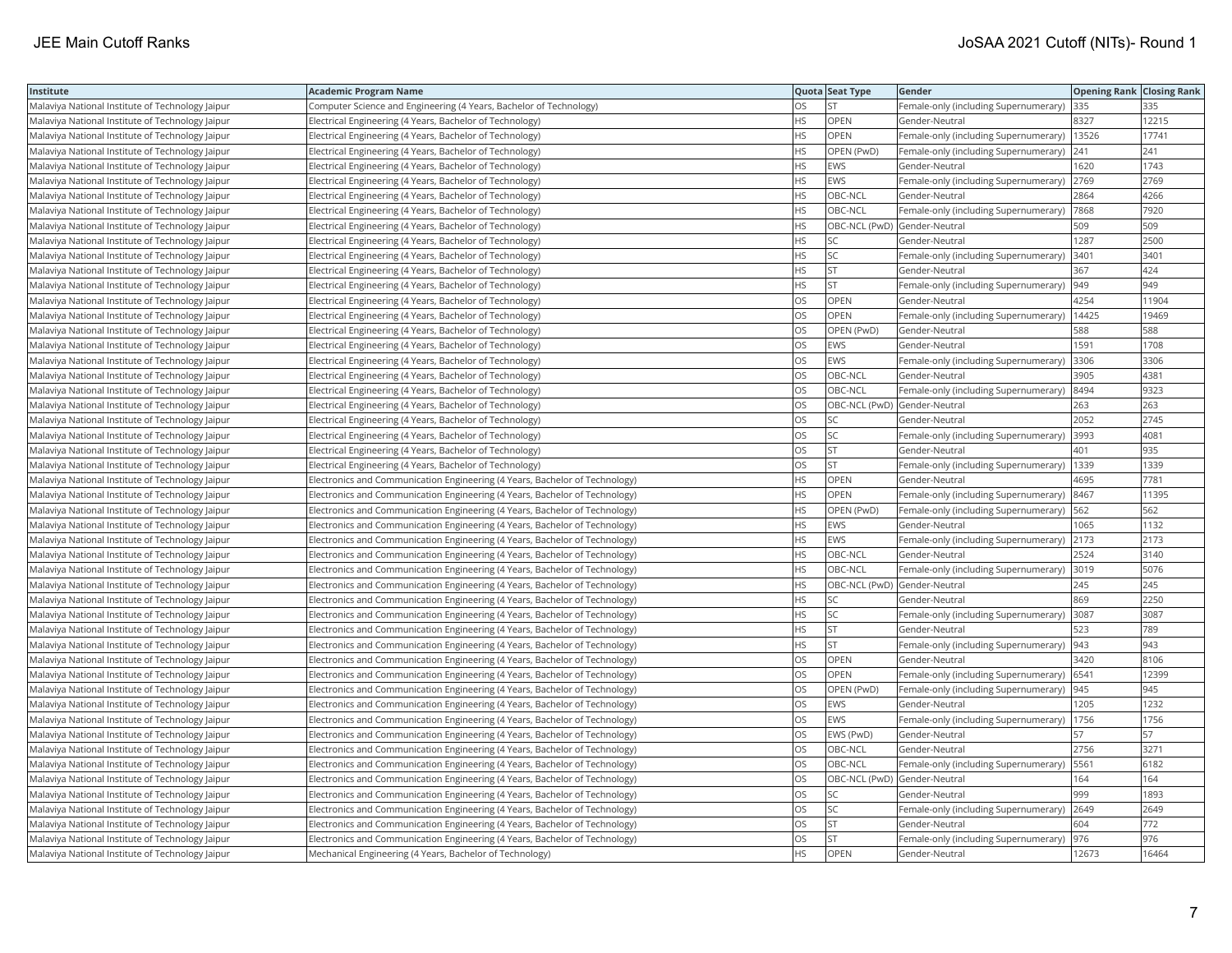| Institute | Academic Program Name | Quota | Seat Type | Gender | Opening Rank | Closing Rank |
|---|---|---|---|---|---|---|
| Malaviya National Institute of Technology Jaipur | Computer Science and Engineering (4 Years, Bachelor of Technology) | OS | ST | Female-only (including Supernumerary) | 335 | 335 |
| Malaviya National Institute of Technology Jaipur | Electrical Engineering (4 Years, Bachelor of Technology) | HS | OPEN | Gender-Neutral | 8327 | 12215 |
| Malaviya National Institute of Technology Jaipur | Electrical Engineering (4 Years, Bachelor of Technology) | HS | OPEN | Female-only (including Supernumerary) | 13526 | 17741 |
| Malaviya National Institute of Technology Jaipur | Electrical Engineering (4 Years, Bachelor of Technology) | HS | OPEN (PwD) | Female-only (including Supernumerary) | 241 | 241 |
| Malaviya National Institute of Technology Jaipur | Electrical Engineering (4 Years, Bachelor of Technology) | HS | EWS | Gender-Neutral | 1620 | 1743 |
| Malaviya National Institute of Technology Jaipur | Electrical Engineering (4 Years, Bachelor of Technology) | HS | EWS | Female-only (including Supernumerary) | 2769 | 2769 |
| Malaviya National Institute of Technology Jaipur | Electrical Engineering (4 Years, Bachelor of Technology) | HS | OBC-NCL | Gender-Neutral | 2864 | 4266 |
| Malaviya National Institute of Technology Jaipur | Electrical Engineering (4 Years, Bachelor of Technology) | HS | OBC-NCL | Female-only (including Supernumerary) | 7868 | 7920 |
| Malaviya National Institute of Technology Jaipur | Electrical Engineering (4 Years, Bachelor of Technology) | HS | OBC-NCL (PwD) | Gender-Neutral | 509 | 509 |
| Malaviya National Institute of Technology Jaipur | Electrical Engineering (4 Years, Bachelor of Technology) | HS | SC | Gender-Neutral | 1287 | 2500 |
| Malaviya National Institute of Technology Jaipur | Electrical Engineering (4 Years, Bachelor of Technology) | HS | SC | Female-only (including Supernumerary) | 3401 | 3401 |
| Malaviya National Institute of Technology Jaipur | Electrical Engineering (4 Years, Bachelor of Technology) | HS | ST | Gender-Neutral | 367 | 424 |
| Malaviya National Institute of Technology Jaipur | Electrical Engineering (4 Years, Bachelor of Technology) | HS | ST | Female-only (including Supernumerary) | 949 | 949 |
| Malaviya National Institute of Technology Jaipur | Electrical Engineering (4 Years, Bachelor of Technology) | OS | OPEN | Gender-Neutral | 4254 | 11904 |
| Malaviya National Institute of Technology Jaipur | Electrical Engineering (4 Years, Bachelor of Technology) | OS | OPEN | Female-only (including Supernumerary) | 14425 | 19469 |
| Malaviya National Institute of Technology Jaipur | Electrical Engineering (4 Years, Bachelor of Technology) | OS | OPEN (PwD) | Gender-Neutral | 588 | 588 |
| Malaviya National Institute of Technology Jaipur | Electrical Engineering (4 Years, Bachelor of Technology) | OS | EWS | Gender-Neutral | 1591 | 1708 |
| Malaviya National Institute of Technology Jaipur | Electrical Engineering (4 Years, Bachelor of Technology) | OS | EWS | Female-only (including Supernumerary) | 3306 | 3306 |
| Malaviya National Institute of Technology Jaipur | Electrical Engineering (4 Years, Bachelor of Technology) | OS | OBC-NCL | Gender-Neutral | 3905 | 4381 |
| Malaviya National Institute of Technology Jaipur | Electrical Engineering (4 Years, Bachelor of Technology) | OS | OBC-NCL | Female-only (including Supernumerary) | 8494 | 9323 |
| Malaviya National Institute of Technology Jaipur | Electrical Engineering (4 Years, Bachelor of Technology) | OS | OBC-NCL (PwD) | Gender-Neutral | 263 | 263 |
| Malaviya National Institute of Technology Jaipur | Electrical Engineering (4 Years, Bachelor of Technology) | OS | SC | Gender-Neutral | 2052 | 2745 |
| Malaviya National Institute of Technology Jaipur | Electrical Engineering (4 Years, Bachelor of Technology) | OS | SC | Female-only (including Supernumerary) | 3993 | 4081 |
| Malaviya National Institute of Technology Jaipur | Electrical Engineering (4 Years, Bachelor of Technology) | OS | ST | Gender-Neutral | 401 | 935 |
| Malaviya National Institute of Technology Jaipur | Electrical Engineering (4 Years, Bachelor of Technology) | OS | ST | Female-only (including Supernumerary) | 1339 | 1339 |
| Malaviya National Institute of Technology Jaipur | Electronics and Communication Engineering (4 Years, Bachelor of Technology) | HS | OPEN | Gender-Neutral | 4695 | 7781 |
| Malaviya National Institute of Technology Jaipur | Electronics and Communication Engineering (4 Years, Bachelor of Technology) | HS | OPEN | Female-only (including Supernumerary) | 8467 | 11395 |
| Malaviya National Institute of Technology Jaipur | Electronics and Communication Engineering (4 Years, Bachelor of Technology) | HS | OPEN (PwD) | Female-only (including Supernumerary) | 562 | 562 |
| Malaviya National Institute of Technology Jaipur | Electronics and Communication Engineering (4 Years, Bachelor of Technology) | HS | EWS | Gender-Neutral | 1065 | 1132 |
| Malaviya National Institute of Technology Jaipur | Electronics and Communication Engineering (4 Years, Bachelor of Technology) | HS | EWS | Female-only (including Supernumerary) | 2173 | 2173 |
| Malaviya National Institute of Technology Jaipur | Electronics and Communication Engineering (4 Years, Bachelor of Technology) | HS | OBC-NCL | Gender-Neutral | 2524 | 3140 |
| Malaviya National Institute of Technology Jaipur | Electronics and Communication Engineering (4 Years, Bachelor of Technology) | HS | OBC-NCL | Female-only (including Supernumerary) | 3019 | 5076 |
| Malaviya National Institute of Technology Jaipur | Electronics and Communication Engineering (4 Years, Bachelor of Technology) | HS | OBC-NCL (PwD) | Gender-Neutral | 245 | 245 |
| Malaviya National Institute of Technology Jaipur | Electronics and Communication Engineering (4 Years, Bachelor of Technology) | HS | SC | Gender-Neutral | 869 | 2250 |
| Malaviya National Institute of Technology Jaipur | Electronics and Communication Engineering (4 Years, Bachelor of Technology) | HS | SC | Female-only (including Supernumerary) | 3087 | 3087 |
| Malaviya National Institute of Technology Jaipur | Electronics and Communication Engineering (4 Years, Bachelor of Technology) | HS | ST | Gender-Neutral | 523 | 789 |
| Malaviya National Institute of Technology Jaipur | Electronics and Communication Engineering (4 Years, Bachelor of Technology) | HS | ST | Female-only (including Supernumerary) | 943 | 943 |
| Malaviya National Institute of Technology Jaipur | Electronics and Communication Engineering (4 Years, Bachelor of Technology) | OS | OPEN | Gender-Neutral | 3420 | 8106 |
| Malaviya National Institute of Technology Jaipur | Electronics and Communication Engineering (4 Years, Bachelor of Technology) | OS | OPEN | Female-only (including Supernumerary) | 6541 | 12399 |
| Malaviya National Institute of Technology Jaipur | Electronics and Communication Engineering (4 Years, Bachelor of Technology) | OS | OPEN (PwD) | Female-only (including Supernumerary) | 945 | 945 |
| Malaviya National Institute of Technology Jaipur | Electronics and Communication Engineering (4 Years, Bachelor of Technology) | OS | EWS | Gender-Neutral | 1205 | 1232 |
| Malaviya National Institute of Technology Jaipur | Electronics and Communication Engineering (4 Years, Bachelor of Technology) | OS | EWS | Female-only (including Supernumerary) | 1756 | 1756 |
| Malaviya National Institute of Technology Jaipur | Electronics and Communication Engineering (4 Years, Bachelor of Technology) | OS | EWS (PwD) | Gender-Neutral | 57 | 57 |
| Malaviya National Institute of Technology Jaipur | Electronics and Communication Engineering (4 Years, Bachelor of Technology) | OS | OBC-NCL | Gender-Neutral | 2756 | 3271 |
| Malaviya National Institute of Technology Jaipur | Electronics and Communication Engineering (4 Years, Bachelor of Technology) | OS | OBC-NCL | Female-only (including Supernumerary) | 5561 | 6182 |
| Malaviya National Institute of Technology Jaipur | Electronics and Communication Engineering (4 Years, Bachelor of Technology) | OS | OBC-NCL (PwD) | Gender-Neutral | 164 | 164 |
| Malaviya National Institute of Technology Jaipur | Electronics and Communication Engineering (4 Years, Bachelor of Technology) | OS | SC | Gender-Neutral | 999 | 1893 |
| Malaviya National Institute of Technology Jaipur | Electronics and Communication Engineering (4 Years, Bachelor of Technology) | OS | SC | Female-only (including Supernumerary) | 2649 | 2649 |
| Malaviya National Institute of Technology Jaipur | Electronics and Communication Engineering (4 Years, Bachelor of Technology) | OS | ST | Gender-Neutral | 604 | 772 |
| Malaviya National Institute of Technology Jaipur | Electronics and Communication Engineering (4 Years, Bachelor of Technology) | OS | ST | Female-only (including Supernumerary) | 976 | 976 |
| Malaviya National Institute of Technology Jaipur | Mechanical Engineering (4 Years, Bachelor of Technology) | HS | OPEN | Gender-Neutral | 12673 | 16464 |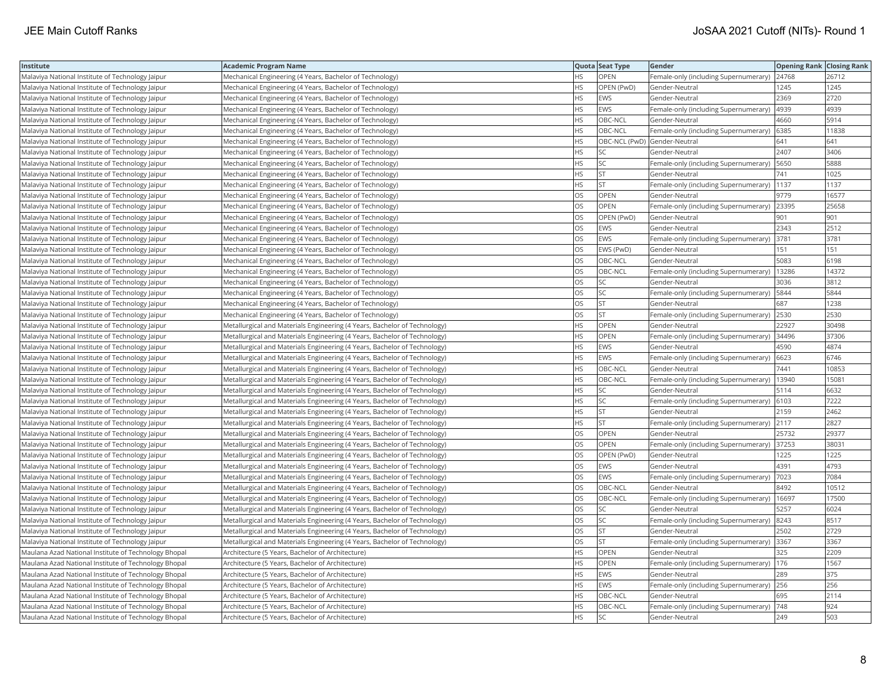| Institute | Academic Program Name | Quota | Seat Type | Gender | Opening Rank | Closing Rank |
|---|---|---|---|---|---|---|
| Malaviya National Institute of Technology Jaipur | Mechanical Engineering (4 Years, Bachelor of Technology) | HS | OPEN | Female-only (including Supernumerary) | 24768 | 26712 |
| Malaviya National Institute of Technology Jaipur | Mechanical Engineering (4 Years, Bachelor of Technology) | HS | OPEN (PwD) | Gender-Neutral | 1245 | 1245 |
| Malaviya National Institute of Technology Jaipur | Mechanical Engineering (4 Years, Bachelor of Technology) | HS | EWS | Gender-Neutral | 2369 | 2720 |
| Malaviya National Institute of Technology Jaipur | Mechanical Engineering (4 Years, Bachelor of Technology) | HS | EWS | Female-only (including Supernumerary) | 4939 | 4939 |
| Malaviya National Institute of Technology Jaipur | Mechanical Engineering (4 Years, Bachelor of Technology) | HS | OBC-NCL | Gender-Neutral | 4660 | 5914 |
| Malaviya National Institute of Technology Jaipur | Mechanical Engineering (4 Years, Bachelor of Technology) | HS | OBC-NCL | Female-only (including Supernumerary) | 6385 | 11838 |
| Malaviya National Institute of Technology Jaipur | Mechanical Engineering (4 Years, Bachelor of Technology) | HS | OBC-NCL (PwD) | Gender-Neutral | 641 | 641 |
| Malaviya National Institute of Technology Jaipur | Mechanical Engineering (4 Years, Bachelor of Technology) | HS | SC | Gender-Neutral | 2407 | 3406 |
| Malaviya National Institute of Technology Jaipur | Mechanical Engineering (4 Years, Bachelor of Technology) | HS | SC | Female-only (including Supernumerary) | 5650 | 5888 |
| Malaviya National Institute of Technology Jaipur | Mechanical Engineering (4 Years, Bachelor of Technology) | HS | ST | Gender-Neutral | 741 | 1025 |
| Malaviya National Institute of Technology Jaipur | Mechanical Engineering (4 Years, Bachelor of Technology) | HS | ST | Female-only (including Supernumerary) | 1137 | 1137 |
| Malaviya National Institute of Technology Jaipur | Mechanical Engineering (4 Years, Bachelor of Technology) | OS | OPEN | Gender-Neutral | 9779 | 16577 |
| Malaviya National Institute of Technology Jaipur | Mechanical Engineering (4 Years, Bachelor of Technology) | OS | OPEN | Female-only (including Supernumerary) | 23395 | 25658 |
| Malaviya National Institute of Technology Jaipur | Mechanical Engineering (4 Years, Bachelor of Technology) | OS | OPEN (PwD) | Gender-Neutral | 901 | 901 |
| Malaviya National Institute of Technology Jaipur | Mechanical Engineering (4 Years, Bachelor of Technology) | OS | EWS | Gender-Neutral | 2343 | 2512 |
| Malaviya National Institute of Technology Jaipur | Mechanical Engineering (4 Years, Bachelor of Technology) | OS | EWS | Female-only (including Supernumerary) | 3781 | 3781 |
| Malaviya National Institute of Technology Jaipur | Mechanical Engineering (4 Years, Bachelor of Technology) | OS | EWS (PwD) | Gender-Neutral | 151 | 151 |
| Malaviya National Institute of Technology Jaipur | Mechanical Engineering (4 Years, Bachelor of Technology) | OS | OBC-NCL | Gender-Neutral | 5083 | 6198 |
| Malaviya National Institute of Technology Jaipur | Mechanical Engineering (4 Years, Bachelor of Technology) | OS | OBC-NCL | Female-only (including Supernumerary) | 13286 | 14372 |
| Malaviya National Institute of Technology Jaipur | Mechanical Engineering (4 Years, Bachelor of Technology) | OS | SC | Gender-Neutral | 3036 | 3812 |
| Malaviya National Institute of Technology Jaipur | Mechanical Engineering (4 Years, Bachelor of Technology) | OS | SC | Female-only (including Supernumerary) | 5844 | 5844 |
| Malaviya National Institute of Technology Jaipur | Mechanical Engineering (4 Years, Bachelor of Technology) | OS | ST | Gender-Neutral | 687 | 1238 |
| Malaviya National Institute of Technology Jaipur | Mechanical Engineering (4 Years, Bachelor of Technology) | OS | ST | Female-only (including Supernumerary) | 2530 | 2530 |
| Malaviya National Institute of Technology Jaipur | Metallurgical and Materials Engineering (4 Years, Bachelor of Technology) | HS | OPEN | Gender-Neutral | 22927 | 30498 |
| Malaviya National Institute of Technology Jaipur | Metallurgical and Materials Engineering (4 Years, Bachelor of Technology) | HS | OPEN | Female-only (including Supernumerary) | 34496 | 37306 |
| Malaviya National Institute of Technology Jaipur | Metallurgical and Materials Engineering (4 Years, Bachelor of Technology) | HS | EWS | Gender-Neutral | 4590 | 4874 |
| Malaviya National Institute of Technology Jaipur | Metallurgical and Materials Engineering (4 Years, Bachelor of Technology) | HS | EWS | Female-only (including Supernumerary) | 6623 | 6746 |
| Malaviya National Institute of Technology Jaipur | Metallurgical and Materials Engineering (4 Years, Bachelor of Technology) | HS | OBC-NCL | Gender-Neutral | 7441 | 10853 |
| Malaviya National Institute of Technology Jaipur | Metallurgical and Materials Engineering (4 Years, Bachelor of Technology) | HS | OBC-NCL | Female-only (including Supernumerary) | 13940 | 15081 |
| Malaviya National Institute of Technology Jaipur | Metallurgical and Materials Engineering (4 Years, Bachelor of Technology) | HS | SC | Gender-Neutral | 5114 | 6632 |
| Malaviya National Institute of Technology Jaipur | Metallurgical and Materials Engineering (4 Years, Bachelor of Technology) | HS | SC | Female-only (including Supernumerary) | 6103 | 7222 |
| Malaviya National Institute of Technology Jaipur | Metallurgical and Materials Engineering (4 Years, Bachelor of Technology) | HS | ST | Gender-Neutral | 2159 | 2462 |
| Malaviya National Institute of Technology Jaipur | Metallurgical and Materials Engineering (4 Years, Bachelor of Technology) | HS | ST | Female-only (including Supernumerary) | 2117 | 2827 |
| Malaviya National Institute of Technology Jaipur | Metallurgical and Materials Engineering (4 Years, Bachelor of Technology) | OS | OPEN | Gender-Neutral | 25732 | 29377 |
| Malaviya National Institute of Technology Jaipur | Metallurgical and Materials Engineering (4 Years, Bachelor of Technology) | OS | OPEN | Female-only (including Supernumerary) | 37253 | 38031 |
| Malaviya National Institute of Technology Jaipur | Metallurgical and Materials Engineering (4 Years, Bachelor of Technology) | OS | OPEN (PwD) | Gender-Neutral | 1225 | 1225 |
| Malaviya National Institute of Technology Jaipur | Metallurgical and Materials Engineering (4 Years, Bachelor of Technology) | OS | EWS | Gender-Neutral | 4391 | 4793 |
| Malaviya National Institute of Technology Jaipur | Metallurgical and Materials Engineering (4 Years, Bachelor of Technology) | OS | EWS | Female-only (including Supernumerary) | 7023 | 7084 |
| Malaviya National Institute of Technology Jaipur | Metallurgical and Materials Engineering (4 Years, Bachelor of Technology) | OS | OBC-NCL | Gender-Neutral | 8492 | 10512 |
| Malaviya National Institute of Technology Jaipur | Metallurgical and Materials Engineering (4 Years, Bachelor of Technology) | OS | OBC-NCL | Female-only (including Supernumerary) | 16697 | 17500 |
| Malaviya National Institute of Technology Jaipur | Metallurgical and Materials Engineering (4 Years, Bachelor of Technology) | OS | SC | Gender-Neutral | 5257 | 6024 |
| Malaviya National Institute of Technology Jaipur | Metallurgical and Materials Engineering (4 Years, Bachelor of Technology) | OS | SC | Female-only (including Supernumerary) | 8243 | 8517 |
| Malaviya National Institute of Technology Jaipur | Metallurgical and Materials Engineering (4 Years, Bachelor of Technology) | OS | ST | Gender-Neutral | 2502 | 2729 |
| Malaviya National Institute of Technology Jaipur | Metallurgical and Materials Engineering (4 Years, Bachelor of Technology) | OS | ST | Female-only (including Supernumerary) | 3367 | 3367 |
| Maulana Azad National Institute of Technology Bhopal | Architecture (5 Years, Bachelor of Architecture) | HS | OPEN | Gender-Neutral | 325 | 2209 |
| Maulana Azad National Institute of Technology Bhopal | Architecture (5 Years, Bachelor of Architecture) | HS | OPEN | Female-only (including Supernumerary) | 176 | 1567 |
| Maulana Azad National Institute of Technology Bhopal | Architecture (5 Years, Bachelor of Architecture) | HS | EWS | Gender-Neutral | 289 | 375 |
| Maulana Azad National Institute of Technology Bhopal | Architecture (5 Years, Bachelor of Architecture) | HS | EWS | Female-only (including Supernumerary) | 256 | 256 |
| Maulana Azad National Institute of Technology Bhopal | Architecture (5 Years, Bachelor of Architecture) | HS | OBC-NCL | Gender-Neutral | 695 | 2114 |
| Maulana Azad National Institute of Technology Bhopal | Architecture (5 Years, Bachelor of Architecture) | HS | OBC-NCL | Female-only (including Supernumerary) | 748 | 924 |
| Maulana Azad National Institute of Technology Bhopal | Architecture (5 Years, Bachelor of Architecture) | HS | SC | Gender-Neutral | 249 | 503 |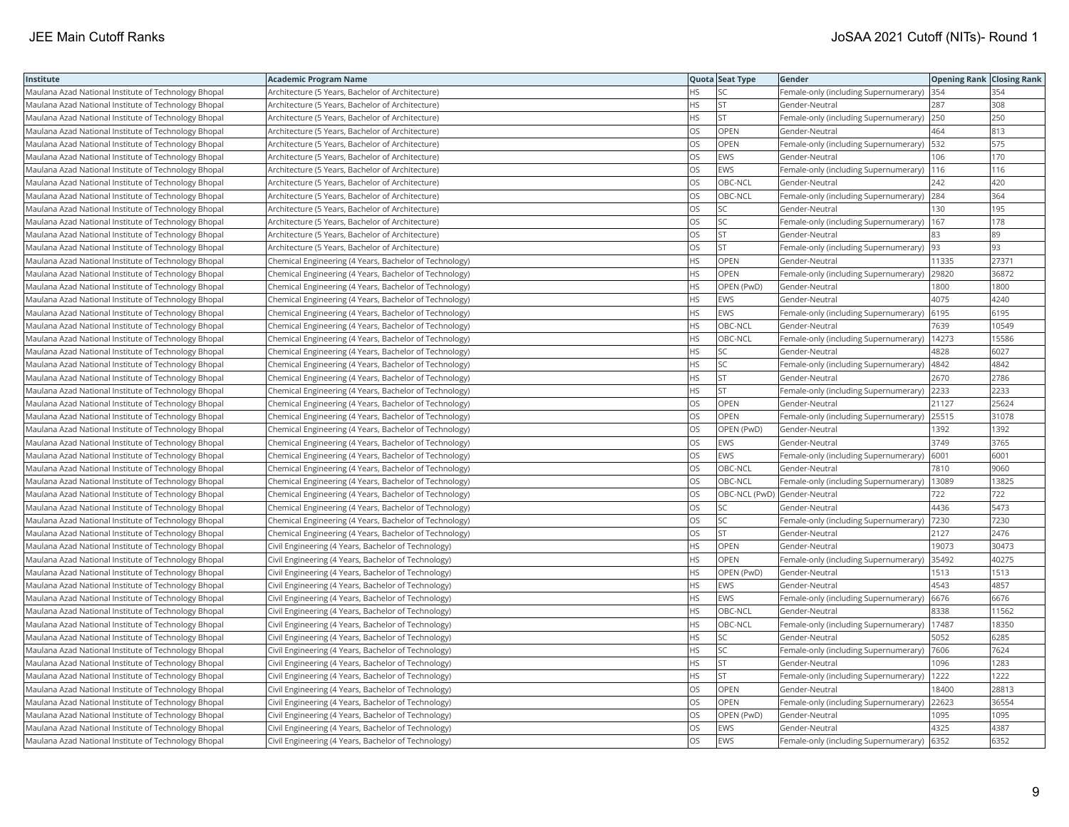| Institute | Academic Program Name | Quota | Seat Type | Gender | Opening Rank | Closing Rank |
|---|---|---|---|---|---|---|
| Maulana Azad National Institute of Technology Bhopal | Architecture (5 Years, Bachelor of Architecture) | HS | SC | Female-only (including Supernumerary) | 354 | 354 |
| Maulana Azad National Institute of Technology Bhopal | Architecture (5 Years, Bachelor of Architecture) | HS | ST | Gender-Neutral | 287 | 308 |
| Maulana Azad National Institute of Technology Bhopal | Architecture (5 Years, Bachelor of Architecture) | HS | ST | Female-only (including Supernumerary) | 250 | 250 |
| Maulana Azad National Institute of Technology Bhopal | Architecture (5 Years, Bachelor of Architecture) | OS | OPEN | Gender-Neutral | 464 | 813 |
| Maulana Azad National Institute of Technology Bhopal | Architecture (5 Years, Bachelor of Architecture) | OS | OPEN | Female-only (including Supernumerary) | 532 | 575 |
| Maulana Azad National Institute of Technology Bhopal | Architecture (5 Years, Bachelor of Architecture) | OS | EWS | Gender-Neutral | 106 | 170 |
| Maulana Azad National Institute of Technology Bhopal | Architecture (5 Years, Bachelor of Architecture) | OS | EWS | Female-only (including Supernumerary) | 116 | 116 |
| Maulana Azad National Institute of Technology Bhopal | Architecture (5 Years, Bachelor of Architecture) | OS | OBC-NCL | Gender-Neutral | 242 | 420 |
| Maulana Azad National Institute of Technology Bhopal | Architecture (5 Years, Bachelor of Architecture) | OS | OBC-NCL | Female-only (including Supernumerary) | 284 | 364 |
| Maulana Azad National Institute of Technology Bhopal | Architecture (5 Years, Bachelor of Architecture) | OS | SC | Gender-Neutral | 130 | 195 |
| Maulana Azad National Institute of Technology Bhopal | Architecture (5 Years, Bachelor of Architecture) | OS | SC | Female-only (including Supernumerary) | 167 | 178 |
| Maulana Azad National Institute of Technology Bhopal | Architecture (5 Years, Bachelor of Architecture) | OS | ST | Gender-Neutral | 83 | 89 |
| Maulana Azad National Institute of Technology Bhopal | Architecture (5 Years, Bachelor of Architecture) | OS | ST | Female-only (including Supernumerary) | 93 | 93 |
| Maulana Azad National Institute of Technology Bhopal | Chemical Engineering (4 Years, Bachelor of Technology) | HS | OPEN | Gender-Neutral | 11335 | 27371 |
| Maulana Azad National Institute of Technology Bhopal | Chemical Engineering (4 Years, Bachelor of Technology) | HS | OPEN | Female-only (including Supernumerary) | 29820 | 36872 |
| Maulana Azad National Institute of Technology Bhopal | Chemical Engineering (4 Years, Bachelor of Technology) | HS | OPEN (PwD) | Gender-Neutral | 1800 | 1800 |
| Maulana Azad National Institute of Technology Bhopal | Chemical Engineering (4 Years, Bachelor of Technology) | HS | EWS | Gender-Neutral | 4075 | 4240 |
| Maulana Azad National Institute of Technology Bhopal | Chemical Engineering (4 Years, Bachelor of Technology) | HS | EWS | Female-only (including Supernumerary) | 6195 | 6195 |
| Maulana Azad National Institute of Technology Bhopal | Chemical Engineering (4 Years, Bachelor of Technology) | HS | OBC-NCL | Gender-Neutral | 7639 | 10549 |
| Maulana Azad National Institute of Technology Bhopal | Chemical Engineering (4 Years, Bachelor of Technology) | HS | OBC-NCL | Female-only (including Supernumerary) | 14273 | 15586 |
| Maulana Azad National Institute of Technology Bhopal | Chemical Engineering (4 Years, Bachelor of Technology) | HS | SC | Gender-Neutral | 4828 | 6027 |
| Maulana Azad National Institute of Technology Bhopal | Chemical Engineering (4 Years, Bachelor of Technology) | HS | SC | Female-only (including Supernumerary) | 4842 | 4842 |
| Maulana Azad National Institute of Technology Bhopal | Chemical Engineering (4 Years, Bachelor of Technology) | HS | ST | Gender-Neutral | 2670 | 2786 |
| Maulana Azad National Institute of Technology Bhopal | Chemical Engineering (4 Years, Bachelor of Technology) | HS | ST | Female-only (including Supernumerary) | 2233 | 2233 |
| Maulana Azad National Institute of Technology Bhopal | Chemical Engineering (4 Years, Bachelor of Technology) | OS | OPEN | Gender-Neutral | 21127 | 25624 |
| Maulana Azad National Institute of Technology Bhopal | Chemical Engineering (4 Years, Bachelor of Technology) | OS | OPEN | Female-only (including Supernumerary) | 25515 | 31078 |
| Maulana Azad National Institute of Technology Bhopal | Chemical Engineering (4 Years, Bachelor of Technology) | OS | OPEN (PwD) | Gender-Neutral | 1392 | 1392 |
| Maulana Azad National Institute of Technology Bhopal | Chemical Engineering (4 Years, Bachelor of Technology) | OS | EWS | Gender-Neutral | 3749 | 3765 |
| Maulana Azad National Institute of Technology Bhopal | Chemical Engineering (4 Years, Bachelor of Technology) | OS | EWS | Female-only (including Supernumerary) | 6001 | 6001 |
| Maulana Azad National Institute of Technology Bhopal | Chemical Engineering (4 Years, Bachelor of Technology) | OS | OBC-NCL | Gender-Neutral | 7810 | 9060 |
| Maulana Azad National Institute of Technology Bhopal | Chemical Engineering (4 Years, Bachelor of Technology) | OS | OBC-NCL | Female-only (including Supernumerary) | 13089 | 13825 |
| Maulana Azad National Institute of Technology Bhopal | Chemical Engineering (4 Years, Bachelor of Technology) | OS | OBC-NCL (PwD) | Gender-Neutral | 722 | 722 |
| Maulana Azad National Institute of Technology Bhopal | Chemical Engineering (4 Years, Bachelor of Technology) | OS | SC | Gender-Neutral | 4436 | 5473 |
| Maulana Azad National Institute of Technology Bhopal | Chemical Engineering (4 Years, Bachelor of Technology) | OS | SC | Female-only (including Supernumerary) | 7230 | 7230 |
| Maulana Azad National Institute of Technology Bhopal | Chemical Engineering (4 Years, Bachelor of Technology) | OS | ST | Gender-Neutral | 2127 | 2476 |
| Maulana Azad National Institute of Technology Bhopal | Civil Engineering (4 Years, Bachelor of Technology) | HS | OPEN | Gender-Neutral | 19073 | 30473 |
| Maulana Azad National Institute of Technology Bhopal | Civil Engineering (4 Years, Bachelor of Technology) | HS | OPEN | Female-only (including Supernumerary) | 35492 | 40275 |
| Maulana Azad National Institute of Technology Bhopal | Civil Engineering (4 Years, Bachelor of Technology) | HS | OPEN (PwD) | Gender-Neutral | 1513 | 1513 |
| Maulana Azad National Institute of Technology Bhopal | Civil Engineering (4 Years, Bachelor of Technology) | HS | EWS | Gender-Neutral | 4543 | 4857 |
| Maulana Azad National Institute of Technology Bhopal | Civil Engineering (4 Years, Bachelor of Technology) | HS | EWS | Female-only (including Supernumerary) | 6676 | 6676 |
| Maulana Azad National Institute of Technology Bhopal | Civil Engineering (4 Years, Bachelor of Technology) | HS | OBC-NCL | Gender-Neutral | 8338 | 11562 |
| Maulana Azad National Institute of Technology Bhopal | Civil Engineering (4 Years, Bachelor of Technology) | HS | OBC-NCL | Female-only (including Supernumerary) | 17487 | 18350 |
| Maulana Azad National Institute of Technology Bhopal | Civil Engineering (4 Years, Bachelor of Technology) | HS | SC | Gender-Neutral | 5052 | 6285 |
| Maulana Azad National Institute of Technology Bhopal | Civil Engineering (4 Years, Bachelor of Technology) | HS | SC | Female-only (including Supernumerary) | 7606 | 7624 |
| Maulana Azad National Institute of Technology Bhopal | Civil Engineering (4 Years, Bachelor of Technology) | HS | ST | Gender-Neutral | 1096 | 1283 |
| Maulana Azad National Institute of Technology Bhopal | Civil Engineering (4 Years, Bachelor of Technology) | HS | ST | Female-only (including Supernumerary) | 1222 | 1222 |
| Maulana Azad National Institute of Technology Bhopal | Civil Engineering (4 Years, Bachelor of Technology) | OS | OPEN | Gender-Neutral | 18400 | 28813 |
| Maulana Azad National Institute of Technology Bhopal | Civil Engineering (4 Years, Bachelor of Technology) | OS | OPEN | Female-only (including Supernumerary) | 22623 | 36554 |
| Maulana Azad National Institute of Technology Bhopal | Civil Engineering (4 Years, Bachelor of Technology) | OS | OPEN (PwD) | Gender-Neutral | 1095 | 1095 |
| Maulana Azad National Institute of Technology Bhopal | Civil Engineering (4 Years, Bachelor of Technology) | OS | EWS | Gender-Neutral | 4325 | 4387 |
| Maulana Azad National Institute of Technology Bhopal | Civil Engineering (4 Years, Bachelor of Technology) | OS | EWS | Female-only (including Supernumerary) | 6352 | 6352 |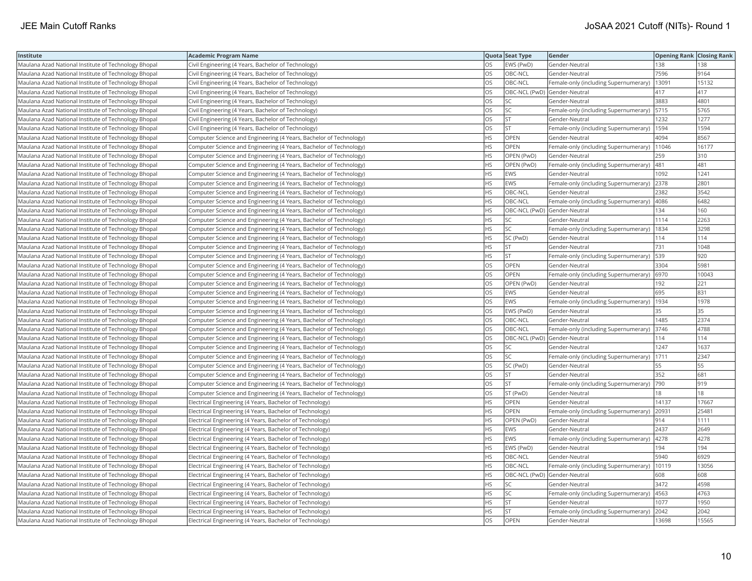| Institute | Academic Program Name | Quota | Seat Type | Gender | Opening Rank | Closing Rank |
|---|---|---|---|---|---|---|
| Maulana Azad National Institute of Technology Bhopal | Civil Engineering (4 Years, Bachelor of Technology) | OS | EWS (PwD) | Gender-Neutral | 138 | 138 |
| Maulana Azad National Institute of Technology Bhopal | Civil Engineering (4 Years, Bachelor of Technology) | OS | OBC-NCL | Gender-Neutral | 7596 | 9164 |
| Maulana Azad National Institute of Technology Bhopal | Civil Engineering (4 Years, Bachelor of Technology) | OS | OBC-NCL | Female-only (including Supernumerary) | 13091 | 15132 |
| Maulana Azad National Institute of Technology Bhopal | Civil Engineering (4 Years, Bachelor of Technology) | OS | OBC-NCL (PwD) | Gender-Neutral | 417 | 417 |
| Maulana Azad National Institute of Technology Bhopal | Civil Engineering (4 Years, Bachelor of Technology) | OS | SC | Gender-Neutral | 3883 | 4801 |
| Maulana Azad National Institute of Technology Bhopal | Civil Engineering (4 Years, Bachelor of Technology) | OS | SC | Female-only (including Supernumerary) | 5715 | 5765 |
| Maulana Azad National Institute of Technology Bhopal | Civil Engineering (4 Years, Bachelor of Technology) | OS | ST | Gender-Neutral | 1232 | 1277 |
| Maulana Azad National Institute of Technology Bhopal | Civil Engineering (4 Years, Bachelor of Technology) | OS | ST | Female-only (including Supernumerary) | 1594 | 1594 |
| Maulana Azad National Institute of Technology Bhopal | Computer Science and Engineering (4 Years, Bachelor of Technology) | HS | OPEN | Gender-Neutral | 4094 | 8567 |
| Maulana Azad National Institute of Technology Bhopal | Computer Science and Engineering (4 Years, Bachelor of Technology) | HS | OPEN | Female-only (including Supernumerary) | 11046 | 16177 |
| Maulana Azad National Institute of Technology Bhopal | Computer Science and Engineering (4 Years, Bachelor of Technology) | HS | OPEN (PwD) | Gender-Neutral | 259 | 310 |
| Maulana Azad National Institute of Technology Bhopal | Computer Science and Engineering (4 Years, Bachelor of Technology) | HS | OPEN (PwD) | Female-only (including Supernumerary) | 481 | 481 |
| Maulana Azad National Institute of Technology Bhopal | Computer Science and Engineering (4 Years, Bachelor of Technology) | HS | EWS | Gender-Neutral | 1092 | 1241 |
| Maulana Azad National Institute of Technology Bhopal | Computer Science and Engineering (4 Years, Bachelor of Technology) | HS | EWS | Female-only (including Supernumerary) | 2378 | 2801 |
| Maulana Azad National Institute of Technology Bhopal | Computer Science and Engineering (4 Years, Bachelor of Technology) | HS | OBC-NCL | Gender-Neutral | 2382 | 3542 |
| Maulana Azad National Institute of Technology Bhopal | Computer Science and Engineering (4 Years, Bachelor of Technology) | HS | OBC-NCL | Female-only (including Supernumerary) | 4086 | 6482 |
| Maulana Azad National Institute of Technology Bhopal | Computer Science and Engineering (4 Years, Bachelor of Technology) | HS | OBC-NCL (PwD) | Gender-Neutral | 134 | 160 |
| Maulana Azad National Institute of Technology Bhopal | Computer Science and Engineering (4 Years, Bachelor of Technology) | HS | SC | Gender-Neutral | 1114 | 2263 |
| Maulana Azad National Institute of Technology Bhopal | Computer Science and Engineering (4 Years, Bachelor of Technology) | HS | SC | Female-only (including Supernumerary) | 1834 | 3298 |
| Maulana Azad National Institute of Technology Bhopal | Computer Science and Engineering (4 Years, Bachelor of Technology) | HS | SC (PwD) | Gender-Neutral | 114 | 114 |
| Maulana Azad National Institute of Technology Bhopal | Computer Science and Engineering (4 Years, Bachelor of Technology) | HS | ST | Gender-Neutral | 731 | 1048 |
| Maulana Azad National Institute of Technology Bhopal | Computer Science and Engineering (4 Years, Bachelor of Technology) | HS | ST | Female-only (including Supernumerary) | 539 | 920 |
| Maulana Azad National Institute of Technology Bhopal | Computer Science and Engineering (4 Years, Bachelor of Technology) | OS | OPEN | Gender-Neutral | 3304 | 5981 |
| Maulana Azad National Institute of Technology Bhopal | Computer Science and Engineering (4 Years, Bachelor of Technology) | OS | OPEN | Female-only (including Supernumerary) | 6970 | 10043 |
| Maulana Azad National Institute of Technology Bhopal | Computer Science and Engineering (4 Years, Bachelor of Technology) | OS | OPEN (PwD) | Gender-Neutral | 192 | 221 |
| Maulana Azad National Institute of Technology Bhopal | Computer Science and Engineering (4 Years, Bachelor of Technology) | OS | EWS | Gender-Neutral | 695 | 831 |
| Maulana Azad National Institute of Technology Bhopal | Computer Science and Engineering (4 Years, Bachelor of Technology) | OS | EWS | Female-only (including Supernumerary) | 1934 | 1978 |
| Maulana Azad National Institute of Technology Bhopal | Computer Science and Engineering (4 Years, Bachelor of Technology) | OS | EWS (PwD) | Gender-Neutral | 35 | 35 |
| Maulana Azad National Institute of Technology Bhopal | Computer Science and Engineering (4 Years, Bachelor of Technology) | OS | OBC-NCL | Gender-Neutral | 1485 | 2374 |
| Maulana Azad National Institute of Technology Bhopal | Computer Science and Engineering (4 Years, Bachelor of Technology) | OS | OBC-NCL | Female-only (including Supernumerary) | 3746 | 4788 |
| Maulana Azad National Institute of Technology Bhopal | Computer Science and Engineering (4 Years, Bachelor of Technology) | OS | OBC-NCL (PwD) | Gender-Neutral | 114 | 114 |
| Maulana Azad National Institute of Technology Bhopal | Computer Science and Engineering (4 Years, Bachelor of Technology) | OS | SC | Gender-Neutral | 1247 | 1637 |
| Maulana Azad National Institute of Technology Bhopal | Computer Science and Engineering (4 Years, Bachelor of Technology) | OS | SC | Female-only (including Supernumerary) | 1711 | 2347 |
| Maulana Azad National Institute of Technology Bhopal | Computer Science and Engineering (4 Years, Bachelor of Technology) | OS | SC (PwD) | Gender-Neutral | 55 | 55 |
| Maulana Azad National Institute of Technology Bhopal | Computer Science and Engineering (4 Years, Bachelor of Technology) | OS | ST | Gender-Neutral | 352 | 681 |
| Maulana Azad National Institute of Technology Bhopal | Computer Science and Engineering (4 Years, Bachelor of Technology) | OS | ST | Female-only (including Supernumerary) | 790 | 919 |
| Maulana Azad National Institute of Technology Bhopal | Computer Science and Engineering (4 Years, Bachelor of Technology) | OS | ST (PwD) | Gender-Neutral | 18 | 18 |
| Maulana Azad National Institute of Technology Bhopal | Electrical Engineering (4 Years, Bachelor of Technology) | HS | OPEN | Gender-Neutral | 14137 | 17667 |
| Maulana Azad National Institute of Technology Bhopal | Electrical Engineering (4 Years, Bachelor of Technology) | HS | OPEN | Female-only (including Supernumerary) | 20931 | 25481 |
| Maulana Azad National Institute of Technology Bhopal | Electrical Engineering (4 Years, Bachelor of Technology) | HS | OPEN (PwD) | Gender-Neutral | 914 | 1111 |
| Maulana Azad National Institute of Technology Bhopal | Electrical Engineering (4 Years, Bachelor of Technology) | HS | EWS | Gender-Neutral | 2437 | 2649 |
| Maulana Azad National Institute of Technology Bhopal | Electrical Engineering (4 Years, Bachelor of Technology) | HS | EWS | Female-only (including Supernumerary) | 4278 | 4278 |
| Maulana Azad National Institute of Technology Bhopal | Electrical Engineering (4 Years, Bachelor of Technology) | HS | EWS (PwD) | Gender-Neutral | 194 | 194 |
| Maulana Azad National Institute of Technology Bhopal | Electrical Engineering (4 Years, Bachelor of Technology) | HS | OBC-NCL | Gender-Neutral | 5940 | 6929 |
| Maulana Azad National Institute of Technology Bhopal | Electrical Engineering (4 Years, Bachelor of Technology) | HS | OBC-NCL | Female-only (including Supernumerary) | 10119 | 13056 |
| Maulana Azad National Institute of Technology Bhopal | Electrical Engineering (4 Years, Bachelor of Technology) | HS | OBC-NCL (PwD) | Gender-Neutral | 608 | 608 |
| Maulana Azad National Institute of Technology Bhopal | Electrical Engineering (4 Years, Bachelor of Technology) | HS | SC | Gender-Neutral | 3472 | 4598 |
| Maulana Azad National Institute of Technology Bhopal | Electrical Engineering (4 Years, Bachelor of Technology) | HS | SC | Female-only (including Supernumerary) | 4563 | 4763 |
| Maulana Azad National Institute of Technology Bhopal | Electrical Engineering (4 Years, Bachelor of Technology) | HS | ST | Gender-Neutral | 1077 | 1950 |
| Maulana Azad National Institute of Technology Bhopal | Electrical Engineering (4 Years, Bachelor of Technology) | HS | ST | Female-only (including Supernumerary) | 2042 | 2042 |
| Maulana Azad National Institute of Technology Bhopal | Electrical Engineering (4 Years, Bachelor of Technology) | OS | OPEN | Gender-Neutral | 13698 | 15565 |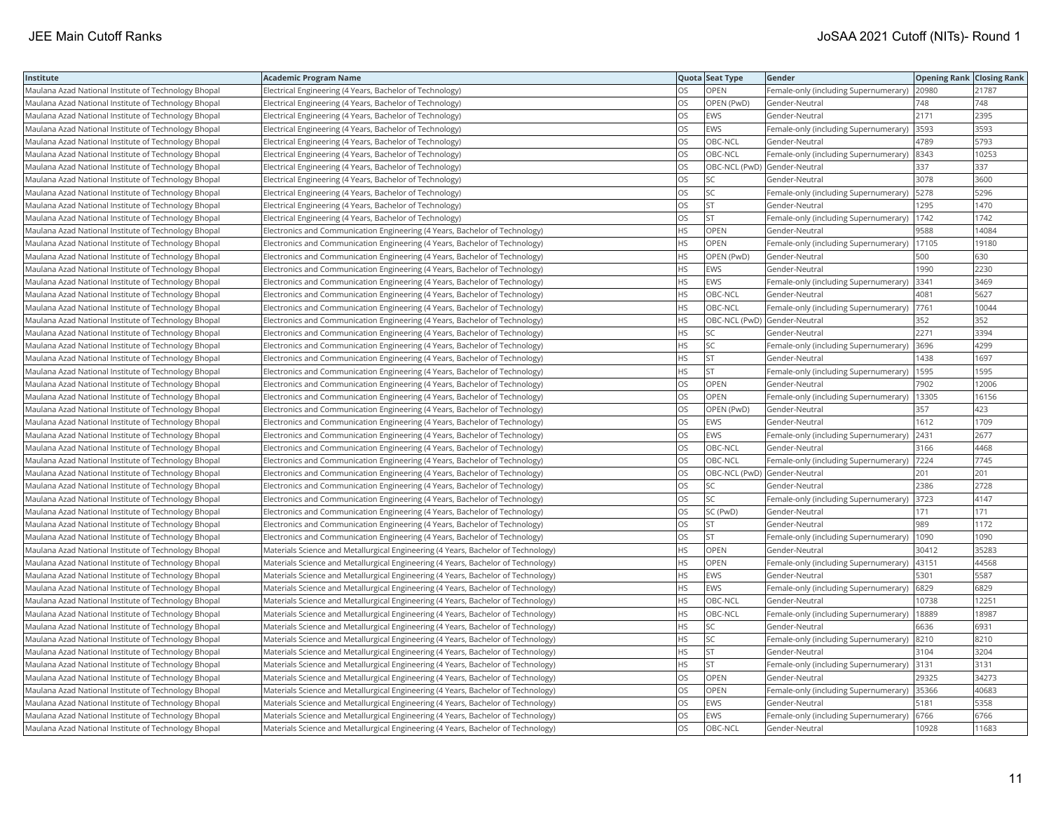| Institute | Academic Program Name | Quota | Seat Type | Gender | Opening Rank | Closing Rank |
|---|---|---|---|---|---|---|
| Maulana Azad National Institute of Technology Bhopal | Electrical Engineering (4 Years, Bachelor of Technology) | OS | OPEN | Female-only (including Supernumerary) | 20980 | 21787 |
| Maulana Azad National Institute of Technology Bhopal | Electrical Engineering (4 Years, Bachelor of Technology) | OS | OPEN (PwD) | Gender-Neutral | 748 | 748 |
| Maulana Azad National Institute of Technology Bhopal | Electrical Engineering (4 Years, Bachelor of Technology) | OS | EWS | Gender-Neutral | 2171 | 2395 |
| Maulana Azad National Institute of Technology Bhopal | Electrical Engineering (4 Years, Bachelor of Technology) | OS | EWS | Female-only (including Supernumerary) | 3593 | 3593 |
| Maulana Azad National Institute of Technology Bhopal | Electrical Engineering (4 Years, Bachelor of Technology) | OS | OBC-NCL | Gender-Neutral | 4789 | 5793 |
| Maulana Azad National Institute of Technology Bhopal | Electrical Engineering (4 Years, Bachelor of Technology) | OS | OBC-NCL | Female-only (including Supernumerary) | 8343 | 10253 |
| Maulana Azad National Institute of Technology Bhopal | Electrical Engineering (4 Years, Bachelor of Technology) | OS | OBC-NCL (PwD) | Gender-Neutral | 337 | 337 |
| Maulana Azad National Institute of Technology Bhopal | Electrical Engineering (4 Years, Bachelor of Technology) | OS | SC | Gender-Neutral | 3078 | 3600 |
| Maulana Azad National Institute of Technology Bhopal | Electrical Engineering (4 Years, Bachelor of Technology) | OS | SC | Female-only (including Supernumerary) | 5278 | 5296 |
| Maulana Azad National Institute of Technology Bhopal | Electrical Engineering (4 Years, Bachelor of Technology) | OS | ST | Gender-Neutral | 1295 | 1470 |
| Maulana Azad National Institute of Technology Bhopal | Electrical Engineering (4 Years, Bachelor of Technology) | OS | ST | Female-only (including Supernumerary) | 1742 | 1742 |
| Maulana Azad National Institute of Technology Bhopal | Electronics and Communication Engineering (4 Years, Bachelor of Technology) | HS | OPEN | Gender-Neutral | 9588 | 14084 |
| Maulana Azad National Institute of Technology Bhopal | Electronics and Communication Engineering (4 Years, Bachelor of Technology) | HS | OPEN | Female-only (including Supernumerary) | 17105 | 19180 |
| Maulana Azad National Institute of Technology Bhopal | Electronics and Communication Engineering (4 Years, Bachelor of Technology) | HS | OPEN (PwD) | Gender-Neutral | 500 | 630 |
| Maulana Azad National Institute of Technology Bhopal | Electronics and Communication Engineering (4 Years, Bachelor of Technology) | HS | EWS | Gender-Neutral | 1990 | 2230 |
| Maulana Azad National Institute of Technology Bhopal | Electronics and Communication Engineering (4 Years, Bachelor of Technology) | HS | EWS | Female-only (including Supernumerary) | 3341 | 3469 |
| Maulana Azad National Institute of Technology Bhopal | Electronics and Communication Engineering (4 Years, Bachelor of Technology) | HS | OBC-NCL | Gender-Neutral | 4081 | 5627 |
| Maulana Azad National Institute of Technology Bhopal | Electronics and Communication Engineering (4 Years, Bachelor of Technology) | HS | OBC-NCL | Female-only (including Supernumerary) | 7761 | 10044 |
| Maulana Azad National Institute of Technology Bhopal | Electronics and Communication Engineering (4 Years, Bachelor of Technology) | HS | OBC-NCL (PwD) | Gender-Neutral | 352 | 352 |
| Maulana Azad National Institute of Technology Bhopal | Electronics and Communication Engineering (4 Years, Bachelor of Technology) | HS | SC | Gender-Neutral | 2271 | 3394 |
| Maulana Azad National Institute of Technology Bhopal | Electronics and Communication Engineering (4 Years, Bachelor of Technology) | HS | SC | Female-only (including Supernumerary) | 3696 | 4299 |
| Maulana Azad National Institute of Technology Bhopal | Electronics and Communication Engineering (4 Years, Bachelor of Technology) | HS | ST | Gender-Neutral | 1438 | 1697 |
| Maulana Azad National Institute of Technology Bhopal | Electronics and Communication Engineering (4 Years, Bachelor of Technology) | HS | ST | Female-only (including Supernumerary) | 1595 | 1595 |
| Maulana Azad National Institute of Technology Bhopal | Electronics and Communication Engineering (4 Years, Bachelor of Technology) | OS | OPEN | Gender-Neutral | 7902 | 12006 |
| Maulana Azad National Institute of Technology Bhopal | Electronics and Communication Engineering (4 Years, Bachelor of Technology) | OS | OPEN | Female-only (including Supernumerary) | 13305 | 16156 |
| Maulana Azad National Institute of Technology Bhopal | Electronics and Communication Engineering (4 Years, Bachelor of Technology) | OS | OPEN (PwD) | Gender-Neutral | 357 | 423 |
| Maulana Azad National Institute of Technology Bhopal | Electronics and Communication Engineering (4 Years, Bachelor of Technology) | OS | EWS | Gender-Neutral | 1612 | 1709 |
| Maulana Azad National Institute of Technology Bhopal | Electronics and Communication Engineering (4 Years, Bachelor of Technology) | OS | EWS | Female-only (including Supernumerary) | 2431 | 2677 |
| Maulana Azad National Institute of Technology Bhopal | Electronics and Communication Engineering (4 Years, Bachelor of Technology) | OS | OBC-NCL | Gender-Neutral | 3166 | 4468 |
| Maulana Azad National Institute of Technology Bhopal | Electronics and Communication Engineering (4 Years, Bachelor of Technology) | OS | OBC-NCL | Female-only (including Supernumerary) | 7224 | 7745 |
| Maulana Azad National Institute of Technology Bhopal | Electronics and Communication Engineering (4 Years, Bachelor of Technology) | OS | OBC-NCL (PwD) | Gender-Neutral | 201 | 201 |
| Maulana Azad National Institute of Technology Bhopal | Electronics and Communication Engineering (4 Years, Bachelor of Technology) | OS | SC | Gender-Neutral | 2386 | 2728 |
| Maulana Azad National Institute of Technology Bhopal | Electronics and Communication Engineering (4 Years, Bachelor of Technology) | OS | SC | Female-only (including Supernumerary) | 3723 | 4147 |
| Maulana Azad National Institute of Technology Bhopal | Electronics and Communication Engineering (4 Years, Bachelor of Technology) | OS | SC (PwD) | Gender-Neutral | 171 | 171 |
| Maulana Azad National Institute of Technology Bhopal | Electronics and Communication Engineering (4 Years, Bachelor of Technology) | OS | ST | Gender-Neutral | 989 | 1172 |
| Maulana Azad National Institute of Technology Bhopal | Electronics and Communication Engineering (4 Years, Bachelor of Technology) | OS | ST | Female-only (including Supernumerary) | 1090 | 1090 |
| Maulana Azad National Institute of Technology Bhopal | Materials Science and Metallurgical Engineering (4 Years, Bachelor of Technology) | HS | OPEN | Gender-Neutral | 30412 | 35283 |
| Maulana Azad National Institute of Technology Bhopal | Materials Science and Metallurgical Engineering (4 Years, Bachelor of Technology) | HS | OPEN | Female-only (including Supernumerary) | 43151 | 44568 |
| Maulana Azad National Institute of Technology Bhopal | Materials Science and Metallurgical Engineering (4 Years, Bachelor of Technology) | HS | EWS | Gender-Neutral | 5301 | 5587 |
| Maulana Azad National Institute of Technology Bhopal | Materials Science and Metallurgical Engineering (4 Years, Bachelor of Technology) | HS | EWS | Female-only (including Supernumerary) | 6829 | 6829 |
| Maulana Azad National Institute of Technology Bhopal | Materials Science and Metallurgical Engineering (4 Years, Bachelor of Technology) | HS | OBC-NCL | Gender-Neutral | 10738 | 12251 |
| Maulana Azad National Institute of Technology Bhopal | Materials Science and Metallurgical Engineering (4 Years, Bachelor of Technology) | HS | OBC-NCL | Female-only (including Supernumerary) | 18889 | 18987 |
| Maulana Azad National Institute of Technology Bhopal | Materials Science and Metallurgical Engineering (4 Years, Bachelor of Technology) | HS | SC | Gender-Neutral | 6636 | 6931 |
| Maulana Azad National Institute of Technology Bhopal | Materials Science and Metallurgical Engineering (4 Years, Bachelor of Technology) | HS | SC | Female-only (including Supernumerary) | 8210 | 8210 |
| Maulana Azad National Institute of Technology Bhopal | Materials Science and Metallurgical Engineering (4 Years, Bachelor of Technology) | HS | ST | Gender-Neutral | 3104 | 3204 |
| Maulana Azad National Institute of Technology Bhopal | Materials Science and Metallurgical Engineering (4 Years, Bachelor of Technology) | HS | ST | Female-only (including Supernumerary) | 3131 | 3131 |
| Maulana Azad National Institute of Technology Bhopal | Materials Science and Metallurgical Engineering (4 Years, Bachelor of Technology) | OS | OPEN | Gender-Neutral | 29325 | 34273 |
| Maulana Azad National Institute of Technology Bhopal | Materials Science and Metallurgical Engineering (4 Years, Bachelor of Technology) | OS | OPEN | Female-only (including Supernumerary) | 35366 | 40683 |
| Maulana Azad National Institute of Technology Bhopal | Materials Science and Metallurgical Engineering (4 Years, Bachelor of Technology) | OS | EWS | Gender-Neutral | 5181 | 5358 |
| Maulana Azad National Institute of Technology Bhopal | Materials Science and Metallurgical Engineering (4 Years, Bachelor of Technology) | OS | EWS | Female-only (including Supernumerary) | 6766 | 6766 |
| Maulana Azad National Institute of Technology Bhopal | Materials Science and Metallurgical Engineering (4 Years, Bachelor of Technology) | OS | OBC-NCL | Gender-Neutral | 10928 | 11683 |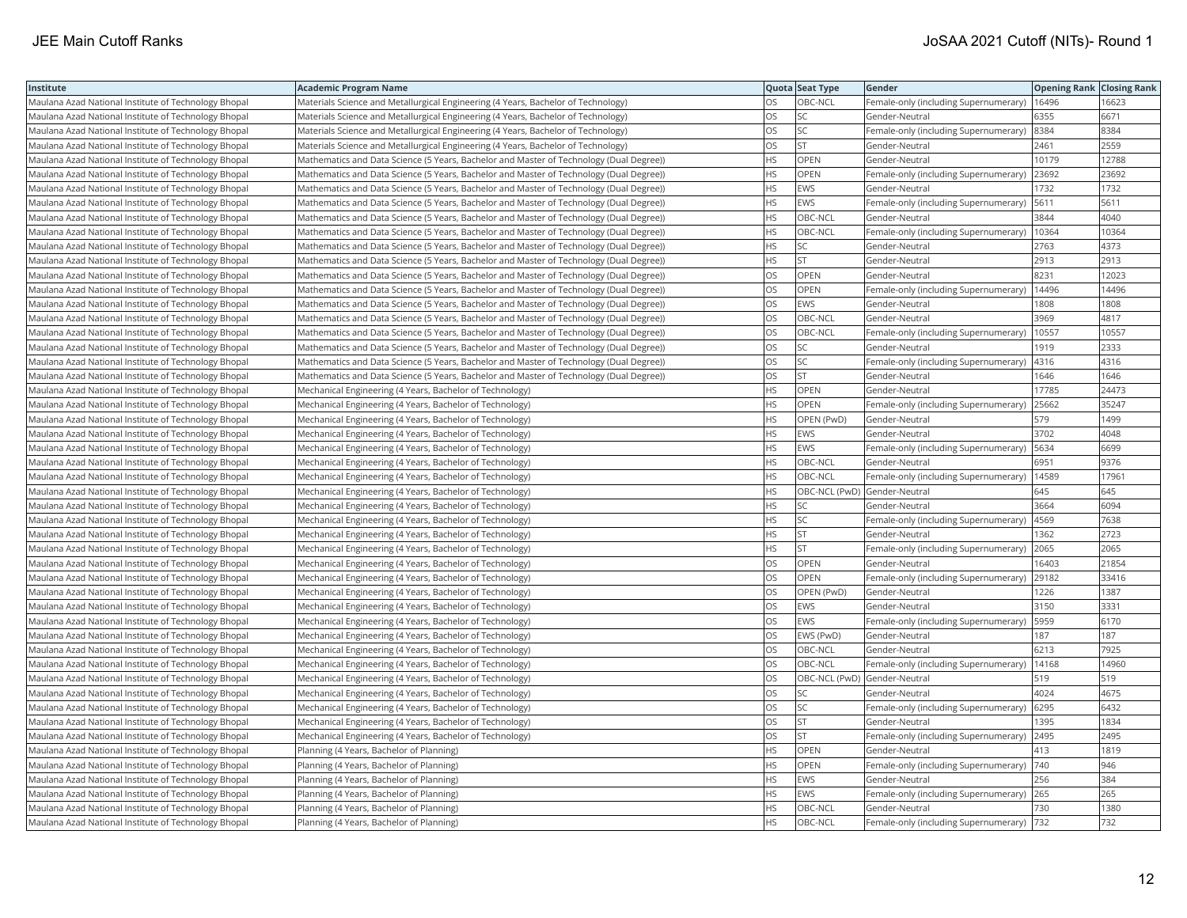| Institute | Academic Program Name | Quota | Seat Type | Gender | Opening Rank | Closing Rank |
|---|---|---|---|---|---|---|
| Maulana Azad National Institute of Technology Bhopal | Materials Science and Metallurgical Engineering (4 Years, Bachelor of Technology) | OS | OBC-NCL | Female-only (including Supernumerary) | 16496 | 16623 |
| Maulana Azad National Institute of Technology Bhopal | Materials Science and Metallurgical Engineering (4 Years, Bachelor of Technology) | OS | SC | Gender-Neutral | 6355 | 6671 |
| Maulana Azad National Institute of Technology Bhopal | Materials Science and Metallurgical Engineering (4 Years, Bachelor of Technology) | OS | SC | Female-only (including Supernumerary) | 8384 | 8384 |
| Maulana Azad National Institute of Technology Bhopal | Materials Science and Metallurgical Engineering (4 Years, Bachelor of Technology) | OS | ST | Gender-Neutral | 2461 | 2559 |
| Maulana Azad National Institute of Technology Bhopal | Mathematics and Data Science (5 Years, Bachelor and Master of Technology (Dual Degree)) | HS | OPEN | Gender-Neutral | 10179 | 12788 |
| Maulana Azad National Institute of Technology Bhopal | Mathematics and Data Science (5 Years, Bachelor and Master of Technology (Dual Degree)) | HS | OPEN | Female-only (including Supernumerary) | 23692 | 23692 |
| Maulana Azad National Institute of Technology Bhopal | Mathematics and Data Science (5 Years, Bachelor and Master of Technology (Dual Degree)) | HS | EWS | Gender-Neutral | 1732 | 1732 |
| Maulana Azad National Institute of Technology Bhopal | Mathematics and Data Science (5 Years, Bachelor and Master of Technology (Dual Degree)) | HS | EWS | Female-only (including Supernumerary) | 5611 | 5611 |
| Maulana Azad National Institute of Technology Bhopal | Mathematics and Data Science (5 Years, Bachelor and Master of Technology (Dual Degree)) | HS | OBC-NCL | Gender-Neutral | 3844 | 4040 |
| Maulana Azad National Institute of Technology Bhopal | Mathematics and Data Science (5 Years, Bachelor and Master of Technology (Dual Degree)) | HS | OBC-NCL | Female-only (including Supernumerary) | 10364 | 10364 |
| Maulana Azad National Institute of Technology Bhopal | Mathematics and Data Science (5 Years, Bachelor and Master of Technology (Dual Degree)) | HS | SC | Gender-Neutral | 2763 | 4373 |
| Maulana Azad National Institute of Technology Bhopal | Mathematics and Data Science (5 Years, Bachelor and Master of Technology (Dual Degree)) | HS | ST | Gender-Neutral | 2913 | 2913 |
| Maulana Azad National Institute of Technology Bhopal | Mathematics and Data Science (5 Years, Bachelor and Master of Technology (Dual Degree)) | OS | OPEN | Gender-Neutral | 8231 | 12023 |
| Maulana Azad National Institute of Technology Bhopal | Mathematics and Data Science (5 Years, Bachelor and Master of Technology (Dual Degree)) | OS | OPEN | Female-only (including Supernumerary) | 14496 | 14496 |
| Maulana Azad National Institute of Technology Bhopal | Mathematics and Data Science (5 Years, Bachelor and Master of Technology (Dual Degree)) | OS | EWS | Gender-Neutral | 1808 | 1808 |
| Maulana Azad National Institute of Technology Bhopal | Mathematics and Data Science (5 Years, Bachelor and Master of Technology (Dual Degree)) | OS | OBC-NCL | Gender-Neutral | 3969 | 4817 |
| Maulana Azad National Institute of Technology Bhopal | Mathematics and Data Science (5 Years, Bachelor and Master of Technology (Dual Degree)) | OS | OBC-NCL | Female-only (including Supernumerary) | 10557 | 10557 |
| Maulana Azad National Institute of Technology Bhopal | Mathematics and Data Science (5 Years, Bachelor and Master of Technology (Dual Degree)) | OS | SC | Gender-Neutral | 1919 | 2333 |
| Maulana Azad National Institute of Technology Bhopal | Mathematics and Data Science (5 Years, Bachelor and Master of Technology (Dual Degree)) | OS | SC | Female-only (including Supernumerary) | 4316 | 4316 |
| Maulana Azad National Institute of Technology Bhopal | Mathematics and Data Science (5 Years, Bachelor and Master of Technology (Dual Degree)) | OS | ST | Gender-Neutral | 1646 | 1646 |
| Maulana Azad National Institute of Technology Bhopal | Mechanical Engineering (4 Years, Bachelor of Technology) | HS | OPEN | Gender-Neutral | 17785 | 24473 |
| Maulana Azad National Institute of Technology Bhopal | Mechanical Engineering (4 Years, Bachelor of Technology) | HS | OPEN | Female-only (including Supernumerary) | 25662 | 35247 |
| Maulana Azad National Institute of Technology Bhopal | Mechanical Engineering (4 Years, Bachelor of Technology) | HS | OPEN (PwD) | Gender-Neutral | 579 | 1499 |
| Maulana Azad National Institute of Technology Bhopal | Mechanical Engineering (4 Years, Bachelor of Technology) | HS | EWS | Gender-Neutral | 3702 | 4048 |
| Maulana Azad National Institute of Technology Bhopal | Mechanical Engineering (4 Years, Bachelor of Technology) | HS | EWS | Female-only (including Supernumerary) | 5634 | 6699 |
| Maulana Azad National Institute of Technology Bhopal | Mechanical Engineering (4 Years, Bachelor of Technology) | HS | OBC-NCL | Gender-Neutral | 6951 | 9376 |
| Maulana Azad National Institute of Technology Bhopal | Mechanical Engineering (4 Years, Bachelor of Technology) | HS | OBC-NCL | Female-only (including Supernumerary) | 14589 | 17961 |
| Maulana Azad National Institute of Technology Bhopal | Mechanical Engineering (4 Years, Bachelor of Technology) | HS | OBC-NCL (PwD) | Gender-Neutral | 645 | 645 |
| Maulana Azad National Institute of Technology Bhopal | Mechanical Engineering (4 Years, Bachelor of Technology) | HS | SC | Gender-Neutral | 3664 | 6094 |
| Maulana Azad National Institute of Technology Bhopal | Mechanical Engineering (4 Years, Bachelor of Technology) | HS | SC | Female-only (including Supernumerary) | 4569 | 7638 |
| Maulana Azad National Institute of Technology Bhopal | Mechanical Engineering (4 Years, Bachelor of Technology) | HS | ST | Gender-Neutral | 1362 | 2723 |
| Maulana Azad National Institute of Technology Bhopal | Mechanical Engineering (4 Years, Bachelor of Technology) | HS | ST | Female-only (including Supernumerary) | 2065 | 2065 |
| Maulana Azad National Institute of Technology Bhopal | Mechanical Engineering (4 Years, Bachelor of Technology) | OS | OPEN | Gender-Neutral | 16403 | 21854 |
| Maulana Azad National Institute of Technology Bhopal | Mechanical Engineering (4 Years, Bachelor of Technology) | OS | OPEN | Female-only (including Supernumerary) | 29182 | 33416 |
| Maulana Azad National Institute of Technology Bhopal | Mechanical Engineering (4 Years, Bachelor of Technology) | OS | OPEN (PwD) | Gender-Neutral | 1226 | 1387 |
| Maulana Azad National Institute of Technology Bhopal | Mechanical Engineering (4 Years, Bachelor of Technology) | OS | EWS | Gender-Neutral | 3150 | 3331 |
| Maulana Azad National Institute of Technology Bhopal | Mechanical Engineering (4 Years, Bachelor of Technology) | OS | EWS | Female-only (including Supernumerary) | 5959 | 6170 |
| Maulana Azad National Institute of Technology Bhopal | Mechanical Engineering (4 Years, Bachelor of Technology) | OS | EWS (PwD) | Gender-Neutral | 187 | 187 |
| Maulana Azad National Institute of Technology Bhopal | Mechanical Engineering (4 Years, Bachelor of Technology) | OS | OBC-NCL | Gender-Neutral | 6213 | 7925 |
| Maulana Azad National Institute of Technology Bhopal | Mechanical Engineering (4 Years, Bachelor of Technology) | OS | OBC-NCL | Female-only (including Supernumerary) | 14168 | 14960 |
| Maulana Azad National Institute of Technology Bhopal | Mechanical Engineering (4 Years, Bachelor of Technology) | OS | OBC-NCL (PwD) | Gender-Neutral | 519 | 519 |
| Maulana Azad National Institute of Technology Bhopal | Mechanical Engineering (4 Years, Bachelor of Technology) | OS | SC | Gender-Neutral | 4024 | 4675 |
| Maulana Azad National Institute of Technology Bhopal | Mechanical Engineering (4 Years, Bachelor of Technology) | OS | SC | Female-only (including Supernumerary) | 6295 | 6432 |
| Maulana Azad National Institute of Technology Bhopal | Mechanical Engineering (4 Years, Bachelor of Technology) | OS | ST | Gender-Neutral | 1395 | 1834 |
| Maulana Azad National Institute of Technology Bhopal | Mechanical Engineering (4 Years, Bachelor of Technology) | OS | ST | Female-only (including Supernumerary) | 2495 | 2495 |
| Maulana Azad National Institute of Technology Bhopal | Planning (4 Years, Bachelor of Planning) | HS | OPEN | Gender-Neutral | 413 | 1819 |
| Maulana Azad National Institute of Technology Bhopal | Planning (4 Years, Bachelor of Planning) | HS | OPEN | Female-only (including Supernumerary) | 740 | 946 |
| Maulana Azad National Institute of Technology Bhopal | Planning (4 Years, Bachelor of Planning) | HS | EWS | Gender-Neutral | 256 | 384 |
| Maulana Azad National Institute of Technology Bhopal | Planning (4 Years, Bachelor of Planning) | HS | EWS | Female-only (including Supernumerary) | 265 | 265 |
| Maulana Azad National Institute of Technology Bhopal | Planning (4 Years, Bachelor of Planning) | HS | OBC-NCL | Gender-Neutral | 730 | 1380 |
| Maulana Azad National Institute of Technology Bhopal | Planning (4 Years, Bachelor of Planning) | HS | OBC-NCL | Female-only (including Supernumerary) | 732 | 732 |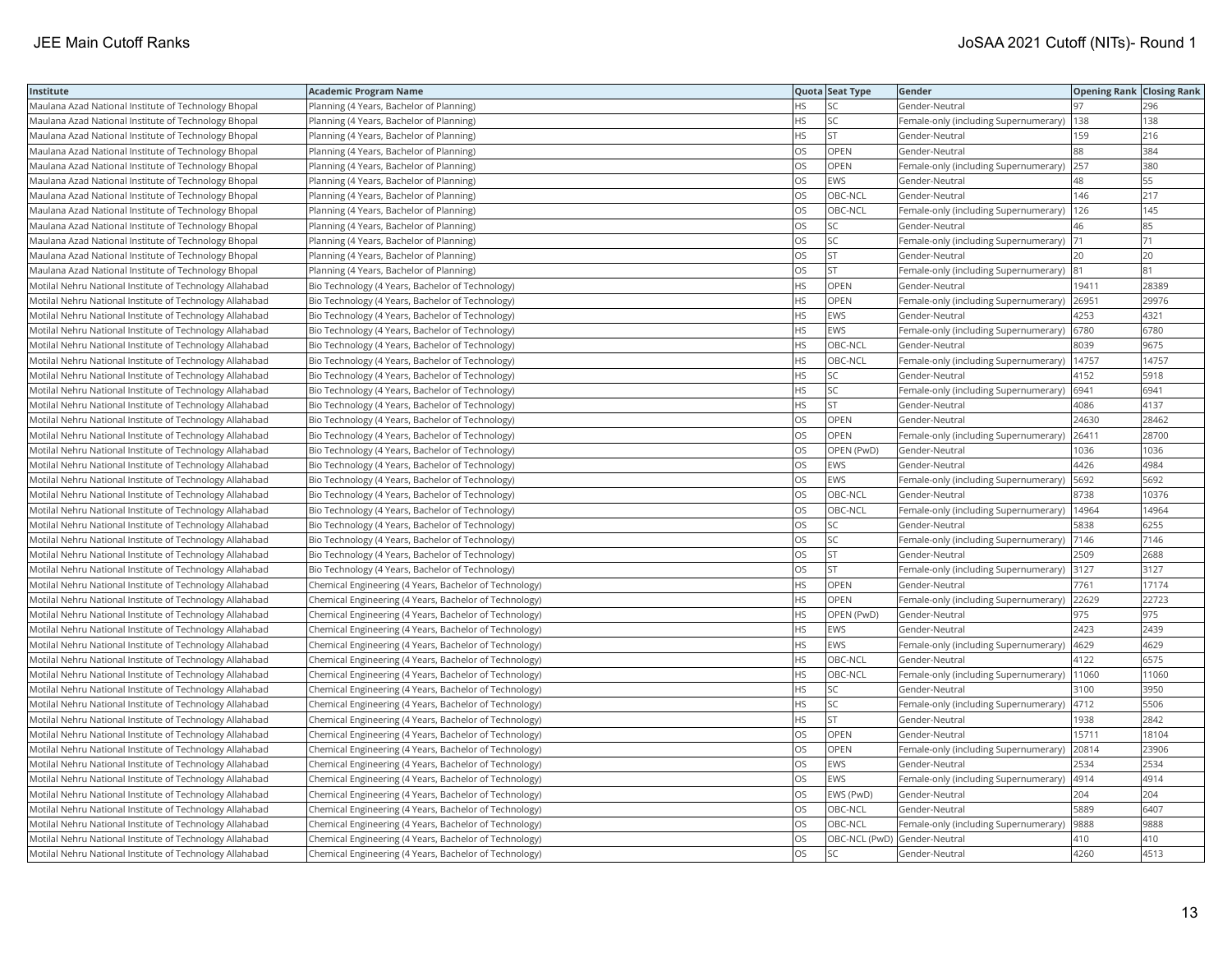| Institute | Academic Program Name | Quota | Seat Type | Gender | Opening Rank | Closing Rank |
|---|---|---|---|---|---|---|
| Maulana Azad National Institute of Technology Bhopal | Planning (4 Years, Bachelor of Planning) | HS | SC | Gender-Neutral | 97 | 296 |
| Maulana Azad National Institute of Technology Bhopal | Planning (4 Years, Bachelor of Planning) | HS | SC | Female-only (including Supernumerary) | 138 | 138 |
| Maulana Azad National Institute of Technology Bhopal | Planning (4 Years, Bachelor of Planning) | HS | ST | Gender-Neutral | 159 | 216 |
| Maulana Azad National Institute of Technology Bhopal | Planning (4 Years, Bachelor of Planning) | OS | OPEN | Gender-Neutral | 88 | 384 |
| Maulana Azad National Institute of Technology Bhopal | Planning (4 Years, Bachelor of Planning) | OS | OPEN | Female-only (including Supernumerary) | 257 | 380 |
| Maulana Azad National Institute of Technology Bhopal | Planning (4 Years, Bachelor of Planning) | OS | EWS | Gender-Neutral | 48 | 55 |
| Maulana Azad National Institute of Technology Bhopal | Planning (4 Years, Bachelor of Planning) | OS | OBC-NCL | Gender-Neutral | 146 | 217 |
| Maulana Azad National Institute of Technology Bhopal | Planning (4 Years, Bachelor of Planning) | OS | OBC-NCL | Female-only (including Supernumerary) | 126 | 145 |
| Maulana Azad National Institute of Technology Bhopal | Planning (4 Years, Bachelor of Planning) | OS | SC | Gender-Neutral | 46 | 85 |
| Maulana Azad National Institute of Technology Bhopal | Planning (4 Years, Bachelor of Planning) | OS | SC | Female-only (including Supernumerary) | 71 | 71 |
| Maulana Azad National Institute of Technology Bhopal | Planning (4 Years, Bachelor of Planning) | OS | ST | Gender-Neutral | 20 | 20 |
| Maulana Azad National Institute of Technology Bhopal | Planning (4 Years, Bachelor of Planning) | OS | ST | Female-only (including Supernumerary) | 81 | 81 |
| Motilal Nehru National Institute of Technology Allahabad | Bio Technology (4 Years, Bachelor of Technology) | HS | OPEN | Gender-Neutral | 19411 | 28389 |
| Motilal Nehru National Institute of Technology Allahabad | Bio Technology (4 Years, Bachelor of Technology) | HS | OPEN | Female-only (including Supernumerary) | 26951 | 29976 |
| Motilal Nehru National Institute of Technology Allahabad | Bio Technology (4 Years, Bachelor of Technology) | HS | EWS | Gender-Neutral | 4253 | 4321 |
| Motilal Nehru National Institute of Technology Allahabad | Bio Technology (4 Years, Bachelor of Technology) | HS | EWS | Female-only (including Supernumerary) | 6780 | 6780 |
| Motilal Nehru National Institute of Technology Allahabad | Bio Technology (4 Years, Bachelor of Technology) | HS | OBC-NCL | Gender-Neutral | 8039 | 9675 |
| Motilal Nehru National Institute of Technology Allahabad | Bio Technology (4 Years, Bachelor of Technology) | HS | OBC-NCL | Female-only (including Supernumerary) | 14757 | 14757 |
| Motilal Nehru National Institute of Technology Allahabad | Bio Technology (4 Years, Bachelor of Technology) | HS | SC | Gender-Neutral | 4152 | 5918 |
| Motilal Nehru National Institute of Technology Allahabad | Bio Technology (4 Years, Bachelor of Technology) | HS | SC | Female-only (including Supernumerary) | 6941 | 6941 |
| Motilal Nehru National Institute of Technology Allahabad | Bio Technology (4 Years, Bachelor of Technology) | HS | ST | Gender-Neutral | 4086 | 4137 |
| Motilal Nehru National Institute of Technology Allahabad | Bio Technology (4 Years, Bachelor of Technology) | OS | OPEN | Gender-Neutral | 24630 | 28462 |
| Motilal Nehru National Institute of Technology Allahabad | Bio Technology (4 Years, Bachelor of Technology) | OS | OPEN | Female-only (including Supernumerary) | 26411 | 28700 |
| Motilal Nehru National Institute of Technology Allahabad | Bio Technology (4 Years, Bachelor of Technology) | OS | OPEN (PwD) | Gender-Neutral | 1036 | 1036 |
| Motilal Nehru National Institute of Technology Allahabad | Bio Technology (4 Years, Bachelor of Technology) | OS | EWS | Gender-Neutral | 4426 | 4984 |
| Motilal Nehru National Institute of Technology Allahabad | Bio Technology (4 Years, Bachelor of Technology) | OS | EWS | Female-only (including Supernumerary) | 5692 | 5692 |
| Motilal Nehru National Institute of Technology Allahabad | Bio Technology (4 Years, Bachelor of Technology) | OS | OBC-NCL | Gender-Neutral | 8738 | 10376 |
| Motilal Nehru National Institute of Technology Allahabad | Bio Technology (4 Years, Bachelor of Technology) | OS | OBC-NCL | Female-only (including Supernumerary) | 14964 | 14964 |
| Motilal Nehru National Institute of Technology Allahabad | Bio Technology (4 Years, Bachelor of Technology) | OS | SC | Gender-Neutral | 5838 | 6255 |
| Motilal Nehru National Institute of Technology Allahabad | Bio Technology (4 Years, Bachelor of Technology) | OS | SC | Female-only (including Supernumerary) | 7146 | 7146 |
| Motilal Nehru National Institute of Technology Allahabad | Bio Technology (4 Years, Bachelor of Technology) | OS | ST | Gender-Neutral | 2509 | 2688 |
| Motilal Nehru National Institute of Technology Allahabad | Bio Technology (4 Years, Bachelor of Technology) | OS | ST | Female-only (including Supernumerary) | 3127 | 3127 |
| Motilal Nehru National Institute of Technology Allahabad | Chemical Engineering (4 Years, Bachelor of Technology) | HS | OPEN | Gender-Neutral | 7761 | 17174 |
| Motilal Nehru National Institute of Technology Allahabad | Chemical Engineering (4 Years, Bachelor of Technology) | HS | OPEN | Female-only (including Supernumerary) | 22629 | 22723 |
| Motilal Nehru National Institute of Technology Allahabad | Chemical Engineering (4 Years, Bachelor of Technology) | HS | OPEN (PwD) | Gender-Neutral | 975 | 975 |
| Motilal Nehru National Institute of Technology Allahabad | Chemical Engineering (4 Years, Bachelor of Technology) | HS | EWS | Gender-Neutral | 2423 | 2439 |
| Motilal Nehru National Institute of Technology Allahabad | Chemical Engineering (4 Years, Bachelor of Technology) | HS | EWS | Female-only (including Supernumerary) | 4629 | 4629 |
| Motilal Nehru National Institute of Technology Allahabad | Chemical Engineering (4 Years, Bachelor of Technology) | HS | OBC-NCL | Gender-Neutral | 4122 | 6575 |
| Motilal Nehru National Institute of Technology Allahabad | Chemical Engineering (4 Years, Bachelor of Technology) | HS | OBC-NCL | Female-only (including Supernumerary) | 11060 | 11060 |
| Motilal Nehru National Institute of Technology Allahabad | Chemical Engineering (4 Years, Bachelor of Technology) | HS | SC | Gender-Neutral | 3100 | 3950 |
| Motilal Nehru National Institute of Technology Allahabad | Chemical Engineering (4 Years, Bachelor of Technology) | HS | SC | Female-only (including Supernumerary) | 4712 | 5506 |
| Motilal Nehru National Institute of Technology Allahabad | Chemical Engineering (4 Years, Bachelor of Technology) | HS | ST | Gender-Neutral | 1938 | 2842 |
| Motilal Nehru National Institute of Technology Allahabad | Chemical Engineering (4 Years, Bachelor of Technology) | OS | OPEN | Gender-Neutral | 15711 | 18104 |
| Motilal Nehru National Institute of Technology Allahabad | Chemical Engineering (4 Years, Bachelor of Technology) | OS | OPEN | Female-only (including Supernumerary) | 20814 | 23906 |
| Motilal Nehru National Institute of Technology Allahabad | Chemical Engineering (4 Years, Bachelor of Technology) | OS | EWS | Gender-Neutral | 2534 | 2534 |
| Motilal Nehru National Institute of Technology Allahabad | Chemical Engineering (4 Years, Bachelor of Technology) | OS | EWS | Female-only (including Supernumerary) | 4914 | 4914 |
| Motilal Nehru National Institute of Technology Allahabad | Chemical Engineering (4 Years, Bachelor of Technology) | OS | EWS (PwD) | Gender-Neutral | 204 | 204 |
| Motilal Nehru National Institute of Technology Allahabad | Chemical Engineering (4 Years, Bachelor of Technology) | OS | OBC-NCL | Gender-Neutral | 5889 | 6407 |
| Motilal Nehru National Institute of Technology Allahabad | Chemical Engineering (4 Years, Bachelor of Technology) | OS | OBC-NCL | Female-only (including Supernumerary) | 9888 | 9888 |
| Motilal Nehru National Institute of Technology Allahabad | Chemical Engineering (4 Years, Bachelor of Technology) | OS | OBC-NCL (PwD) | Gender-Neutral | 410 | 410 |
| Motilal Nehru National Institute of Technology Allahabad | Chemical Engineering (4 Years, Bachelor of Technology) | OS | SC | Gender-Neutral | 4260 | 4513 |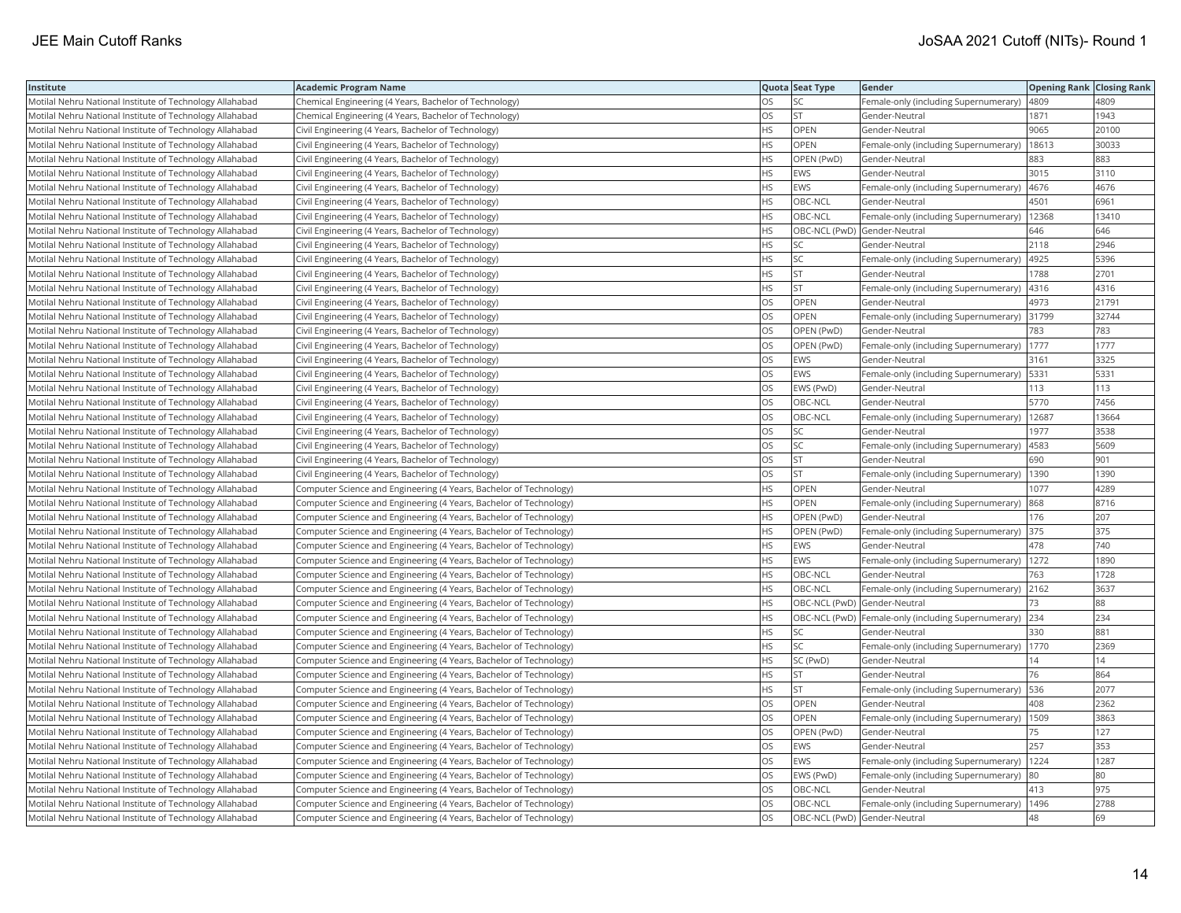| Institute | Academic Program Name | Quota | Seat Type | Gender | Opening Rank | Closing Rank |
|---|---|---|---|---|---|---|
| Motilal Nehru National Institute of Technology Allahabad | Chemical Engineering (4 Years, Bachelor of Technology) | OS | SC | Female-only (including Supernumerary) | 4809 | 4809 |
| Motilal Nehru National Institute of Technology Allahabad | Chemical Engineering (4 Years, Bachelor of Technology) | OS | ST | Gender-Neutral | 1871 | 1943 |
| Motilal Nehru National Institute of Technology Allahabad | Civil Engineering (4 Years, Bachelor of Technology) | HS | OPEN | Gender-Neutral | 9065 | 20100 |
| Motilal Nehru National Institute of Technology Allahabad | Civil Engineering (4 Years, Bachelor of Technology) | HS | OPEN | Female-only (including Supernumerary) | 18613 | 30033 |
| Motilal Nehru National Institute of Technology Allahabad | Civil Engineering (4 Years, Bachelor of Technology) | HS | OPEN (PwD) | Gender-Neutral | 883 | 883 |
| Motilal Nehru National Institute of Technology Allahabad | Civil Engineering (4 Years, Bachelor of Technology) | HS | EWS | Gender-Neutral | 3015 | 3110 |
| Motilal Nehru National Institute of Technology Allahabad | Civil Engineering (4 Years, Bachelor of Technology) | HS | EWS | Female-only (including Supernumerary) | 4676 | 4676 |
| Motilal Nehru National Institute of Technology Allahabad | Civil Engineering (4 Years, Bachelor of Technology) | HS | OBC-NCL | Gender-Neutral | 4501 | 6961 |
| Motilal Nehru National Institute of Technology Allahabad | Civil Engineering (4 Years, Bachelor of Technology) | HS | OBC-NCL | Female-only (including Supernumerary) | 12368 | 13410 |
| Motilal Nehru National Institute of Technology Allahabad | Civil Engineering (4 Years, Bachelor of Technology) | HS | OBC-NCL (PwD) | Gender-Neutral | 646 | 646 |
| Motilal Nehru National Institute of Technology Allahabad | Civil Engineering (4 Years, Bachelor of Technology) | HS | SC | Gender-Neutral | 2118 | 2946 |
| Motilal Nehru National Institute of Technology Allahabad | Civil Engineering (4 Years, Bachelor of Technology) | HS | SC | Female-only (including Supernumerary) | 4925 | 5396 |
| Motilal Nehru National Institute of Technology Allahabad | Civil Engineering (4 Years, Bachelor of Technology) | HS | ST | Gender-Neutral | 1788 | 2701 |
| Motilal Nehru National Institute of Technology Allahabad | Civil Engineering (4 Years, Bachelor of Technology) | HS | ST | Female-only (including Supernumerary) | 4316 | 4316 |
| Motilal Nehru National Institute of Technology Allahabad | Civil Engineering (4 Years, Bachelor of Technology) | OS | OPEN | Gender-Neutral | 4973 | 21791 |
| Motilal Nehru National Institute of Technology Allahabad | Civil Engineering (4 Years, Bachelor of Technology) | OS | OPEN | Female-only (including Supernumerary) | 31799 | 32744 |
| Motilal Nehru National Institute of Technology Allahabad | Civil Engineering (4 Years, Bachelor of Technology) | OS | OPEN (PwD) | Gender-Neutral | 783 | 783 |
| Motilal Nehru National Institute of Technology Allahabad | Civil Engineering (4 Years, Bachelor of Technology) | OS | OPEN (PwD) | Female-only (including Supernumerary) | 1777 | 1777 |
| Motilal Nehru National Institute of Technology Allahabad | Civil Engineering (4 Years, Bachelor of Technology) | OS | EWS | Gender-Neutral | 3161 | 3325 |
| Motilal Nehru National Institute of Technology Allahabad | Civil Engineering (4 Years, Bachelor of Technology) | OS | EWS | Female-only (including Supernumerary) | 5331 | 5331 |
| Motilal Nehru National Institute of Technology Allahabad | Civil Engineering (4 Years, Bachelor of Technology) | OS | EWS (PwD) | Gender-Neutral | 113 | 113 |
| Motilal Nehru National Institute of Technology Allahabad | Civil Engineering (4 Years, Bachelor of Technology) | OS | OBC-NCL | Gender-Neutral | 5770 | 7456 |
| Motilal Nehru National Institute of Technology Allahabad | Civil Engineering (4 Years, Bachelor of Technology) | OS | OBC-NCL | Female-only (including Supernumerary) | 12687 | 13664 |
| Motilal Nehru National Institute of Technology Allahabad | Civil Engineering (4 Years, Bachelor of Technology) | OS | SC | Gender-Neutral | 1977 | 3538 |
| Motilal Nehru National Institute of Technology Allahabad | Civil Engineering (4 Years, Bachelor of Technology) | OS | SC | Female-only (including Supernumerary) | 4583 | 5609 |
| Motilal Nehru National Institute of Technology Allahabad | Civil Engineering (4 Years, Bachelor of Technology) | OS | ST | Gender-Neutral | 690 | 901 |
| Motilal Nehru National Institute of Technology Allahabad | Civil Engineering (4 Years, Bachelor of Technology) | OS | ST | Female-only (including Supernumerary) | 1390 | 1390 |
| Motilal Nehru National Institute of Technology Allahabad | Computer Science and Engineering (4 Years, Bachelor of Technology) | HS | OPEN | Gender-Neutral | 1077 | 4289 |
| Motilal Nehru National Institute of Technology Allahabad | Computer Science and Engineering (4 Years, Bachelor of Technology) | HS | OPEN | Female-only (including Supernumerary) | 868 | 8716 |
| Motilal Nehru National Institute of Technology Allahabad | Computer Science and Engineering (4 Years, Bachelor of Technology) | HS | OPEN (PwD) | Gender-Neutral | 176 | 207 |
| Motilal Nehru National Institute of Technology Allahabad | Computer Science and Engineering (4 Years, Bachelor of Technology) | HS | OPEN (PwD) | Female-only (including Supernumerary) | 375 | 375 |
| Motilal Nehru National Institute of Technology Allahabad | Computer Science and Engineering (4 Years, Bachelor of Technology) | HS | EWS | Gender-Neutral | 478 | 740 |
| Motilal Nehru National Institute of Technology Allahabad | Computer Science and Engineering (4 Years, Bachelor of Technology) | HS | EWS | Female-only (including Supernumerary) | 1272 | 1890 |
| Motilal Nehru National Institute of Technology Allahabad | Computer Science and Engineering (4 Years, Bachelor of Technology) | HS | OBC-NCL | Gender-Neutral | 763 | 1728 |
| Motilal Nehru National Institute of Technology Allahabad | Computer Science and Engineering (4 Years, Bachelor of Technology) | HS | OBC-NCL | Female-only (including Supernumerary) | 2162 | 3637 |
| Motilal Nehru National Institute of Technology Allahabad | Computer Science and Engineering (4 Years, Bachelor of Technology) | HS | OBC-NCL (PwD) | Gender-Neutral | 73 | 88 |
| Motilal Nehru National Institute of Technology Allahabad | Computer Science and Engineering (4 Years, Bachelor of Technology) | HS | OBC-NCL (PwD) | Female-only (including Supernumerary) | 234 | 234 |
| Motilal Nehru National Institute of Technology Allahabad | Computer Science and Engineering (4 Years, Bachelor of Technology) | HS | SC | Gender-Neutral | 330 | 881 |
| Motilal Nehru National Institute of Technology Allahabad | Computer Science and Engineering (4 Years, Bachelor of Technology) | HS | SC | Female-only (including Supernumerary) | 1770 | 2369 |
| Motilal Nehru National Institute of Technology Allahabad | Computer Science and Engineering (4 Years, Bachelor of Technology) | HS | SC (PwD) | Gender-Neutral | 14 | 14 |
| Motilal Nehru National Institute of Technology Allahabad | Computer Science and Engineering (4 Years, Bachelor of Technology) | HS | ST | Gender-Neutral | 76 | 864 |
| Motilal Nehru National Institute of Technology Allahabad | Computer Science and Engineering (4 Years, Bachelor of Technology) | HS | ST | Female-only (including Supernumerary) | 536 | 2077 |
| Motilal Nehru National Institute of Technology Allahabad | Computer Science and Engineering (4 Years, Bachelor of Technology) | OS | OPEN | Gender-Neutral | 408 | 2362 |
| Motilal Nehru National Institute of Technology Allahabad | Computer Science and Engineering (4 Years, Bachelor of Technology) | OS | OPEN | Female-only (including Supernumerary) | 1509 | 3863 |
| Motilal Nehru National Institute of Technology Allahabad | Computer Science and Engineering (4 Years, Bachelor of Technology) | OS | OPEN (PwD) | Gender-Neutral | 75 | 127 |
| Motilal Nehru National Institute of Technology Allahabad | Computer Science and Engineering (4 Years, Bachelor of Technology) | OS | EWS | Gender-Neutral | 257 | 353 |
| Motilal Nehru National Institute of Technology Allahabad | Computer Science and Engineering (4 Years, Bachelor of Technology) | OS | EWS | Female-only (including Supernumerary) | 1224 | 1287 |
| Motilal Nehru National Institute of Technology Allahabad | Computer Science and Engineering (4 Years, Bachelor of Technology) | OS | EWS (PwD) | Female-only (including Supernumerary) | 80 | 80 |
| Motilal Nehru National Institute of Technology Allahabad | Computer Science and Engineering (4 Years, Bachelor of Technology) | OS | OBC-NCL | Gender-Neutral | 413 | 975 |
| Motilal Nehru National Institute of Technology Allahabad | Computer Science and Engineering (4 Years, Bachelor of Technology) | OS | OBC-NCL | Female-only (including Supernumerary) | 1496 | 2788 |
| Motilal Nehru National Institute of Technology Allahabad | Computer Science and Engineering (4 Years, Bachelor of Technology) | OS | OBC-NCL (PwD) | Gender-Neutral | 48 | 69 |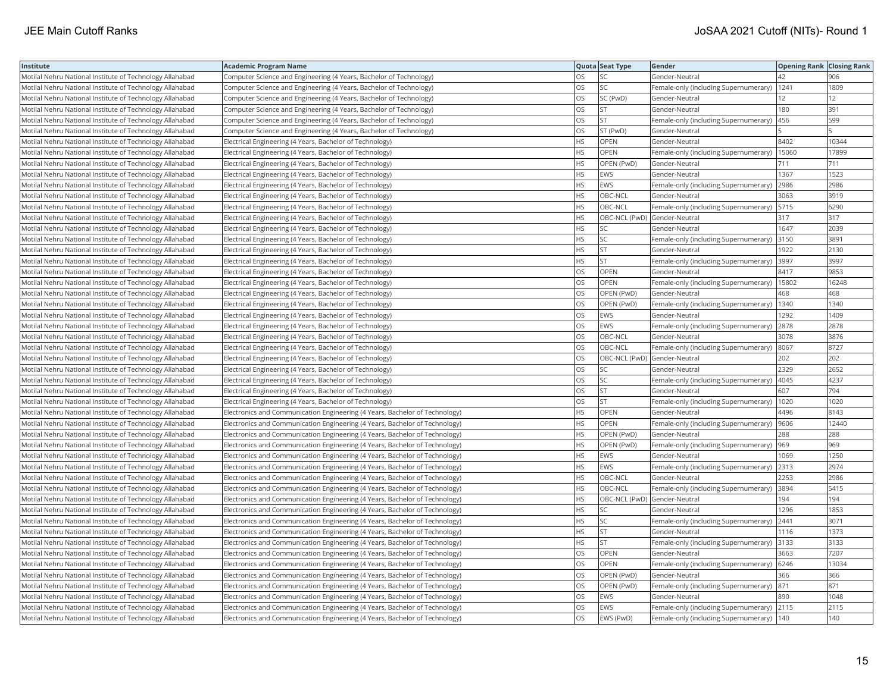| Institute | Academic Program Name | Quota | Seat Type | Gender | Opening Rank | Closing Rank |
|---|---|---|---|---|---|---|
| Motilal Nehru National Institute of Technology Allahabad | Computer Science and Engineering (4 Years, Bachelor of Technology) | OS | SC | Gender-Neutral | 42 | 906 |
| Motilal Nehru National Institute of Technology Allahabad | Computer Science and Engineering (4 Years, Bachelor of Technology) | OS | SC | Female-only (including Supernumerary) | 1241 | 1809 |
| Motilal Nehru National Institute of Technology Allahabad | Computer Science and Engineering (4 Years, Bachelor of Technology) | OS | SC (PwD) | Gender-Neutral | 12 | 12 |
| Motilal Nehru National Institute of Technology Allahabad | Computer Science and Engineering (4 Years, Bachelor of Technology) | OS | ST | Gender-Neutral | 180 | 391 |
| Motilal Nehru National Institute of Technology Allahabad | Computer Science and Engineering (4 Years, Bachelor of Technology) | OS | ST | Female-only (including Supernumerary) | 456 | 599 |
| Motilal Nehru National Institute of Technology Allahabad | Computer Science and Engineering (4 Years, Bachelor of Technology) | OS | ST (PwD) | Gender-Neutral | 5 | 5 |
| Motilal Nehru National Institute of Technology Allahabad | Electrical Engineering (4 Years, Bachelor of Technology) | HS | OPEN | Gender-Neutral | 8402 | 10344 |
| Motilal Nehru National Institute of Technology Allahabad | Electrical Engineering (4 Years, Bachelor of Technology) | HS | OPEN | Female-only (including Supernumerary) | 15060 | 17899 |
| Motilal Nehru National Institute of Technology Allahabad | Electrical Engineering (4 Years, Bachelor of Technology) | HS | OPEN (PwD) | Gender-Neutral | 711 | 711 |
| Motilal Nehru National Institute of Technology Allahabad | Electrical Engineering (4 Years, Bachelor of Technology) | HS | EWS | Gender-Neutral | 1367 | 1523 |
| Motilal Nehru National Institute of Technology Allahabad | Electrical Engineering (4 Years, Bachelor of Technology) | HS | EWS | Female-only (including Supernumerary) | 2986 | 2986 |
| Motilal Nehru National Institute of Technology Allahabad | Electrical Engineering (4 Years, Bachelor of Technology) | HS | OBC-NCL | Gender-Neutral | 3063 | 3919 |
| Motilal Nehru National Institute of Technology Allahabad | Electrical Engineering (4 Years, Bachelor of Technology) | HS | OBC-NCL | Female-only (including Supernumerary) | 5715 | 6290 |
| Motilal Nehru National Institute of Technology Allahabad | Electrical Engineering (4 Years, Bachelor of Technology) | HS | OBC-NCL (PwD) | Gender-Neutral | 317 | 317 |
| Motilal Nehru National Institute of Technology Allahabad | Electrical Engineering (4 Years, Bachelor of Technology) | HS | SC | Gender-Neutral | 1647 | 2039 |
| Motilal Nehru National Institute of Technology Allahabad | Electrical Engineering (4 Years, Bachelor of Technology) | HS | SC | Female-only (including Supernumerary) | 3150 | 3891 |
| Motilal Nehru National Institute of Technology Allahabad | Electrical Engineering (4 Years, Bachelor of Technology) | HS | ST | Gender-Neutral | 1922 | 2130 |
| Motilal Nehru National Institute of Technology Allahabad | Electrical Engineering (4 Years, Bachelor of Technology) | HS | ST | Female-only (including Supernumerary) | 3997 | 3997 |
| Motilal Nehru National Institute of Technology Allahabad | Electrical Engineering (4 Years, Bachelor of Technology) | OS | OPEN | Gender-Neutral | 8417 | 9853 |
| Motilal Nehru National Institute of Technology Allahabad | Electrical Engineering (4 Years, Bachelor of Technology) | OS | OPEN | Female-only (including Supernumerary) | 15802 | 16248 |
| Motilal Nehru National Institute of Technology Allahabad | Electrical Engineering (4 Years, Bachelor of Technology) | OS | OPEN (PwD) | Gender-Neutral | 468 | 468 |
| Motilal Nehru National Institute of Technology Allahabad | Electrical Engineering (4 Years, Bachelor of Technology) | OS | OPEN (PwD) | Female-only (including Supernumerary) | 1340 | 1340 |
| Motilal Nehru National Institute of Technology Allahabad | Electrical Engineering (4 Years, Bachelor of Technology) | OS | EWS | Gender-Neutral | 1292 | 1409 |
| Motilal Nehru National Institute of Technology Allahabad | Electrical Engineering (4 Years, Bachelor of Technology) | OS | EWS | Female-only (including Supernumerary) | 2878 | 2878 |
| Motilal Nehru National Institute of Technology Allahabad | Electrical Engineering (4 Years, Bachelor of Technology) | OS | OBC-NCL | Gender-Neutral | 3078 | 3876 |
| Motilal Nehru National Institute of Technology Allahabad | Electrical Engineering (4 Years, Bachelor of Technology) | OS | OBC-NCL | Female-only (including Supernumerary) | 8067 | 8727 |
| Motilal Nehru National Institute of Technology Allahabad | Electrical Engineering (4 Years, Bachelor of Technology) | OS | OBC-NCL (PwD) | Gender-Neutral | 202 | 202 |
| Motilal Nehru National Institute of Technology Allahabad | Electrical Engineering (4 Years, Bachelor of Technology) | OS | SC | Gender-Neutral | 2329 | 2652 |
| Motilal Nehru National Institute of Technology Allahabad | Electrical Engineering (4 Years, Bachelor of Technology) | OS | SC | Female-only (including Supernumerary) | 4045 | 4237 |
| Motilal Nehru National Institute of Technology Allahabad | Electrical Engineering (4 Years, Bachelor of Technology) | OS | ST | Gender-Neutral | 607 | 794 |
| Motilal Nehru National Institute of Technology Allahabad | Electrical Engineering (4 Years, Bachelor of Technology) | OS | ST | Female-only (including Supernumerary) | 1020 | 1020 |
| Motilal Nehru National Institute of Technology Allahabad | Electronics and Communication Engineering (4 Years, Bachelor of Technology) | HS | OPEN | Gender-Neutral | 4496 | 8143 |
| Motilal Nehru National Institute of Technology Allahabad | Electronics and Communication Engineering (4 Years, Bachelor of Technology) | HS | OPEN | Female-only (including Supernumerary) | 9606 | 12440 |
| Motilal Nehru National Institute of Technology Allahabad | Electronics and Communication Engineering (4 Years, Bachelor of Technology) | HS | OPEN (PwD) | Gender-Neutral | 288 | 288 |
| Motilal Nehru National Institute of Technology Allahabad | Electronics and Communication Engineering (4 Years, Bachelor of Technology) | HS | OPEN (PwD) | Female-only (including Supernumerary) | 969 | 969 |
| Motilal Nehru National Institute of Technology Allahabad | Electronics and Communication Engineering (4 Years, Bachelor of Technology) | HS | EWS | Gender-Neutral | 1069 | 1250 |
| Motilal Nehru National Institute of Technology Allahabad | Electronics and Communication Engineering (4 Years, Bachelor of Technology) | HS | EWS | Female-only (including Supernumerary) | 2313 | 2974 |
| Motilal Nehru National Institute of Technology Allahabad | Electronics and Communication Engineering (4 Years, Bachelor of Technology) | HS | OBC-NCL | Gender-Neutral | 2253 | 2986 |
| Motilal Nehru National Institute of Technology Allahabad | Electronics and Communication Engineering (4 Years, Bachelor of Technology) | HS | OBC-NCL | Female-only (including Supernumerary) | 3894 | 5415 |
| Motilal Nehru National Institute of Technology Allahabad | Electronics and Communication Engineering (4 Years, Bachelor of Technology) | HS | OBC-NCL (PwD) | Gender-Neutral | 194 | 194 |
| Motilal Nehru National Institute of Technology Allahabad | Electronics and Communication Engineering (4 Years, Bachelor of Technology) | HS | SC | Gender-Neutral | 1296 | 1853 |
| Motilal Nehru National Institute of Technology Allahabad | Electronics and Communication Engineering (4 Years, Bachelor of Technology) | HS | SC | Female-only (including Supernumerary) | 2441 | 3071 |
| Motilal Nehru National Institute of Technology Allahabad | Electronics and Communication Engineering (4 Years, Bachelor of Technology) | HS | ST | Gender-Neutral | 1116 | 1373 |
| Motilal Nehru National Institute of Technology Allahabad | Electronics and Communication Engineering (4 Years, Bachelor of Technology) | HS | ST | Female-only (including Supernumerary) | 3133 | 3133 |
| Motilal Nehru National Institute of Technology Allahabad | Electronics and Communication Engineering (4 Years, Bachelor of Technology) | OS | OPEN | Gender-Neutral | 3663 | 7207 |
| Motilal Nehru National Institute of Technology Allahabad | Electronics and Communication Engineering (4 Years, Bachelor of Technology) | OS | OPEN | Female-only (including Supernumerary) | 6246 | 13034 |
| Motilal Nehru National Institute of Technology Allahabad | Electronics and Communication Engineering (4 Years, Bachelor of Technology) | OS | OPEN (PwD) | Gender-Neutral | 366 | 366 |
| Motilal Nehru National Institute of Technology Allahabad | Electronics and Communication Engineering (4 Years, Bachelor of Technology) | OS | OPEN (PwD) | Female-only (including Supernumerary) | 871 | 871 |
| Motilal Nehru National Institute of Technology Allahabad | Electronics and Communication Engineering (4 Years, Bachelor of Technology) | OS | EWS | Gender-Neutral | 890 | 1048 |
| Motilal Nehru National Institute of Technology Allahabad | Electronics and Communication Engineering (4 Years, Bachelor of Technology) | OS | EWS | Female-only (including Supernumerary) | 2115 | 2115 |
| Motilal Nehru National Institute of Technology Allahabad | Electronics and Communication Engineering (4 Years, Bachelor of Technology) | OS | EWS (PwD) | Female-only (including Supernumerary) | 140 | 140 |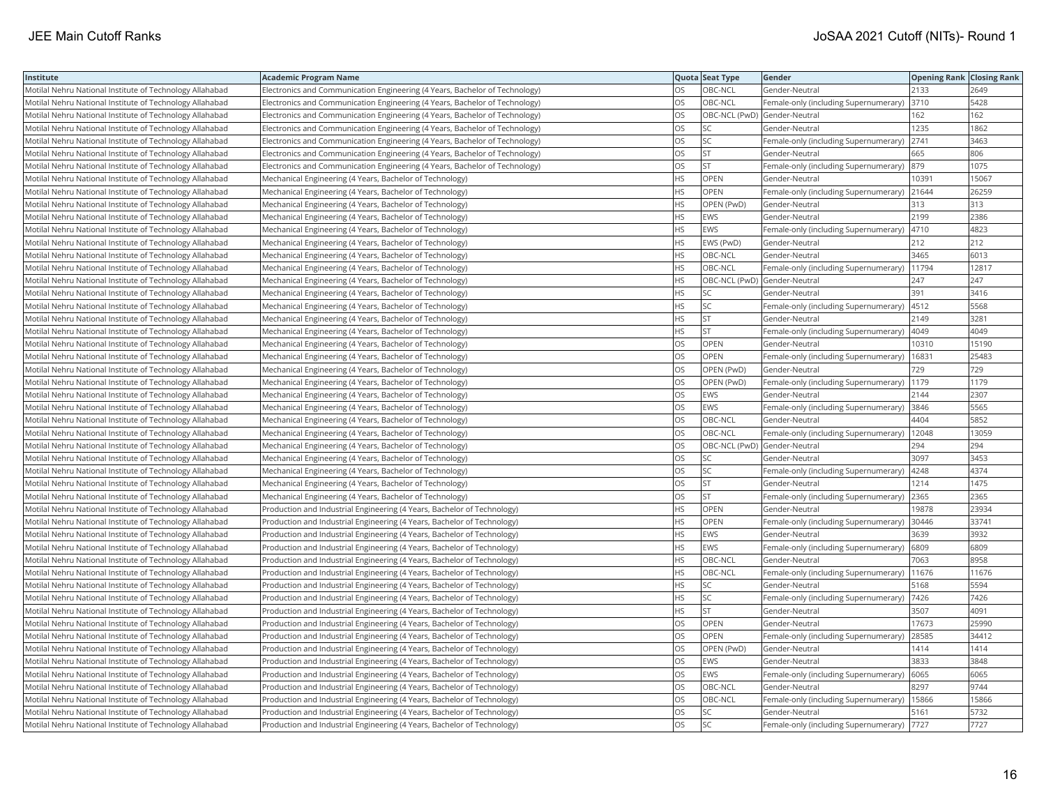| Institute | Academic Program Name | Quota | Seat Type | Gender | Opening Rank | Closing Rank |
|---|---|---|---|---|---|---|
| Motilal Nehru National Institute of Technology Allahabad | Electronics and Communication Engineering (4 Years, Bachelor of Technology) | OS | OBC-NCL | Gender-Neutral | 2133 | 2649 |
| Motilal Nehru National Institute of Technology Allahabad | Electronics and Communication Engineering (4 Years, Bachelor of Technology) | OS | OBC-NCL | Female-only (including Supernumerary) | 3710 | 5428 |
| Motilal Nehru National Institute of Technology Allahabad | Electronics and Communication Engineering (4 Years, Bachelor of Technology) | OS | OBC-NCL (PwD) | Gender-Neutral | 162 | 162 |
| Motilal Nehru National Institute of Technology Allahabad | Electronics and Communication Engineering (4 Years, Bachelor of Technology) | OS | SC | Gender-Neutral | 1235 | 1862 |
| Motilal Nehru National Institute of Technology Allahabad | Electronics and Communication Engineering (4 Years, Bachelor of Technology) | OS | SC | Female-only (including Supernumerary) | 2741 | 3463 |
| Motilal Nehru National Institute of Technology Allahabad | Electronics and Communication Engineering (4 Years, Bachelor of Technology) | OS | ST | Gender-Neutral | 665 | 806 |
| Motilal Nehru National Institute of Technology Allahabad | Electronics and Communication Engineering (4 Years, Bachelor of Technology) | OS | ST | Female-only (including Supernumerary) | 879 | 1075 |
| Motilal Nehru National Institute of Technology Allahabad | Mechanical Engineering (4 Years, Bachelor of Technology) | HS | OPEN | Gender-Neutral | 10391 | 15067 |
| Motilal Nehru National Institute of Technology Allahabad | Mechanical Engineering (4 Years, Bachelor of Technology) | HS | OPEN | Female-only (including Supernumerary) | 21644 | 26259 |
| Motilal Nehru National Institute of Technology Allahabad | Mechanical Engineering (4 Years, Bachelor of Technology) | HS | OPEN (PwD) | Gender-Neutral | 313 | 313 |
| Motilal Nehru National Institute of Technology Allahabad | Mechanical Engineering (4 Years, Bachelor of Technology) | HS | EWS | Gender-Neutral | 2199 | 2386 |
| Motilal Nehru National Institute of Technology Allahabad | Mechanical Engineering (4 Years, Bachelor of Technology) | HS | EWS | Female-only (including Supernumerary) | 4710 | 4823 |
| Motilal Nehru National Institute of Technology Allahabad | Mechanical Engineering (4 Years, Bachelor of Technology) | HS | EWS (PwD) | Gender-Neutral | 212 | 212 |
| Motilal Nehru National Institute of Technology Allahabad | Mechanical Engineering (4 Years, Bachelor of Technology) | HS | OBC-NCL | Gender-Neutral | 3465 | 6013 |
| Motilal Nehru National Institute of Technology Allahabad | Mechanical Engineering (4 Years, Bachelor of Technology) | HS | OBC-NCL | Female-only (including Supernumerary) | 11794 | 12817 |
| Motilal Nehru National Institute of Technology Allahabad | Mechanical Engineering (4 Years, Bachelor of Technology) | HS | OBC-NCL (PwD) | Gender-Neutral | 247 | 247 |
| Motilal Nehru National Institute of Technology Allahabad | Mechanical Engineering (4 Years, Bachelor of Technology) | HS | SC | Gender-Neutral | 391 | 3416 |
| Motilal Nehru National Institute of Technology Allahabad | Mechanical Engineering (4 Years, Bachelor of Technology) | HS | SC | Female-only (including Supernumerary) | 4512 | 5568 |
| Motilal Nehru National Institute of Technology Allahabad | Mechanical Engineering (4 Years, Bachelor of Technology) | HS | ST | Gender-Neutral | 2149 | 3281 |
| Motilal Nehru National Institute of Technology Allahabad | Mechanical Engineering (4 Years, Bachelor of Technology) | HS | ST | Female-only (including Supernumerary) | 4049 | 4049 |
| Motilal Nehru National Institute of Technology Allahabad | Mechanical Engineering (4 Years, Bachelor of Technology) | OS | OPEN | Gender-Neutral | 10310 | 15190 |
| Motilal Nehru National Institute of Technology Allahabad | Mechanical Engineering (4 Years, Bachelor of Technology) | OS | OPEN | Female-only (including Supernumerary) | 16831 | 25483 |
| Motilal Nehru National Institute of Technology Allahabad | Mechanical Engineering (4 Years, Bachelor of Technology) | OS | OPEN (PwD) | Gender-Neutral | 729 | 729 |
| Motilal Nehru National Institute of Technology Allahabad | Mechanical Engineering (4 Years, Bachelor of Technology) | OS | OPEN (PwD) | Female-only (including Supernumerary) | 1179 | 1179 |
| Motilal Nehru National Institute of Technology Allahabad | Mechanical Engineering (4 Years, Bachelor of Technology) | OS | EWS | Gender-Neutral | 2144 | 2307 |
| Motilal Nehru National Institute of Technology Allahabad | Mechanical Engineering (4 Years, Bachelor of Technology) | OS | EWS | Female-only (including Supernumerary) | 3846 | 5565 |
| Motilal Nehru National Institute of Technology Allahabad | Mechanical Engineering (4 Years, Bachelor of Technology) | OS | OBC-NCL | Gender-Neutral | 4404 | 5852 |
| Motilal Nehru National Institute of Technology Allahabad | Mechanical Engineering (4 Years, Bachelor of Technology) | OS | OBC-NCL | Female-only (including Supernumerary) | 12048 | 13059 |
| Motilal Nehru National Institute of Technology Allahabad | Mechanical Engineering (4 Years, Bachelor of Technology) | OS | OBC-NCL (PwD) | Gender-Neutral | 294 | 294 |
| Motilal Nehru National Institute of Technology Allahabad | Mechanical Engineering (4 Years, Bachelor of Technology) | OS | SC | Gender-Neutral | 3097 | 3453 |
| Motilal Nehru National Institute of Technology Allahabad | Mechanical Engineering (4 Years, Bachelor of Technology) | OS | SC | Female-only (including Supernumerary) | 4248 | 4374 |
| Motilal Nehru National Institute of Technology Allahabad | Mechanical Engineering (4 Years, Bachelor of Technology) | OS | ST | Gender-Neutral | 1214 | 1475 |
| Motilal Nehru National Institute of Technology Allahabad | Mechanical Engineering (4 Years, Bachelor of Technology) | OS | ST | Female-only (including Supernumerary) | 2365 | 2365 |
| Motilal Nehru National Institute of Technology Allahabad | Production and Industrial Engineering (4 Years, Bachelor of Technology) | HS | OPEN | Gender-Neutral | 19878 | 23934 |
| Motilal Nehru National Institute of Technology Allahabad | Production and Industrial Engineering (4 Years, Bachelor of Technology) | HS | OPEN | Female-only (including Supernumerary) | 30446 | 33741 |
| Motilal Nehru National Institute of Technology Allahabad | Production and Industrial Engineering (4 Years, Bachelor of Technology) | HS | EWS | Gender-Neutral | 3639 | 3932 |
| Motilal Nehru National Institute of Technology Allahabad | Production and Industrial Engineering (4 Years, Bachelor of Technology) | HS | EWS | Female-only (including Supernumerary) | 6809 | 6809 |
| Motilal Nehru National Institute of Technology Allahabad | Production and Industrial Engineering (4 Years, Bachelor of Technology) | HS | OBC-NCL | Gender-Neutral | 7063 | 8958 |
| Motilal Nehru National Institute of Technology Allahabad | Production and Industrial Engineering (4 Years, Bachelor of Technology) | HS | OBC-NCL | Female-only (including Supernumerary) | 11676 | 11676 |
| Motilal Nehru National Institute of Technology Allahabad | Production and Industrial Engineering (4 Years, Bachelor of Technology) | HS | SC | Gender-Neutral | 5168 | 5594 |
| Motilal Nehru National Institute of Technology Allahabad | Production and Industrial Engineering (4 Years, Bachelor of Technology) | HS | SC | Female-only (including Supernumerary) | 7426 | 7426 |
| Motilal Nehru National Institute of Technology Allahabad | Production and Industrial Engineering (4 Years, Bachelor of Technology) | HS | ST | Gender-Neutral | 3507 | 4091 |
| Motilal Nehru National Institute of Technology Allahabad | Production and Industrial Engineering (4 Years, Bachelor of Technology) | OS | OPEN | Gender-Neutral | 17673 | 25990 |
| Motilal Nehru National Institute of Technology Allahabad | Production and Industrial Engineering (4 Years, Bachelor of Technology) | OS | OPEN | Female-only (including Supernumerary) | 28585 | 34412 |
| Motilal Nehru National Institute of Technology Allahabad | Production and Industrial Engineering (4 Years, Bachelor of Technology) | OS | OPEN (PwD) | Gender-Neutral | 1414 | 1414 |
| Motilal Nehru National Institute of Technology Allahabad | Production and Industrial Engineering (4 Years, Bachelor of Technology) | OS | EWS | Gender-Neutral | 3833 | 3848 |
| Motilal Nehru National Institute of Technology Allahabad | Production and Industrial Engineering (4 Years, Bachelor of Technology) | OS | EWS | Female-only (including Supernumerary) | 6065 | 6065 |
| Motilal Nehru National Institute of Technology Allahabad | Production and Industrial Engineering (4 Years, Bachelor of Technology) | OS | OBC-NCL | Gender-Neutral | 8297 | 9744 |
| Motilal Nehru National Institute of Technology Allahabad | Production and Industrial Engineering (4 Years, Bachelor of Technology) | OS | OBC-NCL | Female-only (including Supernumerary) | 15866 | 15866 |
| Motilal Nehru National Institute of Technology Allahabad | Production and Industrial Engineering (4 Years, Bachelor of Technology) | OS | SC | Gender-Neutral | 5161 | 5732 |
| Motilal Nehru National Institute of Technology Allahabad | Production and Industrial Engineering (4 Years, Bachelor of Technology) | OS | SC | Female-only (including Supernumerary) | 7727 | 7727 |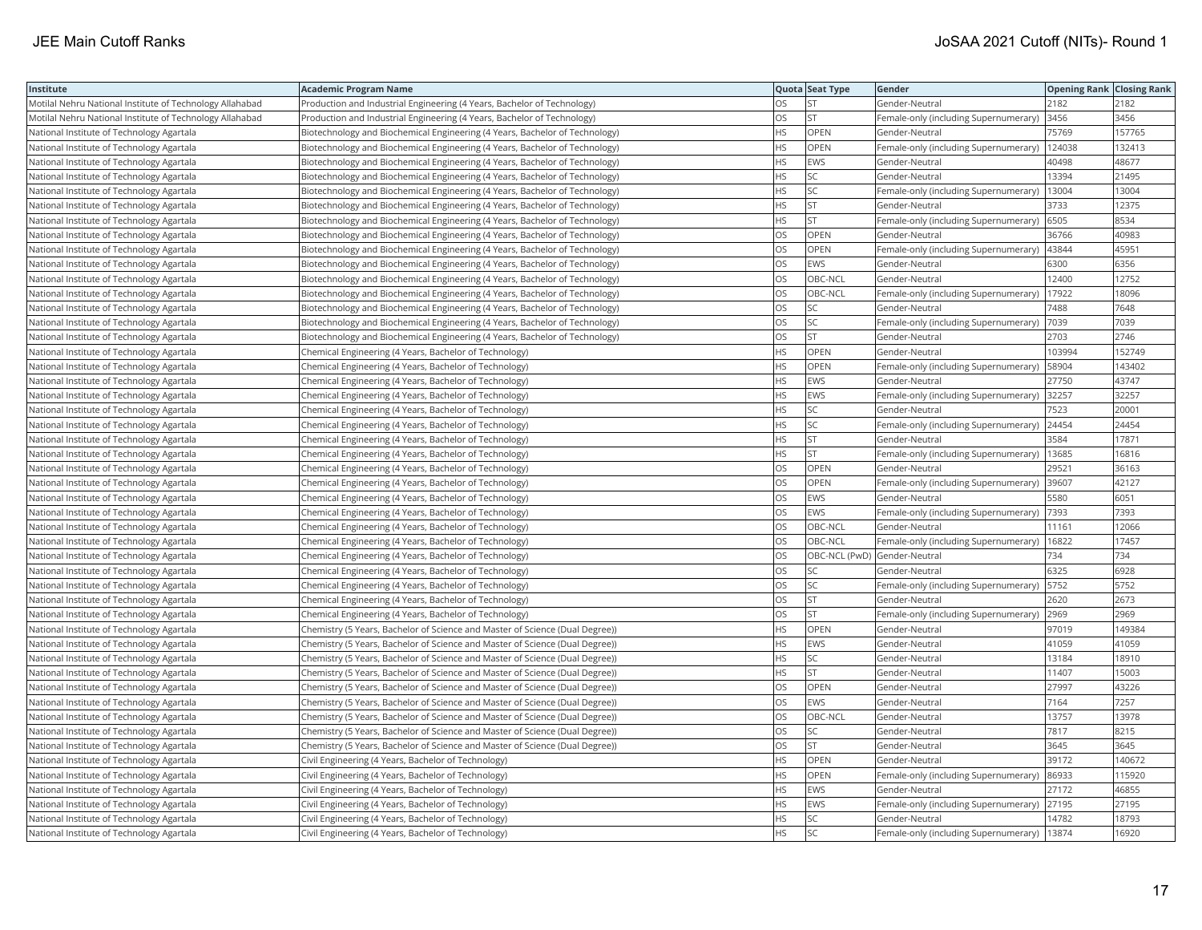| Institute | Academic Program Name | Quota | Seat Type | Gender | Opening Rank | Closing Rank |
|---|---|---|---|---|---|---|
| Motilal Nehru National Institute of Technology Allahabad | Production and Industrial Engineering (4 Years, Bachelor of Technology) | OS | ST | Gender-Neutral | 2182 | 2182 |
| Motilal Nehru National Institute of Technology Allahabad | Production and Industrial Engineering (4 Years, Bachelor of Technology) | OS | ST | Female-only (including Supernumerary) | 3456 | 3456 |
| National Institute of Technology Agartala | Biotechnology and Biochemical Engineering (4 Years, Bachelor of Technology) | HS | OPEN | Gender-Neutral | 75769 | 157765 |
| National Institute of Technology Agartala | Biotechnology and Biochemical Engineering (4 Years, Bachelor of Technology) | HS | OPEN | Female-only (including Supernumerary) | 124038 | 132413 |
| National Institute of Technology Agartala | Biotechnology and Biochemical Engineering (4 Years, Bachelor of Technology) | HS | EWS | Gender-Neutral | 40498 | 48677 |
| National Institute of Technology Agartala | Biotechnology and Biochemical Engineering (4 Years, Bachelor of Technology) | HS | SC | Gender-Neutral | 13394 | 21495 |
| National Institute of Technology Agartala | Biotechnology and Biochemical Engineering (4 Years, Bachelor of Technology) | HS | SC | Female-only (including Supernumerary) | 13004 | 13004 |
| National Institute of Technology Agartala | Biotechnology and Biochemical Engineering (4 Years, Bachelor of Technology) | HS | ST | Gender-Neutral | 3733 | 12375 |
| National Institute of Technology Agartala | Biotechnology and Biochemical Engineering (4 Years, Bachelor of Technology) | HS | ST | Female-only (including Supernumerary) | 6505 | 8534 |
| National Institute of Technology Agartala | Biotechnology and Biochemical Engineering (4 Years, Bachelor of Technology) | OS | OPEN | Gender-Neutral | 36766 | 40983 |
| National Institute of Technology Agartala | Biotechnology and Biochemical Engineering (4 Years, Bachelor of Technology) | OS | OPEN | Female-only (including Supernumerary) | 43844 | 45951 |
| National Institute of Technology Agartala | Biotechnology and Biochemical Engineering (4 Years, Bachelor of Technology) | OS | EWS | Gender-Neutral | 6300 | 6356 |
| National Institute of Technology Agartala | Biotechnology and Biochemical Engineering (4 Years, Bachelor of Technology) | OS | OBC-NCL | Gender-Neutral | 12400 | 12752 |
| National Institute of Technology Agartala | Biotechnology and Biochemical Engineering (4 Years, Bachelor of Technology) | OS | OBC-NCL | Female-only (including Supernumerary) | 17922 | 18096 |
| National Institute of Technology Agartala | Biotechnology and Biochemical Engineering (4 Years, Bachelor of Technology) | OS | SC | Gender-Neutral | 7488 | 7648 |
| National Institute of Technology Agartala | Biotechnology and Biochemical Engineering (4 Years, Bachelor of Technology) | OS | SC | Female-only (including Supernumerary) | 7039 | 7039 |
| National Institute of Technology Agartala | Biotechnology and Biochemical Engineering (4 Years, Bachelor of Technology) | OS | ST | Gender-Neutral | 2703 | 2746 |
| National Institute of Technology Agartala | Chemical Engineering (4 Years, Bachelor of Technology) | HS | OPEN | Gender-Neutral | 103994 | 152749 |
| National Institute of Technology Agartala | Chemical Engineering (4 Years, Bachelor of Technology) | HS | OPEN | Female-only (including Supernumerary) | 58904 | 143402 |
| National Institute of Technology Agartala | Chemical Engineering (4 Years, Bachelor of Technology) | HS | EWS | Gender-Neutral | 27750 | 43747 |
| National Institute of Technology Agartala | Chemical Engineering (4 Years, Bachelor of Technology) | HS | EWS | Female-only (including Supernumerary) | 32257 | 32257 |
| National Institute of Technology Agartala | Chemical Engineering (4 Years, Bachelor of Technology) | HS | SC | Gender-Neutral | 7523 | 20001 |
| National Institute of Technology Agartala | Chemical Engineering (4 Years, Bachelor of Technology) | HS | SC | Female-only (including Supernumerary) | 24454 | 24454 |
| National Institute of Technology Agartala | Chemical Engineering (4 Years, Bachelor of Technology) | HS | ST | Gender-Neutral | 3584 | 17871 |
| National Institute of Technology Agartala | Chemical Engineering (4 Years, Bachelor of Technology) | HS | ST | Female-only (including Supernumerary) | 13685 | 16816 |
| National Institute of Technology Agartala | Chemical Engineering (4 Years, Bachelor of Technology) | OS | OPEN | Gender-Neutral | 29521 | 36163 |
| National Institute of Technology Agartala | Chemical Engineering (4 Years, Bachelor of Technology) | OS | OPEN | Female-only (including Supernumerary) | 39607 | 42127 |
| National Institute of Technology Agartala | Chemical Engineering (4 Years, Bachelor of Technology) | OS | EWS | Gender-Neutral | 5580 | 6051 |
| National Institute of Technology Agartala | Chemical Engineering (4 Years, Bachelor of Technology) | OS | EWS | Female-only (including Supernumerary) | 7393 | 7393 |
| National Institute of Technology Agartala | Chemical Engineering (4 Years, Bachelor of Technology) | OS | OBC-NCL | Gender-Neutral | 11161 | 12066 |
| National Institute of Technology Agartala | Chemical Engineering (4 Years, Bachelor of Technology) | OS | OBC-NCL | Female-only (including Supernumerary) | 16822 | 17457 |
| National Institute of Technology Agartala | Chemical Engineering (4 Years, Bachelor of Technology) | OS | OBC-NCL (PwD) | Gender-Neutral | 734 | 734 |
| National Institute of Technology Agartala | Chemical Engineering (4 Years, Bachelor of Technology) | OS | SC | Gender-Neutral | 6325 | 6928 |
| National Institute of Technology Agartala | Chemical Engineering (4 Years, Bachelor of Technology) | OS | SC | Female-only (including Supernumerary) | 5752 | 5752 |
| National Institute of Technology Agartala | Chemical Engineering (4 Years, Bachelor of Technology) | OS | ST | Gender-Neutral | 2620 | 2673 |
| National Institute of Technology Agartala | Chemical Engineering (4 Years, Bachelor of Technology) | OS | ST | Female-only (including Supernumerary) | 2969 | 2969 |
| National Institute of Technology Agartala | Chemistry (5 Years, Bachelor of Science and Master of Science (Dual Degree)) | HS | OPEN | Gender-Neutral | 97019 | 149384 |
| National Institute of Technology Agartala | Chemistry (5 Years, Bachelor of Science and Master of Science (Dual Degree)) | HS | EWS | Gender-Neutral | 41059 | 41059 |
| National Institute of Technology Agartala | Chemistry (5 Years, Bachelor of Science and Master of Science (Dual Degree)) | HS | SC | Gender-Neutral | 13184 | 18910 |
| National Institute of Technology Agartala | Chemistry (5 Years, Bachelor of Science and Master of Science (Dual Degree)) | HS | ST | Gender-Neutral | 11407 | 15003 |
| National Institute of Technology Agartala | Chemistry (5 Years, Bachelor of Science and Master of Science (Dual Degree)) | OS | OPEN | Gender-Neutral | 27997 | 43226 |
| National Institute of Technology Agartala | Chemistry (5 Years, Bachelor of Science and Master of Science (Dual Degree)) | OS | EWS | Gender-Neutral | 7164 | 7257 |
| National Institute of Technology Agartala | Chemistry (5 Years, Bachelor of Science and Master of Science (Dual Degree)) | OS | OBC-NCL | Gender-Neutral | 13757 | 13978 |
| National Institute of Technology Agartala | Chemistry (5 Years, Bachelor of Science and Master of Science (Dual Degree)) | OS | SC | Gender-Neutral | 7817 | 8215 |
| National Institute of Technology Agartala | Chemistry (5 Years, Bachelor of Science and Master of Science (Dual Degree)) | OS | ST | Gender-Neutral | 3645 | 3645 |
| National Institute of Technology Agartala | Civil Engineering (4 Years, Bachelor of Technology) | HS | OPEN | Gender-Neutral | 39172 | 140672 |
| National Institute of Technology Agartala | Civil Engineering (4 Years, Bachelor of Technology) | HS | OPEN | Female-only (including Supernumerary) | 86933 | 115920 |
| National Institute of Technology Agartala | Civil Engineering (4 Years, Bachelor of Technology) | HS | EWS | Gender-Neutral | 27172 | 46855 |
| National Institute of Technology Agartala | Civil Engineering (4 Years, Bachelor of Technology) | HS | EWS | Female-only (including Supernumerary) | 27195 | 27195 |
| National Institute of Technology Agartala | Civil Engineering (4 Years, Bachelor of Technology) | HS | SC | Gender-Neutral | 14782 | 18793 |
| National Institute of Technology Agartala | Civil Engineering (4 Years, Bachelor of Technology) | HS | SC | Female-only (including Supernumerary) | 13874 | 16920 |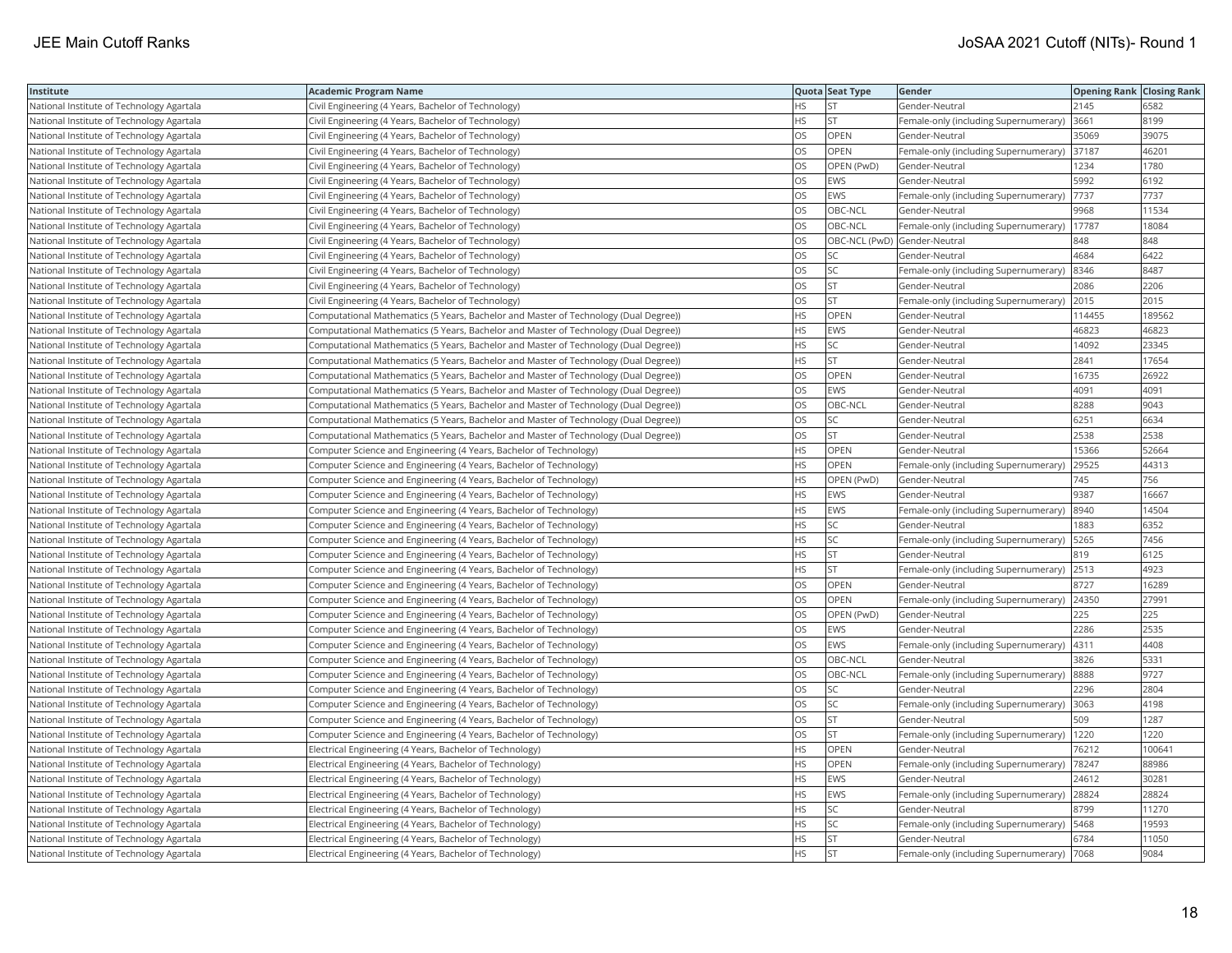| Institute | Academic Program Name | Quota | Seat Type | Gender | Opening Rank | Closing Rank |
|---|---|---|---|---|---|---|
| National Institute of Technology Agartala | Civil Engineering (4 Years, Bachelor of Technology) | HS | ST | Gender-Neutral | 2145 | 6582 |
| National Institute of Technology Agartala | Civil Engineering (4 Years, Bachelor of Technology) | HS | ST | Female-only (including Supernumerary) | 3661 | 8199 |
| National Institute of Technology Agartala | Civil Engineering (4 Years, Bachelor of Technology) | OS | OPEN | Gender-Neutral | 35069 | 39075 |
| National Institute of Technology Agartala | Civil Engineering (4 Years, Bachelor of Technology) | OS | OPEN | Female-only (including Supernumerary) | 37187 | 46201 |
| National Institute of Technology Agartala | Civil Engineering (4 Years, Bachelor of Technology) | OS | OPEN (PwD) | Gender-Neutral | 1234 | 1780 |
| National Institute of Technology Agartala | Civil Engineering (4 Years, Bachelor of Technology) | OS | EWS | Gender-Neutral | 5992 | 6192 |
| National Institute of Technology Agartala | Civil Engineering (4 Years, Bachelor of Technology) | OS | EWS | Female-only (including Supernumerary) | 7737 | 7737 |
| National Institute of Technology Agartala | Civil Engineering (4 Years, Bachelor of Technology) | OS | OBC-NCL | Gender-Neutral | 9968 | 11534 |
| National Institute of Technology Agartala | Civil Engineering (4 Years, Bachelor of Technology) | OS | OBC-NCL | Female-only (including Supernumerary) | 17787 | 18084 |
| National Institute of Technology Agartala | Civil Engineering (4 Years, Bachelor of Technology) | OS | OBC-NCL (PwD) | Gender-Neutral | 848 | 848 |
| National Institute of Technology Agartala | Civil Engineering (4 Years, Bachelor of Technology) | OS | SC | Gender-Neutral | 4684 | 6422 |
| National Institute of Technology Agartala | Civil Engineering (4 Years, Bachelor of Technology) | OS | SC | Female-only (including Supernumerary) | 8346 | 8487 |
| National Institute of Technology Agartala | Civil Engineering (4 Years, Bachelor of Technology) | OS | ST | Gender-Neutral | 2086 | 2206 |
| National Institute of Technology Agartala | Civil Engineering (4 Years, Bachelor of Technology) | OS | ST | Female-only (including Supernumerary) | 2015 | 2015 |
| National Institute of Technology Agartala | Computational Mathematics (5 Years, Bachelor and Master of Technology (Dual Degree)) | HS | OPEN | Gender-Neutral | 114455 | 189562 |
| National Institute of Technology Agartala | Computational Mathematics (5 Years, Bachelor and Master of Technology (Dual Degree)) | HS | EWS | Gender-Neutral | 46823 | 46823 |
| National Institute of Technology Agartala | Computational Mathematics (5 Years, Bachelor and Master of Technology (Dual Degree)) | HS | SC | Gender-Neutral | 14092 | 23345 |
| National Institute of Technology Agartala | Computational Mathematics (5 Years, Bachelor and Master of Technology (Dual Degree)) | HS | ST | Gender-Neutral | 2841 | 17654 |
| National Institute of Technology Agartala | Computational Mathematics (5 Years, Bachelor and Master of Technology (Dual Degree)) | OS | OPEN | Gender-Neutral | 16735 | 26922 |
| National Institute of Technology Agartala | Computational Mathematics (5 Years, Bachelor and Master of Technology (Dual Degree)) | OS | EWS | Gender-Neutral | 4091 | 4091 |
| National Institute of Technology Agartala | Computational Mathematics (5 Years, Bachelor and Master of Technology (Dual Degree)) | OS | OBC-NCL | Gender-Neutral | 8288 | 9043 |
| National Institute of Technology Agartala | Computational Mathematics (5 Years, Bachelor and Master of Technology (Dual Degree)) | OS | SC | Gender-Neutral | 6251 | 6634 |
| National Institute of Technology Agartala | Computational Mathematics (5 Years, Bachelor and Master of Technology (Dual Degree)) | OS | ST | Gender-Neutral | 2538 | 2538 |
| National Institute of Technology Agartala | Computer Science and Engineering (4 Years, Bachelor of Technology) | HS | OPEN | Gender-Neutral | 15366 | 52664 |
| National Institute of Technology Agartala | Computer Science and Engineering (4 Years, Bachelor of Technology) | HS | OPEN | Female-only (including Supernumerary) | 29525 | 44313 |
| National Institute of Technology Agartala | Computer Science and Engineering (4 Years, Bachelor of Technology) | HS | OPEN (PwD) | Gender-Neutral | 745 | 756 |
| National Institute of Technology Agartala | Computer Science and Engineering (4 Years, Bachelor of Technology) | HS | EWS | Gender-Neutral | 9387 | 16667 |
| National Institute of Technology Agartala | Computer Science and Engineering (4 Years, Bachelor of Technology) | HS | EWS | Female-only (including Supernumerary) | 8940 | 14504 |
| National Institute of Technology Agartala | Computer Science and Engineering (4 Years, Bachelor of Technology) | HS | SC | Gender-Neutral | 1883 | 6352 |
| National Institute of Technology Agartala | Computer Science and Engineering (4 Years, Bachelor of Technology) | HS | SC | Female-only (including Supernumerary) | 5265 | 7456 |
| National Institute of Technology Agartala | Computer Science and Engineering (4 Years, Bachelor of Technology) | HS | ST | Gender-Neutral | 819 | 6125 |
| National Institute of Technology Agartala | Computer Science and Engineering (4 Years, Bachelor of Technology) | HS | ST | Female-only (including Supernumerary) | 2513 | 4923 |
| National Institute of Technology Agartala | Computer Science and Engineering (4 Years, Bachelor of Technology) | OS | OPEN | Gender-Neutral | 8727 | 16289 |
| National Institute of Technology Agartala | Computer Science and Engineering (4 Years, Bachelor of Technology) | OS | OPEN | Female-only (including Supernumerary) | 24350 | 27991 |
| National Institute of Technology Agartala | Computer Science and Engineering (4 Years, Bachelor of Technology) | OS | OPEN (PwD) | Gender-Neutral | 225 | 225 |
| National Institute of Technology Agartala | Computer Science and Engineering (4 Years, Bachelor of Technology) | OS | EWS | Gender-Neutral | 2286 | 2535 |
| National Institute of Technology Agartala | Computer Science and Engineering (4 Years, Bachelor of Technology) | OS | EWS | Female-only (including Supernumerary) | 4311 | 4408 |
| National Institute of Technology Agartala | Computer Science and Engineering (4 Years, Bachelor of Technology) | OS | OBC-NCL | Gender-Neutral | 3826 | 5331 |
| National Institute of Technology Agartala | Computer Science and Engineering (4 Years, Bachelor of Technology) | OS | OBC-NCL | Female-only (including Supernumerary) | 8888 | 9727 |
| National Institute of Technology Agartala | Computer Science and Engineering (4 Years, Bachelor of Technology) | OS | SC | Gender-Neutral | 2296 | 2804 |
| National Institute of Technology Agartala | Computer Science and Engineering (4 Years, Bachelor of Technology) | OS | SC | Female-only (including Supernumerary) | 3063 | 4198 |
| National Institute of Technology Agartala | Computer Science and Engineering (4 Years, Bachelor of Technology) | OS | ST | Gender-Neutral | 509 | 1287 |
| National Institute of Technology Agartala | Computer Science and Engineering (4 Years, Bachelor of Technology) | OS | ST | Female-only (including Supernumerary) | 1220 | 1220 |
| National Institute of Technology Agartala | Electrical Engineering (4 Years, Bachelor of Technology) | HS | OPEN | Gender-Neutral | 76212 | 100641 |
| National Institute of Technology Agartala | Electrical Engineering (4 Years, Bachelor of Technology) | HS | OPEN | Female-only (including Supernumerary) | 78247 | 88986 |
| National Institute of Technology Agartala | Electrical Engineering (4 Years, Bachelor of Technology) | HS | EWS | Gender-Neutral | 24612 | 30281 |
| National Institute of Technology Agartala | Electrical Engineering (4 Years, Bachelor of Technology) | HS | EWS | Female-only (including Supernumerary) | 28824 | 28824 |
| National Institute of Technology Agartala | Electrical Engineering (4 Years, Bachelor of Technology) | HS | SC | Gender-Neutral | 8799 | 11270 |
| National Institute of Technology Agartala | Electrical Engineering (4 Years, Bachelor of Technology) | HS | SC | Female-only (including Supernumerary) | 5468 | 19593 |
| National Institute of Technology Agartala | Electrical Engineering (4 Years, Bachelor of Technology) | HS | ST | Gender-Neutral | 6784 | 11050 |
| National Institute of Technology Agartala | Electrical Engineering (4 Years, Bachelor of Technology) | HS | ST | Female-only (including Supernumerary) | 7068 | 9084 |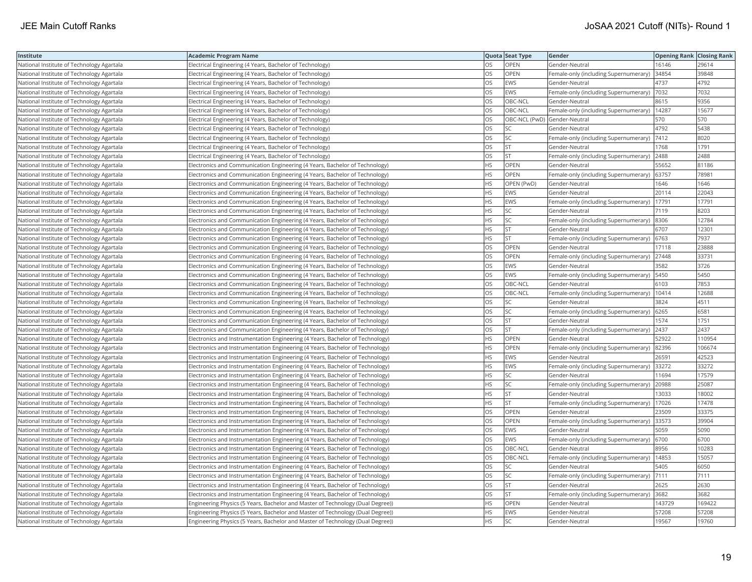| Institute | Academic Program Name | Quota | Seat Type | Gender | Opening Rank | Closing Rank |
|---|---|---|---|---|---|---|
| National Institute of Technology Agartala | Electrical Engineering (4 Years, Bachelor of Technology) | OS | OPEN | Gender-Neutral | 16146 | 29614 |
| National Institute of Technology Agartala | Electrical Engineering (4 Years, Bachelor of Technology) | OS | OPEN | Female-only (including Supernumerary) | 34854 | 39848 |
| National Institute of Technology Agartala | Electrical Engineering (4 Years, Bachelor of Technology) | OS | EWS | Gender-Neutral | 4737 | 4792 |
| National Institute of Technology Agartala | Electrical Engineering (4 Years, Bachelor of Technology) | OS | EWS | Female-only (including Supernumerary) | 7032 | 7032 |
| National Institute of Technology Agartala | Electrical Engineering (4 Years, Bachelor of Technology) | OS | OBC-NCL | Gender-Neutral | 8615 | 9356 |
| National Institute of Technology Agartala | Electrical Engineering (4 Years, Bachelor of Technology) | OS | OBC-NCL | Female-only (including Supernumerary) | 14287 | 15677 |
| National Institute of Technology Agartala | Electrical Engineering (4 Years, Bachelor of Technology) | OS | OBC-NCL (PwD) | Gender-Neutral | 570 | 570 |
| National Institute of Technology Agartala | Electrical Engineering (4 Years, Bachelor of Technology) | OS | SC | Gender-Neutral | 4792 | 5438 |
| National Institute of Technology Agartala | Electrical Engineering (4 Years, Bachelor of Technology) | OS | SC | Female-only (including Supernumerary) | 7412 | 8020 |
| National Institute of Technology Agartala | Electrical Engineering (4 Years, Bachelor of Technology) | OS | ST | Gender-Neutral | 1768 | 1791 |
| National Institute of Technology Agartala | Electrical Engineering (4 Years, Bachelor of Technology) | OS | ST | Female-only (including Supernumerary) | 2488 | 2488 |
| National Institute of Technology Agartala | Electronics and Communication Engineering (4 Years, Bachelor of Technology) | HS | OPEN | Gender-Neutral | 55652 | 81186 |
| National Institute of Technology Agartala | Electronics and Communication Engineering (4 Years, Bachelor of Technology) | HS | OPEN | Female-only (including Supernumerary) | 63757 | 78981 |
| National Institute of Technology Agartala | Electronics and Communication Engineering (4 Years, Bachelor of Technology) | HS | OPEN (PwD) | Gender-Neutral | 1646 | 1646 |
| National Institute of Technology Agartala | Electronics and Communication Engineering (4 Years, Bachelor of Technology) | HS | EWS | Gender-Neutral | 20114 | 22043 |
| National Institute of Technology Agartala | Electronics and Communication Engineering (4 Years, Bachelor of Technology) | HS | EWS | Female-only (including Supernumerary) | 17791 | 17791 |
| National Institute of Technology Agartala | Electronics and Communication Engineering (4 Years, Bachelor of Technology) | HS | SC | Gender-Neutral | 7119 | 8203 |
| National Institute of Technology Agartala | Electronics and Communication Engineering (4 Years, Bachelor of Technology) | HS | SC | Female-only (including Supernumerary) | 8306 | 12784 |
| National Institute of Technology Agartala | Electronics and Communication Engineering (4 Years, Bachelor of Technology) | HS | ST | Gender-Neutral | 6707 | 12301 |
| National Institute of Technology Agartala | Electronics and Communication Engineering (4 Years, Bachelor of Technology) | HS | ST | Female-only (including Supernumerary) | 6763 | 7937 |
| National Institute of Technology Agartala | Electronics and Communication Engineering (4 Years, Bachelor of Technology) | OS | OPEN | Gender-Neutral | 17118 | 23888 |
| National Institute of Technology Agartala | Electronics and Communication Engineering (4 Years, Bachelor of Technology) | OS | OPEN | Female-only (including Supernumerary) | 27448 | 33731 |
| National Institute of Technology Agartala | Electronics and Communication Engineering (4 Years, Bachelor of Technology) | OS | EWS | Gender-Neutral | 3582 | 3726 |
| National Institute of Technology Agartala | Electronics and Communication Engineering (4 Years, Bachelor of Technology) | OS | EWS | Female-only (including Supernumerary) | 5450 | 5450 |
| National Institute of Technology Agartala | Electronics and Communication Engineering (4 Years, Bachelor of Technology) | OS | OBC-NCL | Gender-Neutral | 6103 | 7853 |
| National Institute of Technology Agartala | Electronics and Communication Engineering (4 Years, Bachelor of Technology) | OS | OBC-NCL | Female-only (including Supernumerary) | 10414 | 12688 |
| National Institute of Technology Agartala | Electronics and Communication Engineering (4 Years, Bachelor of Technology) | OS | SC | Gender-Neutral | 3824 | 4511 |
| National Institute of Technology Agartala | Electronics and Communication Engineering (4 Years, Bachelor of Technology) | OS | SC | Female-only (including Supernumerary) | 6265 | 6581 |
| National Institute of Technology Agartala | Electronics and Communication Engineering (4 Years, Bachelor of Technology) | OS | ST | Gender-Neutral | 1574 | 1751 |
| National Institute of Technology Agartala | Electronics and Communication Engineering (4 Years, Bachelor of Technology) | OS | ST | Female-only (including Supernumerary) | 2437 | 2437 |
| National Institute of Technology Agartala | Electronics and Instrumentation Engineering (4 Years, Bachelor of Technology) | HS | OPEN | Gender-Neutral | 52922 | 110954 |
| National Institute of Technology Agartala | Electronics and Instrumentation Engineering (4 Years, Bachelor of Technology) | HS | OPEN | Female-only (including Supernumerary) | 82396 | 106674 |
| National Institute of Technology Agartala | Electronics and Instrumentation Engineering (4 Years, Bachelor of Technology) | HS | EWS | Gender-Neutral | 26591 | 42523 |
| National Institute of Technology Agartala | Electronics and Instrumentation Engineering (4 Years, Bachelor of Technology) | HS | EWS | Female-only (including Supernumerary) | 33272 | 33272 |
| National Institute of Technology Agartala | Electronics and Instrumentation Engineering (4 Years, Bachelor of Technology) | HS | SC | Gender-Neutral | 11694 | 17579 |
| National Institute of Technology Agartala | Electronics and Instrumentation Engineering (4 Years, Bachelor of Technology) | HS | SC | Female-only (including Supernumerary) | 20988 | 25087 |
| National Institute of Technology Agartala | Electronics and Instrumentation Engineering (4 Years, Bachelor of Technology) | HS | ST | Gender-Neutral | 13033 | 18002 |
| National Institute of Technology Agartala | Electronics and Instrumentation Engineering (4 Years, Bachelor of Technology) | HS | ST | Female-only (including Supernumerary) | 17026 | 17478 |
| National Institute of Technology Agartala | Electronics and Instrumentation Engineering (4 Years, Bachelor of Technology) | OS | OPEN | Gender-Neutral | 23509 | 33375 |
| National Institute of Technology Agartala | Electronics and Instrumentation Engineering (4 Years, Bachelor of Technology) | OS | OPEN | Female-only (including Supernumerary) | 33573 | 39904 |
| National Institute of Technology Agartala | Electronics and Instrumentation Engineering (4 Years, Bachelor of Technology) | OS | EWS | Gender-Neutral | 5059 | 5090 |
| National Institute of Technology Agartala | Electronics and Instrumentation Engineering (4 Years, Bachelor of Technology) | OS | EWS | Female-only (including Supernumerary) | 6700 | 6700 |
| National Institute of Technology Agartala | Electronics and Instrumentation Engineering (4 Years, Bachelor of Technology) | OS | OBC-NCL | Gender-Neutral | 8956 | 10283 |
| National Institute of Technology Agartala | Electronics and Instrumentation Engineering (4 Years, Bachelor of Technology) | OS | OBC-NCL | Female-only (including Supernumerary) | 14853 | 15057 |
| National Institute of Technology Agartala | Electronics and Instrumentation Engineering (4 Years, Bachelor of Technology) | OS | SC | Gender-Neutral | 5405 | 6050 |
| National Institute of Technology Agartala | Electronics and Instrumentation Engineering (4 Years, Bachelor of Technology) | OS | SC | Female-only (including Supernumerary) | 7111 | 7111 |
| National Institute of Technology Agartala | Electronics and Instrumentation Engineering (4 Years, Bachelor of Technology) | OS | ST | Gender-Neutral | 2625 | 2630 |
| National Institute of Technology Agartala | Electronics and Instrumentation Engineering (4 Years, Bachelor of Technology) | OS | ST | Female-only (including Supernumerary) | 3682 | 3682 |
| National Institute of Technology Agartala | Engineering Physics (5 Years, Bachelor and Master of Technology (Dual Degree)) | HS | OPEN | Gender-Neutral | 143729 | 169422 |
| National Institute of Technology Agartala | Engineering Physics (5 Years, Bachelor and Master of Technology (Dual Degree)) | HS | EWS | Gender-Neutral | 57208 | 57208 |
| National Institute of Technology Agartala | Engineering Physics (5 Years, Bachelor and Master of Technology (Dual Degree)) | HS | SC | Gender-Neutral | 19567 | 19760 |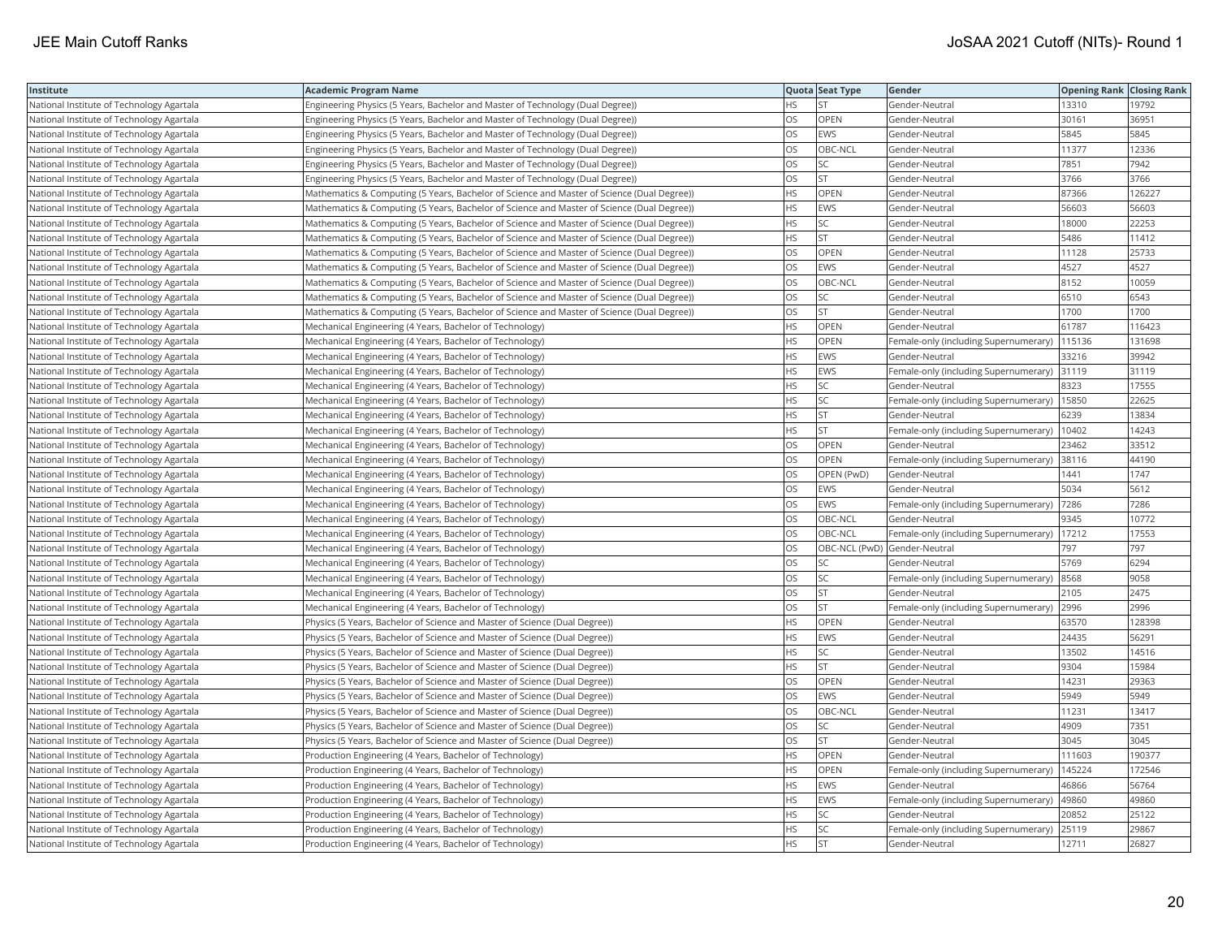| Institute | Academic Program Name | Quota | Seat Type | Gender | Opening Rank | Closing Rank |
|---|---|---|---|---|---|---|
| National Institute of Technology Agartala | Engineering Physics (5 Years, Bachelor and Master of Technology (Dual Degree)) | HS | ST | Gender-Neutral | 13310 | 19792 |
| National Institute of Technology Agartala | Engineering Physics (5 Years, Bachelor and Master of Technology (Dual Degree)) | OS | OPEN | Gender-Neutral | 30161 | 36951 |
| National Institute of Technology Agartala | Engineering Physics (5 Years, Bachelor and Master of Technology (Dual Degree)) | OS | EWS | Gender-Neutral | 5845 | 5845 |
| National Institute of Technology Agartala | Engineering Physics (5 Years, Bachelor and Master of Technology (Dual Degree)) | OS | OBC-NCL | Gender-Neutral | 11377 | 12336 |
| National Institute of Technology Agartala | Engineering Physics (5 Years, Bachelor and Master of Technology (Dual Degree)) | OS | SC | Gender-Neutral | 7851 | 7942 |
| National Institute of Technology Agartala | Engineering Physics (5 Years, Bachelor and Master of Technology (Dual Degree)) | OS | ST | Gender-Neutral | 3766 | 3766 |
| National Institute of Technology Agartala | Mathematics & Computing (5 Years, Bachelor of Science and Master of Science (Dual Degree)) | HS | OPEN | Gender-Neutral | 87366 | 126227 |
| National Institute of Technology Agartala | Mathematics & Computing (5 Years, Bachelor of Science and Master of Science (Dual Degree)) | HS | EWS | Gender-Neutral | 56603 | 56603 |
| National Institute of Technology Agartala | Mathematics & Computing (5 Years, Bachelor of Science and Master of Science (Dual Degree)) | HS | SC | Gender-Neutral | 18000 | 22253 |
| National Institute of Technology Agartala | Mathematics & Computing (5 Years, Bachelor of Science and Master of Science (Dual Degree)) | HS | ST | Gender-Neutral | 5486 | 11412 |
| National Institute of Technology Agartala | Mathematics & Computing (5 Years, Bachelor of Science and Master of Science (Dual Degree)) | OS | OPEN | Gender-Neutral | 11128 | 25733 |
| National Institute of Technology Agartala | Mathematics & Computing (5 Years, Bachelor of Science and Master of Science (Dual Degree)) | OS | EWS | Gender-Neutral | 4527 | 4527 |
| National Institute of Technology Agartala | Mathematics & Computing (5 Years, Bachelor of Science and Master of Science (Dual Degree)) | OS | OBC-NCL | Gender-Neutral | 8152 | 10059 |
| National Institute of Technology Agartala | Mathematics & Computing (5 Years, Bachelor of Science and Master of Science (Dual Degree)) | OS | SC | Gender-Neutral | 6510 | 6543 |
| National Institute of Technology Agartala | Mathematics & Computing (5 Years, Bachelor of Science and Master of Science (Dual Degree)) | OS | ST | Gender-Neutral | 1700 | 1700 |
| National Institute of Technology Agartala | Mechanical Engineering (4 Years, Bachelor of Technology) | HS | OPEN | Gender-Neutral | 61787 | 116423 |
| National Institute of Technology Agartala | Mechanical Engineering (4 Years, Bachelor of Technology) | HS | OPEN | Female-only (including Supernumerary) | 115136 | 131698 |
| National Institute of Technology Agartala | Mechanical Engineering (4 Years, Bachelor of Technology) | HS | EWS | Gender-Neutral | 33216 | 39942 |
| National Institute of Technology Agartala | Mechanical Engineering (4 Years, Bachelor of Technology) | HS | EWS | Female-only (including Supernumerary) | 31119 | 31119 |
| National Institute of Technology Agartala | Mechanical Engineering (4 Years, Bachelor of Technology) | HS | SC | Gender-Neutral | 8323 | 17555 |
| National Institute of Technology Agartala | Mechanical Engineering (4 Years, Bachelor of Technology) | HS | SC | Female-only (including Supernumerary) | 15850 | 22625 |
| National Institute of Technology Agartala | Mechanical Engineering (4 Years, Bachelor of Technology) | HS | ST | Gender-Neutral | 6239 | 13834 |
| National Institute of Technology Agartala | Mechanical Engineering (4 Years, Bachelor of Technology) | HS | ST | Female-only (including Supernumerary) | 10402 | 14243 |
| National Institute of Technology Agartala | Mechanical Engineering (4 Years, Bachelor of Technology) | OS | OPEN | Gender-Neutral | 23462 | 33512 |
| National Institute of Technology Agartala | Mechanical Engineering (4 Years, Bachelor of Technology) | OS | OPEN | Female-only (including Supernumerary) | 38116 | 44190 |
| National Institute of Technology Agartala | Mechanical Engineering (4 Years, Bachelor of Technology) | OS | OPEN (PwD) | Gender-Neutral | 1441 | 1747 |
| National Institute of Technology Agartala | Mechanical Engineering (4 Years, Bachelor of Technology) | OS | EWS | Gender-Neutral | 5034 | 5612 |
| National Institute of Technology Agartala | Mechanical Engineering (4 Years, Bachelor of Technology) | OS | EWS | Female-only (including Supernumerary) | 7286 | 7286 |
| National Institute of Technology Agartala | Mechanical Engineering (4 Years, Bachelor of Technology) | OS | OBC-NCL | Gender-Neutral | 9345 | 10772 |
| National Institute of Technology Agartala | Mechanical Engineering (4 Years, Bachelor of Technology) | OS | OBC-NCL | Female-only (including Supernumerary) | 17212 | 17553 |
| National Institute of Technology Agartala | Mechanical Engineering (4 Years, Bachelor of Technology) | OS | OBC-NCL (PwD) | Gender-Neutral | 797 | 797 |
| National Institute of Technology Agartala | Mechanical Engineering (4 Years, Bachelor of Technology) | OS | SC | Gender-Neutral | 5769 | 6294 |
| National Institute of Technology Agartala | Mechanical Engineering (4 Years, Bachelor of Technology) | OS | SC | Female-only (including Supernumerary) | 8568 | 9058 |
| National Institute of Technology Agartala | Mechanical Engineering (4 Years, Bachelor of Technology) | OS | ST | Gender-Neutral | 2105 | 2475 |
| National Institute of Technology Agartala | Mechanical Engineering (4 Years, Bachelor of Technology) | OS | ST | Female-only (including Supernumerary) | 2996 | 2996 |
| National Institute of Technology Agartala | Physics (5 Years, Bachelor of Science and Master of Science (Dual Degree)) | HS | OPEN | Gender-Neutral | 63570 | 128398 |
| National Institute of Technology Agartala | Physics (5 Years, Bachelor of Science and Master of Science (Dual Degree)) | HS | EWS | Gender-Neutral | 24435 | 56291 |
| National Institute of Technology Agartala | Physics (5 Years, Bachelor of Science and Master of Science (Dual Degree)) | HS | SC | Gender-Neutral | 13502 | 14516 |
| National Institute of Technology Agartala | Physics (5 Years, Bachelor of Science and Master of Science (Dual Degree)) | HS | ST | Gender-Neutral | 9304 | 15984 |
| National Institute of Technology Agartala | Physics (5 Years, Bachelor of Science and Master of Science (Dual Degree)) | OS | OPEN | Gender-Neutral | 14231 | 29363 |
| National Institute of Technology Agartala | Physics (5 Years, Bachelor of Science and Master of Science (Dual Degree)) | OS | EWS | Gender-Neutral | 5949 | 5949 |
| National Institute of Technology Agartala | Physics (5 Years, Bachelor of Science and Master of Science (Dual Degree)) | OS | OBC-NCL | Gender-Neutral | 11231 | 13417 |
| National Institute of Technology Agartala | Physics (5 Years, Bachelor of Science and Master of Science (Dual Degree)) | OS | SC | Gender-Neutral | 4909 | 7351 |
| National Institute of Technology Agartala | Physics (5 Years, Bachelor of Science and Master of Science (Dual Degree)) | OS | ST | Gender-Neutral | 3045 | 3045 |
| National Institute of Technology Agartala | Production Engineering (4 Years, Bachelor of Technology) | HS | OPEN | Gender-Neutral | 111603 | 190377 |
| National Institute of Technology Agartala | Production Engineering (4 Years, Bachelor of Technology) | HS | OPEN | Female-only (including Supernumerary) | 145224 | 172546 |
| National Institute of Technology Agartala | Production Engineering (4 Years, Bachelor of Technology) | HS | EWS | Gender-Neutral | 46866 | 56764 |
| National Institute of Technology Agartala | Production Engineering (4 Years, Bachelor of Technology) | HS | EWS | Female-only (including Supernumerary) | 49860 | 49860 |
| National Institute of Technology Agartala | Production Engineering (4 Years, Bachelor of Technology) | HS | SC | Gender-Neutral | 20852 | 25122 |
| National Institute of Technology Agartala | Production Engineering (4 Years, Bachelor of Technology) | HS | SC | Female-only (including Supernumerary) | 25119 | 29867 |
| National Institute of Technology Agartala | Production Engineering (4 Years, Bachelor of Technology) | HS | ST | Gender-Neutral | 12711 | 26827 |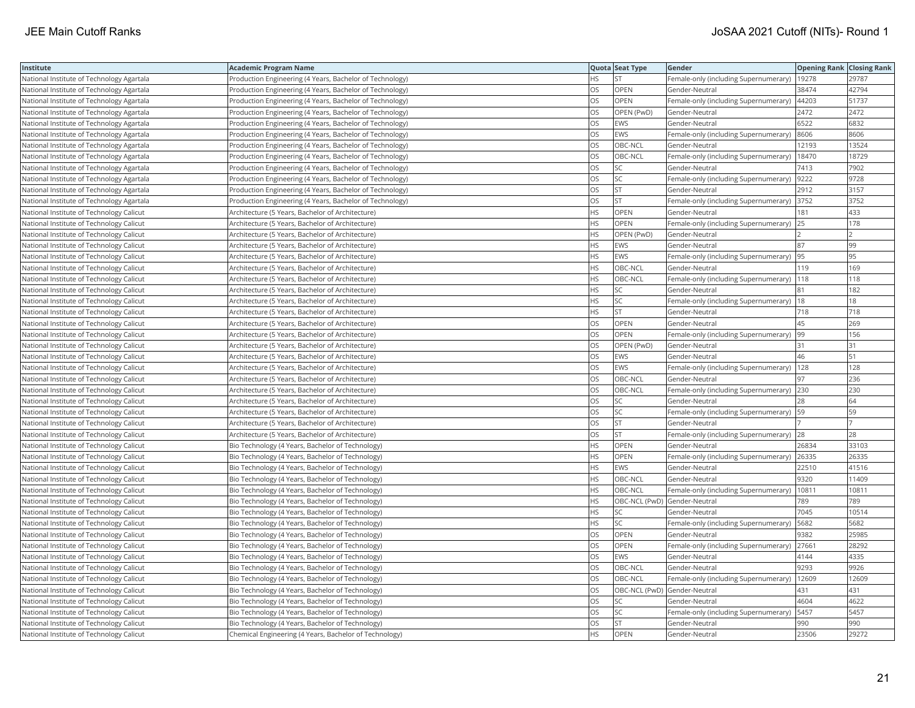| Institute | Academic Program Name | Quota | Seat Type | Gender | Opening Rank | Closing Rank |
|---|---|---|---|---|---|---|
| National Institute of Technology Agartala | Production Engineering (4 Years, Bachelor of Technology) | HS | ST | Female-only (including Supernumerary) | 19278 | 29787 |
| National Institute of Technology Agartala | Production Engineering (4 Years, Bachelor of Technology) | OS | OPEN | Gender-Neutral | 38474 | 42794 |
| National Institute of Technology Agartala | Production Engineering (4 Years, Bachelor of Technology) | OS | OPEN | Female-only (including Supernumerary) | 44203 | 51737 |
| National Institute of Technology Agartala | Production Engineering (4 Years, Bachelor of Technology) | OS | OPEN (PwD) | Gender-Neutral | 2472 | 2472 |
| National Institute of Technology Agartala | Production Engineering (4 Years, Bachelor of Technology) | OS | EWS | Gender-Neutral | 6522 | 6832 |
| National Institute of Technology Agartala | Production Engineering (4 Years, Bachelor of Technology) | OS | EWS | Female-only (including Supernumerary) | 8606 | 8606 |
| National Institute of Technology Agartala | Production Engineering (4 Years, Bachelor of Technology) | OS | OBC-NCL | Gender-Neutral | 12193 | 13524 |
| National Institute of Technology Agartala | Production Engineering (4 Years, Bachelor of Technology) | OS | OBC-NCL | Female-only (including Supernumerary) | 18470 | 18729 |
| National Institute of Technology Agartala | Production Engineering (4 Years, Bachelor of Technology) | OS | SC | Gender-Neutral | 7413 | 7902 |
| National Institute of Technology Agartala | Production Engineering (4 Years, Bachelor of Technology) | OS | SC | Female-only (including Supernumerary) | 9222 | 9728 |
| National Institute of Technology Agartala | Production Engineering (4 Years, Bachelor of Technology) | OS | ST | Gender-Neutral | 2912 | 3157 |
| National Institute of Technology Agartala | Production Engineering (4 Years, Bachelor of Technology) | OS | ST | Female-only (including Supernumerary) | 3752 | 3752 |
| National Institute of Technology Calicut | Architecture (5 Years, Bachelor of Architecture) | HS | OPEN | Gender-Neutral | 181 | 433 |
| National Institute of Technology Calicut | Architecture (5 Years, Bachelor of Architecture) | HS | OPEN | Female-only (including Supernumerary) | 25 | 178 |
| National Institute of Technology Calicut | Architecture (5 Years, Bachelor of Architecture) | HS | OPEN (PwD) | Gender-Neutral | 2 | 2 |
| National Institute of Technology Calicut | Architecture (5 Years, Bachelor of Architecture) | HS | EWS | Gender-Neutral | 87 | 99 |
| National Institute of Technology Calicut | Architecture (5 Years, Bachelor of Architecture) | HS | EWS | Female-only (including Supernumerary) | 95 | 95 |
| National Institute of Technology Calicut | Architecture (5 Years, Bachelor of Architecture) | HS | OBC-NCL | Gender-Neutral | 119 | 169 |
| National Institute of Technology Calicut | Architecture (5 Years, Bachelor of Architecture) | HS | OBC-NCL | Female-only (including Supernumerary) | 118 | 118 |
| National Institute of Technology Calicut | Architecture (5 Years, Bachelor of Architecture) | HS | SC | Gender-Neutral | 81 | 182 |
| National Institute of Technology Calicut | Architecture (5 Years, Bachelor of Architecture) | HS | SC | Female-only (including Supernumerary) | 18 | 18 |
| National Institute of Technology Calicut | Architecture (5 Years, Bachelor of Architecture) | HS | ST | Gender-Neutral | 718 | 718 |
| National Institute of Technology Calicut | Architecture (5 Years, Bachelor of Architecture) | OS | OPEN | Gender-Neutral | 45 | 269 |
| National Institute of Technology Calicut | Architecture (5 Years, Bachelor of Architecture) | OS | OPEN | Female-only (including Supernumerary) | 99 | 156 |
| National Institute of Technology Calicut | Architecture (5 Years, Bachelor of Architecture) | OS | OPEN (PwD) | Gender-Neutral | 31 | 31 |
| National Institute of Technology Calicut | Architecture (5 Years, Bachelor of Architecture) | OS | EWS | Gender-Neutral | 46 | 51 |
| National Institute of Technology Calicut | Architecture (5 Years, Bachelor of Architecture) | OS | EWS | Female-only (including Supernumerary) | 128 | 128 |
| National Institute of Technology Calicut | Architecture (5 Years, Bachelor of Architecture) | OS | OBC-NCL | Gender-Neutral | 97 | 236 |
| National Institute of Technology Calicut | Architecture (5 Years, Bachelor of Architecture) | OS | OBC-NCL | Female-only (including Supernumerary) | 230 | 230 |
| National Institute of Technology Calicut | Architecture (5 Years, Bachelor of Architecture) | OS | SC | Gender-Neutral | 28 | 64 |
| National Institute of Technology Calicut | Architecture (5 Years, Bachelor of Architecture) | OS | SC | Female-only (including Supernumerary) | 59 | 59 |
| National Institute of Technology Calicut | Architecture (5 Years, Bachelor of Architecture) | OS | ST | Gender-Neutral | 7 | 7 |
| National Institute of Technology Calicut | Architecture (5 Years, Bachelor of Architecture) | OS | ST | Female-only (including Supernumerary) | 28 | 28 |
| National Institute of Technology Calicut | Bio Technology (4 Years, Bachelor of Technology) | HS | OPEN | Gender-Neutral | 26834 | 33103 |
| National Institute of Technology Calicut | Bio Technology (4 Years, Bachelor of Technology) | HS | OPEN | Female-only (including Supernumerary) | 26335 | 26335 |
| National Institute of Technology Calicut | Bio Technology (4 Years, Bachelor of Technology) | HS | EWS | Gender-Neutral | 22510 | 41516 |
| National Institute of Technology Calicut | Bio Technology (4 Years, Bachelor of Technology) | HS | OBC-NCL | Gender-Neutral | 9320 | 11409 |
| National Institute of Technology Calicut | Bio Technology (4 Years, Bachelor of Technology) | HS | OBC-NCL | Female-only (including Supernumerary) | 10811 | 10811 |
| National Institute of Technology Calicut | Bio Technology (4 Years, Bachelor of Technology) | HS | OBC-NCL (PwD) | Gender-Neutral | 789 | 789 |
| National Institute of Technology Calicut | Bio Technology (4 Years, Bachelor of Technology) | HS | SC | Gender-Neutral | 7045 | 10514 |
| National Institute of Technology Calicut | Bio Technology (4 Years, Bachelor of Technology) | HS | SC | Female-only (including Supernumerary) | 5682 | 5682 |
| National Institute of Technology Calicut | Bio Technology (4 Years, Bachelor of Technology) | OS | OPEN | Gender-Neutral | 9382 | 25985 |
| National Institute of Technology Calicut | Bio Technology (4 Years, Bachelor of Technology) | OS | OPEN | Female-only (including Supernumerary) | 27661 | 28292 |
| National Institute of Technology Calicut | Bio Technology (4 Years, Bachelor of Technology) | OS | EWS | Gender-Neutral | 4144 | 4335 |
| National Institute of Technology Calicut | Bio Technology (4 Years, Bachelor of Technology) | OS | OBC-NCL | Gender-Neutral | 9293 | 9926 |
| National Institute of Technology Calicut | Bio Technology (4 Years, Bachelor of Technology) | OS | OBC-NCL | Female-only (including Supernumerary) | 12609 | 12609 |
| National Institute of Technology Calicut | Bio Technology (4 Years, Bachelor of Technology) | OS | OBC-NCL (PwD) | Gender-Neutral | 431 | 431 |
| National Institute of Technology Calicut | Bio Technology (4 Years, Bachelor of Technology) | OS | SC | Gender-Neutral | 4604 | 4622 |
| National Institute of Technology Calicut | Bio Technology (4 Years, Bachelor of Technology) | OS | SC | Female-only (including Supernumerary) | 5457 | 5457 |
| National Institute of Technology Calicut | Bio Technology (4 Years, Bachelor of Technology) | OS | ST | Gender-Neutral | 990 | 990 |
| National Institute of Technology Calicut | Chemical Engineering (4 Years, Bachelor of Technology) | HS | OPEN | Gender-Neutral | 23506 | 29272 |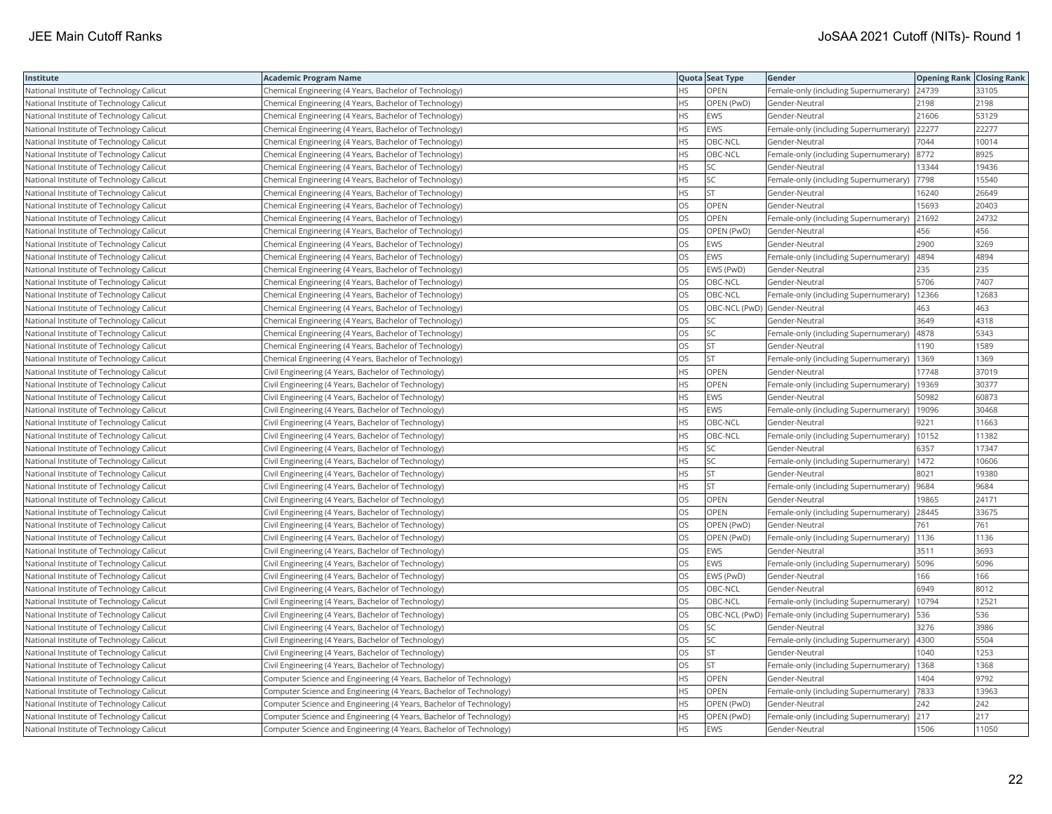| Institute | Academic Program Name | Quota | Seat Type | Gender | Opening Rank | Closing Rank |
|---|---|---|---|---|---|---|
| National Institute of Technology Calicut | Chemical Engineering (4 Years, Bachelor of Technology) | HS | OPEN | Female-only (including Supernumerary) | 24739 | 33105 |
| National Institute of Technology Calicut | Chemical Engineering (4 Years, Bachelor of Technology) | HS | OPEN (PwD) | Gender-Neutral | 2198 | 2198 |
| National Institute of Technology Calicut | Chemical Engineering (4 Years, Bachelor of Technology) | HS | EWS | Gender-Neutral | 21606 | 53129 |
| National Institute of Technology Calicut | Chemical Engineering (4 Years, Bachelor of Technology) | HS | EWS | Female-only (including Supernumerary) | 22277 | 22277 |
| National Institute of Technology Calicut | Chemical Engineering (4 Years, Bachelor of Technology) | HS | OBC-NCL | Gender-Neutral | 7044 | 10014 |
| National Institute of Technology Calicut | Chemical Engineering (4 Years, Bachelor of Technology) | HS | OBC-NCL | Female-only (including Supernumerary) | 8772 | 8925 |
| National Institute of Technology Calicut | Chemical Engineering (4 Years, Bachelor of Technology) | HS | SC | Gender-Neutral | 13344 | 19436 |
| National Institute of Technology Calicut | Chemical Engineering (4 Years, Bachelor of Technology) | HS | SC | Female-only (including Supernumerary) | 7798 | 15540 |
| National Institute of Technology Calicut | Chemical Engineering (4 Years, Bachelor of Technology) | HS | ST | Gender-Neutral | 16240 | 26649 |
| National Institute of Technology Calicut | Chemical Engineering (4 Years, Bachelor of Technology) | OS | OPEN | Gender-Neutral | 15693 | 20403 |
| National Institute of Technology Calicut | Chemical Engineering (4 Years, Bachelor of Technology) | OS | OPEN | Female-only (including Supernumerary) | 21692 | 24732 |
| National Institute of Technology Calicut | Chemical Engineering (4 Years, Bachelor of Technology) | OS | OPEN (PwD) | Gender-Neutral | 456 | 456 |
| National Institute of Technology Calicut | Chemical Engineering (4 Years, Bachelor of Technology) | OS | EWS | Gender-Neutral | 2900 | 3269 |
| National Institute of Technology Calicut | Chemical Engineering (4 Years, Bachelor of Technology) | OS | EWS | Female-only (including Supernumerary) | 4894 | 4894 |
| National Institute of Technology Calicut | Chemical Engineering (4 Years, Bachelor of Technology) | OS | EWS (PwD) | Gender-Neutral | 235 | 235 |
| National Institute of Technology Calicut | Chemical Engineering (4 Years, Bachelor of Technology) | OS | OBC-NCL | Gender-Neutral | 5706 | 7407 |
| National Institute of Technology Calicut | Chemical Engineering (4 Years, Bachelor of Technology) | OS | OBC-NCL | Female-only (including Supernumerary) | 12366 | 12683 |
| National Institute of Technology Calicut | Chemical Engineering (4 Years, Bachelor of Technology) | OS | OBC-NCL (PwD) | Gender-Neutral | 463 | 463 |
| National Institute of Technology Calicut | Chemical Engineering (4 Years, Bachelor of Technology) | OS | SC | Gender-Neutral | 3649 | 4318 |
| National Institute of Technology Calicut | Chemical Engineering (4 Years, Bachelor of Technology) | OS | SC | Female-only (including Supernumerary) | 4878 | 5343 |
| National Institute of Technology Calicut | Chemical Engineering (4 Years, Bachelor of Technology) | OS | ST | Gender-Neutral | 1190 | 1589 |
| National Institute of Technology Calicut | Chemical Engineering (4 Years, Bachelor of Technology) | OS | ST | Female-only (including Supernumerary) | 1369 | 1369 |
| National Institute of Technology Calicut | Civil Engineering (4 Years, Bachelor of Technology) | HS | OPEN | Gender-Neutral | 17748 | 37019 |
| National Institute of Technology Calicut | Civil Engineering (4 Years, Bachelor of Technology) | HS | OPEN | Female-only (including Supernumerary) | 19369 | 30377 |
| National Institute of Technology Calicut | Civil Engineering (4 Years, Bachelor of Technology) | HS | EWS | Gender-Neutral | 50982 | 60873 |
| National Institute of Technology Calicut | Civil Engineering (4 Years, Bachelor of Technology) | HS | EWS | Female-only (including Supernumerary) | 19096 | 30468 |
| National Institute of Technology Calicut | Civil Engineering (4 Years, Bachelor of Technology) | HS | OBC-NCL | Gender-Neutral | 9221 | 11663 |
| National Institute of Technology Calicut | Civil Engineering (4 Years, Bachelor of Technology) | HS | OBC-NCL | Female-only (including Supernumerary) | 10152 | 11382 |
| National Institute of Technology Calicut | Civil Engineering (4 Years, Bachelor of Technology) | HS | SC | Gender-Neutral | 6357 | 17347 |
| National Institute of Technology Calicut | Civil Engineering (4 Years, Bachelor of Technology) | HS | SC | Female-only (including Supernumerary) | 1472 | 10606 |
| National Institute of Technology Calicut | Civil Engineering (4 Years, Bachelor of Technology) | HS | ST | Gender-Neutral | 8021 | 19380 |
| National Institute of Technology Calicut | Civil Engineering (4 Years, Bachelor of Technology) | HS | ST | Female-only (including Supernumerary) | 9684 | 9684 |
| National Institute of Technology Calicut | Civil Engineering (4 Years, Bachelor of Technology) | OS | OPEN | Gender-Neutral | 19865 | 24171 |
| National Institute of Technology Calicut | Civil Engineering (4 Years, Bachelor of Technology) | OS | OPEN | Female-only (including Supernumerary) | 28445 | 33675 |
| National Institute of Technology Calicut | Civil Engineering (4 Years, Bachelor of Technology) | OS | OPEN (PwD) | Gender-Neutral | 761 | 761 |
| National Institute of Technology Calicut | Civil Engineering (4 Years, Bachelor of Technology) | OS | OPEN (PwD) | Female-only (including Supernumerary) | 1136 | 1136 |
| National Institute of Technology Calicut | Civil Engineering (4 Years, Bachelor of Technology) | OS | EWS | Gender-Neutral | 3511 | 3693 |
| National Institute of Technology Calicut | Civil Engineering (4 Years, Bachelor of Technology) | OS | EWS | Female-only (including Supernumerary) | 5096 | 5096 |
| National Institute of Technology Calicut | Civil Engineering (4 Years, Bachelor of Technology) | OS | EWS (PwD) | Gender-Neutral | 166 | 166 |
| National Institute of Technology Calicut | Civil Engineering (4 Years, Bachelor of Technology) | OS | OBC-NCL | Gender-Neutral | 6949 | 8012 |
| National Institute of Technology Calicut | Civil Engineering (4 Years, Bachelor of Technology) | OS | OBC-NCL | Female-only (including Supernumerary) | 10794 | 12521 |
| National Institute of Technology Calicut | Civil Engineering (4 Years, Bachelor of Technology) | OS | OBC-NCL (PwD) | Female-only (including Supernumerary) | 536 | 536 |
| National Institute of Technology Calicut | Civil Engineering (4 Years, Bachelor of Technology) | OS | SC | Gender-Neutral | 3276 | 3986 |
| National Institute of Technology Calicut | Civil Engineering (4 Years, Bachelor of Technology) | OS | SC | Female-only (including Supernumerary) | 4300 | 5504 |
| National Institute of Technology Calicut | Civil Engineering (4 Years, Bachelor of Technology) | OS | ST | Gender-Neutral | 1040 | 1253 |
| National Institute of Technology Calicut | Civil Engineering (4 Years, Bachelor of Technology) | OS | ST | Female-only (including Supernumerary) | 1368 | 1368 |
| National Institute of Technology Calicut | Computer Science and Engineering (4 Years, Bachelor of Technology) | HS | OPEN | Gender-Neutral | 1404 | 9792 |
| National Institute of Technology Calicut | Computer Science and Engineering (4 Years, Bachelor of Technology) | HS | OPEN | Female-only (including Supernumerary) | 7833 | 13963 |
| National Institute of Technology Calicut | Computer Science and Engineering (4 Years, Bachelor of Technology) | HS | OPEN (PwD) | Gender-Neutral | 242 | 242 |
| National Institute of Technology Calicut | Computer Science and Engineering (4 Years, Bachelor of Technology) | HS | OPEN (PwD) | Female-only (including Supernumerary) | 217 | 217 |
| National Institute of Technology Calicut | Computer Science and Engineering (4 Years, Bachelor of Technology) | HS | EWS | Gender-Neutral | 1506 | 11050 |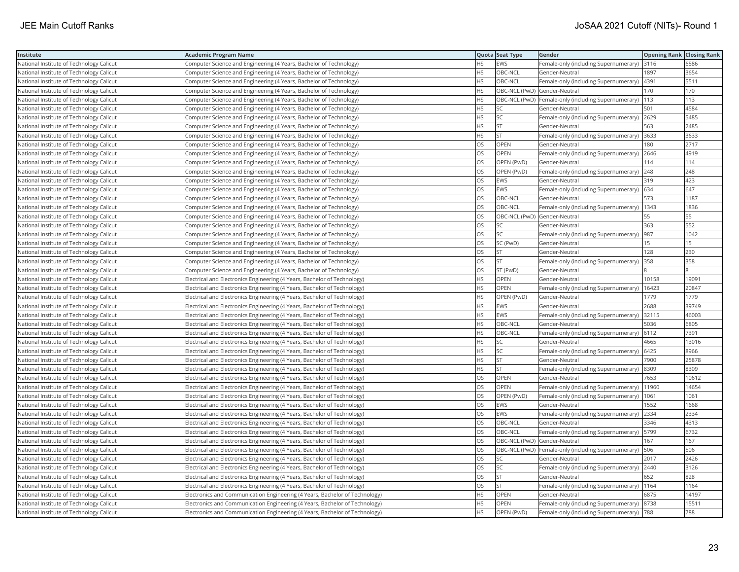| Institute | Academic Program Name | Quota | Seat Type | Gender | Opening Rank | Closing Rank |
|---|---|---|---|---|---|---|
| National Institute of Technology Calicut | Computer Science and Engineering (4 Years, Bachelor of Technology) | HS | EWS | Female-only (including Supernumerary) | 3116 | 6586 |
| National Institute of Technology Calicut | Computer Science and Engineering (4 Years, Bachelor of Technology) | HS | OBC-NCL | Gender-Neutral | 1897 | 3654 |
| National Institute of Technology Calicut | Computer Science and Engineering (4 Years, Bachelor of Technology) | HS | OBC-NCL | Female-only (including Supernumerary) | 4391 | 5511 |
| National Institute of Technology Calicut | Computer Science and Engineering (4 Years, Bachelor of Technology) | HS | OBC-NCL (PwD) | Gender-Neutral | 170 | 170 |
| National Institute of Technology Calicut | Computer Science and Engineering (4 Years, Bachelor of Technology) | HS | OBC-NCL (PwD) | Female-only (including Supernumerary) | 113 | 113 |
| National Institute of Technology Calicut | Computer Science and Engineering (4 Years, Bachelor of Technology) | HS | SC | Gender-Neutral | 501 | 4584 |
| National Institute of Technology Calicut | Computer Science and Engineering (4 Years, Bachelor of Technology) | HS | SC | Female-only (including Supernumerary) | 2629 | 5485 |
| National Institute of Technology Calicut | Computer Science and Engineering (4 Years, Bachelor of Technology) | HS | ST | Gender-Neutral | 563 | 2485 |
| National Institute of Technology Calicut | Computer Science and Engineering (4 Years, Bachelor of Technology) | HS | ST | Female-only (including Supernumerary) | 3633 | 3633 |
| National Institute of Technology Calicut | Computer Science and Engineering (4 Years, Bachelor of Technology) | OS | OPEN | Gender-Neutral | 180 | 2717 |
| National Institute of Technology Calicut | Computer Science and Engineering (4 Years, Bachelor of Technology) | OS | OPEN | Female-only (including Supernumerary) | 2646 | 4919 |
| National Institute of Technology Calicut | Computer Science and Engineering (4 Years, Bachelor of Technology) | OS | OPEN (PwD) | Gender-Neutral | 114 | 114 |
| National Institute of Technology Calicut | Computer Science and Engineering (4 Years, Bachelor of Technology) | OS | OPEN (PwD) | Female-only (including Supernumerary) | 248 | 248 |
| National Institute of Technology Calicut | Computer Science and Engineering (4 Years, Bachelor of Technology) | OS | EWS | Gender-Neutral | 319 | 423 |
| National Institute of Technology Calicut | Computer Science and Engineering (4 Years, Bachelor of Technology) | OS | EWS | Female-only (including Supernumerary) | 634 | 647 |
| National Institute of Technology Calicut | Computer Science and Engineering (4 Years, Bachelor of Technology) | OS | OBC-NCL | Gender-Neutral | 573 | 1187 |
| National Institute of Technology Calicut | Computer Science and Engineering (4 Years, Bachelor of Technology) | OS | OBC-NCL | Female-only (including Supernumerary) | 1343 | 1836 |
| National Institute of Technology Calicut | Computer Science and Engineering (4 Years, Bachelor of Technology) | OS | OBC-NCL (PwD) | Gender-Neutral | 55 | 55 |
| National Institute of Technology Calicut | Computer Science and Engineering (4 Years, Bachelor of Technology) | OS | SC | Gender-Neutral | 363 | 552 |
| National Institute of Technology Calicut | Computer Science and Engineering (4 Years, Bachelor of Technology) | OS | SC | Female-only (including Supernumerary) | 987 | 1042 |
| National Institute of Technology Calicut | Computer Science and Engineering (4 Years, Bachelor of Technology) | OS | SC (PwD) | Gender-Neutral | 15 | 15 |
| National Institute of Technology Calicut | Computer Science and Engineering (4 Years, Bachelor of Technology) | OS | ST | Gender-Neutral | 128 | 230 |
| National Institute of Technology Calicut | Computer Science and Engineering (4 Years, Bachelor of Technology) | OS | ST | Female-only (including Supernumerary) | 358 | 358 |
| National Institute of Technology Calicut | Computer Science and Engineering (4 Years, Bachelor of Technology) | OS | ST (PwD) | Gender-Neutral | 8 | 8 |
| National Institute of Technology Calicut | Electrical and Electronics Engineering (4 Years, Bachelor of Technology) | HS | OPEN | Gender-Neutral | 10158 | 19091 |
| National Institute of Technology Calicut | Electrical and Electronics Engineering (4 Years, Bachelor of Technology) | HS | OPEN | Female-only (including Supernumerary) | 16423 | 20847 |
| National Institute of Technology Calicut | Electrical and Electronics Engineering (4 Years, Bachelor of Technology) | HS | OPEN (PwD) | Gender-Neutral | 1779 | 1779 |
| National Institute of Technology Calicut | Electrical and Electronics Engineering (4 Years, Bachelor of Technology) | HS | EWS | Gender-Neutral | 2688 | 39749 |
| National Institute of Technology Calicut | Electrical and Electronics Engineering (4 Years, Bachelor of Technology) | HS | EWS | Female-only (including Supernumerary) | 32115 | 46003 |
| National Institute of Technology Calicut | Electrical and Electronics Engineering (4 Years, Bachelor of Technology) | HS | OBC-NCL | Gender-Neutral | 5036 | 6805 |
| National Institute of Technology Calicut | Electrical and Electronics Engineering (4 Years, Bachelor of Technology) | HS | OBC-NCL | Female-only (including Supernumerary) | 6112 | 7391 |
| National Institute of Technology Calicut | Electrical and Electronics Engineering (4 Years, Bachelor of Technology) | HS | SC | Gender-Neutral | 4665 | 13016 |
| National Institute of Technology Calicut | Electrical and Electronics Engineering (4 Years, Bachelor of Technology) | HS | SC | Female-only (including Supernumerary) | 6425 | 8966 |
| National Institute of Technology Calicut | Electrical and Electronics Engineering (4 Years, Bachelor of Technology) | HS | ST | Gender-Neutral | 7900 | 25878 |
| National Institute of Technology Calicut | Electrical and Electronics Engineering (4 Years, Bachelor of Technology) | HS | ST | Female-only (including Supernumerary) | 8309 | 8309 |
| National Institute of Technology Calicut | Electrical and Electronics Engineering (4 Years, Bachelor of Technology) | OS | OPEN | Gender-Neutral | 7653 | 10612 |
| National Institute of Technology Calicut | Electrical and Electronics Engineering (4 Years, Bachelor of Technology) | OS | OPEN | Female-only (including Supernumerary) | 11960 | 14654 |
| National Institute of Technology Calicut | Electrical and Electronics Engineering (4 Years, Bachelor of Technology) | OS | OPEN (PwD) | Female-only (including Supernumerary) | 1061 | 1061 |
| National Institute of Technology Calicut | Electrical and Electronics Engineering (4 Years, Bachelor of Technology) | OS | EWS | Gender-Neutral | 1552 | 1668 |
| National Institute of Technology Calicut | Electrical and Electronics Engineering (4 Years, Bachelor of Technology) | OS | EWS | Female-only (including Supernumerary) | 2334 | 2334 |
| National Institute of Technology Calicut | Electrical and Electronics Engineering (4 Years, Bachelor of Technology) | OS | OBC-NCL | Gender-Neutral | 3346 | 4313 |
| National Institute of Technology Calicut | Electrical and Electronics Engineering (4 Years, Bachelor of Technology) | OS | OBC-NCL | Female-only (including Supernumerary) | 5799 | 6732 |
| National Institute of Technology Calicut | Electrical and Electronics Engineering (4 Years, Bachelor of Technology) | OS | OBC-NCL (PwD) | Gender-Neutral | 167 | 167 |
| National Institute of Technology Calicut | Electrical and Electronics Engineering (4 Years, Bachelor of Technology) | OS | OBC-NCL (PwD) | Female-only (including Supernumerary) | 506 | 506 |
| National Institute of Technology Calicut | Electrical and Electronics Engineering (4 Years, Bachelor of Technology) | OS | SC | Gender-Neutral | 2017 | 2426 |
| National Institute of Technology Calicut | Electrical and Electronics Engineering (4 Years, Bachelor of Technology) | OS | SC | Female-only (including Supernumerary) | 2440 | 3126 |
| National Institute of Technology Calicut | Electrical and Electronics Engineering (4 Years, Bachelor of Technology) | OS | ST | Gender-Neutral | 652 | 828 |
| National Institute of Technology Calicut | Electrical and Electronics Engineering (4 Years, Bachelor of Technology) | OS | ST | Female-only (including Supernumerary) | 1164 | 1164 |
| National Institute of Technology Calicut | Electronics and Communication Engineering (4 Years, Bachelor of Technology) | HS | OPEN | Gender-Neutral | 6875 | 14197 |
| National Institute of Technology Calicut | Electronics and Communication Engineering (4 Years, Bachelor of Technology) | HS | OPEN | Female-only (including Supernumerary) | 8738 | 15511 |
| National Institute of Technology Calicut | Electronics and Communication Engineering (4 Years, Bachelor of Technology) | HS | OPEN (PwD) | Female-only (including Supernumerary) | 788 | 788 |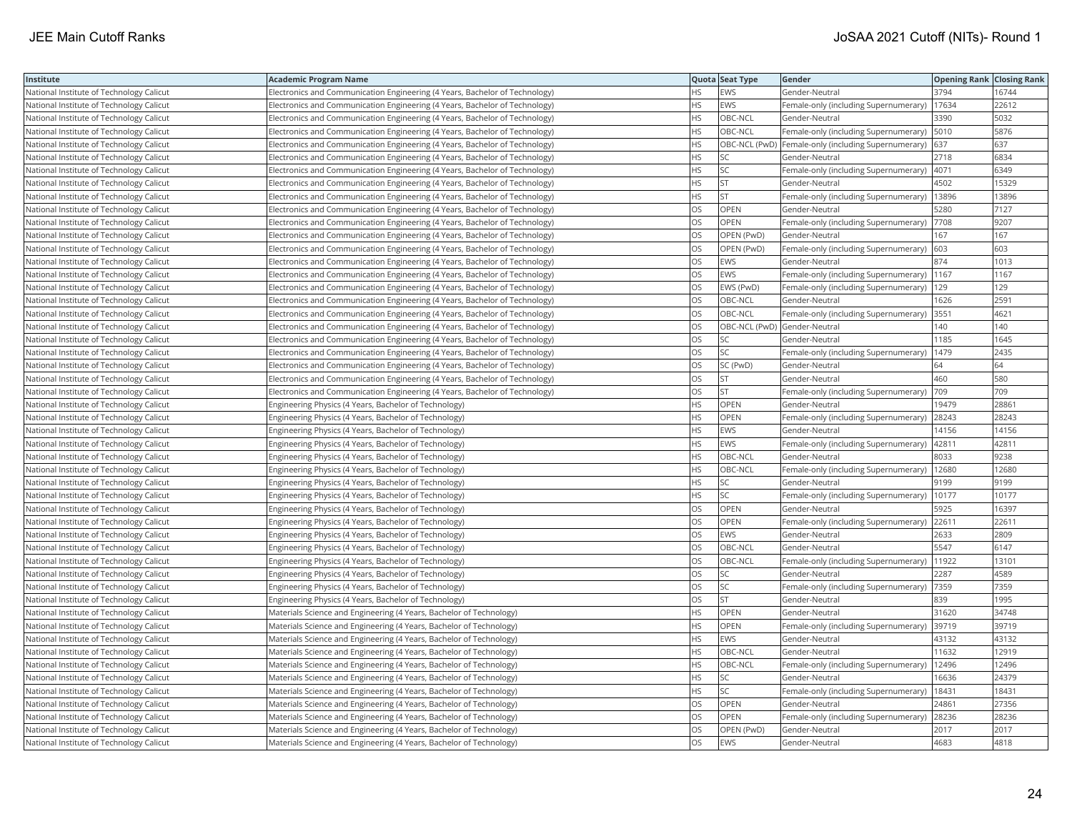| Institute | Academic Program Name | Quota | Seat Type | Gender | Opening Rank | Closing Rank |
| --- | --- | --- | --- | --- | --- | --- |
| National Institute of Technology Calicut | Electronics and Communication Engineering (4 Years, Bachelor of Technology) | HS | EWS | Gender-Neutral | 3794 | 16744 |
| National Institute of Technology Calicut | Electronics and Communication Engineering (4 Years, Bachelor of Technology) | HS | EWS | Female-only (including Supernumerary) | 17634 | 22612 |
| National Institute of Technology Calicut | Electronics and Communication Engineering (4 Years, Bachelor of Technology) | HS | OBC-NCL | Gender-Neutral | 3390 | 5032 |
| National Institute of Technology Calicut | Electronics and Communication Engineering (4 Years, Bachelor of Technology) | HS | OBC-NCL | Female-only (including Supernumerary) | 5010 | 5876 |
| National Institute of Technology Calicut | Electronics and Communication Engineering (4 Years, Bachelor of Technology) | HS | OBC-NCL (PwD) | Female-only (including Supernumerary) | 637 | 637 |
| National Institute of Technology Calicut | Electronics and Communication Engineering (4 Years, Bachelor of Technology) | HS | SC | Gender-Neutral | 2718 | 6834 |
| National Institute of Technology Calicut | Electronics and Communication Engineering (4 Years, Bachelor of Technology) | HS | SC | Female-only (including Supernumerary) | 4071 | 6349 |
| National Institute of Technology Calicut | Electronics and Communication Engineering (4 Years, Bachelor of Technology) | HS | ST | Gender-Neutral | 4502 | 15329 |
| National Institute of Technology Calicut | Electronics and Communication Engineering (4 Years, Bachelor of Technology) | HS | ST | Female-only (including Supernumerary) | 13896 | 13896 |
| National Institute of Technology Calicut | Electronics and Communication Engineering (4 Years, Bachelor of Technology) | OS | OPEN | Gender-Neutral | 5280 | 7127 |
| National Institute of Technology Calicut | Electronics and Communication Engineering (4 Years, Bachelor of Technology) | OS | OPEN | Female-only (including Supernumerary) | 7708 | 9207 |
| National Institute of Technology Calicut | Electronics and Communication Engineering (4 Years, Bachelor of Technology) | OS | OPEN (PwD) | Gender-Neutral | 167 | 167 |
| National Institute of Technology Calicut | Electronics and Communication Engineering (4 Years, Bachelor of Technology) | OS | OPEN (PwD) | Female-only (including Supernumerary) | 603 | 603 |
| National Institute of Technology Calicut | Electronics and Communication Engineering (4 Years, Bachelor of Technology) | OS | EWS | Gender-Neutral | 874 | 1013 |
| National Institute of Technology Calicut | Electronics and Communication Engineering (4 Years, Bachelor of Technology) | OS | EWS | Female-only (including Supernumerary) | 1167 | 1167 |
| National Institute of Technology Calicut | Electronics and Communication Engineering (4 Years, Bachelor of Technology) | OS | EWS (PwD) | Female-only (including Supernumerary) | 129 | 129 |
| National Institute of Technology Calicut | Electronics and Communication Engineering (4 Years, Bachelor of Technology) | OS | OBC-NCL | Gender-Neutral | 1626 | 2591 |
| National Institute of Technology Calicut | Electronics and Communication Engineering (4 Years, Bachelor of Technology) | OS | OBC-NCL | Female-only (including Supernumerary) | 3551 | 4621 |
| National Institute of Technology Calicut | Electronics and Communication Engineering (4 Years, Bachelor of Technology) | OS | OBC-NCL (PwD) | Gender-Neutral | 140 | 140 |
| National Institute of Technology Calicut | Electronics and Communication Engineering (4 Years, Bachelor of Technology) | OS | SC | Gender-Neutral | 1185 | 1645 |
| National Institute of Technology Calicut | Electronics and Communication Engineering (4 Years, Bachelor of Technology) | OS | SC | Female-only (including Supernumerary) | 1479 | 2435 |
| National Institute of Technology Calicut | Electronics and Communication Engineering (4 Years, Bachelor of Technology) | OS | SC (PwD) | Gender-Neutral | 64 | 64 |
| National Institute of Technology Calicut | Electronics and Communication Engineering (4 Years, Bachelor of Technology) | OS | ST | Gender-Neutral | 460 | 580 |
| National Institute of Technology Calicut | Electronics and Communication Engineering (4 Years, Bachelor of Technology) | OS | ST | Female-only (including Supernumerary) | 709 | 709 |
| National Institute of Technology Calicut | Engineering Physics (4 Years, Bachelor of Technology) | HS | OPEN | Gender-Neutral | 19479 | 28861 |
| National Institute of Technology Calicut | Engineering Physics (4 Years, Bachelor of Technology) | HS | OPEN | Female-only (including Supernumerary) | 28243 | 28243 |
| National Institute of Technology Calicut | Engineering Physics (4 Years, Bachelor of Technology) | HS | EWS | Gender-Neutral | 14156 | 14156 |
| National Institute of Technology Calicut | Engineering Physics (4 Years, Bachelor of Technology) | HS | EWS | Female-only (including Supernumerary) | 42811 | 42811 |
| National Institute of Technology Calicut | Engineering Physics (4 Years, Bachelor of Technology) | HS | OBC-NCL | Gender-Neutral | 8033 | 9238 |
| National Institute of Technology Calicut | Engineering Physics (4 Years, Bachelor of Technology) | HS | OBC-NCL | Female-only (including Supernumerary) | 12680 | 12680 |
| National Institute of Technology Calicut | Engineering Physics (4 Years, Bachelor of Technology) | HS | SC | Gender-Neutral | 9199 | 9199 |
| National Institute of Technology Calicut | Engineering Physics (4 Years, Bachelor of Technology) | HS | SC | Female-only (including Supernumerary) | 10177 | 10177 |
| National Institute of Technology Calicut | Engineering Physics (4 Years, Bachelor of Technology) | OS | OPEN | Gender-Neutral | 5925 | 16397 |
| National Institute of Technology Calicut | Engineering Physics (4 Years, Bachelor of Technology) | OS | OPEN | Female-only (including Supernumerary) | 22611 | 22611 |
| National Institute of Technology Calicut | Engineering Physics (4 Years, Bachelor of Technology) | OS | EWS | Gender-Neutral | 2633 | 2809 |
| National Institute of Technology Calicut | Engineering Physics (4 Years, Bachelor of Technology) | OS | OBC-NCL | Gender-Neutral | 5547 | 6147 |
| National Institute of Technology Calicut | Engineering Physics (4 Years, Bachelor of Technology) | OS | OBC-NCL | Female-only (including Supernumerary) | 11922 | 13101 |
| National Institute of Technology Calicut | Engineering Physics (4 Years, Bachelor of Technology) | OS | SC | Gender-Neutral | 2287 | 4589 |
| National Institute of Technology Calicut | Engineering Physics (4 Years, Bachelor of Technology) | OS | SC | Female-only (including Supernumerary) | 7359 | 7359 |
| National Institute of Technology Calicut | Engineering Physics (4 Years, Bachelor of Technology) | OS | ST | Gender-Neutral | 839 | 1995 |
| National Institute of Technology Calicut | Materials Science and Engineering (4 Years, Bachelor of Technology) | HS | OPEN | Gender-Neutral | 31620 | 34748 |
| National Institute of Technology Calicut | Materials Science and Engineering (4 Years, Bachelor of Technology) | HS | OPEN | Female-only (including Supernumerary) | 39719 | 39719 |
| National Institute of Technology Calicut | Materials Science and Engineering (4 Years, Bachelor of Technology) | HS | EWS | Gender-Neutral | 43132 | 43132 |
| National Institute of Technology Calicut | Materials Science and Engineering (4 Years, Bachelor of Technology) | HS | OBC-NCL | Gender-Neutral | 11632 | 12919 |
| National Institute of Technology Calicut | Materials Science and Engineering (4 Years, Bachelor of Technology) | HS | OBC-NCL | Female-only (including Supernumerary) | 12496 | 12496 |
| National Institute of Technology Calicut | Materials Science and Engineering (4 Years, Bachelor of Technology) | HS | SC | Gender-Neutral | 16636 | 24379 |
| National Institute of Technology Calicut | Materials Science and Engineering (4 Years, Bachelor of Technology) | HS | SC | Female-only (including Supernumerary) | 18431 | 18431 |
| National Institute of Technology Calicut | Materials Science and Engineering (4 Years, Bachelor of Technology) | OS | OPEN | Gender-Neutral | 24861 | 27356 |
| National Institute of Technology Calicut | Materials Science and Engineering (4 Years, Bachelor of Technology) | OS | OPEN | Female-only (including Supernumerary) | 28236 | 28236 |
| National Institute of Technology Calicut | Materials Science and Engineering (4 Years, Bachelor of Technology) | OS | OPEN (PwD) | Gender-Neutral | 2017 | 2017 |
| National Institute of Technology Calicut | Materials Science and Engineering (4 Years, Bachelor of Technology) | OS | EWS | Gender-Neutral | 4683 | 4818 |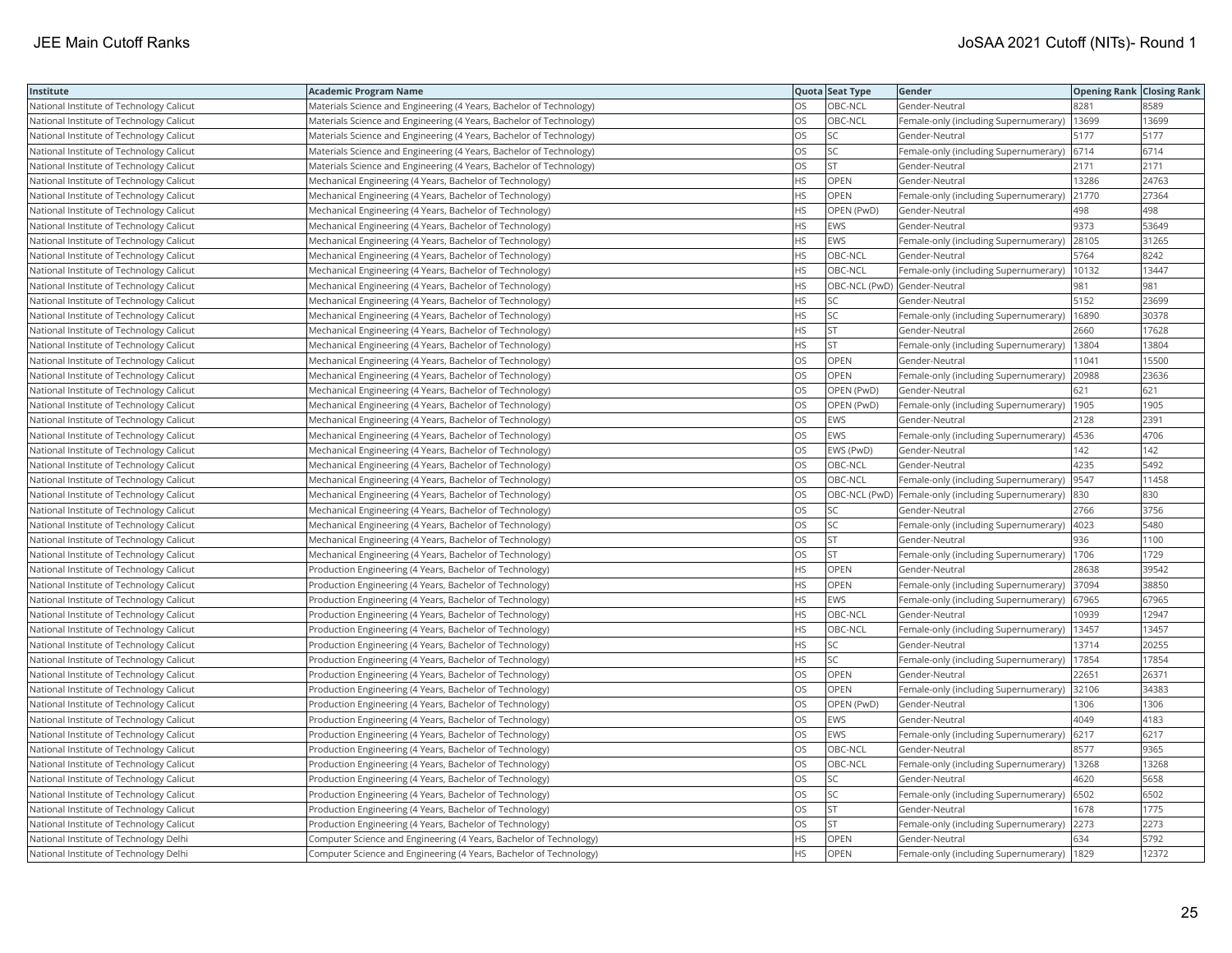| Institute | Academic Program Name | Quota | Seat Type | Gender | Opening Rank | Closing Rank |
|---|---|---|---|---|---|---|
| National Institute of Technology Calicut | Materials Science and Engineering (4 Years, Bachelor of Technology) | OS | OBC-NCL | Gender-Neutral | 8281 | 8589 |
| National Institute of Technology Calicut | Materials Science and Engineering (4 Years, Bachelor of Technology) | OS | OBC-NCL | Female-only (including Supernumerary) | 13699 | 13699 |
| National Institute of Technology Calicut | Materials Science and Engineering (4 Years, Bachelor of Technology) | OS | SC | Gender-Neutral | 5177 | 5177 |
| National Institute of Technology Calicut | Materials Science and Engineering (4 Years, Bachelor of Technology) | OS | SC | Female-only (including Supernumerary) | 6714 | 6714 |
| National Institute of Technology Calicut | Materials Science and Engineering (4 Years, Bachelor of Technology) | OS | ST | Gender-Neutral | 2171 | 2171 |
| National Institute of Technology Calicut | Mechanical Engineering (4 Years, Bachelor of Technology) | HS | OPEN | Gender-Neutral | 13286 | 24763 |
| National Institute of Technology Calicut | Mechanical Engineering (4 Years, Bachelor of Technology) | HS | OPEN | Female-only (including Supernumerary) | 21770 | 27364 |
| National Institute of Technology Calicut | Mechanical Engineering (4 Years, Bachelor of Technology) | HS | OPEN (PwD) | Gender-Neutral | 498 | 498 |
| National Institute of Technology Calicut | Mechanical Engineering (4 Years, Bachelor of Technology) | HS | EWS | Gender-Neutral | 9373 | 53649 |
| National Institute of Technology Calicut | Mechanical Engineering (4 Years, Bachelor of Technology) | HS | EWS | Female-only (including Supernumerary) | 28105 | 31265 |
| National Institute of Technology Calicut | Mechanical Engineering (4 Years, Bachelor of Technology) | HS | OBC-NCL | Gender-Neutral | 5764 | 8242 |
| National Institute of Technology Calicut | Mechanical Engineering (4 Years, Bachelor of Technology) | HS | OBC-NCL | Female-only (including Supernumerary) | 10132 | 13447 |
| National Institute of Technology Calicut | Mechanical Engineering (4 Years, Bachelor of Technology) | HS | OBC-NCL (PwD) | Gender-Neutral | 981 | 981 |
| National Institute of Technology Calicut | Mechanical Engineering (4 Years, Bachelor of Technology) | HS | SC | Gender-Neutral | 5152 | 23699 |
| National Institute of Technology Calicut | Mechanical Engineering (4 Years, Bachelor of Technology) | HS | SC | Female-only (including Supernumerary) | 16890 | 30378 |
| National Institute of Technology Calicut | Mechanical Engineering (4 Years, Bachelor of Technology) | HS | ST | Gender-Neutral | 2660 | 17628 |
| National Institute of Technology Calicut | Mechanical Engineering (4 Years, Bachelor of Technology) | HS | ST | Female-only (including Supernumerary) | 13804 | 13804 |
| National Institute of Technology Calicut | Mechanical Engineering (4 Years, Bachelor of Technology) | OS | OPEN | Gender-Neutral | 11041 | 15500 |
| National Institute of Technology Calicut | Mechanical Engineering (4 Years, Bachelor of Technology) | OS | OPEN | Female-only (including Supernumerary) | 20988 | 23636 |
| National Institute of Technology Calicut | Mechanical Engineering (4 Years, Bachelor of Technology) | OS | OPEN (PwD) | Gender-Neutral | 621 | 621 |
| National Institute of Technology Calicut | Mechanical Engineering (4 Years, Bachelor of Technology) | OS | OPEN (PwD) | Female-only (including Supernumerary) | 1905 | 1905 |
| National Institute of Technology Calicut | Mechanical Engineering (4 Years, Bachelor of Technology) | OS | EWS | Gender-Neutral | 2128 | 2391 |
| National Institute of Technology Calicut | Mechanical Engineering (4 Years, Bachelor of Technology) | OS | EWS | Female-only (including Supernumerary) | 4536 | 4706 |
| National Institute of Technology Calicut | Mechanical Engineering (4 Years, Bachelor of Technology) | OS | EWS (PwD) | Gender-Neutral | 142 | 142 |
| National Institute of Technology Calicut | Mechanical Engineering (4 Years, Bachelor of Technology) | OS | OBC-NCL | Gender-Neutral | 4235 | 5492 |
| National Institute of Technology Calicut | Mechanical Engineering (4 Years, Bachelor of Technology) | OS | OBC-NCL | Female-only (including Supernumerary) | 9547 | 11458 |
| National Institute of Technology Calicut | Mechanical Engineering (4 Years, Bachelor of Technology) | OS | OBC-NCL (PwD) | Female-only (including Supernumerary) | 830 | 830 |
| National Institute of Technology Calicut | Mechanical Engineering (4 Years, Bachelor of Technology) | OS | SC | Gender-Neutral | 2766 | 3756 |
| National Institute of Technology Calicut | Mechanical Engineering (4 Years, Bachelor of Technology) | OS | SC | Female-only (including Supernumerary) | 4023 | 5480 |
| National Institute of Technology Calicut | Mechanical Engineering (4 Years, Bachelor of Technology) | OS | ST | Gender-Neutral | 936 | 1100 |
| National Institute of Technology Calicut | Mechanical Engineering (4 Years, Bachelor of Technology) | OS | ST | Female-only (including Supernumerary) | 1706 | 1729 |
| National Institute of Technology Calicut | Production Engineering (4 Years, Bachelor of Technology) | HS | OPEN | Gender-Neutral | 28638 | 39542 |
| National Institute of Technology Calicut | Production Engineering (4 Years, Bachelor of Technology) | HS | OPEN | Female-only (including Supernumerary) | 37094 | 38850 |
| National Institute of Technology Calicut | Production Engineering (4 Years, Bachelor of Technology) | HS | EWS | Female-only (including Supernumerary) | 67965 | 67965 |
| National Institute of Technology Calicut | Production Engineering (4 Years, Bachelor of Technology) | HS | OBC-NCL | Gender-Neutral | 10939 | 12947 |
| National Institute of Technology Calicut | Production Engineering (4 Years, Bachelor of Technology) | HS | OBC-NCL | Female-only (including Supernumerary) | 13457 | 13457 |
| National Institute of Technology Calicut | Production Engineering (4 Years, Bachelor of Technology) | HS | SC | Gender-Neutral | 13714 | 20255 |
| National Institute of Technology Calicut | Production Engineering (4 Years, Bachelor of Technology) | HS | SC | Female-only (including Supernumerary) | 17854 | 17854 |
| National Institute of Technology Calicut | Production Engineering (4 Years, Bachelor of Technology) | OS | OPEN | Gender-Neutral | 22651 | 26371 |
| National Institute of Technology Calicut | Production Engineering (4 Years, Bachelor of Technology) | OS | OPEN | Female-only (including Supernumerary) | 32106 | 34383 |
| National Institute of Technology Calicut | Production Engineering (4 Years, Bachelor of Technology) | OS | OPEN (PwD) | Gender-Neutral | 1306 | 1306 |
| National Institute of Technology Calicut | Production Engineering (4 Years, Bachelor of Technology) | OS | EWS | Gender-Neutral | 4049 | 4183 |
| National Institute of Technology Calicut | Production Engineering (4 Years, Bachelor of Technology) | OS | EWS | Female-only (including Supernumerary) | 6217 | 6217 |
| National Institute of Technology Calicut | Production Engineering (4 Years, Bachelor of Technology) | OS | OBC-NCL | Gender-Neutral | 8577 | 9365 |
| National Institute of Technology Calicut | Production Engineering (4 Years, Bachelor of Technology) | OS | OBC-NCL | Female-only (including Supernumerary) | 13268 | 13268 |
| National Institute of Technology Calicut | Production Engineering (4 Years, Bachelor of Technology) | OS | SC | Gender-Neutral | 4620 | 5658 |
| National Institute of Technology Calicut | Production Engineering (4 Years, Bachelor of Technology) | OS | SC | Female-only (including Supernumerary) | 6502 | 6502 |
| National Institute of Technology Calicut | Production Engineering (4 Years, Bachelor of Technology) | OS | ST | Gender-Neutral | 1678 | 1775 |
| National Institute of Technology Calicut | Production Engineering (4 Years, Bachelor of Technology) | OS | ST | Female-only (including Supernumerary) | 2273 | 2273 |
| National Institute of Technology Delhi | Computer Science and Engineering (4 Years, Bachelor of Technology) | HS | OPEN | Gender-Neutral | 634 | 5792 |
| National Institute of Technology Delhi | Computer Science and Engineering (4 Years, Bachelor of Technology) | HS | OPEN | Female-only (including Supernumerary) | 1829 | 12372 |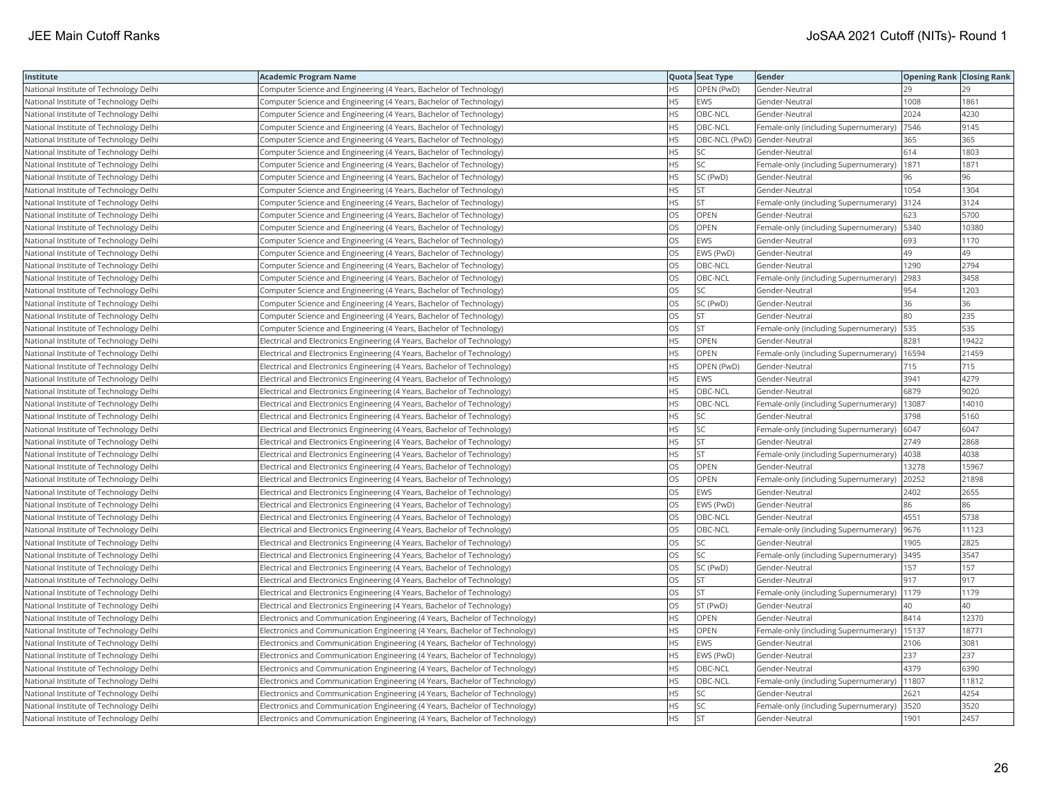| Institute | Academic Program Name | Quota | Seat Type | Gender | Opening Rank | Closing Rank |
|---|---|---|---|---|---|---|
| National Institute of Technology Delhi | Computer Science and Engineering (4 Years, Bachelor of Technology) | HS | OPEN (PwD) | Gender-Neutral | 29 | 29 |
| National Institute of Technology Delhi | Computer Science and Engineering (4 Years, Bachelor of Technology) | HS | EWS | Gender-Neutral | 1008 | 1861 |
| National Institute of Technology Delhi | Computer Science and Engineering (4 Years, Bachelor of Technology) | HS | OBC-NCL | Gender-Neutral | 2024 | 4230 |
| National Institute of Technology Delhi | Computer Science and Engineering (4 Years, Bachelor of Technology) | HS | OBC-NCL | Female-only (including Supernumerary) | 7546 | 9145 |
| National Institute of Technology Delhi | Computer Science and Engineering (4 Years, Bachelor of Technology) | HS | OBC-NCL (PwD) | Gender-Neutral | 365 | 365 |
| National Institute of Technology Delhi | Computer Science and Engineering (4 Years, Bachelor of Technology) | HS | SC | Gender-Neutral | 614 | 1803 |
| National Institute of Technology Delhi | Computer Science and Engineering (4 Years, Bachelor of Technology) | HS | SC | Female-only (including Supernumerary) | 1871 | 1871 |
| National Institute of Technology Delhi | Computer Science and Engineering (4 Years, Bachelor of Technology) | HS | SC (PwD) | Gender-Neutral | 96 | 96 |
| National Institute of Technology Delhi | Computer Science and Engineering (4 Years, Bachelor of Technology) | HS | ST | Gender-Neutral | 1054 | 1304 |
| National Institute of Technology Delhi | Computer Science and Engineering (4 Years, Bachelor of Technology) | HS | ST | Female-only (including Supernumerary) | 3124 | 3124 |
| National Institute of Technology Delhi | Computer Science and Engineering (4 Years, Bachelor of Technology) | OS | OPEN | Gender-Neutral | 623 | 5700 |
| National Institute of Technology Delhi | Computer Science and Engineering (4 Years, Bachelor of Technology) | OS | OPEN | Female-only (including Supernumerary) | 5340 | 10380 |
| National Institute of Technology Delhi | Computer Science and Engineering (4 Years, Bachelor of Technology) | OS | EWS | Gender-Neutral | 693 | 1170 |
| National Institute of Technology Delhi | Computer Science and Engineering (4 Years, Bachelor of Technology) | OS | EWS (PwD) | Gender-Neutral | 49 | 49 |
| National Institute of Technology Delhi | Computer Science and Engineering (4 Years, Bachelor of Technology) | OS | OBC-NCL | Gender-Neutral | 1290 | 2794 |
| National Institute of Technology Delhi | Computer Science and Engineering (4 Years, Bachelor of Technology) | OS | OBC-NCL | Female-only (including Supernumerary) | 2983 | 3458 |
| National Institute of Technology Delhi | Computer Science and Engineering (4 Years, Bachelor of Technology) | OS | SC | Gender-Neutral | 954 | 1203 |
| National Institute of Technology Delhi | Computer Science and Engineering (4 Years, Bachelor of Technology) | OS | SC (PwD) | Gender-Neutral | 36 | 36 |
| National Institute of Technology Delhi | Computer Science and Engineering (4 Years, Bachelor of Technology) | OS | ST | Gender-Neutral | 80 | 235 |
| National Institute of Technology Delhi | Computer Science and Engineering (4 Years, Bachelor of Technology) | OS | ST | Female-only (including Supernumerary) | 535 | 535 |
| National Institute of Technology Delhi | Electrical and Electronics Engineering (4 Years, Bachelor of Technology) | HS | OPEN | Gender-Neutral | 8281 | 19422 |
| National Institute of Technology Delhi | Electrical and Electronics Engineering (4 Years, Bachelor of Technology) | HS | OPEN | Female-only (including Supernumerary) | 16594 | 21459 |
| National Institute of Technology Delhi | Electrical and Electronics Engineering (4 Years, Bachelor of Technology) | HS | OPEN (PwD) | Gender-Neutral | 715 | 715 |
| National Institute of Technology Delhi | Electrical and Electronics Engineering (4 Years, Bachelor of Technology) | HS | EWS | Gender-Neutral | 3941 | 4279 |
| National Institute of Technology Delhi | Electrical and Electronics Engineering (4 Years, Bachelor of Technology) | HS | OBC-NCL | Gender-Neutral | 6879 | 9020 |
| National Institute of Technology Delhi | Electrical and Electronics Engineering (4 Years, Bachelor of Technology) | HS | OBC-NCL | Female-only (including Supernumerary) | 13087 | 14010 |
| National Institute of Technology Delhi | Electrical and Electronics Engineering (4 Years, Bachelor of Technology) | HS | SC | Gender-Neutral | 3798 | 5160 |
| National Institute of Technology Delhi | Electrical and Electronics Engineering (4 Years, Bachelor of Technology) | HS | SC | Female-only (including Supernumerary) | 6047 | 6047 |
| National Institute of Technology Delhi | Electrical and Electronics Engineering (4 Years, Bachelor of Technology) | HS | ST | Gender-Neutral | 2749 | 2868 |
| National Institute of Technology Delhi | Electrical and Electronics Engineering (4 Years, Bachelor of Technology) | HS | ST | Female-only (including Supernumerary) | 4038 | 4038 |
| National Institute of Technology Delhi | Electrical and Electronics Engineering (4 Years, Bachelor of Technology) | OS | OPEN | Gender-Neutral | 13278 | 15967 |
| National Institute of Technology Delhi | Electrical and Electronics Engineering (4 Years, Bachelor of Technology) | OS | OPEN | Female-only (including Supernumerary) | 20252 | 21898 |
| National Institute of Technology Delhi | Electrical and Electronics Engineering (4 Years, Bachelor of Technology) | OS | EWS | Gender-Neutral | 2402 | 2655 |
| National Institute of Technology Delhi | Electrical and Electronics Engineering (4 Years, Bachelor of Technology) | OS | EWS (PwD) | Gender-Neutral | 86 | 86 |
| National Institute of Technology Delhi | Electrical and Electronics Engineering (4 Years, Bachelor of Technology) | OS | OBC-NCL | Gender-Neutral | 4551 | 5738 |
| National Institute of Technology Delhi | Electrical and Electronics Engineering (4 Years, Bachelor of Technology) | OS | OBC-NCL | Female-only (including Supernumerary) | 9676 | 11123 |
| National Institute of Technology Delhi | Electrical and Electronics Engineering (4 Years, Bachelor of Technology) | OS | SC | Gender-Neutral | 1905 | 2825 |
| National Institute of Technology Delhi | Electrical and Electronics Engineering (4 Years, Bachelor of Technology) | OS | SC | Female-only (including Supernumerary) | 3495 | 3547 |
| National Institute of Technology Delhi | Electrical and Electronics Engineering (4 Years, Bachelor of Technology) | OS | SC (PwD) | Gender-Neutral | 157 | 157 |
| National Institute of Technology Delhi | Electrical and Electronics Engineering (4 Years, Bachelor of Technology) | OS | ST | Gender-Neutral | 917 | 917 |
| National Institute of Technology Delhi | Electrical and Electronics Engineering (4 Years, Bachelor of Technology) | OS | ST | Female-only (including Supernumerary) | 1179 | 1179 |
| National Institute of Technology Delhi | Electrical and Electronics Engineering (4 Years, Bachelor of Technology) | OS | ST (PwD) | Gender-Neutral | 40 | 40 |
| National Institute of Technology Delhi | Electronics and Communication Engineering (4 Years, Bachelor of Technology) | HS | OPEN | Gender-Neutral | 8414 | 12370 |
| National Institute of Technology Delhi | Electronics and Communication Engineering (4 Years, Bachelor of Technology) | HS | OPEN | Female-only (including Supernumerary) | 15137 | 18771 |
| National Institute of Technology Delhi | Electronics and Communication Engineering (4 Years, Bachelor of Technology) | HS | EWS | Gender-Neutral | 2106 | 3081 |
| National Institute of Technology Delhi | Electronics and Communication Engineering (4 Years, Bachelor of Technology) | HS | EWS (PwD) | Gender-Neutral | 237 | 237 |
| National Institute of Technology Delhi | Electronics and Communication Engineering (4 Years, Bachelor of Technology) | HS | OBC-NCL | Gender-Neutral | 4379 | 6390 |
| National Institute of Technology Delhi | Electronics and Communication Engineering (4 Years, Bachelor of Technology) | HS | OBC-NCL | Female-only (including Supernumerary) | 11807 | 11812 |
| National Institute of Technology Delhi | Electronics and Communication Engineering (4 Years, Bachelor of Technology) | HS | SC | Gender-Neutral | 2621 | 4254 |
| National Institute of Technology Delhi | Electronics and Communication Engineering (4 Years, Bachelor of Technology) | HS | SC | Female-only (including Supernumerary) | 3520 | 3520 |
| National Institute of Technology Delhi | Electronics and Communication Engineering (4 Years, Bachelor of Technology) | HS | ST | Gender-Neutral | 1901 | 2457 |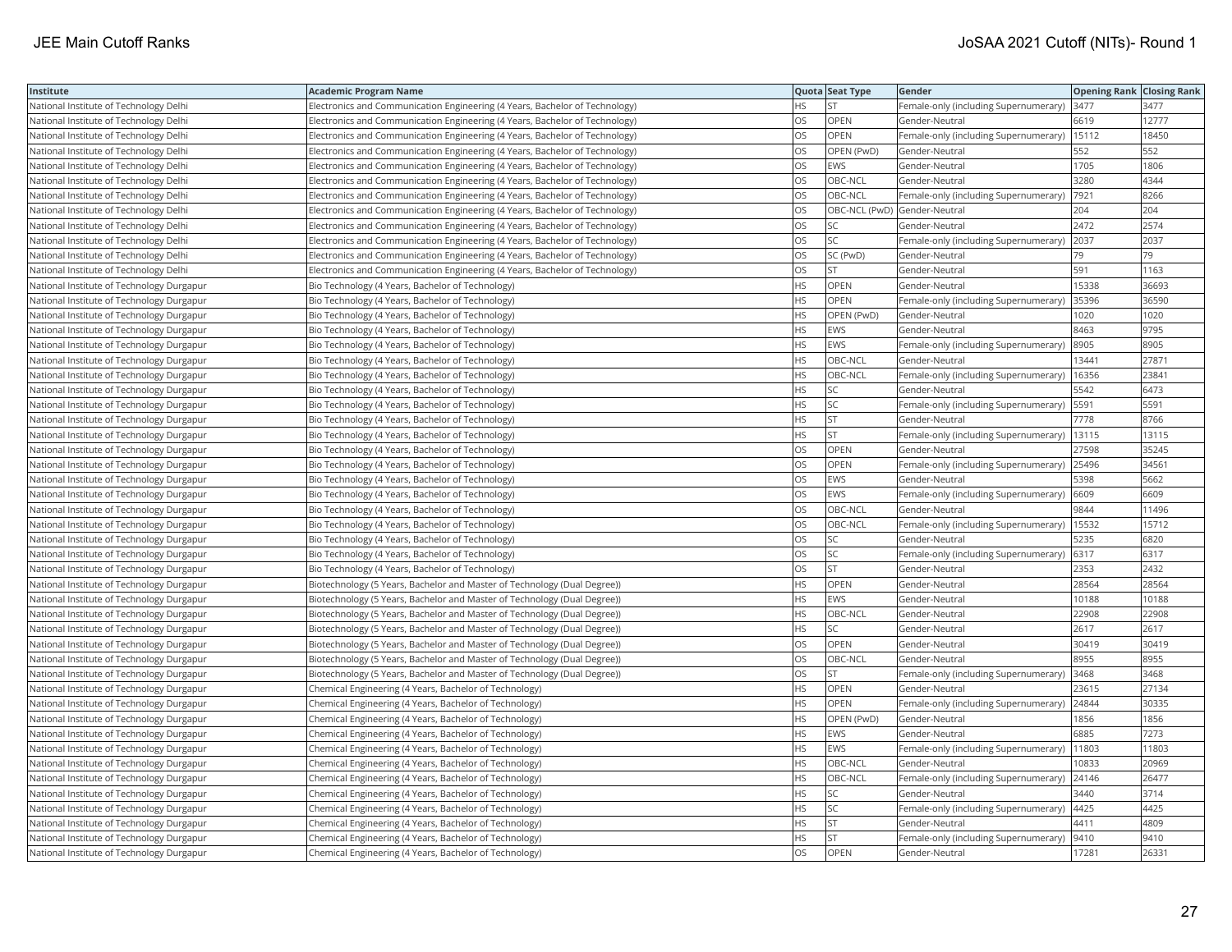| Institute | Academic Program Name | Quota | Seat Type | Gender | Opening Rank | Closing Rank |
|---|---|---|---|---|---|---|
| National Institute of Technology Delhi | Electronics and Communication Engineering (4 Years, Bachelor of Technology) | HS | ST | Female-only (including Supernumerary) | 3477 | 3477 |
| National Institute of Technology Delhi | Electronics and Communication Engineering (4 Years, Bachelor of Technology) | OS | OPEN | Gender-Neutral | 6619 | 12777 |
| National Institute of Technology Delhi | Electronics and Communication Engineering (4 Years, Bachelor of Technology) | OS | OPEN | Female-only (including Supernumerary) | 15112 | 18450 |
| National Institute of Technology Delhi | Electronics and Communication Engineering (4 Years, Bachelor of Technology) | OS | OPEN (PwD) | Gender-Neutral | 552 | 552 |
| National Institute of Technology Delhi | Electronics and Communication Engineering (4 Years, Bachelor of Technology) | OS | EWS | Gender-Neutral | 1705 | 1806 |
| National Institute of Technology Delhi | Electronics and Communication Engineering (4 Years, Bachelor of Technology) | OS | OBC-NCL | Gender-Neutral | 3280 | 4344 |
| National Institute of Technology Delhi | Electronics and Communication Engineering (4 Years, Bachelor of Technology) | OS | OBC-NCL | Female-only (including Supernumerary) | 7921 | 8266 |
| National Institute of Technology Delhi | Electronics and Communication Engineering (4 Years, Bachelor of Technology) | OS | OBC-NCL (PwD) | Gender-Neutral | 204 | 204 |
| National Institute of Technology Delhi | Electronics and Communication Engineering (4 Years, Bachelor of Technology) | OS | SC | Gender-Neutral | 2472 | 2574 |
| National Institute of Technology Delhi | Electronics and Communication Engineering (4 Years, Bachelor of Technology) | OS | SC | Female-only (including Supernumerary) | 2037 | 2037 |
| National Institute of Technology Delhi | Electronics and Communication Engineering (4 Years, Bachelor of Technology) | OS | SC (PwD) | Gender-Neutral | 79 | 79 |
| National Institute of Technology Delhi | Electronics and Communication Engineering (4 Years, Bachelor of Technology) | OS | ST | Gender-Neutral | 591 | 1163 |
| National Institute of Technology Durgapur | Bio Technology (4 Years, Bachelor of Technology) | HS | OPEN | Gender-Neutral | 15338 | 36693 |
| National Institute of Technology Durgapur | Bio Technology (4 Years, Bachelor of Technology) | HS | OPEN | Female-only (including Supernumerary) | 35396 | 36590 |
| National Institute of Technology Durgapur | Bio Technology (4 Years, Bachelor of Technology) | HS | OPEN (PwD) | Gender-Neutral | 1020 | 1020 |
| National Institute of Technology Durgapur | Bio Technology (4 Years, Bachelor of Technology) | HS | EWS | Gender-Neutral | 8463 | 9795 |
| National Institute of Technology Durgapur | Bio Technology (4 Years, Bachelor of Technology) | HS | EWS | Female-only (including Supernumerary) | 8905 | 8905 |
| National Institute of Technology Durgapur | Bio Technology (4 Years, Bachelor of Technology) | HS | OBC-NCL | Gender-Neutral | 13441 | 27871 |
| National Institute of Technology Durgapur | Bio Technology (4 Years, Bachelor of Technology) | HS | OBC-NCL | Female-only (including Supernumerary) | 16356 | 23841 |
| National Institute of Technology Durgapur | Bio Technology (4 Years, Bachelor of Technology) | HS | SC | Gender-Neutral | 5542 | 6473 |
| National Institute of Technology Durgapur | Bio Technology (4 Years, Bachelor of Technology) | HS | SC | Female-only (including Supernumerary) | 5591 | 5591 |
| National Institute of Technology Durgapur | Bio Technology (4 Years, Bachelor of Technology) | HS | ST | Gender-Neutral | 7778 | 8766 |
| National Institute of Technology Durgapur | Bio Technology (4 Years, Bachelor of Technology) | HS | ST | Female-only (including Supernumerary) | 13115 | 13115 |
| National Institute of Technology Durgapur | Bio Technology (4 Years, Bachelor of Technology) | OS | OPEN | Gender-Neutral | 27598 | 35245 |
| National Institute of Technology Durgapur | Bio Technology (4 Years, Bachelor of Technology) | OS | OPEN | Female-only (including Supernumerary) | 25496 | 34561 |
| National Institute of Technology Durgapur | Bio Technology (4 Years, Bachelor of Technology) | OS | EWS | Gender-Neutral | 5398 | 5662 |
| National Institute of Technology Durgapur | Bio Technology (4 Years, Bachelor of Technology) | OS | EWS | Female-only (including Supernumerary) | 6609 | 6609 |
| National Institute of Technology Durgapur | Bio Technology (4 Years, Bachelor of Technology) | OS | OBC-NCL | Gender-Neutral | 9844 | 11496 |
| National Institute of Technology Durgapur | Bio Technology (4 Years, Bachelor of Technology) | OS | OBC-NCL | Female-only (including Supernumerary) | 15532 | 15712 |
| National Institute of Technology Durgapur | Bio Technology (4 Years, Bachelor of Technology) | OS | SC | Gender-Neutral | 5235 | 6820 |
| National Institute of Technology Durgapur | Bio Technology (4 Years, Bachelor of Technology) | OS | SC | Female-only (including Supernumerary) | 6317 | 6317 |
| National Institute of Technology Durgapur | Bio Technology (4 Years, Bachelor of Technology) | OS | ST | Gender-Neutral | 2353 | 2432 |
| National Institute of Technology Durgapur | Biotechnology (5 Years, Bachelor and Master of Technology (Dual Degree)) | HS | OPEN | Gender-Neutral | 28564 | 28564 |
| National Institute of Technology Durgapur | Biotechnology (5 Years, Bachelor and Master of Technology (Dual Degree)) | HS | EWS | Gender-Neutral | 10188 | 10188 |
| National Institute of Technology Durgapur | Biotechnology (5 Years, Bachelor and Master of Technology (Dual Degree)) | HS | OBC-NCL | Gender-Neutral | 22908 | 22908 |
| National Institute of Technology Durgapur | Biotechnology (5 Years, Bachelor and Master of Technology (Dual Degree)) | HS | SC | Gender-Neutral | 2617 | 2617 |
| National Institute of Technology Durgapur | Biotechnology (5 Years, Bachelor and Master of Technology (Dual Degree)) | OS | OPEN | Gender-Neutral | 30419 | 30419 |
| National Institute of Technology Durgapur | Biotechnology (5 Years, Bachelor and Master of Technology (Dual Degree)) | OS | OBC-NCL | Gender-Neutral | 8955 | 8955 |
| National Institute of Technology Durgapur | Biotechnology (5 Years, Bachelor and Master of Technology (Dual Degree)) | OS | ST | Female-only (including Supernumerary) | 3468 | 3468 |
| National Institute of Technology Durgapur | Chemical Engineering (4 Years, Bachelor of Technology) | HS | OPEN | Gender-Neutral | 23615 | 27134 |
| National Institute of Technology Durgapur | Chemical Engineering (4 Years, Bachelor of Technology) | HS | OPEN | Female-only (including Supernumerary) | 24844 | 30335 |
| National Institute of Technology Durgapur | Chemical Engineering (4 Years, Bachelor of Technology) | HS | OPEN (PwD) | Gender-Neutral | 1856 | 1856 |
| National Institute of Technology Durgapur | Chemical Engineering (4 Years, Bachelor of Technology) | HS | EWS | Gender-Neutral | 6885 | 7273 |
| National Institute of Technology Durgapur | Chemical Engineering (4 Years, Bachelor of Technology) | HS | EWS | Female-only (including Supernumerary) | 11803 | 11803 |
| National Institute of Technology Durgapur | Chemical Engineering (4 Years, Bachelor of Technology) | HS | OBC-NCL | Gender-Neutral | 10833 | 20969 |
| National Institute of Technology Durgapur | Chemical Engineering (4 Years, Bachelor of Technology) | HS | OBC-NCL | Female-only (including Supernumerary) | 24146 | 26477 |
| National Institute of Technology Durgapur | Chemical Engineering (4 Years, Bachelor of Technology) | HS | SC | Gender-Neutral | 3440 | 3714 |
| National Institute of Technology Durgapur | Chemical Engineering (4 Years, Bachelor of Technology) | HS | SC | Female-only (including Supernumerary) | 4425 | 4425 |
| National Institute of Technology Durgapur | Chemical Engineering (4 Years, Bachelor of Technology) | HS | ST | Gender-Neutral | 4411 | 4809 |
| National Institute of Technology Durgapur | Chemical Engineering (4 Years, Bachelor of Technology) | HS | ST | Female-only (including Supernumerary) | 9410 | 9410 |
| National Institute of Technology Durgapur | Chemical Engineering (4 Years, Bachelor of Technology) | OS | OPEN | Gender-Neutral | 17281 | 26331 |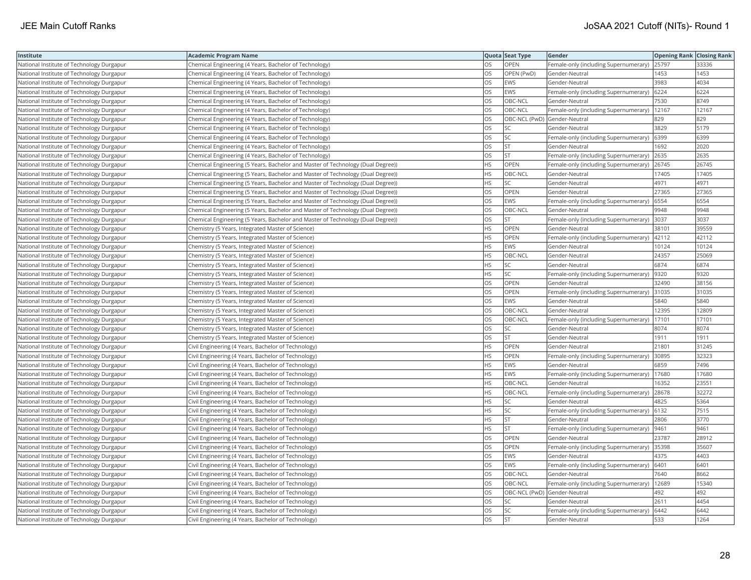| Institute | Academic Program Name | Quota | Seat Type | Gender | Opening Rank | Closing Rank |
|---|---|---|---|---|---|---|
| National Institute of Technology Durgapur | Chemical Engineering (4 Years, Bachelor of Technology) | OS | OPEN | Female-only (including Supernumerary) | 25797 | 33336 |
| National Institute of Technology Durgapur | Chemical Engineering (4 Years, Bachelor of Technology) | OS | OPEN (PwD) | Gender-Neutral | 1453 | 1453 |
| National Institute of Technology Durgapur | Chemical Engineering (4 Years, Bachelor of Technology) | OS | EWS | Gender-Neutral | 3983 | 4034 |
| National Institute of Technology Durgapur | Chemical Engineering (4 Years, Bachelor of Technology) | OS | EWS | Female-only (including Supernumerary) | 6224 | 6224 |
| National Institute of Technology Durgapur | Chemical Engineering (4 Years, Bachelor of Technology) | OS | OBC-NCL | Gender-Neutral | 7530 | 8749 |
| National Institute of Technology Durgapur | Chemical Engineering (4 Years, Bachelor of Technology) | OS | OBC-NCL | Female-only (including Supernumerary) | 12167 | 12167 |
| National Institute of Technology Durgapur | Chemical Engineering (4 Years, Bachelor of Technology) | OS | OBC-NCL (PwD) | Gender-Neutral | 829 | 829 |
| National Institute of Technology Durgapur | Chemical Engineering (4 Years, Bachelor of Technology) | OS | SC | Gender-Neutral | 3829 | 5179 |
| National Institute of Technology Durgapur | Chemical Engineering (4 Years, Bachelor of Technology) | OS | SC | Female-only (including Supernumerary) | 6399 | 6399 |
| National Institute of Technology Durgapur | Chemical Engineering (4 Years, Bachelor of Technology) | OS | ST | Gender-Neutral | 1692 | 2020 |
| National Institute of Technology Durgapur | Chemical Engineering (4 Years, Bachelor of Technology) | OS | ST | Female-only (including Supernumerary) | 2635 | 2635 |
| National Institute of Technology Durgapur | Chemical Engineering (5 Years, Bachelor and Master of Technology (Dual Degree)) | HS | OPEN | Female-only (including Supernumerary) | 26745 | 26745 |
| National Institute of Technology Durgapur | Chemical Engineering (5 Years, Bachelor and Master of Technology (Dual Degree)) | HS | OBC-NCL | Gender-Neutral | 17405 | 17405 |
| National Institute of Technology Durgapur | Chemical Engineering (5 Years, Bachelor and Master of Technology (Dual Degree)) | HS | SC | Gender-Neutral | 4971 | 4971 |
| National Institute of Technology Durgapur | Chemical Engineering (5 Years, Bachelor and Master of Technology (Dual Degree)) | OS | OPEN | Gender-Neutral | 27365 | 27365 |
| National Institute of Technology Durgapur | Chemical Engineering (5 Years, Bachelor and Master of Technology (Dual Degree)) | OS | EWS | Female-only (including Supernumerary) | 6554 | 6554 |
| National Institute of Technology Durgapur | Chemical Engineering (5 Years, Bachelor and Master of Technology (Dual Degree)) | OS | OBC-NCL | Gender-Neutral | 9948 | 9948 |
| National Institute of Technology Durgapur | Chemical Engineering (5 Years, Bachelor and Master of Technology (Dual Degree)) | OS | ST | Female-only (including Supernumerary) | 3037 | 3037 |
| National Institute of Technology Durgapur | Chemistry (5 Years, Integrated Master of Science) | HS | OPEN | Gender-Neutral | 38101 | 39559 |
| National Institute of Technology Durgapur | Chemistry (5 Years, Integrated Master of Science) | HS | OPEN | Female-only (including Supernumerary) | 42112 | 42112 |
| National Institute of Technology Durgapur | Chemistry (5 Years, Integrated Master of Science) | HS | EWS | Gender-Neutral | 10124 | 10124 |
| National Institute of Technology Durgapur | Chemistry (5 Years, Integrated Master of Science) | HS | OBC-NCL | Gender-Neutral | 24357 | 25069 |
| National Institute of Technology Durgapur | Chemistry (5 Years, Integrated Master of Science) | HS | SC | Gender-Neutral | 6874 | 6874 |
| National Institute of Technology Durgapur | Chemistry (5 Years, Integrated Master of Science) | HS | SC | Female-only (including Supernumerary) | 9320 | 9320 |
| National Institute of Technology Durgapur | Chemistry (5 Years, Integrated Master of Science) | OS | OPEN | Gender-Neutral | 32490 | 38156 |
| National Institute of Technology Durgapur | Chemistry (5 Years, Integrated Master of Science) | OS | OPEN | Female-only (including Supernumerary) | 31035 | 31035 |
| National Institute of Technology Durgapur | Chemistry (5 Years, Integrated Master of Science) | OS | EWS | Gender-Neutral | 5840 | 5840 |
| National Institute of Technology Durgapur | Chemistry (5 Years, Integrated Master of Science) | OS | OBC-NCL | Gender-Neutral | 12395 | 12809 |
| National Institute of Technology Durgapur | Chemistry (5 Years, Integrated Master of Science) | OS | OBC-NCL | Female-only (including Supernumerary) | 17101 | 17101 |
| National Institute of Technology Durgapur | Chemistry (5 Years, Integrated Master of Science) | OS | SC | Gender-Neutral | 8074 | 8074 |
| National Institute of Technology Durgapur | Chemistry (5 Years, Integrated Master of Science) | OS | ST | Gender-Neutral | 1911 | 1911 |
| National Institute of Technology Durgapur | Civil Engineering (4 Years, Bachelor of Technology) | HS | OPEN | Gender-Neutral | 21801 | 31245 |
| National Institute of Technology Durgapur | Civil Engineering (4 Years, Bachelor of Technology) | HS | OPEN | Female-only (including Supernumerary) | 30895 | 32323 |
| National Institute of Technology Durgapur | Civil Engineering (4 Years, Bachelor of Technology) | HS | EWS | Gender-Neutral | 6859 | 7496 |
| National Institute of Technology Durgapur | Civil Engineering (4 Years, Bachelor of Technology) | HS | EWS | Female-only (including Supernumerary) | 17680 | 17680 |
| National Institute of Technology Durgapur | Civil Engineering (4 Years, Bachelor of Technology) | HS | OBC-NCL | Gender-Neutral | 16352 | 23551 |
| National Institute of Technology Durgapur | Civil Engineering (4 Years, Bachelor of Technology) | HS | OBC-NCL | Female-only (including Supernumerary) | 28678 | 32272 |
| National Institute of Technology Durgapur | Civil Engineering (4 Years, Bachelor of Technology) | HS | SC | Gender-Neutral | 4825 | 5364 |
| National Institute of Technology Durgapur | Civil Engineering (4 Years, Bachelor of Technology) | HS | SC | Female-only (including Supernumerary) | 6132 | 7515 |
| National Institute of Technology Durgapur | Civil Engineering (4 Years, Bachelor of Technology) | HS | ST | Gender-Neutral | 2806 | 3770 |
| National Institute of Technology Durgapur | Civil Engineering (4 Years, Bachelor of Technology) | HS | ST | Female-only (including Supernumerary) | 9461 | 9461 |
| National Institute of Technology Durgapur | Civil Engineering (4 Years, Bachelor of Technology) | OS | OPEN | Gender-Neutral | 23787 | 28912 |
| National Institute of Technology Durgapur | Civil Engineering (4 Years, Bachelor of Technology) | OS | OPEN | Female-only (including Supernumerary) | 35398 | 35607 |
| National Institute of Technology Durgapur | Civil Engineering (4 Years, Bachelor of Technology) | OS | EWS | Gender-Neutral | 4375 | 4403 |
| National Institute of Technology Durgapur | Civil Engineering (4 Years, Bachelor of Technology) | OS | EWS | Female-only (including Supernumerary) | 6401 | 6401 |
| National Institute of Technology Durgapur | Civil Engineering (4 Years, Bachelor of Technology) | OS | OBC-NCL | Gender-Neutral | 7640 | 8662 |
| National Institute of Technology Durgapur | Civil Engineering (4 Years, Bachelor of Technology) | OS | OBC-NCL | Female-only (including Supernumerary) | 12689 | 15340 |
| National Institute of Technology Durgapur | Civil Engineering (4 Years, Bachelor of Technology) | OS | OBC-NCL (PwD) | Gender-Neutral | 492 | 492 |
| National Institute of Technology Durgapur | Civil Engineering (4 Years, Bachelor of Technology) | OS | SC | Gender-Neutral | 2611 | 4454 |
| National Institute of Technology Durgapur | Civil Engineering (4 Years, Bachelor of Technology) | OS | SC | Female-only (including Supernumerary) | 6442 | 6442 |
| National Institute of Technology Durgapur | Civil Engineering (4 Years, Bachelor of Technology) | OS | ST | Gender-Neutral | 533 | 1264 |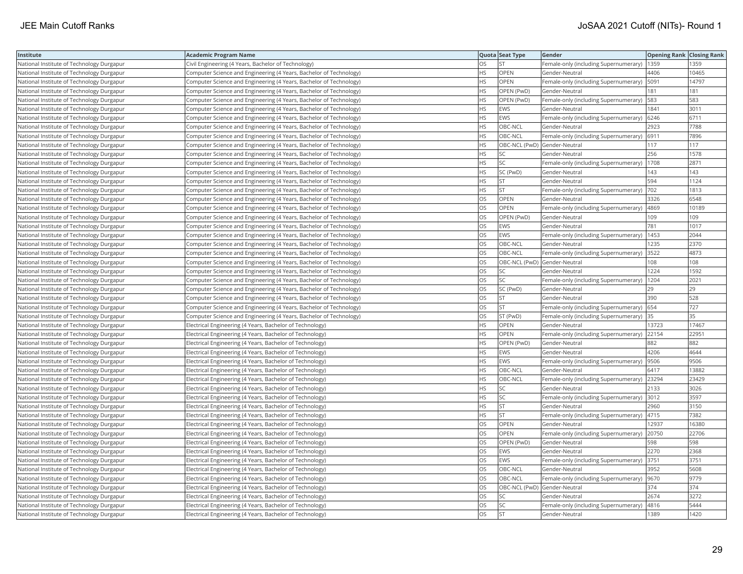| Institute | Academic Program Name | Quota | Seat Type | Gender | Opening Rank | Closing Rank |
|---|---|---|---|---|---|---|
| National Institute of Technology Durgapur | Civil Engineering (4 Years, Bachelor of Technology) | OS | ST | Female-only (including Supernumerary) | 1359 | 1359 |
| National Institute of Technology Durgapur | Computer Science and Engineering (4 Years, Bachelor of Technology) | HS | OPEN | Gender-Neutral | 4406 | 10465 |
| National Institute of Technology Durgapur | Computer Science and Engineering (4 Years, Bachelor of Technology) | HS | OPEN | Female-only (including Supernumerary) | 5091 | 14797 |
| National Institute of Technology Durgapur | Computer Science and Engineering (4 Years, Bachelor of Technology) | HS | OPEN (PwD) | Gender-Neutral | 181 | 181 |
| National Institute of Technology Durgapur | Computer Science and Engineering (4 Years, Bachelor of Technology) | HS | OPEN (PwD) | Female-only (including Supernumerary) | 583 | 583 |
| National Institute of Technology Durgapur | Computer Science and Engineering (4 Years, Bachelor of Technology) | HS | EWS | Gender-Neutral | 1841 | 3011 |
| National Institute of Technology Durgapur | Computer Science and Engineering (4 Years, Bachelor of Technology) | HS | EWS | Female-only (including Supernumerary) | 6246 | 6711 |
| National Institute of Technology Durgapur | Computer Science and Engineering (4 Years, Bachelor of Technology) | HS | OBC-NCL | Gender-Neutral | 2923 | 7788 |
| National Institute of Technology Durgapur | Computer Science and Engineering (4 Years, Bachelor of Technology) | HS | OBC-NCL | Female-only (including Supernumerary) | 6911 | 7896 |
| National Institute of Technology Durgapur | Computer Science and Engineering (4 Years, Bachelor of Technology) | HS | OBC-NCL (PwD) | Gender-Neutral | 117 | 117 |
| National Institute of Technology Durgapur | Computer Science and Engineering (4 Years, Bachelor of Technology) | HS | SC | Gender-Neutral | 256 | 1578 |
| National Institute of Technology Durgapur | Computer Science and Engineering (4 Years, Bachelor of Technology) | HS | SC | Female-only (including Supernumerary) | 1708 | 2871 |
| National Institute of Technology Durgapur | Computer Science and Engineering (4 Years, Bachelor of Technology) | HS | SC (PwD) | Gender-Neutral | 143 | 143 |
| National Institute of Technology Durgapur | Computer Science and Engineering (4 Years, Bachelor of Technology) | HS | ST | Gender-Neutral | 594 | 1124 |
| National Institute of Technology Durgapur | Computer Science and Engineering (4 Years, Bachelor of Technology) | HS | ST | Female-only (including Supernumerary) | 702 | 1813 |
| National Institute of Technology Durgapur | Computer Science and Engineering (4 Years, Bachelor of Technology) | OS | OPEN | Gender-Neutral | 3326 | 6548 |
| National Institute of Technology Durgapur | Computer Science and Engineering (4 Years, Bachelor of Technology) | OS | OPEN | Female-only (including Supernumerary) | 4869 | 10189 |
| National Institute of Technology Durgapur | Computer Science and Engineering (4 Years, Bachelor of Technology) | OS | OPEN (PwD) | Gender-Neutral | 109 | 109 |
| National Institute of Technology Durgapur | Computer Science and Engineering (4 Years, Bachelor of Technology) | OS | EWS | Gender-Neutral | 781 | 1017 |
| National Institute of Technology Durgapur | Computer Science and Engineering (4 Years, Bachelor of Technology) | OS | EWS | Female-only (including Supernumerary) | 1453 | 2044 |
| National Institute of Technology Durgapur | Computer Science and Engineering (4 Years, Bachelor of Technology) | OS | OBC-NCL | Gender-Neutral | 1235 | 2370 |
| National Institute of Technology Durgapur | Computer Science and Engineering (4 Years, Bachelor of Technology) | OS | OBC-NCL | Female-only (including Supernumerary) | 3522 | 4873 |
| National Institute of Technology Durgapur | Computer Science and Engineering (4 Years, Bachelor of Technology) | OS | OBC-NCL (PwD) | Gender-Neutral | 108 | 108 |
| National Institute of Technology Durgapur | Computer Science and Engineering (4 Years, Bachelor of Technology) | OS | SC | Gender-Neutral | 1224 | 1592 |
| National Institute of Technology Durgapur | Computer Science and Engineering (4 Years, Bachelor of Technology) | OS | SC | Female-only (including Supernumerary) | 1204 | 2021 |
| National Institute of Technology Durgapur | Computer Science and Engineering (4 Years, Bachelor of Technology) | OS | SC (PwD) | Gender-Neutral | 29 | 29 |
| National Institute of Technology Durgapur | Computer Science and Engineering (4 Years, Bachelor of Technology) | OS | ST | Gender-Neutral | 390 | 528 |
| National Institute of Technology Durgapur | Computer Science and Engineering (4 Years, Bachelor of Technology) | OS | ST | Female-only (including Supernumerary) | 654 | 727 |
| National Institute of Technology Durgapur | Computer Science and Engineering (4 Years, Bachelor of Technology) | OS | ST (PwD) | Female-only (including Supernumerary) | 35 | 35 |
| National Institute of Technology Durgapur | Electrical Engineering (4 Years, Bachelor of Technology) | HS | OPEN | Gender-Neutral | 13723 | 17467 |
| National Institute of Technology Durgapur | Electrical Engineering (4 Years, Bachelor of Technology) | HS | OPEN | Female-only (including Supernumerary) | 22154 | 22951 |
| National Institute of Technology Durgapur | Electrical Engineering (4 Years, Bachelor of Technology) | HS | OPEN (PwD) | Gender-Neutral | 882 | 882 |
| National Institute of Technology Durgapur | Electrical Engineering (4 Years, Bachelor of Technology) | HS | EWS | Gender-Neutral | 4206 | 4644 |
| National Institute of Technology Durgapur | Electrical Engineering (4 Years, Bachelor of Technology) | HS | EWS | Female-only (including Supernumerary) | 9506 | 9506 |
| National Institute of Technology Durgapur | Electrical Engineering (4 Years, Bachelor of Technology) | HS | OBC-NCL | Gender-Neutral | 6417 | 13882 |
| National Institute of Technology Durgapur | Electrical Engineering (4 Years, Bachelor of Technology) | HS | OBC-NCL | Female-only (including Supernumerary) | 23294 | 23429 |
| National Institute of Technology Durgapur | Electrical Engineering (4 Years, Bachelor of Technology) | HS | SC | Gender-Neutral | 2133 | 3026 |
| National Institute of Technology Durgapur | Electrical Engineering (4 Years, Bachelor of Technology) | HS | SC | Female-only (including Supernumerary) | 3012 | 3597 |
| National Institute of Technology Durgapur | Electrical Engineering (4 Years, Bachelor of Technology) | HS | ST | Gender-Neutral | 2960 | 3150 |
| National Institute of Technology Durgapur | Electrical Engineering (4 Years, Bachelor of Technology) | HS | ST | Female-only (including Supernumerary) | 4715 | 7382 |
| National Institute of Technology Durgapur | Electrical Engineering (4 Years, Bachelor of Technology) | OS | OPEN | Gender-Neutral | 12937 | 16380 |
| National Institute of Technology Durgapur | Electrical Engineering (4 Years, Bachelor of Technology) | OS | OPEN | Female-only (including Supernumerary) | 20750 | 22706 |
| National Institute of Technology Durgapur | Electrical Engineering (4 Years, Bachelor of Technology) | OS | OPEN (PwD) | Gender-Neutral | 598 | 598 |
| National Institute of Technology Durgapur | Electrical Engineering (4 Years, Bachelor of Technology) | OS | EWS | Gender-Neutral | 2270 | 2368 |
| National Institute of Technology Durgapur | Electrical Engineering (4 Years, Bachelor of Technology) | OS | EWS | Female-only (including Supernumerary) | 3751 | 3751 |
| National Institute of Technology Durgapur | Electrical Engineering (4 Years, Bachelor of Technology) | OS | OBC-NCL | Gender-Neutral | 3952 | 5608 |
| National Institute of Technology Durgapur | Electrical Engineering (4 Years, Bachelor of Technology) | OS | OBC-NCL | Female-only (including Supernumerary) | 9670 | 9779 |
| National Institute of Technology Durgapur | Electrical Engineering (4 Years, Bachelor of Technology) | OS | OBC-NCL (PwD) | Gender-Neutral | 374 | 374 |
| National Institute of Technology Durgapur | Electrical Engineering (4 Years, Bachelor of Technology) | OS | SC | Gender-Neutral | 2674 | 3272 |
| National Institute of Technology Durgapur | Electrical Engineering (4 Years, Bachelor of Technology) | OS | SC | Female-only (including Supernumerary) | 4816 | 5444 |
| National Institute of Technology Durgapur | Electrical Engineering (4 Years, Bachelor of Technology) | OS | ST | Gender-Neutral | 1389 | 1420 |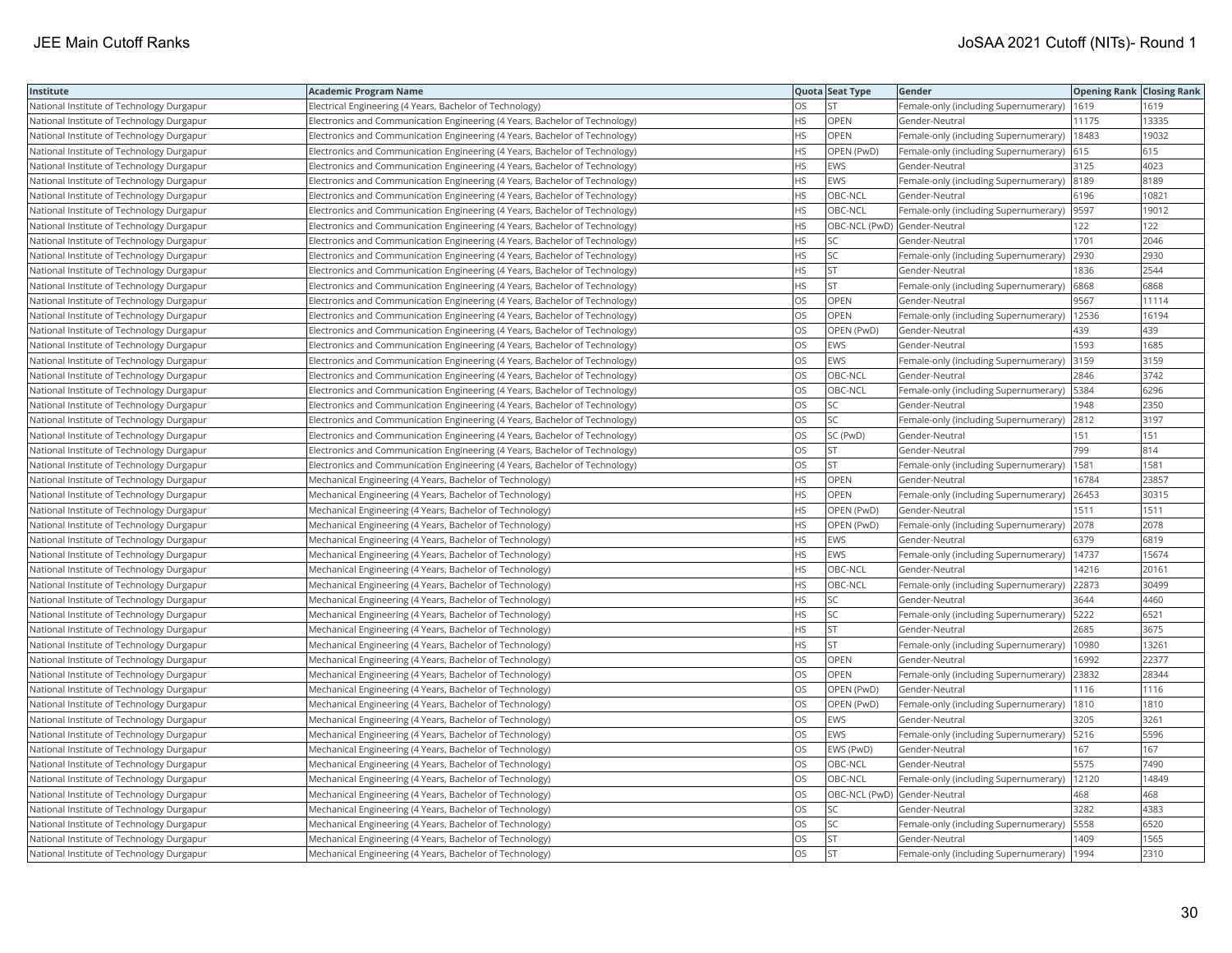| Institute | Academic Program Name | Quota | Seat Type | Gender | Opening Rank | Closing Rank |
|---|---|---|---|---|---|---|
| National Institute of Technology Durgapur | Electrical Engineering (4 Years, Bachelor of Technology) | OS | ST | Female-only (including Supernumerary) | 1619 | 1619 |
| National Institute of Technology Durgapur | Electronics and Communication Engineering (4 Years, Bachelor of Technology) | HS | OPEN | Gender-Neutral | 11175 | 13335 |
| National Institute of Technology Durgapur | Electronics and Communication Engineering (4 Years, Bachelor of Technology) | HS | OPEN | Female-only (including Supernumerary) | 18483 | 19032 |
| National Institute of Technology Durgapur | Electronics and Communication Engineering (4 Years, Bachelor of Technology) | HS | OPEN (PwD) | Female-only (including Supernumerary) | 615 | 615 |
| National Institute of Technology Durgapur | Electronics and Communication Engineering (4 Years, Bachelor of Technology) | HS | EWS | Gender-Neutral | 3125 | 4023 |
| National Institute of Technology Durgapur | Electronics and Communication Engineering (4 Years, Bachelor of Technology) | HS | EWS | Female-only (including Supernumerary) | 8189 | 8189 |
| National Institute of Technology Durgapur | Electronics and Communication Engineering (4 Years, Bachelor of Technology) | HS | OBC-NCL | Gender-Neutral | 6196 | 10821 |
| National Institute of Technology Durgapur | Electronics and Communication Engineering (4 Years, Bachelor of Technology) | HS | OBC-NCL | Female-only (including Supernumerary) | 9597 | 19012 |
| National Institute of Technology Durgapur | Electronics and Communication Engineering (4 Years, Bachelor of Technology) | HS | OBC-NCL (PwD) | Gender-Neutral | 122 | 122 |
| National Institute of Technology Durgapur | Electronics and Communication Engineering (4 Years, Bachelor of Technology) | HS | SC | Gender-Neutral | 1701 | 2046 |
| National Institute of Technology Durgapur | Electronics and Communication Engineering (4 Years, Bachelor of Technology) | HS | SC | Female-only (including Supernumerary) | 2930 | 2930 |
| National Institute of Technology Durgapur | Electronics and Communication Engineering (4 Years, Bachelor of Technology) | HS | ST | Gender-Neutral | 1836 | 2544 |
| National Institute of Technology Durgapur | Electronics and Communication Engineering (4 Years, Bachelor of Technology) | HS | ST | Female-only (including Supernumerary) | 6868 | 6868 |
| National Institute of Technology Durgapur | Electronics and Communication Engineering (4 Years, Bachelor of Technology) | OS | OPEN | Gender-Neutral | 9567 | 11114 |
| National Institute of Technology Durgapur | Electronics and Communication Engineering (4 Years, Bachelor of Technology) | OS | OPEN | Female-only (including Supernumerary) | 12536 | 16194 |
| National Institute of Technology Durgapur | Electronics and Communication Engineering (4 Years, Bachelor of Technology) | OS | OPEN (PwD) | Gender-Neutral | 439 | 439 |
| National Institute of Technology Durgapur | Electronics and Communication Engineering (4 Years, Bachelor of Technology) | OS | EWS | Gender-Neutral | 1593 | 1685 |
| National Institute of Technology Durgapur | Electronics and Communication Engineering (4 Years, Bachelor of Technology) | OS | EWS | Female-only (including Supernumerary) | 3159 | 3159 |
| National Institute of Technology Durgapur | Electronics and Communication Engineering (4 Years, Bachelor of Technology) | OS | OBC-NCL | Gender-Neutral | 2846 | 3742 |
| National Institute of Technology Durgapur | Electronics and Communication Engineering (4 Years, Bachelor of Technology) | OS | OBC-NCL | Female-only (including Supernumerary) | 5384 | 6296 |
| National Institute of Technology Durgapur | Electronics and Communication Engineering (4 Years, Bachelor of Technology) | OS | SC | Gender-Neutral | 1948 | 2350 |
| National Institute of Technology Durgapur | Electronics and Communication Engineering (4 Years, Bachelor of Technology) | OS | SC | Female-only (including Supernumerary) | 2812 | 3197 |
| National Institute of Technology Durgapur | Electronics and Communication Engineering (4 Years, Bachelor of Technology) | OS | SC (PwD) | Gender-Neutral | 151 | 151 |
| National Institute of Technology Durgapur | Electronics and Communication Engineering (4 Years, Bachelor of Technology) | OS | ST | Gender-Neutral | 799 | 814 |
| National Institute of Technology Durgapur | Electronics and Communication Engineering (4 Years, Bachelor of Technology) | OS | ST | Female-only (including Supernumerary) | 1581 | 1581 |
| National Institute of Technology Durgapur | Mechanical Engineering (4 Years, Bachelor of Technology) | HS | OPEN | Gender-Neutral | 16784 | 23857 |
| National Institute of Technology Durgapur | Mechanical Engineering (4 Years, Bachelor of Technology) | HS | OPEN | Female-only (including Supernumerary) | 26453 | 30315 |
| National Institute of Technology Durgapur | Mechanical Engineering (4 Years, Bachelor of Technology) | HS | OPEN (PwD) | Gender-Neutral | 1511 | 1511 |
| National Institute of Technology Durgapur | Mechanical Engineering (4 Years, Bachelor of Technology) | HS | OPEN (PwD) | Female-only (including Supernumerary) | 2078 | 2078 |
| National Institute of Technology Durgapur | Mechanical Engineering (4 Years, Bachelor of Technology) | HS | EWS | Gender-Neutral | 6379 | 6819 |
| National Institute of Technology Durgapur | Mechanical Engineering (4 Years, Bachelor of Technology) | HS | EWS | Female-only (including Supernumerary) | 14737 | 15674 |
| National Institute of Technology Durgapur | Mechanical Engineering (4 Years, Bachelor of Technology) | HS | OBC-NCL | Gender-Neutral | 14216 | 20161 |
| National Institute of Technology Durgapur | Mechanical Engineering (4 Years, Bachelor of Technology) | HS | OBC-NCL | Female-only (including Supernumerary) | 22873 | 30499 |
| National Institute of Technology Durgapur | Mechanical Engineering (4 Years, Bachelor of Technology) | HS | SC | Gender-Neutral | 3644 | 4460 |
| National Institute of Technology Durgapur | Mechanical Engineering (4 Years, Bachelor of Technology) | HS | SC | Female-only (including Supernumerary) | 5222 | 6521 |
| National Institute of Technology Durgapur | Mechanical Engineering (4 Years, Bachelor of Technology) | HS | ST | Gender-Neutral | 2685 | 3675 |
| National Institute of Technology Durgapur | Mechanical Engineering (4 Years, Bachelor of Technology) | HS | ST | Female-only (including Supernumerary) | 10980 | 13261 |
| National Institute of Technology Durgapur | Mechanical Engineering (4 Years, Bachelor of Technology) | OS | OPEN | Gender-Neutral | 16992 | 22377 |
| National Institute of Technology Durgapur | Mechanical Engineering (4 Years, Bachelor of Technology) | OS | OPEN | Female-only (including Supernumerary) | 23832 | 28344 |
| National Institute of Technology Durgapur | Mechanical Engineering (4 Years, Bachelor of Technology) | OS | OPEN (PwD) | Gender-Neutral | 1116 | 1116 |
| National Institute of Technology Durgapur | Mechanical Engineering (4 Years, Bachelor of Technology) | OS | OPEN (PwD) | Female-only (including Supernumerary) | 1810 | 1810 |
| National Institute of Technology Durgapur | Mechanical Engineering (4 Years, Bachelor of Technology) | OS | EWS | Gender-Neutral | 3205 | 3261 |
| National Institute of Technology Durgapur | Mechanical Engineering (4 Years, Bachelor of Technology) | OS | EWS | Female-only (including Supernumerary) | 5216 | 5596 |
| National Institute of Technology Durgapur | Mechanical Engineering (4 Years, Bachelor of Technology) | OS | EWS (PwD) | Gender-Neutral | 167 | 167 |
| National Institute of Technology Durgapur | Mechanical Engineering (4 Years, Bachelor of Technology) | OS | OBC-NCL | Gender-Neutral | 5575 | 7490 |
| National Institute of Technology Durgapur | Mechanical Engineering (4 Years, Bachelor of Technology) | OS | OBC-NCL | Female-only (including Supernumerary) | 12120 | 14849 |
| National Institute of Technology Durgapur | Mechanical Engineering (4 Years, Bachelor of Technology) | OS | OBC-NCL (PwD) | Gender-Neutral | 468 | 468 |
| National Institute of Technology Durgapur | Mechanical Engineering (4 Years, Bachelor of Technology) | OS | SC | Gender-Neutral | 3282 | 4383 |
| National Institute of Technology Durgapur | Mechanical Engineering (4 Years, Bachelor of Technology) | OS | SC | Female-only (including Supernumerary) | 5558 | 6520 |
| National Institute of Technology Durgapur | Mechanical Engineering (4 Years, Bachelor of Technology) | OS | ST | Gender-Neutral | 1409 | 1565 |
| National Institute of Technology Durgapur | Mechanical Engineering (4 Years, Bachelor of Technology) | OS | ST | Female-only (including Supernumerary) | 1994 | 2310 |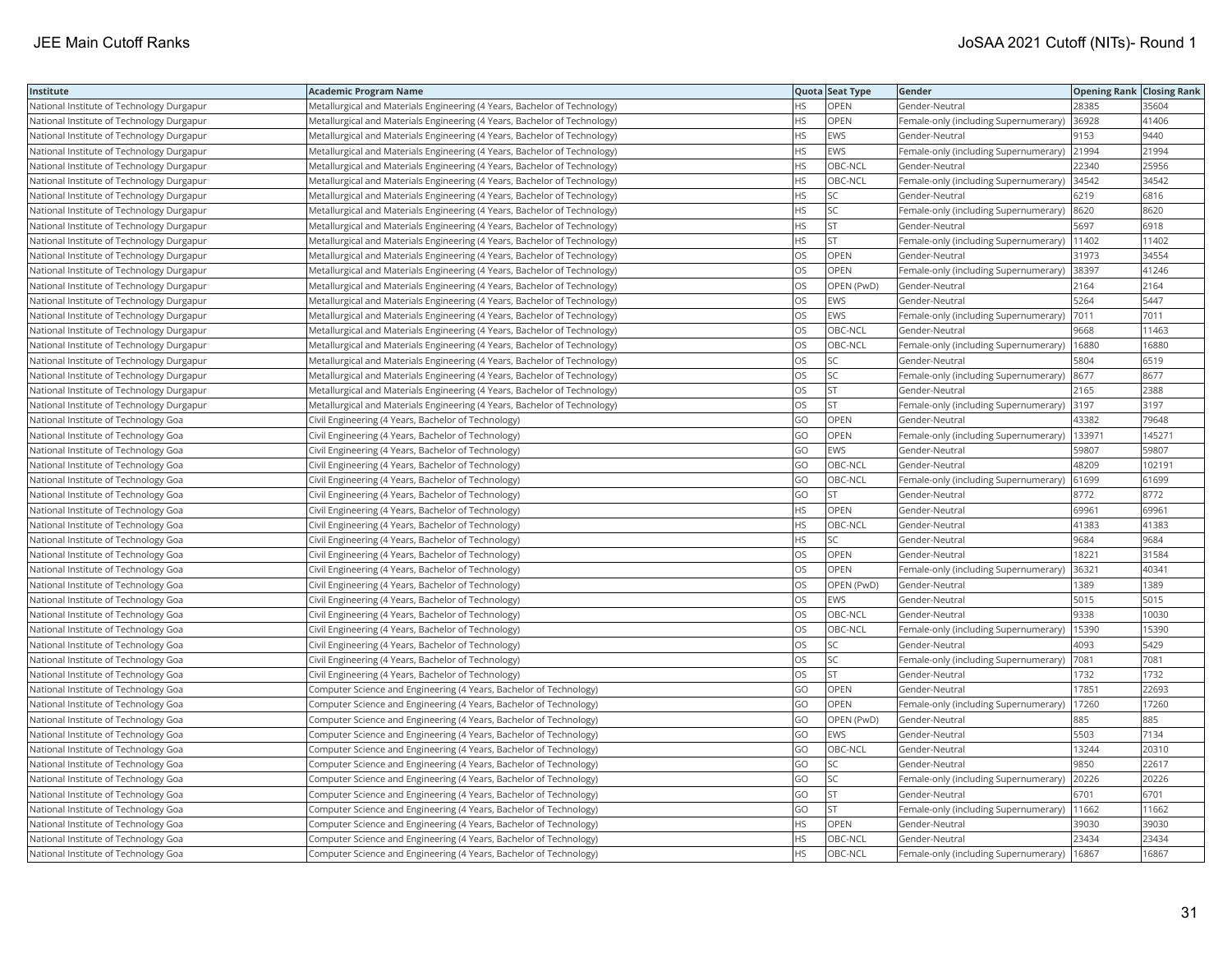| Institute | Academic Program Name | Quota | Seat Type | Gender | Opening Rank | Closing Rank |
|---|---|---|---|---|---|---|
| National Institute of Technology Durgapur | Metallurgical and Materials Engineering (4 Years, Bachelor of Technology) | HS | OPEN | Gender-Neutral | 28385 | 35604 |
| National Institute of Technology Durgapur | Metallurgical and Materials Engineering (4 Years, Bachelor of Technology) | HS | OPEN | Female-only (including Supernumerary) | 36928 | 41406 |
| National Institute of Technology Durgapur | Metallurgical and Materials Engineering (4 Years, Bachelor of Technology) | HS | EWS | Gender-Neutral | 9153 | 9440 |
| National Institute of Technology Durgapur | Metallurgical and Materials Engineering (4 Years, Bachelor of Technology) | HS | EWS | Female-only (including Supernumerary) | 21994 | 21994 |
| National Institute of Technology Durgapur | Metallurgical and Materials Engineering (4 Years, Bachelor of Technology) | HS | OBC-NCL | Gender-Neutral | 22340 | 25956 |
| National Institute of Technology Durgapur | Metallurgical and Materials Engineering (4 Years, Bachelor of Technology) | HS | OBC-NCL | Female-only (including Supernumerary) | 34542 | 34542 |
| National Institute of Technology Durgapur | Metallurgical and Materials Engineering (4 Years, Bachelor of Technology) | HS | SC | Gender-Neutral | 6219 | 6816 |
| National Institute of Technology Durgapur | Metallurgical and Materials Engineering (4 Years, Bachelor of Technology) | HS | SC | Female-only (including Supernumerary) | 8620 | 8620 |
| National Institute of Technology Durgapur | Metallurgical and Materials Engineering (4 Years, Bachelor of Technology) | HS | ST | Gender-Neutral | 5697 | 6918 |
| National Institute of Technology Durgapur | Metallurgical and Materials Engineering (4 Years, Bachelor of Technology) | HS | ST | Female-only (including Supernumerary) | 11402 | 11402 |
| National Institute of Technology Durgapur | Metallurgical and Materials Engineering (4 Years, Bachelor of Technology) | OS | OPEN | Gender-Neutral | 31973 | 34554 |
| National Institute of Technology Durgapur | Metallurgical and Materials Engineering (4 Years, Bachelor of Technology) | OS | OPEN | Female-only (including Supernumerary) | 38397 | 41246 |
| National Institute of Technology Durgapur | Metallurgical and Materials Engineering (4 Years, Bachelor of Technology) | OS | OPEN (PwD) | Gender-Neutral | 2164 | 2164 |
| National Institute of Technology Durgapur | Metallurgical and Materials Engineering (4 Years, Bachelor of Technology) | OS | EWS | Gender-Neutral | 5264 | 5447 |
| National Institute of Technology Durgapur | Metallurgical and Materials Engineering (4 Years, Bachelor of Technology) | OS | EWS | Female-only (including Supernumerary) | 7011 | 7011 |
| National Institute of Technology Durgapur | Metallurgical and Materials Engineering (4 Years, Bachelor of Technology) | OS | OBC-NCL | Gender-Neutral | 9668 | 11463 |
| National Institute of Technology Durgapur | Metallurgical and Materials Engineering (4 Years, Bachelor of Technology) | OS | OBC-NCL | Female-only (including Supernumerary) | 16880 | 16880 |
| National Institute of Technology Durgapur | Metallurgical and Materials Engineering (4 Years, Bachelor of Technology) | OS | SC | Gender-Neutral | 5804 | 6519 |
| National Institute of Technology Durgapur | Metallurgical and Materials Engineering (4 Years, Bachelor of Technology) | OS | SC | Female-only (including Supernumerary) | 8677 | 8677 |
| National Institute of Technology Durgapur | Metallurgical and Materials Engineering (4 Years, Bachelor of Technology) | OS | ST | Gender-Neutral | 2165 | 2388 |
| National Institute of Technology Durgapur | Metallurgical and Materials Engineering (4 Years, Bachelor of Technology) | OS | ST | Female-only (including Supernumerary) | 3197 | 3197 |
| National Institute of Technology Goa | Civil Engineering (4 Years, Bachelor of Technology) | GO | OPEN | Gender-Neutral | 43382 | 79648 |
| National Institute of Technology Goa | Civil Engineering (4 Years, Bachelor of Technology) | GO | OPEN | Female-only (including Supernumerary) | 133971 | 145271 |
| National Institute of Technology Goa | Civil Engineering (4 Years, Bachelor of Technology) | GO | EWS | Gender-Neutral | 59807 | 59807 |
| National Institute of Technology Goa | Civil Engineering (4 Years, Bachelor of Technology) | GO | OBC-NCL | Gender-Neutral | 48209 | 102191 |
| National Institute of Technology Goa | Civil Engineering (4 Years, Bachelor of Technology) | GO | OBC-NCL | Female-only (including Supernumerary) | 61699 | 61699 |
| National Institute of Technology Goa | Civil Engineering (4 Years, Bachelor of Technology) | GO | ST | Gender-Neutral | 8772 | 8772 |
| National Institute of Technology Goa | Civil Engineering (4 Years, Bachelor of Technology) | HS | OPEN | Gender-Neutral | 69961 | 69961 |
| National Institute of Technology Goa | Civil Engineering (4 Years, Bachelor of Technology) | HS | OBC-NCL | Gender-Neutral | 41383 | 41383 |
| National Institute of Technology Goa | Civil Engineering (4 Years, Bachelor of Technology) | HS | SC | Gender-Neutral | 9684 | 9684 |
| National Institute of Technology Goa | Civil Engineering (4 Years, Bachelor of Technology) | OS | OPEN | Gender-Neutral | 18221 | 31584 |
| National Institute of Technology Goa | Civil Engineering (4 Years, Bachelor of Technology) | OS | OPEN | Female-only (including Supernumerary) | 36321 | 40341 |
| National Institute of Technology Goa | Civil Engineering (4 Years, Bachelor of Technology) | OS | OPEN (PwD) | Gender-Neutral | 1389 | 1389 |
| National Institute of Technology Goa | Civil Engineering (4 Years, Bachelor of Technology) | OS | EWS | Gender-Neutral | 5015 | 5015 |
| National Institute of Technology Goa | Civil Engineering (4 Years, Bachelor of Technology) | OS | OBC-NCL | Gender-Neutral | 9338 | 10030 |
| National Institute of Technology Goa | Civil Engineering (4 Years, Bachelor of Technology) | OS | OBC-NCL | Female-only (including Supernumerary) | 15390 | 15390 |
| National Institute of Technology Goa | Civil Engineering (4 Years, Bachelor of Technology) | OS | SC | Gender-Neutral | 4093 | 5429 |
| National Institute of Technology Goa | Civil Engineering (4 Years, Bachelor of Technology) | OS | SC | Female-only (including Supernumerary) | 7081 | 7081 |
| National Institute of Technology Goa | Civil Engineering (4 Years, Bachelor of Technology) | OS | ST | Gender-Neutral | 1732 | 1732 |
| National Institute of Technology Goa | Computer Science and Engineering (4 Years, Bachelor of Technology) | GO | OPEN | Gender-Neutral | 17851 | 22693 |
| National Institute of Technology Goa | Computer Science and Engineering (4 Years, Bachelor of Technology) | GO | OPEN | Female-only (including Supernumerary) | 17260 | 17260 |
| National Institute of Technology Goa | Computer Science and Engineering (4 Years, Bachelor of Technology) | GO | OPEN (PwD) | Gender-Neutral | 885 | 885 |
| National Institute of Technology Goa | Computer Science and Engineering (4 Years, Bachelor of Technology) | GO | EWS | Gender-Neutral | 5503 | 7134 |
| National Institute of Technology Goa | Computer Science and Engineering (4 Years, Bachelor of Technology) | GO | OBC-NCL | Gender-Neutral | 13244 | 20310 |
| National Institute of Technology Goa | Computer Science and Engineering (4 Years, Bachelor of Technology) | GO | SC | Gender-Neutral | 9850 | 22617 |
| National Institute of Technology Goa | Computer Science and Engineering (4 Years, Bachelor of Technology) | GO | SC | Female-only (including Supernumerary) | 20226 | 20226 |
| National Institute of Technology Goa | Computer Science and Engineering (4 Years, Bachelor of Technology) | GO | ST | Gender-Neutral | 6701 | 6701 |
| National Institute of Technology Goa | Computer Science and Engineering (4 Years, Bachelor of Technology) | GO | ST | Female-only (including Supernumerary) | 11662 | 11662 |
| National Institute of Technology Goa | Computer Science and Engineering (4 Years, Bachelor of Technology) | HS | OPEN | Gender-Neutral | 39030 | 39030 |
| National Institute of Technology Goa | Computer Science and Engineering (4 Years, Bachelor of Technology) | HS | OBC-NCL | Gender-Neutral | 23434 | 23434 |
| National Institute of Technology Goa | Computer Science and Engineering (4 Years, Bachelor of Technology) | HS | OBC-NCL | Female-only (including Supernumerary) | 16867 | 16867 |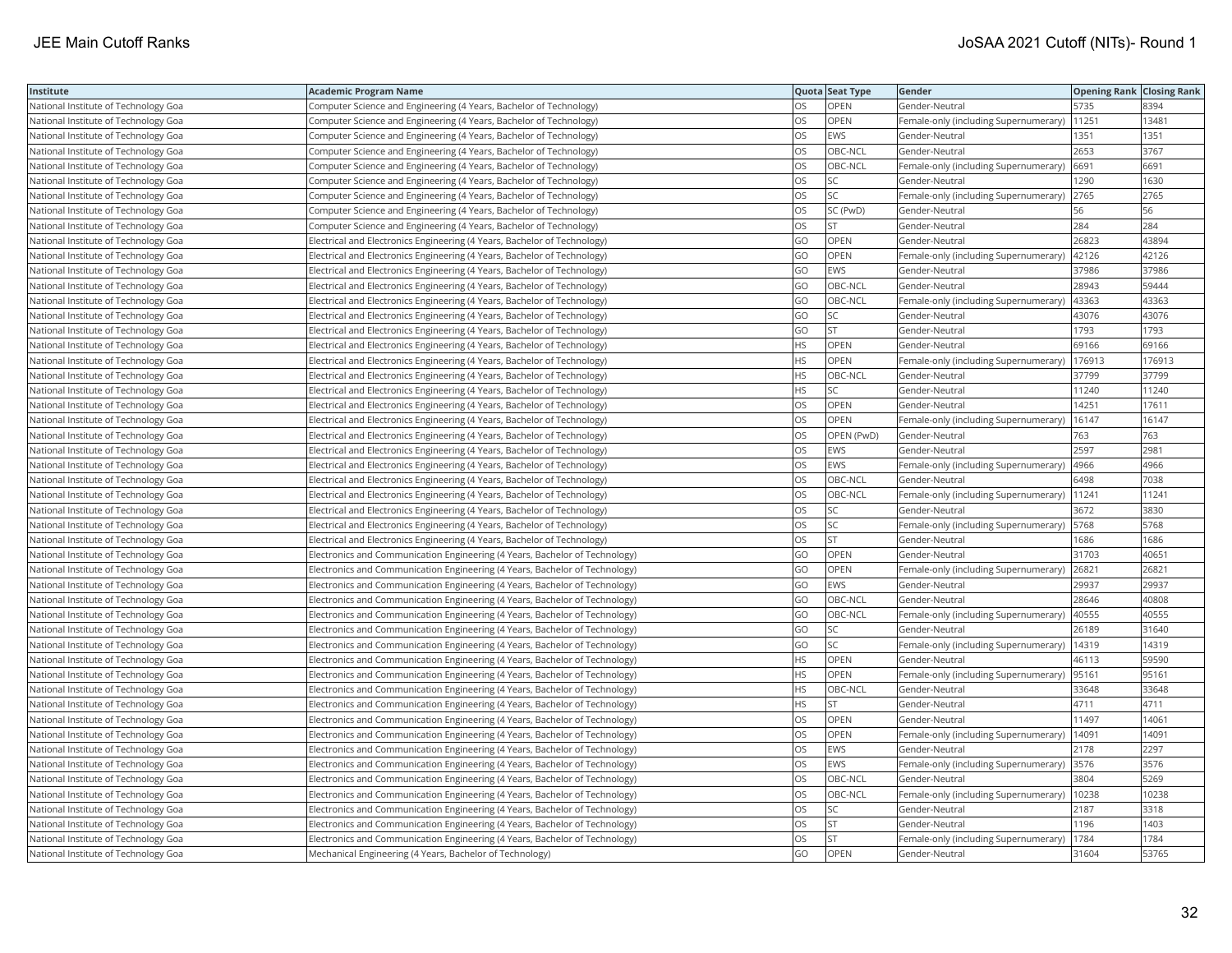| Institute | Academic Program Name | Quota | Seat Type | Gender | Opening Rank | Closing Rank |
|---|---|---|---|---|---|---|
| National Institute of Technology Goa | Computer Science and Engineering (4 Years, Bachelor of Technology) | OS | OPEN | Gender-Neutral | 5735 | 8394 |
| National Institute of Technology Goa | Computer Science and Engineering (4 Years, Bachelor of Technology) | OS | OPEN | Female-only (including Supernumerary) | 11251 | 13481 |
| National Institute of Technology Goa | Computer Science and Engineering (4 Years, Bachelor of Technology) | OS | EWS | Gender-Neutral | 1351 | 1351 |
| National Institute of Technology Goa | Computer Science and Engineering (4 Years, Bachelor of Technology) | OS | OBC-NCL | Gender-Neutral | 2653 | 3767 |
| National Institute of Technology Goa | Computer Science and Engineering (4 Years, Bachelor of Technology) | OS | OBC-NCL | Female-only (including Supernumerary) | 6691 | 6691 |
| National Institute of Technology Goa | Computer Science and Engineering (4 Years, Bachelor of Technology) | OS | SC | Gender-Neutral | 1290 | 1630 |
| National Institute of Technology Goa | Computer Science and Engineering (4 Years, Bachelor of Technology) | OS | SC | Female-only (including Supernumerary) | 2765 | 2765 |
| National Institute of Technology Goa | Computer Science and Engineering (4 Years, Bachelor of Technology) | OS | SC (PwD) | Gender-Neutral | 56 | 56 |
| National Institute of Technology Goa | Computer Science and Engineering (4 Years, Bachelor of Technology) | OS | ST | Gender-Neutral | 284 | 284 |
| National Institute of Technology Goa | Electrical and Electronics Engineering (4 Years, Bachelor of Technology) | GO | OPEN | Gender-Neutral | 26823 | 43894 |
| National Institute of Technology Goa | Electrical and Electronics Engineering (4 Years, Bachelor of Technology) | GO | OPEN | Female-only (including Supernumerary) | 42126 | 42126 |
| National Institute of Technology Goa | Electrical and Electronics Engineering (4 Years, Bachelor of Technology) | GO | EWS | Gender-Neutral | 37986 | 37986 |
| National Institute of Technology Goa | Electrical and Electronics Engineering (4 Years, Bachelor of Technology) | GO | OBC-NCL | Gender-Neutral | 28943 | 59444 |
| National Institute of Technology Goa | Electrical and Electronics Engineering (4 Years, Bachelor of Technology) | GO | OBC-NCL | Female-only (including Supernumerary) | 43363 | 43363 |
| National Institute of Technology Goa | Electrical and Electronics Engineering (4 Years, Bachelor of Technology) | GO | SC | Gender-Neutral | 43076 | 43076 |
| National Institute of Technology Goa | Electrical and Electronics Engineering (4 Years, Bachelor of Technology) | GO | ST | Gender-Neutral | 1793 | 1793 |
| National Institute of Technology Goa | Electrical and Electronics Engineering (4 Years, Bachelor of Technology) | HS | OPEN | Gender-Neutral | 69166 | 69166 |
| National Institute of Technology Goa | Electrical and Electronics Engineering (4 Years, Bachelor of Technology) | HS | OPEN | Female-only (including Supernumerary) | 176913 | 176913 |
| National Institute of Technology Goa | Electrical and Electronics Engineering (4 Years, Bachelor of Technology) | HS | OBC-NCL | Gender-Neutral | 37799 | 37799 |
| National Institute of Technology Goa | Electrical and Electronics Engineering (4 Years, Bachelor of Technology) | HS | SC | Gender-Neutral | 11240 | 11240 |
| National Institute of Technology Goa | Electrical and Electronics Engineering (4 Years, Bachelor of Technology) | OS | OPEN | Gender-Neutral | 14251 | 17611 |
| National Institute of Technology Goa | Electrical and Electronics Engineering (4 Years, Bachelor of Technology) | OS | OPEN | Female-only (including Supernumerary) | 16147 | 16147 |
| National Institute of Technology Goa | Electrical and Electronics Engineering (4 Years, Bachelor of Technology) | OS | OPEN (PwD) | Gender-Neutral | 763 | 763 |
| National Institute of Technology Goa | Electrical and Electronics Engineering (4 Years, Bachelor of Technology) | OS | EWS | Gender-Neutral | 2597 | 2981 |
| National Institute of Technology Goa | Electrical and Electronics Engineering (4 Years, Bachelor of Technology) | OS | EWS | Female-only (including Supernumerary) | 4966 | 4966 |
| National Institute of Technology Goa | Electrical and Electronics Engineering (4 Years, Bachelor of Technology) | OS | OBC-NCL | Gender-Neutral | 6498 | 7038 |
| National Institute of Technology Goa | Electrical and Electronics Engineering (4 Years, Bachelor of Technology) | OS | OBC-NCL | Female-only (including Supernumerary) | 11241 | 11241 |
| National Institute of Technology Goa | Electrical and Electronics Engineering (4 Years, Bachelor of Technology) | OS | SC | Gender-Neutral | 3672 | 3830 |
| National Institute of Technology Goa | Electrical and Electronics Engineering (4 Years, Bachelor of Technology) | OS | SC | Female-only (including Supernumerary) | 5768 | 5768 |
| National Institute of Technology Goa | Electrical and Electronics Engineering (4 Years, Bachelor of Technology) | OS | ST | Gender-Neutral | 1686 | 1686 |
| National Institute of Technology Goa | Electronics and Communication Engineering (4 Years, Bachelor of Technology) | GO | OPEN | Gender-Neutral | 31703 | 40651 |
| National Institute of Technology Goa | Electronics and Communication Engineering (4 Years, Bachelor of Technology) | GO | OPEN | Female-only (including Supernumerary) | 26821 | 26821 |
| National Institute of Technology Goa | Electronics and Communication Engineering (4 Years, Bachelor of Technology) | GO | EWS | Gender-Neutral | 29937 | 29937 |
| National Institute of Technology Goa | Electronics and Communication Engineering (4 Years, Bachelor of Technology) | GO | OBC-NCL | Gender-Neutral | 28646 | 40808 |
| National Institute of Technology Goa | Electronics and Communication Engineering (4 Years, Bachelor of Technology) | GO | OBC-NCL | Female-only (including Supernumerary) | 40555 | 40555 |
| National Institute of Technology Goa | Electronics and Communication Engineering (4 Years, Bachelor of Technology) | GO | SC | Gender-Neutral | 26189 | 31640 |
| National Institute of Technology Goa | Electronics and Communication Engineering (4 Years, Bachelor of Technology) | GO | SC | Female-only (including Supernumerary) | 14319 | 14319 |
| National Institute of Technology Goa | Electronics and Communication Engineering (4 Years, Bachelor of Technology) | HS | OPEN | Gender-Neutral | 46113 | 59590 |
| National Institute of Technology Goa | Electronics and Communication Engineering (4 Years, Bachelor of Technology) | HS | OPEN | Female-only (including Supernumerary) | 95161 | 95161 |
| National Institute of Technology Goa | Electronics and Communication Engineering (4 Years, Bachelor of Technology) | HS | OBC-NCL | Gender-Neutral | 33648 | 33648 |
| National Institute of Technology Goa | Electronics and Communication Engineering (4 Years, Bachelor of Technology) | HS | ST | Gender-Neutral | 4711 | 4711 |
| National Institute of Technology Goa | Electronics and Communication Engineering (4 Years, Bachelor of Technology) | OS | OPEN | Gender-Neutral | 11497 | 14061 |
| National Institute of Technology Goa | Electronics and Communication Engineering (4 Years, Bachelor of Technology) | OS | OPEN | Female-only (including Supernumerary) | 14091 | 14091 |
| National Institute of Technology Goa | Electronics and Communication Engineering (4 Years, Bachelor of Technology) | OS | EWS | Gender-Neutral | 2178 | 2297 |
| National Institute of Technology Goa | Electronics and Communication Engineering (4 Years, Bachelor of Technology) | OS | EWS | Female-only (including Supernumerary) | 3576 | 3576 |
| National Institute of Technology Goa | Electronics and Communication Engineering (4 Years, Bachelor of Technology) | OS | OBC-NCL | Gender-Neutral | 3804 | 5269 |
| National Institute of Technology Goa | Electronics and Communication Engineering (4 Years, Bachelor of Technology) | OS | OBC-NCL | Female-only (including Supernumerary) | 10238 | 10238 |
| National Institute of Technology Goa | Electronics and Communication Engineering (4 Years, Bachelor of Technology) | OS | SC | Gender-Neutral | 2187 | 3318 |
| National Institute of Technology Goa | Electronics and Communication Engineering (4 Years, Bachelor of Technology) | OS | ST | Gender-Neutral | 1196 | 1403 |
| National Institute of Technology Goa | Electronics and Communication Engineering (4 Years, Bachelor of Technology) | OS | ST | Female-only (including Supernumerary) | 1784 | 1784 |
| National Institute of Technology Goa | Mechanical Engineering (4 Years, Bachelor of Technology) | GO | OPEN | Gender-Neutral | 31604 | 53765 |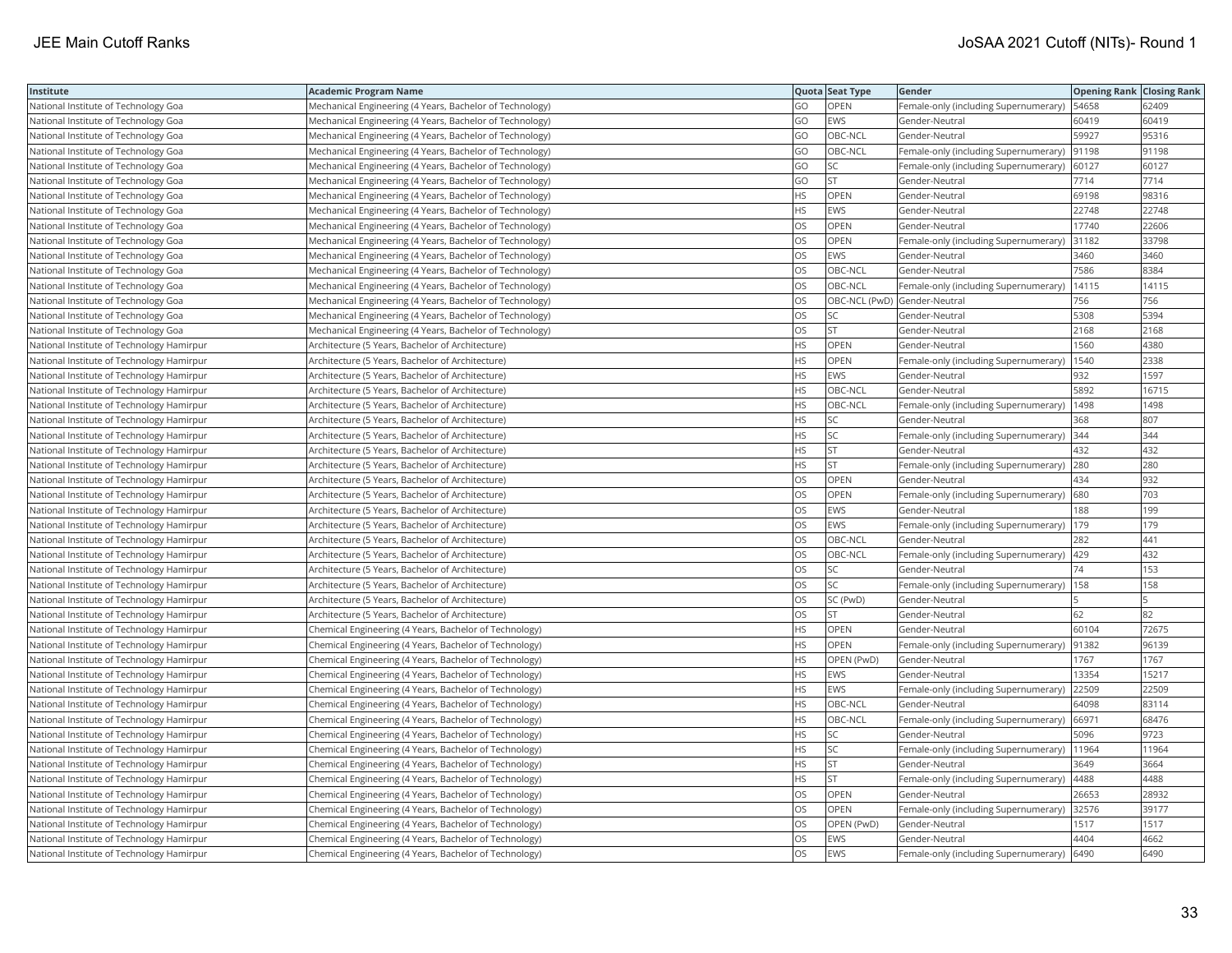| Institute | Academic Program Name | Quota | Seat Type | Gender | Opening Rank | Closing Rank |
| --- | --- | --- | --- | --- | --- | --- |
| National Institute of Technology Goa | Mechanical Engineering (4 Years, Bachelor of Technology) | GO | OPEN | Female-only (including Supernumerary) | 54658 | 62409 |
| National Institute of Technology Goa | Mechanical Engineering (4 Years, Bachelor of Technology) | GO | EWS | Gender-Neutral | 60419 | 60419 |
| National Institute of Technology Goa | Mechanical Engineering (4 Years, Bachelor of Technology) | GO | OBC-NCL | Gender-Neutral | 59927 | 95316 |
| National Institute of Technology Goa | Mechanical Engineering (4 Years, Bachelor of Technology) | GO | OBC-NCL | Female-only (including Supernumerary) | 91198 | 91198 |
| National Institute of Technology Goa | Mechanical Engineering (4 Years, Bachelor of Technology) | GO | SC | Female-only (including Supernumerary) | 60127 | 60127 |
| National Institute of Technology Goa | Mechanical Engineering (4 Years, Bachelor of Technology) | GO | ST | Gender-Neutral | 7714 | 7714 |
| National Institute of Technology Goa | Mechanical Engineering (4 Years, Bachelor of Technology) | HS | OPEN | Gender-Neutral | 69198 | 98316 |
| National Institute of Technology Goa | Mechanical Engineering (4 Years, Bachelor of Technology) | HS | EWS | Gender-Neutral | 22748 | 22748 |
| National Institute of Technology Goa | Mechanical Engineering (4 Years, Bachelor of Technology) | OS | OPEN | Gender-Neutral | 17740 | 22606 |
| National Institute of Technology Goa | Mechanical Engineering (4 Years, Bachelor of Technology) | OS | OPEN | Female-only (including Supernumerary) | 31182 | 33798 |
| National Institute of Technology Goa | Mechanical Engineering (4 Years, Bachelor of Technology) | OS | EWS | Gender-Neutral | 3460 | 3460 |
| National Institute of Technology Goa | Mechanical Engineering (4 Years, Bachelor of Technology) | OS | OBC-NCL | Gender-Neutral | 7586 | 8384 |
| National Institute of Technology Goa | Mechanical Engineering (4 Years, Bachelor of Technology) | OS | OBC-NCL | Female-only (including Supernumerary) | 14115 | 14115 |
| National Institute of Technology Goa | Mechanical Engineering (4 Years, Bachelor of Technology) | OS | OBC-NCL (PwD) | Gender-Neutral | 756 | 756 |
| National Institute of Technology Goa | Mechanical Engineering (4 Years, Bachelor of Technology) | OS | SC | Gender-Neutral | 5308 | 5394 |
| National Institute of Technology Goa | Mechanical Engineering (4 Years, Bachelor of Technology) | OS | ST | Gender-Neutral | 2168 | 2168 |
| National Institute of Technology Hamirpur | Architecture (5 Years, Bachelor of Architecture) | HS | OPEN | Gender-Neutral | 1560 | 4380 |
| National Institute of Technology Hamirpur | Architecture (5 Years, Bachelor of Architecture) | HS | OPEN | Female-only (including Supernumerary) | 1540 | 2338 |
| National Institute of Technology Hamirpur | Architecture (5 Years, Bachelor of Architecture) | HS | EWS | Gender-Neutral | 932 | 1597 |
| National Institute of Technology Hamirpur | Architecture (5 Years, Bachelor of Architecture) | HS | OBC-NCL | Gender-Neutral | 5892 | 16715 |
| National Institute of Technology Hamirpur | Architecture (5 Years, Bachelor of Architecture) | HS | OBC-NCL | Female-only (including Supernumerary) | 1498 | 1498 |
| National Institute of Technology Hamirpur | Architecture (5 Years, Bachelor of Architecture) | HS | SC | Gender-Neutral | 368 | 807 |
| National Institute of Technology Hamirpur | Architecture (5 Years, Bachelor of Architecture) | HS | SC | Female-only (including Supernumerary) | 344 | 344 |
| National Institute of Technology Hamirpur | Architecture (5 Years, Bachelor of Architecture) | HS | ST | Gender-Neutral | 432 | 432 |
| National Institute of Technology Hamirpur | Architecture (5 Years, Bachelor of Architecture) | HS | ST | Female-only (including Supernumerary) | 280 | 280 |
| National Institute of Technology Hamirpur | Architecture (5 Years, Bachelor of Architecture) | OS | OPEN | Gender-Neutral | 434 | 932 |
| National Institute of Technology Hamirpur | Architecture (5 Years, Bachelor of Architecture) | OS | OPEN | Female-only (including Supernumerary) | 680 | 703 |
| National Institute of Technology Hamirpur | Architecture (5 Years, Bachelor of Architecture) | OS | EWS | Gender-Neutral | 188 | 199 |
| National Institute of Technology Hamirpur | Architecture (5 Years, Bachelor of Architecture) | OS | EWS | Female-only (including Supernumerary) | 179 | 179 |
| National Institute of Technology Hamirpur | Architecture (5 Years, Bachelor of Architecture) | OS | OBC-NCL | Gender-Neutral | 282 | 441 |
| National Institute of Technology Hamirpur | Architecture (5 Years, Bachelor of Architecture) | OS | OBC-NCL | Female-only (including Supernumerary) | 429 | 432 |
| National Institute of Technology Hamirpur | Architecture (5 Years, Bachelor of Architecture) | OS | SC | Gender-Neutral | 74 | 153 |
| National Institute of Technology Hamirpur | Architecture (5 Years, Bachelor of Architecture) | OS | SC | Female-only (including Supernumerary) | 158 | 158 |
| National Institute of Technology Hamirpur | Architecture (5 Years, Bachelor of Architecture) | OS | SC (PwD) | Gender-Neutral | 5 | 5 |
| National Institute of Technology Hamirpur | Architecture (5 Years, Bachelor of Architecture) | OS | ST | Gender-Neutral | 62 | 82 |
| National Institute of Technology Hamirpur | Chemical Engineering (4 Years, Bachelor of Technology) | HS | OPEN | Gender-Neutral | 60104 | 72675 |
| National Institute of Technology Hamirpur | Chemical Engineering (4 Years, Bachelor of Technology) | HS | OPEN | Female-only (including Supernumerary) | 91382 | 96139 |
| National Institute of Technology Hamirpur | Chemical Engineering (4 Years, Bachelor of Technology) | HS | OPEN (PwD) | Gender-Neutral | 1767 | 1767 |
| National Institute of Technology Hamirpur | Chemical Engineering (4 Years, Bachelor of Technology) | HS | EWS | Gender-Neutral | 13354 | 15217 |
| National Institute of Technology Hamirpur | Chemical Engineering (4 Years, Bachelor of Technology) | HS | EWS | Female-only (including Supernumerary) | 22509 | 22509 |
| National Institute of Technology Hamirpur | Chemical Engineering (4 Years, Bachelor of Technology) | HS | OBC-NCL | Gender-Neutral | 64098 | 83114 |
| National Institute of Technology Hamirpur | Chemical Engineering (4 Years, Bachelor of Technology) | HS | OBC-NCL | Female-only (including Supernumerary) | 66971 | 68476 |
| National Institute of Technology Hamirpur | Chemical Engineering (4 Years, Bachelor of Technology) | HS | SC | Gender-Neutral | 5096 | 9723 |
| National Institute of Technology Hamirpur | Chemical Engineering (4 Years, Bachelor of Technology) | HS | SC | Female-only (including Supernumerary) | 11964 | 11964 |
| National Institute of Technology Hamirpur | Chemical Engineering (4 Years, Bachelor of Technology) | HS | ST | Gender-Neutral | 3649 | 3664 |
| National Institute of Technology Hamirpur | Chemical Engineering (4 Years, Bachelor of Technology) | HS | ST | Female-only (including Supernumerary) | 4488 | 4488 |
| National Institute of Technology Hamirpur | Chemical Engineering (4 Years, Bachelor of Technology) | OS | OPEN | Gender-Neutral | 26653 | 28932 |
| National Institute of Technology Hamirpur | Chemical Engineering (4 Years, Bachelor of Technology) | OS | OPEN | Female-only (including Supernumerary) | 32576 | 39177 |
| National Institute of Technology Hamirpur | Chemical Engineering (4 Years, Bachelor of Technology) | OS | OPEN (PwD) | Gender-Neutral | 1517 | 1517 |
| National Institute of Technology Hamirpur | Chemical Engineering (4 Years, Bachelor of Technology) | OS | EWS | Gender-Neutral | 4404 | 4662 |
| National Institute of Technology Hamirpur | Chemical Engineering (4 Years, Bachelor of Technology) | OS | EWS | Female-only (including Supernumerary) | 6490 | 6490 |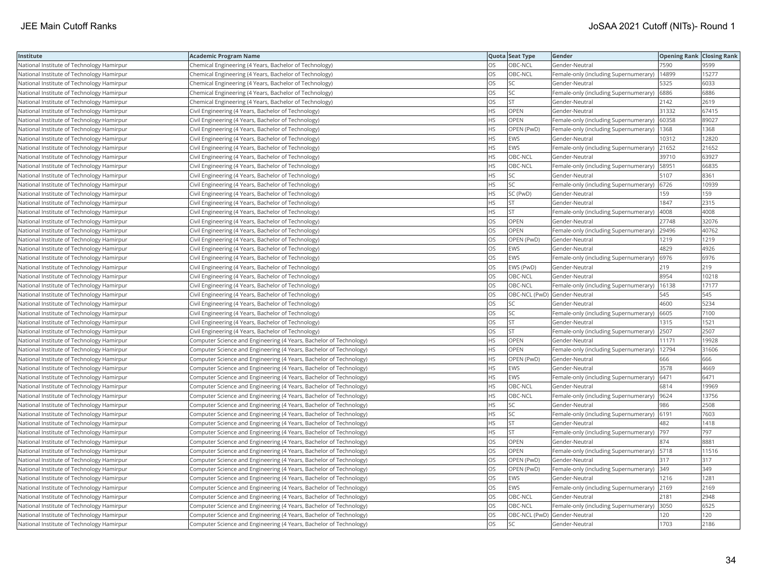| Institute | Academic Program Name | Quota | Seat Type | Gender | Opening Rank | Closing Rank |
|---|---|---|---|---|---|---|
| National Institute of Technology Hamirpur | Chemical Engineering (4 Years, Bachelor of Technology) | OS | OBC-NCL | Gender-Neutral | 7590 | 9599 |
| National Institute of Technology Hamirpur | Chemical Engineering (4 Years, Bachelor of Technology) | OS | OBC-NCL | Female-only (including Supernumerary) | 14899 | 15277 |
| National Institute of Technology Hamirpur | Chemical Engineering (4 Years, Bachelor of Technology) | OS | SC | Gender-Neutral | 5325 | 6033 |
| National Institute of Technology Hamirpur | Chemical Engineering (4 Years, Bachelor of Technology) | OS | SC | Female-only (including Supernumerary) | 6886 | 6886 |
| National Institute of Technology Hamirpur | Chemical Engineering (4 Years, Bachelor of Technology) | OS | ST | Gender-Neutral | 2142 | 2619 |
| National Institute of Technology Hamirpur | Civil Engineering (4 Years, Bachelor of Technology) | HS | OPEN | Gender-Neutral | 31332 | 67415 |
| National Institute of Technology Hamirpur | Civil Engineering (4 Years, Bachelor of Technology) | HS | OPEN | Female-only (including Supernumerary) | 60358 | 89027 |
| National Institute of Technology Hamirpur | Civil Engineering (4 Years, Bachelor of Technology) | HS | OPEN (PwD) | Female-only (including Supernumerary) | 1368 | 1368 |
| National Institute of Technology Hamirpur | Civil Engineering (4 Years, Bachelor of Technology) | HS | EWS | Gender-Neutral | 10312 | 12820 |
| National Institute of Technology Hamirpur | Civil Engineering (4 Years, Bachelor of Technology) | HS | EWS | Female-only (including Supernumerary) | 21652 | 21652 |
| National Institute of Technology Hamirpur | Civil Engineering (4 Years, Bachelor of Technology) | HS | OBC-NCL | Gender-Neutral | 39710 | 63927 |
| National Institute of Technology Hamirpur | Civil Engineering (4 Years, Bachelor of Technology) | HS | OBC-NCL | Female-only (including Supernumerary) | 58951 | 66835 |
| National Institute of Technology Hamirpur | Civil Engineering (4 Years, Bachelor of Technology) | HS | SC | Gender-Neutral | 5107 | 8361 |
| National Institute of Technology Hamirpur | Civil Engineering (4 Years, Bachelor of Technology) | HS | SC | Female-only (including Supernumerary) | 6726 | 10939 |
| National Institute of Technology Hamirpur | Civil Engineering (4 Years, Bachelor of Technology) | HS | SC (PwD) | Gender-Neutral | 159 | 159 |
| National Institute of Technology Hamirpur | Civil Engineering (4 Years, Bachelor of Technology) | HS | ST | Gender-Neutral | 1847 | 2315 |
| National Institute of Technology Hamirpur | Civil Engineering (4 Years, Bachelor of Technology) | HS | ST | Female-only (including Supernumerary) | 4008 | 4008 |
| National Institute of Technology Hamirpur | Civil Engineering (4 Years, Bachelor of Technology) | OS | OPEN | Gender-Neutral | 27748 | 32076 |
| National Institute of Technology Hamirpur | Civil Engineering (4 Years, Bachelor of Technology) | OS | OPEN | Female-only (including Supernumerary) | 29496 | 40762 |
| National Institute of Technology Hamirpur | Civil Engineering (4 Years, Bachelor of Technology) | OS | OPEN (PwD) | Gender-Neutral | 1219 | 1219 |
| National Institute of Technology Hamirpur | Civil Engineering (4 Years, Bachelor of Technology) | OS | EWS | Gender-Neutral | 4829 | 4926 |
| National Institute of Technology Hamirpur | Civil Engineering (4 Years, Bachelor of Technology) | OS | EWS | Female-only (including Supernumerary) | 6976 | 6976 |
| National Institute of Technology Hamirpur | Civil Engineering (4 Years, Bachelor of Technology) | OS | EWS (PwD) | Gender-Neutral | 219 | 219 |
| National Institute of Technology Hamirpur | Civil Engineering (4 Years, Bachelor of Technology) | OS | OBC-NCL | Gender-Neutral | 8954 | 10218 |
| National Institute of Technology Hamirpur | Civil Engineering (4 Years, Bachelor of Technology) | OS | OBC-NCL | Female-only (including Supernumerary) | 16138 | 17177 |
| National Institute of Technology Hamirpur | Civil Engineering (4 Years, Bachelor of Technology) | OS | OBC-NCL (PwD) | Gender-Neutral | 545 | 545 |
| National Institute of Technology Hamirpur | Civil Engineering (4 Years, Bachelor of Technology) | OS | SC | Gender-Neutral | 4600 | 5234 |
| National Institute of Technology Hamirpur | Civil Engineering (4 Years, Bachelor of Technology) | OS | SC | Female-only (including Supernumerary) | 6605 | 7100 |
| National Institute of Technology Hamirpur | Civil Engineering (4 Years, Bachelor of Technology) | OS | ST | Gender-Neutral | 1315 | 1521 |
| National Institute of Technology Hamirpur | Civil Engineering (4 Years, Bachelor of Technology) | OS | ST | Female-only (including Supernumerary) | 2507 | 2507 |
| National Institute of Technology Hamirpur | Computer Science and Engineering (4 Years, Bachelor of Technology) | HS | OPEN | Gender-Neutral | 11171 | 19928 |
| National Institute of Technology Hamirpur | Computer Science and Engineering (4 Years, Bachelor of Technology) | HS | OPEN | Female-only (including Supernumerary) | 12794 | 31606 |
| National Institute of Technology Hamirpur | Computer Science and Engineering (4 Years, Bachelor of Technology) | HS | OPEN (PwD) | Gender-Neutral | 666 | 666 |
| National Institute of Technology Hamirpur | Computer Science and Engineering (4 Years, Bachelor of Technology) | HS | EWS | Gender-Neutral | 3578 | 4669 |
| National Institute of Technology Hamirpur | Computer Science and Engineering (4 Years, Bachelor of Technology) | HS | EWS | Female-only (including Supernumerary) | 6471 | 6471 |
| National Institute of Technology Hamirpur | Computer Science and Engineering (4 Years, Bachelor of Technology) | HS | OBC-NCL | Gender-Neutral | 6814 | 19969 |
| National Institute of Technology Hamirpur | Computer Science and Engineering (4 Years, Bachelor of Technology) | HS | OBC-NCL | Female-only (including Supernumerary) | 9624 | 13756 |
| National Institute of Technology Hamirpur | Computer Science and Engineering (4 Years, Bachelor of Technology) | HS | SC | Gender-Neutral | 986 | 2508 |
| National Institute of Technology Hamirpur | Computer Science and Engineering (4 Years, Bachelor of Technology) | HS | SC | Female-only (including Supernumerary) | 6191 | 7603 |
| National Institute of Technology Hamirpur | Computer Science and Engineering (4 Years, Bachelor of Technology) | HS | ST | Gender-Neutral | 482 | 1418 |
| National Institute of Technology Hamirpur | Computer Science and Engineering (4 Years, Bachelor of Technology) | HS | ST | Female-only (including Supernumerary) | 797 | 797 |
| National Institute of Technology Hamirpur | Computer Science and Engineering (4 Years, Bachelor of Technology) | OS | OPEN | Gender-Neutral | 874 | 8881 |
| National Institute of Technology Hamirpur | Computer Science and Engineering (4 Years, Bachelor of Technology) | OS | OPEN | Female-only (including Supernumerary) | 5718 | 11516 |
| National Institute of Technology Hamirpur | Computer Science and Engineering (4 Years, Bachelor of Technology) | OS | OPEN (PwD) | Gender-Neutral | 317 | 317 |
| National Institute of Technology Hamirpur | Computer Science and Engineering (4 Years, Bachelor of Technology) | OS | OPEN (PwD) | Female-only (including Supernumerary) | 349 | 349 |
| National Institute of Technology Hamirpur | Computer Science and Engineering (4 Years, Bachelor of Technology) | OS | EWS | Gender-Neutral | 1216 | 1281 |
| National Institute of Technology Hamirpur | Computer Science and Engineering (4 Years, Bachelor of Technology) | OS | EWS | Female-only (including Supernumerary) | 2169 | 2169 |
| National Institute of Technology Hamirpur | Computer Science and Engineering (4 Years, Bachelor of Technology) | OS | OBC-NCL | Gender-Neutral | 2181 | 2948 |
| National Institute of Technology Hamirpur | Computer Science and Engineering (4 Years, Bachelor of Technology) | OS | OBC-NCL | Female-only (including Supernumerary) | 3050 | 6525 |
| National Institute of Technology Hamirpur | Computer Science and Engineering (4 Years, Bachelor of Technology) | OS | OBC-NCL (PwD) | Gender-Neutral | 120 | 120 |
| National Institute of Technology Hamirpur | Computer Science and Engineering (4 Years, Bachelor of Technology) | OS | SC | Gender-Neutral | 1703 | 2186 |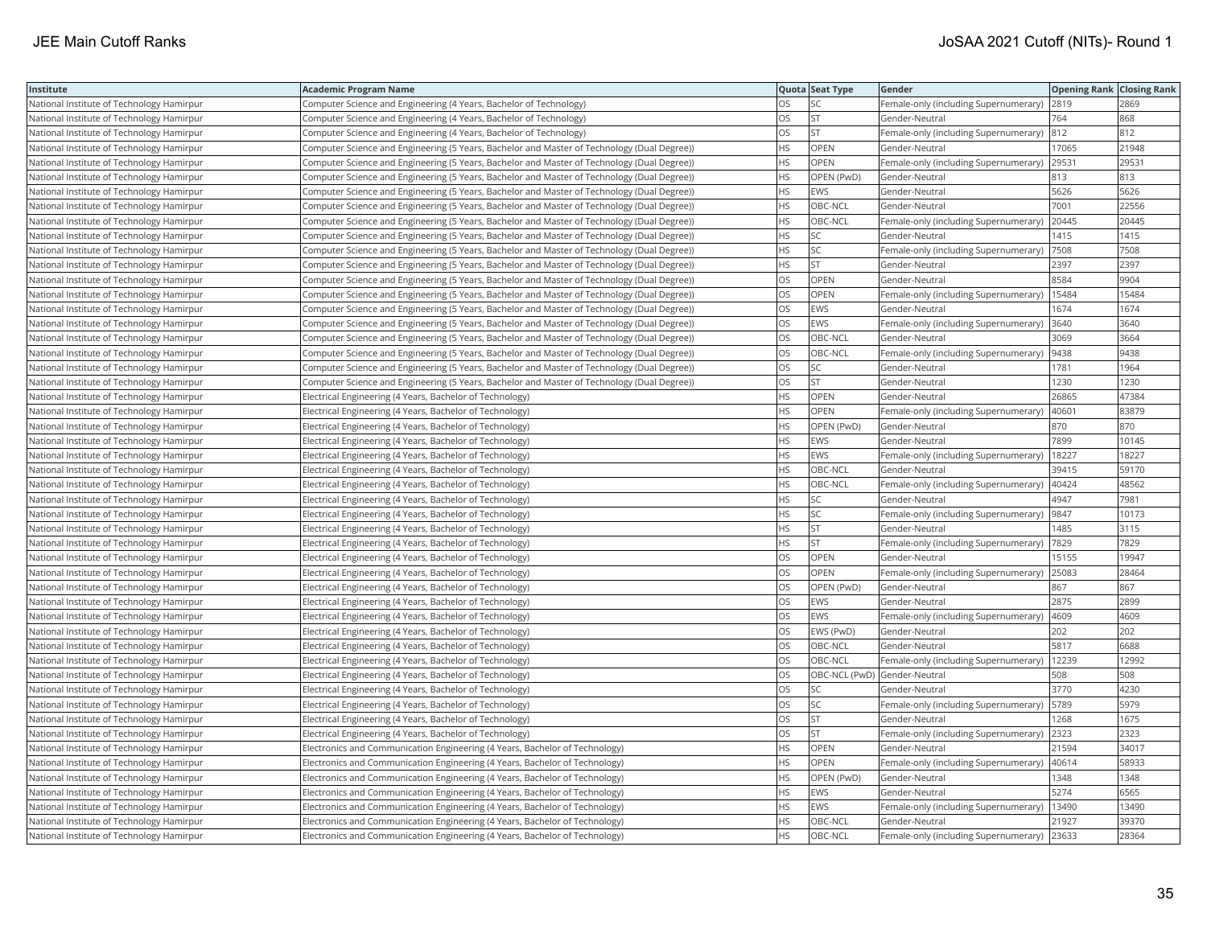| Institute | Academic Program Name | Quota | Seat Type | Gender | Opening Rank | Closing Rank |
| --- | --- | --- | --- | --- | --- | --- |
| National Institute of Technology Hamirpur | Computer Science and Engineering (4 Years, Bachelor of Technology) | OS | SC | Female-only (including Supernumerary) | 2819 | 2869 |
| National Institute of Technology Hamirpur | Computer Science and Engineering (4 Years, Bachelor of Technology) | OS | ST | Gender-Neutral | 764 | 868 |
| National Institute of Technology Hamirpur | Computer Science and Engineering (4 Years, Bachelor of Technology) | OS | ST | Female-only (including Supernumerary) | 812 | 812 |
| National Institute of Technology Hamirpur | Computer Science and Engineering (5 Years, Bachelor and Master of Technology (Dual Degree)) | HS | OPEN | Gender-Neutral | 17065 | 21948 |
| National Institute of Technology Hamirpur | Computer Science and Engineering (5 Years, Bachelor and Master of Technology (Dual Degree)) | HS | OPEN | Female-only (including Supernumerary) | 29531 | 29531 |
| National Institute of Technology Hamirpur | Computer Science and Engineering (5 Years, Bachelor and Master of Technology (Dual Degree)) | HS | OPEN (PwD) | Gender-Neutral | 813 | 813 |
| National Institute of Technology Hamirpur | Computer Science and Engineering (5 Years, Bachelor and Master of Technology (Dual Degree)) | HS | EWS | Gender-Neutral | 5626 | 5626 |
| National Institute of Technology Hamirpur | Computer Science and Engineering (5 Years, Bachelor and Master of Technology (Dual Degree)) | HS | OBC-NCL | Gender-Neutral | 7001 | 22556 |
| National Institute of Technology Hamirpur | Computer Science and Engineering (5 Years, Bachelor and Master of Technology (Dual Degree)) | HS | OBC-NCL | Female-only (including Supernumerary) | 20445 | 20445 |
| National Institute of Technology Hamirpur | Computer Science and Engineering (5 Years, Bachelor and Master of Technology (Dual Degree)) | HS | SC | Gender-Neutral | 1415 | 1415 |
| National Institute of Technology Hamirpur | Computer Science and Engineering (5 Years, Bachelor and Master of Technology (Dual Degree)) | HS | SC | Female-only (including Supernumerary) | 7508 | 7508 |
| National Institute of Technology Hamirpur | Computer Science and Engineering (5 Years, Bachelor and Master of Technology (Dual Degree)) | HS | ST | Gender-Neutral | 2397 | 2397 |
| National Institute of Technology Hamirpur | Computer Science and Engineering (5 Years, Bachelor and Master of Technology (Dual Degree)) | OS | OPEN | Gender-Neutral | 8584 | 9904 |
| National Institute of Technology Hamirpur | Computer Science and Engineering (5 Years, Bachelor and Master of Technology (Dual Degree)) | OS | OPEN | Female-only (including Supernumerary) | 15484 | 15484 |
| National Institute of Technology Hamirpur | Computer Science and Engineering (5 Years, Bachelor and Master of Technology (Dual Degree)) | OS | EWS | Gender-Neutral | 1674 | 1674 |
| National Institute of Technology Hamirpur | Computer Science and Engineering (5 Years, Bachelor and Master of Technology (Dual Degree)) | OS | EWS | Female-only (including Supernumerary) | 3640 | 3640 |
| National Institute of Technology Hamirpur | Computer Science and Engineering (5 Years, Bachelor and Master of Technology (Dual Degree)) | OS | OBC-NCL | Gender-Neutral | 3069 | 3664 |
| National Institute of Technology Hamirpur | Computer Science and Engineering (5 Years, Bachelor and Master of Technology (Dual Degree)) | OS | OBC-NCL | Female-only (including Supernumerary) | 9438 | 9438 |
| National Institute of Technology Hamirpur | Computer Science and Engineering (5 Years, Bachelor and Master of Technology (Dual Degree)) | OS | SC | Gender-Neutral | 1781 | 1964 |
| National Institute of Technology Hamirpur | Computer Science and Engineering (5 Years, Bachelor and Master of Technology (Dual Degree)) | OS | ST | Gender-Neutral | 1230 | 1230 |
| National Institute of Technology Hamirpur | Electrical Engineering (4 Years, Bachelor of Technology) | HS | OPEN | Gender-Neutral | 26865 | 47384 |
| National Institute of Technology Hamirpur | Electrical Engineering (4 Years, Bachelor of Technology) | HS | OPEN | Female-only (including Supernumerary) | 40601 | 83879 |
| National Institute of Technology Hamirpur | Electrical Engineering (4 Years, Bachelor of Technology) | HS | OPEN (PwD) | Gender-Neutral | 870 | 870 |
| National Institute of Technology Hamirpur | Electrical Engineering (4 Years, Bachelor of Technology) | HS | EWS | Gender-Neutral | 7899 | 10145 |
| National Institute of Technology Hamirpur | Electrical Engineering (4 Years, Bachelor of Technology) | HS | EWS | Female-only (including Supernumerary) | 18227 | 18227 |
| National Institute of Technology Hamirpur | Electrical Engineering (4 Years, Bachelor of Technology) | HS | OBC-NCL | Gender-Neutral | 39415 | 59170 |
| National Institute of Technology Hamirpur | Electrical Engineering (4 Years, Bachelor of Technology) | HS | OBC-NCL | Female-only (including Supernumerary) | 40424 | 48562 |
| National Institute of Technology Hamirpur | Electrical Engineering (4 Years, Bachelor of Technology) | HS | SC | Gender-Neutral | 4947 | 7981 |
| National Institute of Technology Hamirpur | Electrical Engineering (4 Years, Bachelor of Technology) | HS | SC | Female-only (including Supernumerary) | 9847 | 10173 |
| National Institute of Technology Hamirpur | Electrical Engineering (4 Years, Bachelor of Technology) | HS | ST | Gender-Neutral | 1485 | 3115 |
| National Institute of Technology Hamirpur | Electrical Engineering (4 Years, Bachelor of Technology) | HS | ST | Female-only (including Supernumerary) | 7829 | 7829 |
| National Institute of Technology Hamirpur | Electrical Engineering (4 Years, Bachelor of Technology) | OS | OPEN | Gender-Neutral | 15155 | 19947 |
| National Institute of Technology Hamirpur | Electrical Engineering (4 Years, Bachelor of Technology) | OS | OPEN | Female-only (including Supernumerary) | 25083 | 28464 |
| National Institute of Technology Hamirpur | Electrical Engineering (4 Years, Bachelor of Technology) | OS | OPEN (PwD) | Gender-Neutral | 867 | 867 |
| National Institute of Technology Hamirpur | Electrical Engineering (4 Years, Bachelor of Technology) | OS | EWS | Gender-Neutral | 2875 | 2899 |
| National Institute of Technology Hamirpur | Electrical Engineering (4 Years, Bachelor of Technology) | OS | EWS | Female-only (including Supernumerary) | 4609 | 4609 |
| National Institute of Technology Hamirpur | Electrical Engineering (4 Years, Bachelor of Technology) | OS | EWS (PwD) | Gender-Neutral | 202 | 202 |
| National Institute of Technology Hamirpur | Electrical Engineering (4 Years, Bachelor of Technology) | OS | OBC-NCL | Gender-Neutral | 5817 | 6688 |
| National Institute of Technology Hamirpur | Electrical Engineering (4 Years, Bachelor of Technology) | OS | OBC-NCL | Female-only (including Supernumerary) | 12239 | 12992 |
| National Institute of Technology Hamirpur | Electrical Engineering (4 Years, Bachelor of Technology) | OS | OBC-NCL (PwD) | Gender-Neutral | 508 | 508 |
| National Institute of Technology Hamirpur | Electrical Engineering (4 Years, Bachelor of Technology) | OS | SC | Gender-Neutral | 3770 | 4230 |
| National Institute of Technology Hamirpur | Electrical Engineering (4 Years, Bachelor of Technology) | OS | SC | Female-only (including Supernumerary) | 5789 | 5979 |
| National Institute of Technology Hamirpur | Electrical Engineering (4 Years, Bachelor of Technology) | OS | ST | Gender-Neutral | 1268 | 1675 |
| National Institute of Technology Hamirpur | Electrical Engineering (4 Years, Bachelor of Technology) | OS | ST | Female-only (including Supernumerary) | 2323 | 2323 |
| National Institute of Technology Hamirpur | Electronics and Communication Engineering (4 Years, Bachelor of Technology) | HS | OPEN | Gender-Neutral | 21594 | 34017 |
| National Institute of Technology Hamirpur | Electronics and Communication Engineering (4 Years, Bachelor of Technology) | HS | OPEN | Female-only (including Supernumerary) | 40614 | 58933 |
| National Institute of Technology Hamirpur | Electronics and Communication Engineering (4 Years, Bachelor of Technology) | HS | OPEN (PwD) | Gender-Neutral | 1348 | 1348 |
| National Institute of Technology Hamirpur | Electronics and Communication Engineering (4 Years, Bachelor of Technology) | HS | EWS | Gender-Neutral | 5274 | 6565 |
| National Institute of Technology Hamirpur | Electronics and Communication Engineering (4 Years, Bachelor of Technology) | HS | EWS | Female-only (including Supernumerary) | 13490 | 13490 |
| National Institute of Technology Hamirpur | Electronics and Communication Engineering (4 Years, Bachelor of Technology) | HS | OBC-NCL | Gender-Neutral | 21927 | 39370 |
| National Institute of Technology Hamirpur | Electronics and Communication Engineering (4 Years, Bachelor of Technology) | HS | OBC-NCL | Female-only (including Supernumerary) | 23633 | 28364 |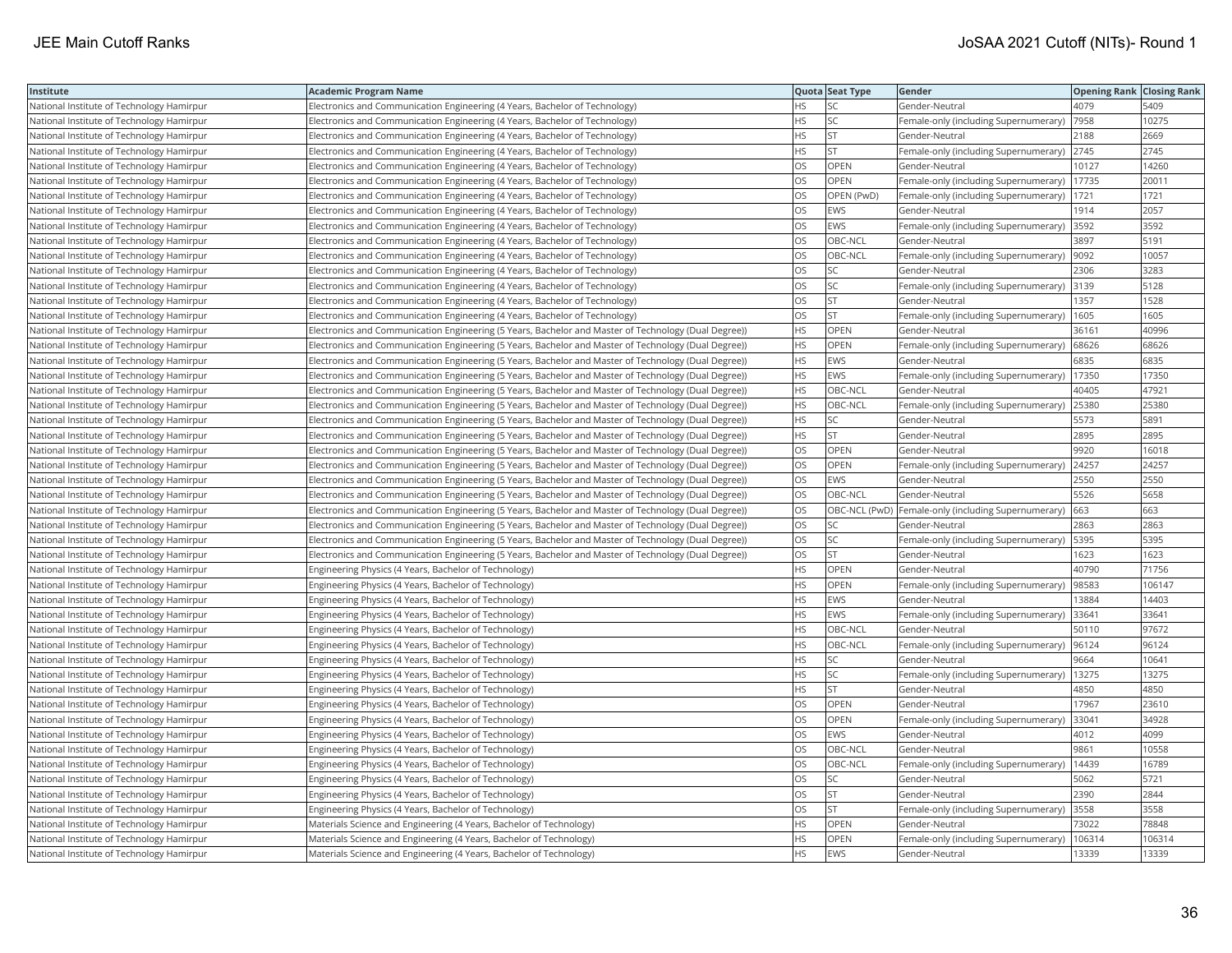| Institute | Academic Program Name | Quota | Seat Type | Gender | Opening Rank | Closing Rank |
|---|---|---|---|---|---|---|
| National Institute of Technology Hamirpur | Electronics and Communication Engineering (4 Years, Bachelor of Technology) | HS | SC | Gender-Neutral | 4079 | 5409 |
| National Institute of Technology Hamirpur | Electronics and Communication Engineering (4 Years, Bachelor of Technology) | HS | SC | Female-only (including Supernumerary) | 7958 | 10275 |
| National Institute of Technology Hamirpur | Electronics and Communication Engineering (4 Years, Bachelor of Technology) | HS | ST | Gender-Neutral | 2188 | 2669 |
| National Institute of Technology Hamirpur | Electronics and Communication Engineering (4 Years, Bachelor of Technology) | HS | ST | Female-only (including Supernumerary) | 2745 | 2745 |
| National Institute of Technology Hamirpur | Electronics and Communication Engineering (4 Years, Bachelor of Technology) | OS | OPEN | Gender-Neutral | 10127 | 14260 |
| National Institute of Technology Hamirpur | Electronics and Communication Engineering (4 Years, Bachelor of Technology) | OS | OPEN | Female-only (including Supernumerary) | 17735 | 20011 |
| National Institute of Technology Hamirpur | Electronics and Communication Engineering (4 Years, Bachelor of Technology) | OS | OPEN (PwD) | Female-only (including Supernumerary) | 1721 | 1721 |
| National Institute of Technology Hamirpur | Electronics and Communication Engineering (4 Years, Bachelor of Technology) | OS | EWS | Gender-Neutral | 1914 | 2057 |
| National Institute of Technology Hamirpur | Electronics and Communication Engineering (4 Years, Bachelor of Technology) | OS | EWS | Female-only (including Supernumerary) | 3592 | 3592 |
| National Institute of Technology Hamirpur | Electronics and Communication Engineering (4 Years, Bachelor of Technology) | OS | OBC-NCL | Gender-Neutral | 3897 | 5191 |
| National Institute of Technology Hamirpur | Electronics and Communication Engineering (4 Years, Bachelor of Technology) | OS | OBC-NCL | Female-only (including Supernumerary) | 9092 | 10057 |
| National Institute of Technology Hamirpur | Electronics and Communication Engineering (4 Years, Bachelor of Technology) | OS | SC | Gender-Neutral | 2306 | 3283 |
| National Institute of Technology Hamirpur | Electronics and Communication Engineering (4 Years, Bachelor of Technology) | OS | SC | Female-only (including Supernumerary) | 3139 | 5128 |
| National Institute of Technology Hamirpur | Electronics and Communication Engineering (4 Years, Bachelor of Technology) | OS | ST | Gender-Neutral | 1357 | 1528 |
| National Institute of Technology Hamirpur | Electronics and Communication Engineering (4 Years, Bachelor of Technology) | OS | ST | Female-only (including Supernumerary) | 1605 | 1605 |
| National Institute of Technology Hamirpur | Electronics and Communication Engineering (5 Years, Bachelor and Master of Technology (Dual Degree)) | HS | OPEN | Gender-Neutral | 36161 | 40996 |
| National Institute of Technology Hamirpur | Electronics and Communication Engineering (5 Years, Bachelor and Master of Technology (Dual Degree)) | HS | OPEN | Female-only (including Supernumerary) | 68626 | 68626 |
| National Institute of Technology Hamirpur | Electronics and Communication Engineering (5 Years, Bachelor and Master of Technology (Dual Degree)) | HS | EWS | Gender-Neutral | 6835 | 6835 |
| National Institute of Technology Hamirpur | Electronics and Communication Engineering (5 Years, Bachelor and Master of Technology (Dual Degree)) | HS | EWS | Female-only (including Supernumerary) | 17350 | 17350 |
| National Institute of Technology Hamirpur | Electronics and Communication Engineering (5 Years, Bachelor and Master of Technology (Dual Degree)) | HS | OBC-NCL | Gender-Neutral | 40405 | 47921 |
| National Institute of Technology Hamirpur | Electronics and Communication Engineering (5 Years, Bachelor and Master of Technology (Dual Degree)) | HS | OBC-NCL | Female-only (including Supernumerary) | 25380 | 25380 |
| National Institute of Technology Hamirpur | Electronics and Communication Engineering (5 Years, Bachelor and Master of Technology (Dual Degree)) | HS | SC | Gender-Neutral | 5573 | 5891 |
| National Institute of Technology Hamirpur | Electronics and Communication Engineering (5 Years, Bachelor and Master of Technology (Dual Degree)) | HS | ST | Gender-Neutral | 2895 | 2895 |
| National Institute of Technology Hamirpur | Electronics and Communication Engineering (5 Years, Bachelor and Master of Technology (Dual Degree)) | OS | OPEN | Gender-Neutral | 9920 | 16018 |
| National Institute of Technology Hamirpur | Electronics and Communication Engineering (5 Years, Bachelor and Master of Technology (Dual Degree)) | OS | OPEN | Female-only (including Supernumerary) | 24257 | 24257 |
| National Institute of Technology Hamirpur | Electronics and Communication Engineering (5 Years, Bachelor and Master of Technology (Dual Degree)) | OS | EWS | Gender-Neutral | 2550 | 2550 |
| National Institute of Technology Hamirpur | Electronics and Communication Engineering (5 Years, Bachelor and Master of Technology (Dual Degree)) | OS | OBC-NCL | Gender-Neutral | 5526 | 5658 |
| National Institute of Technology Hamirpur | Electronics and Communication Engineering (5 Years, Bachelor and Master of Technology (Dual Degree)) | OS | OBC-NCL (PwD) | Female-only (including Supernumerary) | 663 | 663 |
| National Institute of Technology Hamirpur | Electronics and Communication Engineering (5 Years, Bachelor and Master of Technology (Dual Degree)) | OS | SC | Gender-Neutral | 2863 | 2863 |
| National Institute of Technology Hamirpur | Electronics and Communication Engineering (5 Years, Bachelor and Master of Technology (Dual Degree)) | OS | SC | Female-only (including Supernumerary) | 5395 | 5395 |
| National Institute of Technology Hamirpur | Electronics and Communication Engineering (5 Years, Bachelor and Master of Technology (Dual Degree)) | OS | ST | Gender-Neutral | 1623 | 1623 |
| National Institute of Technology Hamirpur | Engineering Physics (4 Years, Bachelor of Technology) | HS | OPEN | Gender-Neutral | 40790 | 71756 |
| National Institute of Technology Hamirpur | Engineering Physics (4 Years, Bachelor of Technology) | HS | OPEN | Female-only (including Supernumerary) | 98583 | 106147 |
| National Institute of Technology Hamirpur | Engineering Physics (4 Years, Bachelor of Technology) | HS | EWS | Gender-Neutral | 13884 | 14403 |
| National Institute of Technology Hamirpur | Engineering Physics (4 Years, Bachelor of Technology) | HS | EWS | Female-only (including Supernumerary) | 33641 | 33641 |
| National Institute of Technology Hamirpur | Engineering Physics (4 Years, Bachelor of Technology) | HS | OBC-NCL | Gender-Neutral | 50110 | 97672 |
| National Institute of Technology Hamirpur | Engineering Physics (4 Years, Bachelor of Technology) | HS | OBC-NCL | Female-only (including Supernumerary) | 96124 | 96124 |
| National Institute of Technology Hamirpur | Engineering Physics (4 Years, Bachelor of Technology) | HS | SC | Gender-Neutral | 9664 | 10641 |
| National Institute of Technology Hamirpur | Engineering Physics (4 Years, Bachelor of Technology) | HS | SC | Female-only (including Supernumerary) | 13275 | 13275 |
| National Institute of Technology Hamirpur | Engineering Physics (4 Years, Bachelor of Technology) | HS | ST | Gender-Neutral | 4850 | 4850 |
| National Institute of Technology Hamirpur | Engineering Physics (4 Years, Bachelor of Technology) | OS | OPEN | Gender-Neutral | 17967 | 23610 |
| National Institute of Technology Hamirpur | Engineering Physics (4 Years, Bachelor of Technology) | OS | OPEN | Female-only (including Supernumerary) | 33041 | 34928 |
| National Institute of Technology Hamirpur | Engineering Physics (4 Years, Bachelor of Technology) | OS | EWS | Gender-Neutral | 4012 | 4099 |
| National Institute of Technology Hamirpur | Engineering Physics (4 Years, Bachelor of Technology) | OS | OBC-NCL | Gender-Neutral | 9861 | 10558 |
| National Institute of Technology Hamirpur | Engineering Physics (4 Years, Bachelor of Technology) | OS | OBC-NCL | Female-only (including Supernumerary) | 14439 | 16789 |
| National Institute of Technology Hamirpur | Engineering Physics (4 Years, Bachelor of Technology) | OS | SC | Gender-Neutral | 5062 | 5721 |
| National Institute of Technology Hamirpur | Engineering Physics (4 Years, Bachelor of Technology) | OS | ST | Gender-Neutral | 2390 | 2844 |
| National Institute of Technology Hamirpur | Engineering Physics (4 Years, Bachelor of Technology) | OS | ST | Female-only (including Supernumerary) | 3558 | 3558 |
| National Institute of Technology Hamirpur | Materials Science and Engineering (4 Years, Bachelor of Technology) | HS | OPEN | Gender-Neutral | 73022 | 78848 |
| National Institute of Technology Hamirpur | Materials Science and Engineering (4 Years, Bachelor of Technology) | HS | OPEN | Female-only (including Supernumerary) | 106314 | 106314 |
| National Institute of Technology Hamirpur | Materials Science and Engineering (4 Years, Bachelor of Technology) | HS | EWS | Gender-Neutral | 13339 | 13339 |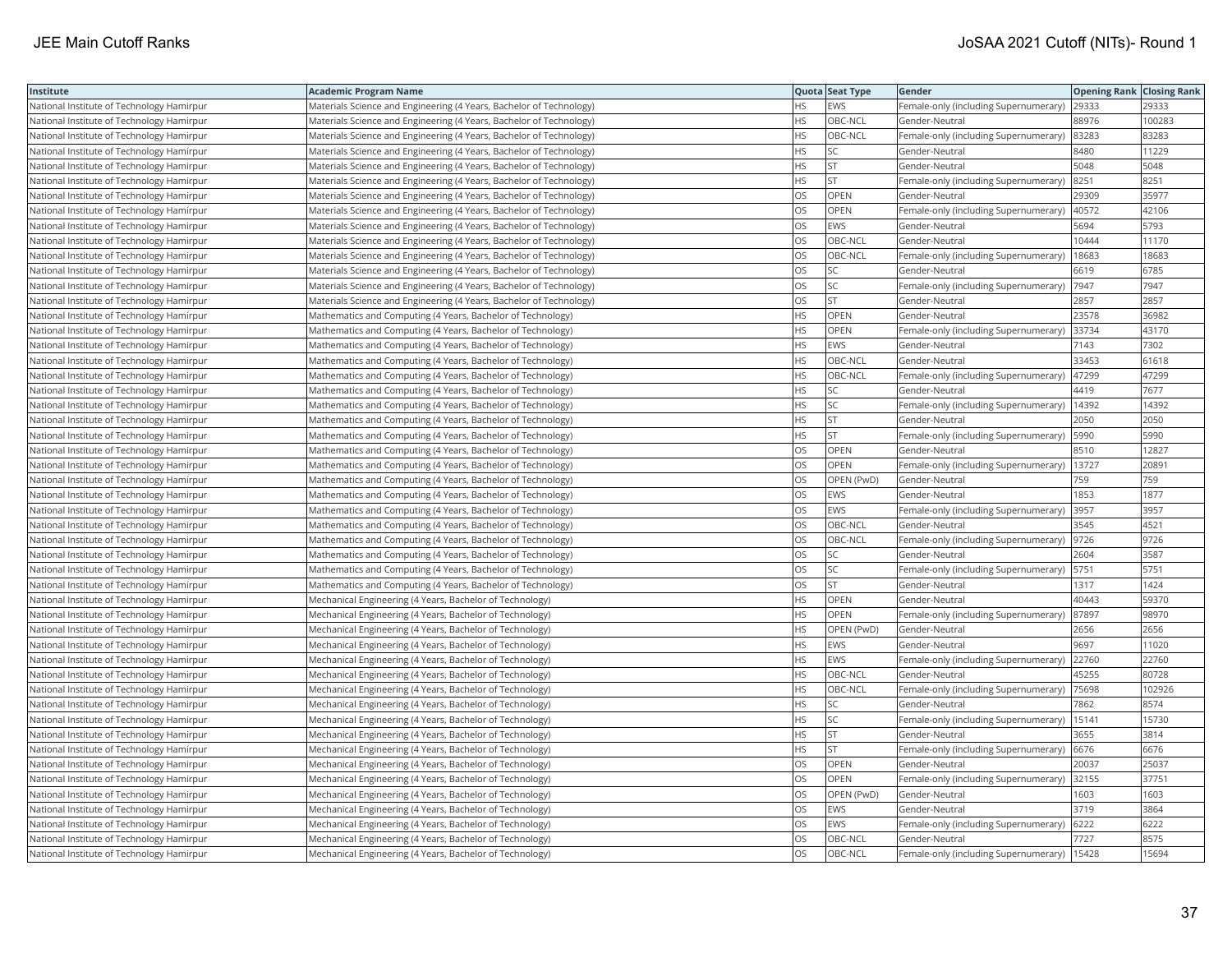| Institute | Academic Program Name | Quota | Seat Type | Gender | Opening Rank | Closing Rank |
|---|---|---|---|---|---|---|
| National Institute of Technology Hamirpur | Materials Science and Engineering (4 Years, Bachelor of Technology) | HS | EWS | Female-only (including Supernumerary) | 29333 | 29333 |
| National Institute of Technology Hamirpur | Materials Science and Engineering (4 Years, Bachelor of Technology) | HS | OBC-NCL | Gender-Neutral | 88976 | 100283 |
| National Institute of Technology Hamirpur | Materials Science and Engineering (4 Years, Bachelor of Technology) | HS | OBC-NCL | Female-only (including Supernumerary) | 83283 | 83283 |
| National Institute of Technology Hamirpur | Materials Science and Engineering (4 Years, Bachelor of Technology) | HS | SC | Gender-Neutral | 8480 | 11229 |
| National Institute of Technology Hamirpur | Materials Science and Engineering (4 Years, Bachelor of Technology) | HS | ST | Gender-Neutral | 5048 | 5048 |
| National Institute of Technology Hamirpur | Materials Science and Engineering (4 Years, Bachelor of Technology) | HS | ST | Female-only (including Supernumerary) | 8251 | 8251 |
| National Institute of Technology Hamirpur | Materials Science and Engineering (4 Years, Bachelor of Technology) | OS | OPEN | Gender-Neutral | 29309 | 35977 |
| National Institute of Technology Hamirpur | Materials Science and Engineering (4 Years, Bachelor of Technology) | OS | OPEN | Female-only (including Supernumerary) | 40572 | 42106 |
| National Institute of Technology Hamirpur | Materials Science and Engineering (4 Years, Bachelor of Technology) | OS | EWS | Gender-Neutral | 5694 | 5793 |
| National Institute of Technology Hamirpur | Materials Science and Engineering (4 Years, Bachelor of Technology) | OS | OBC-NCL | Gender-Neutral | 10444 | 11170 |
| National Institute of Technology Hamirpur | Materials Science and Engineering (4 Years, Bachelor of Technology) | OS | OBC-NCL | Female-only (including Supernumerary) | 18683 | 18683 |
| National Institute of Technology Hamirpur | Materials Science and Engineering (4 Years, Bachelor of Technology) | OS | SC | Gender-Neutral | 6619 | 6785 |
| National Institute of Technology Hamirpur | Materials Science and Engineering (4 Years, Bachelor of Technology) | OS | SC | Female-only (including Supernumerary) | 7947 | 7947 |
| National Institute of Technology Hamirpur | Materials Science and Engineering (4 Years, Bachelor of Technology) | OS | ST | Gender-Neutral | 2857 | 2857 |
| National Institute of Technology Hamirpur | Mathematics and Computing (4 Years, Bachelor of Technology) | HS | OPEN | Gender-Neutral | 23578 | 36982 |
| National Institute of Technology Hamirpur | Mathematics and Computing (4 Years, Bachelor of Technology) | HS | OPEN | Female-only (including Supernumerary) | 33734 | 43170 |
| National Institute of Technology Hamirpur | Mathematics and Computing (4 Years, Bachelor of Technology) | HS | EWS | Gender-Neutral | 7143 | 7302 |
| National Institute of Technology Hamirpur | Mathematics and Computing (4 Years, Bachelor of Technology) | HS | OBC-NCL | Gender-Neutral | 33453 | 61618 |
| National Institute of Technology Hamirpur | Mathematics and Computing (4 Years, Bachelor of Technology) | HS | OBC-NCL | Female-only (including Supernumerary) | 47299 | 47299 |
| National Institute of Technology Hamirpur | Mathematics and Computing (4 Years, Bachelor of Technology) | HS | SC | Gender-Neutral | 4419 | 7677 |
| National Institute of Technology Hamirpur | Mathematics and Computing (4 Years, Bachelor of Technology) | HS | SC | Female-only (including Supernumerary) | 14392 | 14392 |
| National Institute of Technology Hamirpur | Mathematics and Computing (4 Years, Bachelor of Technology) | HS | ST | Gender-Neutral | 2050 | 2050 |
| National Institute of Technology Hamirpur | Mathematics and Computing (4 Years, Bachelor of Technology) | HS | ST | Female-only (including Supernumerary) | 5990 | 5990 |
| National Institute of Technology Hamirpur | Mathematics and Computing (4 Years, Bachelor of Technology) | OS | OPEN | Gender-Neutral | 8510 | 12827 |
| National Institute of Technology Hamirpur | Mathematics and Computing (4 Years, Bachelor of Technology) | OS | OPEN | Female-only (including Supernumerary) | 13727 | 20891 |
| National Institute of Technology Hamirpur | Mathematics and Computing (4 Years, Bachelor of Technology) | OS | OPEN (PwD) | Gender-Neutral | 759 | 759 |
| National Institute of Technology Hamirpur | Mathematics and Computing (4 Years, Bachelor of Technology) | OS | EWS | Gender-Neutral | 1853 | 1877 |
| National Institute of Technology Hamirpur | Mathematics and Computing (4 Years, Bachelor of Technology) | OS | EWS | Female-only (including Supernumerary) | 3957 | 3957 |
| National Institute of Technology Hamirpur | Mathematics and Computing (4 Years, Bachelor of Technology) | OS | OBC-NCL | Gender-Neutral | 3545 | 4521 |
| National Institute of Technology Hamirpur | Mathematics and Computing (4 Years, Bachelor of Technology) | OS | OBC-NCL | Female-only (including Supernumerary) | 9726 | 9726 |
| National Institute of Technology Hamirpur | Mathematics and Computing (4 Years, Bachelor of Technology) | OS | SC | Gender-Neutral | 2604 | 3587 |
| National Institute of Technology Hamirpur | Mathematics and Computing (4 Years, Bachelor of Technology) | OS | SC | Female-only (including Supernumerary) | 5751 | 5751 |
| National Institute of Technology Hamirpur | Mathematics and Computing (4 Years, Bachelor of Technology) | OS | ST | Gender-Neutral | 1317 | 1424 |
| National Institute of Technology Hamirpur | Mechanical Engineering (4 Years, Bachelor of Technology) | HS | OPEN | Gender-Neutral | 40443 | 59370 |
| National Institute of Technology Hamirpur | Mechanical Engineering (4 Years, Bachelor of Technology) | HS | OPEN | Female-only (including Supernumerary) | 87897 | 98970 |
| National Institute of Technology Hamirpur | Mechanical Engineering (4 Years, Bachelor of Technology) | HS | OPEN (PwD) | Gender-Neutral | 2656 | 2656 |
| National Institute of Technology Hamirpur | Mechanical Engineering (4 Years, Bachelor of Technology) | HS | EWS | Gender-Neutral | 9697 | 11020 |
| National Institute of Technology Hamirpur | Mechanical Engineering (4 Years, Bachelor of Technology) | HS | EWS | Female-only (including Supernumerary) | 22760 | 22760 |
| National Institute of Technology Hamirpur | Mechanical Engineering (4 Years, Bachelor of Technology) | HS | OBC-NCL | Gender-Neutral | 45255 | 80728 |
| National Institute of Technology Hamirpur | Mechanical Engineering (4 Years, Bachelor of Technology) | HS | OBC-NCL | Female-only (including Supernumerary) | 75698 | 102926 |
| National Institute of Technology Hamirpur | Mechanical Engineering (4 Years, Bachelor of Technology) | HS | SC | Gender-Neutral | 7862 | 8574 |
| National Institute of Technology Hamirpur | Mechanical Engineering (4 Years, Bachelor of Technology) | HS | SC | Female-only (including Supernumerary) | 15141 | 15730 |
| National Institute of Technology Hamirpur | Mechanical Engineering (4 Years, Bachelor of Technology) | HS | ST | Gender-Neutral | 3655 | 3814 |
| National Institute of Technology Hamirpur | Mechanical Engineering (4 Years, Bachelor of Technology) | HS | ST | Female-only (including Supernumerary) | 6676 | 6676 |
| National Institute of Technology Hamirpur | Mechanical Engineering (4 Years, Bachelor of Technology) | OS | OPEN | Gender-Neutral | 20037 | 25037 |
| National Institute of Technology Hamirpur | Mechanical Engineering (4 Years, Bachelor of Technology) | OS | OPEN | Female-only (including Supernumerary) | 32155 | 37751 |
| National Institute of Technology Hamirpur | Mechanical Engineering (4 Years, Bachelor of Technology) | OS | OPEN (PwD) | Gender-Neutral | 1603 | 1603 |
| National Institute of Technology Hamirpur | Mechanical Engineering (4 Years, Bachelor of Technology) | OS | EWS | Gender-Neutral | 3719 | 3864 |
| National Institute of Technology Hamirpur | Mechanical Engineering (4 Years, Bachelor of Technology) | OS | EWS | Female-only (including Supernumerary) | 6222 | 6222 |
| National Institute of Technology Hamirpur | Mechanical Engineering (4 Years, Bachelor of Technology) | OS | OBC-NCL | Gender-Neutral | 7727 | 8575 |
| National Institute of Technology Hamirpur | Mechanical Engineering (4 Years, Bachelor of Technology) | OS | OBC-NCL | Female-only (including Supernumerary) | 15428 | 15694 |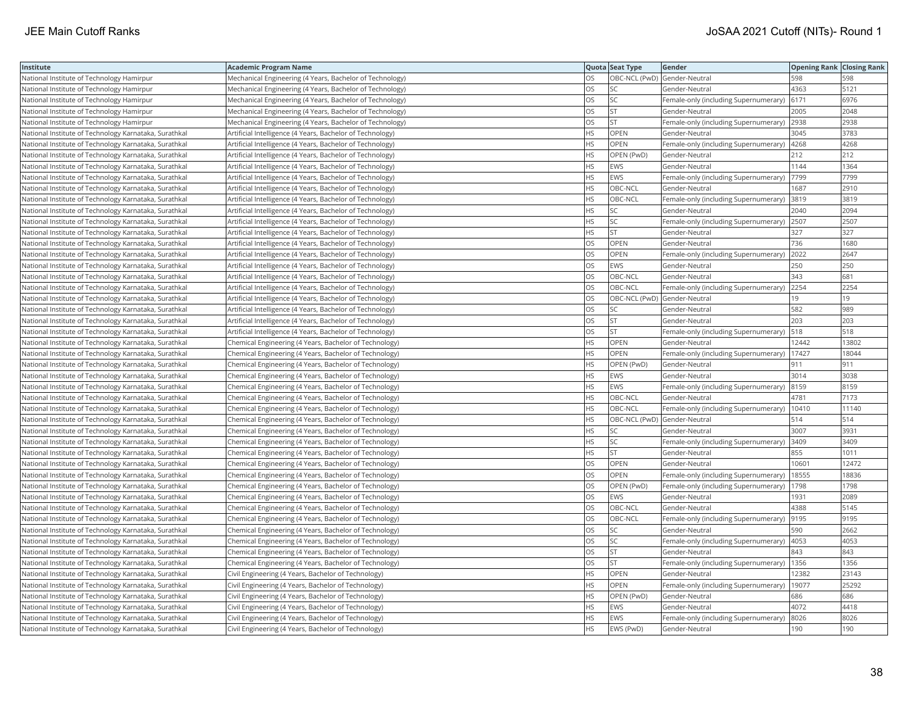| Institute | Academic Program Name | Quota | Seat Type | Gender | Opening Rank | Closing Rank |
|---|---|---|---|---|---|---|
| National Institute of Technology Hamirpur | Mechanical Engineering (4 Years, Bachelor of Technology) | OS | OBC-NCL (PwD) | Gender-Neutral | 598 | 598 |
| National Institute of Technology Hamirpur | Mechanical Engineering (4 Years, Bachelor of Technology) | OS | SC | Gender-Neutral | 4363 | 5121 |
| National Institute of Technology Hamirpur | Mechanical Engineering (4 Years, Bachelor of Technology) | OS | SC | Female-only (including Supernumerary) | 6171 | 6976 |
| National Institute of Technology Hamirpur | Mechanical Engineering (4 Years, Bachelor of Technology) | OS | ST | Gender-Neutral | 2005 | 2048 |
| National Institute of Technology Hamirpur | Mechanical Engineering (4 Years, Bachelor of Technology) | OS | ST | Female-only (including Supernumerary) | 2938 | 2938 |
| National Institute of Technology Karnataka, Surathkal | Artificial Intelligence (4 Years, Bachelor of Technology) | HS | OPEN | Gender-Neutral | 3045 | 3783 |
| National Institute of Technology Karnataka, Surathkal | Artificial Intelligence (4 Years, Bachelor of Technology) | HS | OPEN | Female-only (including Supernumerary) | 4268 | 4268 |
| National Institute of Technology Karnataka, Surathkal | Artificial Intelligence (4 Years, Bachelor of Technology) | HS | OPEN (PwD) | Gender-Neutral | 212 | 212 |
| National Institute of Technology Karnataka, Surathkal | Artificial Intelligence (4 Years, Bachelor of Technology) | HS | EWS | Gender-Neutral | 1144 | 1364 |
| National Institute of Technology Karnataka, Surathkal | Artificial Intelligence (4 Years, Bachelor of Technology) | HS | EWS | Female-only (including Supernumerary) | 7799 | 7799 |
| National Institute of Technology Karnataka, Surathkal | Artificial Intelligence (4 Years, Bachelor of Technology) | HS | OBC-NCL | Gender-Neutral | 1687 | 2910 |
| National Institute of Technology Karnataka, Surathkal | Artificial Intelligence (4 Years, Bachelor of Technology) | HS | OBC-NCL | Female-only (including Supernumerary) | 3819 | 3819 |
| National Institute of Technology Karnataka, Surathkal | Artificial Intelligence (4 Years, Bachelor of Technology) | HS | SC | Gender-Neutral | 2040 | 2094 |
| National Institute of Technology Karnataka, Surathkal | Artificial Intelligence (4 Years, Bachelor of Technology) | HS | SC | Female-only (including Supernumerary) | 2507 | 2507 |
| National Institute of Technology Karnataka, Surathkal | Artificial Intelligence (4 Years, Bachelor of Technology) | HS | ST | Gender-Neutral | 327 | 327 |
| National Institute of Technology Karnataka, Surathkal | Artificial Intelligence (4 Years, Bachelor of Technology) | OS | OPEN | Gender-Neutral | 736 | 1680 |
| National Institute of Technology Karnataka, Surathkal | Artificial Intelligence (4 Years, Bachelor of Technology) | OS | OPEN | Female-only (including Supernumerary) | 2022 | 2647 |
| National Institute of Technology Karnataka, Surathkal | Artificial Intelligence (4 Years, Bachelor of Technology) | OS | EWS | Gender-Neutral | 250 | 250 |
| National Institute of Technology Karnataka, Surathkal | Artificial Intelligence (4 Years, Bachelor of Technology) | OS | OBC-NCL | Gender-Neutral | 343 | 681 |
| National Institute of Technology Karnataka, Surathkal | Artificial Intelligence (4 Years, Bachelor of Technology) | OS | OBC-NCL | Female-only (including Supernumerary) | 2254 | 2254 |
| National Institute of Technology Karnataka, Surathkal | Artificial Intelligence (4 Years, Bachelor of Technology) | OS | OBC-NCL (PwD) | Gender-Neutral | 19 | 19 |
| National Institute of Technology Karnataka, Surathkal | Artificial Intelligence (4 Years, Bachelor of Technology) | OS | SC | Gender-Neutral | 582 | 989 |
| National Institute of Technology Karnataka, Surathkal | Artificial Intelligence (4 Years, Bachelor of Technology) | OS | ST | Gender-Neutral | 203 | 203 |
| National Institute of Technology Karnataka, Surathkal | Artificial Intelligence (4 Years, Bachelor of Technology) | OS | ST | Female-only (including Supernumerary) | 518 | 518 |
| National Institute of Technology Karnataka, Surathkal | Chemical Engineering (4 Years, Bachelor of Technology) | HS | OPEN | Gender-Neutral | 12442 | 13802 |
| National Institute of Technology Karnataka, Surathkal | Chemical Engineering (4 Years, Bachelor of Technology) | HS | OPEN | Female-only (including Supernumerary) | 17427 | 18044 |
| National Institute of Technology Karnataka, Surathkal | Chemical Engineering (4 Years, Bachelor of Technology) | HS | OPEN (PwD) | Gender-Neutral | 911 | 911 |
| National Institute of Technology Karnataka, Surathkal | Chemical Engineering (4 Years, Bachelor of Technology) | HS | EWS | Gender-Neutral | 3014 | 3038 |
| National Institute of Technology Karnataka, Surathkal | Chemical Engineering (4 Years, Bachelor of Technology) | HS | EWS | Female-only (including Supernumerary) | 8159 | 8159 |
| National Institute of Technology Karnataka, Surathkal | Chemical Engineering (4 Years, Bachelor of Technology) | HS | OBC-NCL | Gender-Neutral | 4781 | 7173 |
| National Institute of Technology Karnataka, Surathkal | Chemical Engineering (4 Years, Bachelor of Technology) | HS | OBC-NCL | Female-only (including Supernumerary) | 10410 | 11140 |
| National Institute of Technology Karnataka, Surathkal | Chemical Engineering (4 Years, Bachelor of Technology) | HS | OBC-NCL (PwD) | Gender-Neutral | 514 | 514 |
| National Institute of Technology Karnataka, Surathkal | Chemical Engineering (4 Years, Bachelor of Technology) | HS | SC | Gender-Neutral | 3007 | 3931 |
| National Institute of Technology Karnataka, Surathkal | Chemical Engineering (4 Years, Bachelor of Technology) | HS | SC | Female-only (including Supernumerary) | 3409 | 3409 |
| National Institute of Technology Karnataka, Surathkal | Chemical Engineering (4 Years, Bachelor of Technology) | HS | ST | Gender-Neutral | 855 | 1011 |
| National Institute of Technology Karnataka, Surathkal | Chemical Engineering (4 Years, Bachelor of Technology) | OS | OPEN | Gender-Neutral | 10601 | 12472 |
| National Institute of Technology Karnataka, Surathkal | Chemical Engineering (4 Years, Bachelor of Technology) | OS | OPEN | Female-only (including Supernumerary) | 18555 | 18836 |
| National Institute of Technology Karnataka, Surathkal | Chemical Engineering (4 Years, Bachelor of Technology) | OS | OPEN (PwD) | Female-only (including Supernumerary) | 1798 | 1798 |
| National Institute of Technology Karnataka, Surathkal | Chemical Engineering (4 Years, Bachelor of Technology) | OS | EWS | Gender-Neutral | 1931 | 2089 |
| National Institute of Technology Karnataka, Surathkal | Chemical Engineering (4 Years, Bachelor of Technology) | OS | OBC-NCL | Gender-Neutral | 4388 | 5145 |
| National Institute of Technology Karnataka, Surathkal | Chemical Engineering (4 Years, Bachelor of Technology) | OS | OBC-NCL | Female-only (including Supernumerary) | 9195 | 9195 |
| National Institute of Technology Karnataka, Surathkal | Chemical Engineering (4 Years, Bachelor of Technology) | OS | SC | Gender-Neutral | 590 | 2662 |
| National Institute of Technology Karnataka, Surathkal | Chemical Engineering (4 Years, Bachelor of Technology) | OS | SC | Female-only (including Supernumerary) | 4053 | 4053 |
| National Institute of Technology Karnataka, Surathkal | Chemical Engineering (4 Years, Bachelor of Technology) | OS | ST | Gender-Neutral | 843 | 843 |
| National Institute of Technology Karnataka, Surathkal | Chemical Engineering (4 Years, Bachelor of Technology) | OS | ST | Female-only (including Supernumerary) | 1356 | 1356 |
| National Institute of Technology Karnataka, Surathkal | Civil Engineering (4 Years, Bachelor of Technology) | HS | OPEN | Gender-Neutral | 12382 | 23143 |
| National Institute of Technology Karnataka, Surathkal | Civil Engineering (4 Years, Bachelor of Technology) | HS | OPEN | Female-only (including Supernumerary) | 19077 | 25292 |
| National Institute of Technology Karnataka, Surathkal | Civil Engineering (4 Years, Bachelor of Technology) | HS | OPEN (PwD) | Gender-Neutral | 686 | 686 |
| National Institute of Technology Karnataka, Surathkal | Civil Engineering (4 Years, Bachelor of Technology) | HS | EWS | Gender-Neutral | 4072 | 4418 |
| National Institute of Technology Karnataka, Surathkal | Civil Engineering (4 Years, Bachelor of Technology) | HS | EWS | Female-only (including Supernumerary) | 8026 | 8026 |
| National Institute of Technology Karnataka, Surathkal | Civil Engineering (4 Years, Bachelor of Technology) | HS | EWS (PwD) | Gender-Neutral | 190 | 190 |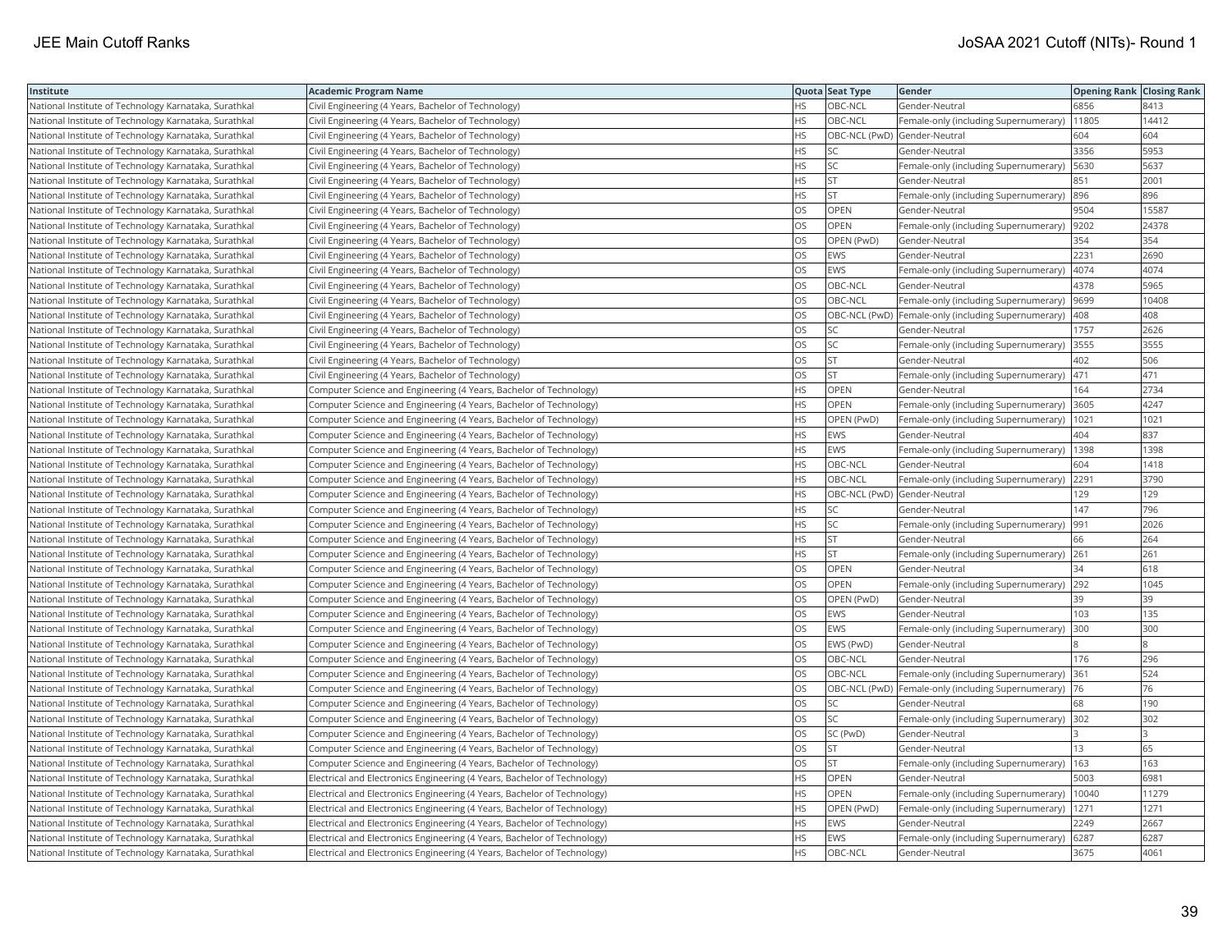| Institute | Academic Program Name | Quota | Seat Type | Gender | Opening Rank | Closing Rank |
|---|---|---|---|---|---|---|
| National Institute of Technology Karnataka, Surathkal | Civil Engineering (4 Years, Bachelor of Technology) | HS | OBC-NCL | Gender-Neutral | 6856 | 8413 |
| National Institute of Technology Karnataka, Surathkal | Civil Engineering (4 Years, Bachelor of Technology) | HS | OBC-NCL | Female-only (including Supernumerary) | 11805 | 14412 |
| National Institute of Technology Karnataka, Surathkal | Civil Engineering (4 Years, Bachelor of Technology) | HS | OBC-NCL (PwD) | Gender-Neutral | 604 | 604 |
| National Institute of Technology Karnataka, Surathkal | Civil Engineering (4 Years, Bachelor of Technology) | HS | SC | Gender-Neutral | 3356 | 5953 |
| National Institute of Technology Karnataka, Surathkal | Civil Engineering (4 Years, Bachelor of Technology) | HS | SC | Female-only (including Supernumerary) | 5630 | 5637 |
| National Institute of Technology Karnataka, Surathkal | Civil Engineering (4 Years, Bachelor of Technology) | HS | ST | Gender-Neutral | 851 | 2001 |
| National Institute of Technology Karnataka, Surathkal | Civil Engineering (4 Years, Bachelor of Technology) | HS | ST | Female-only (including Supernumerary) | 896 | 896 |
| National Institute of Technology Karnataka, Surathkal | Civil Engineering (4 Years, Bachelor of Technology) | OS | OPEN | Gender-Neutral | 9504 | 15587 |
| National Institute of Technology Karnataka, Surathkal | Civil Engineering (4 Years, Bachelor of Technology) | OS | OPEN | Female-only (including Supernumerary) | 9202 | 24378 |
| National Institute of Technology Karnataka, Surathkal | Civil Engineering (4 Years, Bachelor of Technology) | OS | OPEN (PwD) | Gender-Neutral | 354 | 354 |
| National Institute of Technology Karnataka, Surathkal | Civil Engineering (4 Years, Bachelor of Technology) | OS | EWS | Gender-Neutral | 2231 | 2690 |
| National Institute of Technology Karnataka, Surathkal | Civil Engineering (4 Years, Bachelor of Technology) | OS | EWS | Female-only (including Supernumerary) | 4074 | 4074 |
| National Institute of Technology Karnataka, Surathkal | Civil Engineering (4 Years, Bachelor of Technology) | OS | OBC-NCL | Gender-Neutral | 4378 | 5965 |
| National Institute of Technology Karnataka, Surathkal | Civil Engineering (4 Years, Bachelor of Technology) | OS | OBC-NCL | Female-only (including Supernumerary) | 9699 | 10408 |
| National Institute of Technology Karnataka, Surathkal | Civil Engineering (4 Years, Bachelor of Technology) | OS | OBC-NCL (PwD) | Female-only (including Supernumerary) | 408 | 408 |
| National Institute of Technology Karnataka, Surathkal | Civil Engineering (4 Years, Bachelor of Technology) | OS | SC | Gender-Neutral | 1757 | 2626 |
| National Institute of Technology Karnataka, Surathkal | Civil Engineering (4 Years, Bachelor of Technology) | OS | SC | Female-only (including Supernumerary) | 3555 | 3555 |
| National Institute of Technology Karnataka, Surathkal | Civil Engineering (4 Years, Bachelor of Technology) | OS | ST | Gender-Neutral | 402 | 506 |
| National Institute of Technology Karnataka, Surathkal | Civil Engineering (4 Years, Bachelor of Technology) | OS | ST | Female-only (including Supernumerary) | 471 | 471 |
| National Institute of Technology Karnataka, Surathkal | Computer Science and Engineering (4 Years, Bachelor of Technology) | HS | OPEN | Gender-Neutral | 164 | 2734 |
| National Institute of Technology Karnataka, Surathkal | Computer Science and Engineering (4 Years, Bachelor of Technology) | HS | OPEN | Female-only (including Supernumerary) | 3605 | 4247 |
| National Institute of Technology Karnataka, Surathkal | Computer Science and Engineering (4 Years, Bachelor of Technology) | HS | OPEN (PwD) | Female-only (including Supernumerary) | 1021 | 1021 |
| National Institute of Technology Karnataka, Surathkal | Computer Science and Engineering (4 Years, Bachelor of Technology) | HS | EWS | Gender-Neutral | 404 | 837 |
| National Institute of Technology Karnataka, Surathkal | Computer Science and Engineering (4 Years, Bachelor of Technology) | HS | EWS | Female-only (including Supernumerary) | 1398 | 1398 |
| National Institute of Technology Karnataka, Surathkal | Computer Science and Engineering (4 Years, Bachelor of Technology) | HS | OBC-NCL | Gender-Neutral | 604 | 1418 |
| National Institute of Technology Karnataka, Surathkal | Computer Science and Engineering (4 Years, Bachelor of Technology) | HS | OBC-NCL | Female-only (including Supernumerary) | 2291 | 3790 |
| National Institute of Technology Karnataka, Surathkal | Computer Science and Engineering (4 Years, Bachelor of Technology) | HS | OBC-NCL (PwD) | Gender-Neutral | 129 | 129 |
| National Institute of Technology Karnataka, Surathkal | Computer Science and Engineering (4 Years, Bachelor of Technology) | HS | SC | Gender-Neutral | 147 | 796 |
| National Institute of Technology Karnataka, Surathkal | Computer Science and Engineering (4 Years, Bachelor of Technology) | HS | SC | Female-only (including Supernumerary) | 991 | 2026 |
| National Institute of Technology Karnataka, Surathkal | Computer Science and Engineering (4 Years, Bachelor of Technology) | HS | ST | Gender-Neutral | 66 | 264 |
| National Institute of Technology Karnataka, Surathkal | Computer Science and Engineering (4 Years, Bachelor of Technology) | HS | ST | Female-only (including Supernumerary) | 261 | 261 |
| National Institute of Technology Karnataka, Surathkal | Computer Science and Engineering (4 Years, Bachelor of Technology) | OS | OPEN | Gender-Neutral | 34 | 618 |
| National Institute of Technology Karnataka, Surathkal | Computer Science and Engineering (4 Years, Bachelor of Technology) | OS | OPEN | Female-only (including Supernumerary) | 292 | 1045 |
| National Institute of Technology Karnataka, Surathkal | Computer Science and Engineering (4 Years, Bachelor of Technology) | OS | OPEN (PwD) | Gender-Neutral | 39 | 39 |
| National Institute of Technology Karnataka, Surathkal | Computer Science and Engineering (4 Years, Bachelor of Technology) | OS | EWS | Gender-Neutral | 103 | 135 |
| National Institute of Technology Karnataka, Surathkal | Computer Science and Engineering (4 Years, Bachelor of Technology) | OS | EWS | Female-only (including Supernumerary) | 300 | 300 |
| National Institute of Technology Karnataka, Surathkal | Computer Science and Engineering (4 Years, Bachelor of Technology) | OS | EWS (PwD) | Gender-Neutral | 8 | 8 |
| National Institute of Technology Karnataka, Surathkal | Computer Science and Engineering (4 Years, Bachelor of Technology) | OS | OBC-NCL | Gender-Neutral | 176 | 296 |
| National Institute of Technology Karnataka, Surathkal | Computer Science and Engineering (4 Years, Bachelor of Technology) | OS | OBC-NCL | Female-only (including Supernumerary) | 361 | 524 |
| National Institute of Technology Karnataka, Surathkal | Computer Science and Engineering (4 Years, Bachelor of Technology) | OS | OBC-NCL (PwD) | Female-only (including Supernumerary) | 76 | 76 |
| National Institute of Technology Karnataka, Surathkal | Computer Science and Engineering (4 Years, Bachelor of Technology) | OS | SC | Gender-Neutral | 68 | 190 |
| National Institute of Technology Karnataka, Surathkal | Computer Science and Engineering (4 Years, Bachelor of Technology) | OS | SC | Female-only (including Supernumerary) | 302 | 302 |
| National Institute of Technology Karnataka, Surathkal | Computer Science and Engineering (4 Years, Bachelor of Technology) | OS | SC (PwD) | Gender-Neutral | 3 | 3 |
| National Institute of Technology Karnataka, Surathkal | Computer Science and Engineering (4 Years, Bachelor of Technology) | OS | ST | Gender-Neutral | 13 | 65 |
| National Institute of Technology Karnataka, Surathkal | Computer Science and Engineering (4 Years, Bachelor of Technology) | OS | ST | Female-only (including Supernumerary) | 163 | 163 |
| National Institute of Technology Karnataka, Surathkal | Electrical and Electronics Engineering (4 Years, Bachelor of Technology) | HS | OPEN | Gender-Neutral | 5003 | 6981 |
| National Institute of Technology Karnataka, Surathkal | Electrical and Electronics Engineering (4 Years, Bachelor of Technology) | HS | OPEN | Female-only (including Supernumerary) | 10040 | 11279 |
| National Institute of Technology Karnataka, Surathkal | Electrical and Electronics Engineering (4 Years, Bachelor of Technology) | HS | OPEN (PwD) | Female-only (including Supernumerary) | 1271 | 1271 |
| National Institute of Technology Karnataka, Surathkal | Electrical and Electronics Engineering (4 Years, Bachelor of Technology) | HS | EWS | Gender-Neutral | 2249 | 2667 |
| National Institute of Technology Karnataka, Surathkal | Electrical and Electronics Engineering (4 Years, Bachelor of Technology) | HS | EWS | Female-only (including Supernumerary) | 6287 | 6287 |
| National Institute of Technology Karnataka, Surathkal | Electrical and Electronics Engineering (4 Years, Bachelor of Technology) | HS | OBC-NCL | Gender-Neutral | 3675 | 4061 |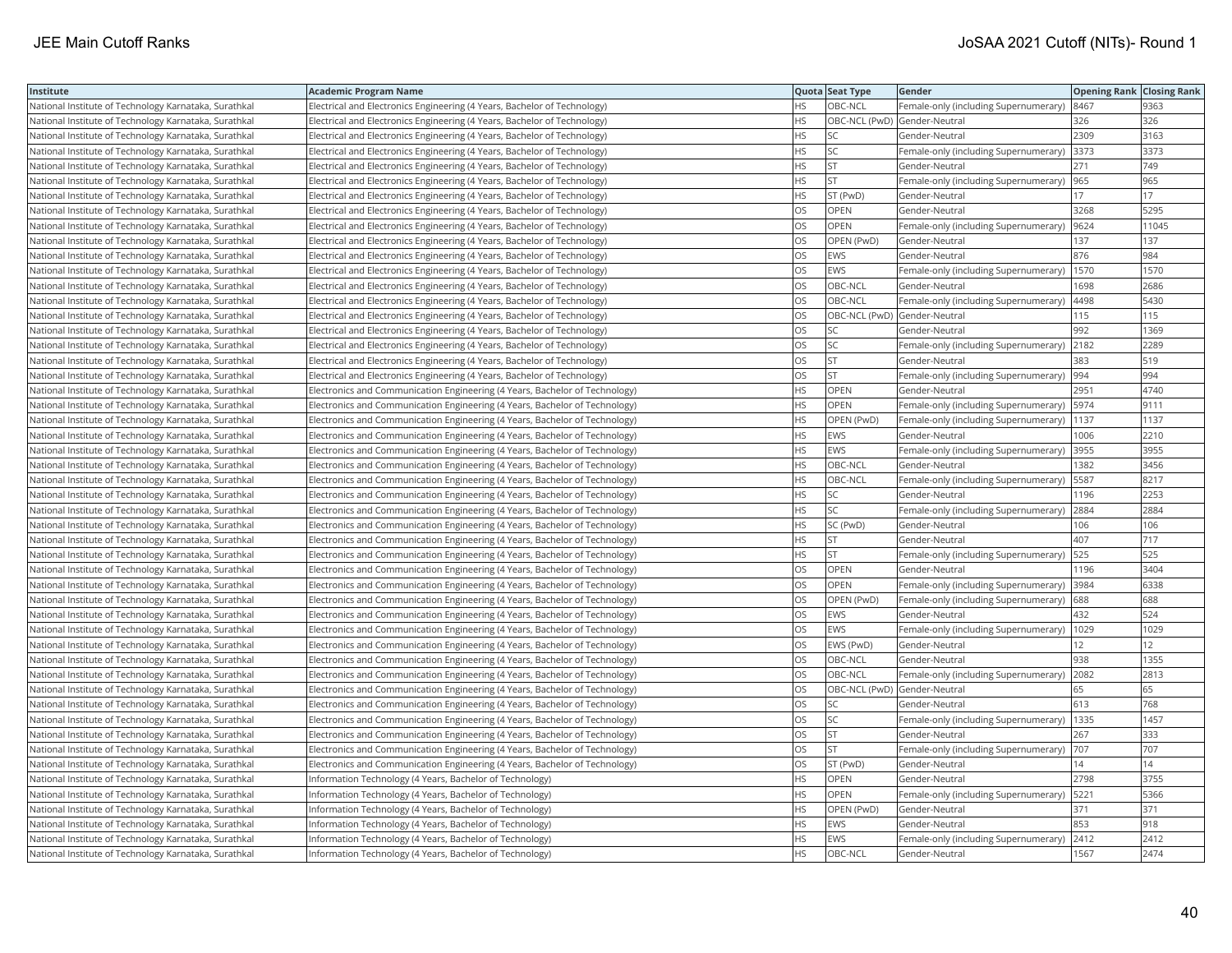| Institute | Academic Program Name | Quota | Seat Type | Gender | Opening Rank | Closing Rank |
| --- | --- | --- | --- | --- | --- | --- |
| National Institute of Technology Karnataka, Surathkal | Electrical and Electronics Engineering (4 Years, Bachelor of Technology) | HS | OBC-NCL | Female-only (including Supernumerary) | 8467 | 9363 |
| National Institute of Technology Karnataka, Surathkal | Electrical and Electronics Engineering (4 Years, Bachelor of Technology) | HS | OBC-NCL (PwD) | Gender-Neutral | 326 | 326 |
| National Institute of Technology Karnataka, Surathkal | Electrical and Electronics Engineering (4 Years, Bachelor of Technology) | HS | SC | Gender-Neutral | 2309 | 3163 |
| National Institute of Technology Karnataka, Surathkal | Electrical and Electronics Engineering (4 Years, Bachelor of Technology) | HS | SC | Female-only (including Supernumerary) | 3373 | 3373 |
| National Institute of Technology Karnataka, Surathkal | Electrical and Electronics Engineering (4 Years, Bachelor of Technology) | HS | ST | Gender-Neutral | 271 | 749 |
| National Institute of Technology Karnataka, Surathkal | Electrical and Electronics Engineering (4 Years, Bachelor of Technology) | HS | ST | Female-only (including Supernumerary) | 965 | 965 |
| National Institute of Technology Karnataka, Surathkal | Electrical and Electronics Engineering (4 Years, Bachelor of Technology) | HS | ST (PwD) | Gender-Neutral | 17 | 17 |
| National Institute of Technology Karnataka, Surathkal | Electrical and Electronics Engineering (4 Years, Bachelor of Technology) | OS | OPEN | Gender-Neutral | 3268 | 5295 |
| National Institute of Technology Karnataka, Surathkal | Electrical and Electronics Engineering (4 Years, Bachelor of Technology) | OS | OPEN | Female-only (including Supernumerary) | 9624 | 11045 |
| National Institute of Technology Karnataka, Surathkal | Electrical and Electronics Engineering (4 Years, Bachelor of Technology) | OS | OPEN (PwD) | Gender-Neutral | 137 | 137 |
| National Institute of Technology Karnataka, Surathkal | Electrical and Electronics Engineering (4 Years, Bachelor of Technology) | OS | EWS | Gender-Neutral | 876 | 984 |
| National Institute of Technology Karnataka, Surathkal | Electrical and Electronics Engineering (4 Years, Bachelor of Technology) | OS | EWS | Female-only (including Supernumerary) | 1570 | 1570 |
| National Institute of Technology Karnataka, Surathkal | Electrical and Electronics Engineering (4 Years, Bachelor of Technology) | OS | OBC-NCL | Gender-Neutral | 1698 | 2686 |
| National Institute of Technology Karnataka, Surathkal | Electrical and Electronics Engineering (4 Years, Bachelor of Technology) | OS | OBC-NCL | Female-only (including Supernumerary) | 4498 | 5430 |
| National Institute of Technology Karnataka, Surathkal | Electrical and Electronics Engineering (4 Years, Bachelor of Technology) | OS | OBC-NCL (PwD) | Gender-Neutral | 115 | 115 |
| National Institute of Technology Karnataka, Surathkal | Electrical and Electronics Engineering (4 Years, Bachelor of Technology) | OS | SC | Gender-Neutral | 992 | 1369 |
| National Institute of Technology Karnataka, Surathkal | Electrical and Electronics Engineering (4 Years, Bachelor of Technology) | OS | SC | Female-only (including Supernumerary) | 2182 | 2289 |
| National Institute of Technology Karnataka, Surathkal | Electrical and Electronics Engineering (4 Years, Bachelor of Technology) | OS | ST | Gender-Neutral | 383 | 519 |
| National Institute of Technology Karnataka, Surathkal | Electrical and Electronics Engineering (4 Years, Bachelor of Technology) | OS | ST | Female-only (including Supernumerary) | 994 | 994 |
| National Institute of Technology Karnataka, Surathkal | Electronics and Communication Engineering (4 Years, Bachelor of Technology) | HS | OPEN | Gender-Neutral | 2951 | 4740 |
| National Institute of Technology Karnataka, Surathkal | Electronics and Communication Engineering (4 Years, Bachelor of Technology) | HS | OPEN | Female-only (including Supernumerary) | 5974 | 9111 |
| National Institute of Technology Karnataka, Surathkal | Electronics and Communication Engineering (4 Years, Bachelor of Technology) | HS | OPEN (PwD) | Female-only (including Supernumerary) | 1137 | 1137 |
| National Institute of Technology Karnataka, Surathkal | Electronics and Communication Engineering (4 Years, Bachelor of Technology) | HS | EWS | Gender-Neutral | 1006 | 2210 |
| National Institute of Technology Karnataka, Surathkal | Electronics and Communication Engineering (4 Years, Bachelor of Technology) | HS | EWS | Female-only (including Supernumerary) | 3955 | 3955 |
| National Institute of Technology Karnataka, Surathkal | Electronics and Communication Engineering (4 Years, Bachelor of Technology) | HS | OBC-NCL | Gender-Neutral | 1382 | 3456 |
| National Institute of Technology Karnataka, Surathkal | Electronics and Communication Engineering (4 Years, Bachelor of Technology) | HS | OBC-NCL | Female-only (including Supernumerary) | 5587 | 8217 |
| National Institute of Technology Karnataka, Surathkal | Electronics and Communication Engineering (4 Years, Bachelor of Technology) | HS | SC | Gender-Neutral | 1196 | 2253 |
| National Institute of Technology Karnataka, Surathkal | Electronics and Communication Engineering (4 Years, Bachelor of Technology) | HS | SC | Female-only (including Supernumerary) | 2884 | 2884 |
| National Institute of Technology Karnataka, Surathkal | Electronics and Communication Engineering (4 Years, Bachelor of Technology) | HS | SC (PwD) | Gender-Neutral | 106 | 106 |
| National Institute of Technology Karnataka, Surathkal | Electronics and Communication Engineering (4 Years, Bachelor of Technology) | HS | ST | Gender-Neutral | 407 | 717 |
| National Institute of Technology Karnataka, Surathkal | Electronics and Communication Engineering (4 Years, Bachelor of Technology) | HS | ST | Female-only (including Supernumerary) | 525 | 525 |
| National Institute of Technology Karnataka, Surathkal | Electronics and Communication Engineering (4 Years, Bachelor of Technology) | OS | OPEN | Gender-Neutral | 1196 | 3404 |
| National Institute of Technology Karnataka, Surathkal | Electronics and Communication Engineering (4 Years, Bachelor of Technology) | OS | OPEN | Female-only (including Supernumerary) | 3984 | 6338 |
| National Institute of Technology Karnataka, Surathkal | Electronics and Communication Engineering (4 Years, Bachelor of Technology) | OS | OPEN (PwD) | Female-only (including Supernumerary) | 688 | 688 |
| National Institute of Technology Karnataka, Surathkal | Electronics and Communication Engineering (4 Years, Bachelor of Technology) | OS | EWS | Gender-Neutral | 432 | 524 |
| National Institute of Technology Karnataka, Surathkal | Electronics and Communication Engineering (4 Years, Bachelor of Technology) | OS | EWS | Female-only (including Supernumerary) | 1029 | 1029 |
| National Institute of Technology Karnataka, Surathkal | Electronics and Communication Engineering (4 Years, Bachelor of Technology) | OS | EWS (PwD) | Gender-Neutral | 12 | 12 |
| National Institute of Technology Karnataka, Surathkal | Electronics and Communication Engineering (4 Years, Bachelor of Technology) | OS | OBC-NCL | Gender-Neutral | 938 | 1355 |
| National Institute of Technology Karnataka, Surathkal | Electronics and Communication Engineering (4 Years, Bachelor of Technology) | OS | OBC-NCL | Female-only (including Supernumerary) | 2082 | 2813 |
| National Institute of Technology Karnataka, Surathkal | Electronics and Communication Engineering (4 Years, Bachelor of Technology) | OS | OBC-NCL (PwD) | Gender-Neutral | 65 | 65 |
| National Institute of Technology Karnataka, Surathkal | Electronics and Communication Engineering (4 Years, Bachelor of Technology) | OS | SC | Gender-Neutral | 613 | 768 |
| National Institute of Technology Karnataka, Surathkal | Electronics and Communication Engineering (4 Years, Bachelor of Technology) | OS | SC | Female-only (including Supernumerary) | 1335 | 1457 |
| National Institute of Technology Karnataka, Surathkal | Electronics and Communication Engineering (4 Years, Bachelor of Technology) | OS | ST | Gender-Neutral | 267 | 333 |
| National Institute of Technology Karnataka, Surathkal | Electronics and Communication Engineering (4 Years, Bachelor of Technology) | OS | ST | Female-only (including Supernumerary) | 707 | 707 |
| National Institute of Technology Karnataka, Surathkal | Electronics and Communication Engineering (4 Years, Bachelor of Technology) | OS | ST (PwD) | Gender-Neutral | 14 | 14 |
| National Institute of Technology Karnataka, Surathkal | Information Technology (4 Years, Bachelor of Technology) | HS | OPEN | Gender-Neutral | 2798 | 3755 |
| National Institute of Technology Karnataka, Surathkal | Information Technology (4 Years, Bachelor of Technology) | HS | OPEN | Female-only (including Supernumerary) | 5221 | 5366 |
| National Institute of Technology Karnataka, Surathkal | Information Technology (4 Years, Bachelor of Technology) | HS | OPEN (PwD) | Gender-Neutral | 371 | 371 |
| National Institute of Technology Karnataka, Surathkal | Information Technology (4 Years, Bachelor of Technology) | HS | EWS | Gender-Neutral | 853 | 918 |
| National Institute of Technology Karnataka, Surathkal | Information Technology (4 Years, Bachelor of Technology) | HS | EWS | Female-only (including Supernumerary) | 2412 | 2412 |
| National Institute of Technology Karnataka, Surathkal | Information Technology (4 Years, Bachelor of Technology) | HS | OBC-NCL | Gender-Neutral | 1567 | 2474 |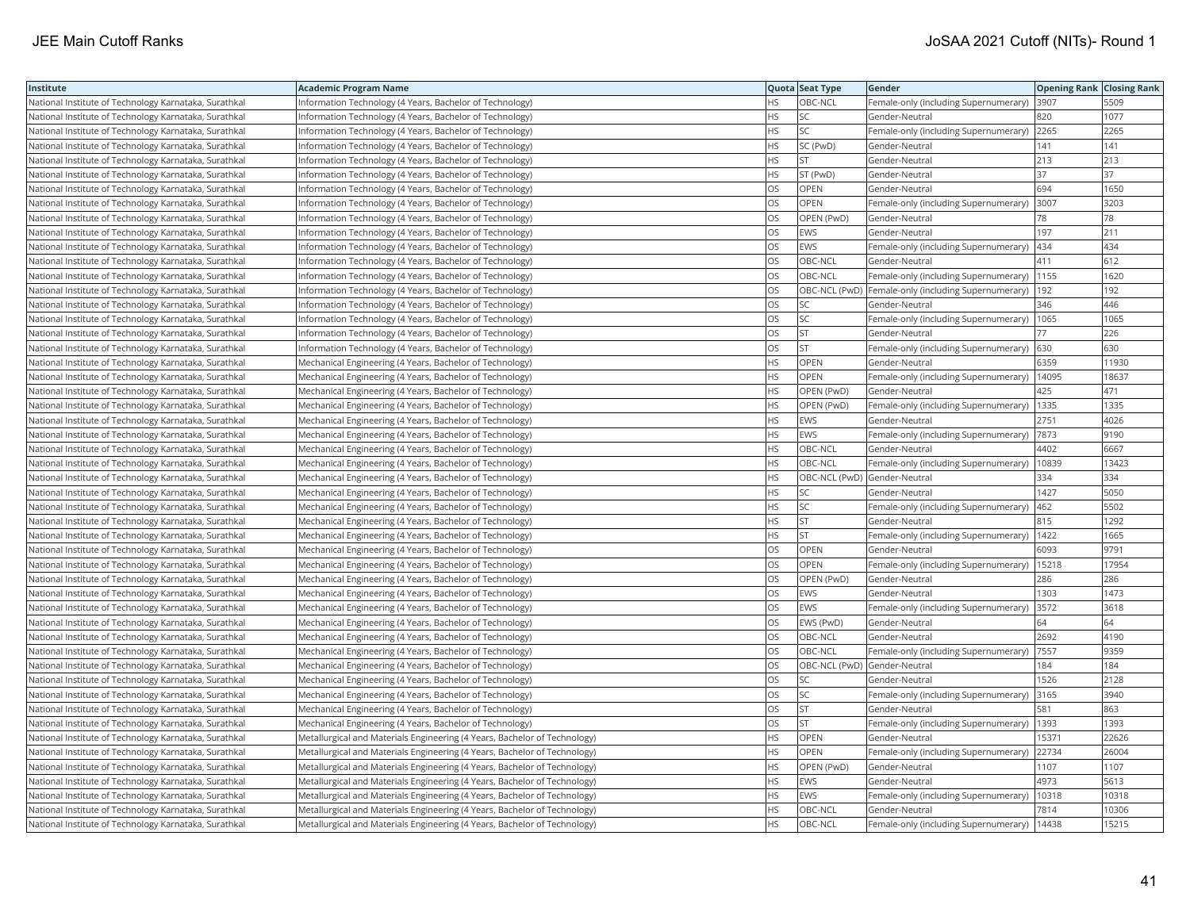| Institute | Academic Program Name | Quota | Seat Type | Gender | Opening Rank | Closing Rank |
|---|---|---|---|---|---|---|
| National Institute of Technology Karnataka, Surathkal | Information Technology (4 Years, Bachelor of Technology) | HS | OBC-NCL | Female-only (including Supernumerary) | 3907 | 5509 |
| National Institute of Technology Karnataka, Surathkal | Information Technology (4 Years, Bachelor of Technology) | HS | SC | Gender-Neutral | 820 | 1077 |
| National Institute of Technology Karnataka, Surathkal | Information Technology (4 Years, Bachelor of Technology) | HS | SC | Female-only (including Supernumerary) | 2265 | 2265 |
| National Institute of Technology Karnataka, Surathkal | Information Technology (4 Years, Bachelor of Technology) | HS | SC (PwD) | Gender-Neutral | 141 | 141 |
| National Institute of Technology Karnataka, Surathkal | Information Technology (4 Years, Bachelor of Technology) | HS | ST | Gender-Neutral | 213 | 213 |
| National Institute of Technology Karnataka, Surathkal | Information Technology (4 Years, Bachelor of Technology) | HS | ST (PwD) | Gender-Neutral | 37 | 37 |
| National Institute of Technology Karnataka, Surathkal | Information Technology (4 Years, Bachelor of Technology) | OS | OPEN | Gender-Neutral | 694 | 1650 |
| National Institute of Technology Karnataka, Surathkal | Information Technology (4 Years, Bachelor of Technology) | OS | OPEN | Female-only (including Supernumerary) | 3007 | 3203 |
| National Institute of Technology Karnataka, Surathkal | Information Technology (4 Years, Bachelor of Technology) | OS | OPEN (PwD) | Gender-Neutral | 78 | 78 |
| National Institute of Technology Karnataka, Surathkal | Information Technology (4 Years, Bachelor of Technology) | OS | EWS | Gender-Neutral | 197 | 211 |
| National Institute of Technology Karnataka, Surathkal | Information Technology (4 Years, Bachelor of Technology) | OS | EWS | Female-only (including Supernumerary) | 434 | 434 |
| National Institute of Technology Karnataka, Surathkal | Information Technology (4 Years, Bachelor of Technology) | OS | OBC-NCL | Gender-Neutral | 411 | 612 |
| National Institute of Technology Karnataka, Surathkal | Information Technology (4 Years, Bachelor of Technology) | OS | OBC-NCL | Female-only (including Supernumerary) | 1155 | 1620 |
| National Institute of Technology Karnataka, Surathkal | Information Technology (4 Years, Bachelor of Technology) | OS | OBC-NCL (PwD) | Female-only (including Supernumerary) | 192 | 192 |
| National Institute of Technology Karnataka, Surathkal | Information Technology (4 Years, Bachelor of Technology) | OS | SC | Gender-Neutral | 346 | 446 |
| National Institute of Technology Karnataka, Surathkal | Information Technology (4 Years, Bachelor of Technology) | OS | SC | Female-only (including Supernumerary) | 1065 | 1065 |
| National Institute of Technology Karnataka, Surathkal | Information Technology (4 Years, Bachelor of Technology) | OS | ST | Gender-Neutral | 77 | 226 |
| National Institute of Technology Karnataka, Surathkal | Information Technology (4 Years, Bachelor of Technology) | OS | ST | Female-only (including Supernumerary) | 630 | 630 |
| National Institute of Technology Karnataka, Surathkal | Mechanical Engineering (4 Years, Bachelor of Technology) | HS | OPEN | Gender-Neutral | 6359 | 11930 |
| National Institute of Technology Karnataka, Surathkal | Mechanical Engineering (4 Years, Bachelor of Technology) | HS | OPEN | Female-only (including Supernumerary) | 14095 | 18637 |
| National Institute of Technology Karnataka, Surathkal | Mechanical Engineering (4 Years, Bachelor of Technology) | HS | OPEN (PwD) | Gender-Neutral | 425 | 471 |
| National Institute of Technology Karnataka, Surathkal | Mechanical Engineering (4 Years, Bachelor of Technology) | HS | OPEN (PwD) | Female-only (including Supernumerary) | 1335 | 1335 |
| National Institute of Technology Karnataka, Surathkal | Mechanical Engineering (4 Years, Bachelor of Technology) | HS | EWS | Gender-Neutral | 2751 | 4026 |
| National Institute of Technology Karnataka, Surathkal | Mechanical Engineering (4 Years, Bachelor of Technology) | HS | EWS | Female-only (including Supernumerary) | 7873 | 9190 |
| National Institute of Technology Karnataka, Surathkal | Mechanical Engineering (4 Years, Bachelor of Technology) | HS | OBC-NCL | Gender-Neutral | 4402 | 6667 |
| National Institute of Technology Karnataka, Surathkal | Mechanical Engineering (4 Years, Bachelor of Technology) | HS | OBC-NCL | Female-only (including Supernumerary) | 10839 | 13423 |
| National Institute of Technology Karnataka, Surathkal | Mechanical Engineering (4 Years, Bachelor of Technology) | HS | OBC-NCL (PwD) | Gender-Neutral | 334 | 334 |
| National Institute of Technology Karnataka, Surathkal | Mechanical Engineering (4 Years, Bachelor of Technology) | HS | SC | Gender-Neutral | 1427 | 5050 |
| National Institute of Technology Karnataka, Surathkal | Mechanical Engineering (4 Years, Bachelor of Technology) | HS | SC | Female-only (including Supernumerary) | 462 | 5502 |
| National Institute of Technology Karnataka, Surathkal | Mechanical Engineering (4 Years, Bachelor of Technology) | HS | ST | Gender-Neutral | 815 | 1292 |
| National Institute of Technology Karnataka, Surathkal | Mechanical Engineering (4 Years, Bachelor of Technology) | HS | ST | Female-only (including Supernumerary) | 1422 | 1665 |
| National Institute of Technology Karnataka, Surathkal | Mechanical Engineering (4 Years, Bachelor of Technology) | OS | OPEN | Gender-Neutral | 6093 | 9791 |
| National Institute of Technology Karnataka, Surathkal | Mechanical Engineering (4 Years, Bachelor of Technology) | OS | OPEN | Female-only (including Supernumerary) | 15218 | 17954 |
| National Institute of Technology Karnataka, Surathkal | Mechanical Engineering (4 Years, Bachelor of Technology) | OS | OPEN (PwD) | Gender-Neutral | 286 | 286 |
| National Institute of Technology Karnataka, Surathkal | Mechanical Engineering (4 Years, Bachelor of Technology) | OS | EWS | Gender-Neutral | 1303 | 1473 |
| National Institute of Technology Karnataka, Surathkal | Mechanical Engineering (4 Years, Bachelor of Technology) | OS | EWS | Female-only (including Supernumerary) | 3572 | 3618 |
| National Institute of Technology Karnataka, Surathkal | Mechanical Engineering (4 Years, Bachelor of Technology) | OS | EWS (PwD) | Gender-Neutral | 64 | 64 |
| National Institute of Technology Karnataka, Surathkal | Mechanical Engineering (4 Years, Bachelor of Technology) | OS | OBC-NCL | Gender-Neutral | 2692 | 4190 |
| National Institute of Technology Karnataka, Surathkal | Mechanical Engineering (4 Years, Bachelor of Technology) | OS | OBC-NCL | Female-only (including Supernumerary) | 7557 | 9359 |
| National Institute of Technology Karnataka, Surathkal | Mechanical Engineering (4 Years, Bachelor of Technology) | OS | OBC-NCL (PwD) | Gender-Neutral | 184 | 184 |
| National Institute of Technology Karnataka, Surathkal | Mechanical Engineering (4 Years, Bachelor of Technology) | OS | SC | Gender-Neutral | 1526 | 2128 |
| National Institute of Technology Karnataka, Surathkal | Mechanical Engineering (4 Years, Bachelor of Technology) | OS | SC | Female-only (including Supernumerary) | 3165 | 3940 |
| National Institute of Technology Karnataka, Surathkal | Mechanical Engineering (4 Years, Bachelor of Technology) | OS | ST | Gender-Neutral | 581 | 863 |
| National Institute of Technology Karnataka, Surathkal | Mechanical Engineering (4 Years, Bachelor of Technology) | OS | ST | Female-only (including Supernumerary) | 1393 | 1393 |
| National Institute of Technology Karnataka, Surathkal | Metallurgical and Materials Engineering (4 Years, Bachelor of Technology) | HS | OPEN | Gender-Neutral | 15371 | 22626 |
| National Institute of Technology Karnataka, Surathkal | Metallurgical and Materials Engineering (4 Years, Bachelor of Technology) | HS | OPEN | Female-only (including Supernumerary) | 22734 | 26004 |
| National Institute of Technology Karnataka, Surathkal | Metallurgical and Materials Engineering (4 Years, Bachelor of Technology) | HS | OPEN (PwD) | Gender-Neutral | 1107 | 1107 |
| National Institute of Technology Karnataka, Surathkal | Metallurgical and Materials Engineering (4 Years, Bachelor of Technology) | HS | EWS | Gender-Neutral | 4973 | 5613 |
| National Institute of Technology Karnataka, Surathkal | Metallurgical and Materials Engineering (4 Years, Bachelor of Technology) | HS | EWS | Female-only (including Supernumerary) | 10318 | 10318 |
| National Institute of Technology Karnataka, Surathkal | Metallurgical and Materials Engineering (4 Years, Bachelor of Technology) | HS | OBC-NCL | Gender-Neutral | 7814 | 10306 |
| National Institute of Technology Karnataka, Surathkal | Metallurgical and Materials Engineering (4 Years, Bachelor of Technology) | HS | OBC-NCL | Female-only (including Supernumerary) | 14438 | 15215 |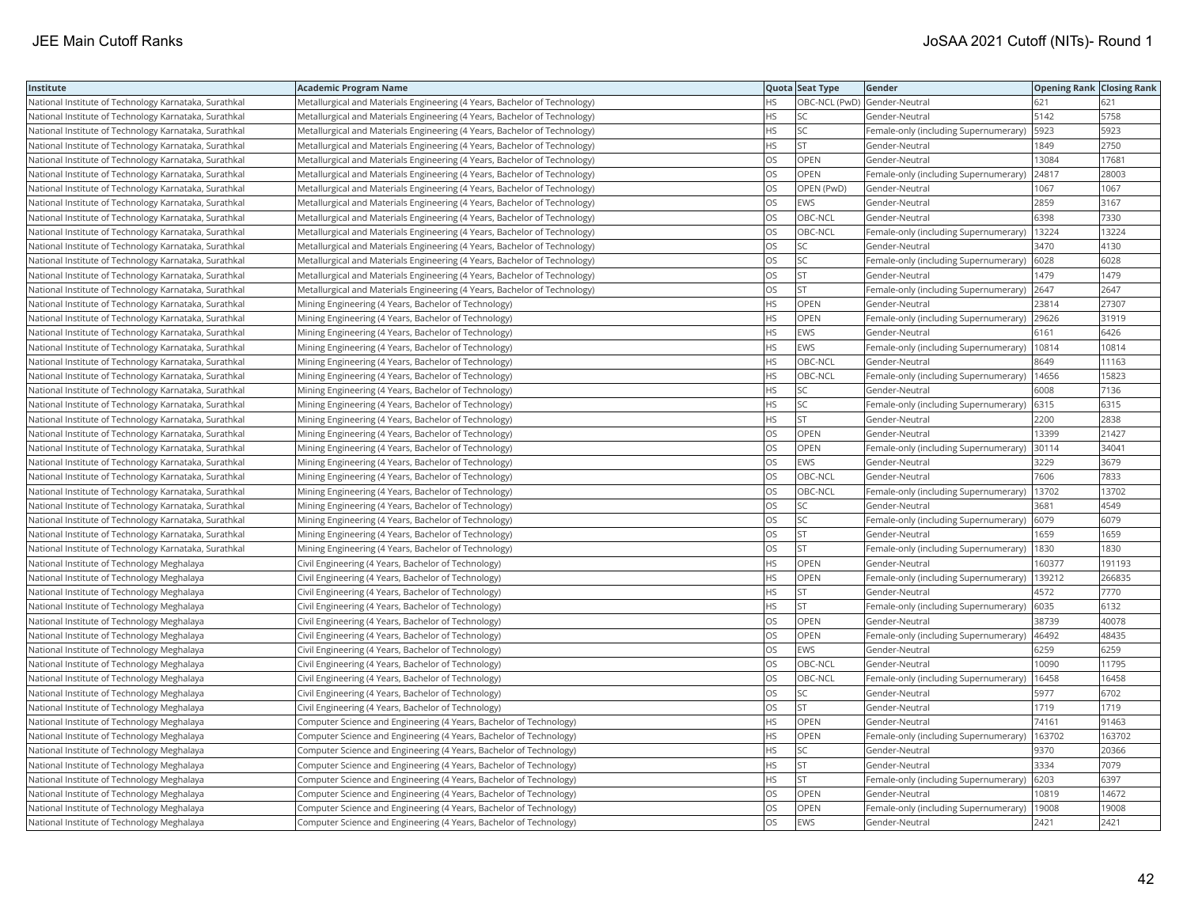| Institute | Academic Program Name | Quota | Seat Type | Gender | Opening Rank | Closing Rank |
|---|---|---|---|---|---|---|
| National Institute of Technology Karnataka, Surathkal | Metallurgical and Materials Engineering (4 Years, Bachelor of Technology) | HS | OBC-NCL (PwD) | Gender-Neutral | 621 | 621 |
| National Institute of Technology Karnataka, Surathkal | Metallurgical and Materials Engineering (4 Years, Bachelor of Technology) | HS | SC | Gender-Neutral | 5142 | 5758 |
| National Institute of Technology Karnataka, Surathkal | Metallurgical and Materials Engineering (4 Years, Bachelor of Technology) | HS | SC | Female-only (including Supernumerary) | 5923 | 5923 |
| National Institute of Technology Karnataka, Surathkal | Metallurgical and Materials Engineering (4 Years, Bachelor of Technology) | HS | ST | Gender-Neutral | 1849 | 2750 |
| National Institute of Technology Karnataka, Surathkal | Metallurgical and Materials Engineering (4 Years, Bachelor of Technology) | OS | OPEN | Gender-Neutral | 13084 | 17681 |
| National Institute of Technology Karnataka, Surathkal | Metallurgical and Materials Engineering (4 Years, Bachelor of Technology) | OS | OPEN | Female-only (including Supernumerary) | 24817 | 28003 |
| National Institute of Technology Karnataka, Surathkal | Metallurgical and Materials Engineering (4 Years, Bachelor of Technology) | OS | OPEN (PwD) | Gender-Neutral | 1067 | 1067 |
| National Institute of Technology Karnataka, Surathkal | Metallurgical and Materials Engineering (4 Years, Bachelor of Technology) | OS | EWS | Gender-Neutral | 2859 | 3167 |
| National Institute of Technology Karnataka, Surathkal | Metallurgical and Materials Engineering (4 Years, Bachelor of Technology) | OS | OBC-NCL | Gender-Neutral | 6398 | 7330 |
| National Institute of Technology Karnataka, Surathkal | Metallurgical and Materials Engineering (4 Years, Bachelor of Technology) | OS | OBC-NCL | Female-only (including Supernumerary) | 13224 | 13224 |
| National Institute of Technology Karnataka, Surathkal | Metallurgical and Materials Engineering (4 Years, Bachelor of Technology) | OS | SC | Gender-Neutral | 3470 | 4130 |
| National Institute of Technology Karnataka, Surathkal | Metallurgical and Materials Engineering (4 Years, Bachelor of Technology) | OS | SC | Female-only (including Supernumerary) | 6028 | 6028 |
| National Institute of Technology Karnataka, Surathkal | Metallurgical and Materials Engineering (4 Years, Bachelor of Technology) | OS | ST | Gender-Neutral | 1479 | 1479 |
| National Institute of Technology Karnataka, Surathkal | Metallurgical and Materials Engineering (4 Years, Bachelor of Technology) | OS | ST | Female-only (including Supernumerary) | 2647 | 2647 |
| National Institute of Technology Karnataka, Surathkal | Mining Engineering (4 Years, Bachelor of Technology) | HS | OPEN | Gender-Neutral | 23814 | 27307 |
| National Institute of Technology Karnataka, Surathkal | Mining Engineering (4 Years, Bachelor of Technology) | HS | OPEN | Female-only (including Supernumerary) | 29626 | 31919 |
| National Institute of Technology Karnataka, Surathkal | Mining Engineering (4 Years, Bachelor of Technology) | HS | EWS | Gender-Neutral | 6161 | 6426 |
| National Institute of Technology Karnataka, Surathkal | Mining Engineering (4 Years, Bachelor of Technology) | HS | EWS | Female-only (including Supernumerary) | 10814 | 10814 |
| National Institute of Technology Karnataka, Surathkal | Mining Engineering (4 Years, Bachelor of Technology) | HS | OBC-NCL | Gender-Neutral | 8649 | 11163 |
| National Institute of Technology Karnataka, Surathkal | Mining Engineering (4 Years, Bachelor of Technology) | HS | OBC-NCL | Female-only (including Supernumerary) | 14656 | 15823 |
| National Institute of Technology Karnataka, Surathkal | Mining Engineering (4 Years, Bachelor of Technology) | HS | SC | Gender-Neutral | 6008 | 7136 |
| National Institute of Technology Karnataka, Surathkal | Mining Engineering (4 Years, Bachelor of Technology) | HS | SC | Female-only (including Supernumerary) | 6315 | 6315 |
| National Institute of Technology Karnataka, Surathkal | Mining Engineering (4 Years, Bachelor of Technology) | HS | ST | Gender-Neutral | 2200 | 2838 |
| National Institute of Technology Karnataka, Surathkal | Mining Engineering (4 Years, Bachelor of Technology) | OS | OPEN | Gender-Neutral | 13399 | 21427 |
| National Institute of Technology Karnataka, Surathkal | Mining Engineering (4 Years, Bachelor of Technology) | OS | OPEN | Female-only (including Supernumerary) | 30114 | 34041 |
| National Institute of Technology Karnataka, Surathkal | Mining Engineering (4 Years, Bachelor of Technology) | OS | EWS | Gender-Neutral | 3229 | 3679 |
| National Institute of Technology Karnataka, Surathkal | Mining Engineering (4 Years, Bachelor of Technology) | OS | OBC-NCL | Gender-Neutral | 7606 | 7833 |
| National Institute of Technology Karnataka, Surathkal | Mining Engineering (4 Years, Bachelor of Technology) | OS | OBC-NCL | Female-only (including Supernumerary) | 13702 | 13702 |
| National Institute of Technology Karnataka, Surathkal | Mining Engineering (4 Years, Bachelor of Technology) | OS | SC | Gender-Neutral | 3681 | 4549 |
| National Institute of Technology Karnataka, Surathkal | Mining Engineering (4 Years, Bachelor of Technology) | OS | SC | Female-only (including Supernumerary) | 6079 | 6079 |
| National Institute of Technology Karnataka, Surathkal | Mining Engineering (4 Years, Bachelor of Technology) | OS | ST | Gender-Neutral | 1659 | 1659 |
| National Institute of Technology Karnataka, Surathkal | Mining Engineering (4 Years, Bachelor of Technology) | OS | ST | Female-only (including Supernumerary) | 1830 | 1830 |
| National Institute of Technology Meghalaya | Civil Engineering (4 Years, Bachelor of Technology) | HS | OPEN | Gender-Neutral | 160377 | 191193 |
| National Institute of Technology Meghalaya | Civil Engineering (4 Years, Bachelor of Technology) | HS | OPEN | Female-only (including Supernumerary) | 139212 | 266835 |
| National Institute of Technology Meghalaya | Civil Engineering (4 Years, Bachelor of Technology) | HS | ST | Gender-Neutral | 4572 | 7770 |
| National Institute of Technology Meghalaya | Civil Engineering (4 Years, Bachelor of Technology) | HS | ST | Female-only (including Supernumerary) | 6035 | 6132 |
| National Institute of Technology Meghalaya | Civil Engineering (4 Years, Bachelor of Technology) | OS | OPEN | Gender-Neutral | 38739 | 40078 |
| National Institute of Technology Meghalaya | Civil Engineering (4 Years, Bachelor of Technology) | OS | OPEN | Female-only (including Supernumerary) | 46492 | 48435 |
| National Institute of Technology Meghalaya | Civil Engineering (4 Years, Bachelor of Technology) | OS | EWS | Gender-Neutral | 6259 | 6259 |
| National Institute of Technology Meghalaya | Civil Engineering (4 Years, Bachelor of Technology) | OS | OBC-NCL | Gender-Neutral | 10090 | 11795 |
| National Institute of Technology Meghalaya | Civil Engineering (4 Years, Bachelor of Technology) | OS | OBC-NCL | Female-only (including Supernumerary) | 16458 | 16458 |
| National Institute of Technology Meghalaya | Civil Engineering (4 Years, Bachelor of Technology) | OS | SC | Gender-Neutral | 5977 | 6702 |
| National Institute of Technology Meghalaya | Civil Engineering (4 Years, Bachelor of Technology) | OS | ST | Gender-Neutral | 1719 | 1719 |
| National Institute of Technology Meghalaya | Computer Science and Engineering (4 Years, Bachelor of Technology) | HS | OPEN | Gender-Neutral | 74161 | 91463 |
| National Institute of Technology Meghalaya | Computer Science and Engineering (4 Years, Bachelor of Technology) | HS | OPEN | Female-only (including Supernumerary) | 163702 | 163702 |
| National Institute of Technology Meghalaya | Computer Science and Engineering (4 Years, Bachelor of Technology) | HS | SC | Gender-Neutral | 9370 | 20366 |
| National Institute of Technology Meghalaya | Computer Science and Engineering (4 Years, Bachelor of Technology) | HS | ST | Gender-Neutral | 3334 | 7079 |
| National Institute of Technology Meghalaya | Computer Science and Engineering (4 Years, Bachelor of Technology) | HS | ST | Female-only (including Supernumerary) | 6203 | 6397 |
| National Institute of Technology Meghalaya | Computer Science and Engineering (4 Years, Bachelor of Technology) | OS | OPEN | Gender-Neutral | 10819 | 14672 |
| National Institute of Technology Meghalaya | Computer Science and Engineering (4 Years, Bachelor of Technology) | OS | OPEN | Female-only (including Supernumerary) | 19008 | 19008 |
| National Institute of Technology Meghalaya | Computer Science and Engineering (4 Years, Bachelor of Technology) | OS | EWS | Gender-Neutral | 2421 | 2421 |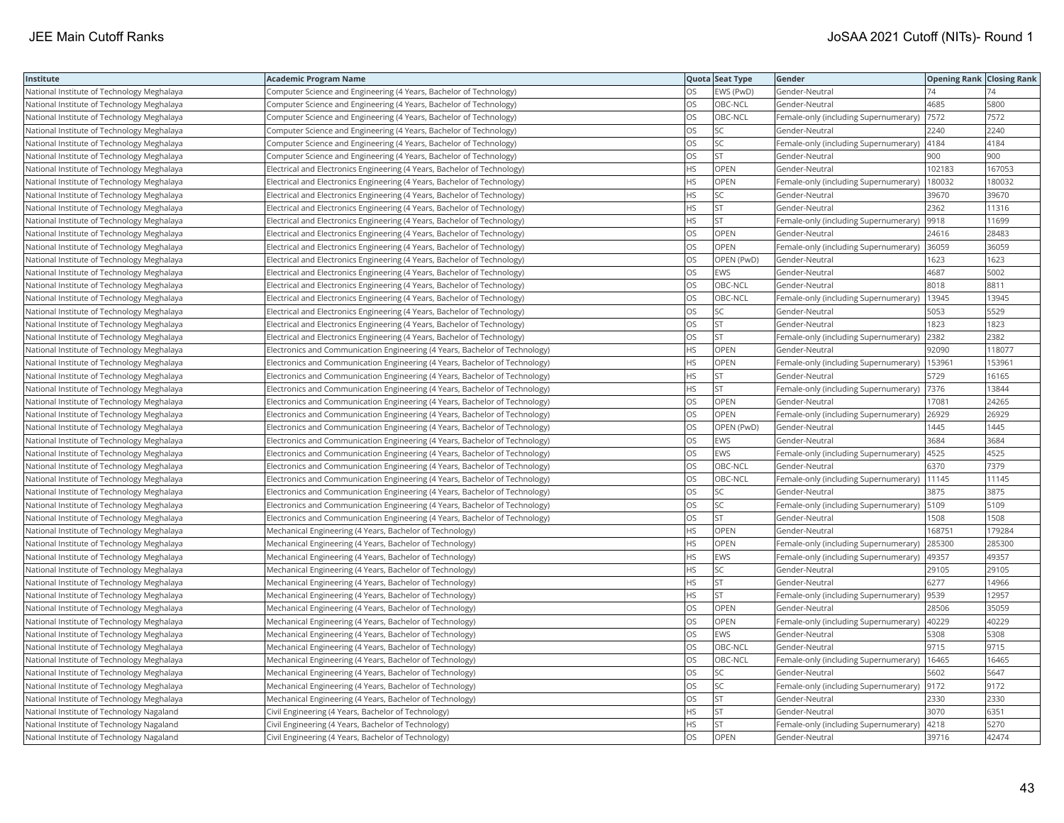| Institute | Academic Program Name | Quota | Seat Type | Gender | Opening Rank | Closing Rank |
|---|---|---|---|---|---|---|
| National Institute of Technology Meghalaya | Computer Science and Engineering (4 Years, Bachelor of Technology) | OS | EWS (PwD) | Gender-Neutral | 74 | 74 |
| National Institute of Technology Meghalaya | Computer Science and Engineering (4 Years, Bachelor of Technology) | OS | OBC-NCL | Gender-Neutral | 4685 | 5800 |
| National Institute of Technology Meghalaya | Computer Science and Engineering (4 Years, Bachelor of Technology) | OS | OBC-NCL | Female-only (including Supernumerary) | 7572 | 7572 |
| National Institute of Technology Meghalaya | Computer Science and Engineering (4 Years, Bachelor of Technology) | OS | SC | Gender-Neutral | 2240 | 2240 |
| National Institute of Technology Meghalaya | Computer Science and Engineering (4 Years, Bachelor of Technology) | OS | SC | Female-only (including Supernumerary) | 4184 | 4184 |
| National Institute of Technology Meghalaya | Computer Science and Engineering (4 Years, Bachelor of Technology) | OS | ST | Gender-Neutral | 900 | 900 |
| National Institute of Technology Meghalaya | Electrical and Electronics Engineering (4 Years, Bachelor of Technology) | HS | OPEN | Gender-Neutral | 102183 | 167053 |
| National Institute of Technology Meghalaya | Electrical and Electronics Engineering (4 Years, Bachelor of Technology) | HS | OPEN | Female-only (including Supernumerary) | 180032 | 180032 |
| National Institute of Technology Meghalaya | Electrical and Electronics Engineering (4 Years, Bachelor of Technology) | HS | SC | Gender-Neutral | 39670 | 39670 |
| National Institute of Technology Meghalaya | Electrical and Electronics Engineering (4 Years, Bachelor of Technology) | HS | ST | Gender-Neutral | 2362 | 11316 |
| National Institute of Technology Meghalaya | Electrical and Electronics Engineering (4 Years, Bachelor of Technology) | HS | ST | Female-only (including Supernumerary) | 9918 | 11699 |
| National Institute of Technology Meghalaya | Electrical and Electronics Engineering (4 Years, Bachelor of Technology) | OS | OPEN | Gender-Neutral | 24616 | 28483 |
| National Institute of Technology Meghalaya | Electrical and Electronics Engineering (4 Years, Bachelor of Technology) | OS | OPEN | Female-only (including Supernumerary) | 36059 | 36059 |
| National Institute of Technology Meghalaya | Electrical and Electronics Engineering (4 Years, Bachelor of Technology) | OS | OPEN (PwD) | Gender-Neutral | 1623 | 1623 |
| National Institute of Technology Meghalaya | Electrical and Electronics Engineering (4 Years, Bachelor of Technology) | OS | EWS | Gender-Neutral | 4687 | 5002 |
| National Institute of Technology Meghalaya | Electrical and Electronics Engineering (4 Years, Bachelor of Technology) | OS | OBC-NCL | Gender-Neutral | 8018 | 8811 |
| National Institute of Technology Meghalaya | Electrical and Electronics Engineering (4 Years, Bachelor of Technology) | OS | OBC-NCL | Female-only (including Supernumerary) | 13945 | 13945 |
| National Institute of Technology Meghalaya | Electrical and Electronics Engineering (4 Years, Bachelor of Technology) | OS | SC | Gender-Neutral | 5053 | 5529 |
| National Institute of Technology Meghalaya | Electrical and Electronics Engineering (4 Years, Bachelor of Technology) | OS | ST | Gender-Neutral | 1823 | 1823 |
| National Institute of Technology Meghalaya | Electrical and Electronics Engineering (4 Years, Bachelor of Technology) | OS | ST | Female-only (including Supernumerary) | 2382 | 2382 |
| National Institute of Technology Meghalaya | Electronics and Communication Engineering (4 Years, Bachelor of Technology) | HS | OPEN | Gender-Neutral | 92090 | 118077 |
| National Institute of Technology Meghalaya | Electronics and Communication Engineering (4 Years, Bachelor of Technology) | HS | OPEN | Female-only (including Supernumerary) | 153961 | 153961 |
| National Institute of Technology Meghalaya | Electronics and Communication Engineering (4 Years, Bachelor of Technology) | HS | ST | Gender-Neutral | 5729 | 16165 |
| National Institute of Technology Meghalaya | Electronics and Communication Engineering (4 Years, Bachelor of Technology) | HS | ST | Female-only (including Supernumerary) | 7376 | 13844 |
| National Institute of Technology Meghalaya | Electronics and Communication Engineering (4 Years, Bachelor of Technology) | OS | OPEN | Gender-Neutral | 17081 | 24265 |
| National Institute of Technology Meghalaya | Electronics and Communication Engineering (4 Years, Bachelor of Technology) | OS | OPEN | Female-only (including Supernumerary) | 26929 | 26929 |
| National Institute of Technology Meghalaya | Electronics and Communication Engineering (4 Years, Bachelor of Technology) | OS | OPEN (PwD) | Gender-Neutral | 1445 | 1445 |
| National Institute of Technology Meghalaya | Electronics and Communication Engineering (4 Years, Bachelor of Technology) | OS | EWS | Gender-Neutral | 3684 | 3684 |
| National Institute of Technology Meghalaya | Electronics and Communication Engineering (4 Years, Bachelor of Technology) | OS | EWS | Female-only (including Supernumerary) | 4525 | 4525 |
| National Institute of Technology Meghalaya | Electronics and Communication Engineering (4 Years, Bachelor of Technology) | OS | OBC-NCL | Gender-Neutral | 6370 | 7379 |
| National Institute of Technology Meghalaya | Electronics and Communication Engineering (4 Years, Bachelor of Technology) | OS | OBC-NCL | Female-only (including Supernumerary) | 11145 | 11145 |
| National Institute of Technology Meghalaya | Electronics and Communication Engineering (4 Years, Bachelor of Technology) | OS | SC | Gender-Neutral | 3875 | 3875 |
| National Institute of Technology Meghalaya | Electronics and Communication Engineering (4 Years, Bachelor of Technology) | OS | SC | Female-only (including Supernumerary) | 5109 | 5109 |
| National Institute of Technology Meghalaya | Electronics and Communication Engineering (4 Years, Bachelor of Technology) | OS | ST | Gender-Neutral | 1508 | 1508 |
| National Institute of Technology Meghalaya | Mechanical Engineering (4 Years, Bachelor of Technology) | HS | OPEN | Gender-Neutral | 168751 | 179284 |
| National Institute of Technology Meghalaya | Mechanical Engineering (4 Years, Bachelor of Technology) | HS | OPEN | Female-only (including Supernumerary) | 285300 | 285300 |
| National Institute of Technology Meghalaya | Mechanical Engineering (4 Years, Bachelor of Technology) | HS | EWS | Female-only (including Supernumerary) | 49357 | 49357 |
| National Institute of Technology Meghalaya | Mechanical Engineering (4 Years, Bachelor of Technology) | HS | SC | Gender-Neutral | 29105 | 29105 |
| National Institute of Technology Meghalaya | Mechanical Engineering (4 Years, Bachelor of Technology) | HS | ST | Gender-Neutral | 6277 | 14966 |
| National Institute of Technology Meghalaya | Mechanical Engineering (4 Years, Bachelor of Technology) | HS | ST | Female-only (including Supernumerary) | 9539 | 12957 |
| National Institute of Technology Meghalaya | Mechanical Engineering (4 Years, Bachelor of Technology) | OS | OPEN | Gender-Neutral | 28506 | 35059 |
| National Institute of Technology Meghalaya | Mechanical Engineering (4 Years, Bachelor of Technology) | OS | OPEN | Female-only (including Supernumerary) | 40229 | 40229 |
| National Institute of Technology Meghalaya | Mechanical Engineering (4 Years, Bachelor of Technology) | OS | EWS | Gender-Neutral | 5308 | 5308 |
| National Institute of Technology Meghalaya | Mechanical Engineering (4 Years, Bachelor of Technology) | OS | OBC-NCL | Gender-Neutral | 9715 | 9715 |
| National Institute of Technology Meghalaya | Mechanical Engineering (4 Years, Bachelor of Technology) | OS | OBC-NCL | Female-only (including Supernumerary) | 16465 | 16465 |
| National Institute of Technology Meghalaya | Mechanical Engineering (4 Years, Bachelor of Technology) | OS | SC | Gender-Neutral | 5602 | 5647 |
| National Institute of Technology Meghalaya | Mechanical Engineering (4 Years, Bachelor of Technology) | OS | SC | Female-only (including Supernumerary) | 9172 | 9172 |
| National Institute of Technology Meghalaya | Mechanical Engineering (4 Years, Bachelor of Technology) | OS | ST | Gender-Neutral | 2330 | 2330 |
| National Institute of Technology Nagaland | Civil Engineering (4 Years, Bachelor of Technology) | HS | ST | Gender-Neutral | 3070 | 6351 |
| National Institute of Technology Nagaland | Civil Engineering (4 Years, Bachelor of Technology) | HS | ST | Female-only (including Supernumerary) | 4218 | 5270 |
| National Institute of Technology Nagaland | Civil Engineering (4 Years, Bachelor of Technology) | OS | OPEN | Gender-Neutral | 39716 | 42474 |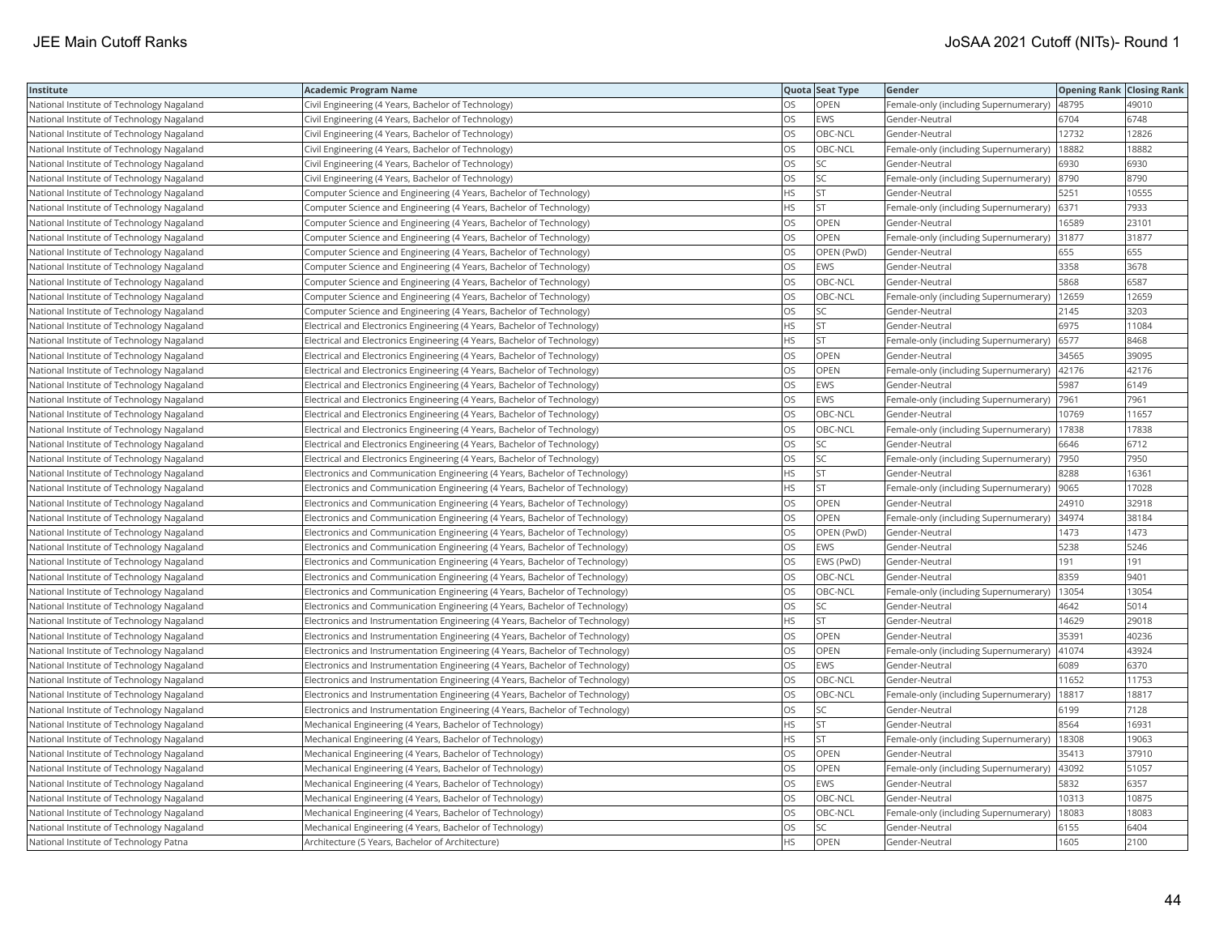| Institute | Academic Program Name | Quota | Seat Type | Gender | Opening Rank | Closing Rank |
|---|---|---|---|---|---|---|
| National Institute of Technology Nagaland | Civil Engineering (4 Years, Bachelor of Technology) | OS | OPEN | Female-only (including Supernumerary) | 48795 | 49010 |
| National Institute of Technology Nagaland | Civil Engineering (4 Years, Bachelor of Technology) | OS | EWS | Gender-Neutral | 6704 | 6748 |
| National Institute of Technology Nagaland | Civil Engineering (4 Years, Bachelor of Technology) | OS | OBC-NCL | Gender-Neutral | 12732 | 12826 |
| National Institute of Technology Nagaland | Civil Engineering (4 Years, Bachelor of Technology) | OS | OBC-NCL | Female-only (including Supernumerary) | 18882 | 18882 |
| National Institute of Technology Nagaland | Civil Engineering (4 Years, Bachelor of Technology) | OS | SC | Gender-Neutral | 6930 | 6930 |
| National Institute of Technology Nagaland | Civil Engineering (4 Years, Bachelor of Technology) | OS | SC | Female-only (including Supernumerary) | 8790 | 8790 |
| National Institute of Technology Nagaland | Computer Science and Engineering (4 Years, Bachelor of Technology) | HS | ST | Gender-Neutral | 5251 | 10555 |
| National Institute of Technology Nagaland | Computer Science and Engineering (4 Years, Bachelor of Technology) | HS | ST | Female-only (including Supernumerary) | 6371 | 7933 |
| National Institute of Technology Nagaland | Computer Science and Engineering (4 Years, Bachelor of Technology) | OS | OPEN | Gender-Neutral | 16589 | 23101 |
| National Institute of Technology Nagaland | Computer Science and Engineering (4 Years, Bachelor of Technology) | OS | OPEN | Female-only (including Supernumerary) | 31877 | 31877 |
| National Institute of Technology Nagaland | Computer Science and Engineering (4 Years, Bachelor of Technology) | OS | OPEN (PwD) | Gender-Neutral | 655 | 655 |
| National Institute of Technology Nagaland | Computer Science and Engineering (4 Years, Bachelor of Technology) | OS | EWS | Gender-Neutral | 3358 | 3678 |
| National Institute of Technology Nagaland | Computer Science and Engineering (4 Years, Bachelor of Technology) | OS | OBC-NCL | Gender-Neutral | 5868 | 6587 |
| National Institute of Technology Nagaland | Computer Science and Engineering (4 Years, Bachelor of Technology) | OS | OBC-NCL | Female-only (including Supernumerary) | 12659 | 12659 |
| National Institute of Technology Nagaland | Computer Science and Engineering (4 Years, Bachelor of Technology) | OS | SC | Gender-Neutral | 2145 | 3203 |
| National Institute of Technology Nagaland | Electrical and Electronics Engineering (4 Years, Bachelor of Technology) | HS | ST | Gender-Neutral | 6975 | 11084 |
| National Institute of Technology Nagaland | Electrical and Electronics Engineering (4 Years, Bachelor of Technology) | HS | ST | Female-only (including Supernumerary) | 6577 | 8468 |
| National Institute of Technology Nagaland | Electrical and Electronics Engineering (4 Years, Bachelor of Technology) | OS | OPEN | Gender-Neutral | 34565 | 39095 |
| National Institute of Technology Nagaland | Electrical and Electronics Engineering (4 Years, Bachelor of Technology) | OS | OPEN | Female-only (including Supernumerary) | 42176 | 42176 |
| National Institute of Technology Nagaland | Electrical and Electronics Engineering (4 Years, Bachelor of Technology) | OS | EWS | Gender-Neutral | 5987 | 6149 |
| National Institute of Technology Nagaland | Electrical and Electronics Engineering (4 Years, Bachelor of Technology) | OS | EWS | Female-only (including Supernumerary) | 7961 | 7961 |
| National Institute of Technology Nagaland | Electrical and Electronics Engineering (4 Years, Bachelor of Technology) | OS | OBC-NCL | Gender-Neutral | 10769 | 11657 |
| National Institute of Technology Nagaland | Electrical and Electronics Engineering (4 Years, Bachelor of Technology) | OS | OBC-NCL | Female-only (including Supernumerary) | 17838 | 17838 |
| National Institute of Technology Nagaland | Electrical and Electronics Engineering (4 Years, Bachelor of Technology) | OS | SC | Gender-Neutral | 6646 | 6712 |
| National Institute of Technology Nagaland | Electrical and Electronics Engineering (4 Years, Bachelor of Technology) | OS | SC | Female-only (including Supernumerary) | 7950 | 7950 |
| National Institute of Technology Nagaland | Electronics and Communication Engineering (4 Years, Bachelor of Technology) | HS | ST | Gender-Neutral | 8288 | 16361 |
| National Institute of Technology Nagaland | Electronics and Communication Engineering (4 Years, Bachelor of Technology) | HS | ST | Female-only (including Supernumerary) | 9065 | 17028 |
| National Institute of Technology Nagaland | Electronics and Communication Engineering (4 Years, Bachelor of Technology) | OS | OPEN | Gender-Neutral | 24910 | 32918 |
| National Institute of Technology Nagaland | Electronics and Communication Engineering (4 Years, Bachelor of Technology) | OS | OPEN | Female-only (including Supernumerary) | 34974 | 38184 |
| National Institute of Technology Nagaland | Electronics and Communication Engineering (4 Years, Bachelor of Technology) | OS | OPEN (PwD) | Gender-Neutral | 1473 | 1473 |
| National Institute of Technology Nagaland | Electronics and Communication Engineering (4 Years, Bachelor of Technology) | OS | EWS | Gender-Neutral | 5238 | 5246 |
| National Institute of Technology Nagaland | Electronics and Communication Engineering (4 Years, Bachelor of Technology) | OS | EWS (PwD) | Gender-Neutral | 191 | 191 |
| National Institute of Technology Nagaland | Electronics and Communication Engineering (4 Years, Bachelor of Technology) | OS | OBC-NCL | Gender-Neutral | 8359 | 9401 |
| National Institute of Technology Nagaland | Electronics and Communication Engineering (4 Years, Bachelor of Technology) | OS | OBC-NCL | Female-only (including Supernumerary) | 13054 | 13054 |
| National Institute of Technology Nagaland | Electronics and Communication Engineering (4 Years, Bachelor of Technology) | OS | SC | Gender-Neutral | 4642 | 5014 |
| National Institute of Technology Nagaland | Electronics and Instrumentation Engineering (4 Years, Bachelor of Technology) | HS | ST | Gender-Neutral | 14629 | 29018 |
| National Institute of Technology Nagaland | Electronics and Instrumentation Engineering (4 Years, Bachelor of Technology) | OS | OPEN | Gender-Neutral | 35391 | 40236 |
| National Institute of Technology Nagaland | Electronics and Instrumentation Engineering (4 Years, Bachelor of Technology) | OS | OPEN | Female-only (including Supernumerary) | 41074 | 43924 |
| National Institute of Technology Nagaland | Electronics and Instrumentation Engineering (4 Years, Bachelor of Technology) | OS | EWS | Gender-Neutral | 6089 | 6370 |
| National Institute of Technology Nagaland | Electronics and Instrumentation Engineering (4 Years, Bachelor of Technology) | OS | OBC-NCL | Gender-Neutral | 11652 | 11753 |
| National Institute of Technology Nagaland | Electronics and Instrumentation Engineering (4 Years, Bachelor of Technology) | OS | OBC-NCL | Female-only (including Supernumerary) | 18817 | 18817 |
| National Institute of Technology Nagaland | Electronics and Instrumentation Engineering (4 Years, Bachelor of Technology) | OS | SC | Gender-Neutral | 6199 | 7128 |
| National Institute of Technology Nagaland | Mechanical Engineering (4 Years, Bachelor of Technology) | HS | ST | Gender-Neutral | 8564 | 16931 |
| National Institute of Technology Nagaland | Mechanical Engineering (4 Years, Bachelor of Technology) | HS | ST | Female-only (including Supernumerary) | 18308 | 19063 |
| National Institute of Technology Nagaland | Mechanical Engineering (4 Years, Bachelor of Technology) | OS | OPEN | Gender-Neutral | 35413 | 37910 |
| National Institute of Technology Nagaland | Mechanical Engineering (4 Years, Bachelor of Technology) | OS | OPEN | Female-only (including Supernumerary) | 43092 | 51057 |
| National Institute of Technology Nagaland | Mechanical Engineering (4 Years, Bachelor of Technology) | OS | EWS | Gender-Neutral | 5832 | 6357 |
| National Institute of Technology Nagaland | Mechanical Engineering (4 Years, Bachelor of Technology) | OS | OBC-NCL | Gender-Neutral | 10313 | 10875 |
| National Institute of Technology Nagaland | Mechanical Engineering (4 Years, Bachelor of Technology) | OS | OBC-NCL | Female-only (including Supernumerary) | 18083 | 18083 |
| National Institute of Technology Nagaland | Mechanical Engineering (4 Years, Bachelor of Technology) | OS | SC | Gender-Neutral | 6155 | 6404 |
| National Institute of Technology Patna | Architecture (5 Years, Bachelor of Architecture) | HS | OPEN | Gender-Neutral | 1605 | 2100 |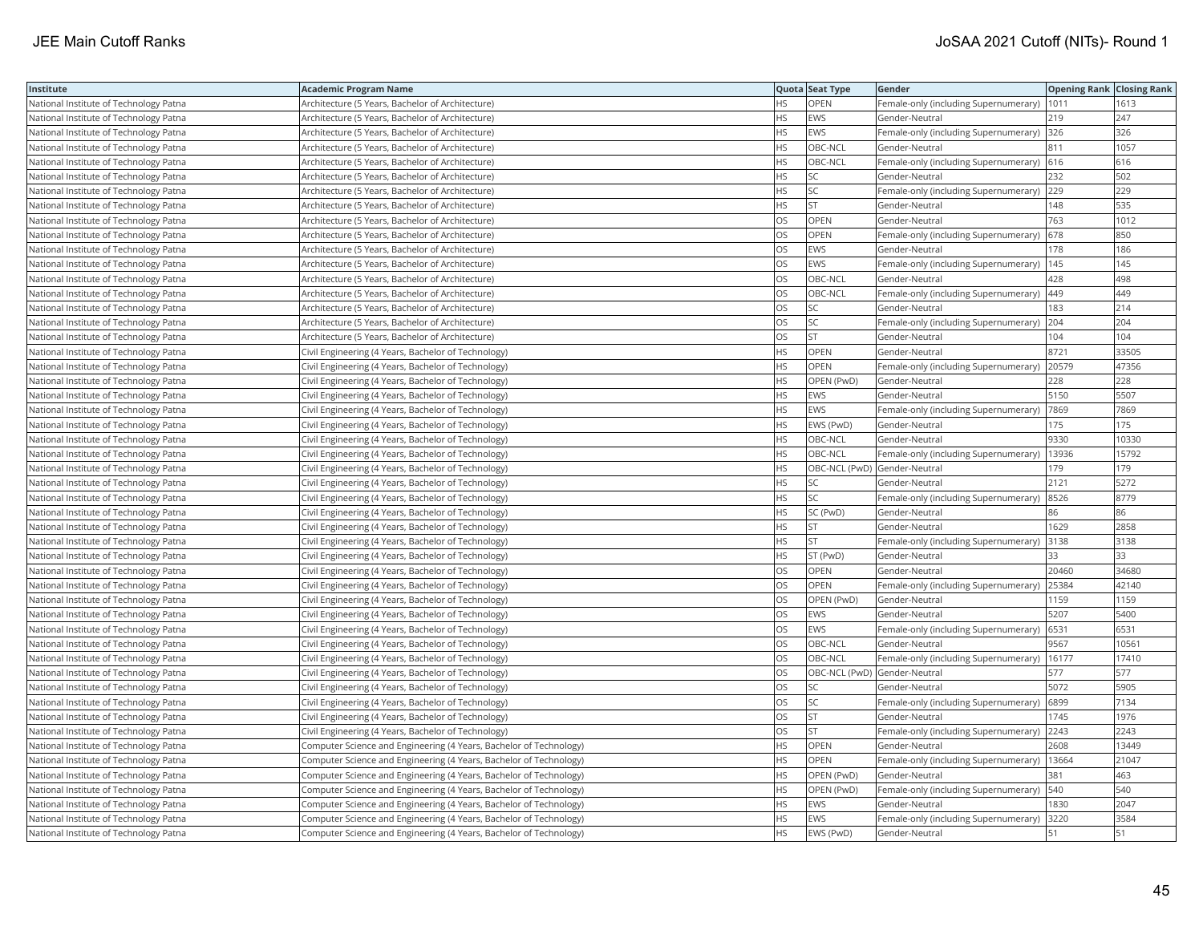| Institute | Academic Program Name | Quota | Seat Type | Gender | Opening Rank | Closing Rank |
|---|---|---|---|---|---|---|
| National Institute of Technology Patna | Architecture (5 Years, Bachelor of Architecture) | HS | OPEN | Female-only (including Supernumerary) | 1011 | 1613 |
| National Institute of Technology Patna | Architecture (5 Years, Bachelor of Architecture) | HS | EWS | Gender-Neutral | 219 | 247 |
| National Institute of Technology Patna | Architecture (5 Years, Bachelor of Architecture) | HS | EWS | Female-only (including Supernumerary) | 326 | 326 |
| National Institute of Technology Patna | Architecture (5 Years, Bachelor of Architecture) | HS | OBC-NCL | Gender-Neutral | 811 | 1057 |
| National Institute of Technology Patna | Architecture (5 Years, Bachelor of Architecture) | HS | OBC-NCL | Female-only (including Supernumerary) | 616 | 616 |
| National Institute of Technology Patna | Architecture (5 Years, Bachelor of Architecture) | HS | SC | Gender-Neutral | 232 | 502 |
| National Institute of Technology Patna | Architecture (5 Years, Bachelor of Architecture) | HS | SC | Female-only (including Supernumerary) | 229 | 229 |
| National Institute of Technology Patna | Architecture (5 Years, Bachelor of Architecture) | HS | ST | Gender-Neutral | 148 | 535 |
| National Institute of Technology Patna | Architecture (5 Years, Bachelor of Architecture) | OS | OPEN | Gender-Neutral | 763 | 1012 |
| National Institute of Technology Patna | Architecture (5 Years, Bachelor of Architecture) | OS | OPEN | Female-only (including Supernumerary) | 678 | 850 |
| National Institute of Technology Patna | Architecture (5 Years, Bachelor of Architecture) | OS | EWS | Gender-Neutral | 178 | 186 |
| National Institute of Technology Patna | Architecture (5 Years, Bachelor of Architecture) | OS | EWS | Female-only (including Supernumerary) | 145 | 145 |
| National Institute of Technology Patna | Architecture (5 Years, Bachelor of Architecture) | OS | OBC-NCL | Gender-Neutral | 428 | 498 |
| National Institute of Technology Patna | Architecture (5 Years, Bachelor of Architecture) | OS | OBC-NCL | Female-only (including Supernumerary) | 449 | 449 |
| National Institute of Technology Patna | Architecture (5 Years, Bachelor of Architecture) | OS | SC | Gender-Neutral | 183 | 214 |
| National Institute of Technology Patna | Architecture (5 Years, Bachelor of Architecture) | OS | SC | Female-only (including Supernumerary) | 204 | 204 |
| National Institute of Technology Patna | Architecture (5 Years, Bachelor of Architecture) | OS | ST | Gender-Neutral | 104 | 104 |
| National Institute of Technology Patna | Civil Engineering (4 Years, Bachelor of Technology) | HS | OPEN | Gender-Neutral | 8721 | 33505 |
| National Institute of Technology Patna | Civil Engineering (4 Years, Bachelor of Technology) | HS | OPEN | Female-only (including Supernumerary) | 20579 | 47356 |
| National Institute of Technology Patna | Civil Engineering (4 Years, Bachelor of Technology) | HS | OPEN (PwD) | Gender-Neutral | 228 | 228 |
| National Institute of Technology Patna | Civil Engineering (4 Years, Bachelor of Technology) | HS | EWS | Gender-Neutral | 5150 | 5507 |
| National Institute of Technology Patna | Civil Engineering (4 Years, Bachelor of Technology) | HS | EWS | Female-only (including Supernumerary) | 7869 | 7869 |
| National Institute of Technology Patna | Civil Engineering (4 Years, Bachelor of Technology) | HS | EWS (PwD) | Gender-Neutral | 175 | 175 |
| National Institute of Technology Patna | Civil Engineering (4 Years, Bachelor of Technology) | HS | OBC-NCL | Gender-Neutral | 9330 | 10330 |
| National Institute of Technology Patna | Civil Engineering (4 Years, Bachelor of Technology) | HS | OBC-NCL | Female-only (including Supernumerary) | 13936 | 15792 |
| National Institute of Technology Patna | Civil Engineering (4 Years, Bachelor of Technology) | HS | OBC-NCL (PwD) | Gender-Neutral | 179 | 179 |
| National Institute of Technology Patna | Civil Engineering (4 Years, Bachelor of Technology) | HS | SC | Gender-Neutral | 2121 | 5272 |
| National Institute of Technology Patna | Civil Engineering (4 Years, Bachelor of Technology) | HS | SC | Female-only (including Supernumerary) | 8526 | 8779 |
| National Institute of Technology Patna | Civil Engineering (4 Years, Bachelor of Technology) | HS | SC (PwD) | Gender-Neutral | 86 | 86 |
| National Institute of Technology Patna | Civil Engineering (4 Years, Bachelor of Technology) | HS | ST | Gender-Neutral | 1629 | 2858 |
| National Institute of Technology Patna | Civil Engineering (4 Years, Bachelor of Technology) | HS | ST | Female-only (including Supernumerary) | 3138 | 3138 |
| National Institute of Technology Patna | Civil Engineering (4 Years, Bachelor of Technology) | HS | ST (PwD) | Gender-Neutral | 33 | 33 |
| National Institute of Technology Patna | Civil Engineering (4 Years, Bachelor of Technology) | OS | OPEN | Gender-Neutral | 20460 | 34680 |
| National Institute of Technology Patna | Civil Engineering (4 Years, Bachelor of Technology) | OS | OPEN | Female-only (including Supernumerary) | 25384 | 42140 |
| National Institute of Technology Patna | Civil Engineering (4 Years, Bachelor of Technology) | OS | OPEN (PwD) | Gender-Neutral | 1159 | 1159 |
| National Institute of Technology Patna | Civil Engineering (4 Years, Bachelor of Technology) | OS | EWS | Gender-Neutral | 5207 | 5400 |
| National Institute of Technology Patna | Civil Engineering (4 Years, Bachelor of Technology) | OS | EWS | Female-only (including Supernumerary) | 6531 | 6531 |
| National Institute of Technology Patna | Civil Engineering (4 Years, Bachelor of Technology) | OS | OBC-NCL | Gender-Neutral | 9567 | 10561 |
| National Institute of Technology Patna | Civil Engineering (4 Years, Bachelor of Technology) | OS | OBC-NCL | Female-only (including Supernumerary) | 16177 | 17410 |
| National Institute of Technology Patna | Civil Engineering (4 Years, Bachelor of Technology) | OS | OBC-NCL (PwD) | Gender-Neutral | 577 | 577 |
| National Institute of Technology Patna | Civil Engineering (4 Years, Bachelor of Technology) | OS | SC | Gender-Neutral | 5072 | 5905 |
| National Institute of Technology Patna | Civil Engineering (4 Years, Bachelor of Technology) | OS | SC | Female-only (including Supernumerary) | 6899 | 7134 |
| National Institute of Technology Patna | Civil Engineering (4 Years, Bachelor of Technology) | OS | ST | Gender-Neutral | 1745 | 1976 |
| National Institute of Technology Patna | Civil Engineering (4 Years, Bachelor of Technology) | OS | ST | Female-only (including Supernumerary) | 2243 | 2243 |
| National Institute of Technology Patna | Computer Science and Engineering (4 Years, Bachelor of Technology) | HS | OPEN | Gender-Neutral | 2608 | 13449 |
| National Institute of Technology Patna | Computer Science and Engineering (4 Years, Bachelor of Technology) | HS | OPEN | Female-only (including Supernumerary) | 13664 | 21047 |
| National Institute of Technology Patna | Computer Science and Engineering (4 Years, Bachelor of Technology) | HS | OPEN (PwD) | Gender-Neutral | 381 | 463 |
| National Institute of Technology Patna | Computer Science and Engineering (4 Years, Bachelor of Technology) | HS | OPEN (PwD) | Female-only (including Supernumerary) | 540 | 540 |
| National Institute of Technology Patna | Computer Science and Engineering (4 Years, Bachelor of Technology) | HS | EWS | Gender-Neutral | 1830 | 2047 |
| National Institute of Technology Patna | Computer Science and Engineering (4 Years, Bachelor of Technology) | HS | EWS | Female-only (including Supernumerary) | 3220 | 3584 |
| National Institute of Technology Patna | Computer Science and Engineering (4 Years, Bachelor of Technology) | HS | EWS (PwD) | Gender-Neutral | 51 | 51 |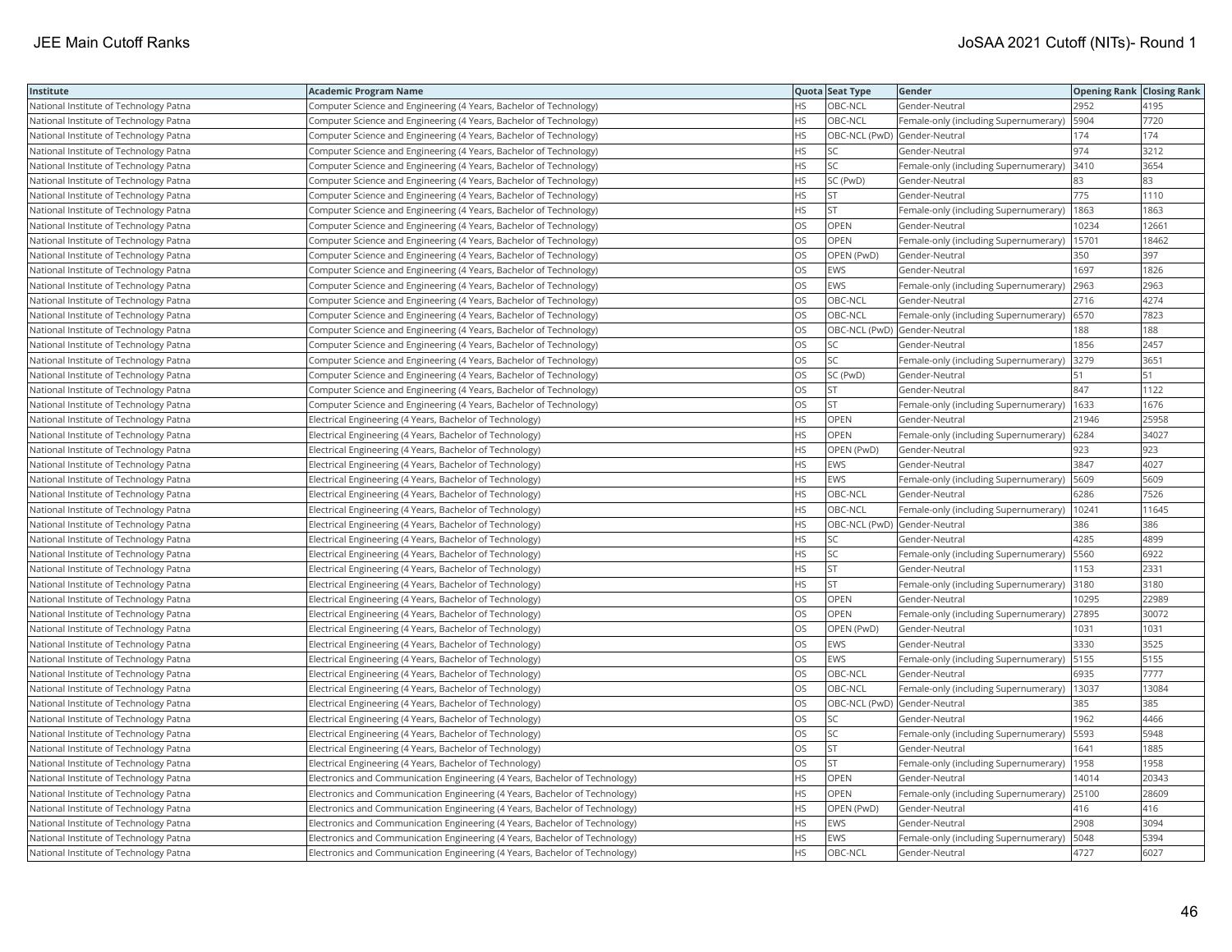| Institute | Academic Program Name | Quota | Seat Type | Gender | Opening Rank | Closing Rank |
|---|---|---|---|---|---|---|
| National Institute of Technology Patna | Computer Science and Engineering (4 Years, Bachelor of Technology) | HS | OBC-NCL | Gender-Neutral | 2952 | 4195 |
| National Institute of Technology Patna | Computer Science and Engineering (4 Years, Bachelor of Technology) | HS | OBC-NCL | Female-only (including Supernumerary) | 5904 | 7720 |
| National Institute of Technology Patna | Computer Science and Engineering (4 Years, Bachelor of Technology) | HS | OBC-NCL (PwD) | Gender-Neutral | 174 | 174 |
| National Institute of Technology Patna | Computer Science and Engineering (4 Years, Bachelor of Technology) | HS | SC | Gender-Neutral | 974 | 3212 |
| National Institute of Technology Patna | Computer Science and Engineering (4 Years, Bachelor of Technology) | HS | SC | Female-only (including Supernumerary) | 3410 | 3654 |
| National Institute of Technology Patna | Computer Science and Engineering (4 Years, Bachelor of Technology) | HS | SC (PwD) | Gender-Neutral | 83 | 83 |
| National Institute of Technology Patna | Computer Science and Engineering (4 Years, Bachelor of Technology) | HS | ST | Gender-Neutral | 775 | 1110 |
| National Institute of Technology Patna | Computer Science and Engineering (4 Years, Bachelor of Technology) | HS | ST | Female-only (including Supernumerary) | 1863 | 1863 |
| National Institute of Technology Patna | Computer Science and Engineering (4 Years, Bachelor of Technology) | OS | OPEN | Gender-Neutral | 10234 | 12661 |
| National Institute of Technology Patna | Computer Science and Engineering (4 Years, Bachelor of Technology) | OS | OPEN | Female-only (including Supernumerary) | 15701 | 18462 |
| National Institute of Technology Patna | Computer Science and Engineering (4 Years, Bachelor of Technology) | OS | OPEN (PwD) | Gender-Neutral | 350 | 397 |
| National Institute of Technology Patna | Computer Science and Engineering (4 Years, Bachelor of Technology) | OS | EWS | Gender-Neutral | 1697 | 1826 |
| National Institute of Technology Patna | Computer Science and Engineering (4 Years, Bachelor of Technology) | OS | EWS | Female-only (including Supernumerary) | 2963 | 2963 |
| National Institute of Technology Patna | Computer Science and Engineering (4 Years, Bachelor of Technology) | OS | OBC-NCL | Gender-Neutral | 2716 | 4274 |
| National Institute of Technology Patna | Computer Science and Engineering (4 Years, Bachelor of Technology) | OS | OBC-NCL | Female-only (including Supernumerary) | 6570 | 7823 |
| National Institute of Technology Patna | Computer Science and Engineering (4 Years, Bachelor of Technology) | OS | OBC-NCL (PwD) | Gender-Neutral | 188 | 188 |
| National Institute of Technology Patna | Computer Science and Engineering (4 Years, Bachelor of Technology) | OS | SC | Gender-Neutral | 1856 | 2457 |
| National Institute of Technology Patna | Computer Science and Engineering (4 Years, Bachelor of Technology) | OS | SC | Female-only (including Supernumerary) | 3279 | 3651 |
| National Institute of Technology Patna | Computer Science and Engineering (4 Years, Bachelor of Technology) | OS | SC (PwD) | Gender-Neutral | 51 | 51 |
| National Institute of Technology Patna | Computer Science and Engineering (4 Years, Bachelor of Technology) | OS | ST | Gender-Neutral | 847 | 1122 |
| National Institute of Technology Patna | Computer Science and Engineering (4 Years, Bachelor of Technology) | OS | ST | Female-only (including Supernumerary) | 1633 | 1676 |
| National Institute of Technology Patna | Electrical Engineering (4 Years, Bachelor of Technology) | HS | OPEN | Gender-Neutral | 21946 | 25958 |
| National Institute of Technology Patna | Electrical Engineering (4 Years, Bachelor of Technology) | HS | OPEN | Female-only (including Supernumerary) | 6284 | 34027 |
| National Institute of Technology Patna | Electrical Engineering (4 Years, Bachelor of Technology) | HS | OPEN (PwD) | Gender-Neutral | 923 | 923 |
| National Institute of Technology Patna | Electrical Engineering (4 Years, Bachelor of Technology) | HS | EWS | Gender-Neutral | 3847 | 4027 |
| National Institute of Technology Patna | Electrical Engineering (4 Years, Bachelor of Technology) | HS | EWS | Female-only (including Supernumerary) | 5609 | 5609 |
| National Institute of Technology Patna | Electrical Engineering (4 Years, Bachelor of Technology) | HS | OBC-NCL | Gender-Neutral | 6286 | 7526 |
| National Institute of Technology Patna | Electrical Engineering (4 Years, Bachelor of Technology) | HS | OBC-NCL | Female-only (including Supernumerary) | 10241 | 11645 |
| National Institute of Technology Patna | Electrical Engineering (4 Years, Bachelor of Technology) | HS | OBC-NCL (PwD) | Gender-Neutral | 386 | 386 |
| National Institute of Technology Patna | Electrical Engineering (4 Years, Bachelor of Technology) | HS | SC | Gender-Neutral | 4285 | 4899 |
| National Institute of Technology Patna | Electrical Engineering (4 Years, Bachelor of Technology) | HS | SC | Female-only (including Supernumerary) | 5560 | 6922 |
| National Institute of Technology Patna | Electrical Engineering (4 Years, Bachelor of Technology) | HS | ST | Gender-Neutral | 1153 | 2331 |
| National Institute of Technology Patna | Electrical Engineering (4 Years, Bachelor of Technology) | HS | ST | Female-only (including Supernumerary) | 3180 | 3180 |
| National Institute of Technology Patna | Electrical Engineering (4 Years, Bachelor of Technology) | OS | OPEN | Gender-Neutral | 10295 | 22989 |
| National Institute of Technology Patna | Electrical Engineering (4 Years, Bachelor of Technology) | OS | OPEN | Female-only (including Supernumerary) | 27895 | 30072 |
| National Institute of Technology Patna | Electrical Engineering (4 Years, Bachelor of Technology) | OS | OPEN (PwD) | Gender-Neutral | 1031 | 1031 |
| National Institute of Technology Patna | Electrical Engineering (4 Years, Bachelor of Technology) | OS | EWS | Gender-Neutral | 3330 | 3525 |
| National Institute of Technology Patna | Electrical Engineering (4 Years, Bachelor of Technology) | OS | EWS | Female-only (including Supernumerary) | 5155 | 5155 |
| National Institute of Technology Patna | Electrical Engineering (4 Years, Bachelor of Technology) | OS | OBC-NCL | Gender-Neutral | 6935 | 7777 |
| National Institute of Technology Patna | Electrical Engineering (4 Years, Bachelor of Technology) | OS | OBC-NCL | Female-only (including Supernumerary) | 13037 | 13084 |
| National Institute of Technology Patna | Electrical Engineering (4 Years, Bachelor of Technology) | OS | OBC-NCL (PwD) | Gender-Neutral | 385 | 385 |
| National Institute of Technology Patna | Electrical Engineering (4 Years, Bachelor of Technology) | OS | SC | Gender-Neutral | 1962 | 4466 |
| National Institute of Technology Patna | Electrical Engineering (4 Years, Bachelor of Technology) | OS | SC | Female-only (including Supernumerary) | 5593 | 5948 |
| National Institute of Technology Patna | Electrical Engineering (4 Years, Bachelor of Technology) | OS | ST | Gender-Neutral | 1641 | 1885 |
| National Institute of Technology Patna | Electrical Engineering (4 Years, Bachelor of Technology) | OS | ST | Female-only (including Supernumerary) | 1958 | 1958 |
| National Institute of Technology Patna | Electronics and Communication Engineering (4 Years, Bachelor of Technology) | HS | OPEN | Gender-Neutral | 14014 | 20343 |
| National Institute of Technology Patna | Electronics and Communication Engineering (4 Years, Bachelor of Technology) | HS | OPEN | Female-only (including Supernumerary) | 25100 | 28609 |
| National Institute of Technology Patna | Electronics and Communication Engineering (4 Years, Bachelor of Technology) | HS | OPEN (PwD) | Gender-Neutral | 416 | 416 |
| National Institute of Technology Patna | Electronics and Communication Engineering (4 Years, Bachelor of Technology) | HS | EWS | Gender-Neutral | 2908 | 3094 |
| National Institute of Technology Patna | Electronics and Communication Engineering (4 Years, Bachelor of Technology) | HS | EWS | Female-only (including Supernumerary) | 5048 | 5394 |
| National Institute of Technology Patna | Electronics and Communication Engineering (4 Years, Bachelor of Technology) | HS | OBC-NCL | Gender-Neutral | 4727 | 6027 |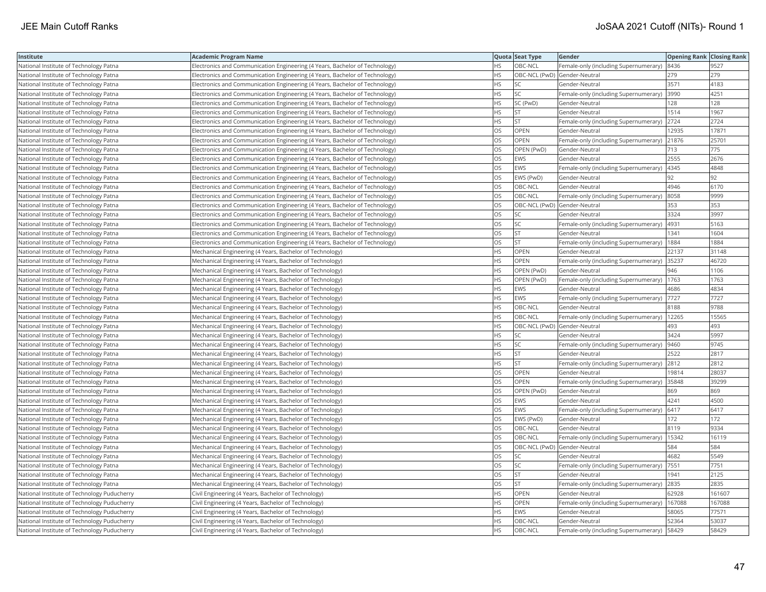| Institute | Academic Program Name | Quota | Seat Type | Gender | Opening Rank | Closing Rank |
|---|---|---|---|---|---|---|
| National Institute of Technology Patna | Electronics and Communication Engineering (4 Years, Bachelor of Technology) | HS | OBC-NCL | Female-only (including Supernumerary) | 8436 | 9527 |
| National Institute of Technology Patna | Electronics and Communication Engineering (4 Years, Bachelor of Technology) | HS | OBC-NCL (PwD) | Gender-Neutral | 279 | 279 |
| National Institute of Technology Patna | Electronics and Communication Engineering (4 Years, Bachelor of Technology) | HS | SC | Gender-Neutral | 3571 | 4183 |
| National Institute of Technology Patna | Electronics and Communication Engineering (4 Years, Bachelor of Technology) | HS | SC | Female-only (including Supernumerary) | 3990 | 4251 |
| National Institute of Technology Patna | Electronics and Communication Engineering (4 Years, Bachelor of Technology) | HS | SC (PwD) | Gender-Neutral | 128 | 128 |
| National Institute of Technology Patna | Electronics and Communication Engineering (4 Years, Bachelor of Technology) | HS | ST | Gender-Neutral | 1514 | 1967 |
| National Institute of Technology Patna | Electronics and Communication Engineering (4 Years, Bachelor of Technology) | HS | ST | Female-only (including Supernumerary) | 2724 | 2724 |
| National Institute of Technology Patna | Electronics and Communication Engineering (4 Years, Bachelor of Technology) | OS | OPEN | Gender-Neutral | 12935 | 17871 |
| National Institute of Technology Patna | Electronics and Communication Engineering (4 Years, Bachelor of Technology) | OS | OPEN | Female-only (including Supernumerary) | 21876 | 25701 |
| National Institute of Technology Patna | Electronics and Communication Engineering (4 Years, Bachelor of Technology) | OS | OPEN (PwD) | Gender-Neutral | 713 | 775 |
| National Institute of Technology Patna | Electronics and Communication Engineering (4 Years, Bachelor of Technology) | OS | EWS | Gender-Neutral | 2555 | 2676 |
| National Institute of Technology Patna | Electronics and Communication Engineering (4 Years, Bachelor of Technology) | OS | EWS | Female-only (including Supernumerary) | 4345 | 4848 |
| National Institute of Technology Patna | Electronics and Communication Engineering (4 Years, Bachelor of Technology) | OS | EWS (PwD) | Gender-Neutral | 92 | 92 |
| National Institute of Technology Patna | Electronics and Communication Engineering (4 Years, Bachelor of Technology) | OS | OBC-NCL | Gender-Neutral | 4946 | 6170 |
| National Institute of Technology Patna | Electronics and Communication Engineering (4 Years, Bachelor of Technology) | OS | OBC-NCL | Female-only (including Supernumerary) | 8058 | 9999 |
| National Institute of Technology Patna | Electronics and Communication Engineering (4 Years, Bachelor of Technology) | OS | OBC-NCL (PwD) | Gender-Neutral | 353 | 353 |
| National Institute of Technology Patna | Electronics and Communication Engineering (4 Years, Bachelor of Technology) | OS | SC | Gender-Neutral | 3324 | 3997 |
| National Institute of Technology Patna | Electronics and Communication Engineering (4 Years, Bachelor of Technology) | OS | SC | Female-only (including Supernumerary) | 4931 | 5163 |
| National Institute of Technology Patna | Electronics and Communication Engineering (4 Years, Bachelor of Technology) | OS | ST | Gender-Neutral | 1341 | 1604 |
| National Institute of Technology Patna | Electronics and Communication Engineering (4 Years, Bachelor of Technology) | OS | ST | Female-only (including Supernumerary) | 1884 | 1884 |
| National Institute of Technology Patna | Mechanical Engineering (4 Years, Bachelor of Technology) | HS | OPEN | Gender-Neutral | 22137 | 31148 |
| National Institute of Technology Patna | Mechanical Engineering (4 Years, Bachelor of Technology) | HS | OPEN | Female-only (including Supernumerary) | 35237 | 46720 |
| National Institute of Technology Patna | Mechanical Engineering (4 Years, Bachelor of Technology) | HS | OPEN (PwD) | Gender-Neutral | 946 | 1106 |
| National Institute of Technology Patna | Mechanical Engineering (4 Years, Bachelor of Technology) | HS | OPEN (PwD) | Female-only (including Supernumerary) | 1763 | 1763 |
| National Institute of Technology Patna | Mechanical Engineering (4 Years, Bachelor of Technology) | HS | EWS | Gender-Neutral | 4686 | 4834 |
| National Institute of Technology Patna | Mechanical Engineering (4 Years, Bachelor of Technology) | HS | EWS | Female-only (including Supernumerary) | 7727 | 7727 |
| National Institute of Technology Patna | Mechanical Engineering (4 Years, Bachelor of Technology) | HS | OBC-NCL | Gender-Neutral | 8188 | 9788 |
| National Institute of Technology Patna | Mechanical Engineering (4 Years, Bachelor of Technology) | HS | OBC-NCL | Female-only (including Supernumerary) | 12265 | 15565 |
| National Institute of Technology Patna | Mechanical Engineering (4 Years, Bachelor of Technology) | HS | OBC-NCL (PwD) | Gender-Neutral | 493 | 493 |
| National Institute of Technology Patna | Mechanical Engineering (4 Years, Bachelor of Technology) | HS | SC | Gender-Neutral | 3424 | 5997 |
| National Institute of Technology Patna | Mechanical Engineering (4 Years, Bachelor of Technology) | HS | SC | Female-only (including Supernumerary) | 9460 | 9745 |
| National Institute of Technology Patna | Mechanical Engineering (4 Years, Bachelor of Technology) | HS | ST | Gender-Neutral | 2522 | 2817 |
| National Institute of Technology Patna | Mechanical Engineering (4 Years, Bachelor of Technology) | HS | ST | Female-only (including Supernumerary) | 2812 | 2812 |
| National Institute of Technology Patna | Mechanical Engineering (4 Years, Bachelor of Technology) | OS | OPEN | Gender-Neutral | 19814 | 28037 |
| National Institute of Technology Patna | Mechanical Engineering (4 Years, Bachelor of Technology) | OS | OPEN | Female-only (including Supernumerary) | 35848 | 39299 |
| National Institute of Technology Patna | Mechanical Engineering (4 Years, Bachelor of Technology) | OS | OPEN (PwD) | Gender-Neutral | 869 | 869 |
| National Institute of Technology Patna | Mechanical Engineering (4 Years, Bachelor of Technology) | OS | EWS | Gender-Neutral | 4241 | 4500 |
| National Institute of Technology Patna | Mechanical Engineering (4 Years, Bachelor of Technology) | OS | EWS | Female-only (including Supernumerary) | 6417 | 6417 |
| National Institute of Technology Patna | Mechanical Engineering (4 Years, Bachelor of Technology) | OS | EWS (PwD) | Gender-Neutral | 172 | 172 |
| National Institute of Technology Patna | Mechanical Engineering (4 Years, Bachelor of Technology) | OS | OBC-NCL | Gender-Neutral | 8119 | 9334 |
| National Institute of Technology Patna | Mechanical Engineering (4 Years, Bachelor of Technology) | OS | OBC-NCL | Female-only (including Supernumerary) | 15342 | 16119 |
| National Institute of Technology Patna | Mechanical Engineering (4 Years, Bachelor of Technology) | OS | OBC-NCL (PwD) | Gender-Neutral | 584 | 584 |
| National Institute of Technology Patna | Mechanical Engineering (4 Years, Bachelor of Technology) | OS | SC | Gender-Neutral | 4682 | 5549 |
| National Institute of Technology Patna | Mechanical Engineering (4 Years, Bachelor of Technology) | OS | SC | Female-only (including Supernumerary) | 7551 | 7751 |
| National Institute of Technology Patna | Mechanical Engineering (4 Years, Bachelor of Technology) | OS | ST | Gender-Neutral | 1941 | 2125 |
| National Institute of Technology Patna | Mechanical Engineering (4 Years, Bachelor of Technology) | OS | ST | Female-only (including Supernumerary) | 2835 | 2835 |
| National Institute of Technology Puducherry | Civil Engineering (4 Years, Bachelor of Technology) | HS | OPEN | Gender-Neutral | 62928 | 161607 |
| National Institute of Technology Puducherry | Civil Engineering (4 Years, Bachelor of Technology) | HS | OPEN | Female-only (including Supernumerary) | 167088 | 167088 |
| National Institute of Technology Puducherry | Civil Engineering (4 Years, Bachelor of Technology) | HS | EWS | Gender-Neutral | 58065 | 77571 |
| National Institute of Technology Puducherry | Civil Engineering (4 Years, Bachelor of Technology) | HS | OBC-NCL | Gender-Neutral | 52364 | 53037 |
| National Institute of Technology Puducherry | Civil Engineering (4 Years, Bachelor of Technology) | HS | OBC-NCL | Female-only (including Supernumerary) | 58429 | 58429 |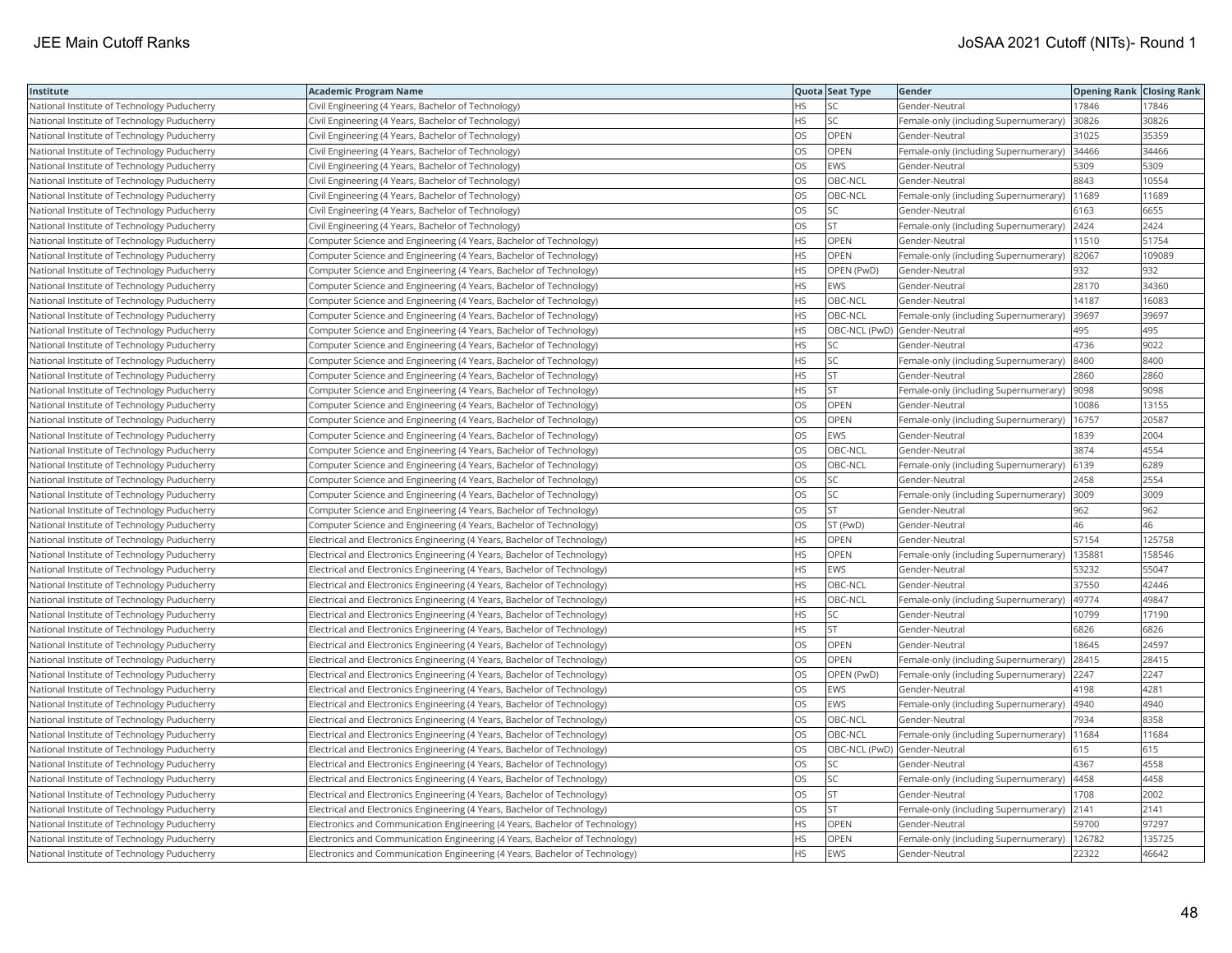| Institute | Academic Program Name | Quota | Seat Type | Gender | Opening Rank | Closing Rank |
|---|---|---|---|---|---|---|
| National Institute of Technology Puducherry | Civil Engineering (4 Years, Bachelor of Technology) | HS | SC | Gender-Neutral | 17846 | 17846 |
| National Institute of Technology Puducherry | Civil Engineering (4 Years, Bachelor of Technology) | HS | SC | Female-only (including Supernumerary) | 30826 | 30826 |
| National Institute of Technology Puducherry | Civil Engineering (4 Years, Bachelor of Technology) | OS | OPEN | Gender-Neutral | 31025 | 35359 |
| National Institute of Technology Puducherry | Civil Engineering (4 Years, Bachelor of Technology) | OS | OPEN | Female-only (including Supernumerary) | 34466 | 34466 |
| National Institute of Technology Puducherry | Civil Engineering (4 Years, Bachelor of Technology) | OS | EWS | Gender-Neutral | 5309 | 5309 |
| National Institute of Technology Puducherry | Civil Engineering (4 Years, Bachelor of Technology) | OS | OBC-NCL | Gender-Neutral | 8843 | 10554 |
| National Institute of Technology Puducherry | Civil Engineering (4 Years, Bachelor of Technology) | OS | OBC-NCL | Female-only (including Supernumerary) | 11689 | 11689 |
| National Institute of Technology Puducherry | Civil Engineering (4 Years, Bachelor of Technology) | OS | SC | Gender-Neutral | 6163 | 6655 |
| National Institute of Technology Puducherry | Civil Engineering (4 Years, Bachelor of Technology) | OS | ST | Female-only (including Supernumerary) | 2424 | 2424 |
| National Institute of Technology Puducherry | Computer Science and Engineering (4 Years, Bachelor of Technology) | HS | OPEN | Gender-Neutral | 11510 | 51754 |
| National Institute of Technology Puducherry | Computer Science and Engineering (4 Years, Bachelor of Technology) | HS | OPEN | Female-only (including Supernumerary) | 82067 | 109089 |
| National Institute of Technology Puducherry | Computer Science and Engineering (4 Years, Bachelor of Technology) | HS | OPEN (PwD) | Gender-Neutral | 932 | 932 |
| National Institute of Technology Puducherry | Computer Science and Engineering (4 Years, Bachelor of Technology) | HS | EWS | Gender-Neutral | 28170 | 34360 |
| National Institute of Technology Puducherry | Computer Science and Engineering (4 Years, Bachelor of Technology) | HS | OBC-NCL | Gender-Neutral | 14187 | 16083 |
| National Institute of Technology Puducherry | Computer Science and Engineering (4 Years, Bachelor of Technology) | HS | OBC-NCL | Female-only (including Supernumerary) | 39697 | 39697 |
| National Institute of Technology Puducherry | Computer Science and Engineering (4 Years, Bachelor of Technology) | HS | OBC-NCL (PwD) | Gender-Neutral | 495 | 495 |
| National Institute of Technology Puducherry | Computer Science and Engineering (4 Years, Bachelor of Technology) | HS | SC | Gender-Neutral | 4736 | 9022 |
| National Institute of Technology Puducherry | Computer Science and Engineering (4 Years, Bachelor of Technology) | HS | SC | Female-only (including Supernumerary) | 8400 | 8400 |
| National Institute of Technology Puducherry | Computer Science and Engineering (4 Years, Bachelor of Technology) | HS | ST | Gender-Neutral | 2860 | 2860 |
| National Institute of Technology Puducherry | Computer Science and Engineering (4 Years, Bachelor of Technology) | HS | ST | Female-only (including Supernumerary) | 9098 | 9098 |
| National Institute of Technology Puducherry | Computer Science and Engineering (4 Years, Bachelor of Technology) | OS | OPEN | Gender-Neutral | 10086 | 13155 |
| National Institute of Technology Puducherry | Computer Science and Engineering (4 Years, Bachelor of Technology) | OS | OPEN | Female-only (including Supernumerary) | 16757 | 20587 |
| National Institute of Technology Puducherry | Computer Science and Engineering (4 Years, Bachelor of Technology) | OS | EWS | Gender-Neutral | 1839 | 2004 |
| National Institute of Technology Puducherry | Computer Science and Engineering (4 Years, Bachelor of Technology) | OS | OBC-NCL | Gender-Neutral | 3874 | 4554 |
| National Institute of Technology Puducherry | Computer Science and Engineering (4 Years, Bachelor of Technology) | OS | OBC-NCL | Female-only (including Supernumerary) | 6139 | 6289 |
| National Institute of Technology Puducherry | Computer Science and Engineering (4 Years, Bachelor of Technology) | OS | SC | Gender-Neutral | 2458 | 2554 |
| National Institute of Technology Puducherry | Computer Science and Engineering (4 Years, Bachelor of Technology) | OS | SC | Female-only (including Supernumerary) | 3009 | 3009 |
| National Institute of Technology Puducherry | Computer Science and Engineering (4 Years, Bachelor of Technology) | OS | ST | Gender-Neutral | 962 | 962 |
| National Institute of Technology Puducherry | Computer Science and Engineering (4 Years, Bachelor of Technology) | OS | ST (PwD) | Gender-Neutral | 46 | 46 |
| National Institute of Technology Puducherry | Electrical and Electronics Engineering (4 Years, Bachelor of Technology) | HS | OPEN | Gender-Neutral | 57154 | 125758 |
| National Institute of Technology Puducherry | Electrical and Electronics Engineering (4 Years, Bachelor of Technology) | HS | OPEN | Female-only (including Supernumerary) | 135881 | 158546 |
| National Institute of Technology Puducherry | Electrical and Electronics Engineering (4 Years, Bachelor of Technology) | HS | EWS | Gender-Neutral | 53232 | 55047 |
| National Institute of Technology Puducherry | Electrical and Electronics Engineering (4 Years, Bachelor of Technology) | HS | OBC-NCL | Gender-Neutral | 37550 | 42446 |
| National Institute of Technology Puducherry | Electrical and Electronics Engineering (4 Years, Bachelor of Technology) | HS | OBC-NCL | Female-only (including Supernumerary) | 49774 | 49847 |
| National Institute of Technology Puducherry | Electrical and Electronics Engineering (4 Years, Bachelor of Technology) | HS | SC | Gender-Neutral | 10799 | 17190 |
| National Institute of Technology Puducherry | Electrical and Electronics Engineering (4 Years, Bachelor of Technology) | HS | ST | Gender-Neutral | 6826 | 6826 |
| National Institute of Technology Puducherry | Electrical and Electronics Engineering (4 Years, Bachelor of Technology) | OS | OPEN | Gender-Neutral | 18645 | 24597 |
| National Institute of Technology Puducherry | Electrical and Electronics Engineering (4 Years, Bachelor of Technology) | OS | OPEN | Female-only (including Supernumerary) | 28415 | 28415 |
| National Institute of Technology Puducherry | Electrical and Electronics Engineering (4 Years, Bachelor of Technology) | OS | OPEN (PwD) | Female-only (including Supernumerary) | 2247 | 2247 |
| National Institute of Technology Puducherry | Electrical and Electronics Engineering (4 Years, Bachelor of Technology) | OS | EWS | Gender-Neutral | 4198 | 4281 |
| National Institute of Technology Puducherry | Electrical and Electronics Engineering (4 Years, Bachelor of Technology) | OS | EWS | Female-only (including Supernumerary) | 4940 | 4940 |
| National Institute of Technology Puducherry | Electrical and Electronics Engineering (4 Years, Bachelor of Technology) | OS | OBC-NCL | Gender-Neutral | 7934 | 8358 |
| National Institute of Technology Puducherry | Electrical and Electronics Engineering (4 Years, Bachelor of Technology) | OS | OBC-NCL | Female-only (including Supernumerary) | 11684 | 11684 |
| National Institute of Technology Puducherry | Electrical and Electronics Engineering (4 Years, Bachelor of Technology) | OS | OBC-NCL (PwD) | Gender-Neutral | 615 | 615 |
| National Institute of Technology Puducherry | Electrical and Electronics Engineering (4 Years, Bachelor of Technology) | OS | SC | Gender-Neutral | 4367 | 4558 |
| National Institute of Technology Puducherry | Electrical and Electronics Engineering (4 Years, Bachelor of Technology) | OS | SC | Female-only (including Supernumerary) | 4458 | 4458 |
| National Institute of Technology Puducherry | Electrical and Electronics Engineering (4 Years, Bachelor of Technology) | OS | ST | Gender-Neutral | 1708 | 2002 |
| National Institute of Technology Puducherry | Electrical and Electronics Engineering (4 Years, Bachelor of Technology) | OS | ST | Female-only (including Supernumerary) | 2141 | 2141 |
| National Institute of Technology Puducherry | Electronics and Communication Engineering (4 Years, Bachelor of Technology) | HS | OPEN | Gender-Neutral | 59700 | 97297 |
| National Institute of Technology Puducherry | Electronics and Communication Engineering (4 Years, Bachelor of Technology) | HS | OPEN | Female-only (including Supernumerary) | 126782 | 135725 |
| National Institute of Technology Puducherry | Electronics and Communication Engineering (4 Years, Bachelor of Technology) | HS | EWS | Gender-Neutral | 22322 | 46642 |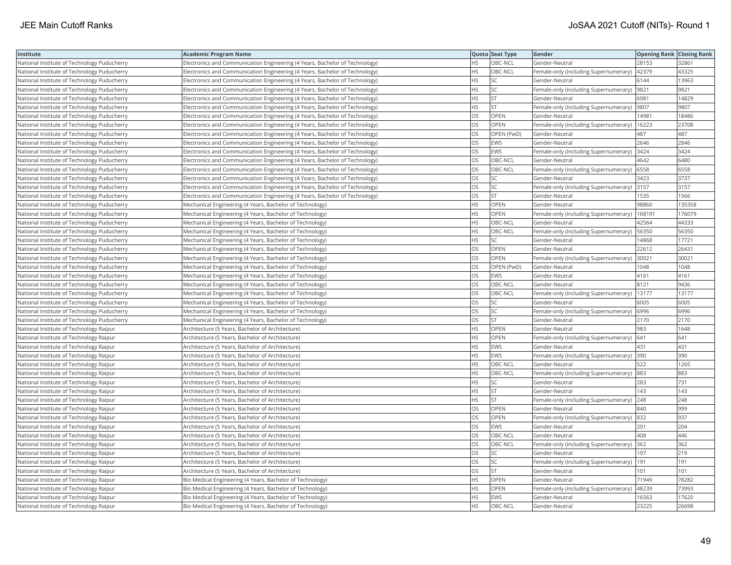| Institute | Academic Program Name | Quota | Seat Type | Gender | Opening Rank | Closing Rank |
|---|---|---|---|---|---|---|
| National Institute of Technology Puducherry | Electronics and Communication Engineering (4 Years, Bachelor of Technology) | HS | OBC-NCL | Gender-Neutral | 28153 | 32861 |
| National Institute of Technology Puducherry | Electronics and Communication Engineering (4 Years, Bachelor of Technology) | HS | OBC-NCL | Female-only (including Supernumerary) | 42379 | 43325 |
| National Institute of Technology Puducherry | Electronics and Communication Engineering (4 Years, Bachelor of Technology) | HS | SC | Gender-Neutral | 6144 | 13963 |
| National Institute of Technology Puducherry | Electronics and Communication Engineering (4 Years, Bachelor of Technology) | HS | SC | Female-only (including Supernumerary) | 9821 | 9821 |
| National Institute of Technology Puducherry | Electronics and Communication Engineering (4 Years, Bachelor of Technology) | HS | ST | Gender-Neutral | 6981 | 14829 |
| National Institute of Technology Puducherry | Electronics and Communication Engineering (4 Years, Bachelor of Technology) | HS | ST | Female-only (including Supernumerary) | 9807 | 9807 |
| National Institute of Technology Puducherry | Electronics and Communication Engineering (4 Years, Bachelor of Technology) | OS | OPEN | Gender-Neutral | 14981 | 18486 |
| National Institute of Technology Puducherry | Electronics and Communication Engineering (4 Years, Bachelor of Technology) | OS | OPEN | Female-only (including Supernumerary) | 16223 | 23708 |
| National Institute of Technology Puducherry | Electronics and Communication Engineering (4 Years, Bachelor of Technology) | OS | OPEN (PwD) | Gender-Neutral | 487 | 487 |
| National Institute of Technology Puducherry | Electronics and Communication Engineering (4 Years, Bachelor of Technology) | OS | EWS | Gender-Neutral | 2646 | 2846 |
| National Institute of Technology Puducherry | Electronics and Communication Engineering (4 Years, Bachelor of Technology) | OS | EWS | Female-only (including Supernumerary) | 3424 | 3424 |
| National Institute of Technology Puducherry | Electronics and Communication Engineering (4 Years, Bachelor of Technology) | OS | OBC-NCL | Gender-Neutral | 4642 | 6480 |
| National Institute of Technology Puducherry | Electronics and Communication Engineering (4 Years, Bachelor of Technology) | OS | OBC-NCL | Female-only (including Supernumerary) | 6558 | 6558 |
| National Institute of Technology Puducherry | Electronics and Communication Engineering (4 Years, Bachelor of Technology) | OS | SC | Gender-Neutral | 3423 | 3737 |
| National Institute of Technology Puducherry | Electronics and Communication Engineering (4 Years, Bachelor of Technology) | OS | SC | Female-only (including Supernumerary) | 3157 | 3157 |
| National Institute of Technology Puducherry | Electronics and Communication Engineering (4 Years, Bachelor of Technology) | OS | ST | Gender-Neutral | 1535 | 1566 |
| National Institute of Technology Puducherry | Mechanical Engineering (4 Years, Bachelor of Technology) | HS | OPEN | Gender-Neutral | 98860 | 135358 |
| National Institute of Technology Puducherry | Mechanical Engineering (4 Years, Bachelor of Technology) | HS | OPEN | Female-only (including Supernumerary) | 168191 | 176079 |
| National Institute of Technology Puducherry | Mechanical Engineering (4 Years, Bachelor of Technology) | HS | OBC-NCL | Gender-Neutral | 42564 | 44333 |
| National Institute of Technology Puducherry | Mechanical Engineering (4 Years, Bachelor of Technology) | HS | OBC-NCL | Female-only (including Supernumerary) | 56350 | 56350 |
| National Institute of Technology Puducherry | Mechanical Engineering (4 Years, Bachelor of Technology) | HS | SC | Gender-Neutral | 14868 | 17721 |
| National Institute of Technology Puducherry | Mechanical Engineering (4 Years, Bachelor of Technology) | OS | OPEN | Gender-Neutral | 22612 | 26431 |
| National Institute of Technology Puducherry | Mechanical Engineering (4 Years, Bachelor of Technology) | OS | OPEN | Female-only (including Supernumerary) | 30021 | 30021 |
| National Institute of Technology Puducherry | Mechanical Engineering (4 Years, Bachelor of Technology) | OS | OPEN (PwD) | Gender-Neutral | 1048 | 1048 |
| National Institute of Technology Puducherry | Mechanical Engineering (4 Years, Bachelor of Technology) | OS | EWS | Gender-Neutral | 4161 | 4161 |
| National Institute of Technology Puducherry | Mechanical Engineering (4 Years, Bachelor of Technology) | OS | OBC-NCL | Gender-Neutral | 8121 | 9436 |
| National Institute of Technology Puducherry | Mechanical Engineering (4 Years, Bachelor of Technology) | OS | OBC-NCL | Female-only (including Supernumerary) | 13177 | 13177 |
| National Institute of Technology Puducherry | Mechanical Engineering (4 Years, Bachelor of Technology) | OS | SC | Gender-Neutral | 6005 | 6005 |
| National Institute of Technology Puducherry | Mechanical Engineering (4 Years, Bachelor of Technology) | OS | SC | Female-only (including Supernumerary) | 6996 | 6996 |
| National Institute of Technology Puducherry | Mechanical Engineering (4 Years, Bachelor of Technology) | OS | ST | Gender-Neutral | 2170 | 2170 |
| National Institute of Technology Raipur | Architecture (5 Years, Bachelor of Architecture) | HS | OPEN | Gender-Neutral | 983 | 1648 |
| National Institute of Technology Raipur | Architecture (5 Years, Bachelor of Architecture) | HS | OPEN | Female-only (including Supernumerary) | 641 | 641 |
| National Institute of Technology Raipur | Architecture (5 Years, Bachelor of Architecture) | HS | EWS | Gender-Neutral | 431 | 431 |
| National Institute of Technology Raipur | Architecture (5 Years, Bachelor of Architecture) | HS | EWS | Female-only (including Supernumerary) | 390 | 390 |
| National Institute of Technology Raipur | Architecture (5 Years, Bachelor of Architecture) | HS | OBC-NCL | Gender-Neutral | 522 | 1265 |
| National Institute of Technology Raipur | Architecture (5 Years, Bachelor of Architecture) | HS | OBC-NCL | Female-only (including Supernumerary) | 883 | 883 |
| National Institute of Technology Raipur | Architecture (5 Years, Bachelor of Architecture) | HS | SC | Gender-Neutral | 283 | 731 |
| National Institute of Technology Raipur | Architecture (5 Years, Bachelor of Architecture) | HS | ST | Gender-Neutral | 143 | 143 |
| National Institute of Technology Raipur | Architecture (5 Years, Bachelor of Architecture) | HS | ST | Female-only (including Supernumerary) | 248 | 248 |
| National Institute of Technology Raipur | Architecture (5 Years, Bachelor of Architecture) | OS | OPEN | Gender-Neutral | 840 | 999 |
| National Institute of Technology Raipur | Architecture (5 Years, Bachelor of Architecture) | OS | OPEN | Female-only (including Supernumerary) | 832 | 937 |
| National Institute of Technology Raipur | Architecture (5 Years, Bachelor of Architecture) | OS | EWS | Gender-Neutral | 201 | 204 |
| National Institute of Technology Raipur | Architecture (5 Years, Bachelor of Architecture) | OS | OBC-NCL | Gender-Neutral | 408 | 446 |
| National Institute of Technology Raipur | Architecture (5 Years, Bachelor of Architecture) | OS | OBC-NCL | Female-only (including Supernumerary) | 362 | 362 |
| National Institute of Technology Raipur | Architecture (5 Years, Bachelor of Architecture) | OS | SC | Gender-Neutral | 197 | 219 |
| National Institute of Technology Raipur | Architecture (5 Years, Bachelor of Architecture) | OS | SC | Female-only (including Supernumerary) | 191 | 191 |
| National Institute of Technology Raipur | Architecture (5 Years, Bachelor of Architecture) | OS | ST | Gender-Neutral | 101 | 101 |
| National Institute of Technology Raipur | Bio Medical Engineering (4 Years, Bachelor of Technology) | HS | OPEN | Gender-Neutral | 71949 | 78282 |
| National Institute of Technology Raipur | Bio Medical Engineering (4 Years, Bachelor of Technology) | HS | OPEN | Female-only (including Supernumerary) | 48239 | 73993 |
| National Institute of Technology Raipur | Bio Medical Engineering (4 Years, Bachelor of Technology) | HS | EWS | Gender-Neutral | 16563 | 17620 |
| National Institute of Technology Raipur | Bio Medical Engineering (4 Years, Bachelor of Technology) | HS | OBC-NCL | Gender-Neutral | 23225 | 26698 |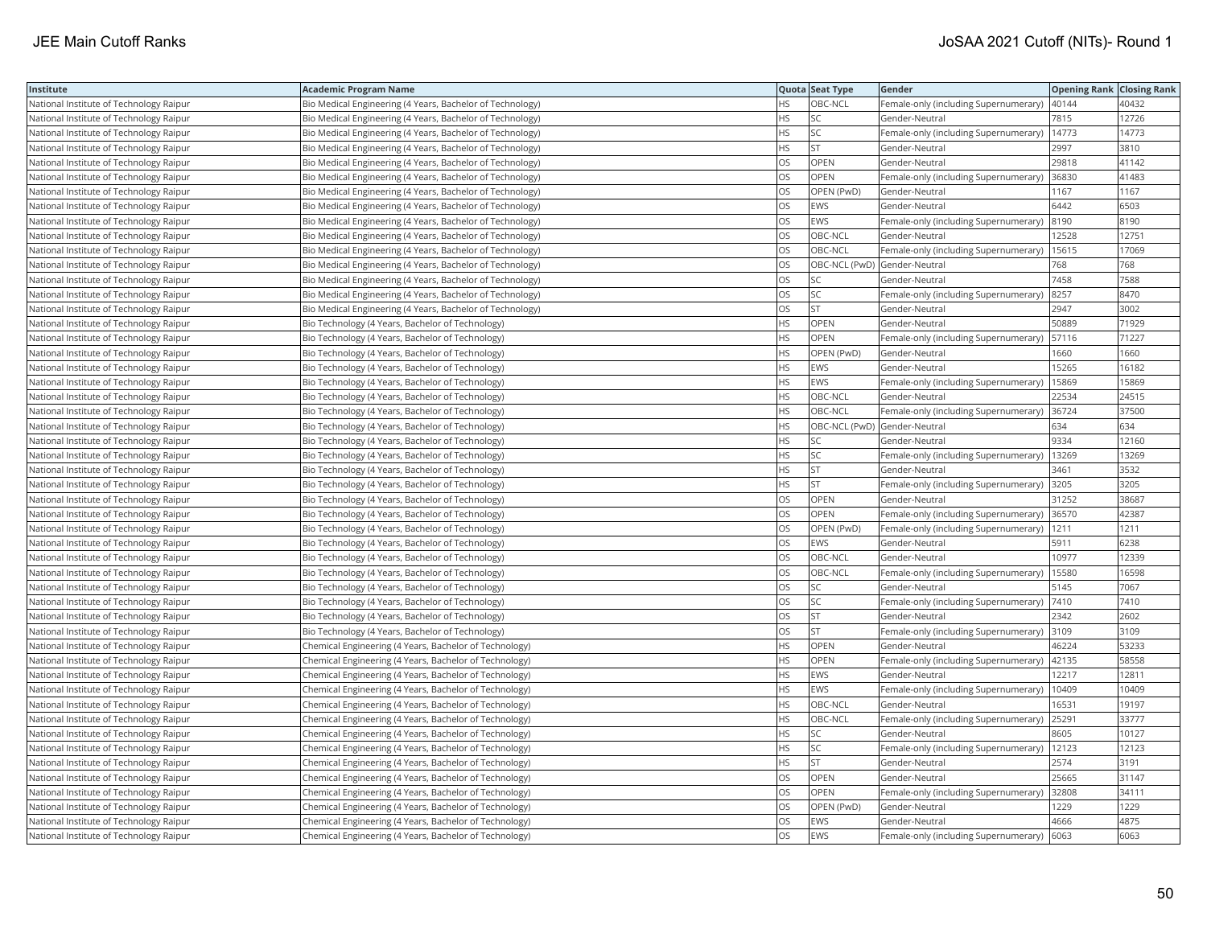| Institute | Academic Program Name | Quota | Seat Type | Gender | Opening Rank | Closing Rank |
|---|---|---|---|---|---|---|
| National Institute of Technology Raipur | Bio Medical Engineering (4 Years, Bachelor of Technology) | HS | OBC-NCL | Female-only (including Supernumerary) | 40144 | 40432 |
| National Institute of Technology Raipur | Bio Medical Engineering (4 Years, Bachelor of Technology) | HS | SC | Gender-Neutral | 7815 | 12726 |
| National Institute of Technology Raipur | Bio Medical Engineering (4 Years, Bachelor of Technology) | HS | SC | Female-only (including Supernumerary) | 14773 | 14773 |
| National Institute of Technology Raipur | Bio Medical Engineering (4 Years, Bachelor of Technology) | HS | ST | Gender-Neutral | 2997 | 3810 |
| National Institute of Technology Raipur | Bio Medical Engineering (4 Years, Bachelor of Technology) | OS | OPEN | Gender-Neutral | 29818 | 41142 |
| National Institute of Technology Raipur | Bio Medical Engineering (4 Years, Bachelor of Technology) | OS | OPEN | Female-only (including Supernumerary) | 36830 | 41483 |
| National Institute of Technology Raipur | Bio Medical Engineering (4 Years, Bachelor of Technology) | OS | OPEN (PwD) | Gender-Neutral | 1167 | 1167 |
| National Institute of Technology Raipur | Bio Medical Engineering (4 Years, Bachelor of Technology) | OS | EWS | Gender-Neutral | 6442 | 6503 |
| National Institute of Technology Raipur | Bio Medical Engineering (4 Years, Bachelor of Technology) | OS | EWS | Female-only (including Supernumerary) | 8190 | 8190 |
| National Institute of Technology Raipur | Bio Medical Engineering (4 Years, Bachelor of Technology) | OS | OBC-NCL | Gender-Neutral | 12528 | 12751 |
| National Institute of Technology Raipur | Bio Medical Engineering (4 Years, Bachelor of Technology) | OS | OBC-NCL | Female-only (including Supernumerary) | 15615 | 17069 |
| National Institute of Technology Raipur | Bio Medical Engineering (4 Years, Bachelor of Technology) | OS | OBC-NCL (PwD) | Gender-Neutral | 768 | 768 |
| National Institute of Technology Raipur | Bio Medical Engineering (4 Years, Bachelor of Technology) | OS | SC | Gender-Neutral | 7458 | 7588 |
| National Institute of Technology Raipur | Bio Medical Engineering (4 Years, Bachelor of Technology) | OS | SC | Female-only (including Supernumerary) | 8257 | 8470 |
| National Institute of Technology Raipur | Bio Medical Engineering (4 Years, Bachelor of Technology) | OS | ST | Gender-Neutral | 2947 | 3002 |
| National Institute of Technology Raipur | Bio Technology (4 Years, Bachelor of Technology) | HS | OPEN | Gender-Neutral | 50889 | 71929 |
| National Institute of Technology Raipur | Bio Technology (4 Years, Bachelor of Technology) | HS | OPEN | Female-only (including Supernumerary) | 57116 | 71227 |
| National Institute of Technology Raipur | Bio Technology (4 Years, Bachelor of Technology) | HS | OPEN (PwD) | Gender-Neutral | 1660 | 1660 |
| National Institute of Technology Raipur | Bio Technology (4 Years, Bachelor of Technology) | HS | EWS | Gender-Neutral | 15265 | 16182 |
| National Institute of Technology Raipur | Bio Technology (4 Years, Bachelor of Technology) | HS | EWS | Female-only (including Supernumerary) | 15869 | 15869 |
| National Institute of Technology Raipur | Bio Technology (4 Years, Bachelor of Technology) | HS | OBC-NCL | Gender-Neutral | 22534 | 24515 |
| National Institute of Technology Raipur | Bio Technology (4 Years, Bachelor of Technology) | HS | OBC-NCL | Female-only (including Supernumerary) | 36724 | 37500 |
| National Institute of Technology Raipur | Bio Technology (4 Years, Bachelor of Technology) | HS | OBC-NCL (PwD) | Gender-Neutral | 634 | 634 |
| National Institute of Technology Raipur | Bio Technology (4 Years, Bachelor of Technology) | HS | SC | Gender-Neutral | 9334 | 12160 |
| National Institute of Technology Raipur | Bio Technology (4 Years, Bachelor of Technology) | HS | SC | Female-only (including Supernumerary) | 13269 | 13269 |
| National Institute of Technology Raipur | Bio Technology (4 Years, Bachelor of Technology) | HS | ST | Gender-Neutral | 3461 | 3532 |
| National Institute of Technology Raipur | Bio Technology (4 Years, Bachelor of Technology) | HS | ST | Female-only (including Supernumerary) | 3205 | 3205 |
| National Institute of Technology Raipur | Bio Technology (4 Years, Bachelor of Technology) | OS | OPEN | Gender-Neutral | 31252 | 38687 |
| National Institute of Technology Raipur | Bio Technology (4 Years, Bachelor of Technology) | OS | OPEN | Female-only (including Supernumerary) | 36570 | 42387 |
| National Institute of Technology Raipur | Bio Technology (4 Years, Bachelor of Technology) | OS | OPEN (PwD) | Female-only (including Supernumerary) | 1211 | 1211 |
| National Institute of Technology Raipur | Bio Technology (4 Years, Bachelor of Technology) | OS | EWS | Gender-Neutral | 5911 | 6238 |
| National Institute of Technology Raipur | Bio Technology (4 Years, Bachelor of Technology) | OS | OBC-NCL | Gender-Neutral | 10977 | 12339 |
| National Institute of Technology Raipur | Bio Technology (4 Years, Bachelor of Technology) | OS | OBC-NCL | Female-only (including Supernumerary) | 15580 | 16598 |
| National Institute of Technology Raipur | Bio Technology (4 Years, Bachelor of Technology) | OS | SC | Gender-Neutral | 5145 | 7067 |
| National Institute of Technology Raipur | Bio Technology (4 Years, Bachelor of Technology) | OS | SC | Female-only (including Supernumerary) | 7410 | 7410 |
| National Institute of Technology Raipur | Bio Technology (4 Years, Bachelor of Technology) | OS | ST | Gender-Neutral | 2342 | 2602 |
| National Institute of Technology Raipur | Bio Technology (4 Years, Bachelor of Technology) | OS | ST | Female-only (including Supernumerary) | 3109 | 3109 |
| National Institute of Technology Raipur | Chemical Engineering (4 Years, Bachelor of Technology) | HS | OPEN | Gender-Neutral | 46224 | 53233 |
| National Institute of Technology Raipur | Chemical Engineering (4 Years, Bachelor of Technology) | HS | OPEN | Female-only (including Supernumerary) | 42135 | 58558 |
| National Institute of Technology Raipur | Chemical Engineering (4 Years, Bachelor of Technology) | HS | EWS | Gender-Neutral | 12217 | 12811 |
| National Institute of Technology Raipur | Chemical Engineering (4 Years, Bachelor of Technology) | HS | EWS | Female-only (including Supernumerary) | 10409 | 10409 |
| National Institute of Technology Raipur | Chemical Engineering (4 Years, Bachelor of Technology) | HS | OBC-NCL | Gender-Neutral | 16531 | 19197 |
| National Institute of Technology Raipur | Chemical Engineering (4 Years, Bachelor of Technology) | HS | OBC-NCL | Female-only (including Supernumerary) | 25291 | 33777 |
| National Institute of Technology Raipur | Chemical Engineering (4 Years, Bachelor of Technology) | HS | SC | Gender-Neutral | 8605 | 10127 |
| National Institute of Technology Raipur | Chemical Engineering (4 Years, Bachelor of Technology) | HS | SC | Female-only (including Supernumerary) | 12123 | 12123 |
| National Institute of Technology Raipur | Chemical Engineering (4 Years, Bachelor of Technology) | HS | ST | Gender-Neutral | 2574 | 3191 |
| National Institute of Technology Raipur | Chemical Engineering (4 Years, Bachelor of Technology) | OS | OPEN | Gender-Neutral | 25665 | 31147 |
| National Institute of Technology Raipur | Chemical Engineering (4 Years, Bachelor of Technology) | OS | OPEN | Female-only (including Supernumerary) | 32808 | 34111 |
| National Institute of Technology Raipur | Chemical Engineering (4 Years, Bachelor of Technology) | OS | OPEN (PwD) | Gender-Neutral | 1229 | 1229 |
| National Institute of Technology Raipur | Chemical Engineering (4 Years, Bachelor of Technology) | OS | EWS | Gender-Neutral | 4666 | 4875 |
| National Institute of Technology Raipur | Chemical Engineering (4 Years, Bachelor of Technology) | OS | EWS | Female-only (including Supernumerary) | 6063 | 6063 |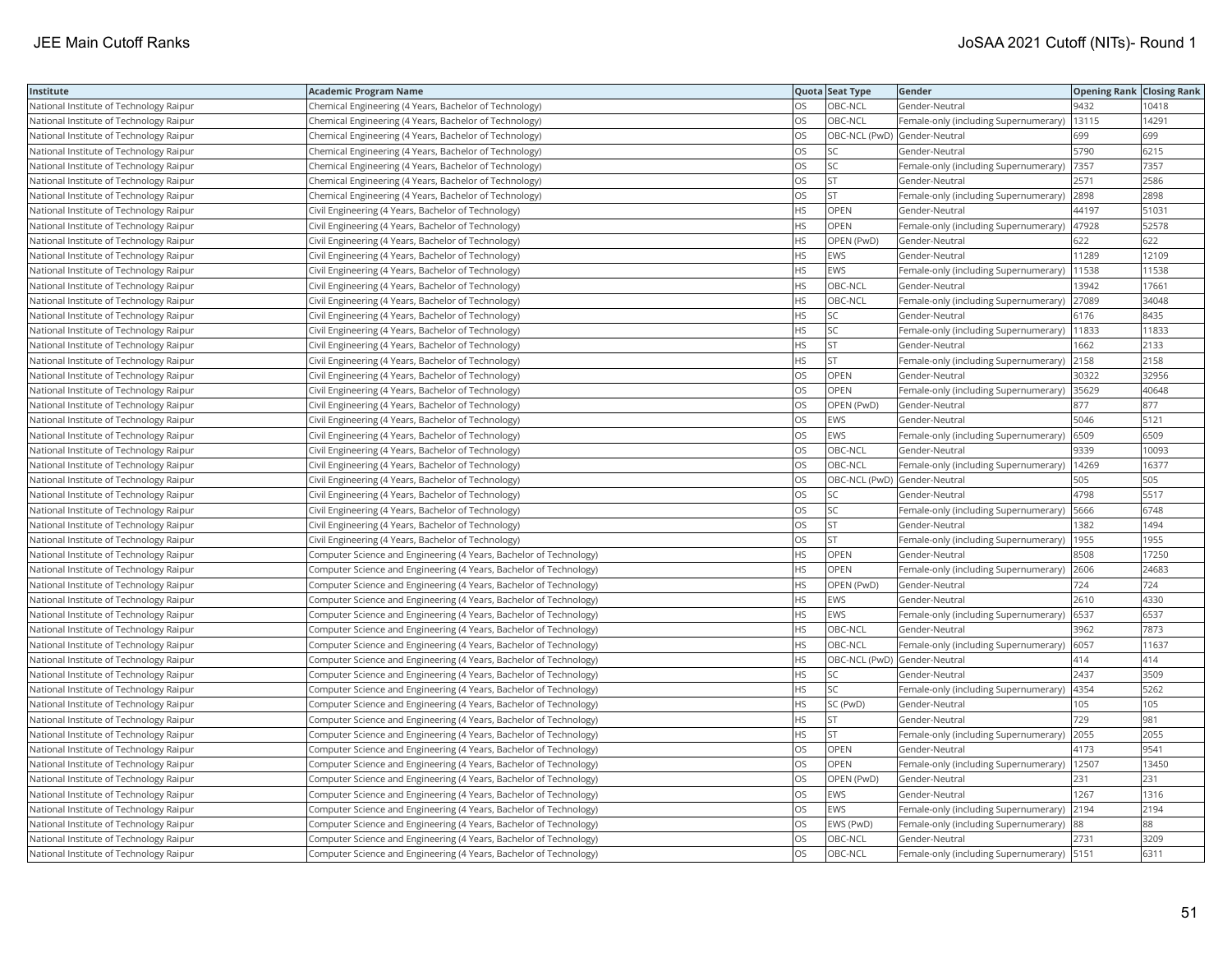| Institute | Academic Program Name | Quota | Seat Type | Gender | Opening Rank | Closing Rank |
|---|---|---|---|---|---|---|
| National Institute of Technology Raipur | Chemical Engineering (4 Years, Bachelor of Technology) | OS | OBC-NCL | Gender-Neutral | 9432 | 10418 |
| National Institute of Technology Raipur | Chemical Engineering (4 Years, Bachelor of Technology) | OS | OBC-NCL | Female-only (including Supernumerary) | 13115 | 14291 |
| National Institute of Technology Raipur | Chemical Engineering (4 Years, Bachelor of Technology) | OS | OBC-NCL (PwD) | Gender-Neutral | 699 | 699 |
| National Institute of Technology Raipur | Chemical Engineering (4 Years, Bachelor of Technology) | OS | SC | Gender-Neutral | 5790 | 6215 |
| National Institute of Technology Raipur | Chemical Engineering (4 Years, Bachelor of Technology) | OS | SC | Female-only (including Supernumerary) | 7357 | 7357 |
| National Institute of Technology Raipur | Chemical Engineering (4 Years, Bachelor of Technology) | OS | ST | Gender-Neutral | 2571 | 2586 |
| National Institute of Technology Raipur | Chemical Engineering (4 Years, Bachelor of Technology) | OS | ST | Female-only (including Supernumerary) | 2898 | 2898 |
| National Institute of Technology Raipur | Civil Engineering (4 Years, Bachelor of Technology) | HS | OPEN | Gender-Neutral | 44197 | 51031 |
| National Institute of Technology Raipur | Civil Engineering (4 Years, Bachelor of Technology) | HS | OPEN | Female-only (including Supernumerary) | 47928 | 52578 |
| National Institute of Technology Raipur | Civil Engineering (4 Years, Bachelor of Technology) | HS | OPEN (PwD) | Gender-Neutral | 622 | 622 |
| National Institute of Technology Raipur | Civil Engineering (4 Years, Bachelor of Technology) | HS | EWS | Gender-Neutral | 11289 | 12109 |
| National Institute of Technology Raipur | Civil Engineering (4 Years, Bachelor of Technology) | HS | EWS | Female-only (including Supernumerary) | 11538 | 11538 |
| National Institute of Technology Raipur | Civil Engineering (4 Years, Bachelor of Technology) | HS | OBC-NCL | Gender-Neutral | 13942 | 17661 |
| National Institute of Technology Raipur | Civil Engineering (4 Years, Bachelor of Technology) | HS | OBC-NCL | Female-only (including Supernumerary) | 27089 | 34048 |
| National Institute of Technology Raipur | Civil Engineering (4 Years, Bachelor of Technology) | HS | SC | Gender-Neutral | 6176 | 8435 |
| National Institute of Technology Raipur | Civil Engineering (4 Years, Bachelor of Technology) | HS | SC | Female-only (including Supernumerary) | 11833 | 11833 |
| National Institute of Technology Raipur | Civil Engineering (4 Years, Bachelor of Technology) | HS | ST | Gender-Neutral | 1662 | 2133 |
| National Institute of Technology Raipur | Civil Engineering (4 Years, Bachelor of Technology) | HS | ST | Female-only (including Supernumerary) | 2158 | 2158 |
| National Institute of Technology Raipur | Civil Engineering (4 Years, Bachelor of Technology) | OS | OPEN | Gender-Neutral | 30322 | 32956 |
| National Institute of Technology Raipur | Civil Engineering (4 Years, Bachelor of Technology) | OS | OPEN | Female-only (including Supernumerary) | 35629 | 40648 |
| National Institute of Technology Raipur | Civil Engineering (4 Years, Bachelor of Technology) | OS | OPEN (PwD) | Gender-Neutral | 877 | 877 |
| National Institute of Technology Raipur | Civil Engineering (4 Years, Bachelor of Technology) | OS | EWS | Gender-Neutral | 5046 | 5121 |
| National Institute of Technology Raipur | Civil Engineering (4 Years, Bachelor of Technology) | OS | EWS | Female-only (including Supernumerary) | 6509 | 6509 |
| National Institute of Technology Raipur | Civil Engineering (4 Years, Bachelor of Technology) | OS | OBC-NCL | Gender-Neutral | 9339 | 10093 |
| National Institute of Technology Raipur | Civil Engineering (4 Years, Bachelor of Technology) | OS | OBC-NCL | Female-only (including Supernumerary) | 14269 | 16377 |
| National Institute of Technology Raipur | Civil Engineering (4 Years, Bachelor of Technology) | OS | OBC-NCL (PwD) | Gender-Neutral | 505 | 505 |
| National Institute of Technology Raipur | Civil Engineering (4 Years, Bachelor of Technology) | OS | SC | Gender-Neutral | 4798 | 5517 |
| National Institute of Technology Raipur | Civil Engineering (4 Years, Bachelor of Technology) | OS | SC | Female-only (including Supernumerary) | 5666 | 6748 |
| National Institute of Technology Raipur | Civil Engineering (4 Years, Bachelor of Technology) | OS | ST | Gender-Neutral | 1382 | 1494 |
| National Institute of Technology Raipur | Civil Engineering (4 Years, Bachelor of Technology) | OS | ST | Female-only (including Supernumerary) | 1955 | 1955 |
| National Institute of Technology Raipur | Computer Science and Engineering (4 Years, Bachelor of Technology) | HS | OPEN | Gender-Neutral | 8508 | 17250 |
| National Institute of Technology Raipur | Computer Science and Engineering (4 Years, Bachelor of Technology) | HS | OPEN | Female-only (including Supernumerary) | 2606 | 24683 |
| National Institute of Technology Raipur | Computer Science and Engineering (4 Years, Bachelor of Technology) | HS | OPEN (PwD) | Gender-Neutral | 724 | 724 |
| National Institute of Technology Raipur | Computer Science and Engineering (4 Years, Bachelor of Technology) | HS | EWS | Gender-Neutral | 2610 | 4330 |
| National Institute of Technology Raipur | Computer Science and Engineering (4 Years, Bachelor of Technology) | HS | EWS | Female-only (including Supernumerary) | 6537 | 6537 |
| National Institute of Technology Raipur | Computer Science and Engineering (4 Years, Bachelor of Technology) | HS | OBC-NCL | Gender-Neutral | 3962 | 7873 |
| National Institute of Technology Raipur | Computer Science and Engineering (4 Years, Bachelor of Technology) | HS | OBC-NCL | Female-only (including Supernumerary) | 6057 | 11637 |
| National Institute of Technology Raipur | Computer Science and Engineering (4 Years, Bachelor of Technology) | HS | OBC-NCL (PwD) | Gender-Neutral | 414 | 414 |
| National Institute of Technology Raipur | Computer Science and Engineering (4 Years, Bachelor of Technology) | HS | SC | Gender-Neutral | 2437 | 3509 |
| National Institute of Technology Raipur | Computer Science and Engineering (4 Years, Bachelor of Technology) | HS | SC | Female-only (including Supernumerary) | 4354 | 5262 |
| National Institute of Technology Raipur | Computer Science and Engineering (4 Years, Bachelor of Technology) | HS | SC (PwD) | Gender-Neutral | 105 | 105 |
| National Institute of Technology Raipur | Computer Science and Engineering (4 Years, Bachelor of Technology) | HS | ST | Gender-Neutral | 729 | 981 |
| National Institute of Technology Raipur | Computer Science and Engineering (4 Years, Bachelor of Technology) | HS | ST | Female-only (including Supernumerary) | 2055 | 2055 |
| National Institute of Technology Raipur | Computer Science and Engineering (4 Years, Bachelor of Technology) | OS | OPEN | Gender-Neutral | 4173 | 9541 |
| National Institute of Technology Raipur | Computer Science and Engineering (4 Years, Bachelor of Technology) | OS | OPEN | Female-only (including Supernumerary) | 12507 | 13450 |
| National Institute of Technology Raipur | Computer Science and Engineering (4 Years, Bachelor of Technology) | OS | OPEN (PwD) | Gender-Neutral | 231 | 231 |
| National Institute of Technology Raipur | Computer Science and Engineering (4 Years, Bachelor of Technology) | OS | EWS | Gender-Neutral | 1267 | 1316 |
| National Institute of Technology Raipur | Computer Science and Engineering (4 Years, Bachelor of Technology) | OS | EWS | Female-only (including Supernumerary) | 2194 | 2194 |
| National Institute of Technology Raipur | Computer Science and Engineering (4 Years, Bachelor of Technology) | OS | EWS (PwD) | Female-only (including Supernumerary) | 88 | 88 |
| National Institute of Technology Raipur | Computer Science and Engineering (4 Years, Bachelor of Technology) | OS | OBC-NCL | Gender-Neutral | 2731 | 3209 |
| National Institute of Technology Raipur | Computer Science and Engineering (4 Years, Bachelor of Technology) | OS | OBC-NCL | Female-only (including Supernumerary) | 5151 | 6311 |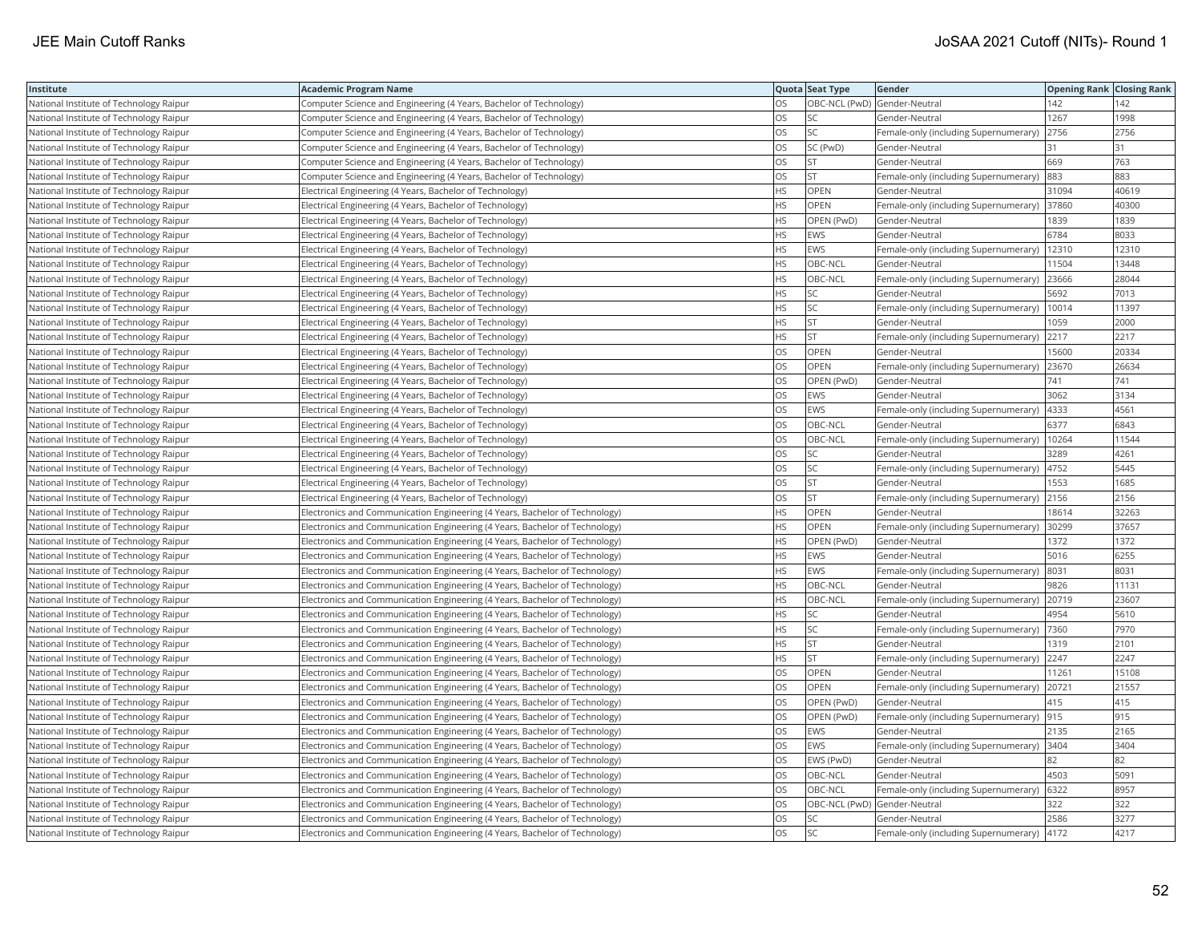| Institute | Academic Program Name | Quota | Seat Type | Gender | Opening Rank | Closing Rank |
|---|---|---|---|---|---|---|
| National Institute of Technology Raipur | Computer Science and Engineering (4 Years, Bachelor of Technology) | OS | OBC-NCL (PwD) | Gender-Neutral | 142 | 142 |
| National Institute of Technology Raipur | Computer Science and Engineering (4 Years, Bachelor of Technology) | OS | SC | Gender-Neutral | 1267 | 1998 |
| National Institute of Technology Raipur | Computer Science and Engineering (4 Years, Bachelor of Technology) | OS | SC | Female-only (including Supernumerary) | 2756 | 2756 |
| National Institute of Technology Raipur | Computer Science and Engineering (4 Years, Bachelor of Technology) | OS | SC (PwD) | Gender-Neutral | 31 | 31 |
| National Institute of Technology Raipur | Computer Science and Engineering (4 Years, Bachelor of Technology) | OS | ST | Gender-Neutral | 669 | 763 |
| National Institute of Technology Raipur | Computer Science and Engineering (4 Years, Bachelor of Technology) | OS | ST | Female-only (including Supernumerary) | 883 | 883 |
| National Institute of Technology Raipur | Electrical Engineering (4 Years, Bachelor of Technology) | HS | OPEN | Gender-Neutral | 31094 | 40619 |
| National Institute of Technology Raipur | Electrical Engineering (4 Years, Bachelor of Technology) | HS | OPEN | Female-only (including Supernumerary) | 37860 | 40300 |
| National Institute of Technology Raipur | Electrical Engineering (4 Years, Bachelor of Technology) | HS | OPEN (PwD) | Gender-Neutral | 1839 | 1839 |
| National Institute of Technology Raipur | Electrical Engineering (4 Years, Bachelor of Technology) | HS | EWS | Gender-Neutral | 6784 | 8033 |
| National Institute of Technology Raipur | Electrical Engineering (4 Years, Bachelor of Technology) | HS | EWS | Female-only (including Supernumerary) | 12310 | 12310 |
| National Institute of Technology Raipur | Electrical Engineering (4 Years, Bachelor of Technology) | HS | OBC-NCL | Gender-Neutral | 11504 | 13448 |
| National Institute of Technology Raipur | Electrical Engineering (4 Years, Bachelor of Technology) | HS | OBC-NCL | Female-only (including Supernumerary) | 23666 | 28044 |
| National Institute of Technology Raipur | Electrical Engineering (4 Years, Bachelor of Technology) | HS | SC | Gender-Neutral | 5692 | 7013 |
| National Institute of Technology Raipur | Electrical Engineering (4 Years, Bachelor of Technology) | HS | SC | Female-only (including Supernumerary) | 10014 | 11397 |
| National Institute of Technology Raipur | Electrical Engineering (4 Years, Bachelor of Technology) | HS | ST | Gender-Neutral | 1059 | 2000 |
| National Institute of Technology Raipur | Electrical Engineering (4 Years, Bachelor of Technology) | HS | ST | Female-only (including Supernumerary) | 2217 | 2217 |
| National Institute of Technology Raipur | Electrical Engineering (4 Years, Bachelor of Technology) | OS | OPEN | Gender-Neutral | 15600 | 20334 |
| National Institute of Technology Raipur | Electrical Engineering (4 Years, Bachelor of Technology) | OS | OPEN | Female-only (including Supernumerary) | 23670 | 26634 |
| National Institute of Technology Raipur | Electrical Engineering (4 Years, Bachelor of Technology) | OS | OPEN (PwD) | Gender-Neutral | 741 | 741 |
| National Institute of Technology Raipur | Electrical Engineering (4 Years, Bachelor of Technology) | OS | EWS | Gender-Neutral | 3062 | 3134 |
| National Institute of Technology Raipur | Electrical Engineering (4 Years, Bachelor of Technology) | OS | EWS | Female-only (including Supernumerary) | 4333 | 4561 |
| National Institute of Technology Raipur | Electrical Engineering (4 Years, Bachelor of Technology) | OS | OBC-NCL | Gender-Neutral | 6377 | 6843 |
| National Institute of Technology Raipur | Electrical Engineering (4 Years, Bachelor of Technology) | OS | OBC-NCL | Female-only (including Supernumerary) | 10264 | 11544 |
| National Institute of Technology Raipur | Electrical Engineering (4 Years, Bachelor of Technology) | OS | SC | Gender-Neutral | 3289 | 4261 |
| National Institute of Technology Raipur | Electrical Engineering (4 Years, Bachelor of Technology) | OS | SC | Female-only (including Supernumerary) | 4752 | 5445 |
| National Institute of Technology Raipur | Electrical Engineering (4 Years, Bachelor of Technology) | OS | ST | Gender-Neutral | 1553 | 1685 |
| National Institute of Technology Raipur | Electrical Engineering (4 Years, Bachelor of Technology) | OS | ST | Female-only (including Supernumerary) | 2156 | 2156 |
| National Institute of Technology Raipur | Electronics and Communication Engineering (4 Years, Bachelor of Technology) | HS | OPEN | Gender-Neutral | 18614 | 32263 |
| National Institute of Technology Raipur | Electronics and Communication Engineering (4 Years, Bachelor of Technology) | HS | OPEN | Female-only (including Supernumerary) | 30299 | 37657 |
| National Institute of Technology Raipur | Electronics and Communication Engineering (4 Years, Bachelor of Technology) | HS | OPEN (PwD) | Gender-Neutral | 1372 | 1372 |
| National Institute of Technology Raipur | Electronics and Communication Engineering (4 Years, Bachelor of Technology) | HS | EWS | Gender-Neutral | 5016 | 6255 |
| National Institute of Technology Raipur | Electronics and Communication Engineering (4 Years, Bachelor of Technology) | HS | EWS | Female-only (including Supernumerary) | 8031 | 8031 |
| National Institute of Technology Raipur | Electronics and Communication Engineering (4 Years, Bachelor of Technology) | HS | OBC-NCL | Gender-Neutral | 9826 | 11131 |
| National Institute of Technology Raipur | Electronics and Communication Engineering (4 Years, Bachelor of Technology) | HS | OBC-NCL | Female-only (including Supernumerary) | 20719 | 23607 |
| National Institute of Technology Raipur | Electronics and Communication Engineering (4 Years, Bachelor of Technology) | HS | SC | Gender-Neutral | 4954 | 5610 |
| National Institute of Technology Raipur | Electronics and Communication Engineering (4 Years, Bachelor of Technology) | HS | SC | Female-only (including Supernumerary) | 7360 | 7970 |
| National Institute of Technology Raipur | Electronics and Communication Engineering (4 Years, Bachelor of Technology) | HS | ST | Gender-Neutral | 1319 | 2101 |
| National Institute of Technology Raipur | Electronics and Communication Engineering (4 Years, Bachelor of Technology) | HS | ST | Female-only (including Supernumerary) | 2247 | 2247 |
| National Institute of Technology Raipur | Electronics and Communication Engineering (4 Years, Bachelor of Technology) | OS | OPEN | Gender-Neutral | 11261 | 15108 |
| National Institute of Technology Raipur | Electronics and Communication Engineering (4 Years, Bachelor of Technology) | OS | OPEN | Female-only (including Supernumerary) | 20721 | 21557 |
| National Institute of Technology Raipur | Electronics and Communication Engineering (4 Years, Bachelor of Technology) | OS | OPEN (PwD) | Gender-Neutral | 415 | 415 |
| National Institute of Technology Raipur | Electronics and Communication Engineering (4 Years, Bachelor of Technology) | OS | OPEN (PwD) | Female-only (including Supernumerary) | 915 | 915 |
| National Institute of Technology Raipur | Electronics and Communication Engineering (4 Years, Bachelor of Technology) | OS | EWS | Gender-Neutral | 2135 | 2165 |
| National Institute of Technology Raipur | Electronics and Communication Engineering (4 Years, Bachelor of Technology) | OS | EWS | Female-only (including Supernumerary) | 3404 | 3404 |
| National Institute of Technology Raipur | Electronics and Communication Engineering (4 Years, Bachelor of Technology) | OS | EWS (PwD) | Gender-Neutral | 82 | 82 |
| National Institute of Technology Raipur | Electronics and Communication Engineering (4 Years, Bachelor of Technology) | OS | OBC-NCL | Gender-Neutral | 4503 | 5091 |
| National Institute of Technology Raipur | Electronics and Communication Engineering (4 Years, Bachelor of Technology) | OS | OBC-NCL | Female-only (including Supernumerary) | 6322 | 8957 |
| National Institute of Technology Raipur | Electronics and Communication Engineering (4 Years, Bachelor of Technology) | OS | OBC-NCL (PwD) | Gender-Neutral | 322 | 322 |
| National Institute of Technology Raipur | Electronics and Communication Engineering (4 Years, Bachelor of Technology) | OS | SC | Gender-Neutral | 2586 | 3277 |
| National Institute of Technology Raipur | Electronics and Communication Engineering (4 Years, Bachelor of Technology) | OS | SC | Female-only (including Supernumerary) | 4172 | 4217 |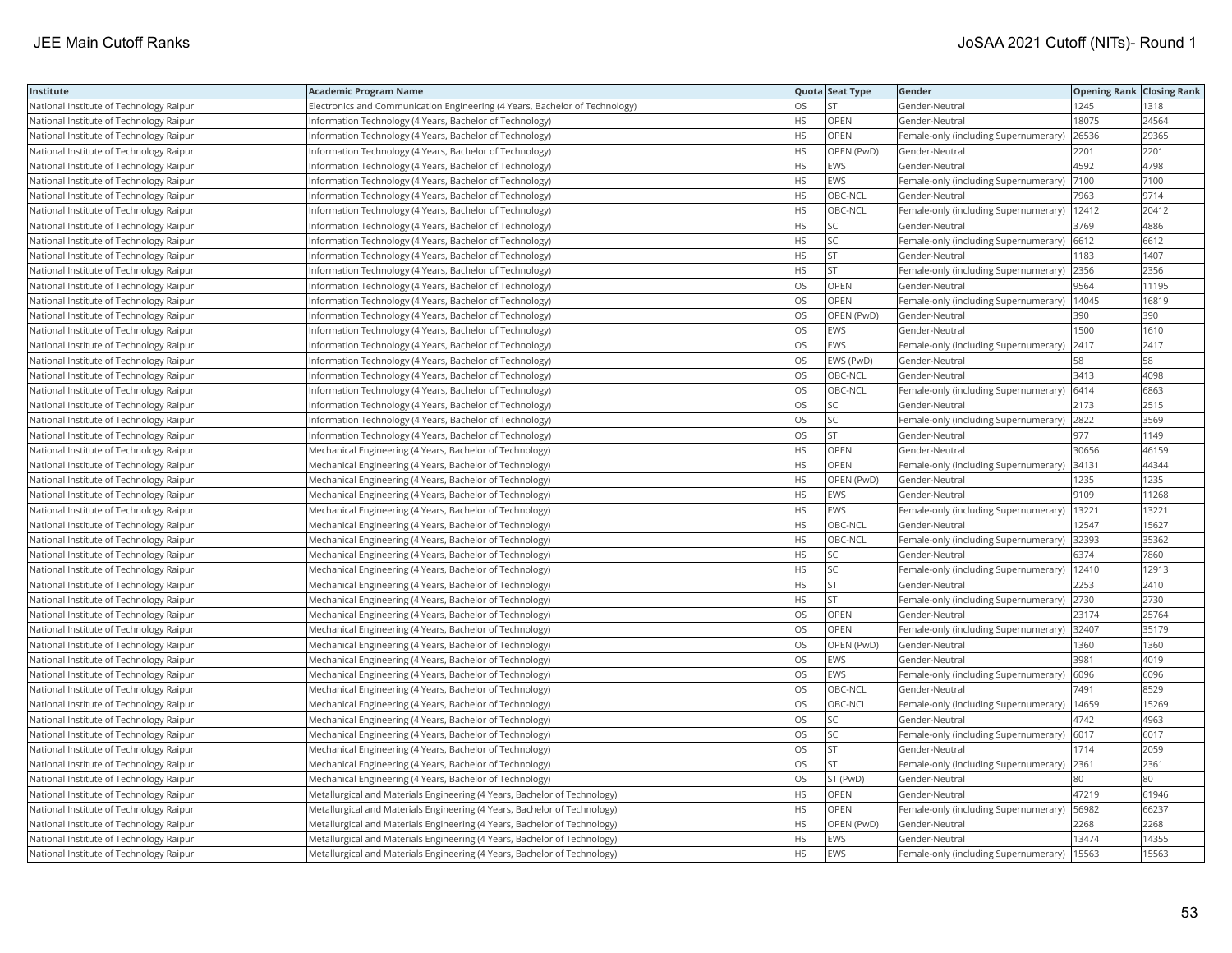| Institute | Academic Program Name | Quota | Seat Type | Gender | Opening Rank | Closing Rank |
|---|---|---|---|---|---|---|
| National Institute of Technology Raipur | Electronics and Communication Engineering (4 Years, Bachelor of Technology) | OS | ST | Gender-Neutral | 1245 | 1318 |
| National Institute of Technology Raipur | Information Technology (4 Years, Bachelor of Technology) | HS | OPEN | Gender-Neutral | 18075 | 24564 |
| National Institute of Technology Raipur | Information Technology (4 Years, Bachelor of Technology) | HS | OPEN | Female-only (including Supernumerary) | 26536 | 29365 |
| National Institute of Technology Raipur | Information Technology (4 Years, Bachelor of Technology) | HS | OPEN (PwD) | Gender-Neutral | 2201 | 2201 |
| National Institute of Technology Raipur | Information Technology (4 Years, Bachelor of Technology) | HS | EWS | Gender-Neutral | 4592 | 4798 |
| National Institute of Technology Raipur | Information Technology (4 Years, Bachelor of Technology) | HS | EWS | Female-only (including Supernumerary) | 7100 | 7100 |
| National Institute of Technology Raipur | Information Technology (4 Years, Bachelor of Technology) | HS | OBC-NCL | Gender-Neutral | 7963 | 9714 |
| National Institute of Technology Raipur | Information Technology (4 Years, Bachelor of Technology) | HS | OBC-NCL | Female-only (including Supernumerary) | 12412 | 20412 |
| National Institute of Technology Raipur | Information Technology (4 Years, Bachelor of Technology) | HS | SC | Gender-Neutral | 3769 | 4886 |
| National Institute of Technology Raipur | Information Technology (4 Years, Bachelor of Technology) | HS | SC | Female-only (including Supernumerary) | 6612 | 6612 |
| National Institute of Technology Raipur | Information Technology (4 Years, Bachelor of Technology) | HS | ST | Gender-Neutral | 1183 | 1407 |
| National Institute of Technology Raipur | Information Technology (4 Years, Bachelor of Technology) | HS | ST | Female-only (including Supernumerary) | 2356 | 2356 |
| National Institute of Technology Raipur | Information Technology (4 Years, Bachelor of Technology) | OS | OPEN | Gender-Neutral | 9564 | 11195 |
| National Institute of Technology Raipur | Information Technology (4 Years, Bachelor of Technology) | OS | OPEN | Female-only (including Supernumerary) | 14045 | 16819 |
| National Institute of Technology Raipur | Information Technology (4 Years, Bachelor of Technology) | OS | OPEN (PwD) | Gender-Neutral | 390 | 390 |
| National Institute of Technology Raipur | Information Technology (4 Years, Bachelor of Technology) | OS | EWS | Gender-Neutral | 1500 | 1610 |
| National Institute of Technology Raipur | Information Technology (4 Years, Bachelor of Technology) | OS | EWS | Female-only (including Supernumerary) | 2417 | 2417 |
| National Institute of Technology Raipur | Information Technology (4 Years, Bachelor of Technology) | OS | EWS (PwD) | Gender-Neutral | 58 | 58 |
| National Institute of Technology Raipur | Information Technology (4 Years, Bachelor of Technology) | OS | OBC-NCL | Gender-Neutral | 3413 | 4098 |
| National Institute of Technology Raipur | Information Technology (4 Years, Bachelor of Technology) | OS | OBC-NCL | Female-only (including Supernumerary) | 6414 | 6863 |
| National Institute of Technology Raipur | Information Technology (4 Years, Bachelor of Technology) | OS | SC | Gender-Neutral | 2173 | 2515 |
| National Institute of Technology Raipur | Information Technology (4 Years, Bachelor of Technology) | OS | SC | Female-only (including Supernumerary) | 2822 | 3569 |
| National Institute of Technology Raipur | Information Technology (4 Years, Bachelor of Technology) | OS | ST | Gender-Neutral | 977 | 1149 |
| National Institute of Technology Raipur | Mechanical Engineering (4 Years, Bachelor of Technology) | HS | OPEN | Gender-Neutral | 30656 | 46159 |
| National Institute of Technology Raipur | Mechanical Engineering (4 Years, Bachelor of Technology) | HS | OPEN | Female-only (including Supernumerary) | 34131 | 44344 |
| National Institute of Technology Raipur | Mechanical Engineering (4 Years, Bachelor of Technology) | HS | OPEN (PwD) | Gender-Neutral | 1235 | 1235 |
| National Institute of Technology Raipur | Mechanical Engineering (4 Years, Bachelor of Technology) | HS | EWS | Gender-Neutral | 9109 | 11268 |
| National Institute of Technology Raipur | Mechanical Engineering (4 Years, Bachelor of Technology) | HS | EWS | Female-only (including Supernumerary) | 13221 | 13221 |
| National Institute of Technology Raipur | Mechanical Engineering (4 Years, Bachelor of Technology) | HS | OBC-NCL | Gender-Neutral | 12547 | 15627 |
| National Institute of Technology Raipur | Mechanical Engineering (4 Years, Bachelor of Technology) | HS | OBC-NCL | Female-only (including Supernumerary) | 32393 | 35362 |
| National Institute of Technology Raipur | Mechanical Engineering (4 Years, Bachelor of Technology) | HS | SC | Gender-Neutral | 6374 | 7860 |
| National Institute of Technology Raipur | Mechanical Engineering (4 Years, Bachelor of Technology) | HS | SC | Female-only (including Supernumerary) | 12410 | 12913 |
| National Institute of Technology Raipur | Mechanical Engineering (4 Years, Bachelor of Technology) | HS | ST | Gender-Neutral | 2253 | 2410 |
| National Institute of Technology Raipur | Mechanical Engineering (4 Years, Bachelor of Technology) | HS | ST | Female-only (including Supernumerary) | 2730 | 2730 |
| National Institute of Technology Raipur | Mechanical Engineering (4 Years, Bachelor of Technology) | OS | OPEN | Gender-Neutral | 23174 | 25764 |
| National Institute of Technology Raipur | Mechanical Engineering (4 Years, Bachelor of Technology) | OS | OPEN | Female-only (including Supernumerary) | 32407 | 35179 |
| National Institute of Technology Raipur | Mechanical Engineering (4 Years, Bachelor of Technology) | OS | OPEN (PwD) | Gender-Neutral | 1360 | 1360 |
| National Institute of Technology Raipur | Mechanical Engineering (4 Years, Bachelor of Technology) | OS | EWS | Gender-Neutral | 3981 | 4019 |
| National Institute of Technology Raipur | Mechanical Engineering (4 Years, Bachelor of Technology) | OS | EWS | Female-only (including Supernumerary) | 6096 | 6096 |
| National Institute of Technology Raipur | Mechanical Engineering (4 Years, Bachelor of Technology) | OS | OBC-NCL | Gender-Neutral | 7491 | 8529 |
| National Institute of Technology Raipur | Mechanical Engineering (4 Years, Bachelor of Technology) | OS | OBC-NCL | Female-only (including Supernumerary) | 14659 | 15269 |
| National Institute of Technology Raipur | Mechanical Engineering (4 Years, Bachelor of Technology) | OS | SC | Gender-Neutral | 4742 | 4963 |
| National Institute of Technology Raipur | Mechanical Engineering (4 Years, Bachelor of Technology) | OS | SC | Female-only (including Supernumerary) | 6017 | 6017 |
| National Institute of Technology Raipur | Mechanical Engineering (4 Years, Bachelor of Technology) | OS | ST | Gender-Neutral | 1714 | 2059 |
| National Institute of Technology Raipur | Mechanical Engineering (4 Years, Bachelor of Technology) | OS | ST | Female-only (including Supernumerary) | 2361 | 2361 |
| National Institute of Technology Raipur | Mechanical Engineering (4 Years, Bachelor of Technology) | OS | ST (PwD) | Gender-Neutral | 80 | 80 |
| National Institute of Technology Raipur | Metallurgical and Materials Engineering (4 Years, Bachelor of Technology) | HS | OPEN | Gender-Neutral | 47219 | 61946 |
| National Institute of Technology Raipur | Metallurgical and Materials Engineering (4 Years, Bachelor of Technology) | HS | OPEN | Female-only (including Supernumerary) | 56982 | 66237 |
| National Institute of Technology Raipur | Metallurgical and Materials Engineering (4 Years, Bachelor of Technology) | HS | OPEN (PwD) | Gender-Neutral | 2268 | 2268 |
| National Institute of Technology Raipur | Metallurgical and Materials Engineering (4 Years, Bachelor of Technology) | HS | EWS | Gender-Neutral | 13474 | 14355 |
| National Institute of Technology Raipur | Metallurgical and Materials Engineering (4 Years, Bachelor of Technology) | HS | EWS | Female-only (including Supernumerary) | 15563 | 15563 |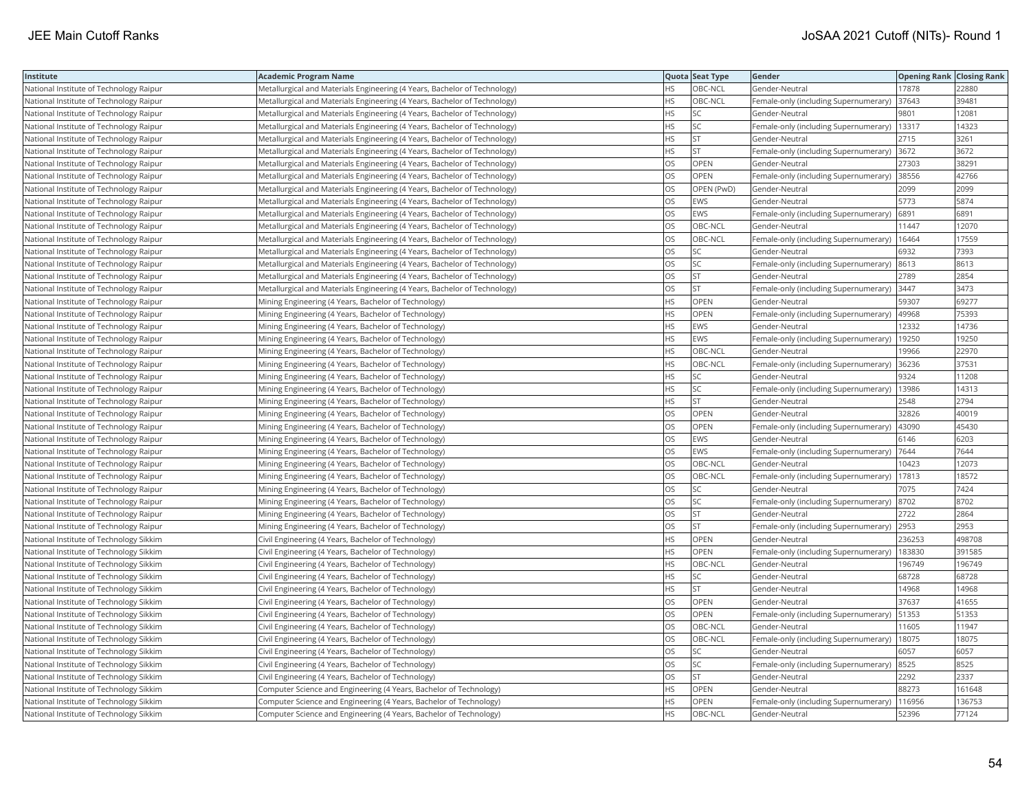| Institute | Academic Program Name | Quota | Seat Type | Gender | Opening Rank | Closing Rank |
| --- | --- | --- | --- | --- | --- | --- |
| National Institute of Technology Raipur | Metallurgical and Materials Engineering (4 Years, Bachelor of Technology) | HS | OBC-NCL | Gender-Neutral | 17878 | 22880 |
| National Institute of Technology Raipur | Metallurgical and Materials Engineering (4 Years, Bachelor of Technology) | HS | OBC-NCL | Female-only (including Supernumerary) | 37643 | 39481 |
| National Institute of Technology Raipur | Metallurgical and Materials Engineering (4 Years, Bachelor of Technology) | HS | SC | Gender-Neutral | 9801 | 12081 |
| National Institute of Technology Raipur | Metallurgical and Materials Engineering (4 Years, Bachelor of Technology) | HS | SC | Female-only (including Supernumerary) | 13317 | 14323 |
| National Institute of Technology Raipur | Metallurgical and Materials Engineering (4 Years, Bachelor of Technology) | HS | ST | Gender-Neutral | 2715 | 3261 |
| National Institute of Technology Raipur | Metallurgical and Materials Engineering (4 Years, Bachelor of Technology) | HS | ST | Female-only (including Supernumerary) | 3672 | 3672 |
| National Institute of Technology Raipur | Metallurgical and Materials Engineering (4 Years, Bachelor of Technology) | OS | OPEN | Gender-Neutral | 27303 | 38291 |
| National Institute of Technology Raipur | Metallurgical and Materials Engineering (4 Years, Bachelor of Technology) | OS | OPEN | Female-only (including Supernumerary) | 38556 | 42766 |
| National Institute of Technology Raipur | Metallurgical and Materials Engineering (4 Years, Bachelor of Technology) | OS | OPEN (PwD) | Gender-Neutral | 2099 | 2099 |
| National Institute of Technology Raipur | Metallurgical and Materials Engineering (4 Years, Bachelor of Technology) | OS | EWS | Gender-Neutral | 5773 | 5874 |
| National Institute of Technology Raipur | Metallurgical and Materials Engineering (4 Years, Bachelor of Technology) | OS | EWS | Female-only (including Supernumerary) | 6891 | 6891 |
| National Institute of Technology Raipur | Metallurgical and Materials Engineering (4 Years, Bachelor of Technology) | OS | OBC-NCL | Gender-Neutral | 11447 | 12070 |
| National Institute of Technology Raipur | Metallurgical and Materials Engineering (4 Years, Bachelor of Technology) | OS | OBC-NCL | Female-only (including Supernumerary) | 16464 | 17559 |
| National Institute of Technology Raipur | Metallurgical and Materials Engineering (4 Years, Bachelor of Technology) | OS | SC | Gender-Neutral | 6932 | 7393 |
| National Institute of Technology Raipur | Metallurgical and Materials Engineering (4 Years, Bachelor of Technology) | OS | SC | Female-only (including Supernumerary) | 8613 | 8613 |
| National Institute of Technology Raipur | Metallurgical and Materials Engineering (4 Years, Bachelor of Technology) | OS | ST | Gender-Neutral | 2789 | 2854 |
| National Institute of Technology Raipur | Metallurgical and Materials Engineering (4 Years, Bachelor of Technology) | OS | ST | Female-only (including Supernumerary) | 3447 | 3473 |
| National Institute of Technology Raipur | Mining Engineering (4 Years, Bachelor of Technology) | HS | OPEN | Gender-Neutral | 59307 | 69277 |
| National Institute of Technology Raipur | Mining Engineering (4 Years, Bachelor of Technology) | HS | OPEN | Female-only (including Supernumerary) | 49968 | 75393 |
| National Institute of Technology Raipur | Mining Engineering (4 Years, Bachelor of Technology) | HS | EWS | Gender-Neutral | 12332 | 14736 |
| National Institute of Technology Raipur | Mining Engineering (4 Years, Bachelor of Technology) | HS | EWS | Female-only (including Supernumerary) | 19250 | 19250 |
| National Institute of Technology Raipur | Mining Engineering (4 Years, Bachelor of Technology) | HS | OBC-NCL | Gender-Neutral | 19966 | 22970 |
| National Institute of Technology Raipur | Mining Engineering (4 Years, Bachelor of Technology) | HS | OBC-NCL | Female-only (including Supernumerary) | 36236 | 37531 |
| National Institute of Technology Raipur | Mining Engineering (4 Years, Bachelor of Technology) | HS | SC | Gender-Neutral | 9324 | 11208 |
| National Institute of Technology Raipur | Mining Engineering (4 Years, Bachelor of Technology) | HS | SC | Female-only (including Supernumerary) | 13986 | 14313 |
| National Institute of Technology Raipur | Mining Engineering (4 Years, Bachelor of Technology) | HS | ST | Gender-Neutral | 2548 | 2794 |
| National Institute of Technology Raipur | Mining Engineering (4 Years, Bachelor of Technology) | OS | OPEN | Gender-Neutral | 32826 | 40019 |
| National Institute of Technology Raipur | Mining Engineering (4 Years, Bachelor of Technology) | OS | OPEN | Female-only (including Supernumerary) | 43090 | 45430 |
| National Institute of Technology Raipur | Mining Engineering (4 Years, Bachelor of Technology) | OS | EWS | Gender-Neutral | 6146 | 6203 |
| National Institute of Technology Raipur | Mining Engineering (4 Years, Bachelor of Technology) | OS | EWS | Female-only (including Supernumerary) | 7644 | 7644 |
| National Institute of Technology Raipur | Mining Engineering (4 Years, Bachelor of Technology) | OS | OBC-NCL | Gender-Neutral | 10423 | 12073 |
| National Institute of Technology Raipur | Mining Engineering (4 Years, Bachelor of Technology) | OS | OBC-NCL | Female-only (including Supernumerary) | 17813 | 18572 |
| National Institute of Technology Raipur | Mining Engineering (4 Years, Bachelor of Technology) | OS | SC | Gender-Neutral | 7075 | 7424 |
| National Institute of Technology Raipur | Mining Engineering (4 Years, Bachelor of Technology) | OS | SC | Female-only (including Supernumerary) | 8702 | 8702 |
| National Institute of Technology Raipur | Mining Engineering (4 Years, Bachelor of Technology) | OS | ST | Gender-Neutral | 2722 | 2864 |
| National Institute of Technology Raipur | Mining Engineering (4 Years, Bachelor of Technology) | OS | ST | Female-only (including Supernumerary) | 2953 | 2953 |
| National Institute of Technology Sikkim | Civil Engineering (4 Years, Bachelor of Technology) | HS | OPEN | Gender-Neutral | 236253 | 498708 |
| National Institute of Technology Sikkim | Civil Engineering (4 Years, Bachelor of Technology) | HS | OPEN | Female-only (including Supernumerary) | 183830 | 391585 |
| National Institute of Technology Sikkim | Civil Engineering (4 Years, Bachelor of Technology) | HS | OBC-NCL | Gender-Neutral | 196749 | 196749 |
| National Institute of Technology Sikkim | Civil Engineering (4 Years, Bachelor of Technology) | HS | SC | Gender-Neutral | 68728 | 68728 |
| National Institute of Technology Sikkim | Civil Engineering (4 Years, Bachelor of Technology) | HS | ST | Gender-Neutral | 14968 | 14968 |
| National Institute of Technology Sikkim | Civil Engineering (4 Years, Bachelor of Technology) | OS | OPEN | Gender-Neutral | 37637 | 41655 |
| National Institute of Technology Sikkim | Civil Engineering (4 Years, Bachelor of Technology) | OS | OPEN | Female-only (including Supernumerary) | 51353 | 51353 |
| National Institute of Technology Sikkim | Civil Engineering (4 Years, Bachelor of Technology) | OS | OBC-NCL | Gender-Neutral | 11605 | 11947 |
| National Institute of Technology Sikkim | Civil Engineering (4 Years, Bachelor of Technology) | OS | OBC-NCL | Female-only (including Supernumerary) | 18075 | 18075 |
| National Institute of Technology Sikkim | Civil Engineering (4 Years, Bachelor of Technology) | OS | SC | Gender-Neutral | 6057 | 6057 |
| National Institute of Technology Sikkim | Civil Engineering (4 Years, Bachelor of Technology) | OS | SC | Female-only (including Supernumerary) | 8525 | 8525 |
| National Institute of Technology Sikkim | Civil Engineering (4 Years, Bachelor of Technology) | OS | ST | Gender-Neutral | 2292 | 2337 |
| National Institute of Technology Sikkim | Computer Science and Engineering (4 Years, Bachelor of Technology) | HS | OPEN | Gender-Neutral | 88273 | 161648 |
| National Institute of Technology Sikkim | Computer Science and Engineering (4 Years, Bachelor of Technology) | HS | OPEN | Female-only (including Supernumerary) | 116956 | 136753 |
| National Institute of Technology Sikkim | Computer Science and Engineering (4 Years, Bachelor of Technology) | HS | OBC-NCL | Gender-Neutral | 52396 | 77124 |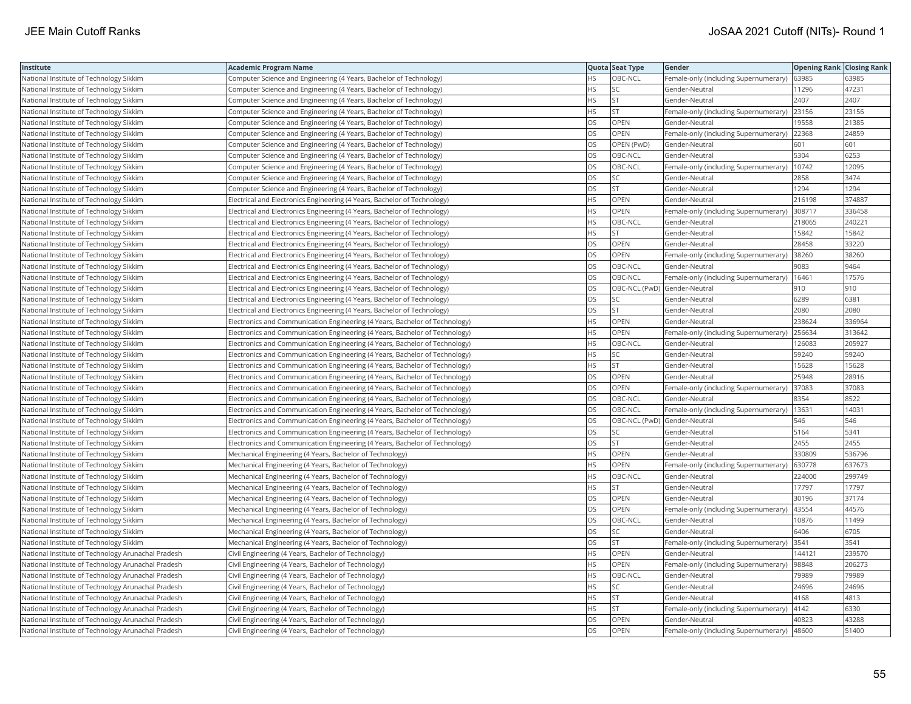| Institute | Academic Program Name | Quota | Seat Type | Gender | Opening Rank | Closing Rank |
|---|---|---|---|---|---|---|
| National Institute of Technology Sikkim | Computer Science and Engineering (4 Years, Bachelor of Technology) | HS | OBC-NCL | Female-only (including Supernumerary) | 63985 | 63985 |
| National Institute of Technology Sikkim | Computer Science and Engineering (4 Years, Bachelor of Technology) | HS | SC | Gender-Neutral | 11296 | 47231 |
| National Institute of Technology Sikkim | Computer Science and Engineering (4 Years, Bachelor of Technology) | HS | ST | Gender-Neutral | 2407 | 2407 |
| National Institute of Technology Sikkim | Computer Science and Engineering (4 Years, Bachelor of Technology) | HS | ST | Female-only (including Supernumerary) | 23156 | 23156 |
| National Institute of Technology Sikkim | Computer Science and Engineering (4 Years, Bachelor of Technology) | OS | OPEN | Gender-Neutral | 19558 | 21385 |
| National Institute of Technology Sikkim | Computer Science and Engineering (4 Years, Bachelor of Technology) | OS | OPEN | Female-only (including Supernumerary) | 22368 | 24859 |
| National Institute of Technology Sikkim | Computer Science and Engineering (4 Years, Bachelor of Technology) | OS | OPEN (PwD) | Gender-Neutral | 601 | 601 |
| National Institute of Technology Sikkim | Computer Science and Engineering (4 Years, Bachelor of Technology) | OS | OBC-NCL | Gender-Neutral | 5304 | 6253 |
| National Institute of Technology Sikkim | Computer Science and Engineering (4 Years, Bachelor of Technology) | OS | OBC-NCL | Female-only (including Supernumerary) | 10742 | 12095 |
| National Institute of Technology Sikkim | Computer Science and Engineering (4 Years, Bachelor of Technology) | OS | SC | Gender-Neutral | 2858 | 3474 |
| National Institute of Technology Sikkim | Computer Science and Engineering (4 Years, Bachelor of Technology) | OS | ST | Gender-Neutral | 1294 | 1294 |
| National Institute of Technology Sikkim | Electrical and Electronics Engineering (4 Years, Bachelor of Technology) | HS | OPEN | Gender-Neutral | 216198 | 374887 |
| National Institute of Technology Sikkim | Electrical and Electronics Engineering (4 Years, Bachelor of Technology) | HS | OPEN | Female-only (including Supernumerary) | 308717 | 336458 |
| National Institute of Technology Sikkim | Electrical and Electronics Engineering (4 Years, Bachelor of Technology) | HS | OBC-NCL | Gender-Neutral | 218065 | 240221 |
| National Institute of Technology Sikkim | Electrical and Electronics Engineering (4 Years, Bachelor of Technology) | HS | ST | Gender-Neutral | 15842 | 15842 |
| National Institute of Technology Sikkim | Electrical and Electronics Engineering (4 Years, Bachelor of Technology) | OS | OPEN | Gender-Neutral | 28458 | 33220 |
| National Institute of Technology Sikkim | Electrical and Electronics Engineering (4 Years, Bachelor of Technology) | OS | OPEN | Female-only (including Supernumerary) | 38260 | 38260 |
| National Institute of Technology Sikkim | Electrical and Electronics Engineering (4 Years, Bachelor of Technology) | OS | OBC-NCL | Gender-Neutral | 9083 | 9464 |
| National Institute of Technology Sikkim | Electrical and Electronics Engineering (4 Years, Bachelor of Technology) | OS | OBC-NCL | Female-only (including Supernumerary) | 16461 | 17576 |
| National Institute of Technology Sikkim | Electrical and Electronics Engineering (4 Years, Bachelor of Technology) | OS | OBC-NCL (PwD) | Gender-Neutral | 910 | 910 |
| National Institute of Technology Sikkim | Electrical and Electronics Engineering (4 Years, Bachelor of Technology) | OS | SC | Gender-Neutral | 6289 | 6381 |
| National Institute of Technology Sikkim | Electrical and Electronics Engineering (4 Years, Bachelor of Technology) | OS | ST | Gender-Neutral | 2080 | 2080 |
| National Institute of Technology Sikkim | Electronics and Communication Engineering (4 Years, Bachelor of Technology) | HS | OPEN | Gender-Neutral | 238624 | 336964 |
| National Institute of Technology Sikkim | Electronics and Communication Engineering (4 Years, Bachelor of Technology) | HS | OPEN | Female-only (including Supernumerary) | 256634 | 313642 |
| National Institute of Technology Sikkim | Electronics and Communication Engineering (4 Years, Bachelor of Technology) | HS | OBC-NCL | Gender-Neutral | 126083 | 205927 |
| National Institute of Technology Sikkim | Electronics and Communication Engineering (4 Years, Bachelor of Technology) | HS | SC | Gender-Neutral | 59240 | 59240 |
| National Institute of Technology Sikkim | Electronics and Communication Engineering (4 Years, Bachelor of Technology) | HS | ST | Gender-Neutral | 15628 | 15628 |
| National Institute of Technology Sikkim | Electronics and Communication Engineering (4 Years, Bachelor of Technology) | OS | OPEN | Gender-Neutral | 25948 | 28916 |
| National Institute of Technology Sikkim | Electronics and Communication Engineering (4 Years, Bachelor of Technology) | OS | OPEN | Female-only (including Supernumerary) | 37083 | 37083 |
| National Institute of Technology Sikkim | Electronics and Communication Engineering (4 Years, Bachelor of Technology) | OS | OBC-NCL | Gender-Neutral | 8354 | 8522 |
| National Institute of Technology Sikkim | Electronics and Communication Engineering (4 Years, Bachelor of Technology) | OS | OBC-NCL | Female-only (including Supernumerary) | 13631 | 14031 |
| National Institute of Technology Sikkim | Electronics and Communication Engineering (4 Years, Bachelor of Technology) | OS | OBC-NCL (PwD) | Gender-Neutral | 546 | 546 |
| National Institute of Technology Sikkim | Electronics and Communication Engineering (4 Years, Bachelor of Technology) | OS | SC | Gender-Neutral | 5164 | 5341 |
| National Institute of Technology Sikkim | Electronics and Communication Engineering (4 Years, Bachelor of Technology) | OS | ST | Gender-Neutral | 2455 | 2455 |
| National Institute of Technology Sikkim | Mechanical Engineering (4 Years, Bachelor of Technology) | HS | OPEN | Gender-Neutral | 330809 | 536796 |
| National Institute of Technology Sikkim | Mechanical Engineering (4 Years, Bachelor of Technology) | HS | OPEN | Female-only (including Supernumerary) | 630778 | 637673 |
| National Institute of Technology Sikkim | Mechanical Engineering (4 Years, Bachelor of Technology) | HS | OBC-NCL | Gender-Neutral | 224000 | 299749 |
| National Institute of Technology Sikkim | Mechanical Engineering (4 Years, Bachelor of Technology) | HS | ST | Gender-Neutral | 17797 | 17797 |
| National Institute of Technology Sikkim | Mechanical Engineering (4 Years, Bachelor of Technology) | OS | OPEN | Gender-Neutral | 30196 | 37174 |
| National Institute of Technology Sikkim | Mechanical Engineering (4 Years, Bachelor of Technology) | OS | OPEN | Female-only (including Supernumerary) | 43554 | 44576 |
| National Institute of Technology Sikkim | Mechanical Engineering (4 Years, Bachelor of Technology) | OS | OBC-NCL | Gender-Neutral | 10876 | 11499 |
| National Institute of Technology Sikkim | Mechanical Engineering (4 Years, Bachelor of Technology) | OS | SC | Gender-Neutral | 6406 | 6705 |
| National Institute of Technology Sikkim | Mechanical Engineering (4 Years, Bachelor of Technology) | OS | ST | Female-only (including Supernumerary) | 3541 | 3541 |
| National Institute of Technology Arunachal Pradesh | Civil Engineering (4 Years, Bachelor of Technology) | HS | OPEN | Gender-Neutral | 144121 | 239570 |
| National Institute of Technology Arunachal Pradesh | Civil Engineering (4 Years, Bachelor of Technology) | HS | OPEN | Female-only (including Supernumerary) | 98848 | 206273 |
| National Institute of Technology Arunachal Pradesh | Civil Engineering (4 Years, Bachelor of Technology) | HS | OBC-NCL | Gender-Neutral | 79989 | 79989 |
| National Institute of Technology Arunachal Pradesh | Civil Engineering (4 Years, Bachelor of Technology) | HS | SC | Gender-Neutral | 24696 | 24696 |
| National Institute of Technology Arunachal Pradesh | Civil Engineering (4 Years, Bachelor of Technology) | HS | ST | Gender-Neutral | 4168 | 4813 |
| National Institute of Technology Arunachal Pradesh | Civil Engineering (4 Years, Bachelor of Technology) | HS | ST | Female-only (including Supernumerary) | 4142 | 6330 |
| National Institute of Technology Arunachal Pradesh | Civil Engineering (4 Years, Bachelor of Technology) | OS | OPEN | Gender-Neutral | 40823 | 43288 |
| National Institute of Technology Arunachal Pradesh | Civil Engineering (4 Years, Bachelor of Technology) | OS | OPEN | Female-only (including Supernumerary) | 48600 | 51400 |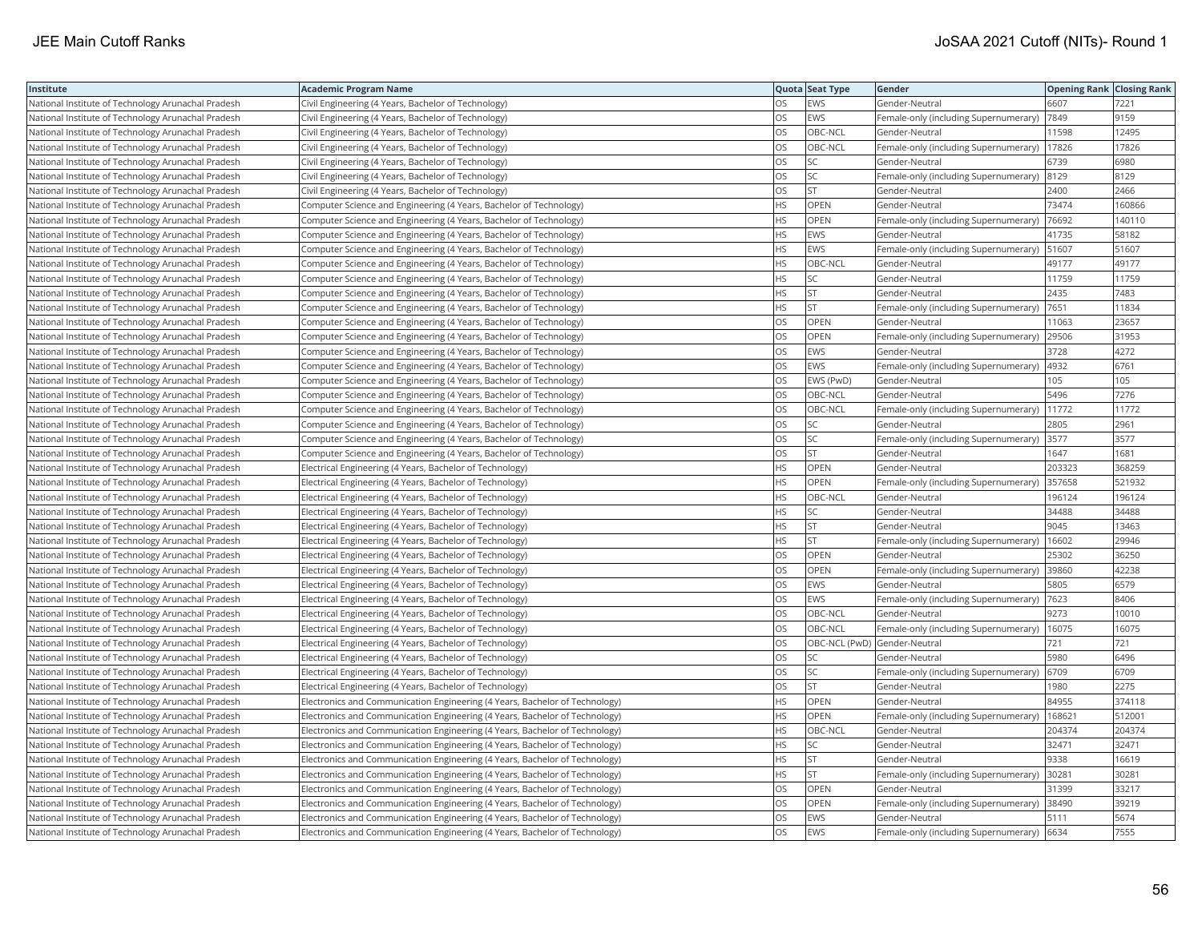| Institute | Academic Program Name | Quota | Seat Type | Gender | Opening Rank | Closing Rank |
|---|---|---|---|---|---|---|
| National Institute of Technology Arunachal Pradesh | Civil Engineering (4 Years, Bachelor of Technology) | OS | EWS | Gender-Neutral | 6607 | 7221 |
| National Institute of Technology Arunachal Pradesh | Civil Engineering (4 Years, Bachelor of Technology) | OS | EWS | Female-only (including Supernumerary) | 7849 | 9159 |
| National Institute of Technology Arunachal Pradesh | Civil Engineering (4 Years, Bachelor of Technology) | OS | OBC-NCL | Gender-Neutral | 11598 | 12495 |
| National Institute of Technology Arunachal Pradesh | Civil Engineering (4 Years, Bachelor of Technology) | OS | OBC-NCL | Female-only (including Supernumerary) | 17826 | 17826 |
| National Institute of Technology Arunachal Pradesh | Civil Engineering (4 Years, Bachelor of Technology) | OS | SC | Gender-Neutral | 6739 | 6980 |
| National Institute of Technology Arunachal Pradesh | Civil Engineering (4 Years, Bachelor of Technology) | OS | SC | Female-only (including Supernumerary) | 8129 | 8129 |
| National Institute of Technology Arunachal Pradesh | Civil Engineering (4 Years, Bachelor of Technology) | OS | ST | Gender-Neutral | 2400 | 2466 |
| National Institute of Technology Arunachal Pradesh | Computer Science and Engineering (4 Years, Bachelor of Technology) | HS | OPEN | Gender-Neutral | 73474 | 160866 |
| National Institute of Technology Arunachal Pradesh | Computer Science and Engineering (4 Years, Bachelor of Technology) | HS | OPEN | Female-only (including Supernumerary) | 76692 | 140110 |
| National Institute of Technology Arunachal Pradesh | Computer Science and Engineering (4 Years, Bachelor of Technology) | HS | EWS | Gender-Neutral | 41735 | 58182 |
| National Institute of Technology Arunachal Pradesh | Computer Science and Engineering (4 Years, Bachelor of Technology) | HS | EWS | Female-only (including Supernumerary) | 51607 | 51607 |
| National Institute of Technology Arunachal Pradesh | Computer Science and Engineering (4 Years, Bachelor of Technology) | HS | OBC-NCL | Gender-Neutral | 49177 | 49177 |
| National Institute of Technology Arunachal Pradesh | Computer Science and Engineering (4 Years, Bachelor of Technology) | HS | SC | Gender-Neutral | 11759 | 11759 |
| National Institute of Technology Arunachal Pradesh | Computer Science and Engineering (4 Years, Bachelor of Technology) | HS | ST | Gender-Neutral | 2435 | 7483 |
| National Institute of Technology Arunachal Pradesh | Computer Science and Engineering (4 Years, Bachelor of Technology) | HS | ST | Female-only (including Supernumerary) | 7651 | 11834 |
| National Institute of Technology Arunachal Pradesh | Computer Science and Engineering (4 Years, Bachelor of Technology) | OS | OPEN | Gender-Neutral | 11063 | 23657 |
| National Institute of Technology Arunachal Pradesh | Computer Science and Engineering (4 Years, Bachelor of Technology) | OS | OPEN | Female-only (including Supernumerary) | 29506 | 31953 |
| National Institute of Technology Arunachal Pradesh | Computer Science and Engineering (4 Years, Bachelor of Technology) | OS | EWS | Gender-Neutral | 3728 | 4272 |
| National Institute of Technology Arunachal Pradesh | Computer Science and Engineering (4 Years, Bachelor of Technology) | OS | EWS | Female-only (including Supernumerary) | 4932 | 6761 |
| National Institute of Technology Arunachal Pradesh | Computer Science and Engineering (4 Years, Bachelor of Technology) | OS | EWS (PwD) | Gender-Neutral | 105 | 105 |
| National Institute of Technology Arunachal Pradesh | Computer Science and Engineering (4 Years, Bachelor of Technology) | OS | OBC-NCL | Gender-Neutral | 5496 | 7276 |
| National Institute of Technology Arunachal Pradesh | Computer Science and Engineering (4 Years, Bachelor of Technology) | OS | OBC-NCL | Female-only (including Supernumerary) | 11772 | 11772 |
| National Institute of Technology Arunachal Pradesh | Computer Science and Engineering (4 Years, Bachelor of Technology) | OS | SC | Gender-Neutral | 2805 | 2961 |
| National Institute of Technology Arunachal Pradesh | Computer Science and Engineering (4 Years, Bachelor of Technology) | OS | SC | Female-only (including Supernumerary) | 3577 | 3577 |
| National Institute of Technology Arunachal Pradesh | Computer Science and Engineering (4 Years, Bachelor of Technology) | OS | ST | Gender-Neutral | 1647 | 1681 |
| National Institute of Technology Arunachal Pradesh | Electrical Engineering (4 Years, Bachelor of Technology) | HS | OPEN | Gender-Neutral | 203323 | 368259 |
| National Institute of Technology Arunachal Pradesh | Electrical Engineering (4 Years, Bachelor of Technology) | HS | OPEN | Female-only (including Supernumerary) | 357658 | 521932 |
| National Institute of Technology Arunachal Pradesh | Electrical Engineering (4 Years, Bachelor of Technology) | HS | OBC-NCL | Gender-Neutral | 196124 | 196124 |
| National Institute of Technology Arunachal Pradesh | Electrical Engineering (4 Years, Bachelor of Technology) | HS | SC | Gender-Neutral | 34488 | 34488 |
| National Institute of Technology Arunachal Pradesh | Electrical Engineering (4 Years, Bachelor of Technology) | HS | ST | Gender-Neutral | 9045 | 13463 |
| National Institute of Technology Arunachal Pradesh | Electrical Engineering (4 Years, Bachelor of Technology) | HS | ST | Female-only (including Supernumerary) | 16602 | 29946 |
| National Institute of Technology Arunachal Pradesh | Electrical Engineering (4 Years, Bachelor of Technology) | OS | OPEN | Gender-Neutral | 25302 | 36250 |
| National Institute of Technology Arunachal Pradesh | Electrical Engineering (4 Years, Bachelor of Technology) | OS | OPEN | Female-only (including Supernumerary) | 39860 | 42238 |
| National Institute of Technology Arunachal Pradesh | Electrical Engineering (4 Years, Bachelor of Technology) | OS | EWS | Gender-Neutral | 5805 | 6579 |
| National Institute of Technology Arunachal Pradesh | Electrical Engineering (4 Years, Bachelor of Technology) | OS | EWS | Female-only (including Supernumerary) | 7623 | 8406 |
| National Institute of Technology Arunachal Pradesh | Electrical Engineering (4 Years, Bachelor of Technology) | OS | OBC-NCL | Gender-Neutral | 9273 | 10010 |
| National Institute of Technology Arunachal Pradesh | Electrical Engineering (4 Years, Bachelor of Technology) | OS | OBC-NCL | Female-only (including Supernumerary) | 16075 | 16075 |
| National Institute of Technology Arunachal Pradesh | Electrical Engineering (4 Years, Bachelor of Technology) | OS | OBC-NCL (PwD) | Gender-Neutral | 721 | 721 |
| National Institute of Technology Arunachal Pradesh | Electrical Engineering (4 Years, Bachelor of Technology) | OS | SC | Gender-Neutral | 5980 | 6496 |
| National Institute of Technology Arunachal Pradesh | Electrical Engineering (4 Years, Bachelor of Technology) | OS | SC | Female-only (including Supernumerary) | 6709 | 6709 |
| National Institute of Technology Arunachal Pradesh | Electrical Engineering (4 Years, Bachelor of Technology) | OS | ST | Gender-Neutral | 1980 | 2275 |
| National Institute of Technology Arunachal Pradesh | Electronics and Communication Engineering (4 Years, Bachelor of Technology) | HS | OPEN | Gender-Neutral | 84955 | 374118 |
| National Institute of Technology Arunachal Pradesh | Electronics and Communication Engineering (4 Years, Bachelor of Technology) | HS | OPEN | Female-only (including Supernumerary) | 168621 | 512001 |
| National Institute of Technology Arunachal Pradesh | Electronics and Communication Engineering (4 Years, Bachelor of Technology) | HS | OBC-NCL | Gender-Neutral | 204374 | 204374 |
| National Institute of Technology Arunachal Pradesh | Electronics and Communication Engineering (4 Years, Bachelor of Technology) | HS | SC | Gender-Neutral | 32471 | 32471 |
| National Institute of Technology Arunachal Pradesh | Electronics and Communication Engineering (4 Years, Bachelor of Technology) | HS | ST | Gender-Neutral | 9338 | 16619 |
| National Institute of Technology Arunachal Pradesh | Electronics and Communication Engineering (4 Years, Bachelor of Technology) | HS | ST | Female-only (including Supernumerary) | 30281 | 30281 |
| National Institute of Technology Arunachal Pradesh | Electronics and Communication Engineering (4 Years, Bachelor of Technology) | OS | OPEN | Gender-Neutral | 31399 | 33217 |
| National Institute of Technology Arunachal Pradesh | Electronics and Communication Engineering (4 Years, Bachelor of Technology) | OS | OPEN | Female-only (including Supernumerary) | 38490 | 39219 |
| National Institute of Technology Arunachal Pradesh | Electronics and Communication Engineering (4 Years, Bachelor of Technology) | OS | EWS | Gender-Neutral | 5111 | 5674 |
| National Institute of Technology Arunachal Pradesh | Electronics and Communication Engineering (4 Years, Bachelor of Technology) | OS | EWS | Female-only (including Supernumerary) | 6634 | 7555 |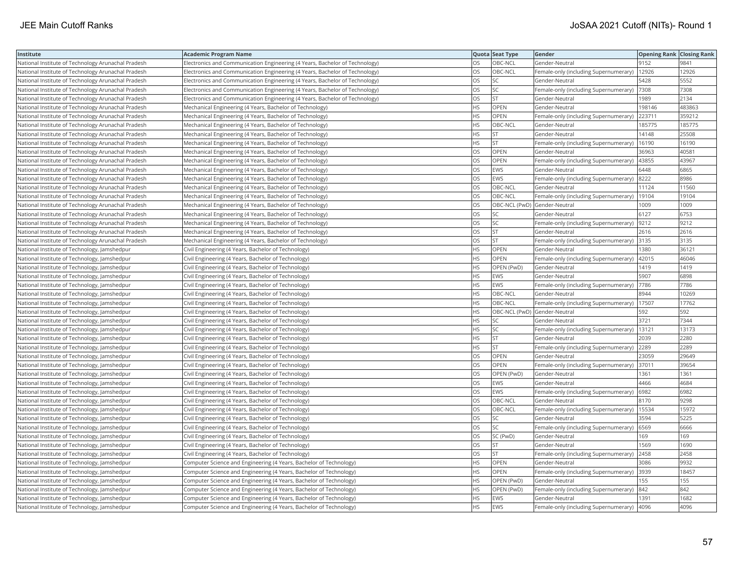| Institute | Academic Program Name | Quota | Seat Type | Gender | Opening Rank | Closing Rank |
|---|---|---|---|---|---|---|
| National Institute of Technology Arunachal Pradesh | Electronics and Communication Engineering (4 Years, Bachelor of Technology) | OS | OBC-NCL | Gender-Neutral | 9152 | 9841 |
| National Institute of Technology Arunachal Pradesh | Electronics and Communication Engineering (4 Years, Bachelor of Technology) | OS | OBC-NCL | Female-only (including Supernumerary) | 12926 | 12926 |
| National Institute of Technology Arunachal Pradesh | Electronics and Communication Engineering (4 Years, Bachelor of Technology) | OS | SC | Gender-Neutral | 5428 | 5552 |
| National Institute of Technology Arunachal Pradesh | Electronics and Communication Engineering (4 Years, Bachelor of Technology) | OS | SC | Female-only (including Supernumerary) | 7308 | 7308 |
| National Institute of Technology Arunachal Pradesh | Electronics and Communication Engineering (4 Years, Bachelor of Technology) | OS | ST | Gender-Neutral | 1989 | 2134 |
| National Institute of Technology Arunachal Pradesh | Mechanical Engineering (4 Years, Bachelor of Technology) | HS | OPEN | Gender-Neutral | 198146 | 483863 |
| National Institute of Technology Arunachal Pradesh | Mechanical Engineering (4 Years, Bachelor of Technology) | HS | OPEN | Female-only (including Supernumerary) | 223711 | 359212 |
| National Institute of Technology Arunachal Pradesh | Mechanical Engineering (4 Years, Bachelor of Technology) | HS | OBC-NCL | Gender-Neutral | 185775 | 185775 |
| National Institute of Technology Arunachal Pradesh | Mechanical Engineering (4 Years, Bachelor of Technology) | HS | ST | Gender-Neutral | 14148 | 25508 |
| National Institute of Technology Arunachal Pradesh | Mechanical Engineering (4 Years, Bachelor of Technology) | HS | ST | Female-only (including Supernumerary) | 16190 | 16190 |
| National Institute of Technology Arunachal Pradesh | Mechanical Engineering (4 Years, Bachelor of Technology) | OS | OPEN | Gender-Neutral | 36963 | 40581 |
| National Institute of Technology Arunachal Pradesh | Mechanical Engineering (4 Years, Bachelor of Technology) | OS | OPEN | Female-only (including Supernumerary) | 43855 | 43967 |
| National Institute of Technology Arunachal Pradesh | Mechanical Engineering (4 Years, Bachelor of Technology) | OS | EWS | Gender-Neutral | 6448 | 6865 |
| National Institute of Technology Arunachal Pradesh | Mechanical Engineering (4 Years, Bachelor of Technology) | OS | EWS | Female-only (including Supernumerary) | 8222 | 8986 |
| National Institute of Technology Arunachal Pradesh | Mechanical Engineering (4 Years, Bachelor of Technology) | OS | OBC-NCL | Gender-Neutral | 11124 | 11560 |
| National Institute of Technology Arunachal Pradesh | Mechanical Engineering (4 Years, Bachelor of Technology) | OS | OBC-NCL | Female-only (including Supernumerary) | 19104 | 19104 |
| National Institute of Technology Arunachal Pradesh | Mechanical Engineering (4 Years, Bachelor of Technology) | OS | OBC-NCL (PwD) | Gender-Neutral | 1009 | 1009 |
| National Institute of Technology Arunachal Pradesh | Mechanical Engineering (4 Years, Bachelor of Technology) | OS | SC | Gender-Neutral | 6127 | 6753 |
| National Institute of Technology Arunachal Pradesh | Mechanical Engineering (4 Years, Bachelor of Technology) | OS | SC | Female-only (including Supernumerary) | 9212 | 9212 |
| National Institute of Technology Arunachal Pradesh | Mechanical Engineering (4 Years, Bachelor of Technology) | OS | ST | Gender-Neutral | 2616 | 2616 |
| National Institute of Technology Arunachal Pradesh | Mechanical Engineering (4 Years, Bachelor of Technology) | OS | ST | Female-only (including Supernumerary) | 3135 | 3135 |
| National Institute of Technology, Jamshedpur | Civil Engineering (4 Years, Bachelor of Technology) | HS | OPEN | Gender-Neutral | 1380 | 36121 |
| National Institute of Technology, Jamshedpur | Civil Engineering (4 Years, Bachelor of Technology) | HS | OPEN | Female-only (including Supernumerary) | 42015 | 46046 |
| National Institute of Technology, Jamshedpur | Civil Engineering (4 Years, Bachelor of Technology) | HS | OPEN (PwD) | Gender-Neutral | 1419 | 1419 |
| National Institute of Technology, Jamshedpur | Civil Engineering (4 Years, Bachelor of Technology) | HS | EWS | Gender-Neutral | 5907 | 6898 |
| National Institute of Technology, Jamshedpur | Civil Engineering (4 Years, Bachelor of Technology) | HS | EWS | Female-only (including Supernumerary) | 7786 | 7786 |
| National Institute of Technology, Jamshedpur | Civil Engineering (4 Years, Bachelor of Technology) | HS | OBC-NCL | Gender-Neutral | 8944 | 10269 |
| National Institute of Technology, Jamshedpur | Civil Engineering (4 Years, Bachelor of Technology) | HS | OBC-NCL | Female-only (including Supernumerary) | 17507 | 17762 |
| National Institute of Technology, Jamshedpur | Civil Engineering (4 Years, Bachelor of Technology) | HS | OBC-NCL (PwD) | Gender-Neutral | 592 | 592 |
| National Institute of Technology, Jamshedpur | Civil Engineering (4 Years, Bachelor of Technology) | HS | SC | Gender-Neutral | 3721 | 7344 |
| National Institute of Technology, Jamshedpur | Civil Engineering (4 Years, Bachelor of Technology) | HS | SC | Female-only (including Supernumerary) | 13121 | 13173 |
| National Institute of Technology, Jamshedpur | Civil Engineering (4 Years, Bachelor of Technology) | HS | ST | Gender-Neutral | 2039 | 2280 |
| National Institute of Technology, Jamshedpur | Civil Engineering (4 Years, Bachelor of Technology) | HS | ST | Female-only (including Supernumerary) | 2289 | 2289 |
| National Institute of Technology, Jamshedpur | Civil Engineering (4 Years, Bachelor of Technology) | OS | OPEN | Gender-Neutral | 23059 | 29649 |
| National Institute of Technology, Jamshedpur | Civil Engineering (4 Years, Bachelor of Technology) | OS | OPEN | Female-only (including Supernumerary) | 37011 | 39654 |
| National Institute of Technology, Jamshedpur | Civil Engineering (4 Years, Bachelor of Technology) | OS | OPEN (PwD) | Gender-Neutral | 1361 | 1361 |
| National Institute of Technology, Jamshedpur | Civil Engineering (4 Years, Bachelor of Technology) | OS | EWS | Gender-Neutral | 4466 | 4684 |
| National Institute of Technology, Jamshedpur | Civil Engineering (4 Years, Bachelor of Technology) | OS | EWS | Female-only (including Supernumerary) | 6982 | 6982 |
| National Institute of Technology, Jamshedpur | Civil Engineering (4 Years, Bachelor of Technology) | OS | OBC-NCL | Gender-Neutral | 8170 | 9298 |
| National Institute of Technology, Jamshedpur | Civil Engineering (4 Years, Bachelor of Technology) | OS | OBC-NCL | Female-only (including Supernumerary) | 15534 | 15972 |
| National Institute of Technology, Jamshedpur | Civil Engineering (4 Years, Bachelor of Technology) | OS | SC | Gender-Neutral | 3594 | 5225 |
| National Institute of Technology, Jamshedpur | Civil Engineering (4 Years, Bachelor of Technology) | OS | SC | Female-only (including Supernumerary) | 6569 | 6666 |
| National Institute of Technology, Jamshedpur | Civil Engineering (4 Years, Bachelor of Technology) | OS | SC (PwD) | Gender-Neutral | 169 | 169 |
| National Institute of Technology, Jamshedpur | Civil Engineering (4 Years, Bachelor of Technology) | OS | ST | Gender-Neutral | 1569 | 1690 |
| National Institute of Technology, Jamshedpur | Civil Engineering (4 Years, Bachelor of Technology) | OS | ST | Female-only (including Supernumerary) | 2458 | 2458 |
| National Institute of Technology, Jamshedpur | Computer Science and Engineering (4 Years, Bachelor of Technology) | HS | OPEN | Gender-Neutral | 3086 | 9932 |
| National Institute of Technology, Jamshedpur | Computer Science and Engineering (4 Years, Bachelor of Technology) | HS | OPEN | Female-only (including Supernumerary) | 3939 | 18457 |
| National Institute of Technology, Jamshedpur | Computer Science and Engineering (4 Years, Bachelor of Technology) | HS | OPEN (PwD) | Gender-Neutral | 155 | 155 |
| National Institute of Technology, Jamshedpur | Computer Science and Engineering (4 Years, Bachelor of Technology) | HS | OPEN (PwD) | Female-only (including Supernumerary) | 842 | 842 |
| National Institute of Technology, Jamshedpur | Computer Science and Engineering (4 Years, Bachelor of Technology) | HS | EWS | Gender-Neutral | 1391 | 1682 |
| National Institute of Technology, Jamshedpur | Computer Science and Engineering (4 Years, Bachelor of Technology) | HS | EWS | Female-only (including Supernumerary) | 4096 | 4096 |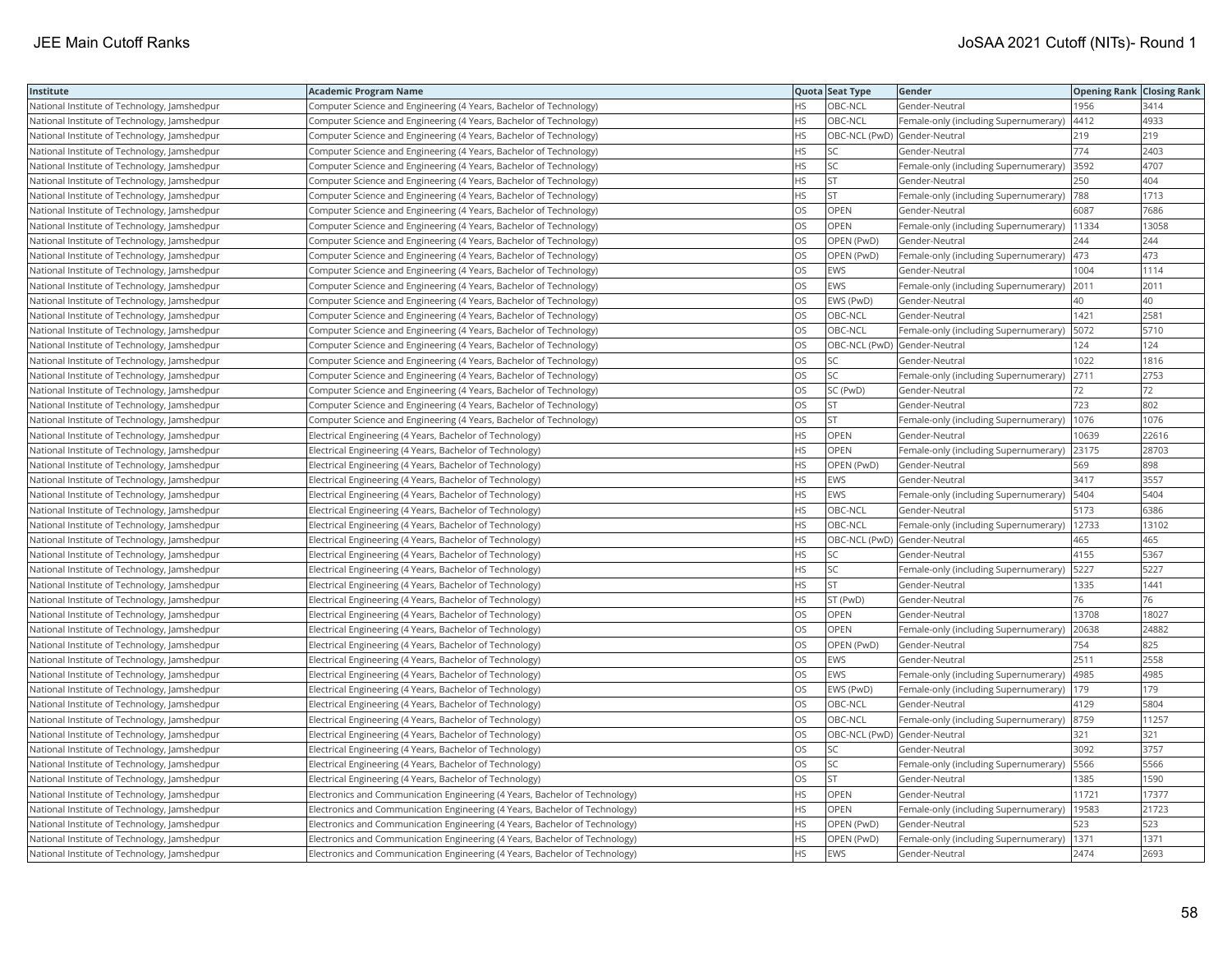| Institute | Academic Program Name | Quota | Seat Type | Gender | Opening Rank | Closing Rank |
|---|---|---|---|---|---|---|
| National Institute of Technology, Jamshedpur | Computer Science and Engineering (4 Years, Bachelor of Technology) | HS | OBC-NCL | Gender-Neutral | 1956 | 3414 |
| National Institute of Technology, Jamshedpur | Computer Science and Engineering (4 Years, Bachelor of Technology) | HS | OBC-NCL | Female-only (including Supernumerary) | 4412 | 4933 |
| National Institute of Technology, Jamshedpur | Computer Science and Engineering (4 Years, Bachelor of Technology) | HS | OBC-NCL (PwD) | Gender-Neutral | 219 | 219 |
| National Institute of Technology, Jamshedpur | Computer Science and Engineering (4 Years, Bachelor of Technology) | HS | SC | Gender-Neutral | 774 | 2403 |
| National Institute of Technology, Jamshedpur | Computer Science and Engineering (4 Years, Bachelor of Technology) | HS | SC | Female-only (including Supernumerary) | 3592 | 4707 |
| National Institute of Technology, Jamshedpur | Computer Science and Engineering (4 Years, Bachelor of Technology) | HS | ST | Gender-Neutral | 250 | 404 |
| National Institute of Technology, Jamshedpur | Computer Science and Engineering (4 Years, Bachelor of Technology) | HS | ST | Female-only (including Supernumerary) | 788 | 1713 |
| National Institute of Technology, Jamshedpur | Computer Science and Engineering (4 Years, Bachelor of Technology) | OS | OPEN | Gender-Neutral | 6087 | 7686 |
| National Institute of Technology, Jamshedpur | Computer Science and Engineering (4 Years, Bachelor of Technology) | OS | OPEN | Female-only (including Supernumerary) | 11334 | 13058 |
| National Institute of Technology, Jamshedpur | Computer Science and Engineering (4 Years, Bachelor of Technology) | OS | OPEN (PwD) | Gender-Neutral | 244 | 244 |
| National Institute of Technology, Jamshedpur | Computer Science and Engineering (4 Years, Bachelor of Technology) | OS | OPEN (PwD) | Female-only (including Supernumerary) | 473 | 473 |
| National Institute of Technology, Jamshedpur | Computer Science and Engineering (4 Years, Bachelor of Technology) | OS | EWS | Gender-Neutral | 1004 | 1114 |
| National Institute of Technology, Jamshedpur | Computer Science and Engineering (4 Years, Bachelor of Technology) | OS | EWS | Female-only (including Supernumerary) | 2011 | 2011 |
| National Institute of Technology, Jamshedpur | Computer Science and Engineering (4 Years, Bachelor of Technology) | OS | EWS (PwD) | Gender-Neutral | 40 | 40 |
| National Institute of Technology, Jamshedpur | Computer Science and Engineering (4 Years, Bachelor of Technology) | OS | OBC-NCL | Gender-Neutral | 1421 | 2581 |
| National Institute of Technology, Jamshedpur | Computer Science and Engineering (4 Years, Bachelor of Technology) | OS | OBC-NCL | Female-only (including Supernumerary) | 5072 | 5710 |
| National Institute of Technology, Jamshedpur | Computer Science and Engineering (4 Years, Bachelor of Technology) | OS | OBC-NCL (PwD) | Gender-Neutral | 124 | 124 |
| National Institute of Technology, Jamshedpur | Computer Science and Engineering (4 Years, Bachelor of Technology) | OS | SC | Gender-Neutral | 1022 | 1816 |
| National Institute of Technology, Jamshedpur | Computer Science and Engineering (4 Years, Bachelor of Technology) | OS | SC | Female-only (including Supernumerary) | 2711 | 2753 |
| National Institute of Technology, Jamshedpur | Computer Science and Engineering (4 Years, Bachelor of Technology) | OS | SC (PwD) | Gender-Neutral | 72 | 72 |
| National Institute of Technology, Jamshedpur | Computer Science and Engineering (4 Years, Bachelor of Technology) | OS | ST | Gender-Neutral | 723 | 802 |
| National Institute of Technology, Jamshedpur | Computer Science and Engineering (4 Years, Bachelor of Technology) | OS | ST | Female-only (including Supernumerary) | 1076 | 1076 |
| National Institute of Technology, Jamshedpur | Electrical Engineering (4 Years, Bachelor of Technology) | HS | OPEN | Gender-Neutral | 10639 | 22616 |
| National Institute of Technology, Jamshedpur | Electrical Engineering (4 Years, Bachelor of Technology) | HS | OPEN | Female-only (including Supernumerary) | 23175 | 28703 |
| National Institute of Technology, Jamshedpur | Electrical Engineering (4 Years, Bachelor of Technology) | HS | OPEN (PwD) | Gender-Neutral | 569 | 898 |
| National Institute of Technology, Jamshedpur | Electrical Engineering (4 Years, Bachelor of Technology) | HS | EWS | Gender-Neutral | 3417 | 3557 |
| National Institute of Technology, Jamshedpur | Electrical Engineering (4 Years, Bachelor of Technology) | HS | EWS | Female-only (including Supernumerary) | 5404 | 5404 |
| National Institute of Technology, Jamshedpur | Electrical Engineering (4 Years, Bachelor of Technology) | HS | OBC-NCL | Gender-Neutral | 5173 | 6386 |
| National Institute of Technology, Jamshedpur | Electrical Engineering (4 Years, Bachelor of Technology) | HS | OBC-NCL | Female-only (including Supernumerary) | 12733 | 13102 |
| National Institute of Technology, Jamshedpur | Electrical Engineering (4 Years, Bachelor of Technology) | HS | OBC-NCL (PwD) | Gender-Neutral | 465 | 465 |
| National Institute of Technology, Jamshedpur | Electrical Engineering (4 Years, Bachelor of Technology) | HS | SC | Gender-Neutral | 4155 | 5367 |
| National Institute of Technology, Jamshedpur | Electrical Engineering (4 Years, Bachelor of Technology) | HS | SC | Female-only (including Supernumerary) | 5227 | 5227 |
| National Institute of Technology, Jamshedpur | Electrical Engineering (4 Years, Bachelor of Technology) | HS | ST | Gender-Neutral | 1335 | 1441 |
| National Institute of Technology, Jamshedpur | Electrical Engineering (4 Years, Bachelor of Technology) | HS | ST (PwD) | Gender-Neutral | 76 | 76 |
| National Institute of Technology, Jamshedpur | Electrical Engineering (4 Years, Bachelor of Technology) | OS | OPEN | Gender-Neutral | 13708 | 18027 |
| National Institute of Technology, Jamshedpur | Electrical Engineering (4 Years, Bachelor of Technology) | OS | OPEN | Female-only (including Supernumerary) | 20638 | 24882 |
| National Institute of Technology, Jamshedpur | Electrical Engineering (4 Years, Bachelor of Technology) | OS | OPEN (PwD) | Gender-Neutral | 754 | 825 |
| National Institute of Technology, Jamshedpur | Electrical Engineering (4 Years, Bachelor of Technology) | OS | EWS | Gender-Neutral | 2511 | 2558 |
| National Institute of Technology, Jamshedpur | Electrical Engineering (4 Years, Bachelor of Technology) | OS | EWS | Female-only (including Supernumerary) | 4985 | 4985 |
| National Institute of Technology, Jamshedpur | Electrical Engineering (4 Years, Bachelor of Technology) | OS | EWS (PwD) | Female-only (including Supernumerary) | 179 | 179 |
| National Institute of Technology, Jamshedpur | Electrical Engineering (4 Years, Bachelor of Technology) | OS | OBC-NCL | Gender-Neutral | 4129 | 5804 |
| National Institute of Technology, Jamshedpur | Electrical Engineering (4 Years, Bachelor of Technology) | OS | OBC-NCL | Female-only (including Supernumerary) | 8759 | 11257 |
| National Institute of Technology, Jamshedpur | Electrical Engineering (4 Years, Bachelor of Technology) | OS | OBC-NCL (PwD) | Gender-Neutral | 321 | 321 |
| National Institute of Technology, Jamshedpur | Electrical Engineering (4 Years, Bachelor of Technology) | OS | SC | Gender-Neutral | 3092 | 3757 |
| National Institute of Technology, Jamshedpur | Electrical Engineering (4 Years, Bachelor of Technology) | OS | SC | Female-only (including Supernumerary) | 5566 | 5566 |
| National Institute of Technology, Jamshedpur | Electrical Engineering (4 Years, Bachelor of Technology) | OS | ST | Gender-Neutral | 1385 | 1590 |
| National Institute of Technology, Jamshedpur | Electronics and Communication Engineering (4 Years, Bachelor of Technology) | HS | OPEN | Gender-Neutral | 11721 | 17377 |
| National Institute of Technology, Jamshedpur | Electronics and Communication Engineering (4 Years, Bachelor of Technology) | HS | OPEN | Female-only (including Supernumerary) | 19583 | 21723 |
| National Institute of Technology, Jamshedpur | Electronics and Communication Engineering (4 Years, Bachelor of Technology) | HS | OPEN (PwD) | Gender-Neutral | 523 | 523 |
| National Institute of Technology, Jamshedpur | Electronics and Communication Engineering (4 Years, Bachelor of Technology) | HS | OPEN (PwD) | Female-only (including Supernumerary) | 1371 | 1371 |
| National Institute of Technology, Jamshedpur | Electronics and Communication Engineering (4 Years, Bachelor of Technology) | HS | EWS | Gender-Neutral | 2474 | 2693 |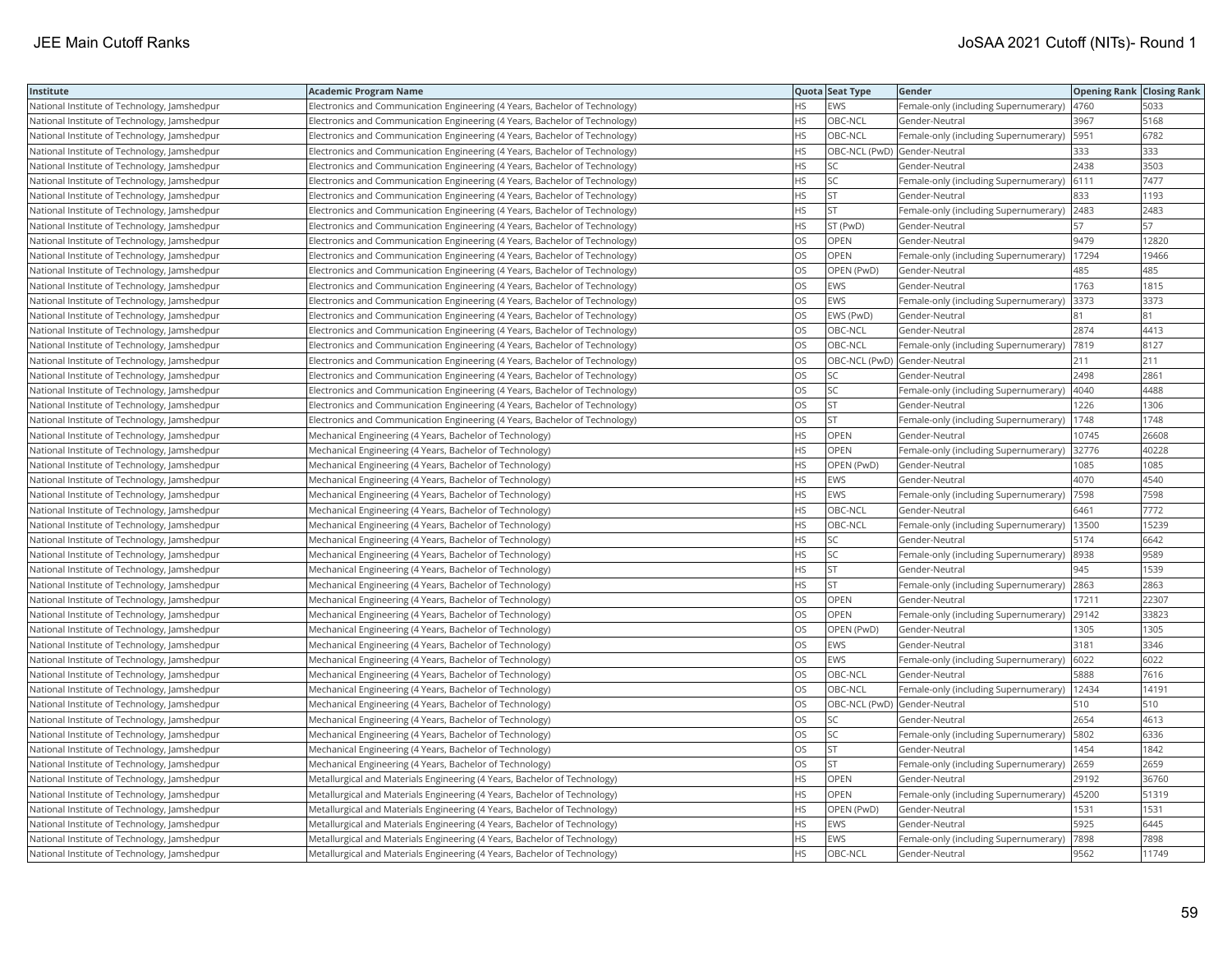| Institute | Academic Program Name | Quota | Seat Type | Gender | Opening Rank | Closing Rank |
|---|---|---|---|---|---|---|
| National Institute of Technology, Jamshedpur | Electronics and Communication Engineering (4 Years, Bachelor of Technology) | HS | EWS | Female-only (including Supernumerary) | 4760 | 5033 |
| National Institute of Technology, Jamshedpur | Electronics and Communication Engineering (4 Years, Bachelor of Technology) | HS | OBC-NCL | Gender-Neutral | 3967 | 5168 |
| National Institute of Technology, Jamshedpur | Electronics and Communication Engineering (4 Years, Bachelor of Technology) | HS | OBC-NCL | Female-only (including Supernumerary) | 5951 | 6782 |
| National Institute of Technology, Jamshedpur | Electronics and Communication Engineering (4 Years, Bachelor of Technology) | HS | OBC-NCL (PwD) | Gender-Neutral | 333 | 333 |
| National Institute of Technology, Jamshedpur | Electronics and Communication Engineering (4 Years, Bachelor of Technology) | HS | SC | Gender-Neutral | 2438 | 3503 |
| National Institute of Technology, Jamshedpur | Electronics and Communication Engineering (4 Years, Bachelor of Technology) | HS | SC | Female-only (including Supernumerary) | 6111 | 7477 |
| National Institute of Technology, Jamshedpur | Electronics and Communication Engineering (4 Years, Bachelor of Technology) | HS | ST | Gender-Neutral | 833 | 1193 |
| National Institute of Technology, Jamshedpur | Electronics and Communication Engineering (4 Years, Bachelor of Technology) | HS | ST | Female-only (including Supernumerary) | 2483 | 2483 |
| National Institute of Technology, Jamshedpur | Electronics and Communication Engineering (4 Years, Bachelor of Technology) | HS | ST (PwD) | Gender-Neutral | 57 | 57 |
| National Institute of Technology, Jamshedpur | Electronics and Communication Engineering (4 Years, Bachelor of Technology) | OS | OPEN | Gender-Neutral | 9479 | 12820 |
| National Institute of Technology, Jamshedpur | Electronics and Communication Engineering (4 Years, Bachelor of Technology) | OS | OPEN | Female-only (including Supernumerary) | 17294 | 19466 |
| National Institute of Technology, Jamshedpur | Electronics and Communication Engineering (4 Years, Bachelor of Technology) | OS | OPEN (PwD) | Gender-Neutral | 485 | 485 |
| National Institute of Technology, Jamshedpur | Electronics and Communication Engineering (4 Years, Bachelor of Technology) | OS | EWS | Gender-Neutral | 1763 | 1815 |
| National Institute of Technology, Jamshedpur | Electronics and Communication Engineering (4 Years, Bachelor of Technology) | OS | EWS | Female-only (including Supernumerary) | 3373 | 3373 |
| National Institute of Technology, Jamshedpur | Electronics and Communication Engineering (4 Years, Bachelor of Technology) | OS | EWS (PwD) | Gender-Neutral | 81 | 81 |
| National Institute of Technology, Jamshedpur | Electronics and Communication Engineering (4 Years, Bachelor of Technology) | OS | OBC-NCL | Gender-Neutral | 2874 | 4413 |
| National Institute of Technology, Jamshedpur | Electronics and Communication Engineering (4 Years, Bachelor of Technology) | OS | OBC-NCL | Female-only (including Supernumerary) | 7819 | 8127 |
| National Institute of Technology, Jamshedpur | Electronics and Communication Engineering (4 Years, Bachelor of Technology) | OS | OBC-NCL (PwD) | Gender-Neutral | 211 | 211 |
| National Institute of Technology, Jamshedpur | Electronics and Communication Engineering (4 Years, Bachelor of Technology) | OS | SC | Gender-Neutral | 2498 | 2861 |
| National Institute of Technology, Jamshedpur | Electronics and Communication Engineering (4 Years, Bachelor of Technology) | OS | SC | Female-only (including Supernumerary) | 4040 | 4488 |
| National Institute of Technology, Jamshedpur | Electronics and Communication Engineering (4 Years, Bachelor of Technology) | OS | ST | Gender-Neutral | 1226 | 1306 |
| National Institute of Technology, Jamshedpur | Electronics and Communication Engineering (4 Years, Bachelor of Technology) | OS | ST | Female-only (including Supernumerary) | 1748 | 1748 |
| National Institute of Technology, Jamshedpur | Mechanical Engineering (4 Years, Bachelor of Technology) | HS | OPEN | Gender-Neutral | 10745 | 26608 |
| National Institute of Technology, Jamshedpur | Mechanical Engineering (4 Years, Bachelor of Technology) | HS | OPEN | Female-only (including Supernumerary) | 32776 | 40228 |
| National Institute of Technology, Jamshedpur | Mechanical Engineering (4 Years, Bachelor of Technology) | HS | OPEN (PwD) | Gender-Neutral | 1085 | 1085 |
| National Institute of Technology, Jamshedpur | Mechanical Engineering (4 Years, Bachelor of Technology) | HS | EWS | Gender-Neutral | 4070 | 4540 |
| National Institute of Technology, Jamshedpur | Mechanical Engineering (4 Years, Bachelor of Technology) | HS | EWS | Female-only (including Supernumerary) | 7598 | 7598 |
| National Institute of Technology, Jamshedpur | Mechanical Engineering (4 Years, Bachelor of Technology) | HS | OBC-NCL | Gender-Neutral | 6461 | 7772 |
| National Institute of Technology, Jamshedpur | Mechanical Engineering (4 Years, Bachelor of Technology) | HS | OBC-NCL | Female-only (including Supernumerary) | 13500 | 15239 |
| National Institute of Technology, Jamshedpur | Mechanical Engineering (4 Years, Bachelor of Technology) | HS | SC | Gender-Neutral | 5174 | 6642 |
| National Institute of Technology, Jamshedpur | Mechanical Engineering (4 Years, Bachelor of Technology) | HS | SC | Female-only (including Supernumerary) | 8938 | 9589 |
| National Institute of Technology, Jamshedpur | Mechanical Engineering (4 Years, Bachelor of Technology) | HS | ST | Gender-Neutral | 945 | 1539 |
| National Institute of Technology, Jamshedpur | Mechanical Engineering (4 Years, Bachelor of Technology) | HS | ST | Female-only (including Supernumerary) | 2863 | 2863 |
| National Institute of Technology, Jamshedpur | Mechanical Engineering (4 Years, Bachelor of Technology) | OS | OPEN | Gender-Neutral | 17211 | 22307 |
| National Institute of Technology, Jamshedpur | Mechanical Engineering (4 Years, Bachelor of Technology) | OS | OPEN | Female-only (including Supernumerary) | 29142 | 33823 |
| National Institute of Technology, Jamshedpur | Mechanical Engineering (4 Years, Bachelor of Technology) | OS | OPEN (PwD) | Gender-Neutral | 1305 | 1305 |
| National Institute of Technology, Jamshedpur | Mechanical Engineering (4 Years, Bachelor of Technology) | OS | EWS | Gender-Neutral | 3181 | 3346 |
| National Institute of Technology, Jamshedpur | Mechanical Engineering (4 Years, Bachelor of Technology) | OS | EWS | Female-only (including Supernumerary) | 6022 | 6022 |
| National Institute of Technology, Jamshedpur | Mechanical Engineering (4 Years, Bachelor of Technology) | OS | OBC-NCL | Gender-Neutral | 5888 | 7616 |
| National Institute of Technology, Jamshedpur | Mechanical Engineering (4 Years, Bachelor of Technology) | OS | OBC-NCL | Female-only (including Supernumerary) | 12434 | 14191 |
| National Institute of Technology, Jamshedpur | Mechanical Engineering (4 Years, Bachelor of Technology) | OS | OBC-NCL (PwD) | Gender-Neutral | 510 | 510 |
| National Institute of Technology, Jamshedpur | Mechanical Engineering (4 Years, Bachelor of Technology) | OS | SC | Gender-Neutral | 2654 | 4613 |
| National Institute of Technology, Jamshedpur | Mechanical Engineering (4 Years, Bachelor of Technology) | OS | SC | Female-only (including Supernumerary) | 5802 | 6336 |
| National Institute of Technology, Jamshedpur | Mechanical Engineering (4 Years, Bachelor of Technology) | OS | ST | Gender-Neutral | 1454 | 1842 |
| National Institute of Technology, Jamshedpur | Mechanical Engineering (4 Years, Bachelor of Technology) | OS | ST | Female-only (including Supernumerary) | 2659 | 2659 |
| National Institute of Technology, Jamshedpur | Metallurgical and Materials Engineering (4 Years, Bachelor of Technology) | HS | OPEN | Gender-Neutral | 29192 | 36760 |
| National Institute of Technology, Jamshedpur | Metallurgical and Materials Engineering (4 Years, Bachelor of Technology) | HS | OPEN | Female-only (including Supernumerary) | 45200 | 51319 |
| National Institute of Technology, Jamshedpur | Metallurgical and Materials Engineering (4 Years, Bachelor of Technology) | HS | OPEN (PwD) | Gender-Neutral | 1531 | 1531 |
| National Institute of Technology, Jamshedpur | Metallurgical and Materials Engineering (4 Years, Bachelor of Technology) | HS | EWS | Gender-Neutral | 5925 | 6445 |
| National Institute of Technology, Jamshedpur | Metallurgical and Materials Engineering (4 Years, Bachelor of Technology) | HS | EWS | Female-only (including Supernumerary) | 7898 | 7898 |
| National Institute of Technology, Jamshedpur | Metallurgical and Materials Engineering (4 Years, Bachelor of Technology) | HS | OBC-NCL | Gender-Neutral | 9562 | 11749 |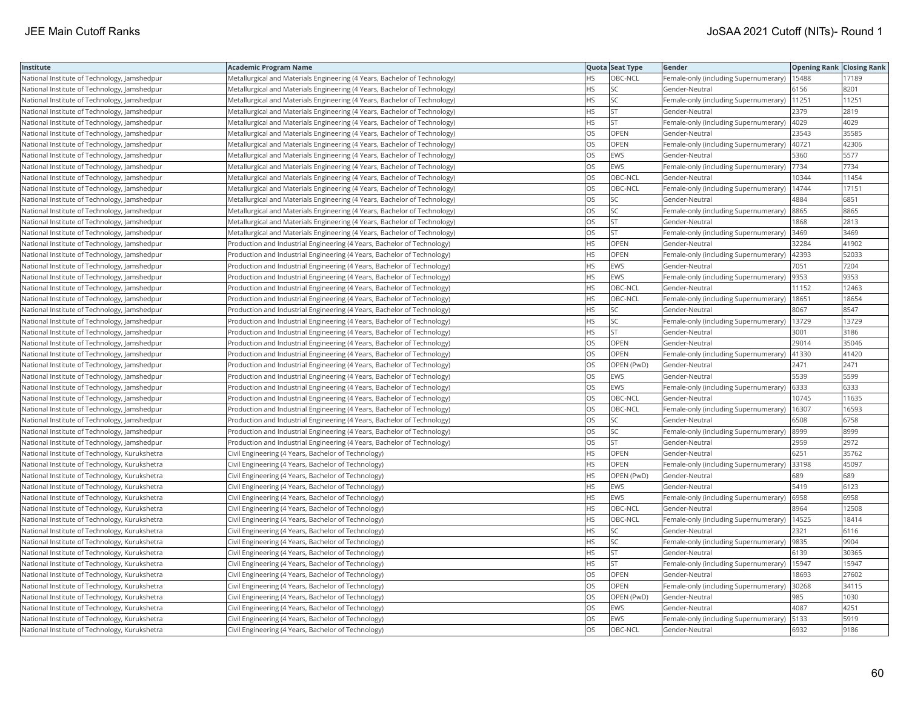| Institute | Academic Program Name | Quota | Seat Type | Gender | Opening Rank | Closing Rank |
|---|---|---|---|---|---|---|
| National Institute of Technology, Jamshedpur | Metallurgical and Materials Engineering (4 Years, Bachelor of Technology) | HS | OBC-NCL | Female-only (including Supernumerary) | 15488 | 17189 |
| National Institute of Technology, Jamshedpur | Metallurgical and Materials Engineering (4 Years, Bachelor of Technology) | HS | SC | Gender-Neutral | 6156 | 8201 |
| National Institute of Technology, Jamshedpur | Metallurgical and Materials Engineering (4 Years, Bachelor of Technology) | HS | SC | Female-only (including Supernumerary) | 11251 | 11251 |
| National Institute of Technology, Jamshedpur | Metallurgical and Materials Engineering (4 Years, Bachelor of Technology) | HS | ST | Gender-Neutral | 2379 | 2819 |
| National Institute of Technology, Jamshedpur | Metallurgical and Materials Engineering (4 Years, Bachelor of Technology) | HS | ST | Female-only (including Supernumerary) | 4029 | 4029 |
| National Institute of Technology, Jamshedpur | Metallurgical and Materials Engineering (4 Years, Bachelor of Technology) | OS | OPEN | Gender-Neutral | 23543 | 35585 |
| National Institute of Technology, Jamshedpur | Metallurgical and Materials Engineering (4 Years, Bachelor of Technology) | OS | OPEN | Female-only (including Supernumerary) | 40721 | 42306 |
| National Institute of Technology, Jamshedpur | Metallurgical and Materials Engineering (4 Years, Bachelor of Technology) | OS | EWS | Gender-Neutral | 5360 | 5577 |
| National Institute of Technology, Jamshedpur | Metallurgical and Materials Engineering (4 Years, Bachelor of Technology) | OS | EWS | Female-only (including Supernumerary) | 7734 | 7734 |
| National Institute of Technology, Jamshedpur | Metallurgical and Materials Engineering (4 Years, Bachelor of Technology) | OS | OBC-NCL | Gender-Neutral | 10344 | 11454 |
| National Institute of Technology, Jamshedpur | Metallurgical and Materials Engineering (4 Years, Bachelor of Technology) | OS | OBC-NCL | Female-only (including Supernumerary) | 14744 | 17151 |
| National Institute of Technology, Jamshedpur | Metallurgical and Materials Engineering (4 Years, Bachelor of Technology) | OS | SC | Gender-Neutral | 4884 | 6851 |
| National Institute of Technology, Jamshedpur | Metallurgical and Materials Engineering (4 Years, Bachelor of Technology) | OS | SC | Female-only (including Supernumerary) | 8865 | 8865 |
| National Institute of Technology, Jamshedpur | Metallurgical and Materials Engineering (4 Years, Bachelor of Technology) | OS | ST | Gender-Neutral | 1868 | 2813 |
| National Institute of Technology, Jamshedpur | Metallurgical and Materials Engineering (4 Years, Bachelor of Technology) | OS | ST | Female-only (including Supernumerary) | 3469 | 3469 |
| National Institute of Technology, Jamshedpur | Production and Industrial Engineering (4 Years, Bachelor of Technology) | HS | OPEN | Gender-Neutral | 32284 | 41902 |
| National Institute of Technology, Jamshedpur | Production and Industrial Engineering (4 Years, Bachelor of Technology) | HS | OPEN | Female-only (including Supernumerary) | 42393 | 52033 |
| National Institute of Technology, Jamshedpur | Production and Industrial Engineering (4 Years, Bachelor of Technology) | HS | EWS | Gender-Neutral | 7051 | 7204 |
| National Institute of Technology, Jamshedpur | Production and Industrial Engineering (4 Years, Bachelor of Technology) | HS | EWS | Female-only (including Supernumerary) | 9353 | 9353 |
| National Institute of Technology, Jamshedpur | Production and Industrial Engineering (4 Years, Bachelor of Technology) | HS | OBC-NCL | Gender-Neutral | 11152 | 12463 |
| National Institute of Technology, Jamshedpur | Production and Industrial Engineering (4 Years, Bachelor of Technology) | HS | OBC-NCL | Female-only (including Supernumerary) | 18651 | 18654 |
| National Institute of Technology, Jamshedpur | Production and Industrial Engineering (4 Years, Bachelor of Technology) | HS | SC | Gender-Neutral | 8067 | 8547 |
| National Institute of Technology, Jamshedpur | Production and Industrial Engineering (4 Years, Bachelor of Technology) | HS | SC | Female-only (including Supernumerary) | 13729 | 13729 |
| National Institute of Technology, Jamshedpur | Production and Industrial Engineering (4 Years, Bachelor of Technology) | HS | ST | Gender-Neutral | 3001 | 3186 |
| National Institute of Technology, Jamshedpur | Production and Industrial Engineering (4 Years, Bachelor of Technology) | OS | OPEN | Gender-Neutral | 29014 | 35046 |
| National Institute of Technology, Jamshedpur | Production and Industrial Engineering (4 Years, Bachelor of Technology) | OS | OPEN | Female-only (including Supernumerary) | 41330 | 41420 |
| National Institute of Technology, Jamshedpur | Production and Industrial Engineering (4 Years, Bachelor of Technology) | OS | OPEN (PwD) | Gender-Neutral | 2471 | 2471 |
| National Institute of Technology, Jamshedpur | Production and Industrial Engineering (4 Years, Bachelor of Technology) | OS | EWS | Gender-Neutral | 5539 | 5599 |
| National Institute of Technology, Jamshedpur | Production and Industrial Engineering (4 Years, Bachelor of Technology) | OS | EWS | Female-only (including Supernumerary) | 6333 | 6333 |
| National Institute of Technology, Jamshedpur | Production and Industrial Engineering (4 Years, Bachelor of Technology) | OS | OBC-NCL | Gender-Neutral | 10745 | 11635 |
| National Institute of Technology, Jamshedpur | Production and Industrial Engineering (4 Years, Bachelor of Technology) | OS | OBC-NCL | Female-only (including Supernumerary) | 16307 | 16593 |
| National Institute of Technology, Jamshedpur | Production and Industrial Engineering (4 Years, Bachelor of Technology) | OS | SC | Gender-Neutral | 6508 | 6758 |
| National Institute of Technology, Jamshedpur | Production and Industrial Engineering (4 Years, Bachelor of Technology) | OS | SC | Female-only (including Supernumerary) | 8999 | 8999 |
| National Institute of Technology, Jamshedpur | Production and Industrial Engineering (4 Years, Bachelor of Technology) | OS | ST | Gender-Neutral | 2959 | 2972 |
| National Institute of Technology, Kurukshetra | Civil Engineering (4 Years, Bachelor of Technology) | HS | OPEN | Gender-Neutral | 6251 | 35762 |
| National Institute of Technology, Kurukshetra | Civil Engineering (4 Years, Bachelor of Technology) | HS | OPEN | Female-only (including Supernumerary) | 33198 | 45097 |
| National Institute of Technology, Kurukshetra | Civil Engineering (4 Years, Bachelor of Technology) | HS | OPEN (PwD) | Gender-Neutral | 689 | 689 |
| National Institute of Technology, Kurukshetra | Civil Engineering (4 Years, Bachelor of Technology) | HS | EWS | Gender-Neutral | 5419 | 6123 |
| National Institute of Technology, Kurukshetra | Civil Engineering (4 Years, Bachelor of Technology) | HS | EWS | Female-only (including Supernumerary) | 6958 | 6958 |
| National Institute of Technology, Kurukshetra | Civil Engineering (4 Years, Bachelor of Technology) | HS | OBC-NCL | Gender-Neutral | 8964 | 12508 |
| National Institute of Technology, Kurukshetra | Civil Engineering (4 Years, Bachelor of Technology) | HS | OBC-NCL | Female-only (including Supernumerary) | 14525 | 18414 |
| National Institute of Technology, Kurukshetra | Civil Engineering (4 Years, Bachelor of Technology) | HS | SC | Gender-Neutral | 2321 | 6116 |
| National Institute of Technology, Kurukshetra | Civil Engineering (4 Years, Bachelor of Technology) | HS | SC | Female-only (including Supernumerary) | 9835 | 9904 |
| National Institute of Technology, Kurukshetra | Civil Engineering (4 Years, Bachelor of Technology) | HS | ST | Gender-Neutral | 6139 | 30365 |
| National Institute of Technology, Kurukshetra | Civil Engineering (4 Years, Bachelor of Technology) | HS | ST | Female-only (including Supernumerary) | 15947 | 15947 |
| National Institute of Technology, Kurukshetra | Civil Engineering (4 Years, Bachelor of Technology) | OS | OPEN | Gender-Neutral | 18693 | 27602 |
| National Institute of Technology, Kurukshetra | Civil Engineering (4 Years, Bachelor of Technology) | OS | OPEN | Female-only (including Supernumerary) | 30268 | 34115 |
| National Institute of Technology, Kurukshetra | Civil Engineering (4 Years, Bachelor of Technology) | OS | OPEN (PwD) | Gender-Neutral | 985 | 1030 |
| National Institute of Technology, Kurukshetra | Civil Engineering (4 Years, Bachelor of Technology) | OS | EWS | Gender-Neutral | 4087 | 4251 |
| National Institute of Technology, Kurukshetra | Civil Engineering (4 Years, Bachelor of Technology) | OS | EWS | Female-only (including Supernumerary) | 5133 | 5919 |
| National Institute of Technology, Kurukshetra | Civil Engineering (4 Years, Bachelor of Technology) | OS | OBC-NCL | Gender-Neutral | 6932 | 9186 |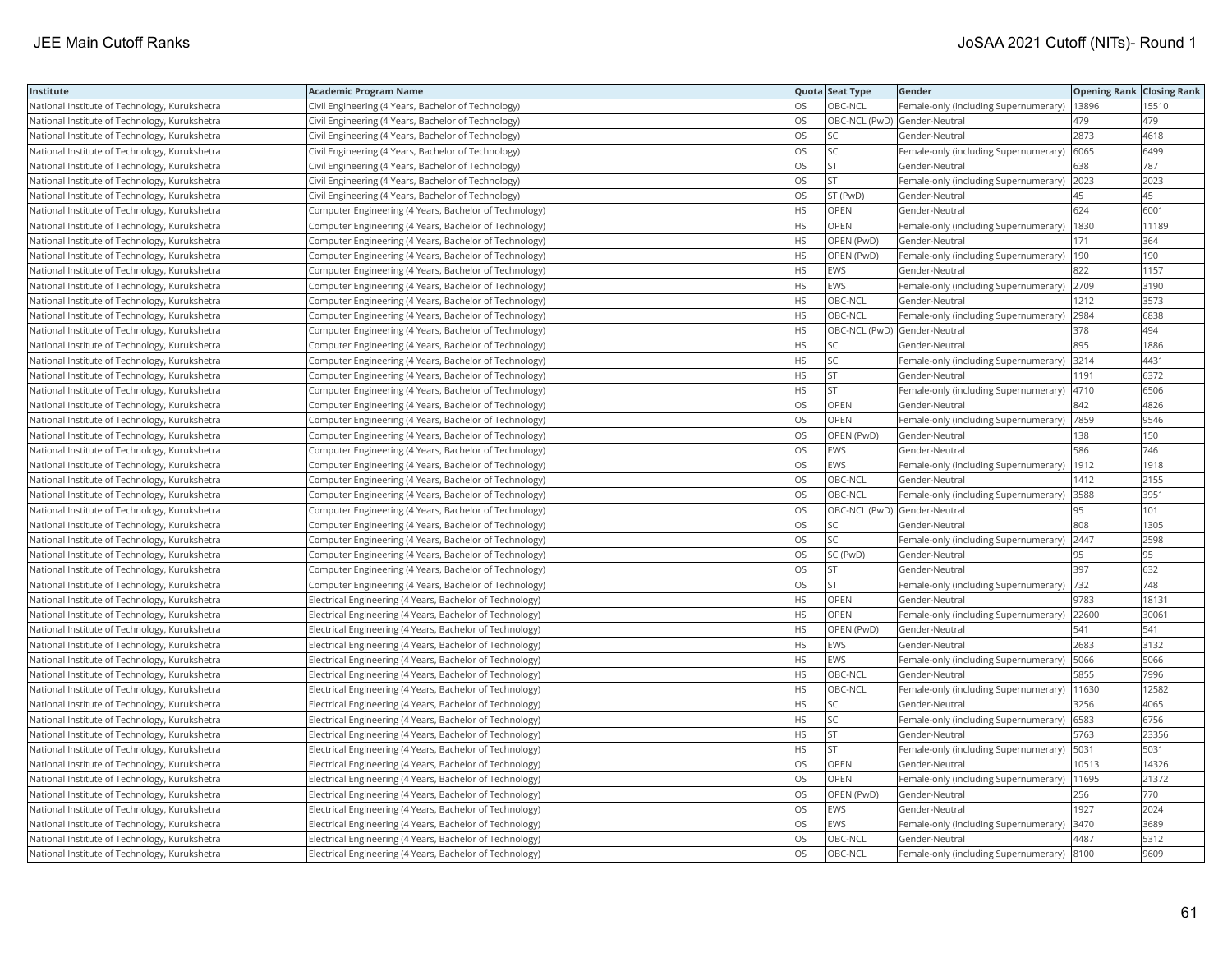| Institute | Academic Program Name | Quota | Seat Type | Gender | Opening Rank | Closing Rank |
|---|---|---|---|---|---|---|
| National Institute of Technology, Kurukshetra | Civil Engineering (4 Years, Bachelor of Technology) | OS | OBC-NCL | Female-only (including Supernumerary) | 13896 | 15510 |
| National Institute of Technology, Kurukshetra | Civil Engineering (4 Years, Bachelor of Technology) | OS | OBC-NCL (PwD) | Gender-Neutral | 479 | 479 |
| National Institute of Technology, Kurukshetra | Civil Engineering (4 Years, Bachelor of Technology) | OS | SC | Gender-Neutral | 2873 | 4618 |
| National Institute of Technology, Kurukshetra | Civil Engineering (4 Years, Bachelor of Technology) | OS | SC | Female-only (including Supernumerary) | 6065 | 6499 |
| National Institute of Technology, Kurukshetra | Civil Engineering (4 Years, Bachelor of Technology) | OS | ST | Gender-Neutral | 638 | 787 |
| National Institute of Technology, Kurukshetra | Civil Engineering (4 Years, Bachelor of Technology) | OS | ST | Female-only (including Supernumerary) | 2023 | 2023 |
| National Institute of Technology, Kurukshetra | Civil Engineering (4 Years, Bachelor of Technology) | OS | ST (PwD) | Gender-Neutral | 45 | 45 |
| National Institute of Technology, Kurukshetra | Computer Engineering (4 Years, Bachelor of Technology) | HS | OPEN | Gender-Neutral | 624 | 6001 |
| National Institute of Technology, Kurukshetra | Computer Engineering (4 Years, Bachelor of Technology) | HS | OPEN | Female-only (including Supernumerary) | 1830 | 11189 |
| National Institute of Technology, Kurukshetra | Computer Engineering (4 Years, Bachelor of Technology) | HS | OPEN (PwD) | Gender-Neutral | 171 | 364 |
| National Institute of Technology, Kurukshetra | Computer Engineering (4 Years, Bachelor of Technology) | HS | OPEN (PwD) | Female-only (including Supernumerary) | 190 | 190 |
| National Institute of Technology, Kurukshetra | Computer Engineering (4 Years, Bachelor of Technology) | HS | EWS | Gender-Neutral | 822 | 1157 |
| National Institute of Technology, Kurukshetra | Computer Engineering (4 Years, Bachelor of Technology) | HS | EWS | Female-only (including Supernumerary) | 2709 | 3190 |
| National Institute of Technology, Kurukshetra | Computer Engineering (4 Years, Bachelor of Technology) | HS | OBC-NCL | Gender-Neutral | 1212 | 3573 |
| National Institute of Technology, Kurukshetra | Computer Engineering (4 Years, Bachelor of Technology) | HS | OBC-NCL | Female-only (including Supernumerary) | 2984 | 6838 |
| National Institute of Technology, Kurukshetra | Computer Engineering (4 Years, Bachelor of Technology) | HS | OBC-NCL (PwD) | Gender-Neutral | 378 | 494 |
| National Institute of Technology, Kurukshetra | Computer Engineering (4 Years, Bachelor of Technology) | HS | SC | Gender-Neutral | 895 | 1886 |
| National Institute of Technology, Kurukshetra | Computer Engineering (4 Years, Bachelor of Technology) | HS | SC | Female-only (including Supernumerary) | 3214 | 4431 |
| National Institute of Technology, Kurukshetra | Computer Engineering (4 Years, Bachelor of Technology) | HS | ST | Gender-Neutral | 1191 | 6372 |
| National Institute of Technology, Kurukshetra | Computer Engineering (4 Years, Bachelor of Technology) | HS | ST | Female-only (including Supernumerary) | 4710 | 6506 |
| National Institute of Technology, Kurukshetra | Computer Engineering (4 Years, Bachelor of Technology) | OS | OPEN | Gender-Neutral | 842 | 4826 |
| National Institute of Technology, Kurukshetra | Computer Engineering (4 Years, Bachelor of Technology) | OS | OPEN | Female-only (including Supernumerary) | 7859 | 9546 |
| National Institute of Technology, Kurukshetra | Computer Engineering (4 Years, Bachelor of Technology) | OS | OPEN (PwD) | Gender-Neutral | 138 | 150 |
| National Institute of Technology, Kurukshetra | Computer Engineering (4 Years, Bachelor of Technology) | OS | EWS | Gender-Neutral | 586 | 746 |
| National Institute of Technology, Kurukshetra | Computer Engineering (4 Years, Bachelor of Technology) | OS | EWS | Female-only (including Supernumerary) | 1912 | 1918 |
| National Institute of Technology, Kurukshetra | Computer Engineering (4 Years, Bachelor of Technology) | OS | OBC-NCL | Gender-Neutral | 1412 | 2155 |
| National Institute of Technology, Kurukshetra | Computer Engineering (4 Years, Bachelor of Technology) | OS | OBC-NCL | Female-only (including Supernumerary) | 3588 | 3951 |
| National Institute of Technology, Kurukshetra | Computer Engineering (4 Years, Bachelor of Technology) | OS | OBC-NCL (PwD) | Gender-Neutral | 95 | 101 |
| National Institute of Technology, Kurukshetra | Computer Engineering (4 Years, Bachelor of Technology) | OS | SC | Gender-Neutral | 808 | 1305 |
| National Institute of Technology, Kurukshetra | Computer Engineering (4 Years, Bachelor of Technology) | OS | SC | Female-only (including Supernumerary) | 2447 | 2598 |
| National Institute of Technology, Kurukshetra | Computer Engineering (4 Years, Bachelor of Technology) | OS | SC (PwD) | Gender-Neutral | 95 | 95 |
| National Institute of Technology, Kurukshetra | Computer Engineering (4 Years, Bachelor of Technology) | OS | ST | Gender-Neutral | 397 | 632 |
| National Institute of Technology, Kurukshetra | Computer Engineering (4 Years, Bachelor of Technology) | OS | ST | Female-only (including Supernumerary) | 732 | 748 |
| National Institute of Technology, Kurukshetra | Electrical Engineering (4 Years, Bachelor of Technology) | HS | OPEN | Gender-Neutral | 9783 | 18131 |
| National Institute of Technology, Kurukshetra | Electrical Engineering (4 Years, Bachelor of Technology) | HS | OPEN | Female-only (including Supernumerary) | 22600 | 30061 |
| National Institute of Technology, Kurukshetra | Electrical Engineering (4 Years, Bachelor of Technology) | HS | OPEN (PwD) | Gender-Neutral | 541 | 541 |
| National Institute of Technology, Kurukshetra | Electrical Engineering (4 Years, Bachelor of Technology) | HS | EWS | Gender-Neutral | 2683 | 3132 |
| National Institute of Technology, Kurukshetra | Electrical Engineering (4 Years, Bachelor of Technology) | HS | EWS | Female-only (including Supernumerary) | 5066 | 5066 |
| National Institute of Technology, Kurukshetra | Electrical Engineering (4 Years, Bachelor of Technology) | HS | OBC-NCL | Gender-Neutral | 5855 | 7996 |
| National Institute of Technology, Kurukshetra | Electrical Engineering (4 Years, Bachelor of Technology) | HS | OBC-NCL | Female-only (including Supernumerary) | 11630 | 12582 |
| National Institute of Technology, Kurukshetra | Electrical Engineering (4 Years, Bachelor of Technology) | HS | SC | Gender-Neutral | 3256 | 4065 |
| National Institute of Technology, Kurukshetra | Electrical Engineering (4 Years, Bachelor of Technology) | HS | SC | Female-only (including Supernumerary) | 6583 | 6756 |
| National Institute of Technology, Kurukshetra | Electrical Engineering (4 Years, Bachelor of Technology) | HS | ST | Gender-Neutral | 5763 | 23356 |
| National Institute of Technology, Kurukshetra | Electrical Engineering (4 Years, Bachelor of Technology) | HS | ST | Female-only (including Supernumerary) | 5031 | 5031 |
| National Institute of Technology, Kurukshetra | Electrical Engineering (4 Years, Bachelor of Technology) | OS | OPEN | Gender-Neutral | 10513 | 14326 |
| National Institute of Technology, Kurukshetra | Electrical Engineering (4 Years, Bachelor of Technology) | OS | OPEN | Female-only (including Supernumerary) | 11695 | 21372 |
| National Institute of Technology, Kurukshetra | Electrical Engineering (4 Years, Bachelor of Technology) | OS | OPEN (PwD) | Gender-Neutral | 256 | 770 |
| National Institute of Technology, Kurukshetra | Electrical Engineering (4 Years, Bachelor of Technology) | OS | EWS | Gender-Neutral | 1927 | 2024 |
| National Institute of Technology, Kurukshetra | Electrical Engineering (4 Years, Bachelor of Technology) | OS | EWS | Female-only (including Supernumerary) | 3470 | 3689 |
| National Institute of Technology, Kurukshetra | Electrical Engineering (4 Years, Bachelor of Technology) | OS | OBC-NCL | Gender-Neutral | 4487 | 5312 |
| National Institute of Technology, Kurukshetra | Electrical Engineering (4 Years, Bachelor of Technology) | OS | OBC-NCL | Female-only (including Supernumerary) | 8100 | 9609 |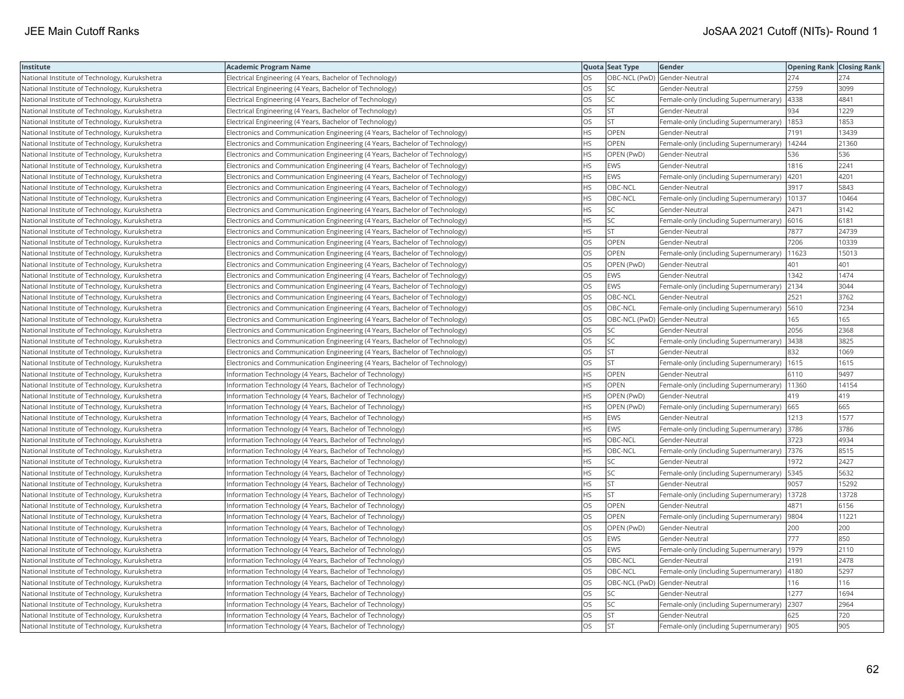| Institute | Academic Program Name | Quota | Seat Type | Gender | Opening Rank | Closing Rank |
|---|---|---|---|---|---|---|
| National Institute of Technology, Kurukshetra | Electrical Engineering (4 Years, Bachelor of Technology) | OS | OBC-NCL (PwD) | Gender-Neutral | 274 | 274 |
| National Institute of Technology, Kurukshetra | Electrical Engineering (4 Years, Bachelor of Technology) | OS | SC | Gender-Neutral | 2759 | 3099 |
| National Institute of Technology, Kurukshetra | Electrical Engineering (4 Years, Bachelor of Technology) | OS | SC | Female-only (including Supernumerary) | 4338 | 4841 |
| National Institute of Technology, Kurukshetra | Electrical Engineering (4 Years, Bachelor of Technology) | OS | ST | Gender-Neutral | 934 | 1229 |
| National Institute of Technology, Kurukshetra | Electrical Engineering (4 Years, Bachelor of Technology) | OS | ST | Female-only (including Supernumerary) | 1853 | 1853 |
| National Institute of Technology, Kurukshetra | Electronics and Communication Engineering (4 Years, Bachelor of Technology) | HS | OPEN | Gender-Neutral | 7191 | 13439 |
| National Institute of Technology, Kurukshetra | Electronics and Communication Engineering (4 Years, Bachelor of Technology) | HS | OPEN | Female-only (including Supernumerary) | 14244 | 21360 |
| National Institute of Technology, Kurukshetra | Electronics and Communication Engineering (4 Years, Bachelor of Technology) | HS | OPEN (PwD) | Gender-Neutral | 536 | 536 |
| National Institute of Technology, Kurukshetra | Electronics and Communication Engineering (4 Years, Bachelor of Technology) | HS | EWS | Gender-Neutral | 1816 | 2241 |
| National Institute of Technology, Kurukshetra | Electronics and Communication Engineering (4 Years, Bachelor of Technology) | HS | EWS | Female-only (including Supernumerary) | 4201 | 4201 |
| National Institute of Technology, Kurukshetra | Electronics and Communication Engineering (4 Years, Bachelor of Technology) | HS | OBC-NCL | Gender-Neutral | 3917 | 5843 |
| National Institute of Technology, Kurukshetra | Electronics and Communication Engineering (4 Years, Bachelor of Technology) | HS | OBC-NCL | Female-only (including Supernumerary) | 10137 | 10464 |
| National Institute of Technology, Kurukshetra | Electronics and Communication Engineering (4 Years, Bachelor of Technology) | HS | SC | Gender-Neutral | 2471 | 3142 |
| National Institute of Technology, Kurukshetra | Electronics and Communication Engineering (4 Years, Bachelor of Technology) | HS | SC | Female-only (including Supernumerary) | 6016 | 6181 |
| National Institute of Technology, Kurukshetra | Electronics and Communication Engineering (4 Years, Bachelor of Technology) | HS | ST | Gender-Neutral | 7877 | 24739 |
| National Institute of Technology, Kurukshetra | Electronics and Communication Engineering (4 Years, Bachelor of Technology) | OS | OPEN | Gender-Neutral | 7206 | 10339 |
| National Institute of Technology, Kurukshetra | Electronics and Communication Engineering (4 Years, Bachelor of Technology) | OS | OPEN | Female-only (including Supernumerary) | 11623 | 15013 |
| National Institute of Technology, Kurukshetra | Electronics and Communication Engineering (4 Years, Bachelor of Technology) | OS | OPEN (PwD) | Gender-Neutral | 401 | 401 |
| National Institute of Technology, Kurukshetra | Electronics and Communication Engineering (4 Years, Bachelor of Technology) | OS | EWS | Gender-Neutral | 1342 | 1474 |
| National Institute of Technology, Kurukshetra | Electronics and Communication Engineering (4 Years, Bachelor of Technology) | OS | EWS | Female-only (including Supernumerary) | 2134 | 3044 |
| National Institute of Technology, Kurukshetra | Electronics and Communication Engineering (4 Years, Bachelor of Technology) | OS | OBC-NCL | Gender-Neutral | 2521 | 3762 |
| National Institute of Technology, Kurukshetra | Electronics and Communication Engineering (4 Years, Bachelor of Technology) | OS | OBC-NCL | Female-only (including Supernumerary) | 5610 | 7234 |
| National Institute of Technology, Kurukshetra | Electronics and Communication Engineering (4 Years, Bachelor of Technology) | OS | OBC-NCL (PwD) | Gender-Neutral | 165 | 165 |
| National Institute of Technology, Kurukshetra | Electronics and Communication Engineering (4 Years, Bachelor of Technology) | OS | SC | Gender-Neutral | 2056 | 2368 |
| National Institute of Technology, Kurukshetra | Electronics and Communication Engineering (4 Years, Bachelor of Technology) | OS | SC | Female-only (including Supernumerary) | 3438 | 3825 |
| National Institute of Technology, Kurukshetra | Electronics and Communication Engineering (4 Years, Bachelor of Technology) | OS | ST | Gender-Neutral | 832 | 1069 |
| National Institute of Technology, Kurukshetra | Electronics and Communication Engineering (4 Years, Bachelor of Technology) | OS | ST | Female-only (including Supernumerary) | 1615 | 1615 |
| National Institute of Technology, Kurukshetra | Information Technology (4 Years, Bachelor of Technology) | HS | OPEN | Gender-Neutral | 6110 | 9497 |
| National Institute of Technology, Kurukshetra | Information Technology (4 Years, Bachelor of Technology) | HS | OPEN | Female-only (including Supernumerary) | 11360 | 14154 |
| National Institute of Technology, Kurukshetra | Information Technology (4 Years, Bachelor of Technology) | HS | OPEN (PwD) | Gender-Neutral | 419 | 419 |
| National Institute of Technology, Kurukshetra | Information Technology (4 Years, Bachelor of Technology) | HS | OPEN (PwD) | Female-only (including Supernumerary) | 665 | 665 |
| National Institute of Technology, Kurukshetra | Information Technology (4 Years, Bachelor of Technology) | HS | EWS | Gender-Neutral | 1213 | 1577 |
| National Institute of Technology, Kurukshetra | Information Technology (4 Years, Bachelor of Technology) | HS | EWS | Female-only (including Supernumerary) | 3786 | 3786 |
| National Institute of Technology, Kurukshetra | Information Technology (4 Years, Bachelor of Technology) | HS | OBC-NCL | Gender-Neutral | 3723 | 4934 |
| National Institute of Technology, Kurukshetra | Information Technology (4 Years, Bachelor of Technology) | HS | OBC-NCL | Female-only (including Supernumerary) | 7376 | 8515 |
| National Institute of Technology, Kurukshetra | Information Technology (4 Years, Bachelor of Technology) | HS | SC | Gender-Neutral | 1972 | 2427 |
| National Institute of Technology, Kurukshetra | Information Technology (4 Years, Bachelor of Technology) | HS | SC | Female-only (including Supernumerary) | 5345 | 5632 |
| National Institute of Technology, Kurukshetra | Information Technology (4 Years, Bachelor of Technology) | HS | ST | Gender-Neutral | 9057 | 15292 |
| National Institute of Technology, Kurukshetra | Information Technology (4 Years, Bachelor of Technology) | HS | ST | Female-only (including Supernumerary) | 13728 | 13728 |
| National Institute of Technology, Kurukshetra | Information Technology (4 Years, Bachelor of Technology) | OS | OPEN | Gender-Neutral | 4871 | 6156 |
| National Institute of Technology, Kurukshetra | Information Technology (4 Years, Bachelor of Technology) | OS | OPEN | Female-only (including Supernumerary) | 9804 | 11221 |
| National Institute of Technology, Kurukshetra | Information Technology (4 Years, Bachelor of Technology) | OS | OPEN (PwD) | Gender-Neutral | 200 | 200 |
| National Institute of Technology, Kurukshetra | Information Technology (4 Years, Bachelor of Technology) | OS | EWS | Gender-Neutral | 777 | 850 |
| National Institute of Technology, Kurukshetra | Information Technology (4 Years, Bachelor of Technology) | OS | EWS | Female-only (including Supernumerary) | 1979 | 2110 |
| National Institute of Technology, Kurukshetra | Information Technology (4 Years, Bachelor of Technology) | OS | OBC-NCL | Gender-Neutral | 2191 | 2478 |
| National Institute of Technology, Kurukshetra | Information Technology (4 Years, Bachelor of Technology) | OS | OBC-NCL | Female-only (including Supernumerary) | 4180 | 5297 |
| National Institute of Technology, Kurukshetra | Information Technology (4 Years, Bachelor of Technology) | OS | OBC-NCL (PwD) | Gender-Neutral | 116 | 116 |
| National Institute of Technology, Kurukshetra | Information Technology (4 Years, Bachelor of Technology) | OS | SC | Gender-Neutral | 1277 | 1694 |
| National Institute of Technology, Kurukshetra | Information Technology (4 Years, Bachelor of Technology) | OS | SC | Female-only (including Supernumerary) | 2307 | 2964 |
| National Institute of Technology, Kurukshetra | Information Technology (4 Years, Bachelor of Technology) | OS | ST | Gender-Neutral | 625 | 720 |
| National Institute of Technology, Kurukshetra | Information Technology (4 Years, Bachelor of Technology) | OS | ST | Female-only (including Supernumerary) | 905 | 905 |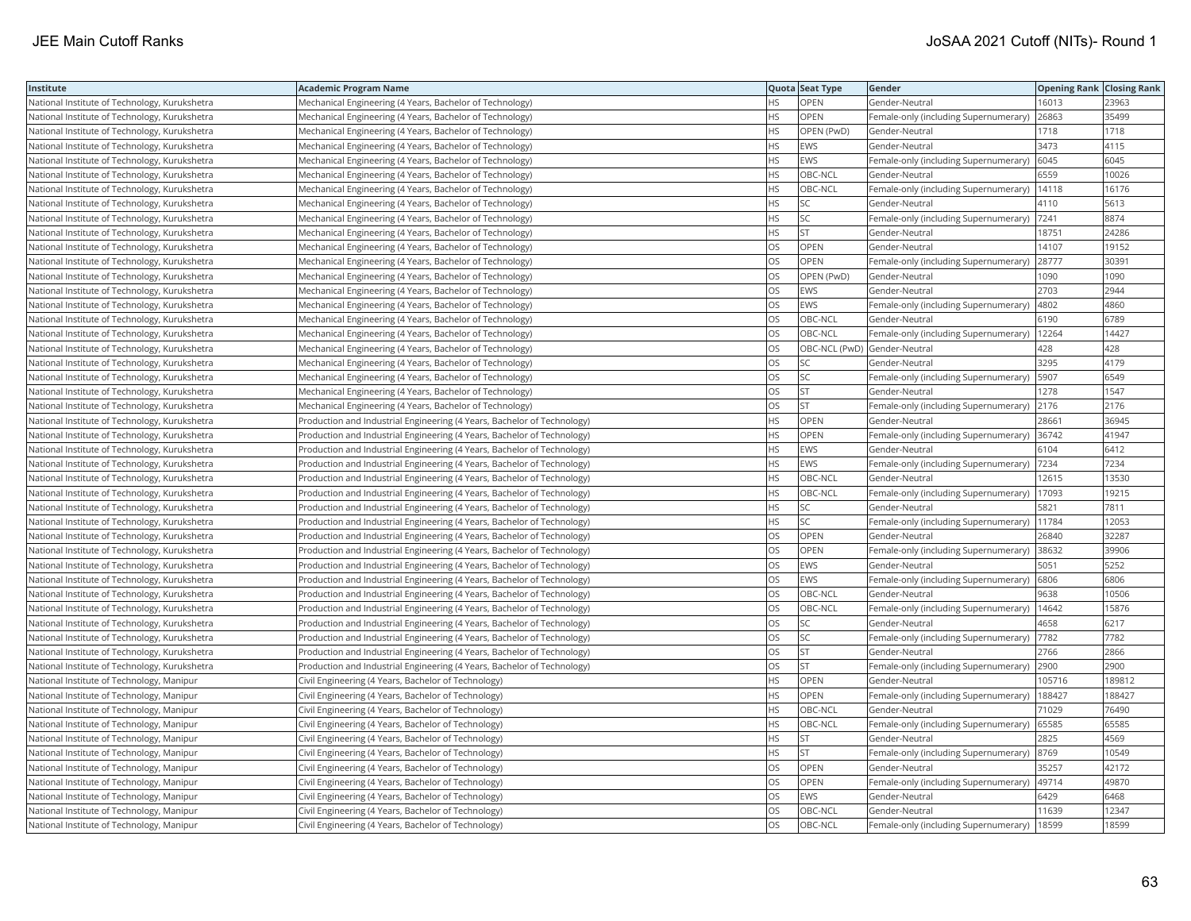| Institute | Academic Program Name | Quota | Seat Type | Gender | Opening Rank | Closing Rank |
|---|---|---|---|---|---|---|
| National Institute of Technology, Kurukshetra | Mechanical Engineering (4 Years, Bachelor of Technology) | HS | OPEN | Gender-Neutral | 16013 | 23963 |
| National Institute of Technology, Kurukshetra | Mechanical Engineering (4 Years, Bachelor of Technology) | HS | OPEN | Female-only (including Supernumerary) | 26863 | 35499 |
| National Institute of Technology, Kurukshetra | Mechanical Engineering (4 Years, Bachelor of Technology) | HS | OPEN (PwD) | Gender-Neutral | 1718 | 1718 |
| National Institute of Technology, Kurukshetra | Mechanical Engineering (4 Years, Bachelor of Technology) | HS | EWS | Gender-Neutral | 3473 | 4115 |
| National Institute of Technology, Kurukshetra | Mechanical Engineering (4 Years, Bachelor of Technology) | HS | EWS | Female-only (including Supernumerary) | 6045 | 6045 |
| National Institute of Technology, Kurukshetra | Mechanical Engineering (4 Years, Bachelor of Technology) | HS | OBC-NCL | Gender-Neutral | 6559 | 10026 |
| National Institute of Technology, Kurukshetra | Mechanical Engineering (4 Years, Bachelor of Technology) | HS | OBC-NCL | Female-only (including Supernumerary) | 14118 | 16176 |
| National Institute of Technology, Kurukshetra | Mechanical Engineering (4 Years, Bachelor of Technology) | HS | SC | Gender-Neutral | 4110 | 5613 |
| National Institute of Technology, Kurukshetra | Mechanical Engineering (4 Years, Bachelor of Technology) | HS | SC | Female-only (including Supernumerary) | 7241 | 8874 |
| National Institute of Technology, Kurukshetra | Mechanical Engineering (4 Years, Bachelor of Technology) | HS | ST | Gender-Neutral | 18751 | 24286 |
| National Institute of Technology, Kurukshetra | Mechanical Engineering (4 Years, Bachelor of Technology) | OS | OPEN | Gender-Neutral | 14107 | 19152 |
| National Institute of Technology, Kurukshetra | Mechanical Engineering (4 Years, Bachelor of Technology) | OS | OPEN | Female-only (including Supernumerary) | 28777 | 30391 |
| National Institute of Technology, Kurukshetra | Mechanical Engineering (4 Years, Bachelor of Technology) | OS | OPEN (PwD) | Gender-Neutral | 1090 | 1090 |
| National Institute of Technology, Kurukshetra | Mechanical Engineering (4 Years, Bachelor of Technology) | OS | EWS | Gender-Neutral | 2703 | 2944 |
| National Institute of Technology, Kurukshetra | Mechanical Engineering (4 Years, Bachelor of Technology) | OS | EWS | Female-only (including Supernumerary) | 4802 | 4860 |
| National Institute of Technology, Kurukshetra | Mechanical Engineering (4 Years, Bachelor of Technology) | OS | OBC-NCL | Gender-Neutral | 6190 | 6789 |
| National Institute of Technology, Kurukshetra | Mechanical Engineering (4 Years, Bachelor of Technology) | OS | OBC-NCL | Female-only (including Supernumerary) | 12264 | 14427 |
| National Institute of Technology, Kurukshetra | Mechanical Engineering (4 Years, Bachelor of Technology) | OS | OBC-NCL (PwD) | Gender-Neutral | 428 | 428 |
| National Institute of Technology, Kurukshetra | Mechanical Engineering (4 Years, Bachelor of Technology) | OS | SC | Gender-Neutral | 3295 | 4179 |
| National Institute of Technology, Kurukshetra | Mechanical Engineering (4 Years, Bachelor of Technology) | OS | SC | Female-only (including Supernumerary) | 5907 | 6549 |
| National Institute of Technology, Kurukshetra | Mechanical Engineering (4 Years, Bachelor of Technology) | OS | ST | Gender-Neutral | 1278 | 1547 |
| National Institute of Technology, Kurukshetra | Mechanical Engineering (4 Years, Bachelor of Technology) | OS | ST | Female-only (including Supernumerary) | 2176 | 2176 |
| National Institute of Technology, Kurukshetra | Production and Industrial Engineering (4 Years, Bachelor of Technology) | HS | OPEN | Gender-Neutral | 28661 | 36945 |
| National Institute of Technology, Kurukshetra | Production and Industrial Engineering (4 Years, Bachelor of Technology) | HS | OPEN | Female-only (including Supernumerary) | 36742 | 41947 |
| National Institute of Technology, Kurukshetra | Production and Industrial Engineering (4 Years, Bachelor of Technology) | HS | EWS | Gender-Neutral | 6104 | 6412 |
| National Institute of Technology, Kurukshetra | Production and Industrial Engineering (4 Years, Bachelor of Technology) | HS | EWS | Female-only (including Supernumerary) | 7234 | 7234 |
| National Institute of Technology, Kurukshetra | Production and Industrial Engineering (4 Years, Bachelor of Technology) | HS | OBC-NCL | Gender-Neutral | 12615 | 13530 |
| National Institute of Technology, Kurukshetra | Production and Industrial Engineering (4 Years, Bachelor of Technology) | HS | OBC-NCL | Female-only (including Supernumerary) | 17093 | 19215 |
| National Institute of Technology, Kurukshetra | Production and Industrial Engineering (4 Years, Bachelor of Technology) | HS | SC | Gender-Neutral | 5821 | 7811 |
| National Institute of Technology, Kurukshetra | Production and Industrial Engineering (4 Years, Bachelor of Technology) | HS | SC | Female-only (including Supernumerary) | 11784 | 12053 |
| National Institute of Technology, Kurukshetra | Production and Industrial Engineering (4 Years, Bachelor of Technology) | OS | OPEN | Gender-Neutral | 26840 | 32287 |
| National Institute of Technology, Kurukshetra | Production and Industrial Engineering (4 Years, Bachelor of Technology) | OS | OPEN | Female-only (including Supernumerary) | 38632 | 39906 |
| National Institute of Technology, Kurukshetra | Production and Industrial Engineering (4 Years, Bachelor of Technology) | OS | EWS | Gender-Neutral | 5051 | 5252 |
| National Institute of Technology, Kurukshetra | Production and Industrial Engineering (4 Years, Bachelor of Technology) | OS | EWS | Female-only (including Supernumerary) | 6806 | 6806 |
| National Institute of Technology, Kurukshetra | Production and Industrial Engineering (4 Years, Bachelor of Technology) | OS | OBC-NCL | Gender-Neutral | 9638 | 10506 |
| National Institute of Technology, Kurukshetra | Production and Industrial Engineering (4 Years, Bachelor of Technology) | OS | OBC-NCL | Female-only (including Supernumerary) | 14642 | 15876 |
| National Institute of Technology, Kurukshetra | Production and Industrial Engineering (4 Years, Bachelor of Technology) | OS | SC | Gender-Neutral | 4658 | 6217 |
| National Institute of Technology, Kurukshetra | Production and Industrial Engineering (4 Years, Bachelor of Technology) | OS | SC | Female-only (including Supernumerary) | 7782 | 7782 |
| National Institute of Technology, Kurukshetra | Production and Industrial Engineering (4 Years, Bachelor of Technology) | OS | ST | Gender-Neutral | 2766 | 2866 |
| National Institute of Technology, Kurukshetra | Production and Industrial Engineering (4 Years, Bachelor of Technology) | OS | ST | Female-only (including Supernumerary) | 2900 | 2900 |
| National Institute of Technology, Manipur | Civil Engineering (4 Years, Bachelor of Technology) | HS | OPEN | Gender-Neutral | 105716 | 189812 |
| National Institute of Technology, Manipur | Civil Engineering (4 Years, Bachelor of Technology) | HS | OPEN | Female-only (including Supernumerary) | 188427 | 188427 |
| National Institute of Technology, Manipur | Civil Engineering (4 Years, Bachelor of Technology) | HS | OBC-NCL | Gender-Neutral | 71029 | 76490 |
| National Institute of Technology, Manipur | Civil Engineering (4 Years, Bachelor of Technology) | HS | OBC-NCL | Female-only (including Supernumerary) | 65585 | 65585 |
| National Institute of Technology, Manipur | Civil Engineering (4 Years, Bachelor of Technology) | HS | ST | Gender-Neutral | 2825 | 4569 |
| National Institute of Technology, Manipur | Civil Engineering (4 Years, Bachelor of Technology) | HS | ST | Female-only (including Supernumerary) | 8769 | 10549 |
| National Institute of Technology, Manipur | Civil Engineering (4 Years, Bachelor of Technology) | OS | OPEN | Gender-Neutral | 35257 | 42172 |
| National Institute of Technology, Manipur | Civil Engineering (4 Years, Bachelor of Technology) | OS | OPEN | Female-only (including Supernumerary) | 49714 | 49870 |
| National Institute of Technology, Manipur | Civil Engineering (4 Years, Bachelor of Technology) | OS | EWS | Gender-Neutral | 6429 | 6468 |
| National Institute of Technology, Manipur | Civil Engineering (4 Years, Bachelor of Technology) | OS | OBC-NCL | Gender-Neutral | 11639 | 12347 |
| National Institute of Technology, Manipur | Civil Engineering (4 Years, Bachelor of Technology) | OS | OBC-NCL | Female-only (including Supernumerary) | 18599 | 18599 |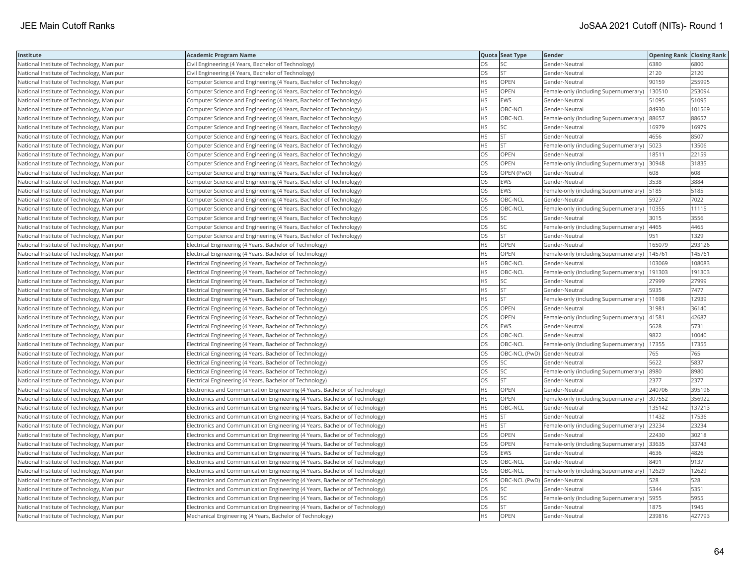| Institute | Academic Program Name | Quota | Seat Type | Gender | Opening Rank | Closing Rank |
|---|---|---|---|---|---|---|
| National Institute of Technology, Manipur | Civil Engineering (4 Years, Bachelor of Technology) | OS | SC | Gender-Neutral | 6380 | 6800 |
| National Institute of Technology, Manipur | Civil Engineering (4 Years, Bachelor of Technology) | OS | ST | Gender-Neutral | 2120 | 2120 |
| National Institute of Technology, Manipur | Computer Science and Engineering (4 Years, Bachelor of Technology) | HS | OPEN | Gender-Neutral | 90159 | 255995 |
| National Institute of Technology, Manipur | Computer Science and Engineering (4 Years, Bachelor of Technology) | HS | OPEN | Female-only (including Supernumerary) | 130510 | 253094 |
| National Institute of Technology, Manipur | Computer Science and Engineering (4 Years, Bachelor of Technology) | HS | EWS | Gender-Neutral | 51095 | 51095 |
| National Institute of Technology, Manipur | Computer Science and Engineering (4 Years, Bachelor of Technology) | HS | OBC-NCL | Gender-Neutral | 84930 | 101569 |
| National Institute of Technology, Manipur | Computer Science and Engineering (4 Years, Bachelor of Technology) | HS | OBC-NCL | Female-only (including Supernumerary) | 88657 | 88657 |
| National Institute of Technology, Manipur | Computer Science and Engineering (4 Years, Bachelor of Technology) | HS | SC | Gender-Neutral | 16979 | 16979 |
| National Institute of Technology, Manipur | Computer Science and Engineering (4 Years, Bachelor of Technology) | HS | ST | Gender-Neutral | 4656 | 8507 |
| National Institute of Technology, Manipur | Computer Science and Engineering (4 Years, Bachelor of Technology) | HS | ST | Female-only (including Supernumerary) | 5023 | 13506 |
| National Institute of Technology, Manipur | Computer Science and Engineering (4 Years, Bachelor of Technology) | OS | OPEN | Gender-Neutral | 18511 | 22159 |
| National Institute of Technology, Manipur | Computer Science and Engineering (4 Years, Bachelor of Technology) | OS | OPEN | Female-only (including Supernumerary) | 30948 | 31835 |
| National Institute of Technology, Manipur | Computer Science and Engineering (4 Years, Bachelor of Technology) | OS | OPEN (PwD) | Gender-Neutral | 608 | 608 |
| National Institute of Technology, Manipur | Computer Science and Engineering (4 Years, Bachelor of Technology) | OS | EWS | Gender-Neutral | 3538 | 3884 |
| National Institute of Technology, Manipur | Computer Science and Engineering (4 Years, Bachelor of Technology) | OS | EWS | Female-only (including Supernumerary) | 5185 | 5185 |
| National Institute of Technology, Manipur | Computer Science and Engineering (4 Years, Bachelor of Technology) | OS | OBC-NCL | Gender-Neutral | 5927 | 7022 |
| National Institute of Technology, Manipur | Computer Science and Engineering (4 Years, Bachelor of Technology) | OS | OBC-NCL | Female-only (including Supernumerary) | 10355 | 11115 |
| National Institute of Technology, Manipur | Computer Science and Engineering (4 Years, Bachelor of Technology) | OS | SC | Gender-Neutral | 3015 | 3556 |
| National Institute of Technology, Manipur | Computer Science and Engineering (4 Years, Bachelor of Technology) | OS | SC | Female-only (including Supernumerary) | 4465 | 4465 |
| National Institute of Technology, Manipur | Computer Science and Engineering (4 Years, Bachelor of Technology) | OS | ST | Gender-Neutral | 951 | 1329 |
| National Institute of Technology, Manipur | Electrical Engineering (4 Years, Bachelor of Technology) | HS | OPEN | Gender-Neutral | 165079 | 293126 |
| National Institute of Technology, Manipur | Electrical Engineering (4 Years, Bachelor of Technology) | HS | OPEN | Female-only (including Supernumerary) | 145761 | 145761 |
| National Institute of Technology, Manipur | Electrical Engineering (4 Years, Bachelor of Technology) | HS | OBC-NCL | Gender-Neutral | 103069 | 108083 |
| National Institute of Technology, Manipur | Electrical Engineering (4 Years, Bachelor of Technology) | HS | OBC-NCL | Female-only (including Supernumerary) | 191303 | 191303 |
| National Institute of Technology, Manipur | Electrical Engineering (4 Years, Bachelor of Technology) | HS | SC | Gender-Neutral | 27999 | 27999 |
| National Institute of Technology, Manipur | Electrical Engineering (4 Years, Bachelor of Technology) | HS | ST | Gender-Neutral | 5935 | 7477 |
| National Institute of Technology, Manipur | Electrical Engineering (4 Years, Bachelor of Technology) | HS | ST | Female-only (including Supernumerary) | 11698 | 12939 |
| National Institute of Technology, Manipur | Electrical Engineering (4 Years, Bachelor of Technology) | OS | OPEN | Gender-Neutral | 31981 | 36140 |
| National Institute of Technology, Manipur | Electrical Engineering (4 Years, Bachelor of Technology) | OS | OPEN | Female-only (including Supernumerary) | 41581 | 42687 |
| National Institute of Technology, Manipur | Electrical Engineering (4 Years, Bachelor of Technology) | OS | EWS | Gender-Neutral | 5628 | 5731 |
| National Institute of Technology, Manipur | Electrical Engineering (4 Years, Bachelor of Technology) | OS | OBC-NCL | Gender-Neutral | 9822 | 10040 |
| National Institute of Technology, Manipur | Electrical Engineering (4 Years, Bachelor of Technology) | OS | OBC-NCL | Female-only (including Supernumerary) | 17355 | 17355 |
| National Institute of Technology, Manipur | Electrical Engineering (4 Years, Bachelor of Technology) | OS | OBC-NCL (PwD) | Gender-Neutral | 765 | 765 |
| National Institute of Technology, Manipur | Electrical Engineering (4 Years, Bachelor of Technology) | OS | SC | Gender-Neutral | 5622 | 5837 |
| National Institute of Technology, Manipur | Electrical Engineering (4 Years, Bachelor of Technology) | OS | SC | Female-only (including Supernumerary) | 8980 | 8980 |
| National Institute of Technology, Manipur | Electrical Engineering (4 Years, Bachelor of Technology) | OS | ST | Gender-Neutral | 2377 | 2377 |
| National Institute of Technology, Manipur | Electronics and Communication Engineering (4 Years, Bachelor of Technology) | HS | OPEN | Gender-Neutral | 240706 | 395196 |
| National Institute of Technology, Manipur | Electronics and Communication Engineering (4 Years, Bachelor of Technology) | HS | OPEN | Female-only (including Supernumerary) | 307552 | 356922 |
| National Institute of Technology, Manipur | Electronics and Communication Engineering (4 Years, Bachelor of Technology) | HS | OBC-NCL | Gender-Neutral | 135142 | 137213 |
| National Institute of Technology, Manipur | Electronics and Communication Engineering (4 Years, Bachelor of Technology) | HS | ST | Gender-Neutral | 11432 | 17536 |
| National Institute of Technology, Manipur | Electronics and Communication Engineering (4 Years, Bachelor of Technology) | HS | ST | Female-only (including Supernumerary) | 23234 | 23234 |
| National Institute of Technology, Manipur | Electronics and Communication Engineering (4 Years, Bachelor of Technology) | OS | OPEN | Gender-Neutral | 22430 | 30218 |
| National Institute of Technology, Manipur | Electronics and Communication Engineering (4 Years, Bachelor of Technology) | OS | OPEN | Female-only (including Supernumerary) | 33635 | 33743 |
| National Institute of Technology, Manipur | Electronics and Communication Engineering (4 Years, Bachelor of Technology) | OS | EWS | Gender-Neutral | 4636 | 4826 |
| National Institute of Technology, Manipur | Electronics and Communication Engineering (4 Years, Bachelor of Technology) | OS | OBC-NCL | Gender-Neutral | 8491 | 9137 |
| National Institute of Technology, Manipur | Electronics and Communication Engineering (4 Years, Bachelor of Technology) | OS | OBC-NCL | Female-only (including Supernumerary) | 12629 | 12629 |
| National Institute of Technology, Manipur | Electronics and Communication Engineering (4 Years, Bachelor of Technology) | OS | OBC-NCL (PwD) | Gender-Neutral | 528 | 528 |
| National Institute of Technology, Manipur | Electronics and Communication Engineering (4 Years, Bachelor of Technology) | OS | SC | Gender-Neutral | 5344 | 5351 |
| National Institute of Technology, Manipur | Electronics and Communication Engineering (4 Years, Bachelor of Technology) | OS | SC | Female-only (including Supernumerary) | 5955 | 5955 |
| National Institute of Technology, Manipur | Electronics and Communication Engineering (4 Years, Bachelor of Technology) | OS | ST | Gender-Neutral | 1875 | 1945 |
| National Institute of Technology, Manipur | Mechanical Engineering (4 Years, Bachelor of Technology) | HS | OPEN | Gender-Neutral | 239816 | 427793 |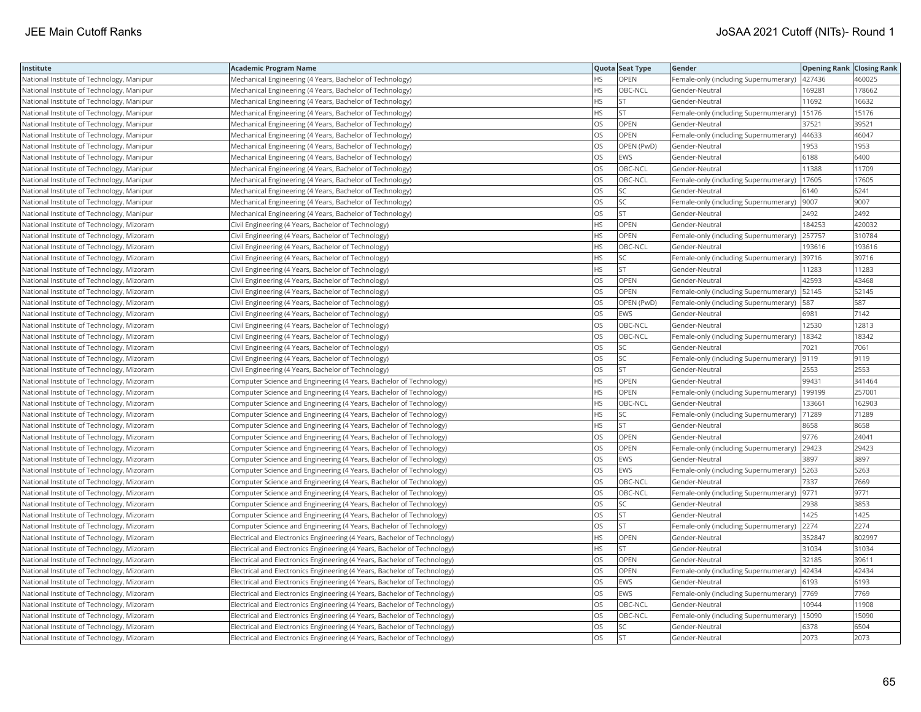| Institute | Academic Program Name | Quota | Seat Type | Gender | Opening Rank | Closing Rank |
|---|---|---|---|---|---|---|
| National Institute of Technology, Manipur | Mechanical Engineering (4 Years, Bachelor of Technology) | HS | OPEN | Female-only (including Supernumerary) | 427436 | 460025 |
| National Institute of Technology, Manipur | Mechanical Engineering (4 Years, Bachelor of Technology) | HS | OBC-NCL | Gender-Neutral | 169281 | 178662 |
| National Institute of Technology, Manipur | Mechanical Engineering (4 Years, Bachelor of Technology) | HS | ST | Gender-Neutral | 11692 | 16632 |
| National Institute of Technology, Manipur | Mechanical Engineering (4 Years, Bachelor of Technology) | HS | ST | Female-only (including Supernumerary) | 15176 | 15176 |
| National Institute of Technology, Manipur | Mechanical Engineering (4 Years, Bachelor of Technology) | OS | OPEN | Gender-Neutral | 37521 | 39521 |
| National Institute of Technology, Manipur | Mechanical Engineering (4 Years, Bachelor of Technology) | OS | OPEN | Female-only (including Supernumerary) | 44633 | 46047 |
| National Institute of Technology, Manipur | Mechanical Engineering (4 Years, Bachelor of Technology) | OS | OPEN (PwD) | Gender-Neutral | 1953 | 1953 |
| National Institute of Technology, Manipur | Mechanical Engineering (4 Years, Bachelor of Technology) | OS | EWS | Gender-Neutral | 6188 | 6400 |
| National Institute of Technology, Manipur | Mechanical Engineering (4 Years, Bachelor of Technology) | OS | OBC-NCL | Gender-Neutral | 11388 | 11709 |
| National Institute of Technology, Manipur | Mechanical Engineering (4 Years, Bachelor of Technology) | OS | OBC-NCL | Female-only (including Supernumerary) | 17605 | 17605 |
| National Institute of Technology, Manipur | Mechanical Engineering (4 Years, Bachelor of Technology) | OS | SC | Gender-Neutral | 6140 | 6241 |
| National Institute of Technology, Manipur | Mechanical Engineering (4 Years, Bachelor of Technology) | OS | SC | Female-only (including Supernumerary) | 9007 | 9007 |
| National Institute of Technology, Manipur | Mechanical Engineering (4 Years, Bachelor of Technology) | OS | ST | Gender-Neutral | 2492 | 2492 |
| National Institute of Technology, Mizoram | Civil Engineering (4 Years, Bachelor of Technology) | HS | OPEN | Gender-Neutral | 184253 | 420032 |
| National Institute of Technology, Mizoram | Civil Engineering (4 Years, Bachelor of Technology) | HS | OPEN | Female-only (including Supernumerary) | 257757 | 310784 |
| National Institute of Technology, Mizoram | Civil Engineering (4 Years, Bachelor of Technology) | HS | OBC-NCL | Gender-Neutral | 193616 | 193616 |
| National Institute of Technology, Mizoram | Civil Engineering (4 Years, Bachelor of Technology) | HS | SC | Female-only (including Supernumerary) | 39716 | 39716 |
| National Institute of Technology, Mizoram | Civil Engineering (4 Years, Bachelor of Technology) | HS | ST | Gender-Neutral | 11283 | 11283 |
| National Institute of Technology, Mizoram | Civil Engineering (4 Years, Bachelor of Technology) | OS | OPEN | Gender-Neutral | 42593 | 43468 |
| National Institute of Technology, Mizoram | Civil Engineering (4 Years, Bachelor of Technology) | OS | OPEN | Female-only (including Supernumerary) | 52145 | 52145 |
| National Institute of Technology, Mizoram | Civil Engineering (4 Years, Bachelor of Technology) | OS | OPEN (PwD) | Female-only (including Supernumerary) | 587 | 587 |
| National Institute of Technology, Mizoram | Civil Engineering (4 Years, Bachelor of Technology) | OS | EWS | Gender-Neutral | 6981 | 7142 |
| National Institute of Technology, Mizoram | Civil Engineering (4 Years, Bachelor of Technology) | OS | OBC-NCL | Gender-Neutral | 12530 | 12813 |
| National Institute of Technology, Mizoram | Civil Engineering (4 Years, Bachelor of Technology) | OS | OBC-NCL | Female-only (including Supernumerary) | 18342 | 18342 |
| National Institute of Technology, Mizoram | Civil Engineering (4 Years, Bachelor of Technology) | OS | SC | Gender-Neutral | 7021 | 7061 |
| National Institute of Technology, Mizoram | Civil Engineering (4 Years, Bachelor of Technology) | OS | SC | Female-only (including Supernumerary) | 9119 | 9119 |
| National Institute of Technology, Mizoram | Civil Engineering (4 Years, Bachelor of Technology) | OS | ST | Gender-Neutral | 2553 | 2553 |
| National Institute of Technology, Mizoram | Computer Science and Engineering (4 Years, Bachelor of Technology) | HS | OPEN | Gender-Neutral | 99431 | 341464 |
| National Institute of Technology, Mizoram | Computer Science and Engineering (4 Years, Bachelor of Technology) | HS | OPEN | Female-only (including Supernumerary) | 199199 | 257001 |
| National Institute of Technology, Mizoram | Computer Science and Engineering (4 Years, Bachelor of Technology) | HS | OBC-NCL | Gender-Neutral | 133661 | 162903 |
| National Institute of Technology, Mizoram | Computer Science and Engineering (4 Years, Bachelor of Technology) | HS | SC | Female-only (including Supernumerary) | 71289 | 71289 |
| National Institute of Technology, Mizoram | Computer Science and Engineering (4 Years, Bachelor of Technology) | HS | ST | Gender-Neutral | 8658 | 8658 |
| National Institute of Technology, Mizoram | Computer Science and Engineering (4 Years, Bachelor of Technology) | OS | OPEN | Gender-Neutral | 9776 | 24041 |
| National Institute of Technology, Mizoram | Computer Science and Engineering (4 Years, Bachelor of Technology) | OS | OPEN | Female-only (including Supernumerary) | 29423 | 29423 |
| National Institute of Technology, Mizoram | Computer Science and Engineering (4 Years, Bachelor of Technology) | OS | EWS | Gender-Neutral | 3897 | 3897 |
| National Institute of Technology, Mizoram | Computer Science and Engineering (4 Years, Bachelor of Technology) | OS | EWS | Female-only (including Supernumerary) | 5263 | 5263 |
| National Institute of Technology, Mizoram | Computer Science and Engineering (4 Years, Bachelor of Technology) | OS | OBC-NCL | Gender-Neutral | 7337 | 7669 |
| National Institute of Technology, Mizoram | Computer Science and Engineering (4 Years, Bachelor of Technology) | OS | OBC-NCL | Female-only (including Supernumerary) | 9771 | 9771 |
| National Institute of Technology, Mizoram | Computer Science and Engineering (4 Years, Bachelor of Technology) | OS | SC | Gender-Neutral | 2938 | 3853 |
| National Institute of Technology, Mizoram | Computer Science and Engineering (4 Years, Bachelor of Technology) | OS | ST | Gender-Neutral | 1425 | 1425 |
| National Institute of Technology, Mizoram | Computer Science and Engineering (4 Years, Bachelor of Technology) | OS | ST | Female-only (including Supernumerary) | 2274 | 2274 |
| National Institute of Technology, Mizoram | Electrical and Electronics Engineering (4 Years, Bachelor of Technology) | HS | OPEN | Gender-Neutral | 352847 | 802997 |
| National Institute of Technology, Mizoram | Electrical and Electronics Engineering (4 Years, Bachelor of Technology) | HS | ST | Gender-Neutral | 31034 | 31034 |
| National Institute of Technology, Mizoram | Electrical and Electronics Engineering (4 Years, Bachelor of Technology) | OS | OPEN | Gender-Neutral | 32185 | 39611 |
| National Institute of Technology, Mizoram | Electrical and Electronics Engineering (4 Years, Bachelor of Technology) | OS | OPEN | Female-only (including Supernumerary) | 42434 | 42434 |
| National Institute of Technology, Mizoram | Electrical and Electronics Engineering (4 Years, Bachelor of Technology) | OS | EWS | Gender-Neutral | 6193 | 6193 |
| National Institute of Technology, Mizoram | Electrical and Electronics Engineering (4 Years, Bachelor of Technology) | OS | EWS | Female-only (including Supernumerary) | 7769 | 7769 |
| National Institute of Technology, Mizoram | Electrical and Electronics Engineering (4 Years, Bachelor of Technology) | OS | OBC-NCL | Gender-Neutral | 10944 | 11908 |
| National Institute of Technology, Mizoram | Electrical and Electronics Engineering (4 Years, Bachelor of Technology) | OS | OBC-NCL | Female-only (including Supernumerary) | 15090 | 15090 |
| National Institute of Technology, Mizoram | Electrical and Electronics Engineering (4 Years, Bachelor of Technology) | OS | SC | Gender-Neutral | 6378 | 6504 |
| National Institute of Technology, Mizoram | Electrical and Electronics Engineering (4 Years, Bachelor of Technology) | OS | ST | Gender-Neutral | 2073 | 2073 |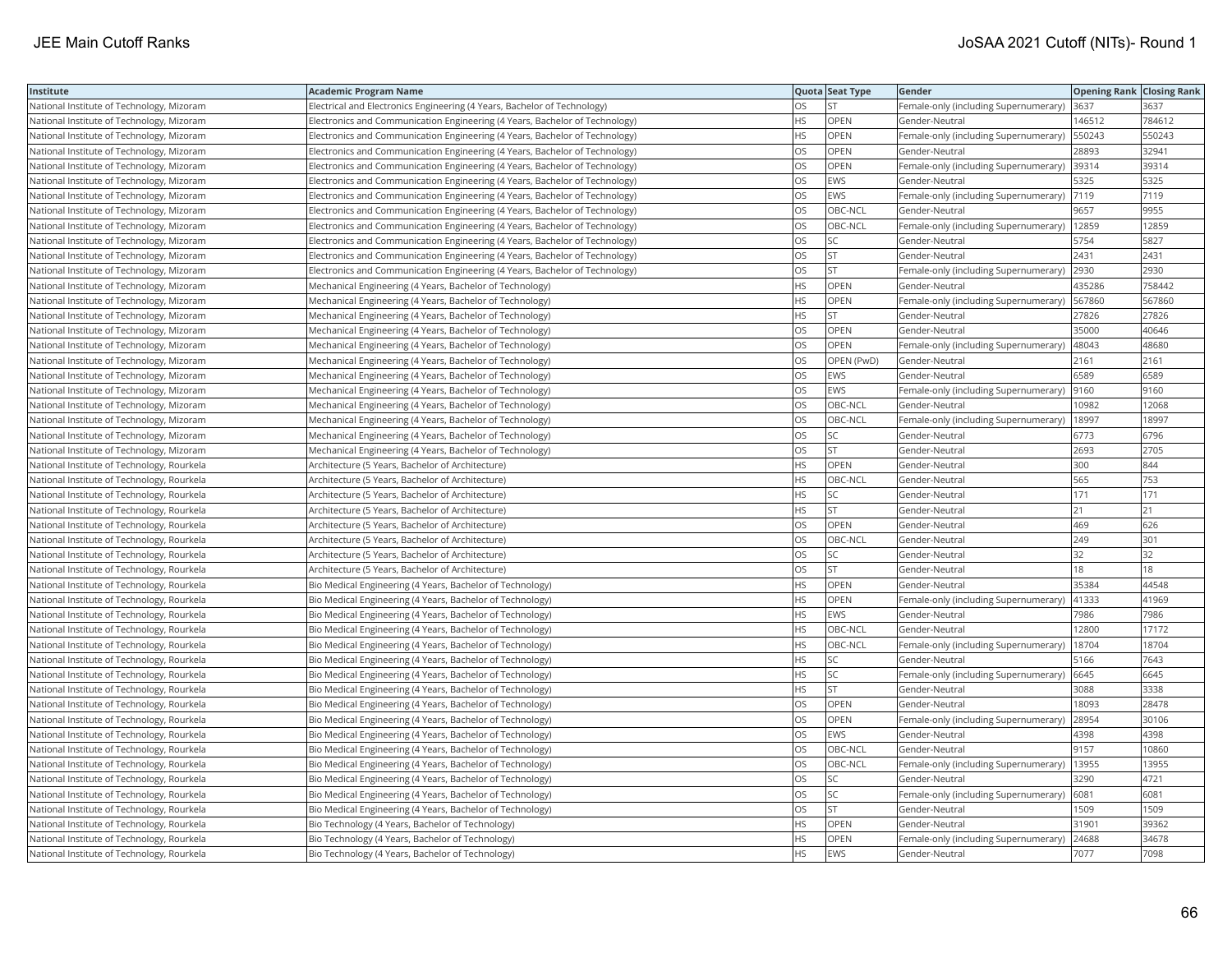| Institute | Academic Program Name | Quota | Seat Type | Gender | Opening Rank | Closing Rank |
|---|---|---|---|---|---|---|
| National Institute of Technology, Mizoram | Electrical and Electronics Engineering (4 Years, Bachelor of Technology) | OS | ST | Female-only (including Supernumerary) | 3637 | 3637 |
| National Institute of Technology, Mizoram | Electronics and Communication Engineering (4 Years, Bachelor of Technology) | HS | OPEN | Gender-Neutral | 146512 | 784612 |
| National Institute of Technology, Mizoram | Electronics and Communication Engineering (4 Years, Bachelor of Technology) | HS | OPEN | Female-only (including Supernumerary) | 550243 | 550243 |
| National Institute of Technology, Mizoram | Electronics and Communication Engineering (4 Years, Bachelor of Technology) | OS | OPEN | Gender-Neutral | 28893 | 32941 |
| National Institute of Technology, Mizoram | Electronics and Communication Engineering (4 Years, Bachelor of Technology) | OS | OPEN | Female-only (including Supernumerary) | 39314 | 39314 |
| National Institute of Technology, Mizoram | Electronics and Communication Engineering (4 Years, Bachelor of Technology) | OS | EWS | Gender-Neutral | 5325 | 5325 |
| National Institute of Technology, Mizoram | Electronics and Communication Engineering (4 Years, Bachelor of Technology) | OS | EWS | Female-only (including Supernumerary) | 7119 | 7119 |
| National Institute of Technology, Mizoram | Electronics and Communication Engineering (4 Years, Bachelor of Technology) | OS | OBC-NCL | Gender-Neutral | 9657 | 9955 |
| National Institute of Technology, Mizoram | Electronics and Communication Engineering (4 Years, Bachelor of Technology) | OS | OBC-NCL | Female-only (including Supernumerary) | 12859 | 12859 |
| National Institute of Technology, Mizoram | Electronics and Communication Engineering (4 Years, Bachelor of Technology) | OS | SC | Gender-Neutral | 5754 | 5827 |
| National Institute of Technology, Mizoram | Electronics and Communication Engineering (4 Years, Bachelor of Technology) | OS | ST | Gender-Neutral | 2431 | 2431 |
| National Institute of Technology, Mizoram | Electronics and Communication Engineering (4 Years, Bachelor of Technology) | OS | ST | Female-only (including Supernumerary) | 2930 | 2930 |
| National Institute of Technology, Mizoram | Mechanical Engineering (4 Years, Bachelor of Technology) | HS | OPEN | Gender-Neutral | 435286 | 758442 |
| National Institute of Technology, Mizoram | Mechanical Engineering (4 Years, Bachelor of Technology) | HS | OPEN | Female-only (including Supernumerary) | 567860 | 567860 |
| National Institute of Technology, Mizoram | Mechanical Engineering (4 Years, Bachelor of Technology) | HS | ST | Gender-Neutral | 27826 | 27826 |
| National Institute of Technology, Mizoram | Mechanical Engineering (4 Years, Bachelor of Technology) | OS | OPEN | Gender-Neutral | 35000 | 40646 |
| National Institute of Technology, Mizoram | Mechanical Engineering (4 Years, Bachelor of Technology) | OS | OPEN | Female-only (including Supernumerary) | 48043 | 48680 |
| National Institute of Technology, Mizoram | Mechanical Engineering (4 Years, Bachelor of Technology) | OS | OPEN (PwD) | Gender-Neutral | 2161 | 2161 |
| National Institute of Technology, Mizoram | Mechanical Engineering (4 Years, Bachelor of Technology) | OS | EWS | Gender-Neutral | 6589 | 6589 |
| National Institute of Technology, Mizoram | Mechanical Engineering (4 Years, Bachelor of Technology) | OS | EWS | Female-only (including Supernumerary) | 9160 | 9160 |
| National Institute of Technology, Mizoram | Mechanical Engineering (4 Years, Bachelor of Technology) | OS | OBC-NCL | Gender-Neutral | 10982 | 12068 |
| National Institute of Technology, Mizoram | Mechanical Engineering (4 Years, Bachelor of Technology) | OS | OBC-NCL | Female-only (including Supernumerary) | 18997 | 18997 |
| National Institute of Technology, Mizoram | Mechanical Engineering (4 Years, Bachelor of Technology) | OS | SC | Gender-Neutral | 6773 | 6796 |
| National Institute of Technology, Mizoram | Mechanical Engineering (4 Years, Bachelor of Technology) | OS | ST | Gender-Neutral | 2693 | 2705 |
| National Institute of Technology, Rourkela | Architecture (5 Years, Bachelor of Architecture) | HS | OPEN | Gender-Neutral | 300 | 844 |
| National Institute of Technology, Rourkela | Architecture (5 Years, Bachelor of Architecture) | HS | OBC-NCL | Gender-Neutral | 565 | 753 |
| National Institute of Technology, Rourkela | Architecture (5 Years, Bachelor of Architecture) | HS | SC | Gender-Neutral | 171 | 171 |
| National Institute of Technology, Rourkela | Architecture (5 Years, Bachelor of Architecture) | HS | ST | Gender-Neutral | 21 | 21 |
| National Institute of Technology, Rourkela | Architecture (5 Years, Bachelor of Architecture) | OS | OPEN | Gender-Neutral | 469 | 626 |
| National Institute of Technology, Rourkela | Architecture (5 Years, Bachelor of Architecture) | OS | OBC-NCL | Gender-Neutral | 249 | 301 |
| National Institute of Technology, Rourkela | Architecture (5 Years, Bachelor of Architecture) | OS | SC | Gender-Neutral | 32 | 32 |
| National Institute of Technology, Rourkela | Architecture (5 Years, Bachelor of Architecture) | OS | ST | Gender-Neutral | 18 | 18 |
| National Institute of Technology, Rourkela | Bio Medical Engineering (4 Years, Bachelor of Technology) | HS | OPEN | Gender-Neutral | 35384 | 44548 |
| National Institute of Technology, Rourkela | Bio Medical Engineering (4 Years, Bachelor of Technology) | HS | OPEN | Female-only (including Supernumerary) | 41333 | 41969 |
| National Institute of Technology, Rourkela | Bio Medical Engineering (4 Years, Bachelor of Technology) | HS | EWS | Gender-Neutral | 7986 | 7986 |
| National Institute of Technology, Rourkela | Bio Medical Engineering (4 Years, Bachelor of Technology) | HS | OBC-NCL | Gender-Neutral | 12800 | 17172 |
| National Institute of Technology, Rourkela | Bio Medical Engineering (4 Years, Bachelor of Technology) | HS | OBC-NCL | Female-only (including Supernumerary) | 18704 | 18704 |
| National Institute of Technology, Rourkela | Bio Medical Engineering (4 Years, Bachelor of Technology) | HS | SC | Gender-Neutral | 5166 | 7643 |
| National Institute of Technology, Rourkela | Bio Medical Engineering (4 Years, Bachelor of Technology) | HS | SC | Female-only (including Supernumerary) | 6645 | 6645 |
| National Institute of Technology, Rourkela | Bio Medical Engineering (4 Years, Bachelor of Technology) | HS | ST | Gender-Neutral | 3088 | 3338 |
| National Institute of Technology, Rourkela | Bio Medical Engineering (4 Years, Bachelor of Technology) | OS | OPEN | Gender-Neutral | 18093 | 28478 |
| National Institute of Technology, Rourkela | Bio Medical Engineering (4 Years, Bachelor of Technology) | OS | OPEN | Female-only (including Supernumerary) | 28954 | 30106 |
| National Institute of Technology, Rourkela | Bio Medical Engineering (4 Years, Bachelor of Technology) | OS | EWS | Gender-Neutral | 4398 | 4398 |
| National Institute of Technology, Rourkela | Bio Medical Engineering (4 Years, Bachelor of Technology) | OS | OBC-NCL | Gender-Neutral | 9157 | 10860 |
| National Institute of Technology, Rourkela | Bio Medical Engineering (4 Years, Bachelor of Technology) | OS | OBC-NCL | Female-only (including Supernumerary) | 13955 | 13955 |
| National Institute of Technology, Rourkela | Bio Medical Engineering (4 Years, Bachelor of Technology) | OS | SC | Gender-Neutral | 3290 | 4721 |
| National Institute of Technology, Rourkela | Bio Medical Engineering (4 Years, Bachelor of Technology) | OS | SC | Female-only (including Supernumerary) | 6081 | 6081 |
| National Institute of Technology, Rourkela | Bio Medical Engineering (4 Years, Bachelor of Technology) | OS | ST | Gender-Neutral | 1509 | 1509 |
| National Institute of Technology, Rourkela | Bio Technology (4 Years, Bachelor of Technology) | HS | OPEN | Gender-Neutral | 31901 | 39362 |
| National Institute of Technology, Rourkela | Bio Technology (4 Years, Bachelor of Technology) | HS | OPEN | Female-only (including Supernumerary) | 24688 | 34678 |
| National Institute of Technology, Rourkela | Bio Technology (4 Years, Bachelor of Technology) | HS | EWS | Gender-Neutral | 7077 | 7098 |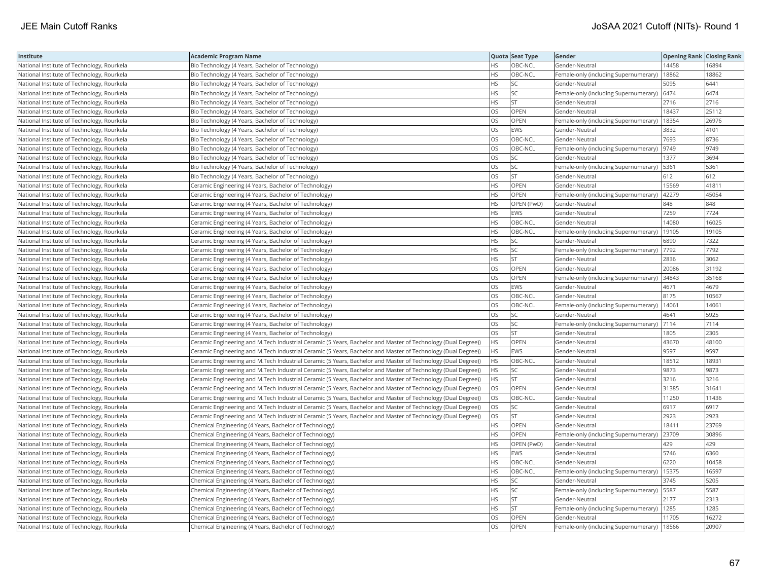| Institute | Academic Program Name | Quota | Seat Type | Gender | Opening Rank | Closing Rank |
| --- | --- | --- | --- | --- | --- | --- |
| National Institute of Technology, Rourkela | Bio Technology (4 Years, Bachelor of Technology) | HS | OBC-NCL | Gender-Neutral | 14458 | 16894 |
| National Institute of Technology, Rourkela | Bio Technology (4 Years, Bachelor of Technology) | HS | OBC-NCL | Female-only (including Supernumerary) | 18862 | 18862 |
| National Institute of Technology, Rourkela | Bio Technology (4 Years, Bachelor of Technology) | HS | SC | Gender-Neutral | 5095 | 6441 |
| National Institute of Technology, Rourkela | Bio Technology (4 Years, Bachelor of Technology) | HS | SC | Female-only (including Supernumerary) | 6474 | 6474 |
| National Institute of Technology, Rourkela | Bio Technology (4 Years, Bachelor of Technology) | HS | ST | Gender-Neutral | 2716 | 2716 |
| National Institute of Technology, Rourkela | Bio Technology (4 Years, Bachelor of Technology) | OS | OPEN | Gender-Neutral | 18437 | 25112 |
| National Institute of Technology, Rourkela | Bio Technology (4 Years, Bachelor of Technology) | OS | OPEN | Female-only (including Supernumerary) | 18354 | 26976 |
| National Institute of Technology, Rourkela | Bio Technology (4 Years, Bachelor of Technology) | OS | EWS | Gender-Neutral | 3832 | 4101 |
| National Institute of Technology, Rourkela | Bio Technology (4 Years, Bachelor of Technology) | OS | OBC-NCL | Gender-Neutral | 7693 | 8736 |
| National Institute of Technology, Rourkela | Bio Technology (4 Years, Bachelor of Technology) | OS | OBC-NCL | Female-only (including Supernumerary) | 9749 | 9749 |
| National Institute of Technology, Rourkela | Bio Technology (4 Years, Bachelor of Technology) | OS | SC | Gender-Neutral | 1377 | 3694 |
| National Institute of Technology, Rourkela | Bio Technology (4 Years, Bachelor of Technology) | OS | SC | Female-only (including Supernumerary) | 5361 | 5361 |
| National Institute of Technology, Rourkela | Bio Technology (4 Years, Bachelor of Technology) | OS | ST | Gender-Neutral | 612 | 612 |
| National Institute of Technology, Rourkela | Ceramic Engineering (4 Years, Bachelor of Technology) | HS | OPEN | Gender-Neutral | 15569 | 41811 |
| National Institute of Technology, Rourkela | Ceramic Engineering (4 Years, Bachelor of Technology) | HS | OPEN | Female-only (including Supernumerary) | 42279 | 45054 |
| National Institute of Technology, Rourkela | Ceramic Engineering (4 Years, Bachelor of Technology) | HS | OPEN (PwD) | Gender-Neutral | 848 | 848 |
| National Institute of Technology, Rourkela | Ceramic Engineering (4 Years, Bachelor of Technology) | HS | EWS | Gender-Neutral | 7259 | 7724 |
| National Institute of Technology, Rourkela | Ceramic Engineering (4 Years, Bachelor of Technology) | HS | OBC-NCL | Gender-Neutral | 14080 | 16025 |
| National Institute of Technology, Rourkela | Ceramic Engineering (4 Years, Bachelor of Technology) | HS | OBC-NCL | Female-only (including Supernumerary) | 19105 | 19105 |
| National Institute of Technology, Rourkela | Ceramic Engineering (4 Years, Bachelor of Technology) | HS | SC | Gender-Neutral | 6890 | 7322 |
| National Institute of Technology, Rourkela | Ceramic Engineering (4 Years, Bachelor of Technology) | HS | SC | Female-only (including Supernumerary) | 7792 | 7792 |
| National Institute of Technology, Rourkela | Ceramic Engineering (4 Years, Bachelor of Technology) | HS | ST | Gender-Neutral | 2836 | 3062 |
| National Institute of Technology, Rourkela | Ceramic Engineering (4 Years, Bachelor of Technology) | OS | OPEN | Gender-Neutral | 20086 | 31192 |
| National Institute of Technology, Rourkela | Ceramic Engineering (4 Years, Bachelor of Technology) | OS | OPEN | Female-only (including Supernumerary) | 34843 | 35168 |
| National Institute of Technology, Rourkela | Ceramic Engineering (4 Years, Bachelor of Technology) | OS | EWS | Gender-Neutral | 4671 | 4679 |
| National Institute of Technology, Rourkela | Ceramic Engineering (4 Years, Bachelor of Technology) | OS | OBC-NCL | Gender-Neutral | 8175 | 10567 |
| National Institute of Technology, Rourkela | Ceramic Engineering (4 Years, Bachelor of Technology) | OS | OBC-NCL | Female-only (including Supernumerary) | 14061 | 14061 |
| National Institute of Technology, Rourkela | Ceramic Engineering (4 Years, Bachelor of Technology) | OS | SC | Gender-Neutral | 4641 | 5925 |
| National Institute of Technology, Rourkela | Ceramic Engineering (4 Years, Bachelor of Technology) | OS | SC | Female-only (including Supernumerary) | 7114 | 7114 |
| National Institute of Technology, Rourkela | Ceramic Engineering (4 Years, Bachelor of Technology) | OS | ST | Gender-Neutral | 1805 | 2305 |
| National Institute of Technology, Rourkela | Ceramic Engineering and M.Tech Industrial Ceramic (5 Years, Bachelor and Master of Technology (Dual Degree)) | HS | OPEN | Gender-Neutral | 43670 | 48100 |
| National Institute of Technology, Rourkela | Ceramic Engineering and M.Tech Industrial Ceramic (5 Years, Bachelor and Master of Technology (Dual Degree)) | HS | EWS | Gender-Neutral | 9597 | 9597 |
| National Institute of Technology, Rourkela | Ceramic Engineering and M.Tech Industrial Ceramic (5 Years, Bachelor and Master of Technology (Dual Degree)) | HS | OBC-NCL | Gender-Neutral | 18512 | 18931 |
| National Institute of Technology, Rourkela | Ceramic Engineering and M.Tech Industrial Ceramic (5 Years, Bachelor and Master of Technology (Dual Degree)) | HS | SC | Gender-Neutral | 9873 | 9873 |
| National Institute of Technology, Rourkela | Ceramic Engineering and M.Tech Industrial Ceramic (5 Years, Bachelor and Master of Technology (Dual Degree)) | HS | ST | Gender-Neutral | 3216 | 3216 |
| National Institute of Technology, Rourkela | Ceramic Engineering and M.Tech Industrial Ceramic (5 Years, Bachelor and Master of Technology (Dual Degree)) | OS | OPEN | Gender-Neutral | 31385 | 31641 |
| National Institute of Technology, Rourkela | Ceramic Engineering and M.Tech Industrial Ceramic (5 Years, Bachelor and Master of Technology (Dual Degree)) | OS | OBC-NCL | Gender-Neutral | 11250 | 11436 |
| National Institute of Technology, Rourkela | Ceramic Engineering and M.Tech Industrial Ceramic (5 Years, Bachelor and Master of Technology (Dual Degree)) | OS | SC | Gender-Neutral | 6917 | 6917 |
| National Institute of Technology, Rourkela | Ceramic Engineering and M.Tech Industrial Ceramic (5 Years, Bachelor and Master of Technology (Dual Degree)) | OS | ST | Gender-Neutral | 2923 | 2923 |
| National Institute of Technology, Rourkela | Chemical Engineering (4 Years, Bachelor of Technology) | HS | OPEN | Gender-Neutral | 18411 | 23769 |
| National Institute of Technology, Rourkela | Chemical Engineering (4 Years, Bachelor of Technology) | HS | OPEN | Female-only (including Supernumerary) | 23709 | 30896 |
| National Institute of Technology, Rourkela | Chemical Engineering (4 Years, Bachelor of Technology) | HS | OPEN (PwD) | Gender-Neutral | 429 | 429 |
| National Institute of Technology, Rourkela | Chemical Engineering (4 Years, Bachelor of Technology) | HS | EWS | Gender-Neutral | 5746 | 6360 |
| National Institute of Technology, Rourkela | Chemical Engineering (4 Years, Bachelor of Technology) | HS | OBC-NCL | Gender-Neutral | 6220 | 10458 |
| National Institute of Technology, Rourkela | Chemical Engineering (4 Years, Bachelor of Technology) | HS | OBC-NCL | Female-only (including Supernumerary) | 15375 | 16597 |
| National Institute of Technology, Rourkela | Chemical Engineering (4 Years, Bachelor of Technology) | HS | SC | Gender-Neutral | 3745 | 5205 |
| National Institute of Technology, Rourkela | Chemical Engineering (4 Years, Bachelor of Technology) | HS | SC | Female-only (including Supernumerary) | 5587 | 5587 |
| National Institute of Technology, Rourkela | Chemical Engineering (4 Years, Bachelor of Technology) | HS | ST | Gender-Neutral | 2177 | 2313 |
| National Institute of Technology, Rourkela | Chemical Engineering (4 Years, Bachelor of Technology) | HS | ST | Female-only (including Supernumerary) | 1285 | 1285 |
| National Institute of Technology, Rourkela | Chemical Engineering (4 Years, Bachelor of Technology) | OS | OPEN | Gender-Neutral | 11705 | 16272 |
| National Institute of Technology, Rourkela | Chemical Engineering (4 Years, Bachelor of Technology) | OS | OPEN | Female-only (including Supernumerary) | 18566 | 20907 |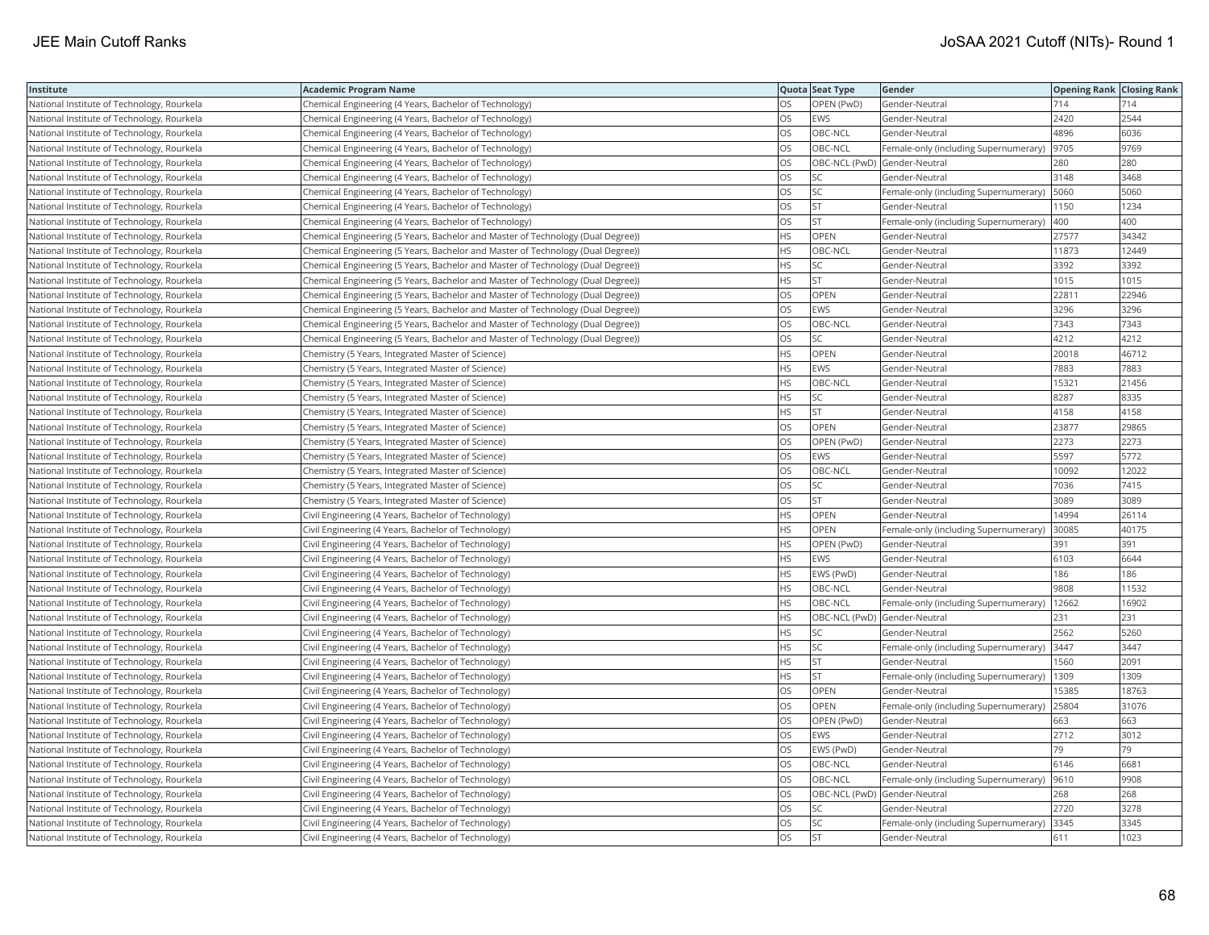| Institute | Academic Program Name | Quota | Seat Type | Gender | Opening Rank | Closing Rank |
|---|---|---|---|---|---|---|
| National Institute of Technology, Rourkela | Chemical Engineering (4 Years, Bachelor of Technology) | OS | OPEN (PwD) | Gender-Neutral | 714 | 714 |
| National Institute of Technology, Rourkela | Chemical Engineering (4 Years, Bachelor of Technology) | OS | EWS | Gender-Neutral | 2420 | 2544 |
| National Institute of Technology, Rourkela | Chemical Engineering (4 Years, Bachelor of Technology) | OS | OBC-NCL | Gender-Neutral | 4896 | 6036 |
| National Institute of Technology, Rourkela | Chemical Engineering (4 Years, Bachelor of Technology) | OS | OBC-NCL | Female-only (including Supernumerary) | 9705 | 9769 |
| National Institute of Technology, Rourkela | Chemical Engineering (4 Years, Bachelor of Technology) | OS | OBC-NCL (PwD) | Gender-Neutral | 280 | 280 |
| National Institute of Technology, Rourkela | Chemical Engineering (4 Years, Bachelor of Technology) | OS | SC | Gender-Neutral | 3148 | 3468 |
| National Institute of Technology, Rourkela | Chemical Engineering (4 Years, Bachelor of Technology) | OS | SC | Female-only (including Supernumerary) | 5060 | 5060 |
| National Institute of Technology, Rourkela | Chemical Engineering (4 Years, Bachelor of Technology) | OS | ST | Gender-Neutral | 1150 | 1234 |
| National Institute of Technology, Rourkela | Chemical Engineering (4 Years, Bachelor of Technology) | OS | ST | Female-only (including Supernumerary) | 400 | 400 |
| National Institute of Technology, Rourkela | Chemical Engineering (5 Years, Bachelor and Master of Technology (Dual Degree)) | HS | OPEN | Gender-Neutral | 27577 | 34342 |
| National Institute of Technology, Rourkela | Chemical Engineering (5 Years, Bachelor and Master of Technology (Dual Degree)) | HS | OBC-NCL | Gender-Neutral | 11873 | 12449 |
| National Institute of Technology, Rourkela | Chemical Engineering (5 Years, Bachelor and Master of Technology (Dual Degree)) | HS | SC | Gender-Neutral | 3392 | 3392 |
| National Institute of Technology, Rourkela | Chemical Engineering (5 Years, Bachelor and Master of Technology (Dual Degree)) | HS | ST | Gender-Neutral | 1015 | 1015 |
| National Institute of Technology, Rourkela | Chemical Engineering (5 Years, Bachelor and Master of Technology (Dual Degree)) | OS | OPEN | Gender-Neutral | 22811 | 22946 |
| National Institute of Technology, Rourkela | Chemical Engineering (5 Years, Bachelor and Master of Technology (Dual Degree)) | OS | EWS | Gender-Neutral | 3296 | 3296 |
| National Institute of Technology, Rourkela | Chemical Engineering (5 Years, Bachelor and Master of Technology (Dual Degree)) | OS | OBC-NCL | Gender-Neutral | 7343 | 7343 |
| National Institute of Technology, Rourkela | Chemical Engineering (5 Years, Bachelor and Master of Technology (Dual Degree)) | OS | SC | Gender-Neutral | 4212 | 4212 |
| National Institute of Technology, Rourkela | Chemistry (5 Years, Integrated Master of Science) | HS | OPEN | Gender-Neutral | 20018 | 46712 |
| National Institute of Technology, Rourkela | Chemistry (5 Years, Integrated Master of Science) | HS | EWS | Gender-Neutral | 7883 | 7883 |
| National Institute of Technology, Rourkela | Chemistry (5 Years, Integrated Master of Science) | HS | OBC-NCL | Gender-Neutral | 15321 | 21456 |
| National Institute of Technology, Rourkela | Chemistry (5 Years, Integrated Master of Science) | HS | SC | Gender-Neutral | 8287 | 8335 |
| National Institute of Technology, Rourkela | Chemistry (5 Years, Integrated Master of Science) | HS | ST | Gender-Neutral | 4158 | 4158 |
| National Institute of Technology, Rourkela | Chemistry (5 Years, Integrated Master of Science) | OS | OPEN | Gender-Neutral | 23877 | 29865 |
| National Institute of Technology, Rourkela | Chemistry (5 Years, Integrated Master of Science) | OS | OPEN (PwD) | Gender-Neutral | 2273 | 2273 |
| National Institute of Technology, Rourkela | Chemistry (5 Years, Integrated Master of Science) | OS | EWS | Gender-Neutral | 5597 | 5772 |
| National Institute of Technology, Rourkela | Chemistry (5 Years, Integrated Master of Science) | OS | OBC-NCL | Gender-Neutral | 10092 | 12022 |
| National Institute of Technology, Rourkela | Chemistry (5 Years, Integrated Master of Science) | OS | SC | Gender-Neutral | 7036 | 7415 |
| National Institute of Technology, Rourkela | Chemistry (5 Years, Integrated Master of Science) | OS | ST | Gender-Neutral | 3089 | 3089 |
| National Institute of Technology, Rourkela | Civil Engineering (4 Years, Bachelor of Technology) | HS | OPEN | Gender-Neutral | 14994 | 26114 |
| National Institute of Technology, Rourkela | Civil Engineering (4 Years, Bachelor of Technology) | HS | OPEN | Female-only (including Supernumerary) | 30085 | 40175 |
| National Institute of Technology, Rourkela | Civil Engineering (4 Years, Bachelor of Technology) | HS | OPEN (PwD) | Gender-Neutral | 391 | 391 |
| National Institute of Technology, Rourkela | Civil Engineering (4 Years, Bachelor of Technology) | HS | EWS | Gender-Neutral | 6103 | 6644 |
| National Institute of Technology, Rourkela | Civil Engineering (4 Years, Bachelor of Technology) | HS | EWS (PwD) | Gender-Neutral | 186 | 186 |
| National Institute of Technology, Rourkela | Civil Engineering (4 Years, Bachelor of Technology) | HS | OBC-NCL | Gender-Neutral | 9808 | 11532 |
| National Institute of Technology, Rourkela | Civil Engineering (4 Years, Bachelor of Technology) | HS | OBC-NCL | Female-only (including Supernumerary) | 12662 | 16902 |
| National Institute of Technology, Rourkela | Civil Engineering (4 Years, Bachelor of Technology) | HS | OBC-NCL (PwD) | Gender-Neutral | 231 | 231 |
| National Institute of Technology, Rourkela | Civil Engineering (4 Years, Bachelor of Technology) | HS | SC | Gender-Neutral | 2562 | 5260 |
| National Institute of Technology, Rourkela | Civil Engineering (4 Years, Bachelor of Technology) | HS | SC | Female-only (including Supernumerary) | 3447 | 3447 |
| National Institute of Technology, Rourkela | Civil Engineering (4 Years, Bachelor of Technology) | HS | ST | Gender-Neutral | 1560 | 2091 |
| National Institute of Technology, Rourkela | Civil Engineering (4 Years, Bachelor of Technology) | HS | ST | Female-only (including Supernumerary) | 1309 | 1309 |
| National Institute of Technology, Rourkela | Civil Engineering (4 Years, Bachelor of Technology) | OS | OPEN | Gender-Neutral | 15385 | 18763 |
| National Institute of Technology, Rourkela | Civil Engineering (4 Years, Bachelor of Technology) | OS | OPEN | Female-only (including Supernumerary) | 25804 | 31076 |
| National Institute of Technology, Rourkela | Civil Engineering (4 Years, Bachelor of Technology) | OS | OPEN (PwD) | Gender-Neutral | 663 | 663 |
| National Institute of Technology, Rourkela | Civil Engineering (4 Years, Bachelor of Technology) | OS | EWS | Gender-Neutral | 2712 | 3012 |
| National Institute of Technology, Rourkela | Civil Engineering (4 Years, Bachelor of Technology) | OS | EWS (PwD) | Gender-Neutral | 79 | 79 |
| National Institute of Technology, Rourkela | Civil Engineering (4 Years, Bachelor of Technology) | OS | OBC-NCL | Gender-Neutral | 6146 | 6681 |
| National Institute of Technology, Rourkela | Civil Engineering (4 Years, Bachelor of Technology) | OS | OBC-NCL | Female-only (including Supernumerary) | 9610 | 9908 |
| National Institute of Technology, Rourkela | Civil Engineering (4 Years, Bachelor of Technology) | OS | OBC-NCL (PwD) | Gender-Neutral | 268 | 268 |
| National Institute of Technology, Rourkela | Civil Engineering (4 Years, Bachelor of Technology) | OS | SC | Gender-Neutral | 2720 | 3278 |
| National Institute of Technology, Rourkela | Civil Engineering (4 Years, Bachelor of Technology) | OS | SC | Female-only (including Supernumerary) | 3345 | 3345 |
| National Institute of Technology, Rourkela | Civil Engineering (4 Years, Bachelor of Technology) | OS | ST | Gender-Neutral | 611 | 1023 |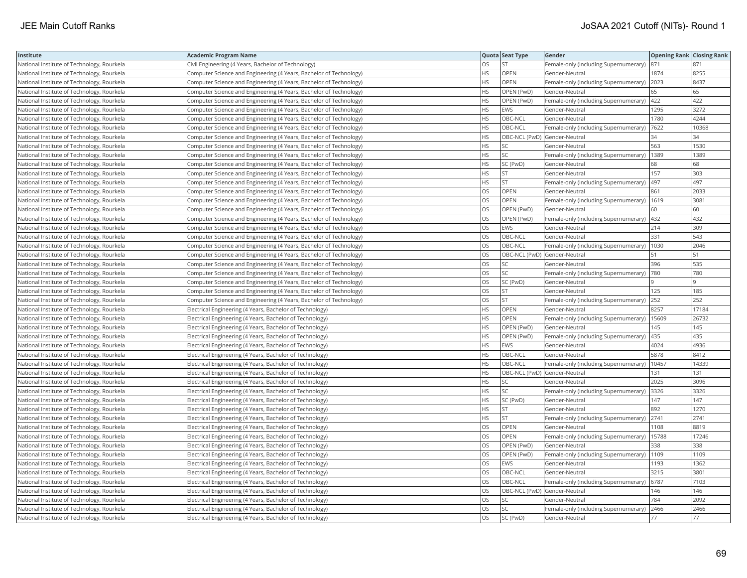| Institute | Academic Program Name | Quota | Seat Type | Gender | Opening Rank | Closing Rank |
|---|---|---|---|---|---|---|
| National Institute of Technology, Rourkela | Civil Engineering (4 Years, Bachelor of Technology) | OS | ST | Female-only (including Supernumerary) | 871 | 871 |
| National Institute of Technology, Rourkela | Computer Science and Engineering (4 Years, Bachelor of Technology) | HS | OPEN | Gender-Neutral | 1874 | 8255 |
| National Institute of Technology, Rourkela | Computer Science and Engineering (4 Years, Bachelor of Technology) | HS | OPEN | Female-only (including Supernumerary) | 2023 | 8437 |
| National Institute of Technology, Rourkela | Computer Science and Engineering (4 Years, Bachelor of Technology) | HS | OPEN (PwD) | Gender-Neutral | 65 | 65 |
| National Institute of Technology, Rourkela | Computer Science and Engineering (4 Years, Bachelor of Technology) | HS | OPEN (PwD) | Female-only (including Supernumerary) | 422 | 422 |
| National Institute of Technology, Rourkela | Computer Science and Engineering (4 Years, Bachelor of Technology) | HS | EWS | Gender-Neutral | 1295 | 3272 |
| National Institute of Technology, Rourkela | Computer Science and Engineering (4 Years, Bachelor of Technology) | HS | OBC-NCL | Gender-Neutral | 1780 | 4244 |
| National Institute of Technology, Rourkela | Computer Science and Engineering (4 Years, Bachelor of Technology) | HS | OBC-NCL | Female-only (including Supernumerary) | 7622 | 10368 |
| National Institute of Technology, Rourkela | Computer Science and Engineering (4 Years, Bachelor of Technology) | HS | OBC-NCL (PwD) | Gender-Neutral | 34 | 34 |
| National Institute of Technology, Rourkela | Computer Science and Engineering (4 Years, Bachelor of Technology) | HS | SC | Gender-Neutral | 563 | 1530 |
| National Institute of Technology, Rourkela | Computer Science and Engineering (4 Years, Bachelor of Technology) | HS | SC | Female-only (including Supernumerary) | 1389 | 1389 |
| National Institute of Technology, Rourkela | Computer Science and Engineering (4 Years, Bachelor of Technology) | HS | SC (PwD) | Gender-Neutral | 68 | 68 |
| National Institute of Technology, Rourkela | Computer Science and Engineering (4 Years, Bachelor of Technology) | HS | ST | Gender-Neutral | 157 | 303 |
| National Institute of Technology, Rourkela | Computer Science and Engineering (4 Years, Bachelor of Technology) | HS | ST | Female-only (including Supernumerary) | 497 | 497 |
| National Institute of Technology, Rourkela | Computer Science and Engineering (4 Years, Bachelor of Technology) | OS | OPEN | Gender-Neutral | 861 | 2033 |
| National Institute of Technology, Rourkela | Computer Science and Engineering (4 Years, Bachelor of Technology) | OS | OPEN | Female-only (including Supernumerary) | 1619 | 3081 |
| National Institute of Technology, Rourkela | Computer Science and Engineering (4 Years, Bachelor of Technology) | OS | OPEN (PwD) | Gender-Neutral | 60 | 60 |
| National Institute of Technology, Rourkela | Computer Science and Engineering (4 Years, Bachelor of Technology) | OS | OPEN (PwD) | Female-only (including Supernumerary) | 432 | 432 |
| National Institute of Technology, Rourkela | Computer Science and Engineering (4 Years, Bachelor of Technology) | OS | EWS | Gender-Neutral | 214 | 309 |
| National Institute of Technology, Rourkela | Computer Science and Engineering (4 Years, Bachelor of Technology) | OS | OBC-NCL | Gender-Neutral | 331 | 543 |
| National Institute of Technology, Rourkela | Computer Science and Engineering (4 Years, Bachelor of Technology) | OS | OBC-NCL | Female-only (including Supernumerary) | 1030 | 2046 |
| National Institute of Technology, Rourkela | Computer Science and Engineering (4 Years, Bachelor of Technology) | OS | OBC-NCL (PwD) | Gender-Neutral | 51 | 51 |
| National Institute of Technology, Rourkela | Computer Science and Engineering (4 Years, Bachelor of Technology) | OS | SC | Gender-Neutral | 396 | 535 |
| National Institute of Technology, Rourkela | Computer Science and Engineering (4 Years, Bachelor of Technology) | OS | SC | Female-only (including Supernumerary) | 780 | 780 |
| National Institute of Technology, Rourkela | Computer Science and Engineering (4 Years, Bachelor of Technology) | OS | SC (PwD) | Gender-Neutral | 9 | 9 |
| National Institute of Technology, Rourkela | Computer Science and Engineering (4 Years, Bachelor of Technology) | OS | ST | Gender-Neutral | 125 | 185 |
| National Institute of Technology, Rourkela | Computer Science and Engineering (4 Years, Bachelor of Technology) | OS | ST | Female-only (including Supernumerary) | 252 | 252 |
| National Institute of Technology, Rourkela | Electrical Engineering (4 Years, Bachelor of Technology) | HS | OPEN | Gender-Neutral | 8257 | 17184 |
| National Institute of Technology, Rourkela | Electrical Engineering (4 Years, Bachelor of Technology) | HS | OPEN | Female-only (including Supernumerary) | 15609 | 26732 |
| National Institute of Technology, Rourkela | Electrical Engineering (4 Years, Bachelor of Technology) | HS | OPEN (PwD) | Gender-Neutral | 145 | 145 |
| National Institute of Technology, Rourkela | Electrical Engineering (4 Years, Bachelor of Technology) | HS | OPEN (PwD) | Female-only (including Supernumerary) | 435 | 435 |
| National Institute of Technology, Rourkela | Electrical Engineering (4 Years, Bachelor of Technology) | HS | EWS | Gender-Neutral | 4024 | 4936 |
| National Institute of Technology, Rourkela | Electrical Engineering (4 Years, Bachelor of Technology) | HS | OBC-NCL | Gender-Neutral | 5878 | 8412 |
| National Institute of Technology, Rourkela | Electrical Engineering (4 Years, Bachelor of Technology) | HS | OBC-NCL | Female-only (including Supernumerary) | 10457 | 14339 |
| National Institute of Technology, Rourkela | Electrical Engineering (4 Years, Bachelor of Technology) | HS | OBC-NCL (PwD) | Gender-Neutral | 131 | 131 |
| National Institute of Technology, Rourkela | Electrical Engineering (4 Years, Bachelor of Technology) | HS | SC | Gender-Neutral | 2025 | 3096 |
| National Institute of Technology, Rourkela | Electrical Engineering (4 Years, Bachelor of Technology) | HS | SC | Female-only (including Supernumerary) | 3326 | 3326 |
| National Institute of Technology, Rourkela | Electrical Engineering (4 Years, Bachelor of Technology) | HS | SC (PwD) | Gender-Neutral | 147 | 147 |
| National Institute of Technology, Rourkela | Electrical Engineering (4 Years, Bachelor of Technology) | HS | ST | Gender-Neutral | 892 | 1270 |
| National Institute of Technology, Rourkela | Electrical Engineering (4 Years, Bachelor of Technology) | HS | ST | Female-only (including Supernumerary) | 2741 | 2741 |
| National Institute of Technology, Rourkela | Electrical Engineering (4 Years, Bachelor of Technology) | OS | OPEN | Gender-Neutral | 1108 | 8819 |
| National Institute of Technology, Rourkela | Electrical Engineering (4 Years, Bachelor of Technology) | OS | OPEN | Female-only (including Supernumerary) | 15788 | 17246 |
| National Institute of Technology, Rourkela | Electrical Engineering (4 Years, Bachelor of Technology) | OS | OPEN (PwD) | Gender-Neutral | 338 | 338 |
| National Institute of Technology, Rourkela | Electrical Engineering (4 Years, Bachelor of Technology) | OS | OPEN (PwD) | Female-only (including Supernumerary) | 1109 | 1109 |
| National Institute of Technology, Rourkela | Electrical Engineering (4 Years, Bachelor of Technology) | OS | EWS | Gender-Neutral | 1193 | 1362 |
| National Institute of Technology, Rourkela | Electrical Engineering (4 Years, Bachelor of Technology) | OS | OBC-NCL | Gender-Neutral | 3215 | 3801 |
| National Institute of Technology, Rourkela | Electrical Engineering (4 Years, Bachelor of Technology) | OS | OBC-NCL | Female-only (including Supernumerary) | 6787 | 7103 |
| National Institute of Technology, Rourkela | Electrical Engineering (4 Years, Bachelor of Technology) | OS | OBC-NCL (PwD) | Gender-Neutral | 146 | 146 |
| National Institute of Technology, Rourkela | Electrical Engineering (4 Years, Bachelor of Technology) | OS | SC | Gender-Neutral | 784 | 2092 |
| National Institute of Technology, Rourkela | Electrical Engineering (4 Years, Bachelor of Technology) | OS | SC | Female-only (including Supernumerary) | 2466 | 2466 |
| National Institute of Technology, Rourkela | Electrical Engineering (4 Years, Bachelor of Technology) | OS | SC (PwD) | Gender-Neutral | 77 | 77 |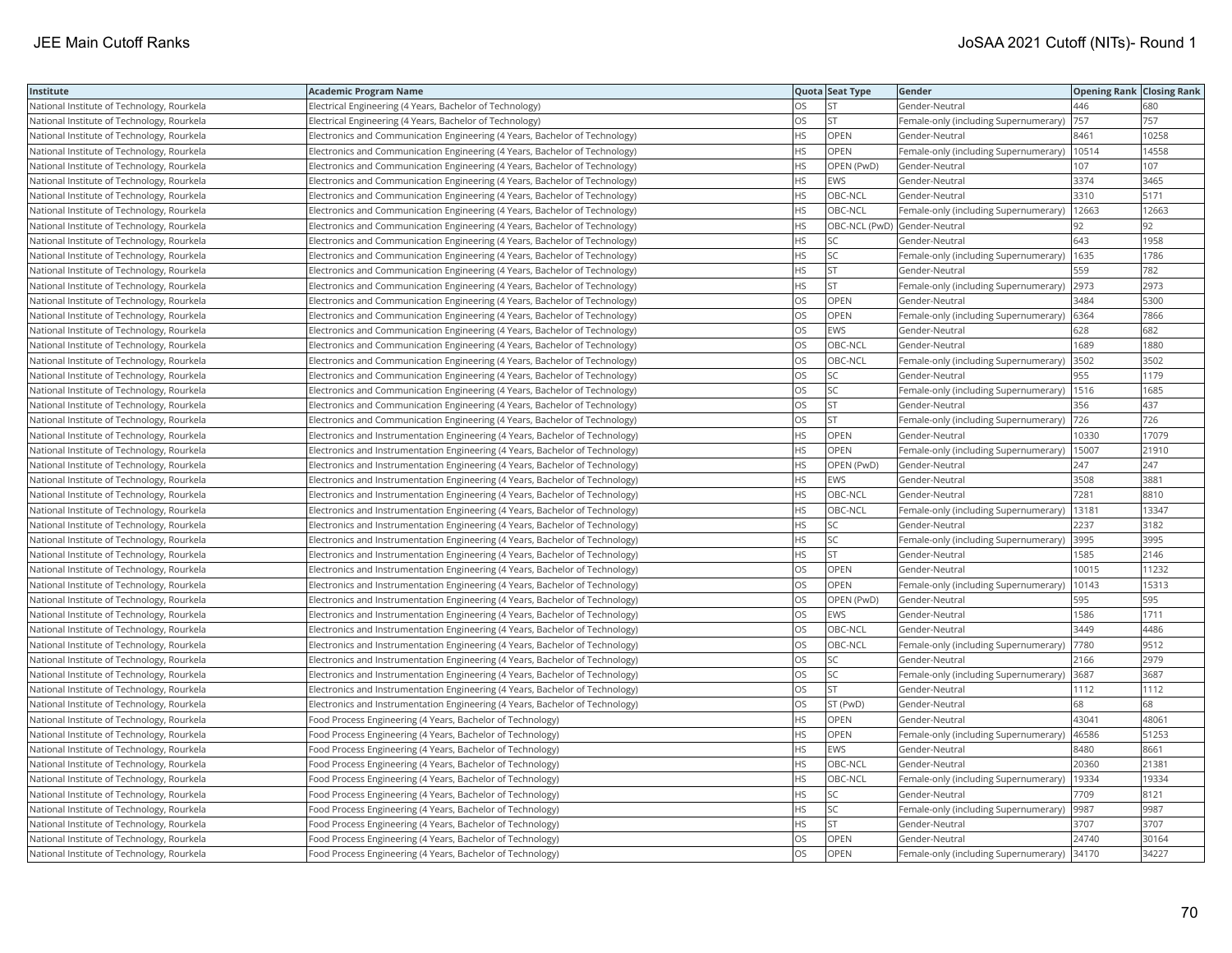| Institute | Academic Program Name | Quota | Seat Type | Gender | Opening Rank | Closing Rank |
|---|---|---|---|---|---|---|
| National Institute of Technology, Rourkela | Electrical Engineering (4 Years, Bachelor of Technology) | OS | ST | Gender-Neutral | 446 | 680 |
| National Institute of Technology, Rourkela | Electrical Engineering (4 Years, Bachelor of Technology) | OS | ST | Female-only (including Supernumerary) | 757 | 757 |
| National Institute of Technology, Rourkela | Electronics and Communication Engineering (4 Years, Bachelor of Technology) | HS | OPEN | Gender-Neutral | 8461 | 10258 |
| National Institute of Technology, Rourkela | Electronics and Communication Engineering (4 Years, Bachelor of Technology) | HS | OPEN | Female-only (including Supernumerary) | 10514 | 14558 |
| National Institute of Technology, Rourkela | Electronics and Communication Engineering (4 Years, Bachelor of Technology) | HS | OPEN (PwD) | Gender-Neutral | 107 | 107 |
| National Institute of Technology, Rourkela | Electronics and Communication Engineering (4 Years, Bachelor of Technology) | HS | EWS | Gender-Neutral | 3374 | 3465 |
| National Institute of Technology, Rourkela | Electronics and Communication Engineering (4 Years, Bachelor of Technology) | HS | OBC-NCL | Gender-Neutral | 3310 | 5171 |
| National Institute of Technology, Rourkela | Electronics and Communication Engineering (4 Years, Bachelor of Technology) | HS | OBC-NCL | Female-only (including Supernumerary) | 12663 | 12663 |
| National Institute of Technology, Rourkela | Electronics and Communication Engineering (4 Years, Bachelor of Technology) | HS | OBC-NCL (PwD) | Gender-Neutral | 92 | 92 |
| National Institute of Technology, Rourkela | Electronics and Communication Engineering (4 Years, Bachelor of Technology) | HS | SC | Gender-Neutral | 643 | 1958 |
| National Institute of Technology, Rourkela | Electronics and Communication Engineering (4 Years, Bachelor of Technology) | HS | SC | Female-only (including Supernumerary) | 1635 | 1786 |
| National Institute of Technology, Rourkela | Electronics and Communication Engineering (4 Years, Bachelor of Technology) | HS | ST | Gender-Neutral | 559 | 782 |
| National Institute of Technology, Rourkela | Electronics and Communication Engineering (4 Years, Bachelor of Technology) | HS | ST | Female-only (including Supernumerary) | 2973 | 2973 |
| National Institute of Technology, Rourkela | Electronics and Communication Engineering (4 Years, Bachelor of Technology) | OS | OPEN | Gender-Neutral | 3484 | 5300 |
| National Institute of Technology, Rourkela | Electronics and Communication Engineering (4 Years, Bachelor of Technology) | OS | OPEN | Female-only (including Supernumerary) | 6364 | 7866 |
| National Institute of Technology, Rourkela | Electronics and Communication Engineering (4 Years, Bachelor of Technology) | OS | EWS | Gender-Neutral | 628 | 682 |
| National Institute of Technology, Rourkela | Electronics and Communication Engineering (4 Years, Bachelor of Technology) | OS | OBC-NCL | Gender-Neutral | 1689 | 1880 |
| National Institute of Technology, Rourkela | Electronics and Communication Engineering (4 Years, Bachelor of Technology) | OS | OBC-NCL | Female-only (including Supernumerary) | 3502 | 3502 |
| National Institute of Technology, Rourkela | Electronics and Communication Engineering (4 Years, Bachelor of Technology) | OS | SC | Gender-Neutral | 955 | 1179 |
| National Institute of Technology, Rourkela | Electronics and Communication Engineering (4 Years, Bachelor of Technology) | OS | SC | Female-only (including Supernumerary) | 1516 | 1685 |
| National Institute of Technology, Rourkela | Electronics and Communication Engineering (4 Years, Bachelor of Technology) | OS | ST | Gender-Neutral | 356 | 437 |
| National Institute of Technology, Rourkela | Electronics and Communication Engineering (4 Years, Bachelor of Technology) | OS | ST | Female-only (including Supernumerary) | 726 | 726 |
| National Institute of Technology, Rourkela | Electronics and Instrumentation Engineering (4 Years, Bachelor of Technology) | HS | OPEN | Gender-Neutral | 10330 | 17079 |
| National Institute of Technology, Rourkela | Electronics and Instrumentation Engineering (4 Years, Bachelor of Technology) | HS | OPEN | Female-only (including Supernumerary) | 15007 | 21910 |
| National Institute of Technology, Rourkela | Electronics and Instrumentation Engineering (4 Years, Bachelor of Technology) | HS | OPEN (PwD) | Gender-Neutral | 247 | 247 |
| National Institute of Technology, Rourkela | Electronics and Instrumentation Engineering (4 Years, Bachelor of Technology) | HS | EWS | Gender-Neutral | 3508 | 3881 |
| National Institute of Technology, Rourkela | Electronics and Instrumentation Engineering (4 Years, Bachelor of Technology) | HS | OBC-NCL | Gender-Neutral | 7281 | 8810 |
| National Institute of Technology, Rourkela | Electronics and Instrumentation Engineering (4 Years, Bachelor of Technology) | HS | OBC-NCL | Female-only (including Supernumerary) | 13181 | 13347 |
| National Institute of Technology, Rourkela | Electronics and Instrumentation Engineering (4 Years, Bachelor of Technology) | HS | SC | Gender-Neutral | 2237 | 3182 |
| National Institute of Technology, Rourkela | Electronics and Instrumentation Engineering (4 Years, Bachelor of Technology) | HS | SC | Female-only (including Supernumerary) | 3995 | 3995 |
| National Institute of Technology, Rourkela | Electronics and Instrumentation Engineering (4 Years, Bachelor of Technology) | HS | ST | Gender-Neutral | 1585 | 2146 |
| National Institute of Technology, Rourkela | Electronics and Instrumentation Engineering (4 Years, Bachelor of Technology) | OS | OPEN | Gender-Neutral | 10015 | 11232 |
| National Institute of Technology, Rourkela | Electronics and Instrumentation Engineering (4 Years, Bachelor of Technology) | OS | OPEN | Female-only (including Supernumerary) | 10143 | 15313 |
| National Institute of Technology, Rourkela | Electronics and Instrumentation Engineering (4 Years, Bachelor of Technology) | OS | OPEN (PwD) | Gender-Neutral | 595 | 595 |
| National Institute of Technology, Rourkela | Electronics and Instrumentation Engineering (4 Years, Bachelor of Technology) | OS | EWS | Gender-Neutral | 1586 | 1711 |
| National Institute of Technology, Rourkela | Electronics and Instrumentation Engineering (4 Years, Bachelor of Technology) | OS | OBC-NCL | Gender-Neutral | 3449 | 4486 |
| National Institute of Technology, Rourkela | Electronics and Instrumentation Engineering (4 Years, Bachelor of Technology) | OS | OBC-NCL | Female-only (including Supernumerary) | 7780 | 9512 |
| National Institute of Technology, Rourkela | Electronics and Instrumentation Engineering (4 Years, Bachelor of Technology) | OS | SC | Gender-Neutral | 2166 | 2979 |
| National Institute of Technology, Rourkela | Electronics and Instrumentation Engineering (4 Years, Bachelor of Technology) | OS | SC | Female-only (including Supernumerary) | 3687 | 3687 |
| National Institute of Technology, Rourkela | Electronics and Instrumentation Engineering (4 Years, Bachelor of Technology) | OS | ST | Gender-Neutral | 1112 | 1112 |
| National Institute of Technology, Rourkela | Electronics and Instrumentation Engineering (4 Years, Bachelor of Technology) | OS | ST (PwD) | Gender-Neutral | 68 | 68 |
| National Institute of Technology, Rourkela | Food Process Engineering (4 Years, Bachelor of Technology) | HS | OPEN | Gender-Neutral | 43041 | 48061 |
| National Institute of Technology, Rourkela | Food Process Engineering (4 Years, Bachelor of Technology) | HS | OPEN | Female-only (including Supernumerary) | 46586 | 51253 |
| National Institute of Technology, Rourkela | Food Process Engineering (4 Years, Bachelor of Technology) | HS | EWS | Gender-Neutral | 8480 | 8661 |
| National Institute of Technology, Rourkela | Food Process Engineering (4 Years, Bachelor of Technology) | HS | OBC-NCL | Gender-Neutral | 20360 | 21381 |
| National Institute of Technology, Rourkela | Food Process Engineering (4 Years, Bachelor of Technology) | HS | OBC-NCL | Female-only (including Supernumerary) | 19334 | 19334 |
| National Institute of Technology, Rourkela | Food Process Engineering (4 Years, Bachelor of Technology) | HS | SC | Gender-Neutral | 7709 | 8121 |
| National Institute of Technology, Rourkela | Food Process Engineering (4 Years, Bachelor of Technology) | HS | SC | Female-only (including Supernumerary) | 9987 | 9987 |
| National Institute of Technology, Rourkela | Food Process Engineering (4 Years, Bachelor of Technology) | HS | ST | Gender-Neutral | 3707 | 3707 |
| National Institute of Technology, Rourkela | Food Process Engineering (4 Years, Bachelor of Technology) | OS | OPEN | Gender-Neutral | 24740 | 30164 |
| National Institute of Technology, Rourkela | Food Process Engineering (4 Years, Bachelor of Technology) | OS | OPEN | Female-only (including Supernumerary) | 34170 | 34227 |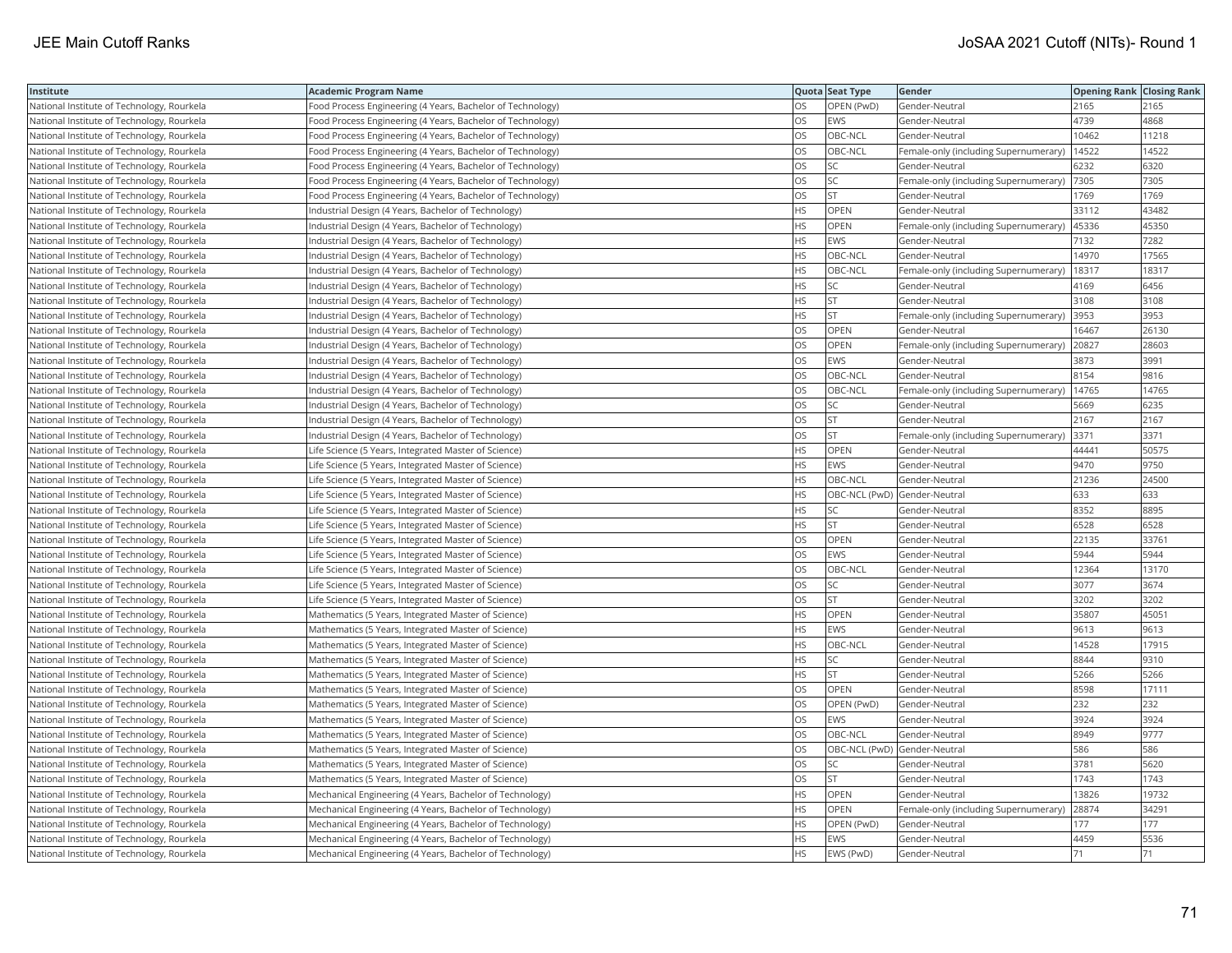| Institute | Academic Program Name | Quota | Seat Type | Gender | Opening Rank | Closing Rank |
|---|---|---|---|---|---|---|
| National Institute of Technology, Rourkela | Food Process Engineering (4 Years, Bachelor of Technology) | OS | OPEN (PwD) | Gender-Neutral | 2165 | 2165 |
| National Institute of Technology, Rourkela | Food Process Engineering (4 Years, Bachelor of Technology) | OS | EWS | Gender-Neutral | 4739 | 4868 |
| National Institute of Technology, Rourkela | Food Process Engineering (4 Years, Bachelor of Technology) | OS | OBC-NCL | Gender-Neutral | 10462 | 11218 |
| National Institute of Technology, Rourkela | Food Process Engineering (4 Years, Bachelor of Technology) | OS | OBC-NCL | Female-only (including Supernumerary) | 14522 | 14522 |
| National Institute of Technology, Rourkela | Food Process Engineering (4 Years, Bachelor of Technology) | OS | SC | Gender-Neutral | 6232 | 6320 |
| National Institute of Technology, Rourkela | Food Process Engineering (4 Years, Bachelor of Technology) | OS | SC | Female-only (including Supernumerary) | 7305 | 7305 |
| National Institute of Technology, Rourkela | Food Process Engineering (4 Years, Bachelor of Technology) | OS | ST | Gender-Neutral | 1769 | 1769 |
| National Institute of Technology, Rourkela | Industrial Design (4 Years, Bachelor of Technology) | HS | OPEN | Gender-Neutral | 33112 | 43482 |
| National Institute of Technology, Rourkela | Industrial Design (4 Years, Bachelor of Technology) | HS | OPEN | Female-only (including Supernumerary) | 45336 | 45350 |
| National Institute of Technology, Rourkela | Industrial Design (4 Years, Bachelor of Technology) | HS | EWS | Gender-Neutral | 7132 | 7282 |
| National Institute of Technology, Rourkela | Industrial Design (4 Years, Bachelor of Technology) | HS | OBC-NCL | Gender-Neutral | 14970 | 17565 |
| National Institute of Technology, Rourkela | Industrial Design (4 Years, Bachelor of Technology) | HS | OBC-NCL | Female-only (including Supernumerary) | 18317 | 18317 |
| National Institute of Technology, Rourkela | Industrial Design (4 Years, Bachelor of Technology) | HS | SC | Gender-Neutral | 4169 | 6456 |
| National Institute of Technology, Rourkela | Industrial Design (4 Years, Bachelor of Technology) | HS | ST | Gender-Neutral | 3108 | 3108 |
| National Institute of Technology, Rourkela | Industrial Design (4 Years, Bachelor of Technology) | HS | ST | Female-only (including Supernumerary) | 3953 | 3953 |
| National Institute of Technology, Rourkela | Industrial Design (4 Years, Bachelor of Technology) | OS | OPEN | Gender-Neutral | 16467 | 26130 |
| National Institute of Technology, Rourkela | Industrial Design (4 Years, Bachelor of Technology) | OS | OPEN | Female-only (including Supernumerary) | 20827 | 28603 |
| National Institute of Technology, Rourkela | Industrial Design (4 Years, Bachelor of Technology) | OS | EWS | Gender-Neutral | 3873 | 3991 |
| National Institute of Technology, Rourkela | Industrial Design (4 Years, Bachelor of Technology) | OS | OBC-NCL | Gender-Neutral | 8154 | 9816 |
| National Institute of Technology, Rourkela | Industrial Design (4 Years, Bachelor of Technology) | OS | OBC-NCL | Female-only (including Supernumerary) | 14765 | 14765 |
| National Institute of Technology, Rourkela | Industrial Design (4 Years, Bachelor of Technology) | OS | SC | Gender-Neutral | 5669 | 6235 |
| National Institute of Technology, Rourkela | Industrial Design (4 Years, Bachelor of Technology) | OS | ST | Gender-Neutral | 2167 | 2167 |
| National Institute of Technology, Rourkela | Industrial Design (4 Years, Bachelor of Technology) | OS | ST | Female-only (including Supernumerary) | 3371 | 3371 |
| National Institute of Technology, Rourkela | Life Science (5 Years, Integrated Master of Science) | HS | OPEN | Gender-Neutral | 44441 | 50575 |
| National Institute of Technology, Rourkela | Life Science (5 Years, Integrated Master of Science) | HS | EWS | Gender-Neutral | 9470 | 9750 |
| National Institute of Technology, Rourkela | Life Science (5 Years, Integrated Master of Science) | HS | OBC-NCL | Gender-Neutral | 21236 | 24500 |
| National Institute of Technology, Rourkela | Life Science (5 Years, Integrated Master of Science) | HS | OBC-NCL (PwD) | Gender-Neutral | 633 | 633 |
| National Institute of Technology, Rourkela | Life Science (5 Years, Integrated Master of Science) | HS | SC | Gender-Neutral | 8352 | 8895 |
| National Institute of Technology, Rourkela | Life Science (5 Years, Integrated Master of Science) | HS | ST | Gender-Neutral | 6528 | 6528 |
| National Institute of Technology, Rourkela | Life Science (5 Years, Integrated Master of Science) | OS | OPEN | Gender-Neutral | 22135 | 33761 |
| National Institute of Technology, Rourkela | Life Science (5 Years, Integrated Master of Science) | OS | EWS | Gender-Neutral | 5944 | 5944 |
| National Institute of Technology, Rourkela | Life Science (5 Years, Integrated Master of Science) | OS | OBC-NCL | Gender-Neutral | 12364 | 13170 |
| National Institute of Technology, Rourkela | Life Science (5 Years, Integrated Master of Science) | OS | SC | Gender-Neutral | 3077 | 3674 |
| National Institute of Technology, Rourkela | Life Science (5 Years, Integrated Master of Science) | OS | ST | Gender-Neutral | 3202 | 3202 |
| National Institute of Technology, Rourkela | Mathematics (5 Years, Integrated Master of Science) | HS | OPEN | Gender-Neutral | 35807 | 45051 |
| National Institute of Technology, Rourkela | Mathematics (5 Years, Integrated Master of Science) | HS | EWS | Gender-Neutral | 9613 | 9613 |
| National Institute of Technology, Rourkela | Mathematics (5 Years, Integrated Master of Science) | HS | OBC-NCL | Gender-Neutral | 14528 | 17915 |
| National Institute of Technology, Rourkela | Mathematics (5 Years, Integrated Master of Science) | HS | SC | Gender-Neutral | 8844 | 9310 |
| National Institute of Technology, Rourkela | Mathematics (5 Years, Integrated Master of Science) | HS | ST | Gender-Neutral | 5266 | 5266 |
| National Institute of Technology, Rourkela | Mathematics (5 Years, Integrated Master of Science) | OS | OPEN | Gender-Neutral | 8598 | 17111 |
| National Institute of Technology, Rourkela | Mathematics (5 Years, Integrated Master of Science) | OS | OPEN (PwD) | Gender-Neutral | 232 | 232 |
| National Institute of Technology, Rourkela | Mathematics (5 Years, Integrated Master of Science) | OS | EWS | Gender-Neutral | 3924 | 3924 |
| National Institute of Technology, Rourkela | Mathematics (5 Years, Integrated Master of Science) | OS | OBC-NCL | Gender-Neutral | 8949 | 9777 |
| National Institute of Technology, Rourkela | Mathematics (5 Years, Integrated Master of Science) | OS | OBC-NCL (PwD) | Gender-Neutral | 586 | 586 |
| National Institute of Technology, Rourkela | Mathematics (5 Years, Integrated Master of Science) | OS | SC | Gender-Neutral | 3781 | 5620 |
| National Institute of Technology, Rourkela | Mathematics (5 Years, Integrated Master of Science) | OS | ST | Gender-Neutral | 1743 | 1743 |
| National Institute of Technology, Rourkela | Mechanical Engineering (4 Years, Bachelor of Technology) | HS | OPEN | Gender-Neutral | 13826 | 19732 |
| National Institute of Technology, Rourkela | Mechanical Engineering (4 Years, Bachelor of Technology) | HS | OPEN | Female-only (including Supernumerary) | 28874 | 34291 |
| National Institute of Technology, Rourkela | Mechanical Engineering (4 Years, Bachelor of Technology) | HS | OPEN (PwD) | Gender-Neutral | 177 | 177 |
| National Institute of Technology, Rourkela | Mechanical Engineering (4 Years, Bachelor of Technology) | HS | EWS | Gender-Neutral | 4459 | 5536 |
| National Institute of Technology, Rourkela | Mechanical Engineering (4 Years, Bachelor of Technology) | HS | EWS (PwD) | Gender-Neutral | 71 | 71 |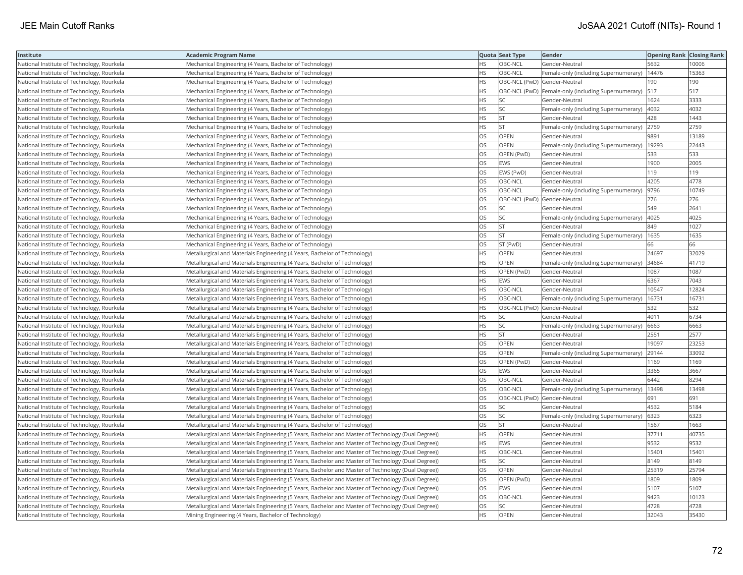| Institute | Academic Program Name | Quota | Seat Type | Gender | Opening Rank | Closing Rank |
|---|---|---|---|---|---|---|
| National Institute of Technology, Rourkela | Mechanical Engineering (4 Years, Bachelor of Technology) | HS | OBC-NCL | Gender-Neutral | 5632 | 10006 |
| National Institute of Technology, Rourkela | Mechanical Engineering (4 Years, Bachelor of Technology) | HS | OBC-NCL | Female-only (including Supernumerary) | 14476 | 15363 |
| National Institute of Technology, Rourkela | Mechanical Engineering (4 Years, Bachelor of Technology) | HS | OBC-NCL (PwD) | Gender-Neutral | 190 | 190 |
| National Institute of Technology, Rourkela | Mechanical Engineering (4 Years, Bachelor of Technology) | HS | OBC-NCL (PwD) | Female-only (including Supernumerary) | 517 | 517 |
| National Institute of Technology, Rourkela | Mechanical Engineering (4 Years, Bachelor of Technology) | HS | SC | Gender-Neutral | 1624 | 3333 |
| National Institute of Technology, Rourkela | Mechanical Engineering (4 Years, Bachelor of Technology) | HS | SC | Female-only (including Supernumerary) | 4032 | 4032 |
| National Institute of Technology, Rourkela | Mechanical Engineering (4 Years, Bachelor of Technology) | HS | ST | Gender-Neutral | 428 | 1443 |
| National Institute of Technology, Rourkela | Mechanical Engineering (4 Years, Bachelor of Technology) | HS | ST | Female-only (including Supernumerary) | 2759 | 2759 |
| National Institute of Technology, Rourkela | Mechanical Engineering (4 Years, Bachelor of Technology) | OS | OPEN | Gender-Neutral | 9891 | 13189 |
| National Institute of Technology, Rourkela | Mechanical Engineering (4 Years, Bachelor of Technology) | OS | OPEN | Female-only (including Supernumerary) | 19293 | 22443 |
| National Institute of Technology, Rourkela | Mechanical Engineering (4 Years, Bachelor of Technology) | OS | OPEN (PwD) | Gender-Neutral | 533 | 533 |
| National Institute of Technology, Rourkela | Mechanical Engineering (4 Years, Bachelor of Technology) | OS | EWS | Gender-Neutral | 1900 | 2005 |
| National Institute of Technology, Rourkela | Mechanical Engineering (4 Years, Bachelor of Technology) | OS | EWS (PwD) | Gender-Neutral | 119 | 119 |
| National Institute of Technology, Rourkela | Mechanical Engineering (4 Years, Bachelor of Technology) | OS | OBC-NCL | Gender-Neutral | 4205 | 4778 |
| National Institute of Technology, Rourkela | Mechanical Engineering (4 Years, Bachelor of Technology) | OS | OBC-NCL | Female-only (including Supernumerary) | 9796 | 10749 |
| National Institute of Technology, Rourkela | Mechanical Engineering (4 Years, Bachelor of Technology) | OS | OBC-NCL (PwD) | Gender-Neutral | 276 | 276 |
| National Institute of Technology, Rourkela | Mechanical Engineering (4 Years, Bachelor of Technology) | OS | SC | Gender-Neutral | 549 | 2641 |
| National Institute of Technology, Rourkela | Mechanical Engineering (4 Years, Bachelor of Technology) | OS | SC | Female-only (including Supernumerary) | 4025 | 4025 |
| National Institute of Technology, Rourkela | Mechanical Engineering (4 Years, Bachelor of Technology) | OS | ST | Gender-Neutral | 849 | 1027 |
| National Institute of Technology, Rourkela | Mechanical Engineering (4 Years, Bachelor of Technology) | OS | ST | Female-only (including Supernumerary) | 1635 | 1635 |
| National Institute of Technology, Rourkela | Mechanical Engineering (4 Years, Bachelor of Technology) | OS | ST (PwD) | Gender-Neutral | 66 | 66 |
| National Institute of Technology, Rourkela | Metallurgical and Materials Engineering (4 Years, Bachelor of Technology) | HS | OPEN | Gender-Neutral | 24697 | 32029 |
| National Institute of Technology, Rourkela | Metallurgical and Materials Engineering (4 Years, Bachelor of Technology) | HS | OPEN | Female-only (including Supernumerary) | 34684 | 41719 |
| National Institute of Technology, Rourkela | Metallurgical and Materials Engineering (4 Years, Bachelor of Technology) | HS | OPEN (PwD) | Gender-Neutral | 1087 | 1087 |
| National Institute of Technology, Rourkela | Metallurgical and Materials Engineering (4 Years, Bachelor of Technology) | HS | EWS | Gender-Neutral | 6367 | 7043 |
| National Institute of Technology, Rourkela | Metallurgical and Materials Engineering (4 Years, Bachelor of Technology) | HS | OBC-NCL | Gender-Neutral | 10547 | 12824 |
| National Institute of Technology, Rourkela | Metallurgical and Materials Engineering (4 Years, Bachelor of Technology) | HS | OBC-NCL | Female-only (including Supernumerary) | 16731 | 16731 |
| National Institute of Technology, Rourkela | Metallurgical and Materials Engineering (4 Years, Bachelor of Technology) | HS | OBC-NCL (PwD) | Gender-Neutral | 532 | 532 |
| National Institute of Technology, Rourkela | Metallurgical and Materials Engineering (4 Years, Bachelor of Technology) | HS | SC | Gender-Neutral | 4011 | 6734 |
| National Institute of Technology, Rourkela | Metallurgical and Materials Engineering (4 Years, Bachelor of Technology) | HS | SC | Female-only (including Supernumerary) | 6663 | 6663 |
| National Institute of Technology, Rourkela | Metallurgical and Materials Engineering (4 Years, Bachelor of Technology) | HS | ST | Gender-Neutral | 2551 | 2577 |
| National Institute of Technology, Rourkela | Metallurgical and Materials Engineering (4 Years, Bachelor of Technology) | OS | OPEN | Gender-Neutral | 19097 | 23253 |
| National Institute of Technology, Rourkela | Metallurgical and Materials Engineering (4 Years, Bachelor of Technology) | OS | OPEN | Female-only (including Supernumerary) | 29144 | 33092 |
| National Institute of Technology, Rourkela | Metallurgical and Materials Engineering (4 Years, Bachelor of Technology) | OS | OPEN (PwD) | Gender-Neutral | 1169 | 1169 |
| National Institute of Technology, Rourkela | Metallurgical and Materials Engineering (4 Years, Bachelor of Technology) | OS | EWS | Gender-Neutral | 3365 | 3667 |
| National Institute of Technology, Rourkela | Metallurgical and Materials Engineering (4 Years, Bachelor of Technology) | OS | OBC-NCL | Gender-Neutral | 6442 | 8294 |
| National Institute of Technology, Rourkela | Metallurgical and Materials Engineering (4 Years, Bachelor of Technology) | OS | OBC-NCL | Female-only (including Supernumerary) | 13498 | 13498 |
| National Institute of Technology, Rourkela | Metallurgical and Materials Engineering (4 Years, Bachelor of Technology) | OS | OBC-NCL (PwD) | Gender-Neutral | 691 | 691 |
| National Institute of Technology, Rourkela | Metallurgical and Materials Engineering (4 Years, Bachelor of Technology) | OS | SC | Gender-Neutral | 4532 | 5184 |
| National Institute of Technology, Rourkela | Metallurgical and Materials Engineering (4 Years, Bachelor of Technology) | OS | SC | Female-only (including Supernumerary) | 6323 | 6323 |
| National Institute of Technology, Rourkela | Metallurgical and Materials Engineering (4 Years, Bachelor of Technology) | OS | ST | Gender-Neutral | 1567 | 1663 |
| National Institute of Technology, Rourkela | Metallurgical and Materials Engineering (5 Years, Bachelor and Master of Technology (Dual Degree)) | HS | OPEN | Gender-Neutral | 37711 | 40735 |
| National Institute of Technology, Rourkela | Metallurgical and Materials Engineering (5 Years, Bachelor and Master of Technology (Dual Degree)) | HS | EWS | Gender-Neutral | 9532 | 9532 |
| National Institute of Technology, Rourkela | Metallurgical and Materials Engineering (5 Years, Bachelor and Master of Technology (Dual Degree)) | HS | OBC-NCL | Gender-Neutral | 15401 | 15401 |
| National Institute of Technology, Rourkela | Metallurgical and Materials Engineering (5 Years, Bachelor and Master of Technology (Dual Degree)) | HS | SC | Gender-Neutral | 8149 | 8149 |
| National Institute of Technology, Rourkela | Metallurgical and Materials Engineering (5 Years, Bachelor and Master of Technology (Dual Degree)) | OS | OPEN | Gender-Neutral | 25319 | 25794 |
| National Institute of Technology, Rourkela | Metallurgical and Materials Engineering (5 Years, Bachelor and Master of Technology (Dual Degree)) | OS | OPEN (PwD) | Gender-Neutral | 1809 | 1809 |
| National Institute of Technology, Rourkela | Metallurgical and Materials Engineering (5 Years, Bachelor and Master of Technology (Dual Degree)) | OS | EWS | Gender-Neutral | 5107 | 5107 |
| National Institute of Technology, Rourkela | Metallurgical and Materials Engineering (5 Years, Bachelor and Master of Technology (Dual Degree)) | OS | OBC-NCL | Gender-Neutral | 9423 | 10123 |
| National Institute of Technology, Rourkela | Metallurgical and Materials Engineering (5 Years, Bachelor and Master of Technology (Dual Degree)) | OS | SC | Gender-Neutral | 4728 | 4728 |
| National Institute of Technology, Rourkela | Mining Engineering (4 Years, Bachelor of Technology) | HS | OPEN | Gender-Neutral | 32043 | 35430 |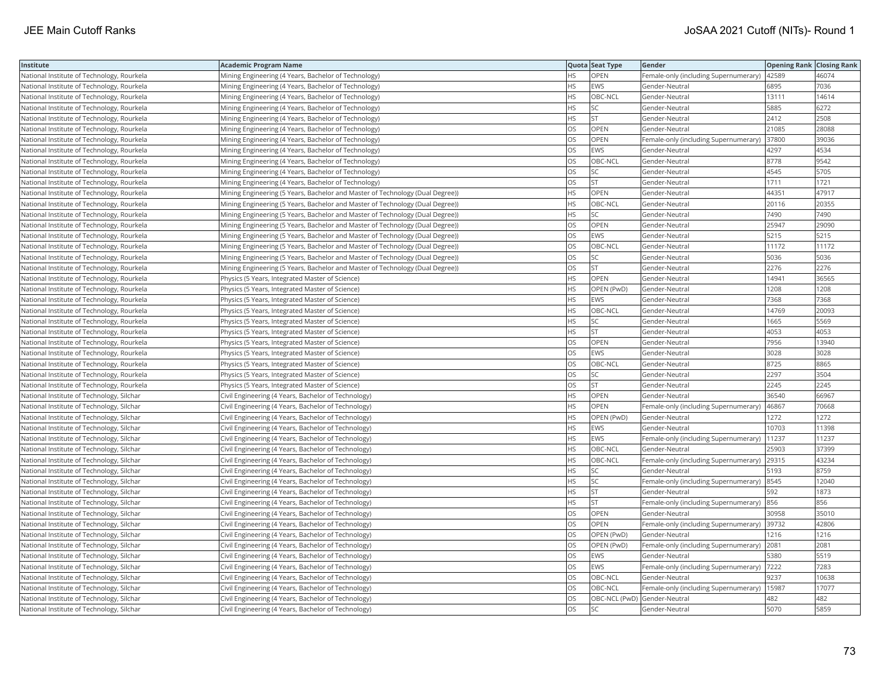| Institute | Academic Program Name | Quota | Seat Type | Gender | Opening Rank | Closing Rank |
|---|---|---|---|---|---|---|
| National Institute of Technology, Rourkela | Mining Engineering (4 Years, Bachelor of Technology) | HS | OPEN | Female-only (including Supernumerary) | 42589 | 46074 |
| National Institute of Technology, Rourkela | Mining Engineering (4 Years, Bachelor of Technology) | HS | EWS | Gender-Neutral | 6895 | 7036 |
| National Institute of Technology, Rourkela | Mining Engineering (4 Years, Bachelor of Technology) | HS | OBC-NCL | Gender-Neutral | 13111 | 14614 |
| National Institute of Technology, Rourkela | Mining Engineering (4 Years, Bachelor of Technology) | HS | SC | Gender-Neutral | 5885 | 6272 |
| National Institute of Technology, Rourkela | Mining Engineering (4 Years, Bachelor of Technology) | HS | ST | Gender-Neutral | 2412 | 2508 |
| National Institute of Technology, Rourkela | Mining Engineering (4 Years, Bachelor of Technology) | OS | OPEN | Gender-Neutral | 21085 | 28088 |
| National Institute of Technology, Rourkela | Mining Engineering (4 Years, Bachelor of Technology) | OS | OPEN | Female-only (including Supernumerary) | 37800 | 39036 |
| National Institute of Technology, Rourkela | Mining Engineering (4 Years, Bachelor of Technology) | OS | EWS | Gender-Neutral | 4297 | 4534 |
| National Institute of Technology, Rourkela | Mining Engineering (4 Years, Bachelor of Technology) | OS | OBC-NCL | Gender-Neutral | 8778 | 9542 |
| National Institute of Technology, Rourkela | Mining Engineering (4 Years, Bachelor of Technology) | OS | SC | Gender-Neutral | 4545 | 5705 |
| National Institute of Technology, Rourkela | Mining Engineering (4 Years, Bachelor of Technology) | OS | ST | Gender-Neutral | 1711 | 1721 |
| National Institute of Technology, Rourkela | Mining Engineering (5 Years, Bachelor and Master of Technology (Dual Degree)) | HS | OPEN | Gender-Neutral | 44351 | 47917 |
| National Institute of Technology, Rourkela | Mining Engineering (5 Years, Bachelor and Master of Technology (Dual Degree)) | HS | OBC-NCL | Gender-Neutral | 20116 | 20355 |
| National Institute of Technology, Rourkela | Mining Engineering (5 Years, Bachelor and Master of Technology (Dual Degree)) | HS | SC | Gender-Neutral | 7490 | 7490 |
| National Institute of Technology, Rourkela | Mining Engineering (5 Years, Bachelor and Master of Technology (Dual Degree)) | OS | OPEN | Gender-Neutral | 25947 | 29090 |
| National Institute of Technology, Rourkela | Mining Engineering (5 Years, Bachelor and Master of Technology (Dual Degree)) | OS | EWS | Gender-Neutral | 5215 | 5215 |
| National Institute of Technology, Rourkela | Mining Engineering (5 Years, Bachelor and Master of Technology (Dual Degree)) | OS | OBC-NCL | Gender-Neutral | 11172 | 11172 |
| National Institute of Technology, Rourkela | Mining Engineering (5 Years, Bachelor and Master of Technology (Dual Degree)) | OS | SC | Gender-Neutral | 5036 | 5036 |
| National Institute of Technology, Rourkela | Mining Engineering (5 Years, Bachelor and Master of Technology (Dual Degree)) | OS | ST | Gender-Neutral | 2276 | 2276 |
| National Institute of Technology, Rourkela | Physics (5 Years, Integrated Master of Science) | HS | OPEN | Gender-Neutral | 14941 | 36565 |
| National Institute of Technology, Rourkela | Physics (5 Years, Integrated Master of Science) | HS | OPEN (PwD) | Gender-Neutral | 1208 | 1208 |
| National Institute of Technology, Rourkela | Physics (5 Years, Integrated Master of Science) | HS | EWS | Gender-Neutral | 7368 | 7368 |
| National Institute of Technology, Rourkela | Physics (5 Years, Integrated Master of Science) | HS | OBC-NCL | Gender-Neutral | 14769 | 20093 |
| National Institute of Technology, Rourkela | Physics (5 Years, Integrated Master of Science) | HS | SC | Gender-Neutral | 1665 | 5569 |
| National Institute of Technology, Rourkela | Physics (5 Years, Integrated Master of Science) | HS | ST | Gender-Neutral | 4053 | 4053 |
| National Institute of Technology, Rourkela | Physics (5 Years, Integrated Master of Science) | OS | OPEN | Gender-Neutral | 7956 | 13940 |
| National Institute of Technology, Rourkela | Physics (5 Years, Integrated Master of Science) | OS | EWS | Gender-Neutral | 3028 | 3028 |
| National Institute of Technology, Rourkela | Physics (5 Years, Integrated Master of Science) | OS | OBC-NCL | Gender-Neutral | 8725 | 8865 |
| National Institute of Technology, Rourkela | Physics (5 Years, Integrated Master of Science) | OS | SC | Gender-Neutral | 2297 | 3504 |
| National Institute of Technology, Rourkela | Physics (5 Years, Integrated Master of Science) | OS | ST | Gender-Neutral | 2245 | 2245 |
| National Institute of Technology, Silchar | Civil Engineering (4 Years, Bachelor of Technology) | HS | OPEN | Gender-Neutral | 36540 | 66967 |
| National Institute of Technology, Silchar | Civil Engineering (4 Years, Bachelor of Technology) | HS | OPEN | Female-only (including Supernumerary) | 46867 | 70668 |
| National Institute of Technology, Silchar | Civil Engineering (4 Years, Bachelor of Technology) | HS | OPEN (PwD) | Gender-Neutral | 1272 | 1272 |
| National Institute of Technology, Silchar | Civil Engineering (4 Years, Bachelor of Technology) | HS | EWS | Gender-Neutral | 10703 | 11398 |
| National Institute of Technology, Silchar | Civil Engineering (4 Years, Bachelor of Technology) | HS | EWS | Female-only (including Supernumerary) | 11237 | 11237 |
| National Institute of Technology, Silchar | Civil Engineering (4 Years, Bachelor of Technology) | HS | OBC-NCL | Gender-Neutral | 25903 | 37399 |
| National Institute of Technology, Silchar | Civil Engineering (4 Years, Bachelor of Technology) | HS | OBC-NCL | Female-only (including Supernumerary) | 29315 | 43234 |
| National Institute of Technology, Silchar | Civil Engineering (4 Years, Bachelor of Technology) | HS | SC | Gender-Neutral | 5193 | 8759 |
| National Institute of Technology, Silchar | Civil Engineering (4 Years, Bachelor of Technology) | HS | SC | Female-only (including Supernumerary) | 8545 | 12040 |
| National Institute of Technology, Silchar | Civil Engineering (4 Years, Bachelor of Technology) | HS | ST | Gender-Neutral | 592 | 1873 |
| National Institute of Technology, Silchar | Civil Engineering (4 Years, Bachelor of Technology) | HS | ST | Female-only (including Supernumerary) | 856 | 856 |
| National Institute of Technology, Silchar | Civil Engineering (4 Years, Bachelor of Technology) | OS | OPEN | Gender-Neutral | 30958 | 35010 |
| National Institute of Technology, Silchar | Civil Engineering (4 Years, Bachelor of Technology) | OS | OPEN | Female-only (including Supernumerary) | 39732 | 42806 |
| National Institute of Technology, Silchar | Civil Engineering (4 Years, Bachelor of Technology) | OS | OPEN (PwD) | Gender-Neutral | 1216 | 1216 |
| National Institute of Technology, Silchar | Civil Engineering (4 Years, Bachelor of Technology) | OS | OPEN (PwD) | Female-only (including Supernumerary) | 2081 | 2081 |
| National Institute of Technology, Silchar | Civil Engineering (4 Years, Bachelor of Technology) | OS | EWS | Gender-Neutral | 5380 | 5519 |
| National Institute of Technology, Silchar | Civil Engineering (4 Years, Bachelor of Technology) | OS | EWS | Female-only (including Supernumerary) | 7222 | 7283 |
| National Institute of Technology, Silchar | Civil Engineering (4 Years, Bachelor of Technology) | OS | OBC-NCL | Gender-Neutral | 9237 | 10638 |
| National Institute of Technology, Silchar | Civil Engineering (4 Years, Bachelor of Technology) | OS | OBC-NCL | Female-only (including Supernumerary) | 15987 | 17077 |
| National Institute of Technology, Silchar | Civil Engineering (4 Years, Bachelor of Technology) | OS | OBC-NCL (PwD) | Gender-Neutral | 482 | 482 |
| National Institute of Technology, Silchar | Civil Engineering (4 Years, Bachelor of Technology) | OS | SC | Gender-Neutral | 5070 | 5859 |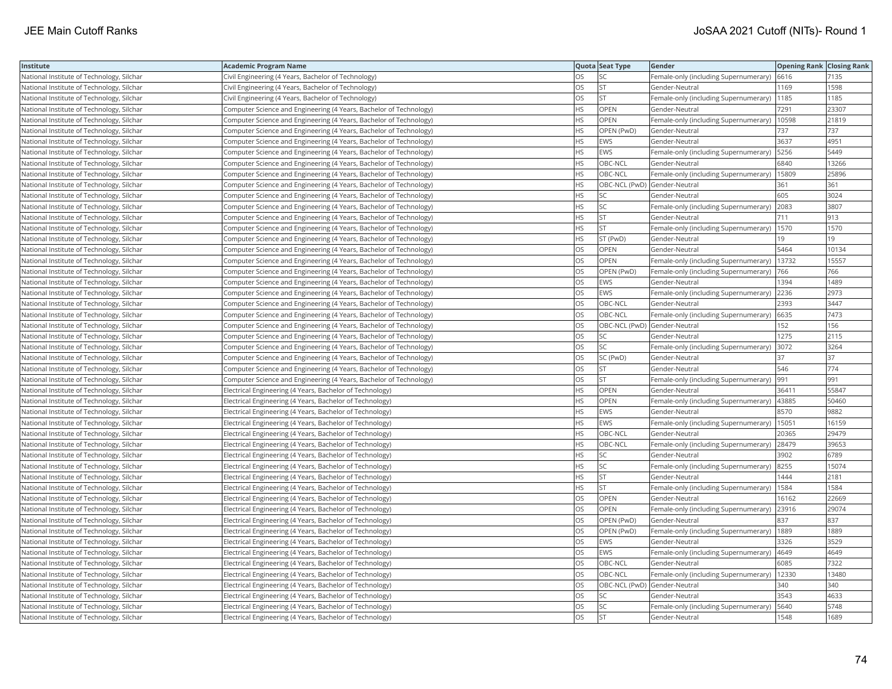| Institute | Academic Program Name | Quota | Seat Type | Gender | Opening Rank | Closing Rank |
|---|---|---|---|---|---|---|
| National Institute of Technology, Silchar | Civil Engineering (4 Years, Bachelor of Technology) | OS | SC | Female-only (including Supernumerary) | 6616 | 7135 |
| National Institute of Technology, Silchar | Civil Engineering (4 Years, Bachelor of Technology) | OS | ST | Gender-Neutral | 1169 | 1598 |
| National Institute of Technology, Silchar | Civil Engineering (4 Years, Bachelor of Technology) | OS | ST | Female-only (including Supernumerary) | 1185 | 1185 |
| National Institute of Technology, Silchar | Computer Science and Engineering (4 Years, Bachelor of Technology) | HS | OPEN | Gender-Neutral | 7291 | 23307 |
| National Institute of Technology, Silchar | Computer Science and Engineering (4 Years, Bachelor of Technology) | HS | OPEN | Female-only (including Supernumerary) | 10598 | 21819 |
| National Institute of Technology, Silchar | Computer Science and Engineering (4 Years, Bachelor of Technology) | HS | OPEN (PwD) | Gender-Neutral | 737 | 737 |
| National Institute of Technology, Silchar | Computer Science and Engineering (4 Years, Bachelor of Technology) | HS | EWS | Gender-Neutral | 3637 | 4951 |
| National Institute of Technology, Silchar | Computer Science and Engineering (4 Years, Bachelor of Technology) | HS | EWS | Female-only (including Supernumerary) | 5256 | 5449 |
| National Institute of Technology, Silchar | Computer Science and Engineering (4 Years, Bachelor of Technology) | HS | OBC-NCL | Gender-Neutral | 6840 | 13266 |
| National Institute of Technology, Silchar | Computer Science and Engineering (4 Years, Bachelor of Technology) | HS | OBC-NCL | Female-only (including Supernumerary) | 15809 | 25896 |
| National Institute of Technology, Silchar | Computer Science and Engineering (4 Years, Bachelor of Technology) | HS | OBC-NCL (PwD) | Gender-Neutral | 361 | 361 |
| National Institute of Technology, Silchar | Computer Science and Engineering (4 Years, Bachelor of Technology) | HS | SC | Gender-Neutral | 605 | 3024 |
| National Institute of Technology, Silchar | Computer Science and Engineering (4 Years, Bachelor of Technology) | HS | SC | Female-only (including Supernumerary) | 2083 | 3807 |
| National Institute of Technology, Silchar | Computer Science and Engineering (4 Years, Bachelor of Technology) | HS | ST | Gender-Neutral | 711 | 913 |
| National Institute of Technology, Silchar | Computer Science and Engineering (4 Years, Bachelor of Technology) | HS | ST | Female-only (including Supernumerary) | 1570 | 1570 |
| National Institute of Technology, Silchar | Computer Science and Engineering (4 Years, Bachelor of Technology) | HS | ST (PwD) | Gender-Neutral | 19 | 19 |
| National Institute of Technology, Silchar | Computer Science and Engineering (4 Years, Bachelor of Technology) | OS | OPEN | Gender-Neutral | 5464 | 10134 |
| National Institute of Technology, Silchar | Computer Science and Engineering (4 Years, Bachelor of Technology) | OS | OPEN | Female-only (including Supernumerary) | 13732 | 15557 |
| National Institute of Technology, Silchar | Computer Science and Engineering (4 Years, Bachelor of Technology) | OS | OPEN (PwD) | Female-only (including Supernumerary) | 766 | 766 |
| National Institute of Technology, Silchar | Computer Science and Engineering (4 Years, Bachelor of Technology) | OS | EWS | Gender-Neutral | 1394 | 1489 |
| National Institute of Technology, Silchar | Computer Science and Engineering (4 Years, Bachelor of Technology) | OS | EWS | Female-only (including Supernumerary) | 2236 | 2973 |
| National Institute of Technology, Silchar | Computer Science and Engineering (4 Years, Bachelor of Technology) | OS | OBC-NCL | Gender-Neutral | 2393 | 3447 |
| National Institute of Technology, Silchar | Computer Science and Engineering (4 Years, Bachelor of Technology) | OS | OBC-NCL | Female-only (including Supernumerary) | 6635 | 7473 |
| National Institute of Technology, Silchar | Computer Science and Engineering (4 Years, Bachelor of Technology) | OS | OBC-NCL (PwD) | Gender-Neutral | 152 | 156 |
| National Institute of Technology, Silchar | Computer Science and Engineering (4 Years, Bachelor of Technology) | OS | SC | Gender-Neutral | 1275 | 2115 |
| National Institute of Technology, Silchar | Computer Science and Engineering (4 Years, Bachelor of Technology) | OS | SC | Female-only (including Supernumerary) | 3072 | 3264 |
| National Institute of Technology, Silchar | Computer Science and Engineering (4 Years, Bachelor of Technology) | OS | SC (PwD) | Gender-Neutral | 37 | 37 |
| National Institute of Technology, Silchar | Computer Science and Engineering (4 Years, Bachelor of Technology) | OS | ST | Gender-Neutral | 546 | 774 |
| National Institute of Technology, Silchar | Computer Science and Engineering (4 Years, Bachelor of Technology) | OS | ST | Female-only (including Supernumerary) | 991 | 991 |
| National Institute of Technology, Silchar | Electrical Engineering (4 Years, Bachelor of Technology) | HS | OPEN | Gender-Neutral | 36411 | 55847 |
| National Institute of Technology, Silchar | Electrical Engineering (4 Years, Bachelor of Technology) | HS | OPEN | Female-only (including Supernumerary) | 43885 | 50460 |
| National Institute of Technology, Silchar | Electrical Engineering (4 Years, Bachelor of Technology) | HS | EWS | Gender-Neutral | 8570 | 9882 |
| National Institute of Technology, Silchar | Electrical Engineering (4 Years, Bachelor of Technology) | HS | EWS | Female-only (including Supernumerary) | 15051 | 16159 |
| National Institute of Technology, Silchar | Electrical Engineering (4 Years, Bachelor of Technology) | HS | OBC-NCL | Gender-Neutral | 20365 | 29479 |
| National Institute of Technology, Silchar | Electrical Engineering (4 Years, Bachelor of Technology) | HS | OBC-NCL | Female-only (including Supernumerary) | 28479 | 39653 |
| National Institute of Technology, Silchar | Electrical Engineering (4 Years, Bachelor of Technology) | HS | SC | Gender-Neutral | 3902 | 6789 |
| National Institute of Technology, Silchar | Electrical Engineering (4 Years, Bachelor of Technology) | HS | SC | Female-only (including Supernumerary) | 8255 | 15074 |
| National Institute of Technology, Silchar | Electrical Engineering (4 Years, Bachelor of Technology) | HS | ST | Gender-Neutral | 1444 | 2181 |
| National Institute of Technology, Silchar | Electrical Engineering (4 Years, Bachelor of Technology) | HS | ST | Female-only (including Supernumerary) | 1584 | 1584 |
| National Institute of Technology, Silchar | Electrical Engineering (4 Years, Bachelor of Technology) | OS | OPEN | Gender-Neutral | 16162 | 22669 |
| National Institute of Technology, Silchar | Electrical Engineering (4 Years, Bachelor of Technology) | OS | OPEN | Female-only (including Supernumerary) | 23916 | 29074 |
| National Institute of Technology, Silchar | Electrical Engineering (4 Years, Bachelor of Technology) | OS | OPEN (PwD) | Gender-Neutral | 837 | 837 |
| National Institute of Technology, Silchar | Electrical Engineering (4 Years, Bachelor of Technology) | OS | OPEN (PwD) | Female-only (including Supernumerary) | 1889 | 1889 |
| National Institute of Technology, Silchar | Electrical Engineering (4 Years, Bachelor of Technology) | OS | EWS | Gender-Neutral | 3326 | 3529 |
| National Institute of Technology, Silchar | Electrical Engineering (4 Years, Bachelor of Technology) | OS | EWS | Female-only (including Supernumerary) | 4649 | 4649 |
| National Institute of Technology, Silchar | Electrical Engineering (4 Years, Bachelor of Technology) | OS | OBC-NCL | Gender-Neutral | 6085 | 7322 |
| National Institute of Technology, Silchar | Electrical Engineering (4 Years, Bachelor of Technology) | OS | OBC-NCL | Female-only (including Supernumerary) | 12330 | 13480 |
| National Institute of Technology, Silchar | Electrical Engineering (4 Years, Bachelor of Technology) | OS | OBC-NCL (PwD) | Gender-Neutral | 340 | 340 |
| National Institute of Technology, Silchar | Electrical Engineering (4 Years, Bachelor of Technology) | OS | SC | Gender-Neutral | 3543 | 4633 |
| National Institute of Technology, Silchar | Electrical Engineering (4 Years, Bachelor of Technology) | OS | SC | Female-only (including Supernumerary) | 5640 | 5748 |
| National Institute of Technology, Silchar | Electrical Engineering (4 Years, Bachelor of Technology) | OS | ST | Gender-Neutral | 1548 | 1689 |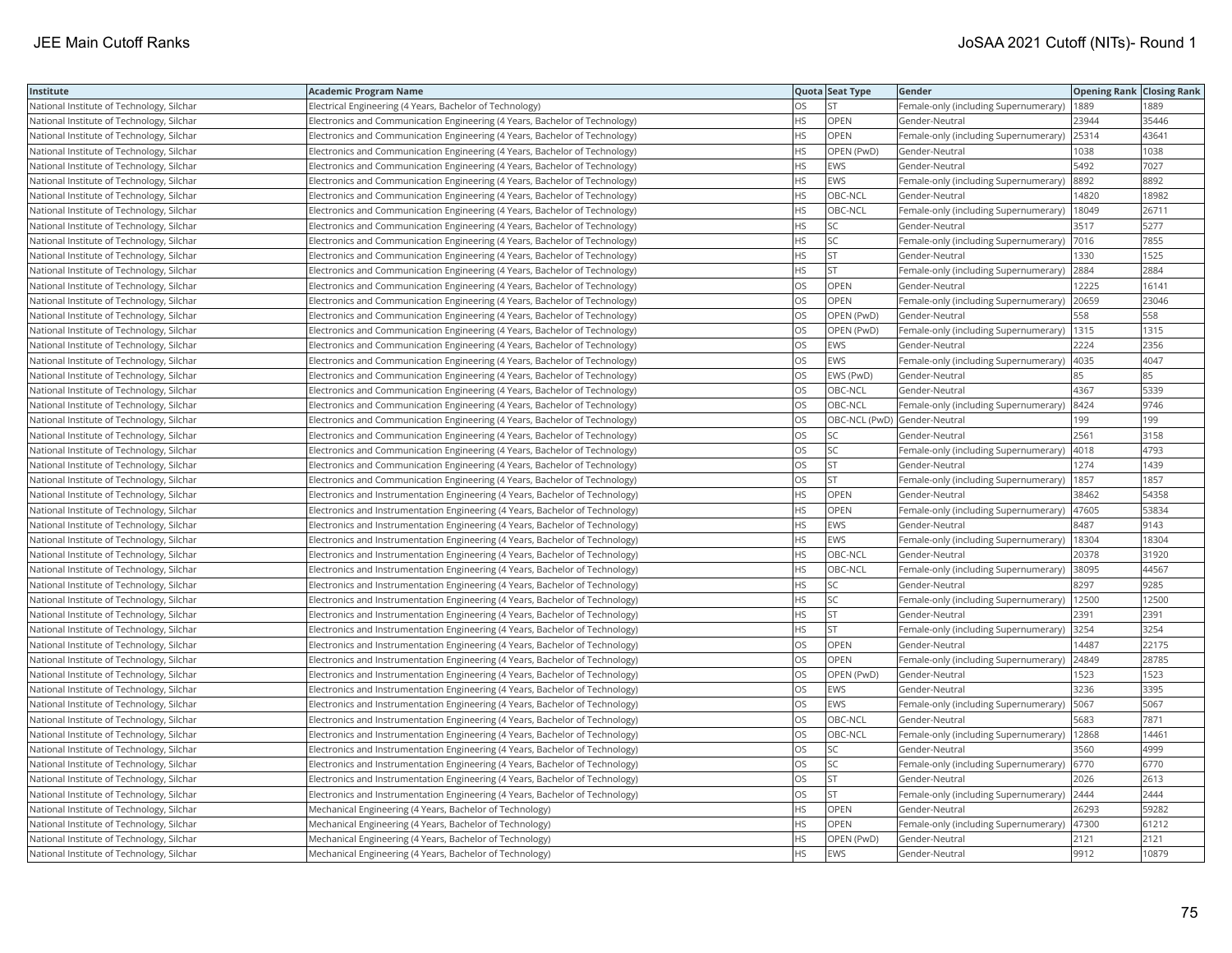| Institute | Academic Program Name | Quota | Seat Type | Gender | Opening Rank | Closing Rank |
|---|---|---|---|---|---|---|
| National Institute of Technology, Silchar | Electrical Engineering (4 Years, Bachelor of Technology) | OS | ST | Female-only (including Supernumerary) | 1889 | 1889 |
| National Institute of Technology, Silchar | Electronics and Communication Engineering (4 Years, Bachelor of Technology) | HS | OPEN | Gender-Neutral | 23944 | 35446 |
| National Institute of Technology, Silchar | Electronics and Communication Engineering (4 Years, Bachelor of Technology) | HS | OPEN | Female-only (including Supernumerary) | 25314 | 43641 |
| National Institute of Technology, Silchar | Electronics and Communication Engineering (4 Years, Bachelor of Technology) | HS | OPEN (PwD) | Gender-Neutral | 1038 | 1038 |
| National Institute of Technology, Silchar | Electronics and Communication Engineering (4 Years, Bachelor of Technology) | HS | EWS | Gender-Neutral | 5492 | 7027 |
| National Institute of Technology, Silchar | Electronics and Communication Engineering (4 Years, Bachelor of Technology) | HS | EWS | Female-only (including Supernumerary) | 8892 | 8892 |
| National Institute of Technology, Silchar | Electronics and Communication Engineering (4 Years, Bachelor of Technology) | HS | OBC-NCL | Gender-Neutral | 14820 | 18982 |
| National Institute of Technology, Silchar | Electronics and Communication Engineering (4 Years, Bachelor of Technology) | HS | OBC-NCL | Female-only (including Supernumerary) | 18049 | 26711 |
| National Institute of Technology, Silchar | Electronics and Communication Engineering (4 Years, Bachelor of Technology) | HS | SC | Gender-Neutral | 3517 | 5277 |
| National Institute of Technology, Silchar | Electronics and Communication Engineering (4 Years, Bachelor of Technology) | HS | SC | Female-only (including Supernumerary) | 7016 | 7855 |
| National Institute of Technology, Silchar | Electronics and Communication Engineering (4 Years, Bachelor of Technology) | HS | ST | Gender-Neutral | 1330 | 1525 |
| National Institute of Technology, Silchar | Electronics and Communication Engineering (4 Years, Bachelor of Technology) | HS | ST | Female-only (including Supernumerary) | 2884 | 2884 |
| National Institute of Technology, Silchar | Electronics and Communication Engineering (4 Years, Bachelor of Technology) | OS | OPEN | Gender-Neutral | 12225 | 16141 |
| National Institute of Technology, Silchar | Electronics and Communication Engineering (4 Years, Bachelor of Technology) | OS | OPEN | Female-only (including Supernumerary) | 20659 | 23046 |
| National Institute of Technology, Silchar | Electronics and Communication Engineering (4 Years, Bachelor of Technology) | OS | OPEN (PwD) | Gender-Neutral | 558 | 558 |
| National Institute of Technology, Silchar | Electronics and Communication Engineering (4 Years, Bachelor of Technology) | OS | OPEN (PwD) | Female-only (including Supernumerary) | 1315 | 1315 |
| National Institute of Technology, Silchar | Electronics and Communication Engineering (4 Years, Bachelor of Technology) | OS | EWS | Gender-Neutral | 2224 | 2356 |
| National Institute of Technology, Silchar | Electronics and Communication Engineering (4 Years, Bachelor of Technology) | OS | EWS | Female-only (including Supernumerary) | 4035 | 4047 |
| National Institute of Technology, Silchar | Electronics and Communication Engineering (4 Years, Bachelor of Technology) | OS | EWS (PwD) | Gender-Neutral | 85 | 85 |
| National Institute of Technology, Silchar | Electronics and Communication Engineering (4 Years, Bachelor of Technology) | OS | OBC-NCL | Gender-Neutral | 4367 | 5339 |
| National Institute of Technology, Silchar | Electronics and Communication Engineering (4 Years, Bachelor of Technology) | OS | OBC-NCL | Female-only (including Supernumerary) | 8424 | 9746 |
| National Institute of Technology, Silchar | Electronics and Communication Engineering (4 Years, Bachelor of Technology) | OS | OBC-NCL (PwD) | Gender-Neutral | 199 | 199 |
| National Institute of Technology, Silchar | Electronics and Communication Engineering (4 Years, Bachelor of Technology) | OS | SC | Gender-Neutral | 2561 | 3158 |
| National Institute of Technology, Silchar | Electronics and Communication Engineering (4 Years, Bachelor of Technology) | OS | SC | Female-only (including Supernumerary) | 4018 | 4793 |
| National Institute of Technology, Silchar | Electronics and Communication Engineering (4 Years, Bachelor of Technology) | OS | ST | Gender-Neutral | 1274 | 1439 |
| National Institute of Technology, Silchar | Electronics and Communication Engineering (4 Years, Bachelor of Technology) | OS | ST | Female-only (including Supernumerary) | 1857 | 1857 |
| National Institute of Technology, Silchar | Electronics and Instrumentation Engineering (4 Years, Bachelor of Technology) | HS | OPEN | Gender-Neutral | 38462 | 54358 |
| National Institute of Technology, Silchar | Electronics and Instrumentation Engineering (4 Years, Bachelor of Technology) | HS | OPEN | Female-only (including Supernumerary) | 47605 | 53834 |
| National Institute of Technology, Silchar | Electronics and Instrumentation Engineering (4 Years, Bachelor of Technology) | HS | EWS | Gender-Neutral | 8487 | 9143 |
| National Institute of Technology, Silchar | Electronics and Instrumentation Engineering (4 Years, Bachelor of Technology) | HS | EWS | Female-only (including Supernumerary) | 18304 | 18304 |
| National Institute of Technology, Silchar | Electronics and Instrumentation Engineering (4 Years, Bachelor of Technology) | HS | OBC-NCL | Gender-Neutral | 20378 | 31920 |
| National Institute of Technology, Silchar | Electronics and Instrumentation Engineering (4 Years, Bachelor of Technology) | HS | OBC-NCL | Female-only (including Supernumerary) | 38095 | 44567 |
| National Institute of Technology, Silchar | Electronics and Instrumentation Engineering (4 Years, Bachelor of Technology) | HS | SC | Gender-Neutral | 8297 | 9285 |
| National Institute of Technology, Silchar | Electronics and Instrumentation Engineering (4 Years, Bachelor of Technology) | HS | SC | Female-only (including Supernumerary) | 12500 | 12500 |
| National Institute of Technology, Silchar | Electronics and Instrumentation Engineering (4 Years, Bachelor of Technology) | HS | ST | Gender-Neutral | 2391 | 2391 |
| National Institute of Technology, Silchar | Electronics and Instrumentation Engineering (4 Years, Bachelor of Technology) | HS | ST | Female-only (including Supernumerary) | 3254 | 3254 |
| National Institute of Technology, Silchar | Electronics and Instrumentation Engineering (4 Years, Bachelor of Technology) | OS | OPEN | Gender-Neutral | 14487 | 22175 |
| National Institute of Technology, Silchar | Electronics and Instrumentation Engineering (4 Years, Bachelor of Technology) | OS | OPEN | Female-only (including Supernumerary) | 24849 | 28785 |
| National Institute of Technology, Silchar | Electronics and Instrumentation Engineering (4 Years, Bachelor of Technology) | OS | OPEN (PwD) | Gender-Neutral | 1523 | 1523 |
| National Institute of Technology, Silchar | Electronics and Instrumentation Engineering (4 Years, Bachelor of Technology) | OS | EWS | Gender-Neutral | 3236 | 3395 |
| National Institute of Technology, Silchar | Electronics and Instrumentation Engineering (4 Years, Bachelor of Technology) | OS | EWS | Female-only (including Supernumerary) | 5067 | 5067 |
| National Institute of Technology, Silchar | Electronics and Instrumentation Engineering (4 Years, Bachelor of Technology) | OS | OBC-NCL | Gender-Neutral | 5683 | 7871 |
| National Institute of Technology, Silchar | Electronics and Instrumentation Engineering (4 Years, Bachelor of Technology) | OS | OBC-NCL | Female-only (including Supernumerary) | 12868 | 14461 |
| National Institute of Technology, Silchar | Electronics and Instrumentation Engineering (4 Years, Bachelor of Technology) | OS | SC | Gender-Neutral | 3560 | 4999 |
| National Institute of Technology, Silchar | Electronics and Instrumentation Engineering (4 Years, Bachelor of Technology) | OS | SC | Female-only (including Supernumerary) | 6770 | 6770 |
| National Institute of Technology, Silchar | Electronics and Instrumentation Engineering (4 Years, Bachelor of Technology) | OS | ST | Gender-Neutral | 2026 | 2613 |
| National Institute of Technology, Silchar | Electronics and Instrumentation Engineering (4 Years, Bachelor of Technology) | OS | ST | Female-only (including Supernumerary) | 2444 | 2444 |
| National Institute of Technology, Silchar | Mechanical Engineering (4 Years, Bachelor of Technology) | HS | OPEN | Gender-Neutral | 26293 | 59282 |
| National Institute of Technology, Silchar | Mechanical Engineering (4 Years, Bachelor of Technology) | HS | OPEN | Female-only (including Supernumerary) | 47300 | 61212 |
| National Institute of Technology, Silchar | Mechanical Engineering (4 Years, Bachelor of Technology) | HS | OPEN (PwD) | Gender-Neutral | 2121 | 2121 |
| National Institute of Technology, Silchar | Mechanical Engineering (4 Years, Bachelor of Technology) | HS | EWS | Gender-Neutral | 9912 | 10879 |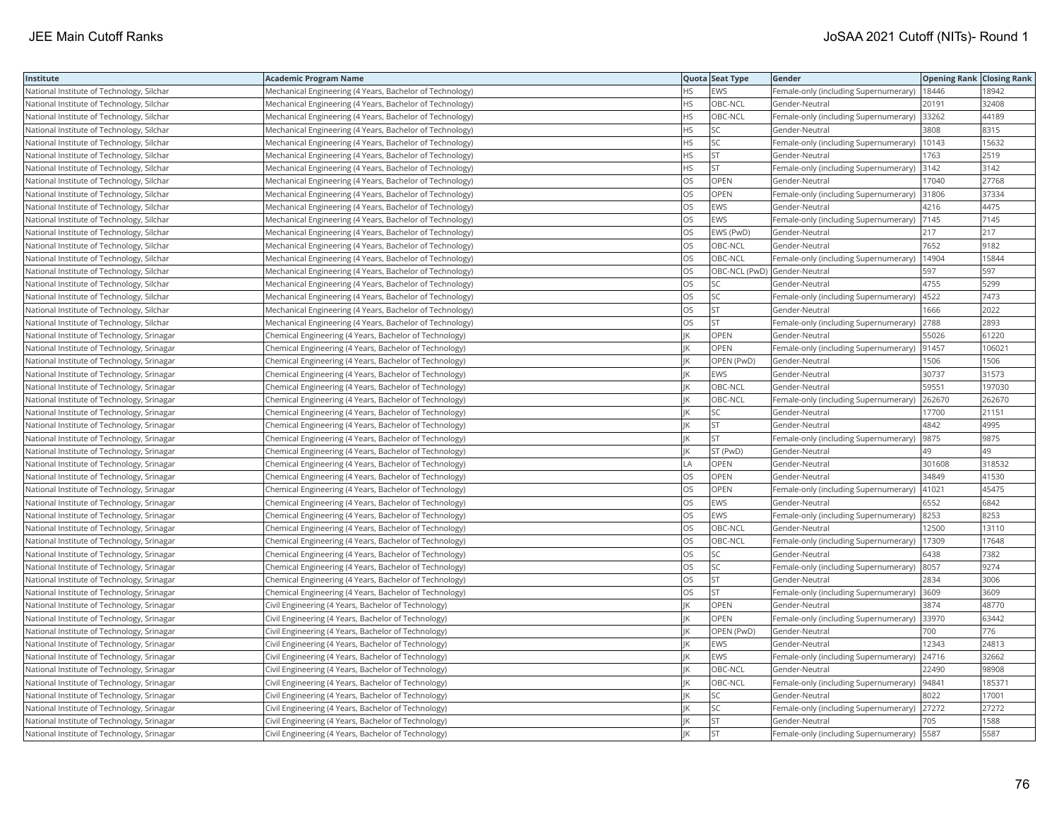| Institute | Academic Program Name | Quota | Seat Type | Gender | Opening Rank | Closing Rank |
|---|---|---|---|---|---|---|
| National Institute of Technology, Silchar | Mechanical Engineering (4 Years, Bachelor of Technology) | HS | EWS | Female-only (including Supernumerary) | 18446 | 18942 |
| National Institute of Technology, Silchar | Mechanical Engineering (4 Years, Bachelor of Technology) | HS | OBC-NCL | Gender-Neutral | 20191 | 32408 |
| National Institute of Technology, Silchar | Mechanical Engineering (4 Years, Bachelor of Technology) | HS | OBC-NCL | Female-only (including Supernumerary) | 33262 | 44189 |
| National Institute of Technology, Silchar | Mechanical Engineering (4 Years, Bachelor of Technology) | HS | SC | Gender-Neutral | 3808 | 8315 |
| National Institute of Technology, Silchar | Mechanical Engineering (4 Years, Bachelor of Technology) | HS | SC | Female-only (including Supernumerary) | 10143 | 15632 |
| National Institute of Technology, Silchar | Mechanical Engineering (4 Years, Bachelor of Technology) | HS | ST | Gender-Neutral | 1763 | 2519 |
| National Institute of Technology, Silchar | Mechanical Engineering (4 Years, Bachelor of Technology) | HS | ST | Female-only (including Supernumerary) | 3142 | 3142 |
| National Institute of Technology, Silchar | Mechanical Engineering (4 Years, Bachelor of Technology) | OS | OPEN | Gender-Neutral | 17040 | 27768 |
| National Institute of Technology, Silchar | Mechanical Engineering (4 Years, Bachelor of Technology) | OS | OPEN | Female-only (including Supernumerary) | 31806 | 37334 |
| National Institute of Technology, Silchar | Mechanical Engineering (4 Years, Bachelor of Technology) | OS | EWS | Gender-Neutral | 4216 | 4475 |
| National Institute of Technology, Silchar | Mechanical Engineering (4 Years, Bachelor of Technology) | OS | EWS | Female-only (including Supernumerary) | 7145 | 7145 |
| National Institute of Technology, Silchar | Mechanical Engineering (4 Years, Bachelor of Technology) | OS | EWS (PwD) | Gender-Neutral | 217 | 217 |
| National Institute of Technology, Silchar | Mechanical Engineering (4 Years, Bachelor of Technology) | OS | OBC-NCL | Gender-Neutral | 7652 | 9182 |
| National Institute of Technology, Silchar | Mechanical Engineering (4 Years, Bachelor of Technology) | OS | OBC-NCL | Female-only (including Supernumerary) | 14904 | 15844 |
| National Institute of Technology, Silchar | Mechanical Engineering (4 Years, Bachelor of Technology) | OS | OBC-NCL (PwD) | Gender-Neutral | 597 | 597 |
| National Institute of Technology, Silchar | Mechanical Engineering (4 Years, Bachelor of Technology) | OS | SC | Gender-Neutral | 4755 | 5299 |
| National Institute of Technology, Silchar | Mechanical Engineering (4 Years, Bachelor of Technology) | OS | SC | Female-only (including Supernumerary) | 4522 | 7473 |
| National Institute of Technology, Silchar | Mechanical Engineering (4 Years, Bachelor of Technology) | OS | ST | Gender-Neutral | 1666 | 2022 |
| National Institute of Technology, Silchar | Mechanical Engineering (4 Years, Bachelor of Technology) | OS | ST | Female-only (including Supernumerary) | 2788 | 2893 |
| National Institute of Technology, Srinagar | Chemical Engineering (4 Years, Bachelor of Technology) | JK | OPEN | Gender-Neutral | 55026 | 61220 |
| National Institute of Technology, Srinagar | Chemical Engineering (4 Years, Bachelor of Technology) | JK | OPEN | Female-only (including Supernumerary) | 91457 | 106021 |
| National Institute of Technology, Srinagar | Chemical Engineering (4 Years, Bachelor of Technology) | JK | OPEN (PwD) | Gender-Neutral | 1506 | 1506 |
| National Institute of Technology, Srinagar | Chemical Engineering (4 Years, Bachelor of Technology) | JK | EWS | Gender-Neutral | 30737 | 31573 |
| National Institute of Technology, Srinagar | Chemical Engineering (4 Years, Bachelor of Technology) | JK | OBC-NCL | Gender-Neutral | 59551 | 197030 |
| National Institute of Technology, Srinagar | Chemical Engineering (4 Years, Bachelor of Technology) | JK | OBC-NCL | Female-only (including Supernumerary) | 262670 | 262670 |
| National Institute of Technology, Srinagar | Chemical Engineering (4 Years, Bachelor of Technology) | JK | SC | Gender-Neutral | 17700 | 21151 |
| National Institute of Technology, Srinagar | Chemical Engineering (4 Years, Bachelor of Technology) | JK | ST | Gender-Neutral | 4842 | 4995 |
| National Institute of Technology, Srinagar | Chemical Engineering (4 Years, Bachelor of Technology) | JK | ST | Female-only (including Supernumerary) | 9875 | 9875 |
| National Institute of Technology, Srinagar | Chemical Engineering (4 Years, Bachelor of Technology) | JK | ST (PwD) | Gender-Neutral | 49 | 49 |
| National Institute of Technology, Srinagar | Chemical Engineering (4 Years, Bachelor of Technology) | LA | OPEN | Gender-Neutral | 301608 | 318532 |
| National Institute of Technology, Srinagar | Chemical Engineering (4 Years, Bachelor of Technology) | OS | OPEN | Gender-Neutral | 34849 | 41530 |
| National Institute of Technology, Srinagar | Chemical Engineering (4 Years, Bachelor of Technology) | OS | OPEN | Female-only (including Supernumerary) | 41021 | 45475 |
| National Institute of Technology, Srinagar | Chemical Engineering (4 Years, Bachelor of Technology) | OS | EWS | Gender-Neutral | 6552 | 6842 |
| National Institute of Technology, Srinagar | Chemical Engineering (4 Years, Bachelor of Technology) | OS | EWS | Female-only (including Supernumerary) | 8253 | 8253 |
| National Institute of Technology, Srinagar | Chemical Engineering (4 Years, Bachelor of Technology) | OS | OBC-NCL | Gender-Neutral | 12500 | 13110 |
| National Institute of Technology, Srinagar | Chemical Engineering (4 Years, Bachelor of Technology) | OS | OBC-NCL | Female-only (including Supernumerary) | 17309 | 17648 |
| National Institute of Technology, Srinagar | Chemical Engineering (4 Years, Bachelor of Technology) | OS | SC | Gender-Neutral | 6438 | 7382 |
| National Institute of Technology, Srinagar | Chemical Engineering (4 Years, Bachelor of Technology) | OS | SC | Female-only (including Supernumerary) | 8057 | 9274 |
| National Institute of Technology, Srinagar | Chemical Engineering (4 Years, Bachelor of Technology) | OS | ST | Gender-Neutral | 2834 | 3006 |
| National Institute of Technology, Srinagar | Chemical Engineering (4 Years, Bachelor of Technology) | OS | ST | Female-only (including Supernumerary) | 3609 | 3609 |
| National Institute of Technology, Srinagar | Civil Engineering (4 Years, Bachelor of Technology) | JK | OPEN | Gender-Neutral | 3874 | 48770 |
| National Institute of Technology, Srinagar | Civil Engineering (4 Years, Bachelor of Technology) | JK | OPEN | Female-only (including Supernumerary) | 33970 | 63442 |
| National Institute of Technology, Srinagar | Civil Engineering (4 Years, Bachelor of Technology) | JK | OPEN (PwD) | Gender-Neutral | 700 | 776 |
| National Institute of Technology, Srinagar | Civil Engineering (4 Years, Bachelor of Technology) | JK | EWS | Gender-Neutral | 12343 | 24813 |
| National Institute of Technology, Srinagar | Civil Engineering (4 Years, Bachelor of Technology) | JK | EWS | Female-only (including Supernumerary) | 24716 | 32662 |
| National Institute of Technology, Srinagar | Civil Engineering (4 Years, Bachelor of Technology) | JK | OBC-NCL | Gender-Neutral | 22490 | 98908 |
| National Institute of Technology, Srinagar | Civil Engineering (4 Years, Bachelor of Technology) | JK | OBC-NCL | Female-only (including Supernumerary) | 94841 | 185371 |
| National Institute of Technology, Srinagar | Civil Engineering (4 Years, Bachelor of Technology) | JK | SC | Gender-Neutral | 8022 | 17001 |
| National Institute of Technology, Srinagar | Civil Engineering (4 Years, Bachelor of Technology) | JK | SC | Female-only (including Supernumerary) | 27272 | 27272 |
| National Institute of Technology, Srinagar | Civil Engineering (4 Years, Bachelor of Technology) | JK | ST | Gender-Neutral | 705 | 1588 |
| National Institute of Technology, Srinagar | Civil Engineering (4 Years, Bachelor of Technology) | JK | ST | Female-only (including Supernumerary) | 5587 | 5587 |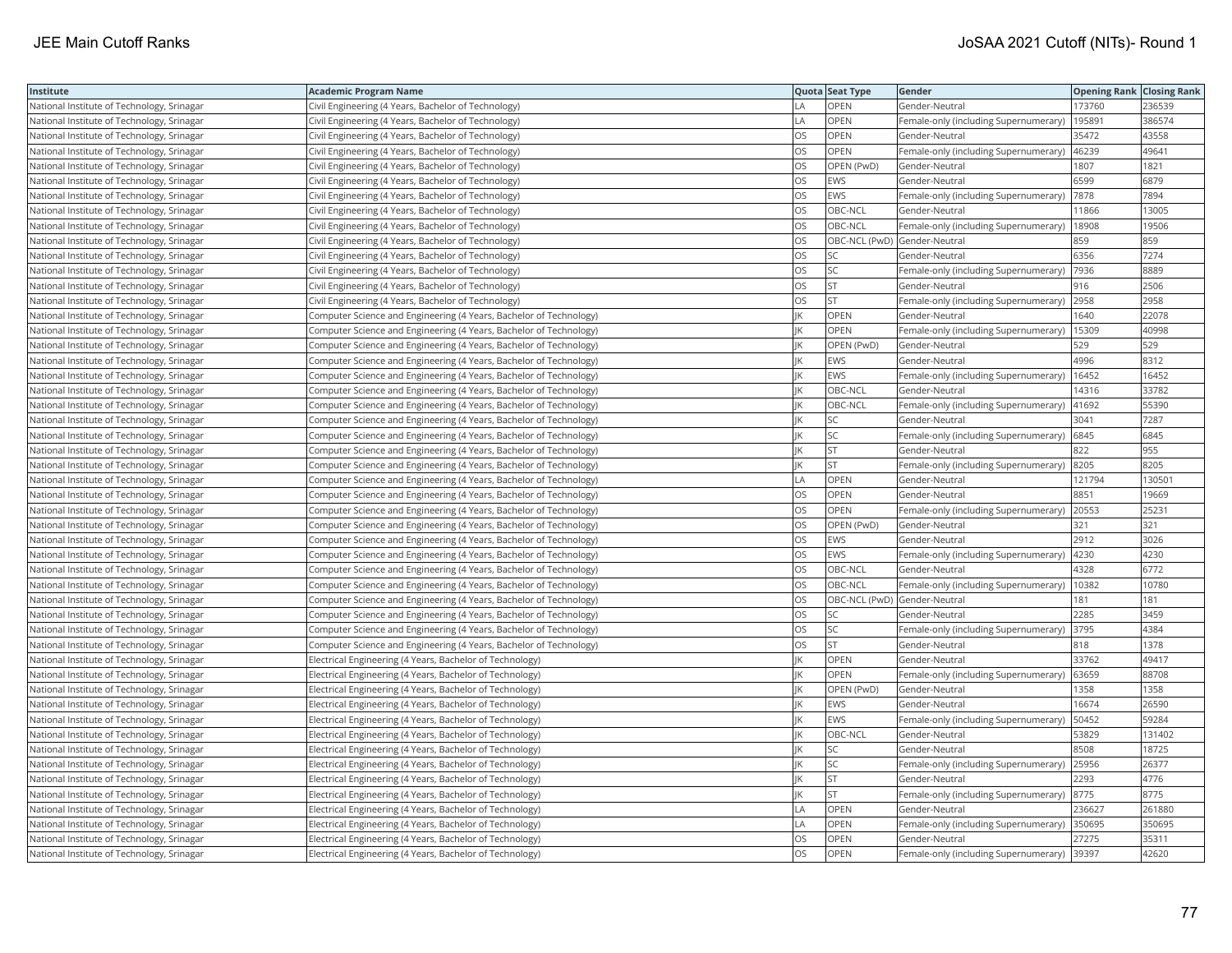| Institute | Academic Program Name | Quota | Seat Type | Gender | Opening Rank | Closing Rank |
| --- | --- | --- | --- | --- | --- | --- |
| National Institute of Technology, Srinagar | Civil Engineering (4 Years, Bachelor of Technology) | LA | OPEN | Gender-Neutral | 173760 | 236539 |
| National Institute of Technology, Srinagar | Civil Engineering (4 Years, Bachelor of Technology) | LA | OPEN | Female-only (including Supernumerary) | 195891 | 386574 |
| National Institute of Technology, Srinagar | Civil Engineering (4 Years, Bachelor of Technology) | OS | OPEN | Gender-Neutral | 35472 | 43558 |
| National Institute of Technology, Srinagar | Civil Engineering (4 Years, Bachelor of Technology) | OS | OPEN | Female-only (including Supernumerary) | 46239 | 49641 |
| National Institute of Technology, Srinagar | Civil Engineering (4 Years, Bachelor of Technology) | OS | OPEN (PwD) | Gender-Neutral | 1807 | 1821 |
| National Institute of Technology, Srinagar | Civil Engineering (4 Years, Bachelor of Technology) | OS | EWS | Gender-Neutral | 6599 | 6879 |
| National Institute of Technology, Srinagar | Civil Engineering (4 Years, Bachelor of Technology) | OS | EWS | Female-only (including Supernumerary) | 7878 | 7894 |
| National Institute of Technology, Srinagar | Civil Engineering (4 Years, Bachelor of Technology) | OS | OBC-NCL | Gender-Neutral | 11866 | 13005 |
| National Institute of Technology, Srinagar | Civil Engineering (4 Years, Bachelor of Technology) | OS | OBC-NCL | Female-only (including Supernumerary) | 18908 | 19506 |
| National Institute of Technology, Srinagar | Civil Engineering (4 Years, Bachelor of Technology) | OS | OBC-NCL (PwD) | Gender-Neutral | 859 | 859 |
| National Institute of Technology, Srinagar | Civil Engineering (4 Years, Bachelor of Technology) | OS | SC | Gender-Neutral | 6356 | 7274 |
| National Institute of Technology, Srinagar | Civil Engineering (4 Years, Bachelor of Technology) | OS | SC | Female-only (including Supernumerary) | 7936 | 8889 |
| National Institute of Technology, Srinagar | Civil Engineering (4 Years, Bachelor of Technology) | OS | ST | Gender-Neutral | 916 | 2506 |
| National Institute of Technology, Srinagar | Civil Engineering (4 Years, Bachelor of Technology) | OS | ST | Female-only (including Supernumerary) | 2958 | 2958 |
| National Institute of Technology, Srinagar | Computer Science and Engineering (4 Years, Bachelor of Technology) | JK | OPEN | Gender-Neutral | 1640 | 22078 |
| National Institute of Technology, Srinagar | Computer Science and Engineering (4 Years, Bachelor of Technology) | JK | OPEN | Female-only (including Supernumerary) | 15309 | 40998 |
| National Institute of Technology, Srinagar | Computer Science and Engineering (4 Years, Bachelor of Technology) | JK | OPEN (PwD) | Gender-Neutral | 529 | 529 |
| National Institute of Technology, Srinagar | Computer Science and Engineering (4 Years, Bachelor of Technology) | JK | EWS | Gender-Neutral | 4996 | 8312 |
| National Institute of Technology, Srinagar | Computer Science and Engineering (4 Years, Bachelor of Technology) | JK | EWS | Female-only (including Supernumerary) | 16452 | 16452 |
| National Institute of Technology, Srinagar | Computer Science and Engineering (4 Years, Bachelor of Technology) | JK | OBC-NCL | Gender-Neutral | 14316 | 33782 |
| National Institute of Technology, Srinagar | Computer Science and Engineering (4 Years, Bachelor of Technology) | JK | OBC-NCL | Female-only (including Supernumerary) | 41692 | 55390 |
| National Institute of Technology, Srinagar | Computer Science and Engineering (4 Years, Bachelor of Technology) | JK | SC | Gender-Neutral | 3041 | 7287 |
| National Institute of Technology, Srinagar | Computer Science and Engineering (4 Years, Bachelor of Technology) | JK | SC | Female-only (including Supernumerary) | 6845 | 6845 |
| National Institute of Technology, Srinagar | Computer Science and Engineering (4 Years, Bachelor of Technology) | JK | ST | Gender-Neutral | 822 | 955 |
| National Institute of Technology, Srinagar | Computer Science and Engineering (4 Years, Bachelor of Technology) | JK | ST | Female-only (including Supernumerary) | 8205 | 8205 |
| National Institute of Technology, Srinagar | Computer Science and Engineering (4 Years, Bachelor of Technology) | LA | OPEN | Gender-Neutral | 121794 | 130501 |
| National Institute of Technology, Srinagar | Computer Science and Engineering (4 Years, Bachelor of Technology) | OS | OPEN | Gender-Neutral | 8851 | 19669 |
| National Institute of Technology, Srinagar | Computer Science and Engineering (4 Years, Bachelor of Technology) | OS | OPEN | Female-only (including Supernumerary) | 20553 | 25231 |
| National Institute of Technology, Srinagar | Computer Science and Engineering (4 Years, Bachelor of Technology) | OS | OPEN (PwD) | Gender-Neutral | 321 | 321 |
| National Institute of Technology, Srinagar | Computer Science and Engineering (4 Years, Bachelor of Technology) | OS | EWS | Gender-Neutral | 2912 | 3026 |
| National Institute of Technology, Srinagar | Computer Science and Engineering (4 Years, Bachelor of Technology) | OS | EWS | Female-only (including Supernumerary) | 4230 | 4230 |
| National Institute of Technology, Srinagar | Computer Science and Engineering (4 Years, Bachelor of Technology) | OS | OBC-NCL | Gender-Neutral | 4328 | 6772 |
| National Institute of Technology, Srinagar | Computer Science and Engineering (4 Years, Bachelor of Technology) | OS | OBC-NCL | Female-only (including Supernumerary) | 10382 | 10780 |
| National Institute of Technology, Srinagar | Computer Science and Engineering (4 Years, Bachelor of Technology) | OS | OBC-NCL (PwD) | Gender-Neutral | 181 | 181 |
| National Institute of Technology, Srinagar | Computer Science and Engineering (4 Years, Bachelor of Technology) | OS | SC | Gender-Neutral | 2285 | 3459 |
| National Institute of Technology, Srinagar | Computer Science and Engineering (4 Years, Bachelor of Technology) | OS | SC | Female-only (including Supernumerary) | 3795 | 4384 |
| National Institute of Technology, Srinagar | Computer Science and Engineering (4 Years, Bachelor of Technology) | OS | ST | Gender-Neutral | 818 | 1378 |
| National Institute of Technology, Srinagar | Electrical Engineering (4 Years, Bachelor of Technology) | JK | OPEN | Gender-Neutral | 33762 | 49417 |
| National Institute of Technology, Srinagar | Electrical Engineering (4 Years, Bachelor of Technology) | JK | OPEN | Female-only (including Supernumerary) | 63659 | 88708 |
| National Institute of Technology, Srinagar | Electrical Engineering (4 Years, Bachelor of Technology) | JK | OPEN (PwD) | Gender-Neutral | 1358 | 1358 |
| National Institute of Technology, Srinagar | Electrical Engineering (4 Years, Bachelor of Technology) | JK | EWS | Gender-Neutral | 16674 | 26590 |
| National Institute of Technology, Srinagar | Electrical Engineering (4 Years, Bachelor of Technology) | JK | EWS | Female-only (including Supernumerary) | 50452 | 59284 |
| National Institute of Technology, Srinagar | Electrical Engineering (4 Years, Bachelor of Technology) | JK | OBC-NCL | Gender-Neutral | 53829 | 131402 |
| National Institute of Technology, Srinagar | Electrical Engineering (4 Years, Bachelor of Technology) | JK | SC | Gender-Neutral | 8508 | 18725 |
| National Institute of Technology, Srinagar | Electrical Engineering (4 Years, Bachelor of Technology) | JK | SC | Female-only (including Supernumerary) | 25956 | 26377 |
| National Institute of Technology, Srinagar | Electrical Engineering (4 Years, Bachelor of Technology) | JK | ST | Gender-Neutral | 2293 | 4776 |
| National Institute of Technology, Srinagar | Electrical Engineering (4 Years, Bachelor of Technology) | JK | ST | Female-only (including Supernumerary) | 8775 | 8775 |
| National Institute of Technology, Srinagar | Electrical Engineering (4 Years, Bachelor of Technology) | LA | OPEN | Gender-Neutral | 236627 | 261880 |
| National Institute of Technology, Srinagar | Electrical Engineering (4 Years, Bachelor of Technology) | LA | OPEN | Female-only (including Supernumerary) | 350695 | 350695 |
| National Institute of Technology, Srinagar | Electrical Engineering (4 Years, Bachelor of Technology) | OS | OPEN | Gender-Neutral | 27275 | 35311 |
| National Institute of Technology, Srinagar | Electrical Engineering (4 Years, Bachelor of Technology) | OS | OPEN | Female-only (including Supernumerary) | 39397 | 42620 |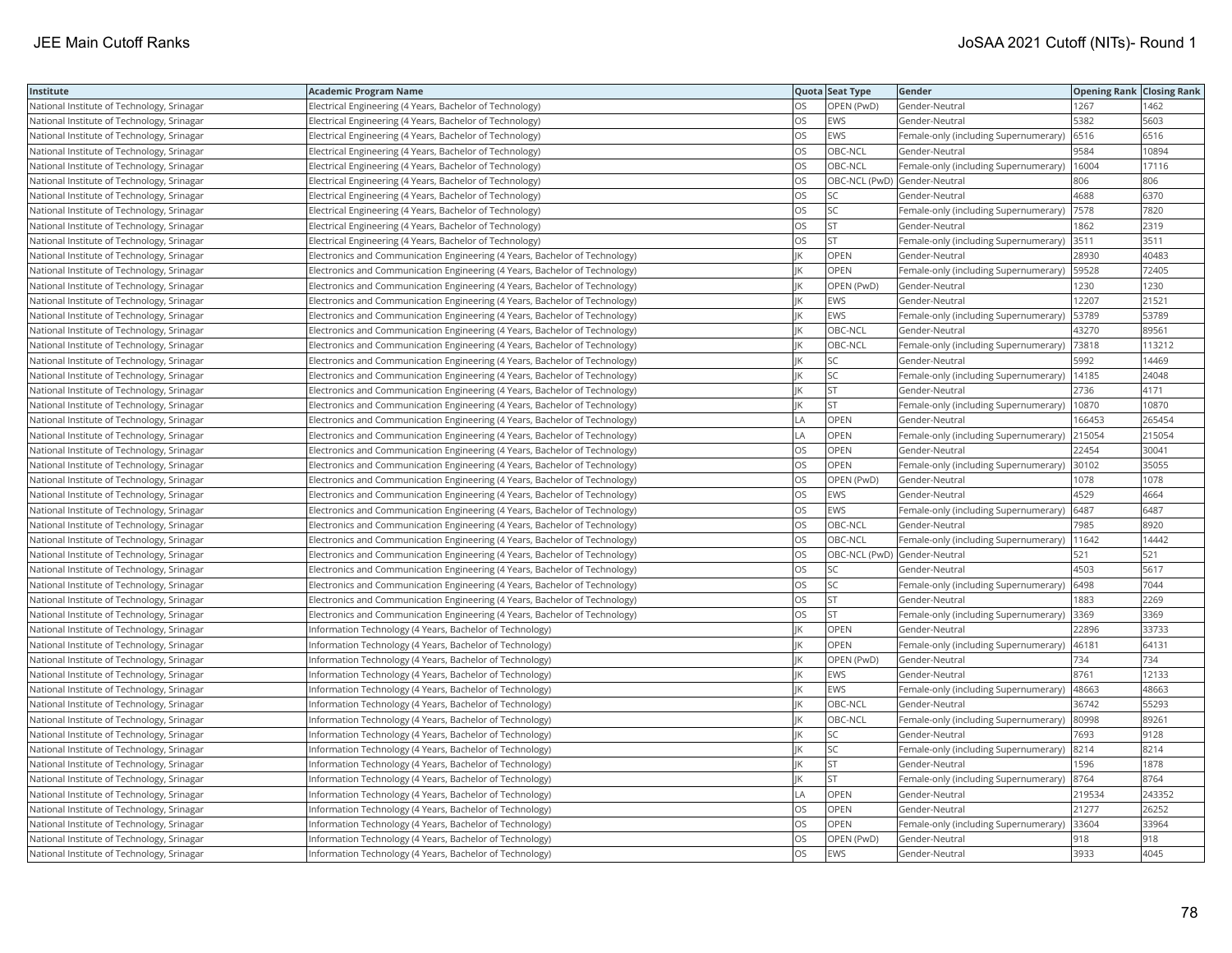| Institute | Academic Program Name | Quota | Seat Type | Gender | Opening Rank | Closing Rank |
|---|---|---|---|---|---|---|
| National Institute of Technology, Srinagar | Electrical Engineering (4 Years, Bachelor of Technology) | OS | OPEN (PwD) | Gender-Neutral | 1267 | 1462 |
| National Institute of Technology, Srinagar | Electrical Engineering (4 Years, Bachelor of Technology) | OS | EWS | Gender-Neutral | 5382 | 5603 |
| National Institute of Technology, Srinagar | Electrical Engineering (4 Years, Bachelor of Technology) | OS | EWS | Female-only (including Supernumerary) | 6516 | 6516 |
| National Institute of Technology, Srinagar | Electrical Engineering (4 Years, Bachelor of Technology) | OS | OBC-NCL | Gender-Neutral | 9584 | 10894 |
| National Institute of Technology, Srinagar | Electrical Engineering (4 Years, Bachelor of Technology) | OS | OBC-NCL | Female-only (including Supernumerary) | 16004 | 17116 |
| National Institute of Technology, Srinagar | Electrical Engineering (4 Years, Bachelor of Technology) | OS | OBC-NCL (PwD) | Gender-Neutral | 806 | 806 |
| National Institute of Technology, Srinagar | Electrical Engineering (4 Years, Bachelor of Technology) | OS | SC | Gender-Neutral | 4688 | 6370 |
| National Institute of Technology, Srinagar | Electrical Engineering (4 Years, Bachelor of Technology) | OS | SC | Female-only (including Supernumerary) | 7578 | 7820 |
| National Institute of Technology, Srinagar | Electrical Engineering (4 Years, Bachelor of Technology) | OS | ST | Gender-Neutral | 1862 | 2319 |
| National Institute of Technology, Srinagar | Electrical Engineering (4 Years, Bachelor of Technology) | OS | ST | Female-only (including Supernumerary) | 3511 | 3511 |
| National Institute of Technology, Srinagar | Electronics and Communication Engineering (4 Years, Bachelor of Technology) | JK | OPEN | Gender-Neutral | 28930 | 40483 |
| National Institute of Technology, Srinagar | Electronics and Communication Engineering (4 Years, Bachelor of Technology) | JK | OPEN | Female-only (including Supernumerary) | 59528 | 72405 |
| National Institute of Technology, Srinagar | Electronics and Communication Engineering (4 Years, Bachelor of Technology) | JK | OPEN (PwD) | Gender-Neutral | 1230 | 1230 |
| National Institute of Technology, Srinagar | Electronics and Communication Engineering (4 Years, Bachelor of Technology) | JK | EWS | Gender-Neutral | 12207 | 21521 |
| National Institute of Technology, Srinagar | Electronics and Communication Engineering (4 Years, Bachelor of Technology) | JK | EWS | Female-only (including Supernumerary) | 53789 | 53789 |
| National Institute of Technology, Srinagar | Electronics and Communication Engineering (4 Years, Bachelor of Technology) | JK | OBC-NCL | Gender-Neutral | 43270 | 89561 |
| National Institute of Technology, Srinagar | Electronics and Communication Engineering (4 Years, Bachelor of Technology) | JK | OBC-NCL | Female-only (including Supernumerary) | 73818 | 113212 |
| National Institute of Technology, Srinagar | Electronics and Communication Engineering (4 Years, Bachelor of Technology) | JK | SC | Gender-Neutral | 5992 | 14469 |
| National Institute of Technology, Srinagar | Electronics and Communication Engineering (4 Years, Bachelor of Technology) | JK | SC | Female-only (including Supernumerary) | 14185 | 24048 |
| National Institute of Technology, Srinagar | Electronics and Communication Engineering (4 Years, Bachelor of Technology) | JK | ST | Gender-Neutral | 2736 | 4171 |
| National Institute of Technology, Srinagar | Electronics and Communication Engineering (4 Years, Bachelor of Technology) | JK | ST | Female-only (including Supernumerary) | 10870 | 10870 |
| National Institute of Technology, Srinagar | Electronics and Communication Engineering (4 Years, Bachelor of Technology) | LA | OPEN | Gender-Neutral | 166453 | 265454 |
| National Institute of Technology, Srinagar | Electronics and Communication Engineering (4 Years, Bachelor of Technology) | LA | OPEN | Female-only (including Supernumerary) | 215054 | 215054 |
| National Institute of Technology, Srinagar | Electronics and Communication Engineering (4 Years, Bachelor of Technology) | OS | OPEN | Gender-Neutral | 22454 | 30041 |
| National Institute of Technology, Srinagar | Electronics and Communication Engineering (4 Years, Bachelor of Technology) | OS | OPEN | Female-only (including Supernumerary) | 30102 | 35055 |
| National Institute of Technology, Srinagar | Electronics and Communication Engineering (4 Years, Bachelor of Technology) | OS | OPEN (PwD) | Gender-Neutral | 1078 | 1078 |
| National Institute of Technology, Srinagar | Electronics and Communication Engineering (4 Years, Bachelor of Technology) | OS | EWS | Gender-Neutral | 4529 | 4664 |
| National Institute of Technology, Srinagar | Electronics and Communication Engineering (4 Years, Bachelor of Technology) | OS | EWS | Female-only (including Supernumerary) | 6487 | 6487 |
| National Institute of Technology, Srinagar | Electronics and Communication Engineering (4 Years, Bachelor of Technology) | OS | OBC-NCL | Gender-Neutral | 7985 | 8920 |
| National Institute of Technology, Srinagar | Electronics and Communication Engineering (4 Years, Bachelor of Technology) | OS | OBC-NCL | Female-only (including Supernumerary) | 11642 | 14442 |
| National Institute of Technology, Srinagar | Electronics and Communication Engineering (4 Years, Bachelor of Technology) | OS | OBC-NCL (PwD) | Gender-Neutral | 521 | 521 |
| National Institute of Technology, Srinagar | Electronics and Communication Engineering (4 Years, Bachelor of Technology) | OS | SC | Gender-Neutral | 4503 | 5617 |
| National Institute of Technology, Srinagar | Electronics and Communication Engineering (4 Years, Bachelor of Technology) | OS | SC | Female-only (including Supernumerary) | 6498 | 7044 |
| National Institute of Technology, Srinagar | Electronics and Communication Engineering (4 Years, Bachelor of Technology) | OS | ST | Gender-Neutral | 1883 | 2269 |
| National Institute of Technology, Srinagar | Electronics and Communication Engineering (4 Years, Bachelor of Technology) | OS | ST | Female-only (including Supernumerary) | 3369 | 3369 |
| National Institute of Technology, Srinagar | Information Technology (4 Years, Bachelor of Technology) | JK | OPEN | Gender-Neutral | 22896 | 33733 |
| National Institute of Technology, Srinagar | Information Technology (4 Years, Bachelor of Technology) | JK | OPEN | Female-only (including Supernumerary) | 46181 | 64131 |
| National Institute of Technology, Srinagar | Information Technology (4 Years, Bachelor of Technology) | JK | OPEN (PwD) | Gender-Neutral | 734 | 734 |
| National Institute of Technology, Srinagar | Information Technology (4 Years, Bachelor of Technology) | JK | EWS | Gender-Neutral | 8761 | 12133 |
| National Institute of Technology, Srinagar | Information Technology (4 Years, Bachelor of Technology) | JK | EWS | Female-only (including Supernumerary) | 48663 | 48663 |
| National Institute of Technology, Srinagar | Information Technology (4 Years, Bachelor of Technology) | JK | OBC-NCL | Gender-Neutral | 36742 | 55293 |
| National Institute of Technology, Srinagar | Information Technology (4 Years, Bachelor of Technology) | JK | OBC-NCL | Female-only (including Supernumerary) | 80998 | 89261 |
| National Institute of Technology, Srinagar | Information Technology (4 Years, Bachelor of Technology) | JK | SC | Gender-Neutral | 7693 | 9128 |
| National Institute of Technology, Srinagar | Information Technology (4 Years, Bachelor of Technology) | JK | SC | Female-only (including Supernumerary) | 8214 | 8214 |
| National Institute of Technology, Srinagar | Information Technology (4 Years, Bachelor of Technology) | JK | ST | Gender-Neutral | 1596 | 1878 |
| National Institute of Technology, Srinagar | Information Technology (4 Years, Bachelor of Technology) | JK | ST | Female-only (including Supernumerary) | 8764 | 8764 |
| National Institute of Technology, Srinagar | Information Technology (4 Years, Bachelor of Technology) | LA | OPEN | Gender-Neutral | 219534 | 243352 |
| National Institute of Technology, Srinagar | Information Technology (4 Years, Bachelor of Technology) | OS | OPEN | Gender-Neutral | 21277 | 26252 |
| National Institute of Technology, Srinagar | Information Technology (4 Years, Bachelor of Technology) | OS | OPEN | Female-only (including Supernumerary) | 33604 | 33964 |
| National Institute of Technology, Srinagar | Information Technology (4 Years, Bachelor of Technology) | OS | OPEN (PwD) | Gender-Neutral | 918 | 918 |
| National Institute of Technology, Srinagar | Information Technology (4 Years, Bachelor of Technology) | OS | EWS | Gender-Neutral | 3933 | 4045 |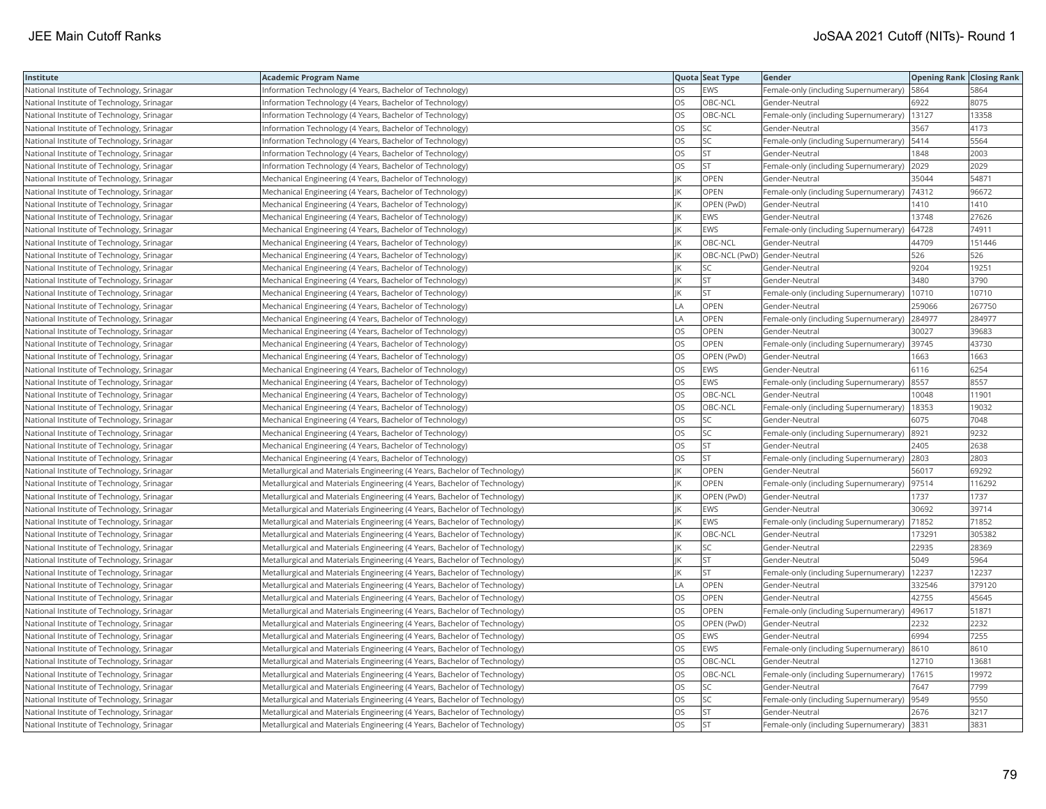| Institute | Academic Program Name | Quota | Seat Type | Gender | Opening Rank | Closing Rank |
|---|---|---|---|---|---|---|
| National Institute of Technology, Srinagar | Information Technology (4 Years, Bachelor of Technology) | OS | EWS | Female-only (including Supernumerary) | 5864 | 5864 |
| National Institute of Technology, Srinagar | Information Technology (4 Years, Bachelor of Technology) | OS | OBC-NCL | Gender-Neutral | 6922 | 8075 |
| National Institute of Technology, Srinagar | Information Technology (4 Years, Bachelor of Technology) | OS | OBC-NCL | Female-only (including Supernumerary) | 13127 | 13358 |
| National Institute of Technology, Srinagar | Information Technology (4 Years, Bachelor of Technology) | OS | SC | Gender-Neutral | 3567 | 4173 |
| National Institute of Technology, Srinagar | Information Technology (4 Years, Bachelor of Technology) | OS | SC | Female-only (including Supernumerary) | 5414 | 5564 |
| National Institute of Technology, Srinagar | Information Technology (4 Years, Bachelor of Technology) | OS | ST | Gender-Neutral | 1848 | 2003 |
| National Institute of Technology, Srinagar | Information Technology (4 Years, Bachelor of Technology) | OS | ST | Female-only (including Supernumerary) | 2029 | 2029 |
| National Institute of Technology, Srinagar | Mechanical Engineering (4 Years, Bachelor of Technology) | JK | OPEN | Gender-Neutral | 35044 | 54871 |
| National Institute of Technology, Srinagar | Mechanical Engineering (4 Years, Bachelor of Technology) | JK | OPEN | Female-only (including Supernumerary) | 74312 | 96672 |
| National Institute of Technology, Srinagar | Mechanical Engineering (4 Years, Bachelor of Technology) | JK | OPEN (PwD) | Gender-Neutral | 1410 | 1410 |
| National Institute of Technology, Srinagar | Mechanical Engineering (4 Years, Bachelor of Technology) | JK | EWS | Gender-Neutral | 13748 | 27626 |
| National Institute of Technology, Srinagar | Mechanical Engineering (4 Years, Bachelor of Technology) | JK | EWS | Female-only (including Supernumerary) | 64728 | 74911 |
| National Institute of Technology, Srinagar | Mechanical Engineering (4 Years, Bachelor of Technology) | JK | OBC-NCL | Gender-Neutral | 44709 | 151446 |
| National Institute of Technology, Srinagar | Mechanical Engineering (4 Years, Bachelor of Technology) | JK | OBC-NCL (PwD) | Gender-Neutral | 526 | 526 |
| National Institute of Technology, Srinagar | Mechanical Engineering (4 Years, Bachelor of Technology) | JK | SC | Gender-Neutral | 9204 | 19251 |
| National Institute of Technology, Srinagar | Mechanical Engineering (4 Years, Bachelor of Technology) | JK | ST | Gender-Neutral | 3480 | 3790 |
| National Institute of Technology, Srinagar | Mechanical Engineering (4 Years, Bachelor of Technology) | JK | ST | Female-only (including Supernumerary) | 10710 | 10710 |
| National Institute of Technology, Srinagar | Mechanical Engineering (4 Years, Bachelor of Technology) | LA | OPEN | Gender-Neutral | 259066 | 267750 |
| National Institute of Technology, Srinagar | Mechanical Engineering (4 Years, Bachelor of Technology) | LA | OPEN | Female-only (including Supernumerary) | 284977 | 284977 |
| National Institute of Technology, Srinagar | Mechanical Engineering (4 Years, Bachelor of Technology) | OS | OPEN | Gender-Neutral | 30027 | 39683 |
| National Institute of Technology, Srinagar | Mechanical Engineering (4 Years, Bachelor of Technology) | OS | OPEN | Female-only (including Supernumerary) | 39745 | 43730 |
| National Institute of Technology, Srinagar | Mechanical Engineering (4 Years, Bachelor of Technology) | OS | OPEN (PwD) | Gender-Neutral | 1663 | 1663 |
| National Institute of Technology, Srinagar | Mechanical Engineering (4 Years, Bachelor of Technology) | OS | EWS | Gender-Neutral | 6116 | 6254 |
| National Institute of Technology, Srinagar | Mechanical Engineering (4 Years, Bachelor of Technology) | OS | EWS | Female-only (including Supernumerary) | 8557 | 8557 |
| National Institute of Technology, Srinagar | Mechanical Engineering (4 Years, Bachelor of Technology) | OS | OBC-NCL | Gender-Neutral | 10048 | 11901 |
| National Institute of Technology, Srinagar | Mechanical Engineering (4 Years, Bachelor of Technology) | OS | OBC-NCL | Female-only (including Supernumerary) | 18353 | 19032 |
| National Institute of Technology, Srinagar | Mechanical Engineering (4 Years, Bachelor of Technology) | OS | SC | Gender-Neutral | 6075 | 7048 |
| National Institute of Technology, Srinagar | Mechanical Engineering (4 Years, Bachelor of Technology) | OS | SC | Female-only (including Supernumerary) | 8921 | 9232 |
| National Institute of Technology, Srinagar | Mechanical Engineering (4 Years, Bachelor of Technology) | OS | ST | Gender-Neutral | 2405 | 2638 |
| National Institute of Technology, Srinagar | Mechanical Engineering (4 Years, Bachelor of Technology) | OS | ST | Female-only (including Supernumerary) | 2803 | 2803 |
| National Institute of Technology, Srinagar | Metallurgical and Materials Engineering (4 Years, Bachelor of Technology) | JK | OPEN | Gender-Neutral | 56017 | 69292 |
| National Institute of Technology, Srinagar | Metallurgical and Materials Engineering (4 Years, Bachelor of Technology) | JK | OPEN | Female-only (including Supernumerary) | 97514 | 116292 |
| National Institute of Technology, Srinagar | Metallurgical and Materials Engineering (4 Years, Bachelor of Technology) | JK | OPEN (PwD) | Gender-Neutral | 1737 | 1737 |
| National Institute of Technology, Srinagar | Metallurgical and Materials Engineering (4 Years, Bachelor of Technology) | JK | EWS | Gender-Neutral | 30692 | 39714 |
| National Institute of Technology, Srinagar | Metallurgical and Materials Engineering (4 Years, Bachelor of Technology) | JK | EWS | Female-only (including Supernumerary) | 71852 | 71852 |
| National Institute of Technology, Srinagar | Metallurgical and Materials Engineering (4 Years, Bachelor of Technology) | JK | OBC-NCL | Gender-Neutral | 173291 | 305382 |
| National Institute of Technology, Srinagar | Metallurgical and Materials Engineering (4 Years, Bachelor of Technology) | JK | SC | Gender-Neutral | 22935 | 28369 |
| National Institute of Technology, Srinagar | Metallurgical and Materials Engineering (4 Years, Bachelor of Technology) | JK | ST | Gender-Neutral | 5049 | 5964 |
| National Institute of Technology, Srinagar | Metallurgical and Materials Engineering (4 Years, Bachelor of Technology) | JK | ST | Female-only (including Supernumerary) | 12237 | 12237 |
| National Institute of Technology, Srinagar | Metallurgical and Materials Engineering (4 Years, Bachelor of Technology) | LA | OPEN | Gender-Neutral | 332546 | 379120 |
| National Institute of Technology, Srinagar | Metallurgical and Materials Engineering (4 Years, Bachelor of Technology) | OS | OPEN | Gender-Neutral | 42755 | 45645 |
| National Institute of Technology, Srinagar | Metallurgical and Materials Engineering (4 Years, Bachelor of Technology) | OS | OPEN | Female-only (including Supernumerary) | 49617 | 51871 |
| National Institute of Technology, Srinagar | Metallurgical and Materials Engineering (4 Years, Bachelor of Technology) | OS | OPEN (PwD) | Gender-Neutral | 2232 | 2232 |
| National Institute of Technology, Srinagar | Metallurgical and Materials Engineering (4 Years, Bachelor of Technology) | OS | EWS | Gender-Neutral | 6994 | 7255 |
| National Institute of Technology, Srinagar | Metallurgical and Materials Engineering (4 Years, Bachelor of Technology) | OS | EWS | Female-only (including Supernumerary) | 8610 | 8610 |
| National Institute of Technology, Srinagar | Metallurgical and Materials Engineering (4 Years, Bachelor of Technology) | OS | OBC-NCL | Gender-Neutral | 12710 | 13681 |
| National Institute of Technology, Srinagar | Metallurgical and Materials Engineering (4 Years, Bachelor of Technology) | OS | OBC-NCL | Female-only (including Supernumerary) | 17615 | 19972 |
| National Institute of Technology, Srinagar | Metallurgical and Materials Engineering (4 Years, Bachelor of Technology) | OS | SC | Gender-Neutral | 7647 | 7799 |
| National Institute of Technology, Srinagar | Metallurgical and Materials Engineering (4 Years, Bachelor of Technology) | OS | SC | Female-only (including Supernumerary) | 9549 | 9550 |
| National Institute of Technology, Srinagar | Metallurgical and Materials Engineering (4 Years, Bachelor of Technology) | OS | ST | Gender-Neutral | 2676 | 3217 |
| National Institute of Technology, Srinagar | Metallurgical and Materials Engineering (4 Years, Bachelor of Technology) | OS | ST | Female-only (including Supernumerary) | 3831 | 3831 |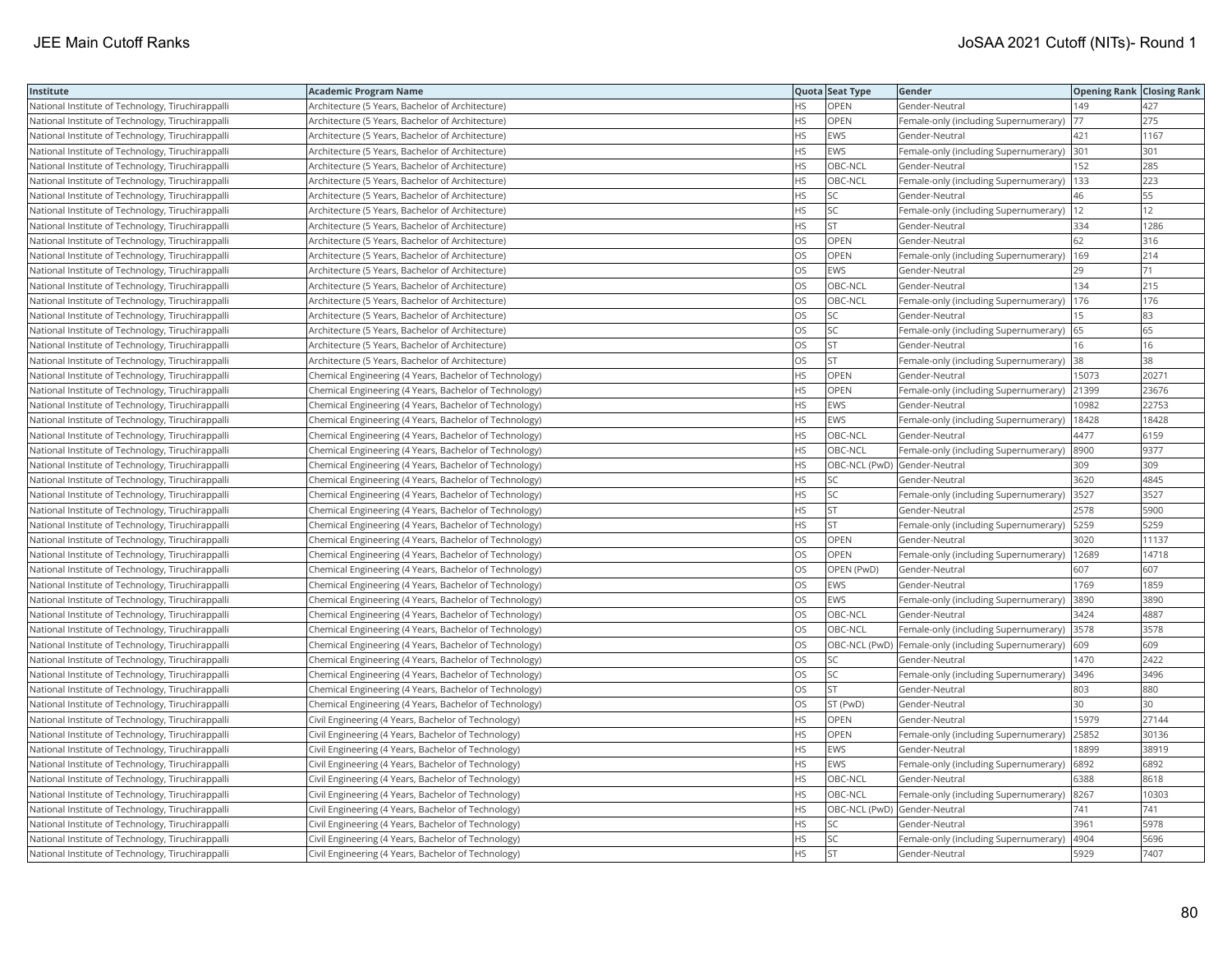| Institute | Academic Program Name | Quota | Seat Type | Gender | Opening Rank | Closing Rank |
|---|---|---|---|---|---|---|
| National Institute of Technology, Tiruchirappalli | Architecture (5 Years, Bachelor of Architecture) | HS | OPEN | Gender-Neutral | 149 | 427 |
| National Institute of Technology, Tiruchirappalli | Architecture (5 Years, Bachelor of Architecture) | HS | OPEN | Female-only (including Supernumerary) | 77 | 275 |
| National Institute of Technology, Tiruchirappalli | Architecture (5 Years, Bachelor of Architecture) | HS | EWS | Gender-Neutral | 421 | 1167 |
| National Institute of Technology, Tiruchirappalli | Architecture (5 Years, Bachelor of Architecture) | HS | EWS | Female-only (including Supernumerary) | 301 | 301 |
| National Institute of Technology, Tiruchirappalli | Architecture (5 Years, Bachelor of Architecture) | HS | OBC-NCL | Gender-Neutral | 152 | 285 |
| National Institute of Technology, Tiruchirappalli | Architecture (5 Years, Bachelor of Architecture) | HS | OBC-NCL | Female-only (including Supernumerary) | 133 | 223 |
| National Institute of Technology, Tiruchirappalli | Architecture (5 Years, Bachelor of Architecture) | HS | SC | Gender-Neutral | 46 | 55 |
| National Institute of Technology, Tiruchirappalli | Architecture (5 Years, Bachelor of Architecture) | HS | SC | Female-only (including Supernumerary) | 12 | 12 |
| National Institute of Technology, Tiruchirappalli | Architecture (5 Years, Bachelor of Architecture) | HS | ST | Gender-Neutral | 334 | 1286 |
| National Institute of Technology, Tiruchirappalli | Architecture (5 Years, Bachelor of Architecture) | OS | OPEN | Gender-Neutral | 62 | 316 |
| National Institute of Technology, Tiruchirappalli | Architecture (5 Years, Bachelor of Architecture) | OS | OPEN | Female-only (including Supernumerary) | 169 | 214 |
| National Institute of Technology, Tiruchirappalli | Architecture (5 Years, Bachelor of Architecture) | OS | EWS | Gender-Neutral | 29 | 71 |
| National Institute of Technology, Tiruchirappalli | Architecture (5 Years, Bachelor of Architecture) | OS | OBC-NCL | Gender-Neutral | 134 | 215 |
| National Institute of Technology, Tiruchirappalli | Architecture (5 Years, Bachelor of Architecture) | OS | OBC-NCL | Female-only (including Supernumerary) | 176 | 176 |
| National Institute of Technology, Tiruchirappalli | Architecture (5 Years, Bachelor of Architecture) | OS | SC | Gender-Neutral | 15 | 83 |
| National Institute of Technology, Tiruchirappalli | Architecture (5 Years, Bachelor of Architecture) | OS | SC | Female-only (including Supernumerary) | 65 | 65 |
| National Institute of Technology, Tiruchirappalli | Architecture (5 Years, Bachelor of Architecture) | OS | ST | Gender-Neutral | 16 | 16 |
| National Institute of Technology, Tiruchirappalli | Architecture (5 Years, Bachelor of Architecture) | OS | ST | Female-only (including Supernumerary) | 38 | 38 |
| National Institute of Technology, Tiruchirappalli | Chemical Engineering (4 Years, Bachelor of Technology) | HS | OPEN | Gender-Neutral | 15073 | 20271 |
| National Institute of Technology, Tiruchirappalli | Chemical Engineering (4 Years, Bachelor of Technology) | HS | OPEN | Female-only (including Supernumerary) | 21399 | 23676 |
| National Institute of Technology, Tiruchirappalli | Chemical Engineering (4 Years, Bachelor of Technology) | HS | EWS | Gender-Neutral | 10982 | 22753 |
| National Institute of Technology, Tiruchirappalli | Chemical Engineering (4 Years, Bachelor of Technology) | HS | EWS | Female-only (including Supernumerary) | 18428 | 18428 |
| National Institute of Technology, Tiruchirappalli | Chemical Engineering (4 Years, Bachelor of Technology) | HS | OBC-NCL | Gender-Neutral | 4477 | 6159 |
| National Institute of Technology, Tiruchirappalli | Chemical Engineering (4 Years, Bachelor of Technology) | HS | OBC-NCL | Female-only (including Supernumerary) | 8900 | 9377 |
| National Institute of Technology, Tiruchirappalli | Chemical Engineering (4 Years, Bachelor of Technology) | HS | OBC-NCL (PwD) | Gender-Neutral | 309 | 309 |
| National Institute of Technology, Tiruchirappalli | Chemical Engineering (4 Years, Bachelor of Technology) | HS | SC | Gender-Neutral | 3620 | 4845 |
| National Institute of Technology, Tiruchirappalli | Chemical Engineering (4 Years, Bachelor of Technology) | HS | SC | Female-only (including Supernumerary) | 3527 | 3527 |
| National Institute of Technology, Tiruchirappalli | Chemical Engineering (4 Years, Bachelor of Technology) | HS | ST | Gender-Neutral | 2578 | 5900 |
| National Institute of Technology, Tiruchirappalli | Chemical Engineering (4 Years, Bachelor of Technology) | HS | ST | Female-only (including Supernumerary) | 5259 | 5259 |
| National Institute of Technology, Tiruchirappalli | Chemical Engineering (4 Years, Bachelor of Technology) | OS | OPEN | Gender-Neutral | 3020 | 11137 |
| National Institute of Technology, Tiruchirappalli | Chemical Engineering (4 Years, Bachelor of Technology) | OS | OPEN | Female-only (including Supernumerary) | 12689 | 14718 |
| National Institute of Technology, Tiruchirappalli | Chemical Engineering (4 Years, Bachelor of Technology) | OS | OPEN (PwD) | Gender-Neutral | 607 | 607 |
| National Institute of Technology, Tiruchirappalli | Chemical Engineering (4 Years, Bachelor of Technology) | OS | EWS | Gender-Neutral | 1769 | 1859 |
| National Institute of Technology, Tiruchirappalli | Chemical Engineering (4 Years, Bachelor of Technology) | OS | EWS | Female-only (including Supernumerary) | 3890 | 3890 |
| National Institute of Technology, Tiruchirappalli | Chemical Engineering (4 Years, Bachelor of Technology) | OS | OBC-NCL | Gender-Neutral | 3424 | 4887 |
| National Institute of Technology, Tiruchirappalli | Chemical Engineering (4 Years, Bachelor of Technology) | OS | OBC-NCL | Female-only (including Supernumerary) | 3578 | 3578 |
| National Institute of Technology, Tiruchirappalli | Chemical Engineering (4 Years, Bachelor of Technology) | OS | OBC-NCL (PwD) | Female-only (including Supernumerary) | 609 | 609 |
| National Institute of Technology, Tiruchirappalli | Chemical Engineering (4 Years, Bachelor of Technology) | OS | SC | Gender-Neutral | 1470 | 2422 |
| National Institute of Technology, Tiruchirappalli | Chemical Engineering (4 Years, Bachelor of Technology) | OS | SC | Female-only (including Supernumerary) | 3496 | 3496 |
| National Institute of Technology, Tiruchirappalli | Chemical Engineering (4 Years, Bachelor of Technology) | OS | ST | Gender-Neutral | 803 | 880 |
| National Institute of Technology, Tiruchirappalli | Chemical Engineering (4 Years, Bachelor of Technology) | OS | ST (PwD) | Gender-Neutral | 30 | 30 |
| National Institute of Technology, Tiruchirappalli | Civil Engineering (4 Years, Bachelor of Technology) | HS | OPEN | Gender-Neutral | 15979 | 27144 |
| National Institute of Technology, Tiruchirappalli | Civil Engineering (4 Years, Bachelor of Technology) | HS | OPEN | Female-only (including Supernumerary) | 25852 | 30136 |
| National Institute of Technology, Tiruchirappalli | Civil Engineering (4 Years, Bachelor of Technology) | HS | EWS | Gender-Neutral | 18899 | 38919 |
| National Institute of Technology, Tiruchirappalli | Civil Engineering (4 Years, Bachelor of Technology) | HS | EWS | Female-only (including Supernumerary) | 6892 | 6892 |
| National Institute of Technology, Tiruchirappalli | Civil Engineering (4 Years, Bachelor of Technology) | HS | OBC-NCL | Gender-Neutral | 6388 | 8618 |
| National Institute of Technology, Tiruchirappalli | Civil Engineering (4 Years, Bachelor of Technology) | HS | OBC-NCL | Female-only (including Supernumerary) | 8267 | 10303 |
| National Institute of Technology, Tiruchirappalli | Civil Engineering (4 Years, Bachelor of Technology) | HS | OBC-NCL (PwD) | Gender-Neutral | 741 | 741 |
| National Institute of Technology, Tiruchirappalli | Civil Engineering (4 Years, Bachelor of Technology) | HS | SC | Gender-Neutral | 3961 | 5978 |
| National Institute of Technology, Tiruchirappalli | Civil Engineering (4 Years, Bachelor of Technology) | HS | SC | Female-only (including Supernumerary) | 4904 | 5696 |
| National Institute of Technology, Tiruchirappalli | Civil Engineering (4 Years, Bachelor of Technology) | HS | ST | Gender-Neutral | 5929 | 7407 |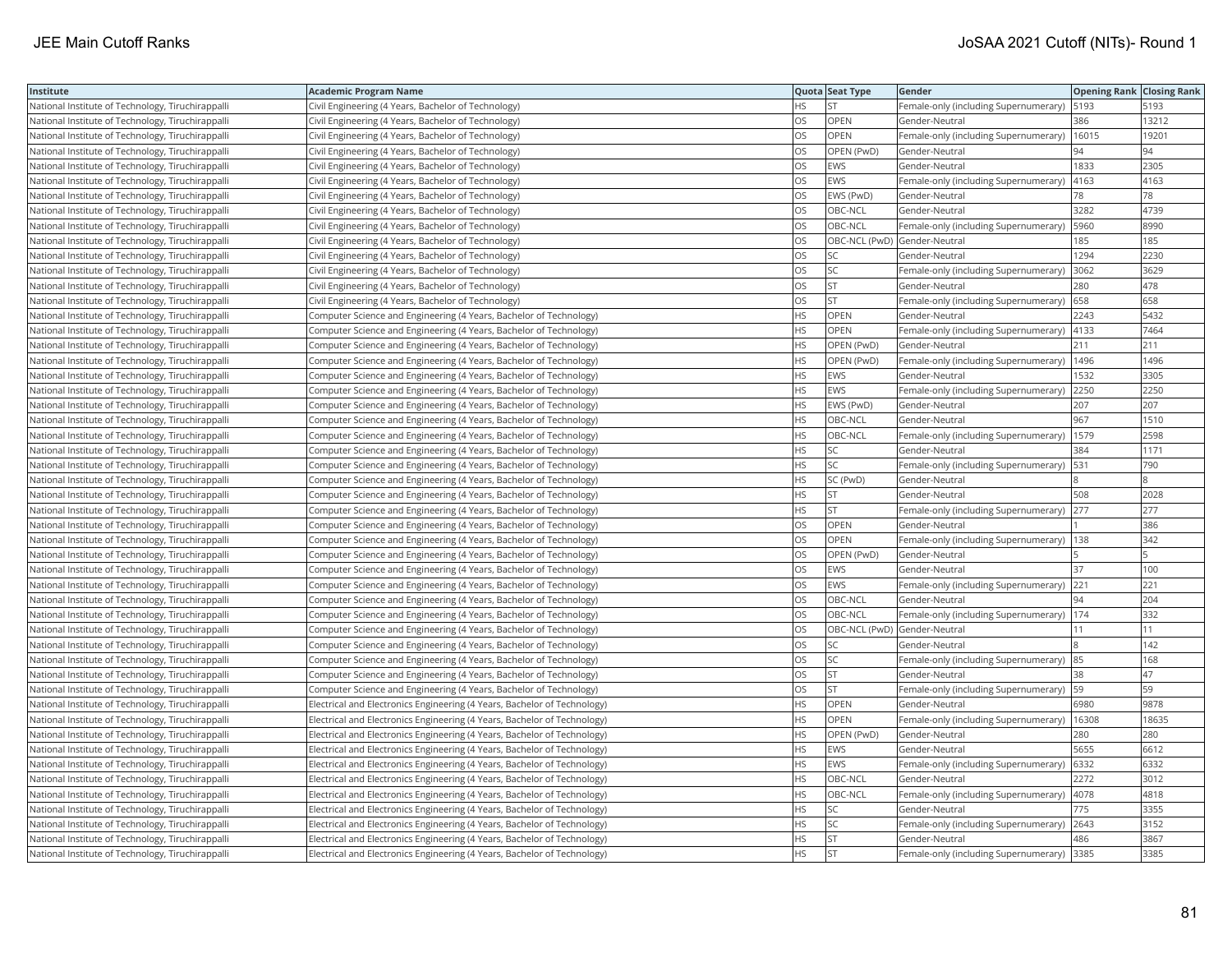| Institute | Academic Program Name | Quota | Seat Type | Gender | Opening Rank | Closing Rank |
|---|---|---|---|---|---|---|
| National Institute of Technology, Tiruchirappalli | Civil Engineering (4 Years, Bachelor of Technology) | HS | ST | Female-only (including Supernumerary) | 5193 | 5193 |
| National Institute of Technology, Tiruchirappalli | Civil Engineering (4 Years, Bachelor of Technology) | OS | OPEN | Gender-Neutral | 386 | 13212 |
| National Institute of Technology, Tiruchirappalli | Civil Engineering (4 Years, Bachelor of Technology) | OS | OPEN | Female-only (including Supernumerary) | 16015 | 19201 |
| National Institute of Technology, Tiruchirappalli | Civil Engineering (4 Years, Bachelor of Technology) | OS | OPEN (PwD) | Gender-Neutral | 94 | 94 |
| National Institute of Technology, Tiruchirappalli | Civil Engineering (4 Years, Bachelor of Technology) | OS | EWS | Gender-Neutral | 1833 | 2305 |
| National Institute of Technology, Tiruchirappalli | Civil Engineering (4 Years, Bachelor of Technology) | OS | EWS | Female-only (including Supernumerary) | 4163 | 4163 |
| National Institute of Technology, Tiruchirappalli | Civil Engineering (4 Years, Bachelor of Technology) | OS | EWS (PwD) | Gender-Neutral | 78 | 78 |
| National Institute of Technology, Tiruchirappalli | Civil Engineering (4 Years, Bachelor of Technology) | OS | OBC-NCL | Gender-Neutral | 3282 | 4739 |
| National Institute of Technology, Tiruchirappalli | Civil Engineering (4 Years, Bachelor of Technology) | OS | OBC-NCL | Female-only (including Supernumerary) | 5960 | 8990 |
| National Institute of Technology, Tiruchirappalli | Civil Engineering (4 Years, Bachelor of Technology) | OS | OBC-NCL (PwD) | Gender-Neutral | 185 | 185 |
| National Institute of Technology, Tiruchirappalli | Civil Engineering (4 Years, Bachelor of Technology) | OS | SC | Gender-Neutral | 1294 | 2230 |
| National Institute of Technology, Tiruchirappalli | Civil Engineering (4 Years, Bachelor of Technology) | OS | SC | Female-only (including Supernumerary) | 3062 | 3629 |
| National Institute of Technology, Tiruchirappalli | Civil Engineering (4 Years, Bachelor of Technology) | OS | ST | Gender-Neutral | 280 | 478 |
| National Institute of Technology, Tiruchirappalli | Civil Engineering (4 Years, Bachelor of Technology) | OS | ST | Female-only (including Supernumerary) | 658 | 658 |
| National Institute of Technology, Tiruchirappalli | Computer Science and Engineering (4 Years, Bachelor of Technology) | HS | OPEN | Gender-Neutral | 2243 | 5432 |
| National Institute of Technology, Tiruchirappalli | Computer Science and Engineering (4 Years, Bachelor of Technology) | HS | OPEN | Female-only (including Supernumerary) | 4133 | 7464 |
| National Institute of Technology, Tiruchirappalli | Computer Science and Engineering (4 Years, Bachelor of Technology) | HS | OPEN (PwD) | Gender-Neutral | 211 | 211 |
| National Institute of Technology, Tiruchirappalli | Computer Science and Engineering (4 Years, Bachelor of Technology) | HS | OPEN (PwD) | Female-only (including Supernumerary) | 1496 | 1496 |
| National Institute of Technology, Tiruchirappalli | Computer Science and Engineering (4 Years, Bachelor of Technology) | HS | EWS | Gender-Neutral | 1532 | 3305 |
| National Institute of Technology, Tiruchirappalli | Computer Science and Engineering (4 Years, Bachelor of Technology) | HS | EWS | Female-only (including Supernumerary) | 2250 | 2250 |
| National Institute of Technology, Tiruchirappalli | Computer Science and Engineering (4 Years, Bachelor of Technology) | HS | EWS (PwD) | Gender-Neutral | 207 | 207 |
| National Institute of Technology, Tiruchirappalli | Computer Science and Engineering (4 Years, Bachelor of Technology) | HS | OBC-NCL | Gender-Neutral | 967 | 1510 |
| National Institute of Technology, Tiruchirappalli | Computer Science and Engineering (4 Years, Bachelor of Technology) | HS | OBC-NCL | Female-only (including Supernumerary) | 1579 | 2598 |
| National Institute of Technology, Tiruchirappalli | Computer Science and Engineering (4 Years, Bachelor of Technology) | HS | SC | Gender-Neutral | 384 | 1171 |
| National Institute of Technology, Tiruchirappalli | Computer Science and Engineering (4 Years, Bachelor of Technology) | HS | SC | Female-only (including Supernumerary) | 531 | 790 |
| National Institute of Technology, Tiruchirappalli | Computer Science and Engineering (4 Years, Bachelor of Technology) | HS | SC (PwD) | Gender-Neutral | 8 | 8 |
| National Institute of Technology, Tiruchirappalli | Computer Science and Engineering (4 Years, Bachelor of Technology) | HS | ST | Gender-Neutral | 508 | 2028 |
| National Institute of Technology, Tiruchirappalli | Computer Science and Engineering (4 Years, Bachelor of Technology) | HS | ST | Female-only (including Supernumerary) | 277 | 277 |
| National Institute of Technology, Tiruchirappalli | Computer Science and Engineering (4 Years, Bachelor of Technology) | OS | OPEN | Gender-Neutral | 1 | 386 |
| National Institute of Technology, Tiruchirappalli | Computer Science and Engineering (4 Years, Bachelor of Technology) | OS | OPEN | Female-only (including Supernumerary) | 138 | 342 |
| National Institute of Technology, Tiruchirappalli | Computer Science and Engineering (4 Years, Bachelor of Technology) | OS | OPEN (PwD) | Gender-Neutral | 5 | 5 |
| National Institute of Technology, Tiruchirappalli | Computer Science and Engineering (4 Years, Bachelor of Technology) | OS | EWS | Gender-Neutral | 37 | 100 |
| National Institute of Technology, Tiruchirappalli | Computer Science and Engineering (4 Years, Bachelor of Technology) | OS | EWS | Female-only (including Supernumerary) | 221 | 221 |
| National Institute of Technology, Tiruchirappalli | Computer Science and Engineering (4 Years, Bachelor of Technology) | OS | OBC-NCL | Gender-Neutral | 94 | 204 |
| National Institute of Technology, Tiruchirappalli | Computer Science and Engineering (4 Years, Bachelor of Technology) | OS | OBC-NCL | Female-only (including Supernumerary) | 174 | 332 |
| National Institute of Technology, Tiruchirappalli | Computer Science and Engineering (4 Years, Bachelor of Technology) | OS | OBC-NCL (PwD) | Gender-Neutral | 11 | 11 |
| National Institute of Technology, Tiruchirappalli | Computer Science and Engineering (4 Years, Bachelor of Technology) | OS | SC | Gender-Neutral | 8 | 142 |
| National Institute of Technology, Tiruchirappalli | Computer Science and Engineering (4 Years, Bachelor of Technology) | OS | SC | Female-only (including Supernumerary) | 85 | 168 |
| National Institute of Technology, Tiruchirappalli | Computer Science and Engineering (4 Years, Bachelor of Technology) | OS | ST | Gender-Neutral | 38 | 47 |
| National Institute of Technology, Tiruchirappalli | Computer Science and Engineering (4 Years, Bachelor of Technology) | OS | ST | Female-only (including Supernumerary) | 59 | 59 |
| National Institute of Technology, Tiruchirappalli | Electrical and Electronics Engineering (4 Years, Bachelor of Technology) | HS | OPEN | Gender-Neutral | 6980 | 9878 |
| National Institute of Technology, Tiruchirappalli | Electrical and Electronics Engineering (4 Years, Bachelor of Technology) | HS | OPEN | Female-only (including Supernumerary) | 16308 | 18635 |
| National Institute of Technology, Tiruchirappalli | Electrical and Electronics Engineering (4 Years, Bachelor of Technology) | HS | OPEN (PwD) | Gender-Neutral | 280 | 280 |
| National Institute of Technology, Tiruchirappalli | Electrical and Electronics Engineering (4 Years, Bachelor of Technology) | HS | EWS | Gender-Neutral | 5655 | 6612 |
| National Institute of Technology, Tiruchirappalli | Electrical and Electronics Engineering (4 Years, Bachelor of Technology) | HS | EWS | Female-only (including Supernumerary) | 6332 | 6332 |
| National Institute of Technology, Tiruchirappalli | Electrical and Electronics Engineering (4 Years, Bachelor of Technology) | HS | OBC-NCL | Gender-Neutral | 2272 | 3012 |
| National Institute of Technology, Tiruchirappalli | Electrical and Electronics Engineering (4 Years, Bachelor of Technology) | HS | OBC-NCL | Female-only (including Supernumerary) | 4078 | 4818 |
| National Institute of Technology, Tiruchirappalli | Electrical and Electronics Engineering (4 Years, Bachelor of Technology) | HS | SC | Gender-Neutral | 775 | 3355 |
| National Institute of Technology, Tiruchirappalli | Electrical and Electronics Engineering (4 Years, Bachelor of Technology) | HS | SC | Female-only (including Supernumerary) | 2643 | 3152 |
| National Institute of Technology, Tiruchirappalli | Electrical and Electronics Engineering (4 Years, Bachelor of Technology) | HS | ST | Gender-Neutral | 486 | 3867 |
| National Institute of Technology, Tiruchirappalli | Electrical and Electronics Engineering (4 Years, Bachelor of Technology) | HS | ST | Female-only (including Supernumerary) | 3385 | 3385 |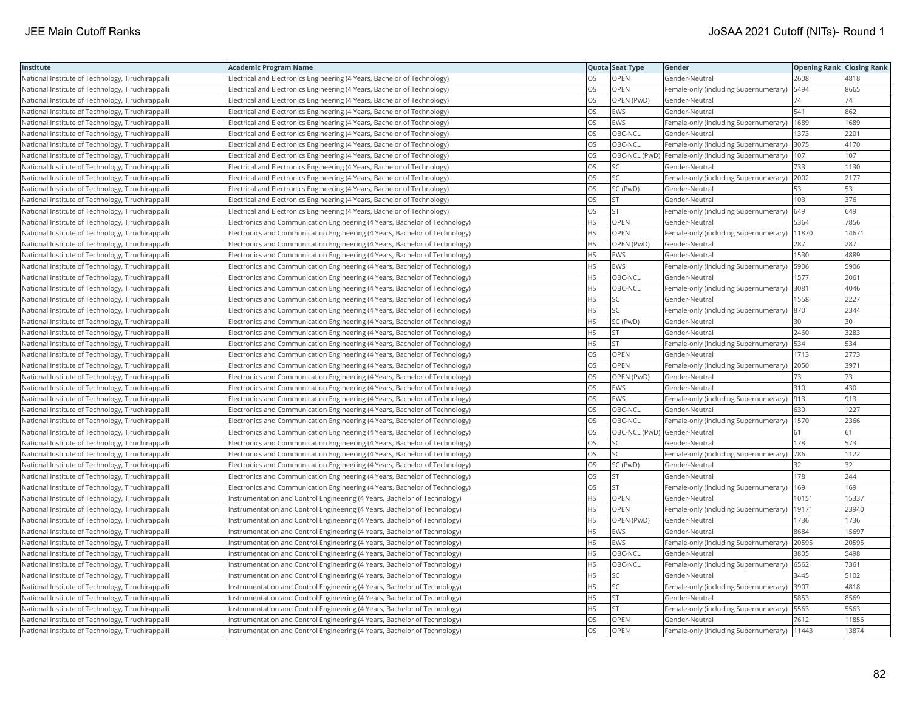| Institute | Academic Program Name | Quota | Seat Type | Gender | Opening Rank | Closing Rank |
|---|---|---|---|---|---|---|
| National Institute of Technology, Tiruchirappalli | Electrical and Electronics Engineering (4 Years, Bachelor of Technology) | OS | OPEN | Gender-Neutral | 2608 | 4818 |
| National Institute of Technology, Tiruchirappalli | Electrical and Electronics Engineering (4 Years, Bachelor of Technology) | OS | OPEN | Female-only (including Supernumerary) | 5494 | 8665 |
| National Institute of Technology, Tiruchirappalli | Electrical and Electronics Engineering (4 Years, Bachelor of Technology) | OS | OPEN (PwD) | Gender-Neutral | 74 | 74 |
| National Institute of Technology, Tiruchirappalli | Electrical and Electronics Engineering (4 Years, Bachelor of Technology) | OS | EWS | Gender-Neutral | 541 | 862 |
| National Institute of Technology, Tiruchirappalli | Electrical and Electronics Engineering (4 Years, Bachelor of Technology) | OS | EWS | Female-only (including Supernumerary) | 1689 | 1689 |
| National Institute of Technology, Tiruchirappalli | Electrical and Electronics Engineering (4 Years, Bachelor of Technology) | OS | OBC-NCL | Gender-Neutral | 1373 | 2201 |
| National Institute of Technology, Tiruchirappalli | Electrical and Electronics Engineering (4 Years, Bachelor of Technology) | OS | OBC-NCL | Female-only (including Supernumerary) | 3075 | 4170 |
| National Institute of Technology, Tiruchirappalli | Electrical and Electronics Engineering (4 Years, Bachelor of Technology) | OS | OBC-NCL (PwD) | Female-only (including Supernumerary) | 107 | 107 |
| National Institute of Technology, Tiruchirappalli | Electrical and Electronics Engineering (4 Years, Bachelor of Technology) | OS | SC | Gender-Neutral | 733 | 1130 |
| National Institute of Technology, Tiruchirappalli | Electrical and Electronics Engineering (4 Years, Bachelor of Technology) | OS | SC | Female-only (including Supernumerary) | 2002 | 2177 |
| National Institute of Technology, Tiruchirappalli | Electrical and Electronics Engineering (4 Years, Bachelor of Technology) | OS | SC (PwD) | Gender-Neutral | 53 | 53 |
| National Institute of Technology, Tiruchirappalli | Electrical and Electronics Engineering (4 Years, Bachelor of Technology) | OS | ST | Gender-Neutral | 103 | 376 |
| National Institute of Technology, Tiruchirappalli | Electrical and Electronics Engineering (4 Years, Bachelor of Technology) | OS | ST | Female-only (including Supernumerary) | 649 | 649 |
| National Institute of Technology, Tiruchirappalli | Electronics and Communication Engineering (4 Years, Bachelor of Technology) | HS | OPEN | Gender-Neutral | 5364 | 7856 |
| National Institute of Technology, Tiruchirappalli | Electronics and Communication Engineering (4 Years, Bachelor of Technology) | HS | OPEN | Female-only (including Supernumerary) | 11870 | 14671 |
| National Institute of Technology, Tiruchirappalli | Electronics and Communication Engineering (4 Years, Bachelor of Technology) | HS | OPEN (PwD) | Gender-Neutral | 287 | 287 |
| National Institute of Technology, Tiruchirappalli | Electronics and Communication Engineering (4 Years, Bachelor of Technology) | HS | EWS | Gender-Neutral | 1530 | 4889 |
| National Institute of Technology, Tiruchirappalli | Electronics and Communication Engineering (4 Years, Bachelor of Technology) | HS | EWS | Female-only (including Supernumerary) | 5906 | 5906 |
| National Institute of Technology, Tiruchirappalli | Electronics and Communication Engineering (4 Years, Bachelor of Technology) | HS | OBC-NCL | Gender-Neutral | 1577 | 2061 |
| National Institute of Technology, Tiruchirappalli | Electronics and Communication Engineering (4 Years, Bachelor of Technology) | HS | OBC-NCL | Female-only (including Supernumerary) | 3081 | 4046 |
| National Institute of Technology, Tiruchirappalli | Electronics and Communication Engineering (4 Years, Bachelor of Technology) | HS | SC | Gender-Neutral | 1558 | 2227 |
| National Institute of Technology, Tiruchirappalli | Electronics and Communication Engineering (4 Years, Bachelor of Technology) | HS | SC | Female-only (including Supernumerary) | 870 | 2344 |
| National Institute of Technology, Tiruchirappalli | Electronics and Communication Engineering (4 Years, Bachelor of Technology) | HS | SC (PwD) | Gender-Neutral | 30 | 30 |
| National Institute of Technology, Tiruchirappalli | Electronics and Communication Engineering (4 Years, Bachelor of Technology) | HS | ST | Gender-Neutral | 2460 | 3283 |
| National Institute of Technology, Tiruchirappalli | Electronics and Communication Engineering (4 Years, Bachelor of Technology) | HS | ST | Female-only (including Supernumerary) | 534 | 534 |
| National Institute of Technology, Tiruchirappalli | Electronics and Communication Engineering (4 Years, Bachelor of Technology) | OS | OPEN | Gender-Neutral | 1713 | 2773 |
| National Institute of Technology, Tiruchirappalli | Electronics and Communication Engineering (4 Years, Bachelor of Technology) | OS | OPEN | Female-only (including Supernumerary) | 2050 | 3971 |
| National Institute of Technology, Tiruchirappalli | Electronics and Communication Engineering (4 Years, Bachelor of Technology) | OS | OPEN (PwD) | Gender-Neutral | 73 | 73 |
| National Institute of Technology, Tiruchirappalli | Electronics and Communication Engineering (4 Years, Bachelor of Technology) | OS | EWS | Gender-Neutral | 310 | 430 |
| National Institute of Technology, Tiruchirappalli | Electronics and Communication Engineering (4 Years, Bachelor of Technology) | OS | EWS | Female-only (including Supernumerary) | 913 | 913 |
| National Institute of Technology, Tiruchirappalli | Electronics and Communication Engineering (4 Years, Bachelor of Technology) | OS | OBC-NCL | Gender-Neutral | 630 | 1227 |
| National Institute of Technology, Tiruchirappalli | Electronics and Communication Engineering (4 Years, Bachelor of Technology) | OS | OBC-NCL | Female-only (including Supernumerary) | 1570 | 2366 |
| National Institute of Technology, Tiruchirappalli | Electronics and Communication Engineering (4 Years, Bachelor of Technology) | OS | OBC-NCL (PwD) | Gender-Neutral | 61 | 61 |
| National Institute of Technology, Tiruchirappalli | Electronics and Communication Engineering (4 Years, Bachelor of Technology) | OS | SC | Gender-Neutral | 178 | 573 |
| National Institute of Technology, Tiruchirappalli | Electronics and Communication Engineering (4 Years, Bachelor of Technology) | OS | SC | Female-only (including Supernumerary) | 786 | 1122 |
| National Institute of Technology, Tiruchirappalli | Electronics and Communication Engineering (4 Years, Bachelor of Technology) | OS | SC (PwD) | Gender-Neutral | 32 | 32 |
| National Institute of Technology, Tiruchirappalli | Electronics and Communication Engineering (4 Years, Bachelor of Technology) | OS | ST | Gender-Neutral | 178 | 244 |
| National Institute of Technology, Tiruchirappalli | Electronics and Communication Engineering (4 Years, Bachelor of Technology) | OS | ST | Female-only (including Supernumerary) | 169 | 169 |
| National Institute of Technology, Tiruchirappalli | Instrumentation and Control Engineering (4 Years, Bachelor of Technology) | HS | OPEN | Gender-Neutral | 10151 | 15337 |
| National Institute of Technology, Tiruchirappalli | Instrumentation and Control Engineering (4 Years, Bachelor of Technology) | HS | OPEN | Female-only (including Supernumerary) | 19171 | 23940 |
| National Institute of Technology, Tiruchirappalli | Instrumentation and Control Engineering (4 Years, Bachelor of Technology) | HS | OPEN (PwD) | Gender-Neutral | 1736 | 1736 |
| National Institute of Technology, Tiruchirappalli | Instrumentation and Control Engineering (4 Years, Bachelor of Technology) | HS | EWS | Gender-Neutral | 8684 | 15697 |
| National Institute of Technology, Tiruchirappalli | Instrumentation and Control Engineering (4 Years, Bachelor of Technology) | HS | EWS | Female-only (including Supernumerary) | 20595 | 20595 |
| National Institute of Technology, Tiruchirappalli | Instrumentation and Control Engineering (4 Years, Bachelor of Technology) | HS | OBC-NCL | Gender-Neutral | 3805 | 5498 |
| National Institute of Technology, Tiruchirappalli | Instrumentation and Control Engineering (4 Years, Bachelor of Technology) | HS | OBC-NCL | Female-only (including Supernumerary) | 6562 | 7361 |
| National Institute of Technology, Tiruchirappalli | Instrumentation and Control Engineering (4 Years, Bachelor of Technology) | HS | SC | Gender-Neutral | 3445 | 5102 |
| National Institute of Technology, Tiruchirappalli | Instrumentation and Control Engineering (4 Years, Bachelor of Technology) | HS | SC | Female-only (including Supernumerary) | 3907 | 4818 |
| National Institute of Technology, Tiruchirappalli | Instrumentation and Control Engineering (4 Years, Bachelor of Technology) | HS | ST | Gender-Neutral | 5853 | 8569 |
| National Institute of Technology, Tiruchirappalli | Instrumentation and Control Engineering (4 Years, Bachelor of Technology) | HS | ST | Female-only (including Supernumerary) | 5563 | 5563 |
| National Institute of Technology, Tiruchirappalli | Instrumentation and Control Engineering (4 Years, Bachelor of Technology) | OS | OPEN | Gender-Neutral | 7612 | 11856 |
| National Institute of Technology, Tiruchirappalli | Instrumentation and Control Engineering (4 Years, Bachelor of Technology) | OS | OPEN | Female-only (including Supernumerary) | 11443 | 13874 |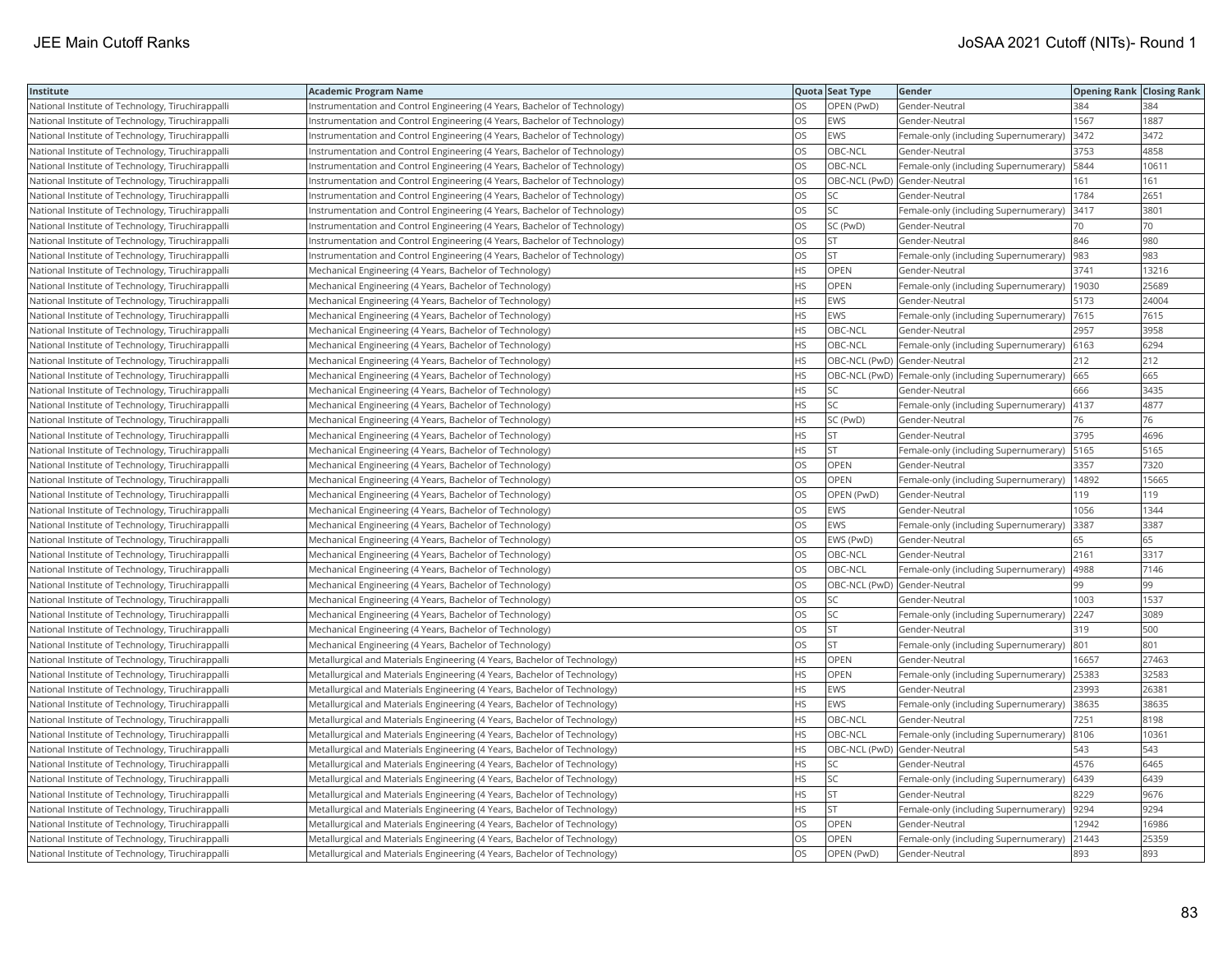| Institute | Academic Program Name | Quota | Seat Type | Gender | Opening Rank | Closing Rank |
| --- | --- | --- | --- | --- | --- | --- |
| National Institute of Technology, Tiruchirappalli | Instrumentation and Control Engineering (4 Years, Bachelor of Technology) | OS | OPEN (PwD) | Gender-Neutral | 384 | 384 |
| National Institute of Technology, Tiruchirappalli | Instrumentation and Control Engineering (4 Years, Bachelor of Technology) | OS | EWS | Gender-Neutral | 1567 | 1887 |
| National Institute of Technology, Tiruchirappalli | Instrumentation and Control Engineering (4 Years, Bachelor of Technology) | OS | EWS | Female-only (including Supernumerary) | 3472 | 3472 |
| National Institute of Technology, Tiruchirappalli | Instrumentation and Control Engineering (4 Years, Bachelor of Technology) | OS | OBC-NCL | Gender-Neutral | 3753 | 4858 |
| National Institute of Technology, Tiruchirappalli | Instrumentation and Control Engineering (4 Years, Bachelor of Technology) | OS | OBC-NCL | Female-only (including Supernumerary) | 5844 | 10611 |
| National Institute of Technology, Tiruchirappalli | Instrumentation and Control Engineering (4 Years, Bachelor of Technology) | OS | OBC-NCL (PwD) | Gender-Neutral | 161 | 161 |
| National Institute of Technology, Tiruchirappalli | Instrumentation and Control Engineering (4 Years, Bachelor of Technology) | OS | SC | Gender-Neutral | 1784 | 2651 |
| National Institute of Technology, Tiruchirappalli | Instrumentation and Control Engineering (4 Years, Bachelor of Technology) | OS | SC | Female-only (including Supernumerary) | 3417 | 3801 |
| National Institute of Technology, Tiruchirappalli | Instrumentation and Control Engineering (4 Years, Bachelor of Technology) | OS | SC (PwD) | Gender-Neutral | 70 | 70 |
| National Institute of Technology, Tiruchirappalli | Instrumentation and Control Engineering (4 Years, Bachelor of Technology) | OS | ST | Gender-Neutral | 846 | 980 |
| National Institute of Technology, Tiruchirappalli | Instrumentation and Control Engineering (4 Years, Bachelor of Technology) | OS | ST | Female-only (including Supernumerary) | 983 | 983 |
| National Institute of Technology, Tiruchirappalli | Mechanical Engineering (4 Years, Bachelor of Technology) | HS | OPEN | Gender-Neutral | 3741 | 13216 |
| National Institute of Technology, Tiruchirappalli | Mechanical Engineering (4 Years, Bachelor of Technology) | HS | OPEN | Female-only (including Supernumerary) | 19030 | 25689 |
| National Institute of Technology, Tiruchirappalli | Mechanical Engineering (4 Years, Bachelor of Technology) | HS | EWS | Gender-Neutral | 5173 | 24004 |
| National Institute of Technology, Tiruchirappalli | Mechanical Engineering (4 Years, Bachelor of Technology) | HS | EWS | Female-only (including Supernumerary) | 7615 | 7615 |
| National Institute of Technology, Tiruchirappalli | Mechanical Engineering (4 Years, Bachelor of Technology) | HS | OBC-NCL | Gender-Neutral | 2957 | 3958 |
| National Institute of Technology, Tiruchirappalli | Mechanical Engineering (4 Years, Bachelor of Technology) | HS | OBC-NCL | Female-only (including Supernumerary) | 6163 | 6294 |
| National Institute of Technology, Tiruchirappalli | Mechanical Engineering (4 Years, Bachelor of Technology) | HS | OBC-NCL (PwD) | Gender-Neutral | 212 | 212 |
| National Institute of Technology, Tiruchirappalli | Mechanical Engineering (4 Years, Bachelor of Technology) | HS | OBC-NCL (PwD) | Female-only (including Supernumerary) | 665 | 665 |
| National Institute of Technology, Tiruchirappalli | Mechanical Engineering (4 Years, Bachelor of Technology) | HS | SC | Gender-Neutral | 666 | 3435 |
| National Institute of Technology, Tiruchirappalli | Mechanical Engineering (4 Years, Bachelor of Technology) | HS | SC | Female-only (including Supernumerary) | 4137 | 4877 |
| National Institute of Technology, Tiruchirappalli | Mechanical Engineering (4 Years, Bachelor of Technology) | HS | SC (PwD) | Gender-Neutral | 76 | 76 |
| National Institute of Technology, Tiruchirappalli | Mechanical Engineering (4 Years, Bachelor of Technology) | HS | ST | Gender-Neutral | 3795 | 4696 |
| National Institute of Technology, Tiruchirappalli | Mechanical Engineering (4 Years, Bachelor of Technology) | HS | ST | Female-only (including Supernumerary) | 5165 | 5165 |
| National Institute of Technology, Tiruchirappalli | Mechanical Engineering (4 Years, Bachelor of Technology) | OS | OPEN | Gender-Neutral | 3357 | 7320 |
| National Institute of Technology, Tiruchirappalli | Mechanical Engineering (4 Years, Bachelor of Technology) | OS | OPEN | Female-only (including Supernumerary) | 14892 | 15665 |
| National Institute of Technology, Tiruchirappalli | Mechanical Engineering (4 Years, Bachelor of Technology) | OS | OPEN (PwD) | Gender-Neutral | 119 | 119 |
| National Institute of Technology, Tiruchirappalli | Mechanical Engineering (4 Years, Bachelor of Technology) | OS | EWS | Gender-Neutral | 1056 | 1344 |
| National Institute of Technology, Tiruchirappalli | Mechanical Engineering (4 Years, Bachelor of Technology) | OS | EWS | Female-only (including Supernumerary) | 3387 | 3387 |
| National Institute of Technology, Tiruchirappalli | Mechanical Engineering (4 Years, Bachelor of Technology) | OS | EWS (PwD) | Gender-Neutral | 65 | 65 |
| National Institute of Technology, Tiruchirappalli | Mechanical Engineering (4 Years, Bachelor of Technology) | OS | OBC-NCL | Gender-Neutral | 2161 | 3317 |
| National Institute of Technology, Tiruchirappalli | Mechanical Engineering (4 Years, Bachelor of Technology) | OS | OBC-NCL | Female-only (including Supernumerary) | 4988 | 7146 |
| National Institute of Technology, Tiruchirappalli | Mechanical Engineering (4 Years, Bachelor of Technology) | OS | OBC-NCL (PwD) | Gender-Neutral | 99 | 99 |
| National Institute of Technology, Tiruchirappalli | Mechanical Engineering (4 Years, Bachelor of Technology) | OS | SC | Gender-Neutral | 1003 | 1537 |
| National Institute of Technology, Tiruchirappalli | Mechanical Engineering (4 Years, Bachelor of Technology) | OS | SC | Female-only (including Supernumerary) | 2247 | 3089 |
| National Institute of Technology, Tiruchirappalli | Mechanical Engineering (4 Years, Bachelor of Technology) | OS | ST | Gender-Neutral | 319 | 500 |
| National Institute of Technology, Tiruchirappalli | Mechanical Engineering (4 Years, Bachelor of Technology) | OS | ST | Female-only (including Supernumerary) | 801 | 801 |
| National Institute of Technology, Tiruchirappalli | Metallurgical and Materials Engineering (4 Years, Bachelor of Technology) | HS | OPEN | Gender-Neutral | 16657 | 27463 |
| National Institute of Technology, Tiruchirappalli | Metallurgical and Materials Engineering (4 Years, Bachelor of Technology) | HS | OPEN | Female-only (including Supernumerary) | 25383 | 32583 |
| National Institute of Technology, Tiruchirappalli | Metallurgical and Materials Engineering (4 Years, Bachelor of Technology) | HS | EWS | Gender-Neutral | 23993 | 26381 |
| National Institute of Technology, Tiruchirappalli | Metallurgical and Materials Engineering (4 Years, Bachelor of Technology) | HS | EWS | Female-only (including Supernumerary) | 38635 | 38635 |
| National Institute of Technology, Tiruchirappalli | Metallurgical and Materials Engineering (4 Years, Bachelor of Technology) | HS | OBC-NCL | Gender-Neutral | 7251 | 8198 |
| National Institute of Technology, Tiruchirappalli | Metallurgical and Materials Engineering (4 Years, Bachelor of Technology) | HS | OBC-NCL | Female-only (including Supernumerary) | 8106 | 10361 |
| National Institute of Technology, Tiruchirappalli | Metallurgical and Materials Engineering (4 Years, Bachelor of Technology) | HS | OBC-NCL (PwD) | Gender-Neutral | 543 | 543 |
| National Institute of Technology, Tiruchirappalli | Metallurgical and Materials Engineering (4 Years, Bachelor of Technology) | HS | SC | Gender-Neutral | 4576 | 6465 |
| National Institute of Technology, Tiruchirappalli | Metallurgical and Materials Engineering (4 Years, Bachelor of Technology) | HS | SC | Female-only (including Supernumerary) | 6439 | 6439 |
| National Institute of Technology, Tiruchirappalli | Metallurgical and Materials Engineering (4 Years, Bachelor of Technology) | HS | ST | Gender-Neutral | 8229 | 9676 |
| National Institute of Technology, Tiruchirappalli | Metallurgical and Materials Engineering (4 Years, Bachelor of Technology) | HS | ST | Female-only (including Supernumerary) | 9294 | 9294 |
| National Institute of Technology, Tiruchirappalli | Metallurgical and Materials Engineering (4 Years, Bachelor of Technology) | OS | OPEN | Gender-Neutral | 12942 | 16986 |
| National Institute of Technology, Tiruchirappalli | Metallurgical and Materials Engineering (4 Years, Bachelor of Technology) | OS | OPEN | Female-only (including Supernumerary) | 21443 | 25359 |
| National Institute of Technology, Tiruchirappalli | Metallurgical and Materials Engineering (4 Years, Bachelor of Technology) | OS | OPEN (PwD) | Gender-Neutral | 893 | 893 |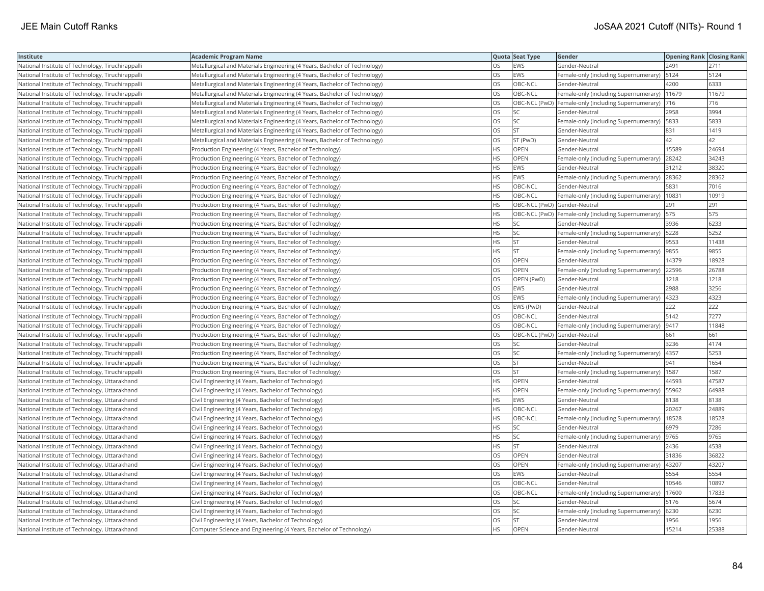| Institute | Academic Program Name | Quota | Seat Type | Gender | Opening Rank | Closing Rank |
|---|---|---|---|---|---|---|
| National Institute of Technology, Tiruchirappalli | Metallurgical and Materials Engineering (4 Years, Bachelor of Technology) | OS | EWS | Gender-Neutral | 2491 | 2711 |
| National Institute of Technology, Tiruchirappalli | Metallurgical and Materials Engineering (4 Years, Bachelor of Technology) | OS | EWS | Female-only (including Supernumerary) | 5124 | 5124 |
| National Institute of Technology, Tiruchirappalli | Metallurgical and Materials Engineering (4 Years, Bachelor of Technology) | OS | OBC-NCL | Gender-Neutral | 4200 | 6333 |
| National Institute of Technology, Tiruchirappalli | Metallurgical and Materials Engineering (4 Years, Bachelor of Technology) | OS | OBC-NCL | Female-only (including Supernumerary) | 11679 | 11679 |
| National Institute of Technology, Tiruchirappalli | Metallurgical and Materials Engineering (4 Years, Bachelor of Technology) | OS | OBC-NCL (PwD) | Female-only (including Supernumerary) | 716 | 716 |
| National Institute of Technology, Tiruchirappalli | Metallurgical and Materials Engineering (4 Years, Bachelor of Technology) | OS | SC | Gender-Neutral | 2958 | 3994 |
| National Institute of Technology, Tiruchirappalli | Metallurgical and Materials Engineering (4 Years, Bachelor of Technology) | OS | SC | Female-only (including Supernumerary) | 5833 | 5833 |
| National Institute of Technology, Tiruchirappalli | Metallurgical and Materials Engineering (4 Years, Bachelor of Technology) | OS | ST | Gender-Neutral | 831 | 1419 |
| National Institute of Technology, Tiruchirappalli | Metallurgical and Materials Engineering (4 Years, Bachelor of Technology) | OS | ST (PwD) | Gender-Neutral | 42 | 42 |
| National Institute of Technology, Tiruchirappalli | Production Engineering (4 Years, Bachelor of Technology) | HS | OPEN | Gender-Neutral | 15589 | 24694 |
| National Institute of Technology, Tiruchirappalli | Production Engineering (4 Years, Bachelor of Technology) | HS | OPEN | Female-only (including Supernumerary) | 28242 | 34243 |
| National Institute of Technology, Tiruchirappalli | Production Engineering (4 Years, Bachelor of Technology) | HS | EWS | Gender-Neutral | 31212 | 38320 |
| National Institute of Technology, Tiruchirappalli | Production Engineering (4 Years, Bachelor of Technology) | HS | EWS | Female-only (including Supernumerary) | 28362 | 28362 |
| National Institute of Technology, Tiruchirappalli | Production Engineering (4 Years, Bachelor of Technology) | HS | OBC-NCL | Gender-Neutral | 5831 | 7016 |
| National Institute of Technology, Tiruchirappalli | Production Engineering (4 Years, Bachelor of Technology) | HS | OBC-NCL | Female-only (including Supernumerary) | 10831 | 10919 |
| National Institute of Technology, Tiruchirappalli | Production Engineering (4 Years, Bachelor of Technology) | HS | OBC-NCL (PwD) | Gender-Neutral | 291 | 291 |
| National Institute of Technology, Tiruchirappalli | Production Engineering (4 Years, Bachelor of Technology) | HS | OBC-NCL (PwD) | Female-only (including Supernumerary) | 575 | 575 |
| National Institute of Technology, Tiruchirappalli | Production Engineering (4 Years, Bachelor of Technology) | HS | SC | Gender-Neutral | 3936 | 6233 |
| National Institute of Technology, Tiruchirappalli | Production Engineering (4 Years, Bachelor of Technology) | HS | SC | Female-only (including Supernumerary) | 5228 | 5252 |
| National Institute of Technology, Tiruchirappalli | Production Engineering (4 Years, Bachelor of Technology) | HS | ST | Gender-Neutral | 9553 | 11438 |
| National Institute of Technology, Tiruchirappalli | Production Engineering (4 Years, Bachelor of Technology) | HS | ST | Female-only (including Supernumerary) | 9855 | 9855 |
| National Institute of Technology, Tiruchirappalli | Production Engineering (4 Years, Bachelor of Technology) | OS | OPEN | Gender-Neutral | 14379 | 18928 |
| National Institute of Technology, Tiruchirappalli | Production Engineering (4 Years, Bachelor of Technology) | OS | OPEN | Female-only (including Supernumerary) | 22596 | 26788 |
| National Institute of Technology, Tiruchirappalli | Production Engineering (4 Years, Bachelor of Technology) | OS | OPEN (PwD) | Gender-Neutral | 1218 | 1218 |
| National Institute of Technology, Tiruchirappalli | Production Engineering (4 Years, Bachelor of Technology) | OS | EWS | Gender-Neutral | 2988 | 3256 |
| National Institute of Technology, Tiruchirappalli | Production Engineering (4 Years, Bachelor of Technology) | OS | EWS | Female-only (including Supernumerary) | 4323 | 4323 |
| National Institute of Technology, Tiruchirappalli | Production Engineering (4 Years, Bachelor of Technology) | OS | EWS (PwD) | Gender-Neutral | 222 | 222 |
| National Institute of Technology, Tiruchirappalli | Production Engineering (4 Years, Bachelor of Technology) | OS | OBC-NCL | Gender-Neutral | 5142 | 7277 |
| National Institute of Technology, Tiruchirappalli | Production Engineering (4 Years, Bachelor of Technology) | OS | OBC-NCL | Female-only (including Supernumerary) | 9417 | 11848 |
| National Institute of Technology, Tiruchirappalli | Production Engineering (4 Years, Bachelor of Technology) | OS | OBC-NCL (PwD) | Gender-Neutral | 661 | 661 |
| National Institute of Technology, Tiruchirappalli | Production Engineering (4 Years, Bachelor of Technology) | OS | SC | Gender-Neutral | 3236 | 4174 |
| National Institute of Technology, Tiruchirappalli | Production Engineering (4 Years, Bachelor of Technology) | OS | SC | Female-only (including Supernumerary) | 4357 | 5253 |
| National Institute of Technology, Tiruchirappalli | Production Engineering (4 Years, Bachelor of Technology) | OS | ST | Gender-Neutral | 941 | 1654 |
| National Institute of Technology, Tiruchirappalli | Production Engineering (4 Years, Bachelor of Technology) | OS | ST | Female-only (including Supernumerary) | 1587 | 1587 |
| National Institute of Technology, Uttarakhand | Civil Engineering (4 Years, Bachelor of Technology) | HS | OPEN | Gender-Neutral | 44593 | 47587 |
| National Institute of Technology, Uttarakhand | Civil Engineering (4 Years, Bachelor of Technology) | HS | OPEN | Female-only (including Supernumerary) | 55962 | 64988 |
| National Institute of Technology, Uttarakhand | Civil Engineering (4 Years, Bachelor of Technology) | HS | EWS | Gender-Neutral | 8138 | 8138 |
| National Institute of Technology, Uttarakhand | Civil Engineering (4 Years, Bachelor of Technology) | HS | OBC-NCL | Gender-Neutral | 20267 | 24889 |
| National Institute of Technology, Uttarakhand | Civil Engineering (4 Years, Bachelor of Technology) | HS | OBC-NCL | Female-only (including Supernumerary) | 18528 | 18528 |
| National Institute of Technology, Uttarakhand | Civil Engineering (4 Years, Bachelor of Technology) | HS | SC | Gender-Neutral | 6979 | 7286 |
| National Institute of Technology, Uttarakhand | Civil Engineering (4 Years, Bachelor of Technology) | HS | SC | Female-only (including Supernumerary) | 9765 | 9765 |
| National Institute of Technology, Uttarakhand | Civil Engineering (4 Years, Bachelor of Technology) | HS | ST | Gender-Neutral | 2436 | 4538 |
| National Institute of Technology, Uttarakhand | Civil Engineering (4 Years, Bachelor of Technology) | OS | OPEN | Gender-Neutral | 31836 | 36822 |
| National Institute of Technology, Uttarakhand | Civil Engineering (4 Years, Bachelor of Technology) | OS | OPEN | Female-only (including Supernumerary) | 43207 | 43207 |
| National Institute of Technology, Uttarakhand | Civil Engineering (4 Years, Bachelor of Technology) | OS | EWS | Gender-Neutral | 5554 | 5554 |
| National Institute of Technology, Uttarakhand | Civil Engineering (4 Years, Bachelor of Technology) | OS | OBC-NCL | Gender-Neutral | 10546 | 10897 |
| National Institute of Technology, Uttarakhand | Civil Engineering (4 Years, Bachelor of Technology) | OS | OBC-NCL | Female-only (including Supernumerary) | 17600 | 17833 |
| National Institute of Technology, Uttarakhand | Civil Engineering (4 Years, Bachelor of Technology) | OS | SC | Gender-Neutral | 5176 | 5674 |
| National Institute of Technology, Uttarakhand | Civil Engineering (4 Years, Bachelor of Technology) | OS | SC | Female-only (including Supernumerary) | 6230 | 6230 |
| National Institute of Technology, Uttarakhand | Civil Engineering (4 Years, Bachelor of Technology) | OS | ST | Gender-Neutral | 1956 | 1956 |
| National Institute of Technology, Uttarakhand | Computer Science and Engineering (4 Years, Bachelor of Technology) | HS | OPEN | Gender-Neutral | 15214 | 25388 |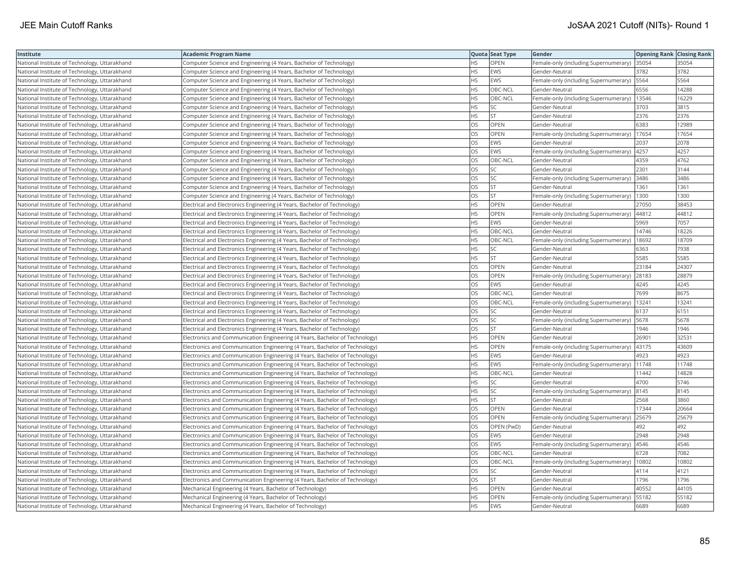| Institute | Academic Program Name | Quota | Seat Type | Gender | Opening Rank | Closing Rank |
|---|---|---|---|---|---|---|
| National Institute of Technology, Uttarakhand | Computer Science and Engineering (4 Years, Bachelor of Technology) | HS | OPEN | Female-only (including Supernumerary) | 35054 | 35054 |
| National Institute of Technology, Uttarakhand | Computer Science and Engineering (4 Years, Bachelor of Technology) | HS | EWS | Gender-Neutral | 3782 | 3782 |
| National Institute of Technology, Uttarakhand | Computer Science and Engineering (4 Years, Bachelor of Technology) | HS | EWS | Female-only (including Supernumerary) | 5564 | 5564 |
| National Institute of Technology, Uttarakhand | Computer Science and Engineering (4 Years, Bachelor of Technology) | HS | OBC-NCL | Gender-Neutral | 6556 | 14288 |
| National Institute of Technology, Uttarakhand | Computer Science and Engineering (4 Years, Bachelor of Technology) | HS | OBC-NCL | Female-only (including Supernumerary) | 13546 | 16229 |
| National Institute of Technology, Uttarakhand | Computer Science and Engineering (4 Years, Bachelor of Technology) | HS | SC | Gender-Neutral | 3703 | 3815 |
| National Institute of Technology, Uttarakhand | Computer Science and Engineering (4 Years, Bachelor of Technology) | HS | ST | Gender-Neutral | 2376 | 2376 |
| National Institute of Technology, Uttarakhand | Computer Science and Engineering (4 Years, Bachelor of Technology) | OS | OPEN | Gender-Neutral | 6383 | 12989 |
| National Institute of Technology, Uttarakhand | Computer Science and Engineering (4 Years, Bachelor of Technology) | OS | OPEN | Female-only (including Supernumerary) | 17654 | 17654 |
| National Institute of Technology, Uttarakhand | Computer Science and Engineering (4 Years, Bachelor of Technology) | OS | EWS | Gender-Neutral | 2037 | 2078 |
| National Institute of Technology, Uttarakhand | Computer Science and Engineering (4 Years, Bachelor of Technology) | OS | EWS | Female-only (including Supernumerary) | 4257 | 4257 |
| National Institute of Technology, Uttarakhand | Computer Science and Engineering (4 Years, Bachelor of Technology) | OS | OBC-NCL | Gender-Neutral | 4359 | 4762 |
| National Institute of Technology, Uttarakhand | Computer Science and Engineering (4 Years, Bachelor of Technology) | OS | SC | Gender-Neutral | 2301 | 3144 |
| National Institute of Technology, Uttarakhand | Computer Science and Engineering (4 Years, Bachelor of Technology) | OS | SC | Female-only (including Supernumerary) | 3486 | 3486 |
| National Institute of Technology, Uttarakhand | Computer Science and Engineering (4 Years, Bachelor of Technology) | OS | ST | Gender-Neutral | 1361 | 1361 |
| National Institute of Technology, Uttarakhand | Computer Science and Engineering (4 Years, Bachelor of Technology) | OS | ST | Female-only (including Supernumerary) | 1300 | 1300 |
| National Institute of Technology, Uttarakhand | Electrical and Electronics Engineering (4 Years, Bachelor of Technology) | HS | OPEN | Gender-Neutral | 27050 | 38453 |
| National Institute of Technology, Uttarakhand | Electrical and Electronics Engineering (4 Years, Bachelor of Technology) | HS | OPEN | Female-only (including Supernumerary) | 44812 | 44812 |
| National Institute of Technology, Uttarakhand | Electrical and Electronics Engineering (4 Years, Bachelor of Technology) | HS | EWS | Gender-Neutral | 5969 | 7057 |
| National Institute of Technology, Uttarakhand | Electrical and Electronics Engineering (4 Years, Bachelor of Technology) | HS | OBC-NCL | Gender-Neutral | 14746 | 18226 |
| National Institute of Technology, Uttarakhand | Electrical and Electronics Engineering (4 Years, Bachelor of Technology) | HS | OBC-NCL | Female-only (including Supernumerary) | 18692 | 18709 |
| National Institute of Technology, Uttarakhand | Electrical and Electronics Engineering (4 Years, Bachelor of Technology) | HS | SC | Gender-Neutral | 6363 | 7938 |
| National Institute of Technology, Uttarakhand | Electrical and Electronics Engineering (4 Years, Bachelor of Technology) | HS | ST | Gender-Neutral | 5585 | 5585 |
| National Institute of Technology, Uttarakhand | Electrical and Electronics Engineering (4 Years, Bachelor of Technology) | OS | OPEN | Gender-Neutral | 23184 | 24307 |
| National Institute of Technology, Uttarakhand | Electrical and Electronics Engineering (4 Years, Bachelor of Technology) | OS | OPEN | Female-only (including Supernumerary) | 28183 | 28879 |
| National Institute of Technology, Uttarakhand | Electrical and Electronics Engineering (4 Years, Bachelor of Technology) | OS | EWS | Gender-Neutral | 4245 | 4245 |
| National Institute of Technology, Uttarakhand | Electrical and Electronics Engineering (4 Years, Bachelor of Technology) | OS | OBC-NCL | Gender-Neutral | 7699 | 8675 |
| National Institute of Technology, Uttarakhand | Electrical and Electronics Engineering (4 Years, Bachelor of Technology) | OS | OBC-NCL | Female-only (including Supernumerary) | 13241 | 13241 |
| National Institute of Technology, Uttarakhand | Electrical and Electronics Engineering (4 Years, Bachelor of Technology) | OS | SC | Gender-Neutral | 6137 | 6151 |
| National Institute of Technology, Uttarakhand | Electrical and Electronics Engineering (4 Years, Bachelor of Technology) | OS | SC | Female-only (including Supernumerary) | 5678 | 5678 |
| National Institute of Technology, Uttarakhand | Electrical and Electronics Engineering (4 Years, Bachelor of Technology) | OS | ST | Gender-Neutral | 1946 | 1946 |
| National Institute of Technology, Uttarakhand | Electronics and Communication Engineering (4 Years, Bachelor of Technology) | HS | OPEN | Gender-Neutral | 26901 | 32531 |
| National Institute of Technology, Uttarakhand | Electronics and Communication Engineering (4 Years, Bachelor of Technology) | HS | OPEN | Female-only (including Supernumerary) | 43175 | 43609 |
| National Institute of Technology, Uttarakhand | Electronics and Communication Engineering (4 Years, Bachelor of Technology) | HS | EWS | Gender-Neutral | 4923 | 4923 |
| National Institute of Technology, Uttarakhand | Electronics and Communication Engineering (4 Years, Bachelor of Technology) | HS | EWS | Female-only (including Supernumerary) | 11748 | 11748 |
| National Institute of Technology, Uttarakhand | Electronics and Communication Engineering (4 Years, Bachelor of Technology) | HS | OBC-NCL | Gender-Neutral | 11442 | 14828 |
| National Institute of Technology, Uttarakhand | Electronics and Communication Engineering (4 Years, Bachelor of Technology) | HS | SC | Gender-Neutral | 4700 | 5746 |
| National Institute of Technology, Uttarakhand | Electronics and Communication Engineering (4 Years, Bachelor of Technology) | HS | SC | Female-only (including Supernumerary) | 8145 | 8145 |
| National Institute of Technology, Uttarakhand | Electronics and Communication Engineering (4 Years, Bachelor of Technology) | HS | ST | Gender-Neutral | 2568 | 3860 |
| National Institute of Technology, Uttarakhand | Electronics and Communication Engineering (4 Years, Bachelor of Technology) | OS | OPEN | Gender-Neutral | 17344 | 20664 |
| National Institute of Technology, Uttarakhand | Electronics and Communication Engineering (4 Years, Bachelor of Technology) | OS | OPEN | Female-only (including Supernumerary) | 25679 | 25679 |
| National Institute of Technology, Uttarakhand | Electronics and Communication Engineering (4 Years, Bachelor of Technology) | OS | OPEN (PwD) | Gender-Neutral | 492 | 492 |
| National Institute of Technology, Uttarakhand | Electronics and Communication Engineering (4 Years, Bachelor of Technology) | OS | EWS | Gender-Neutral | 2948 | 2948 |
| National Institute of Technology, Uttarakhand | Electronics and Communication Engineering (4 Years, Bachelor of Technology) | OS | EWS | Female-only (including Supernumerary) | 4546 | 4546 |
| National Institute of Technology, Uttarakhand | Electronics and Communication Engineering (4 Years, Bachelor of Technology) | OS | OBC-NCL | Gender-Neutral | 6728 | 7082 |
| National Institute of Technology, Uttarakhand | Electronics and Communication Engineering (4 Years, Bachelor of Technology) | OS | OBC-NCL | Female-only (including Supernumerary) | 10802 | 10802 |
| National Institute of Technology, Uttarakhand | Electronics and Communication Engineering (4 Years, Bachelor of Technology) | OS | SC | Gender-Neutral | 4114 | 4121 |
| National Institute of Technology, Uttarakhand | Electronics and Communication Engineering (4 Years, Bachelor of Technology) | OS | ST | Gender-Neutral | 1796 | 1796 |
| National Institute of Technology, Uttarakhand | Mechanical Engineering (4 Years, Bachelor of Technology) | HS | OPEN | Gender-Neutral | 40552 | 44105 |
| National Institute of Technology, Uttarakhand | Mechanical Engineering (4 Years, Bachelor of Technology) | HS | OPEN | Female-only (including Supernumerary) | 55182 | 55182 |
| National Institute of Technology, Uttarakhand | Mechanical Engineering (4 Years, Bachelor of Technology) | HS | EWS | Gender-Neutral | 6689 | 6689 |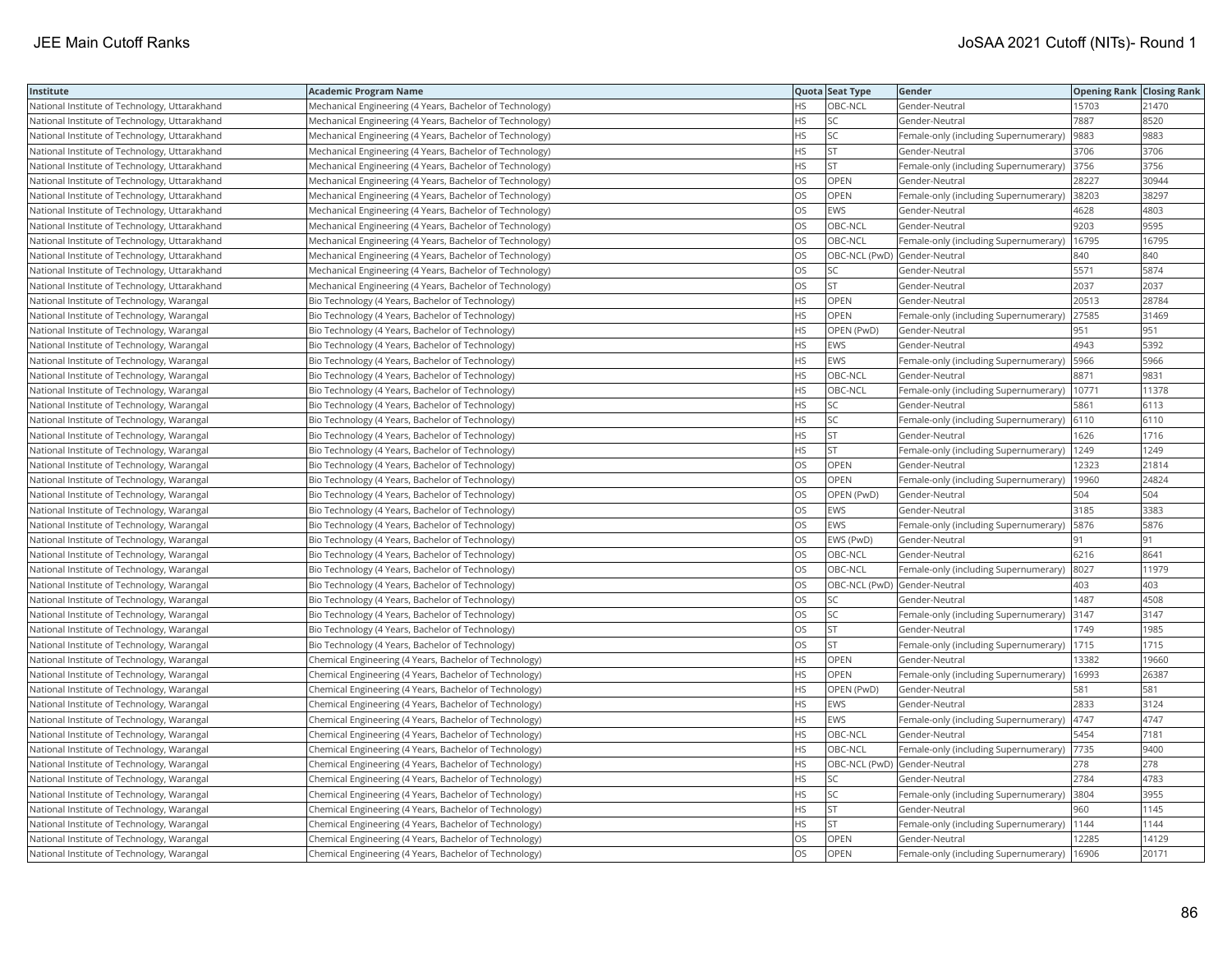| Institute | Academic Program Name | Quota | Seat Type | Gender | Opening Rank | Closing Rank |
|---|---|---|---|---|---|---|
| National Institute of Technology, Uttarakhand | Mechanical Engineering (4 Years, Bachelor of Technology) | HS | OBC-NCL | Gender-Neutral | 15703 | 21470 |
| National Institute of Technology, Uttarakhand | Mechanical Engineering (4 Years, Bachelor of Technology) | HS | SC | Gender-Neutral | 7887 | 8520 |
| National Institute of Technology, Uttarakhand | Mechanical Engineering (4 Years, Bachelor of Technology) | HS | SC | Female-only (including Supernumerary) | 9883 | 9883 |
| National Institute of Technology, Uttarakhand | Mechanical Engineering (4 Years, Bachelor of Technology) | HS | ST | Gender-Neutral | 3706 | 3706 |
| National Institute of Technology, Uttarakhand | Mechanical Engineering (4 Years, Bachelor of Technology) | HS | ST | Female-only (including Supernumerary) | 3756 | 3756 |
| National Institute of Technology, Uttarakhand | Mechanical Engineering (4 Years, Bachelor of Technology) | OS | OPEN | Gender-Neutral | 28227 | 30944 |
| National Institute of Technology, Uttarakhand | Mechanical Engineering (4 Years, Bachelor of Technology) | OS | OPEN | Female-only (including Supernumerary) | 38203 | 38297 |
| National Institute of Technology, Uttarakhand | Mechanical Engineering (4 Years, Bachelor of Technology) | OS | EWS | Gender-Neutral | 4628 | 4803 |
| National Institute of Technology, Uttarakhand | Mechanical Engineering (4 Years, Bachelor of Technology) | OS | OBC-NCL | Gender-Neutral | 9203 | 9595 |
| National Institute of Technology, Uttarakhand | Mechanical Engineering (4 Years, Bachelor of Technology) | OS | OBC-NCL | Female-only (including Supernumerary) | 16795 | 16795 |
| National Institute of Technology, Uttarakhand | Mechanical Engineering (4 Years, Bachelor of Technology) | OS | OBC-NCL (PwD) | Gender-Neutral | 840 | 840 |
| National Institute of Technology, Uttarakhand | Mechanical Engineering (4 Years, Bachelor of Technology) | OS | SC | Gender-Neutral | 5571 | 5874 |
| National Institute of Technology, Uttarakhand | Mechanical Engineering (4 Years, Bachelor of Technology) | OS | ST | Gender-Neutral | 2037 | 2037 |
| National Institute of Technology, Warangal | Bio Technology (4 Years, Bachelor of Technology) | HS | OPEN | Gender-Neutral | 20513 | 28784 |
| National Institute of Technology, Warangal | Bio Technology (4 Years, Bachelor of Technology) | HS | OPEN | Female-only (including Supernumerary) | 27585 | 31469 |
| National Institute of Technology, Warangal | Bio Technology (4 Years, Bachelor of Technology) | HS | OPEN (PwD) | Gender-Neutral | 951 | 951 |
| National Institute of Technology, Warangal | Bio Technology (4 Years, Bachelor of Technology) | HS | EWS | Gender-Neutral | 4943 | 5392 |
| National Institute of Technology, Warangal | Bio Technology (4 Years, Bachelor of Technology) | HS | EWS | Female-only (including Supernumerary) | 5966 | 5966 |
| National Institute of Technology, Warangal | Bio Technology (4 Years, Bachelor of Technology) | HS | OBC-NCL | Gender-Neutral | 8871 | 9831 |
| National Institute of Technology, Warangal | Bio Technology (4 Years, Bachelor of Technology) | HS | OBC-NCL | Female-only (including Supernumerary) | 10771 | 11378 |
| National Institute of Technology, Warangal | Bio Technology (4 Years, Bachelor of Technology) | HS | SC | Gender-Neutral | 5861 | 6113 |
| National Institute of Technology, Warangal | Bio Technology (4 Years, Bachelor of Technology) | HS | SC | Female-only (including Supernumerary) | 6110 | 6110 |
| National Institute of Technology, Warangal | Bio Technology (4 Years, Bachelor of Technology) | HS | ST | Gender-Neutral | 1626 | 1716 |
| National Institute of Technology, Warangal | Bio Technology (4 Years, Bachelor of Technology) | HS | ST | Female-only (including Supernumerary) | 1249 | 1249 |
| National Institute of Technology, Warangal | Bio Technology (4 Years, Bachelor of Technology) | OS | OPEN | Gender-Neutral | 12323 | 21814 |
| National Institute of Technology, Warangal | Bio Technology (4 Years, Bachelor of Technology) | OS | OPEN | Female-only (including Supernumerary) | 19960 | 24824 |
| National Institute of Technology, Warangal | Bio Technology (4 Years, Bachelor of Technology) | OS | OPEN (PwD) | Gender-Neutral | 504 | 504 |
| National Institute of Technology, Warangal | Bio Technology (4 Years, Bachelor of Technology) | OS | EWS | Gender-Neutral | 3185 | 3383 |
| National Institute of Technology, Warangal | Bio Technology (4 Years, Bachelor of Technology) | OS | EWS | Female-only (including Supernumerary) | 5876 | 5876 |
| National Institute of Technology, Warangal | Bio Technology (4 Years, Bachelor of Technology) | OS | EWS (PwD) | Gender-Neutral | 91 | 91 |
| National Institute of Technology, Warangal | Bio Technology (4 Years, Bachelor of Technology) | OS | OBC-NCL | Gender-Neutral | 6216 | 8641 |
| National Institute of Technology, Warangal | Bio Technology (4 Years, Bachelor of Technology) | OS | OBC-NCL | Female-only (including Supernumerary) | 8027 | 11979 |
| National Institute of Technology, Warangal | Bio Technology (4 Years, Bachelor of Technology) | OS | OBC-NCL (PwD) | Gender-Neutral | 403 | 403 |
| National Institute of Technology, Warangal | Bio Technology (4 Years, Bachelor of Technology) | OS | SC | Gender-Neutral | 1487 | 4508 |
| National Institute of Technology, Warangal | Bio Technology (4 Years, Bachelor of Technology) | OS | SC | Female-only (including Supernumerary) | 3147 | 3147 |
| National Institute of Technology, Warangal | Bio Technology (4 Years, Bachelor of Technology) | OS | ST | Gender-Neutral | 1749 | 1985 |
| National Institute of Technology, Warangal | Bio Technology (4 Years, Bachelor of Technology) | OS | ST | Female-only (including Supernumerary) | 1715 | 1715 |
| National Institute of Technology, Warangal | Chemical Engineering (4 Years, Bachelor of Technology) | HS | OPEN | Gender-Neutral | 13382 | 19660 |
| National Institute of Technology, Warangal | Chemical Engineering (4 Years, Bachelor of Technology) | HS | OPEN | Female-only (including Supernumerary) | 16993 | 26387 |
| National Institute of Technology, Warangal | Chemical Engineering (4 Years, Bachelor of Technology) | HS | OPEN (PwD) | Gender-Neutral | 581 | 581 |
| National Institute of Technology, Warangal | Chemical Engineering (4 Years, Bachelor of Technology) | HS | EWS | Gender-Neutral | 2833 | 3124 |
| National Institute of Technology, Warangal | Chemical Engineering (4 Years, Bachelor of Technology) | HS | EWS | Female-only (including Supernumerary) | 4747 | 4747 |
| National Institute of Technology, Warangal | Chemical Engineering (4 Years, Bachelor of Technology) | HS | OBC-NCL | Gender-Neutral | 5454 | 7181 |
| National Institute of Technology, Warangal | Chemical Engineering (4 Years, Bachelor of Technology) | HS | OBC-NCL | Female-only (including Supernumerary) | 7735 | 9400 |
| National Institute of Technology, Warangal | Chemical Engineering (4 Years, Bachelor of Technology) | HS | OBC-NCL (PwD) | Gender-Neutral | 278 | 278 |
| National Institute of Technology, Warangal | Chemical Engineering (4 Years, Bachelor of Technology) | HS | SC | Gender-Neutral | 2784 | 4783 |
| National Institute of Technology, Warangal | Chemical Engineering (4 Years, Bachelor of Technology) | HS | SC | Female-only (including Supernumerary) | 3804 | 3955 |
| National Institute of Technology, Warangal | Chemical Engineering (4 Years, Bachelor of Technology) | HS | ST | Gender-Neutral | 960 | 1145 |
| National Institute of Technology, Warangal | Chemical Engineering (4 Years, Bachelor of Technology) | HS | ST | Female-only (including Supernumerary) | 1144 | 1144 |
| National Institute of Technology, Warangal | Chemical Engineering (4 Years, Bachelor of Technology) | OS | OPEN | Gender-Neutral | 12285 | 14129 |
| National Institute of Technology, Warangal | Chemical Engineering (4 Years, Bachelor of Technology) | OS | OPEN | Female-only (including Supernumerary) | 16906 | 20171 |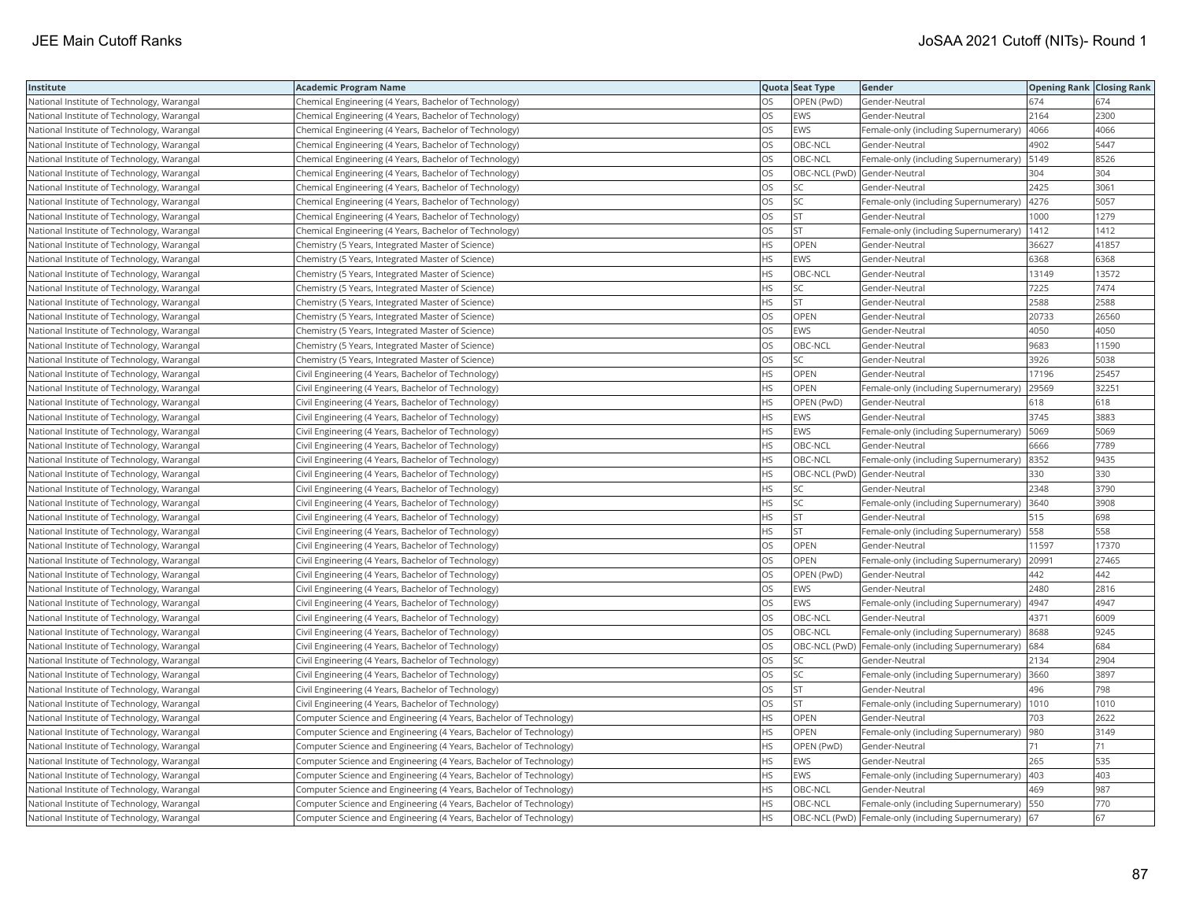| Institute | Academic Program Name | Quota | Seat Type | Gender | Opening Rank | Closing Rank |
|---|---|---|---|---|---|---|
| National Institute of Technology, Warangal | Chemical Engineering (4 Years, Bachelor of Technology) | OS | OPEN (PwD) | Gender-Neutral | 674 | 674 |
| National Institute of Technology, Warangal | Chemical Engineering (4 Years, Bachelor of Technology) | OS | EWS | Gender-Neutral | 2164 | 2300 |
| National Institute of Technology, Warangal | Chemical Engineering (4 Years, Bachelor of Technology) | OS | EWS | Female-only (including Supernumerary) | 4066 | 4066 |
| National Institute of Technology, Warangal | Chemical Engineering (4 Years, Bachelor of Technology) | OS | OBC-NCL | Gender-Neutral | 4902 | 5447 |
| National Institute of Technology, Warangal | Chemical Engineering (4 Years, Bachelor of Technology) | OS | OBC-NCL | Female-only (including Supernumerary) | 5149 | 8526 |
| National Institute of Technology, Warangal | Chemical Engineering (4 Years, Bachelor of Technology) | OS | OBC-NCL (PwD) | Gender-Neutral | 304 | 304 |
| National Institute of Technology, Warangal | Chemical Engineering (4 Years, Bachelor of Technology) | OS | SC | Gender-Neutral | 2425 | 3061 |
| National Institute of Technology, Warangal | Chemical Engineering (4 Years, Bachelor of Technology) | OS | SC | Female-only (including Supernumerary) | 4276 | 5057 |
| National Institute of Technology, Warangal | Chemical Engineering (4 Years, Bachelor of Technology) | OS | ST | Gender-Neutral | 1000 | 1279 |
| National Institute of Technology, Warangal | Chemical Engineering (4 Years, Bachelor of Technology) | OS | ST | Female-only (including Supernumerary) | 1412 | 1412 |
| National Institute of Technology, Warangal | Chemistry (5 Years, Integrated Master of Science) | HS | OPEN | Gender-Neutral | 36627 | 41857 |
| National Institute of Technology, Warangal | Chemistry (5 Years, Integrated Master of Science) | HS | EWS | Gender-Neutral | 6368 | 6368 |
| National Institute of Technology, Warangal | Chemistry (5 Years, Integrated Master of Science) | HS | OBC-NCL | Gender-Neutral | 13149 | 13572 |
| National Institute of Technology, Warangal | Chemistry (5 Years, Integrated Master of Science) | HS | SC | Gender-Neutral | 7225 | 7474 |
| National Institute of Technology, Warangal | Chemistry (5 Years, Integrated Master of Science) | HS | ST | Gender-Neutral | 2588 | 2588 |
| National Institute of Technology, Warangal | Chemistry (5 Years, Integrated Master of Science) | OS | OPEN | Gender-Neutral | 20733 | 26560 |
| National Institute of Technology, Warangal | Chemistry (5 Years, Integrated Master of Science) | OS | EWS | Gender-Neutral | 4050 | 4050 |
| National Institute of Technology, Warangal | Chemistry (5 Years, Integrated Master of Science) | OS | OBC-NCL | Gender-Neutral | 9683 | 11590 |
| National Institute of Technology, Warangal | Chemistry (5 Years, Integrated Master of Science) | OS | SC | Gender-Neutral | 3926 | 5038 |
| National Institute of Technology, Warangal | Civil Engineering (4 Years, Bachelor of Technology) | HS | OPEN | Gender-Neutral | 17196 | 25457 |
| National Institute of Technology, Warangal | Civil Engineering (4 Years, Bachelor of Technology) | HS | OPEN | Female-only (including Supernumerary) | 29569 | 32251 |
| National Institute of Technology, Warangal | Civil Engineering (4 Years, Bachelor of Technology) | HS | OPEN (PwD) | Gender-Neutral | 618 | 618 |
| National Institute of Technology, Warangal | Civil Engineering (4 Years, Bachelor of Technology) | HS | EWS | Gender-Neutral | 3745 | 3883 |
| National Institute of Technology, Warangal | Civil Engineering (4 Years, Bachelor of Technology) | HS | EWS | Female-only (including Supernumerary) | 5069 | 5069 |
| National Institute of Technology, Warangal | Civil Engineering (4 Years, Bachelor of Technology) | HS | OBC-NCL | Gender-Neutral | 6666 | 7789 |
| National Institute of Technology, Warangal | Civil Engineering (4 Years, Bachelor of Technology) | HS | OBC-NCL | Female-only (including Supernumerary) | 8352 | 9435 |
| National Institute of Technology, Warangal | Civil Engineering (4 Years, Bachelor of Technology) | HS | OBC-NCL (PwD) | Gender-Neutral | 330 | 330 |
| National Institute of Technology, Warangal | Civil Engineering (4 Years, Bachelor of Technology) | HS | SC | Gender-Neutral | 2348 | 3790 |
| National Institute of Technology, Warangal | Civil Engineering (4 Years, Bachelor of Technology) | HS | SC | Female-only (including Supernumerary) | 3640 | 3908 |
| National Institute of Technology, Warangal | Civil Engineering (4 Years, Bachelor of Technology) | HS | ST | Gender-Neutral | 515 | 698 |
| National Institute of Technology, Warangal | Civil Engineering (4 Years, Bachelor of Technology) | HS | ST | Female-only (including Supernumerary) | 558 | 558 |
| National Institute of Technology, Warangal | Civil Engineering (4 Years, Bachelor of Technology) | OS | OPEN | Gender-Neutral | 11597 | 17370 |
| National Institute of Technology, Warangal | Civil Engineering (4 Years, Bachelor of Technology) | OS | OPEN | Female-only (including Supernumerary) | 20991 | 27465 |
| National Institute of Technology, Warangal | Civil Engineering (4 Years, Bachelor of Technology) | OS | OPEN (PwD) | Gender-Neutral | 442 | 442 |
| National Institute of Technology, Warangal | Civil Engineering (4 Years, Bachelor of Technology) | OS | EWS | Gender-Neutral | 2480 | 2816 |
| National Institute of Technology, Warangal | Civil Engineering (4 Years, Bachelor of Technology) | OS | EWS | Female-only (including Supernumerary) | 4947 | 4947 |
| National Institute of Technology, Warangal | Civil Engineering (4 Years, Bachelor of Technology) | OS | OBC-NCL | Gender-Neutral | 4371 | 6009 |
| National Institute of Technology, Warangal | Civil Engineering (4 Years, Bachelor of Technology) | OS | OBC-NCL | Female-only (including Supernumerary) | 8688 | 9245 |
| National Institute of Technology, Warangal | Civil Engineering (4 Years, Bachelor of Technology) | OS | OBC-NCL (PwD) | Female-only (including Supernumerary) | 684 | 684 |
| National Institute of Technology, Warangal | Civil Engineering (4 Years, Bachelor of Technology) | OS | SC | Gender-Neutral | 2134 | 2904 |
| National Institute of Technology, Warangal | Civil Engineering (4 Years, Bachelor of Technology) | OS | SC | Female-only (including Supernumerary) | 3660 | 3897 |
| National Institute of Technology, Warangal | Civil Engineering (4 Years, Bachelor of Technology) | OS | ST | Gender-Neutral | 496 | 798 |
| National Institute of Technology, Warangal | Civil Engineering (4 Years, Bachelor of Technology) | OS | ST | Female-only (including Supernumerary) | 1010 | 1010 |
| National Institute of Technology, Warangal | Computer Science and Engineering (4 Years, Bachelor of Technology) | HS | OPEN | Gender-Neutral | 703 | 2622 |
| National Institute of Technology, Warangal | Computer Science and Engineering (4 Years, Bachelor of Technology) | HS | OPEN | Female-only (including Supernumerary) | 980 | 3149 |
| National Institute of Technology, Warangal | Computer Science and Engineering (4 Years, Bachelor of Technology) | HS | OPEN (PwD) | Gender-Neutral | 71 | 71 |
| National Institute of Technology, Warangal | Computer Science and Engineering (4 Years, Bachelor of Technology) | HS | EWS | Gender-Neutral | 265 | 535 |
| National Institute of Technology, Warangal | Computer Science and Engineering (4 Years, Bachelor of Technology) | HS | EWS | Female-only (including Supernumerary) | 403 | 403 |
| National Institute of Technology, Warangal | Computer Science and Engineering (4 Years, Bachelor of Technology) | HS | OBC-NCL | Gender-Neutral | 469 | 987 |
| National Institute of Technology, Warangal | Computer Science and Engineering (4 Years, Bachelor of Technology) | HS | OBC-NCL | Female-only (including Supernumerary) | 550 | 770 |
| National Institute of Technology, Warangal | Computer Science and Engineering (4 Years, Bachelor of Technology) | HS | OBC-NCL (PwD) | Female-only (including Supernumerary) | 67 | 67 |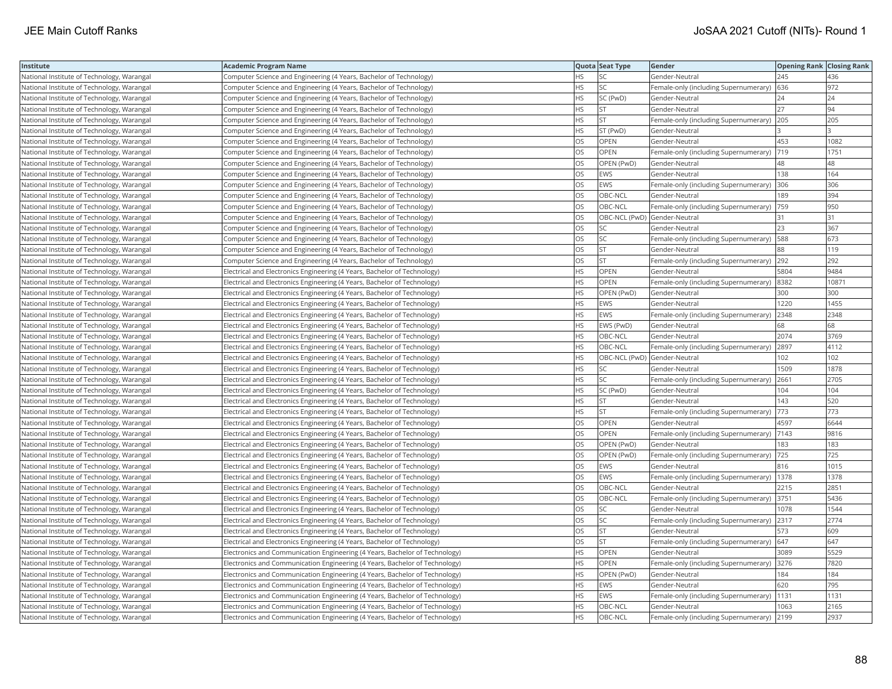| Institute | Academic Program Name | Quota | Seat Type | Gender | Opening Rank | Closing Rank |
|---|---|---|---|---|---|---|
| National Institute of Technology, Warangal | Computer Science and Engineering (4 Years, Bachelor of Technology) | HS | SC | Gender-Neutral | 245 | 436 |
| National Institute of Technology, Warangal | Computer Science and Engineering (4 Years, Bachelor of Technology) | HS | SC | Female-only (including Supernumerary) | 636 | 972 |
| National Institute of Technology, Warangal | Computer Science and Engineering (4 Years, Bachelor of Technology) | HS | SC (PwD) | Gender-Neutral | 24 | 24 |
| National Institute of Technology, Warangal | Computer Science and Engineering (4 Years, Bachelor of Technology) | HS | ST | Gender-Neutral | 27 | 94 |
| National Institute of Technology, Warangal | Computer Science and Engineering (4 Years, Bachelor of Technology) | HS | ST | Female-only (including Supernumerary) | 205 | 205 |
| National Institute of Technology, Warangal | Computer Science and Engineering (4 Years, Bachelor of Technology) | HS | ST (PwD) | Gender-Neutral | 3 | 3 |
| National Institute of Technology, Warangal | Computer Science and Engineering (4 Years, Bachelor of Technology) | OS | OPEN | Gender-Neutral | 453 | 1082 |
| National Institute of Technology, Warangal | Computer Science and Engineering (4 Years, Bachelor of Technology) | OS | OPEN | Female-only (including Supernumerary) | 719 | 1751 |
| National Institute of Technology, Warangal | Computer Science and Engineering (4 Years, Bachelor of Technology) | OS | OPEN (PwD) | Gender-Neutral | 48 | 48 |
| National Institute of Technology, Warangal | Computer Science and Engineering (4 Years, Bachelor of Technology) | OS | EWS | Gender-Neutral | 138 | 164 |
| National Institute of Technology, Warangal | Computer Science and Engineering (4 Years, Bachelor of Technology) | OS | EWS | Female-only (including Supernumerary) | 306 | 306 |
| National Institute of Technology, Warangal | Computer Science and Engineering (4 Years, Bachelor of Technology) | OS | OBC-NCL | Gender-Neutral | 189 | 394 |
| National Institute of Technology, Warangal | Computer Science and Engineering (4 Years, Bachelor of Technology) | OS | OBC-NCL | Female-only (including Supernumerary) | 759 | 950 |
| National Institute of Technology, Warangal | Computer Science and Engineering (4 Years, Bachelor of Technology) | OS | OBC-NCL (PwD) | Gender-Neutral | 31 | 31 |
| National Institute of Technology, Warangal | Computer Science and Engineering (4 Years, Bachelor of Technology) | OS | SC | Gender-Neutral | 23 | 367 |
| National Institute of Technology, Warangal | Computer Science and Engineering (4 Years, Bachelor of Technology) | OS | SC | Female-only (including Supernumerary) | 588 | 673 |
| National Institute of Technology, Warangal | Computer Science and Engineering (4 Years, Bachelor of Technology) | OS | ST | Gender-Neutral | 88 | 119 |
| National Institute of Technology, Warangal | Computer Science and Engineering (4 Years, Bachelor of Technology) | OS | ST | Female-only (including Supernumerary) | 292 | 292 |
| National Institute of Technology, Warangal | Electrical and Electronics Engineering (4 Years, Bachelor of Technology) | HS | OPEN | Gender-Neutral | 5804 | 9484 |
| National Institute of Technology, Warangal | Electrical and Electronics Engineering (4 Years, Bachelor of Technology) | HS | OPEN | Female-only (including Supernumerary) | 8382 | 10871 |
| National Institute of Technology, Warangal | Electrical and Electronics Engineering (4 Years, Bachelor of Technology) | HS | OPEN (PwD) | Gender-Neutral | 300 | 300 |
| National Institute of Technology, Warangal | Electrical and Electronics Engineering (4 Years, Bachelor of Technology) | HS | EWS | Gender-Neutral | 1220 | 1455 |
| National Institute of Technology, Warangal | Electrical and Electronics Engineering (4 Years, Bachelor of Technology) | HS | EWS | Female-only (including Supernumerary) | 2348 | 2348 |
| National Institute of Technology, Warangal | Electrical and Electronics Engineering (4 Years, Bachelor of Technology) | HS | EWS (PwD) | Gender-Neutral | 68 | 68 |
| National Institute of Technology, Warangal | Electrical and Electronics Engineering (4 Years, Bachelor of Technology) | HS | OBC-NCL | Gender-Neutral | 2074 | 3769 |
| National Institute of Technology, Warangal | Electrical and Electronics Engineering (4 Years, Bachelor of Technology) | HS | OBC-NCL | Female-only (including Supernumerary) | 2897 | 4112 |
| National Institute of Technology, Warangal | Electrical and Electronics Engineering (4 Years, Bachelor of Technology) | HS | OBC-NCL (PwD) | Gender-Neutral | 102 | 102 |
| National Institute of Technology, Warangal | Electrical and Electronics Engineering (4 Years, Bachelor of Technology) | HS | SC | Gender-Neutral | 1509 | 1878 |
| National Institute of Technology, Warangal | Electrical and Electronics Engineering (4 Years, Bachelor of Technology) | HS | SC | Female-only (including Supernumerary) | 2661 | 2705 |
| National Institute of Technology, Warangal | Electrical and Electronics Engineering (4 Years, Bachelor of Technology) | HS | SC (PwD) | Gender-Neutral | 104 | 104 |
| National Institute of Technology, Warangal | Electrical and Electronics Engineering (4 Years, Bachelor of Technology) | HS | ST | Gender-Neutral | 143 | 520 |
| National Institute of Technology, Warangal | Electrical and Electronics Engineering (4 Years, Bachelor of Technology) | HS | ST | Female-only (including Supernumerary) | 773 | 773 |
| National Institute of Technology, Warangal | Electrical and Electronics Engineering (4 Years, Bachelor of Technology) | OS | OPEN | Gender-Neutral | 4597 | 6644 |
| National Institute of Technology, Warangal | Electrical and Electronics Engineering (4 Years, Bachelor of Technology) | OS | OPEN | Female-only (including Supernumerary) | 7143 | 9816 |
| National Institute of Technology, Warangal | Electrical and Electronics Engineering (4 Years, Bachelor of Technology) | OS | OPEN (PwD) | Gender-Neutral | 183 | 183 |
| National Institute of Technology, Warangal | Electrical and Electronics Engineering (4 Years, Bachelor of Technology) | OS | OPEN (PwD) | Female-only (including Supernumerary) | 725 | 725 |
| National Institute of Technology, Warangal | Electrical and Electronics Engineering (4 Years, Bachelor of Technology) | OS | EWS | Gender-Neutral | 816 | 1015 |
| National Institute of Technology, Warangal | Electrical and Electronics Engineering (4 Years, Bachelor of Technology) | OS | EWS | Female-only (including Supernumerary) | 1378 | 1378 |
| National Institute of Technology, Warangal | Electrical and Electronics Engineering (4 Years, Bachelor of Technology) | OS | OBC-NCL | Gender-Neutral | 2215 | 2851 |
| National Institute of Technology, Warangal | Electrical and Electronics Engineering (4 Years, Bachelor of Technology) | OS | OBC-NCL | Female-only (including Supernumerary) | 3751 | 5436 |
| National Institute of Technology, Warangal | Electrical and Electronics Engineering (4 Years, Bachelor of Technology) | OS | SC | Gender-Neutral | 1078 | 1544 |
| National Institute of Technology, Warangal | Electrical and Electronics Engineering (4 Years, Bachelor of Technology) | OS | SC | Female-only (including Supernumerary) | 2317 | 2774 |
| National Institute of Technology, Warangal | Electrical and Electronics Engineering (4 Years, Bachelor of Technology) | OS | ST | Gender-Neutral | 573 | 609 |
| National Institute of Technology, Warangal | Electrical and Electronics Engineering (4 Years, Bachelor of Technology) | OS | ST | Female-only (including Supernumerary) | 647 | 647 |
| National Institute of Technology, Warangal | Electronics and Communication Engineering (4 Years, Bachelor of Technology) | HS | OPEN | Gender-Neutral | 3089 | 5529 |
| National Institute of Technology, Warangal | Electronics and Communication Engineering (4 Years, Bachelor of Technology) | HS | OPEN | Female-only (including Supernumerary) | 3276 | 7820 |
| National Institute of Technology, Warangal | Electronics and Communication Engineering (4 Years, Bachelor of Technology) | HS | OPEN (PwD) | Gender-Neutral | 184 | 184 |
| National Institute of Technology, Warangal | Electronics and Communication Engineering (4 Years, Bachelor of Technology) | HS | EWS | Gender-Neutral | 620 | 795 |
| National Institute of Technology, Warangal | Electronics and Communication Engineering (4 Years, Bachelor of Technology) | HS | EWS | Female-only (including Supernumerary) | 1131 | 1131 |
| National Institute of Technology, Warangal | Electronics and Communication Engineering (4 Years, Bachelor of Technology) | HS | OBC-NCL | Gender-Neutral | 1063 | 2165 |
| National Institute of Technology, Warangal | Electronics and Communication Engineering (4 Years, Bachelor of Technology) | HS | OBC-NCL | Female-only (including Supernumerary) | 2199 | 2937 |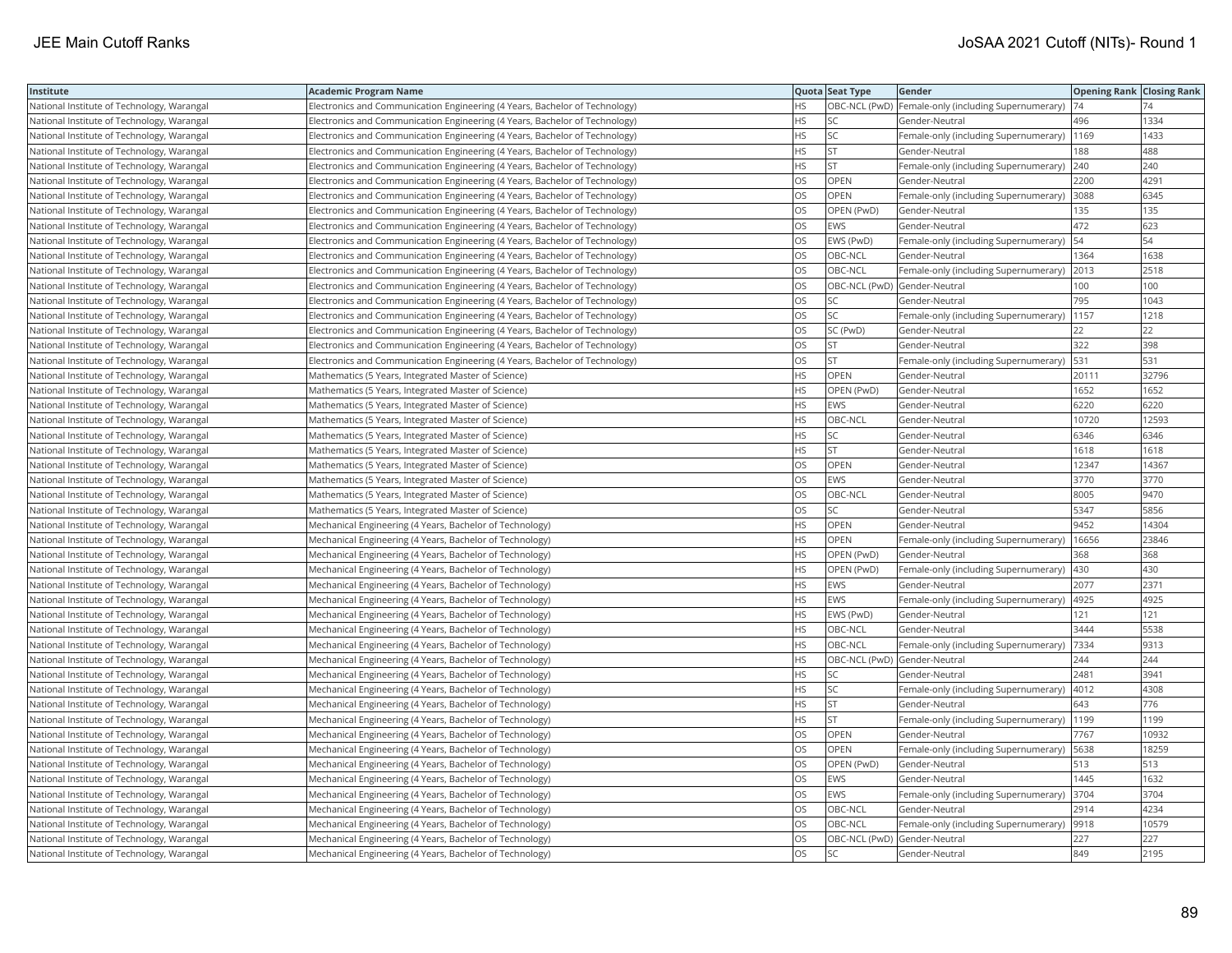| Institute | Academic Program Name | Quota | Seat Type | Gender | Opening Rank | Closing Rank |
| --- | --- | --- | --- | --- | --- | --- |
| National Institute of Technology, Warangal | Electronics and Communication Engineering (4 Years, Bachelor of Technology) | HS | OBC-NCL (PwD) | Female-only (including Supernumerary) | 74 | 74 |
| National Institute of Technology, Warangal | Electronics and Communication Engineering (4 Years, Bachelor of Technology) | HS | SC | Gender-Neutral | 496 | 1334 |
| National Institute of Technology, Warangal | Electronics and Communication Engineering (4 Years, Bachelor of Technology) | HS | SC | Female-only (including Supernumerary) | 1169 | 1433 |
| National Institute of Technology, Warangal | Electronics and Communication Engineering (4 Years, Bachelor of Technology) | HS | ST | Gender-Neutral | 188 | 488 |
| National Institute of Technology, Warangal | Electronics and Communication Engineering (4 Years, Bachelor of Technology) | HS | ST | Female-only (including Supernumerary) | 240 | 240 |
| National Institute of Technology, Warangal | Electronics and Communication Engineering (4 Years, Bachelor of Technology) | OS | OPEN | Gender-Neutral | 2200 | 4291 |
| National Institute of Technology, Warangal | Electronics and Communication Engineering (4 Years, Bachelor of Technology) | OS | OPEN | Female-only (including Supernumerary) | 3088 | 6345 |
| National Institute of Technology, Warangal | Electronics and Communication Engineering (4 Years, Bachelor of Technology) | OS | OPEN (PwD) | Gender-Neutral | 135 | 135 |
| National Institute of Technology, Warangal | Electronics and Communication Engineering (4 Years, Bachelor of Technology) | OS | EWS | Gender-Neutral | 472 | 623 |
| National Institute of Technology, Warangal | Electronics and Communication Engineering (4 Years, Bachelor of Technology) | OS | EWS (PwD) | Female-only (including Supernumerary) | 54 | 54 |
| National Institute of Technology, Warangal | Electronics and Communication Engineering (4 Years, Bachelor of Technology) | OS | OBC-NCL | Gender-Neutral | 1364 | 1638 |
| National Institute of Technology, Warangal | Electronics and Communication Engineering (4 Years, Bachelor of Technology) | OS | OBC-NCL | Female-only (including Supernumerary) | 2013 | 2518 |
| National Institute of Technology, Warangal | Electronics and Communication Engineering (4 Years, Bachelor of Technology) | OS | OBC-NCL (PwD) | Gender-Neutral | 100 | 100 |
| National Institute of Technology, Warangal | Electronics and Communication Engineering (4 Years, Bachelor of Technology) | OS | SC | Gender-Neutral | 795 | 1043 |
| National Institute of Technology, Warangal | Electronics and Communication Engineering (4 Years, Bachelor of Technology) | OS | SC | Female-only (including Supernumerary) | 1157 | 1218 |
| National Institute of Technology, Warangal | Electronics and Communication Engineering (4 Years, Bachelor of Technology) | OS | SC (PwD) | Gender-Neutral | 22 | 22 |
| National Institute of Technology, Warangal | Electronics and Communication Engineering (4 Years, Bachelor of Technology) | OS | ST | Gender-Neutral | 322 | 398 |
| National Institute of Technology, Warangal | Electronics and Communication Engineering (4 Years, Bachelor of Technology) | OS | ST | Female-only (including Supernumerary) | 531 | 531 |
| National Institute of Technology, Warangal | Mathematics (5 Years, Integrated Master of Science) | HS | OPEN | Gender-Neutral | 20111 | 32796 |
| National Institute of Technology, Warangal | Mathematics (5 Years, Integrated Master of Science) | HS | OPEN (PwD) | Gender-Neutral | 1652 | 1652 |
| National Institute of Technology, Warangal | Mathematics (5 Years, Integrated Master of Science) | HS | EWS | Gender-Neutral | 6220 | 6220 |
| National Institute of Technology, Warangal | Mathematics (5 Years, Integrated Master of Science) | HS | OBC-NCL | Gender-Neutral | 10720 | 12593 |
| National Institute of Technology, Warangal | Mathematics (5 Years, Integrated Master of Science) | HS | SC | Gender-Neutral | 6346 | 6346 |
| National Institute of Technology, Warangal | Mathematics (5 Years, Integrated Master of Science) | HS | ST | Gender-Neutral | 1618 | 1618 |
| National Institute of Technology, Warangal | Mathematics (5 Years, Integrated Master of Science) | OS | OPEN | Gender-Neutral | 12347 | 14367 |
| National Institute of Technology, Warangal | Mathematics (5 Years, Integrated Master of Science) | OS | EWS | Gender-Neutral | 3770 | 3770 |
| National Institute of Technology, Warangal | Mathematics (5 Years, Integrated Master of Science) | OS | OBC-NCL | Gender-Neutral | 8005 | 9470 |
| National Institute of Technology, Warangal | Mathematics (5 Years, Integrated Master of Science) | OS | SC | Gender-Neutral | 5347 | 5856 |
| National Institute of Technology, Warangal | Mechanical Engineering (4 Years, Bachelor of Technology) | HS | OPEN | Gender-Neutral | 9452 | 14304 |
| National Institute of Technology, Warangal | Mechanical Engineering (4 Years, Bachelor of Technology) | HS | OPEN | Female-only (including Supernumerary) | 16656 | 23846 |
| National Institute of Technology, Warangal | Mechanical Engineering (4 Years, Bachelor of Technology) | HS | OPEN (PwD) | Gender-Neutral | 368 | 368 |
| National Institute of Technology, Warangal | Mechanical Engineering (4 Years, Bachelor of Technology) | HS | OPEN (PwD) | Female-only (including Supernumerary) | 430 | 430 |
| National Institute of Technology, Warangal | Mechanical Engineering (4 Years, Bachelor of Technology) | HS | EWS | Gender-Neutral | 2077 | 2371 |
| National Institute of Technology, Warangal | Mechanical Engineering (4 Years, Bachelor of Technology) | HS | EWS | Female-only (including Supernumerary) | 4925 | 4925 |
| National Institute of Technology, Warangal | Mechanical Engineering (4 Years, Bachelor of Technology) | HS | EWS (PwD) | Gender-Neutral | 121 | 121 |
| National Institute of Technology, Warangal | Mechanical Engineering (4 Years, Bachelor of Technology) | HS | OBC-NCL | Gender-Neutral | 3444 | 5538 |
| National Institute of Technology, Warangal | Mechanical Engineering (4 Years, Bachelor of Technology) | HS | OBC-NCL | Female-only (including Supernumerary) | 7334 | 9313 |
| National Institute of Technology, Warangal | Mechanical Engineering (4 Years, Bachelor of Technology) | HS | OBC-NCL (PwD) | Gender-Neutral | 244 | 244 |
| National Institute of Technology, Warangal | Mechanical Engineering (4 Years, Bachelor of Technology) | HS | SC | Gender-Neutral | 2481 | 3941 |
| National Institute of Technology, Warangal | Mechanical Engineering (4 Years, Bachelor of Technology) | HS | SC | Female-only (including Supernumerary) | 4012 | 4308 |
| National Institute of Technology, Warangal | Mechanical Engineering (4 Years, Bachelor of Technology) | HS | ST | Gender-Neutral | 643 | 776 |
| National Institute of Technology, Warangal | Mechanical Engineering (4 Years, Bachelor of Technology) | HS | ST | Female-only (including Supernumerary) | 1199 | 1199 |
| National Institute of Technology, Warangal | Mechanical Engineering (4 Years, Bachelor of Technology) | OS | OPEN | Gender-Neutral | 7767 | 10932 |
| National Institute of Technology, Warangal | Mechanical Engineering (4 Years, Bachelor of Technology) | OS | OPEN | Female-only (including Supernumerary) | 5638 | 18259 |
| National Institute of Technology, Warangal | Mechanical Engineering (4 Years, Bachelor of Technology) | OS | OPEN (PwD) | Gender-Neutral | 513 | 513 |
| National Institute of Technology, Warangal | Mechanical Engineering (4 Years, Bachelor of Technology) | OS | EWS | Gender-Neutral | 1445 | 1632 |
| National Institute of Technology, Warangal | Mechanical Engineering (4 Years, Bachelor of Technology) | OS | EWS | Female-only (including Supernumerary) | 3704 | 3704 |
| National Institute of Technology, Warangal | Mechanical Engineering (4 Years, Bachelor of Technology) | OS | OBC-NCL | Gender-Neutral | 2914 | 4234 |
| National Institute of Technology, Warangal | Mechanical Engineering (4 Years, Bachelor of Technology) | OS | OBC-NCL | Female-only (including Supernumerary) | 9918 | 10579 |
| National Institute of Technology, Warangal | Mechanical Engineering (4 Years, Bachelor of Technology) | OS | OBC-NCL (PwD) | Gender-Neutral | 227 | 227 |
| National Institute of Technology, Warangal | Mechanical Engineering (4 Years, Bachelor of Technology) | OS | SC | Gender-Neutral | 849 | 2195 |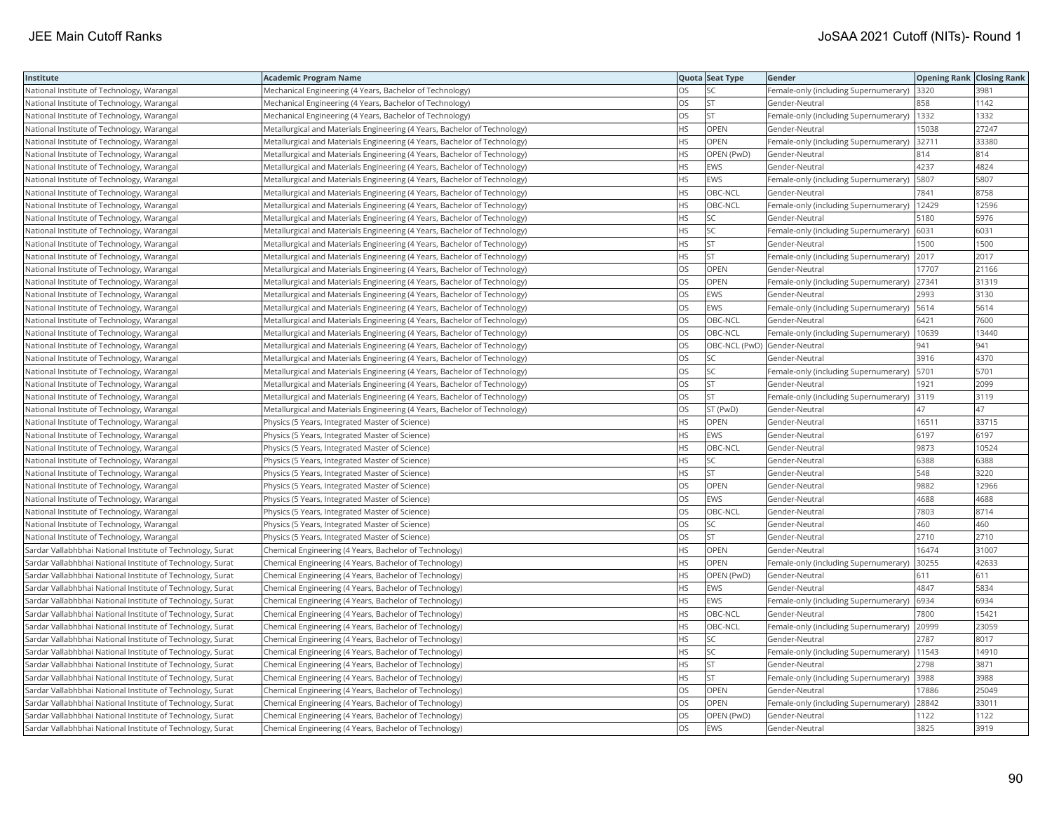| Institute | Academic Program Name | Quota | Seat Type | Gender | Opening Rank | Closing Rank |
|---|---|---|---|---|---|---|
| National Institute of Technology, Warangal | Mechanical Engineering (4 Years, Bachelor of Technology) | OS | SC | Female-only (including Supernumerary) | 3320 | 3981 |
| National Institute of Technology, Warangal | Mechanical Engineering (4 Years, Bachelor of Technology) | OS | ST | Gender-Neutral | 858 | 1142 |
| National Institute of Technology, Warangal | Mechanical Engineering (4 Years, Bachelor of Technology) | OS | ST | Female-only (including Supernumerary) | 1332 | 1332 |
| National Institute of Technology, Warangal | Metallurgical and Materials Engineering (4 Years, Bachelor of Technology) | HS | OPEN | Gender-Neutral | 15038 | 27247 |
| National Institute of Technology, Warangal | Metallurgical and Materials Engineering (4 Years, Bachelor of Technology) | HS | OPEN | Female-only (including Supernumerary) | 32711 | 33380 |
| National Institute of Technology, Warangal | Metallurgical and Materials Engineering (4 Years, Bachelor of Technology) | HS | OPEN (PwD) | Gender-Neutral | 814 | 814 |
| National Institute of Technology, Warangal | Metallurgical and Materials Engineering (4 Years, Bachelor of Technology) | HS | EWS | Gender-Neutral | 4237 | 4824 |
| National Institute of Technology, Warangal | Metallurgical and Materials Engineering (4 Years, Bachelor of Technology) | HS | EWS | Female-only (including Supernumerary) | 5807 | 5807 |
| National Institute of Technology, Warangal | Metallurgical and Materials Engineering (4 Years, Bachelor of Technology) | HS | OBC-NCL | Gender-Neutral | 7841 | 8758 |
| National Institute of Technology, Warangal | Metallurgical and Materials Engineering (4 Years, Bachelor of Technology) | HS | OBC-NCL | Female-only (including Supernumerary) | 12429 | 12596 |
| National Institute of Technology, Warangal | Metallurgical and Materials Engineering (4 Years, Bachelor of Technology) | HS | SC | Gender-Neutral | 5180 | 5976 |
| National Institute of Technology, Warangal | Metallurgical and Materials Engineering (4 Years, Bachelor of Technology) | HS | SC | Female-only (including Supernumerary) | 6031 | 6031 |
| National Institute of Technology, Warangal | Metallurgical and Materials Engineering (4 Years, Bachelor of Technology) | HS | ST | Gender-Neutral | 1500 | 1500 |
| National Institute of Technology, Warangal | Metallurgical and Materials Engineering (4 Years, Bachelor of Technology) | HS | ST | Female-only (including Supernumerary) | 2017 | 2017 |
| National Institute of Technology, Warangal | Metallurgical and Materials Engineering (4 Years, Bachelor of Technology) | OS | OPEN | Gender-Neutral | 17707 | 21166 |
| National Institute of Technology, Warangal | Metallurgical and Materials Engineering (4 Years, Bachelor of Technology) | OS | OPEN | Female-only (including Supernumerary) | 27341 | 31319 |
| National Institute of Technology, Warangal | Metallurgical and Materials Engineering (4 Years, Bachelor of Technology) | OS | EWS | Gender-Neutral | 2993 | 3130 |
| National Institute of Technology, Warangal | Metallurgical and Materials Engineering (4 Years, Bachelor of Technology) | OS | EWS | Female-only (including Supernumerary) | 5614 | 5614 |
| National Institute of Technology, Warangal | Metallurgical and Materials Engineering (4 Years, Bachelor of Technology) | OS | OBC-NCL | Gender-Neutral | 6421 | 7600 |
| National Institute of Technology, Warangal | Metallurgical and Materials Engineering (4 Years, Bachelor of Technology) | OS | OBC-NCL | Female-only (including Supernumerary) | 10639 | 13440 |
| National Institute of Technology, Warangal | Metallurgical and Materials Engineering (4 Years, Bachelor of Technology) | OS | OBC-NCL (PwD) | Gender-Neutral | 941 | 941 |
| National Institute of Technology, Warangal | Metallurgical and Materials Engineering (4 Years, Bachelor of Technology) | OS | SC | Gender-Neutral | 3916 | 4370 |
| National Institute of Technology, Warangal | Metallurgical and Materials Engineering (4 Years, Bachelor of Technology) | OS | SC | Female-only (including Supernumerary) | 5701 | 5701 |
| National Institute of Technology, Warangal | Metallurgical and Materials Engineering (4 Years, Bachelor of Technology) | OS | ST | Gender-Neutral | 1921 | 2099 |
| National Institute of Technology, Warangal | Metallurgical and Materials Engineering (4 Years, Bachelor of Technology) | OS | ST | Female-only (including Supernumerary) | 3119 | 3119 |
| National Institute of Technology, Warangal | Metallurgical and Materials Engineering (4 Years, Bachelor of Technology) | OS | ST (PwD) | Gender-Neutral | 47 | 47 |
| National Institute of Technology, Warangal | Physics (5 Years, Integrated Master of Science) | HS | OPEN | Gender-Neutral | 16511 | 33715 |
| National Institute of Technology, Warangal | Physics (5 Years, Integrated Master of Science) | HS | EWS | Gender-Neutral | 6197 | 6197 |
| National Institute of Technology, Warangal | Physics (5 Years, Integrated Master of Science) | HS | OBC-NCL | Gender-Neutral | 9873 | 10524 |
| National Institute of Technology, Warangal | Physics (5 Years, Integrated Master of Science) | HS | SC | Gender-Neutral | 6388 | 6388 |
| National Institute of Technology, Warangal | Physics (5 Years, Integrated Master of Science) | HS | ST | Gender-Neutral | 548 | 3220 |
| National Institute of Technology, Warangal | Physics (5 Years, Integrated Master of Science) | OS | OPEN | Gender-Neutral | 9882 | 12966 |
| National Institute of Technology, Warangal | Physics (5 Years, Integrated Master of Science) | OS | EWS | Gender-Neutral | 4688 | 4688 |
| National Institute of Technology, Warangal | Physics (5 Years, Integrated Master of Science) | OS | OBC-NCL | Gender-Neutral | 7803 | 8714 |
| National Institute of Technology, Warangal | Physics (5 Years, Integrated Master of Science) | OS | SC | Gender-Neutral | 460 | 460 |
| National Institute of Technology, Warangal | Physics (5 Years, Integrated Master of Science) | OS | ST | Gender-Neutral | 2710 | 2710 |
| Sardar Vallabhbhai National Institute of Technology, Surat | Chemical Engineering (4 Years, Bachelor of Technology) | HS | OPEN | Gender-Neutral | 16474 | 31007 |
| Sardar Vallabhbhai National Institute of Technology, Surat | Chemical Engineering (4 Years, Bachelor of Technology) | HS | OPEN | Female-only (including Supernumerary) | 30255 | 42633 |
| Sardar Vallabhbhai National Institute of Technology, Surat | Chemical Engineering (4 Years, Bachelor of Technology) | HS | OPEN (PwD) | Gender-Neutral | 611 | 611 |
| Sardar Vallabhbhai National Institute of Technology, Surat | Chemical Engineering (4 Years, Bachelor of Technology) | HS | EWS | Gender-Neutral | 4847 | 5834 |
| Sardar Vallabhbhai National Institute of Technology, Surat | Chemical Engineering (4 Years, Bachelor of Technology) | HS | EWS | Female-only (including Supernumerary) | 6934 | 6934 |
| Sardar Vallabhbhai National Institute of Technology, Surat | Chemical Engineering (4 Years, Bachelor of Technology) | HS | OBC-NCL | Gender-Neutral | 7800 | 15421 |
| Sardar Vallabhbhai National Institute of Technology, Surat | Chemical Engineering (4 Years, Bachelor of Technology) | HS | OBC-NCL | Female-only (including Supernumerary) | 20999 | 23059 |
| Sardar Vallabhbhai National Institute of Technology, Surat | Chemical Engineering (4 Years, Bachelor of Technology) | HS | SC | Gender-Neutral | 2787 | 8017 |
| Sardar Vallabhbhai National Institute of Technology, Surat | Chemical Engineering (4 Years, Bachelor of Technology) | HS | SC | Female-only (including Supernumerary) | 11543 | 14910 |
| Sardar Vallabhbhai National Institute of Technology, Surat | Chemical Engineering (4 Years, Bachelor of Technology) | HS | ST | Gender-Neutral | 2798 | 3871 |
| Sardar Vallabhbhai National Institute of Technology, Surat | Chemical Engineering (4 Years, Bachelor of Technology) | HS | ST | Female-only (including Supernumerary) | 3988 | 3988 |
| Sardar Vallabhbhai National Institute of Technology, Surat | Chemical Engineering (4 Years, Bachelor of Technology) | OS | OPEN | Gender-Neutral | 17886 | 25049 |
| Sardar Vallabhbhai National Institute of Technology, Surat | Chemical Engineering (4 Years, Bachelor of Technology) | OS | OPEN | Female-only (including Supernumerary) | 28842 | 33011 |
| Sardar Vallabhbhai National Institute of Technology, Surat | Chemical Engineering (4 Years, Bachelor of Technology) | OS | OPEN (PwD) | Gender-Neutral | 1122 | 1122 |
| Sardar Vallabhbhai National Institute of Technology, Surat | Chemical Engineering (4 Years, Bachelor of Technology) | OS | EWS | Gender-Neutral | 3825 | 3919 |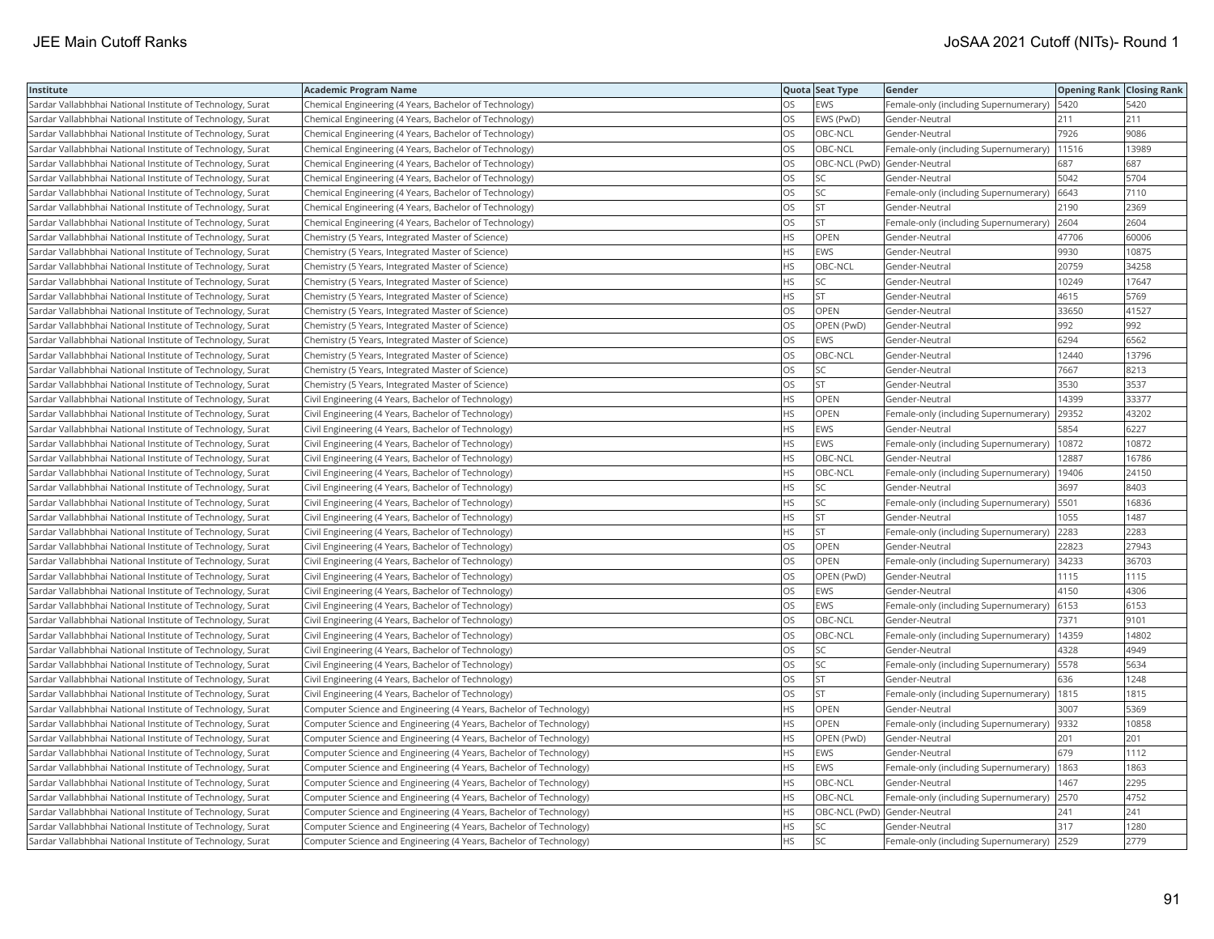| Institute | Academic Program Name | Quota | Seat Type | Gender | Opening Rank | Closing Rank |
|---|---|---|---|---|---|---|
| Sardar Vallabhbhai National Institute of Technology, Surat | Chemical Engineering (4 Years, Bachelor of Technology) | OS | EWS | Female-only (including Supernumerary) | 5420 | 5420 |
| Sardar Vallabhbhai National Institute of Technology, Surat | Chemical Engineering (4 Years, Bachelor of Technology) | OS | EWS (PwD) | Gender-Neutral | 211 | 211 |
| Sardar Vallabhbhai National Institute of Technology, Surat | Chemical Engineering (4 Years, Bachelor of Technology) | OS | OBC-NCL | Gender-Neutral | 7926 | 9086 |
| Sardar Vallabhbhai National Institute of Technology, Surat | Chemical Engineering (4 Years, Bachelor of Technology) | OS | OBC-NCL | Female-only (including Supernumerary) | 11516 | 13989 |
| Sardar Vallabhbhai National Institute of Technology, Surat | Chemical Engineering (4 Years, Bachelor of Technology) | OS | OBC-NCL (PwD) | Gender-Neutral | 687 | 687 |
| Sardar Vallabhbhai National Institute of Technology, Surat | Chemical Engineering (4 Years, Bachelor of Technology) | OS | SC | Gender-Neutral | 5042 | 5704 |
| Sardar Vallabhbhai National Institute of Technology, Surat | Chemical Engineering (4 Years, Bachelor of Technology) | OS | SC | Female-only (including Supernumerary) | 6643 | 7110 |
| Sardar Vallabhbhai National Institute of Technology, Surat | Chemical Engineering (4 Years, Bachelor of Technology) | OS | ST | Gender-Neutral | 2190 | 2369 |
| Sardar Vallabhbhai National Institute of Technology, Surat | Chemical Engineering (4 Years, Bachelor of Technology) | OS | ST | Female-only (including Supernumerary) | 2604 | 2604 |
| Sardar Vallabhbhai National Institute of Technology, Surat | Chemistry (5 Years, Integrated Master of Science) | HS | OPEN | Gender-Neutral | 47706 | 60006 |
| Sardar Vallabhbhai National Institute of Technology, Surat | Chemistry (5 Years, Integrated Master of Science) | HS | EWS | Gender-Neutral | 9930 | 10875 |
| Sardar Vallabhbhai National Institute of Technology, Surat | Chemistry (5 Years, Integrated Master of Science) | HS | OBC-NCL | Gender-Neutral | 20759 | 34258 |
| Sardar Vallabhbhai National Institute of Technology, Surat | Chemistry (5 Years, Integrated Master of Science) | HS | SC | Gender-Neutral | 10249 | 17647 |
| Sardar Vallabhbhai National Institute of Technology, Surat | Chemistry (5 Years, Integrated Master of Science) | HS | ST | Gender-Neutral | 4615 | 5769 |
| Sardar Vallabhbhai National Institute of Technology, Surat | Chemistry (5 Years, Integrated Master of Science) | OS | OPEN | Gender-Neutral | 33650 | 41527 |
| Sardar Vallabhbhai National Institute of Technology, Surat | Chemistry (5 Years, Integrated Master of Science) | OS | OPEN (PwD) | Gender-Neutral | 992 | 992 |
| Sardar Vallabhbhai National Institute of Technology, Surat | Chemistry (5 Years, Integrated Master of Science) | OS | EWS | Gender-Neutral | 6294 | 6562 |
| Sardar Vallabhbhai National Institute of Technology, Surat | Chemistry (5 Years, Integrated Master of Science) | OS | OBC-NCL | Gender-Neutral | 12440 | 13796 |
| Sardar Vallabhbhai National Institute of Technology, Surat | Chemistry (5 Years, Integrated Master of Science) | OS | SC | Gender-Neutral | 7667 | 8213 |
| Sardar Vallabhbhai National Institute of Technology, Surat | Chemistry (5 Years, Integrated Master of Science) | OS | ST | Gender-Neutral | 3530 | 3537 |
| Sardar Vallabhbhai National Institute of Technology, Surat | Civil Engineering (4 Years, Bachelor of Technology) | HS | OPEN | Gender-Neutral | 14399 | 33377 |
| Sardar Vallabhbhai National Institute of Technology, Surat | Civil Engineering (4 Years, Bachelor of Technology) | HS | OPEN | Female-only (including Supernumerary) | 29352 | 43202 |
| Sardar Vallabhbhai National Institute of Technology, Surat | Civil Engineering (4 Years, Bachelor of Technology) | HS | EWS | Gender-Neutral | 5854 | 6227 |
| Sardar Vallabhbhai National Institute of Technology, Surat | Civil Engineering (4 Years, Bachelor of Technology) | HS | EWS | Female-only (including Supernumerary) | 10872 | 10872 |
| Sardar Vallabhbhai National Institute of Technology, Surat | Civil Engineering (4 Years, Bachelor of Technology) | HS | OBC-NCL | Gender-Neutral | 12887 | 16786 |
| Sardar Vallabhbhai National Institute of Technology, Surat | Civil Engineering (4 Years, Bachelor of Technology) | HS | OBC-NCL | Female-only (including Supernumerary) | 19406 | 24150 |
| Sardar Vallabhbhai National Institute of Technology, Surat | Civil Engineering (4 Years, Bachelor of Technology) | HS | SC | Gender-Neutral | 3697 | 8403 |
| Sardar Vallabhbhai National Institute of Technology, Surat | Civil Engineering (4 Years, Bachelor of Technology) | HS | SC | Female-only (including Supernumerary) | 5501 | 16836 |
| Sardar Vallabhbhai National Institute of Technology, Surat | Civil Engineering (4 Years, Bachelor of Technology) | HS | ST | Gender-Neutral | 1055 | 1487 |
| Sardar Vallabhbhai National Institute of Technology, Surat | Civil Engineering (4 Years, Bachelor of Technology) | HS | ST | Female-only (including Supernumerary) | 2283 | 2283 |
| Sardar Vallabhbhai National Institute of Technology, Surat | Civil Engineering (4 Years, Bachelor of Technology) | OS | OPEN | Gender-Neutral | 22823 | 27943 |
| Sardar Vallabhbhai National Institute of Technology, Surat | Civil Engineering (4 Years, Bachelor of Technology) | OS | OPEN | Female-only (including Supernumerary) | 34233 | 36703 |
| Sardar Vallabhbhai National Institute of Technology, Surat | Civil Engineering (4 Years, Bachelor of Technology) | OS | OPEN (PwD) | Gender-Neutral | 1115 | 1115 |
| Sardar Vallabhbhai National Institute of Technology, Surat | Civil Engineering (4 Years, Bachelor of Technology) | OS | EWS | Gender-Neutral | 4150 | 4306 |
| Sardar Vallabhbhai National Institute of Technology, Surat | Civil Engineering (4 Years, Bachelor of Technology) | OS | EWS | Female-only (including Supernumerary) | 6153 | 6153 |
| Sardar Vallabhbhai National Institute of Technology, Surat | Civil Engineering (4 Years, Bachelor of Technology) | OS | OBC-NCL | Gender-Neutral | 7371 | 9101 |
| Sardar Vallabhbhai National Institute of Technology, Surat | Civil Engineering (4 Years, Bachelor of Technology) | OS | OBC-NCL | Female-only (including Supernumerary) | 14359 | 14802 |
| Sardar Vallabhbhai National Institute of Technology, Surat | Civil Engineering (4 Years, Bachelor of Technology) | OS | SC | Gender-Neutral | 4328 | 4949 |
| Sardar Vallabhbhai National Institute of Technology, Surat | Civil Engineering (4 Years, Bachelor of Technology) | OS | SC | Female-only (including Supernumerary) | 5578 | 5634 |
| Sardar Vallabhbhai National Institute of Technology, Surat | Civil Engineering (4 Years, Bachelor of Technology) | OS | ST | Gender-Neutral | 636 | 1248 |
| Sardar Vallabhbhai National Institute of Technology, Surat | Civil Engineering (4 Years, Bachelor of Technology) | OS | ST | Female-only (including Supernumerary) | 1815 | 1815 |
| Sardar Vallabhbhai National Institute of Technology, Surat | Computer Science and Engineering (4 Years, Bachelor of Technology) | HS | OPEN | Gender-Neutral | 3007 | 5369 |
| Sardar Vallabhbhai National Institute of Technology, Surat | Computer Science and Engineering (4 Years, Bachelor of Technology) | HS | OPEN | Female-only (including Supernumerary) | 9332 | 10858 |
| Sardar Vallabhbhai National Institute of Technology, Surat | Computer Science and Engineering (4 Years, Bachelor of Technology) | HS | OPEN (PwD) | Gender-Neutral | 201 | 201 |
| Sardar Vallabhbhai National Institute of Technology, Surat | Computer Science and Engineering (4 Years, Bachelor of Technology) | HS | EWS | Gender-Neutral | 679 | 1112 |
| Sardar Vallabhbhai National Institute of Technology, Surat | Computer Science and Engineering (4 Years, Bachelor of Technology) | HS | EWS | Female-only (including Supernumerary) | 1863 | 1863 |
| Sardar Vallabhbhai National Institute of Technology, Surat | Computer Science and Engineering (4 Years, Bachelor of Technology) | HS | OBC-NCL | Gender-Neutral | 1467 | 2295 |
| Sardar Vallabhbhai National Institute of Technology, Surat | Computer Science and Engineering (4 Years, Bachelor of Technology) | HS | OBC-NCL | Female-only (including Supernumerary) | 2570 | 4752 |
| Sardar Vallabhbhai National Institute of Technology, Surat | Computer Science and Engineering (4 Years, Bachelor of Technology) | HS | OBC-NCL (PwD) | Gender-Neutral | 241 | 241 |
| Sardar Vallabhbhai National Institute of Technology, Surat | Computer Science and Engineering (4 Years, Bachelor of Technology) | HS | SC | Gender-Neutral | 317 | 1280 |
| Sardar Vallabhbhai National Institute of Technology, Surat | Computer Science and Engineering (4 Years, Bachelor of Technology) | HS | SC | Female-only (including Supernumerary) | 2529 | 2779 |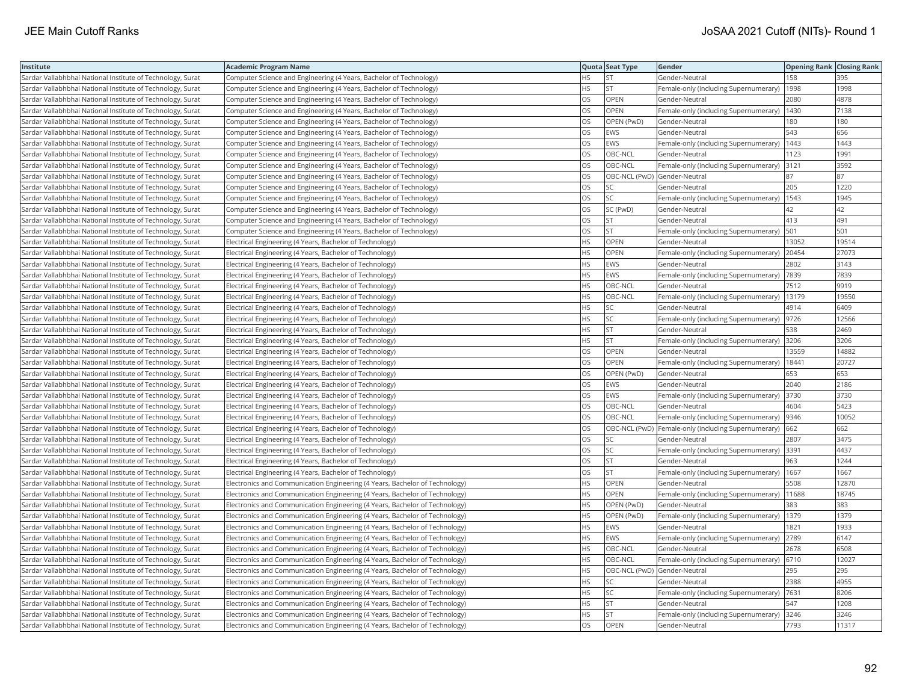| Institute | Academic Program Name | Quota | Seat Type | Gender | Opening Rank | Closing Rank |
|---|---|---|---|---|---|---|
| Sardar Vallabhbhai National Institute of Technology, Surat | Computer Science and Engineering (4 Years, Bachelor of Technology) | HS | ST | Gender-Neutral | 158 | 395 |
| Sardar Vallabhbhai National Institute of Technology, Surat | Computer Science and Engineering (4 Years, Bachelor of Technology) | HS | ST | Female-only (including Supernumerary) | 1998 | 1998 |
| Sardar Vallabhbhai National Institute of Technology, Surat | Computer Science and Engineering (4 Years, Bachelor of Technology) | OS | OPEN | Gender-Neutral | 2080 | 4878 |
| Sardar Vallabhbhai National Institute of Technology, Surat | Computer Science and Engineering (4 Years, Bachelor of Technology) | OS | OPEN | Female-only (including Supernumerary) | 1430 | 7138 |
| Sardar Vallabhbhai National Institute of Technology, Surat | Computer Science and Engineering (4 Years, Bachelor of Technology) | OS | OPEN (PwD) | Gender-Neutral | 180 | 180 |
| Sardar Vallabhbhai National Institute of Technology, Surat | Computer Science and Engineering (4 Years, Bachelor of Technology) | OS | EWS | Gender-Neutral | 543 | 656 |
| Sardar Vallabhbhai National Institute of Technology, Surat | Computer Science and Engineering (4 Years, Bachelor of Technology) | OS | EWS | Female-only (including Supernumerary) | 1443 | 1443 |
| Sardar Vallabhbhai National Institute of Technology, Surat | Computer Science and Engineering (4 Years, Bachelor of Technology) | OS | OBC-NCL | Gender-Neutral | 1123 | 1991 |
| Sardar Vallabhbhai National Institute of Technology, Surat | Computer Science and Engineering (4 Years, Bachelor of Technology) | OS | OBC-NCL | Female-only (including Supernumerary) | 3121 | 3592 |
| Sardar Vallabhbhai National Institute of Technology, Surat | Computer Science and Engineering (4 Years, Bachelor of Technology) | OS | OBC-NCL (PwD) | Gender-Neutral | 87 | 87 |
| Sardar Vallabhbhai National Institute of Technology, Surat | Computer Science and Engineering (4 Years, Bachelor of Technology) | OS | SC | Gender-Neutral | 205 | 1220 |
| Sardar Vallabhbhai National Institute of Technology, Surat | Computer Science and Engineering (4 Years, Bachelor of Technology) | OS | SC | Female-only (including Supernumerary) | 1543 | 1945 |
| Sardar Vallabhbhai National Institute of Technology, Surat | Computer Science and Engineering (4 Years, Bachelor of Technology) | OS | SC (PwD) | Gender-Neutral | 42 | 42 |
| Sardar Vallabhbhai National Institute of Technology, Surat | Computer Science and Engineering (4 Years, Bachelor of Technology) | OS | ST | Gender-Neutral | 413 | 491 |
| Sardar Vallabhbhai National Institute of Technology, Surat | Computer Science and Engineering (4 Years, Bachelor of Technology) | OS | ST | Female-only (including Supernumerary) | 501 | 501 |
| Sardar Vallabhbhai National Institute of Technology, Surat | Electrical Engineering (4 Years, Bachelor of Technology) | HS | OPEN | Gender-Neutral | 13052 | 19514 |
| Sardar Vallabhbhai National Institute of Technology, Surat | Electrical Engineering (4 Years, Bachelor of Technology) | HS | OPEN | Female-only (including Supernumerary) | 20454 | 27073 |
| Sardar Vallabhbhai National Institute of Technology, Surat | Electrical Engineering (4 Years, Bachelor of Technology) | HS | EWS | Gender-Neutral | 2802 | 3143 |
| Sardar Vallabhbhai National Institute of Technology, Surat | Electrical Engineering (4 Years, Bachelor of Technology) | HS | EWS | Female-only (including Supernumerary) | 7839 | 7839 |
| Sardar Vallabhbhai National Institute of Technology, Surat | Electrical Engineering (4 Years, Bachelor of Technology) | HS | OBC-NCL | Gender-Neutral | 7512 | 9919 |
| Sardar Vallabhbhai National Institute of Technology, Surat | Electrical Engineering (4 Years, Bachelor of Technology) | HS | OBC-NCL | Female-only (including Supernumerary) | 13179 | 19550 |
| Sardar Vallabhbhai National Institute of Technology, Surat | Electrical Engineering (4 Years, Bachelor of Technology) | HS | SC | Gender-Neutral | 4914 | 6409 |
| Sardar Vallabhbhai National Institute of Technology, Surat | Electrical Engineering (4 Years, Bachelor of Technology) | HS | SC | Female-only (including Supernumerary) | 9726 | 12566 |
| Sardar Vallabhbhai National Institute of Technology, Surat | Electrical Engineering (4 Years, Bachelor of Technology) | HS | ST | Gender-Neutral | 538 | 2469 |
| Sardar Vallabhbhai National Institute of Technology, Surat | Electrical Engineering (4 Years, Bachelor of Technology) | HS | ST | Female-only (including Supernumerary) | 3206 | 3206 |
| Sardar Vallabhbhai National Institute of Technology, Surat | Electrical Engineering (4 Years, Bachelor of Technology) | OS | OPEN | Gender-Neutral | 13559 | 14882 |
| Sardar Vallabhbhai National Institute of Technology, Surat | Electrical Engineering (4 Years, Bachelor of Technology) | OS | OPEN | Female-only (including Supernumerary) | 18441 | 20727 |
| Sardar Vallabhbhai National Institute of Technology, Surat | Electrical Engineering (4 Years, Bachelor of Technology) | OS | OPEN (PwD) | Gender-Neutral | 653 | 653 |
| Sardar Vallabhbhai National Institute of Technology, Surat | Electrical Engineering (4 Years, Bachelor of Technology) | OS | EWS | Gender-Neutral | 2040 | 2186 |
| Sardar Vallabhbhai National Institute of Technology, Surat | Electrical Engineering (4 Years, Bachelor of Technology) | OS | EWS | Female-only (including Supernumerary) | 3730 | 3730 |
| Sardar Vallabhbhai National Institute of Technology, Surat | Electrical Engineering (4 Years, Bachelor of Technology) | OS | OBC-NCL | Gender-Neutral | 4604 | 5423 |
| Sardar Vallabhbhai National Institute of Technology, Surat | Electrical Engineering (4 Years, Bachelor of Technology) | OS | OBC-NCL | Female-only (including Supernumerary) | 9346 | 10052 |
| Sardar Vallabhbhai National Institute of Technology, Surat | Electrical Engineering (4 Years, Bachelor of Technology) | OS | OBC-NCL (PwD) | Female-only (including Supernumerary) | 662 | 662 |
| Sardar Vallabhbhai National Institute of Technology, Surat | Electrical Engineering (4 Years, Bachelor of Technology) | OS | SC | Gender-Neutral | 2807 | 3475 |
| Sardar Vallabhbhai National Institute of Technology, Surat | Electrical Engineering (4 Years, Bachelor of Technology) | OS | SC | Female-only (including Supernumerary) | 3391 | 4437 |
| Sardar Vallabhbhai National Institute of Technology, Surat | Electrical Engineering (4 Years, Bachelor of Technology) | OS | ST | Gender-Neutral | 963 | 1244 |
| Sardar Vallabhbhai National Institute of Technology, Surat | Electrical Engineering (4 Years, Bachelor of Technology) | OS | ST | Female-only (including Supernumerary) | 1667 | 1667 |
| Sardar Vallabhbhai National Institute of Technology, Surat | Electronics and Communication Engineering (4 Years, Bachelor of Technology) | HS | OPEN | Gender-Neutral | 5508 | 12870 |
| Sardar Vallabhbhai National Institute of Technology, Surat | Electronics and Communication Engineering (4 Years, Bachelor of Technology) | HS | OPEN | Female-only (including Supernumerary) | 11688 | 18745 |
| Sardar Vallabhbhai National Institute of Technology, Surat | Electronics and Communication Engineering (4 Years, Bachelor of Technology) | HS | OPEN (PwD) | Gender-Neutral | 383 | 383 |
| Sardar Vallabhbhai National Institute of Technology, Surat | Electronics and Communication Engineering (4 Years, Bachelor of Technology) | HS | OPEN (PwD) | Female-only (including Supernumerary) | 1379 | 1379 |
| Sardar Vallabhbhai National Institute of Technology, Surat | Electronics and Communication Engineering (4 Years, Bachelor of Technology) | HS | EWS | Gender-Neutral | 1821 | 1933 |
| Sardar Vallabhbhai National Institute of Technology, Surat | Electronics and Communication Engineering (4 Years, Bachelor of Technology) | HS | EWS | Female-only (including Supernumerary) | 2789 | 6147 |
| Sardar Vallabhbhai National Institute of Technology, Surat | Electronics and Communication Engineering (4 Years, Bachelor of Technology) | HS | OBC-NCL | Gender-Neutral | 2678 | 6508 |
| Sardar Vallabhbhai National Institute of Technology, Surat | Electronics and Communication Engineering (4 Years, Bachelor of Technology) | HS | OBC-NCL | Female-only (including Supernumerary) | 6710 | 12027 |
| Sardar Vallabhbhai National Institute of Technology, Surat | Electronics and Communication Engineering (4 Years, Bachelor of Technology) | HS | OBC-NCL (PwD) | Gender-Neutral | 295 | 295 |
| Sardar Vallabhbhai National Institute of Technology, Surat | Electronics and Communication Engineering (4 Years, Bachelor of Technology) | HS | SC | Gender-Neutral | 2388 | 4955 |
| Sardar Vallabhbhai National Institute of Technology, Surat | Electronics and Communication Engineering (4 Years, Bachelor of Technology) | HS | SC | Female-only (including Supernumerary) | 7631 | 8206 |
| Sardar Vallabhbhai National Institute of Technology, Surat | Electronics and Communication Engineering (4 Years, Bachelor of Technology) | HS | ST | Gender-Neutral | 547 | 1208 |
| Sardar Vallabhbhai National Institute of Technology, Surat | Electronics and Communication Engineering (4 Years, Bachelor of Technology) | HS | ST | Female-only (including Supernumerary) | 3246 | 3246 |
| Sardar Vallabhbhai National Institute of Technology, Surat | Electronics and Communication Engineering (4 Years, Bachelor of Technology) | OS | OPEN | Gender-Neutral | 7793 | 11317 |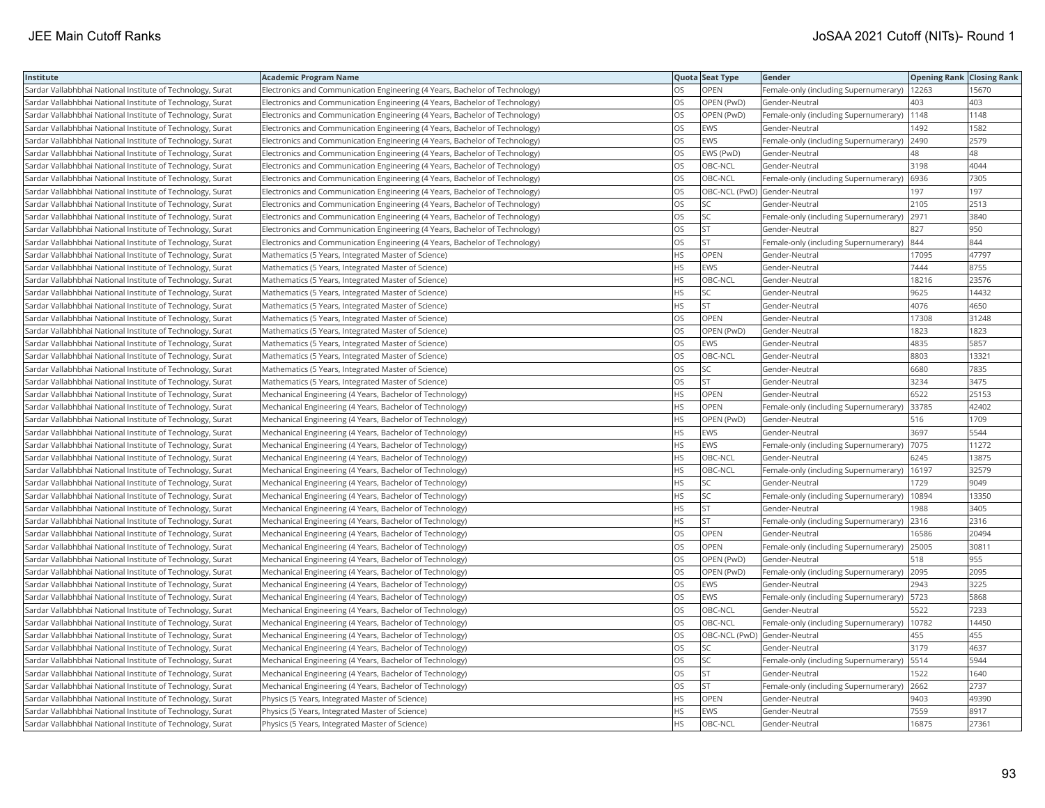| Institute | Academic Program Name | Quota | Seat Type | Gender | Opening Rank | Closing Rank |
|---|---|---|---|---|---|---|
| Sardar Vallabhbhai National Institute of Technology, Surat | Electronics and Communication Engineering (4 Years, Bachelor of Technology) | OS | OPEN | Female-only (including Supernumerary) | 12263 | 15670 |
| Sardar Vallabhbhai National Institute of Technology, Surat | Electronics and Communication Engineering (4 Years, Bachelor of Technology) | OS | OPEN (PwD) | Gender-Neutral | 403 | 403 |
| Sardar Vallabhbhai National Institute of Technology, Surat | Electronics and Communication Engineering (4 Years, Bachelor of Technology) | OS | OPEN (PwD) | Female-only (including Supernumerary) | 1148 | 1148 |
| Sardar Vallabhbhai National Institute of Technology, Surat | Electronics and Communication Engineering (4 Years, Bachelor of Technology) | OS | EWS | Gender-Neutral | 1492 | 1582 |
| Sardar Vallabhbhai National Institute of Technology, Surat | Electronics and Communication Engineering (4 Years, Bachelor of Technology) | OS | EWS | Female-only (including Supernumerary) | 2490 | 2579 |
| Sardar Vallabhbhai National Institute of Technology, Surat | Electronics and Communication Engineering (4 Years, Bachelor of Technology) | OS | EWS (PwD) | Gender-Neutral | 48 | 48 |
| Sardar Vallabhbhai National Institute of Technology, Surat | Electronics and Communication Engineering (4 Years, Bachelor of Technology) | OS | OBC-NCL | Gender-Neutral | 3198 | 4044 |
| Sardar Vallabhbhai National Institute of Technology, Surat | Electronics and Communication Engineering (4 Years, Bachelor of Technology) | OS | OBC-NCL | Female-only (including Supernumerary) | 6936 | 7305 |
| Sardar Vallabhbhai National Institute of Technology, Surat | Electronics and Communication Engineering (4 Years, Bachelor of Technology) | OS | OBC-NCL (PwD) | Gender-Neutral | 197 | 197 |
| Sardar Vallabhbhai National Institute of Technology, Surat | Electronics and Communication Engineering (4 Years, Bachelor of Technology) | OS | SC | Gender-Neutral | 2105 | 2513 |
| Sardar Vallabhbhai National Institute of Technology, Surat | Electronics and Communication Engineering (4 Years, Bachelor of Technology) | OS | SC | Female-only (including Supernumerary) | 2971 | 3840 |
| Sardar Vallabhbhai National Institute of Technology, Surat | Electronics and Communication Engineering (4 Years, Bachelor of Technology) | OS | ST | Gender-Neutral | 827 | 950 |
| Sardar Vallabhbhai National Institute of Technology, Surat | Electronics and Communication Engineering (4 Years, Bachelor of Technology) | OS | ST | Female-only (including Supernumerary) | 844 | 844 |
| Sardar Vallabhbhai National Institute of Technology, Surat | Mathematics (5 Years, Integrated Master of Science) | HS | OPEN | Gender-Neutral | 17095 | 47797 |
| Sardar Vallabhbhai National Institute of Technology, Surat | Mathematics (5 Years, Integrated Master of Science) | HS | EWS | Gender-Neutral | 7444 | 8755 |
| Sardar Vallabhbhai National Institute of Technology, Surat | Mathematics (5 Years, Integrated Master of Science) | HS | OBC-NCL | Gender-Neutral | 18216 | 23576 |
| Sardar Vallabhbhai National Institute of Technology, Surat | Mathematics (5 Years, Integrated Master of Science) | HS | SC | Gender-Neutral | 9625 | 14432 |
| Sardar Vallabhbhai National Institute of Technology, Surat | Mathematics (5 Years, Integrated Master of Science) | HS | ST | Gender-Neutral | 4076 | 4650 |
| Sardar Vallabhbhai National Institute of Technology, Surat | Mathematics (5 Years, Integrated Master of Science) | OS | OPEN | Gender-Neutral | 17308 | 31248 |
| Sardar Vallabhbhai National Institute of Technology, Surat | Mathematics (5 Years, Integrated Master of Science) | OS | OPEN (PwD) | Gender-Neutral | 1823 | 1823 |
| Sardar Vallabhbhai National Institute of Technology, Surat | Mathematics (5 Years, Integrated Master of Science) | OS | EWS | Gender-Neutral | 4835 | 5857 |
| Sardar Vallabhbhai National Institute of Technology, Surat | Mathematics (5 Years, Integrated Master of Science) | OS | OBC-NCL | Gender-Neutral | 8803 | 13321 |
| Sardar Vallabhbhai National Institute of Technology, Surat | Mathematics (5 Years, Integrated Master of Science) | OS | SC | Gender-Neutral | 6680 | 7835 |
| Sardar Vallabhbhai National Institute of Technology, Surat | Mathematics (5 Years, Integrated Master of Science) | OS | ST | Gender-Neutral | 3234 | 3475 |
| Sardar Vallabhbhai National Institute of Technology, Surat | Mechanical Engineering (4 Years, Bachelor of Technology) | HS | OPEN | Gender-Neutral | 6522 | 25153 |
| Sardar Vallabhbhai National Institute of Technology, Surat | Mechanical Engineering (4 Years, Bachelor of Technology) | HS | OPEN | Female-only (including Supernumerary) | 33785 | 42402 |
| Sardar Vallabhbhai National Institute of Technology, Surat | Mechanical Engineering (4 Years, Bachelor of Technology) | HS | OPEN (PwD) | Gender-Neutral | 516 | 1709 |
| Sardar Vallabhbhai National Institute of Technology, Surat | Mechanical Engineering (4 Years, Bachelor of Technology) | HS | EWS | Gender-Neutral | 3697 | 5544 |
| Sardar Vallabhbhai National Institute of Technology, Surat | Mechanical Engineering (4 Years, Bachelor of Technology) | HS | EWS | Female-only (including Supernumerary) | 7075 | 11272 |
| Sardar Vallabhbhai National Institute of Technology, Surat | Mechanical Engineering (4 Years, Bachelor of Technology) | HS | OBC-NCL | Gender-Neutral | 6245 | 13875 |
| Sardar Vallabhbhai National Institute of Technology, Surat | Mechanical Engineering (4 Years, Bachelor of Technology) | HS | OBC-NCL | Female-only (including Supernumerary) | 16197 | 32579 |
| Sardar Vallabhbhai National Institute of Technology, Surat | Mechanical Engineering (4 Years, Bachelor of Technology) | HS | SC | Gender-Neutral | 1729 | 9049 |
| Sardar Vallabhbhai National Institute of Technology, Surat | Mechanical Engineering (4 Years, Bachelor of Technology) | HS | SC | Female-only (including Supernumerary) | 10894 | 13350 |
| Sardar Vallabhbhai National Institute of Technology, Surat | Mechanical Engineering (4 Years, Bachelor of Technology) | HS | ST | Gender-Neutral | 1988 | 3405 |
| Sardar Vallabhbhai National Institute of Technology, Surat | Mechanical Engineering (4 Years, Bachelor of Technology) | HS | ST | Female-only (including Supernumerary) | 2316 | 2316 |
| Sardar Vallabhbhai National Institute of Technology, Surat | Mechanical Engineering (4 Years, Bachelor of Technology) | OS | OPEN | Gender-Neutral | 16586 | 20494 |
| Sardar Vallabhbhai National Institute of Technology, Surat | Mechanical Engineering (4 Years, Bachelor of Technology) | OS | OPEN | Female-only (including Supernumerary) | 25005 | 30811 |
| Sardar Vallabhbhai National Institute of Technology, Surat | Mechanical Engineering (4 Years, Bachelor of Technology) | OS | OPEN (PwD) | Gender-Neutral | 518 | 955 |
| Sardar Vallabhbhai National Institute of Technology, Surat | Mechanical Engineering (4 Years, Bachelor of Technology) | OS | OPEN (PwD) | Female-only (including Supernumerary) | 2095 | 2095 |
| Sardar Vallabhbhai National Institute of Technology, Surat | Mechanical Engineering (4 Years, Bachelor of Technology) | OS | EWS | Gender-Neutral | 2943 | 3225 |
| Sardar Vallabhbhai National Institute of Technology, Surat | Mechanical Engineering (4 Years, Bachelor of Technology) | OS | EWS | Female-only (including Supernumerary) | 5723 | 5868 |
| Sardar Vallabhbhai National Institute of Technology, Surat | Mechanical Engineering (4 Years, Bachelor of Technology) | OS | OBC-NCL | Gender-Neutral | 5522 | 7233 |
| Sardar Vallabhbhai National Institute of Technology, Surat | Mechanical Engineering (4 Years, Bachelor of Technology) | OS | OBC-NCL | Female-only (including Supernumerary) | 10782 | 14450 |
| Sardar Vallabhbhai National Institute of Technology, Surat | Mechanical Engineering (4 Years, Bachelor of Technology) | OS | OBC-NCL (PwD) | Gender-Neutral | 455 | 455 |
| Sardar Vallabhbhai National Institute of Technology, Surat | Mechanical Engineering (4 Years, Bachelor of Technology) | OS | SC | Gender-Neutral | 3179 | 4637 |
| Sardar Vallabhbhai National Institute of Technology, Surat | Mechanical Engineering (4 Years, Bachelor of Technology) | OS | SC | Female-only (including Supernumerary) | 5514 | 5944 |
| Sardar Vallabhbhai National Institute of Technology, Surat | Mechanical Engineering (4 Years, Bachelor of Technology) | OS | ST | Gender-Neutral | 1522 | 1640 |
| Sardar Vallabhbhai National Institute of Technology, Surat | Mechanical Engineering (4 Years, Bachelor of Technology) | OS | ST | Female-only (including Supernumerary) | 2662 | 2737 |
| Sardar Vallabhbhai National Institute of Technology, Surat | Physics (5 Years, Integrated Master of Science) | HS | OPEN | Gender-Neutral | 9403 | 49390 |
| Sardar Vallabhbhai National Institute of Technology, Surat | Physics (5 Years, Integrated Master of Science) | HS | EWS | Gender-Neutral | 7559 | 8917 |
| Sardar Vallabhbhai National Institute of Technology, Surat | Physics (5 Years, Integrated Master of Science) | HS | OBC-NCL | Gender-Neutral | 16875 | 27361 |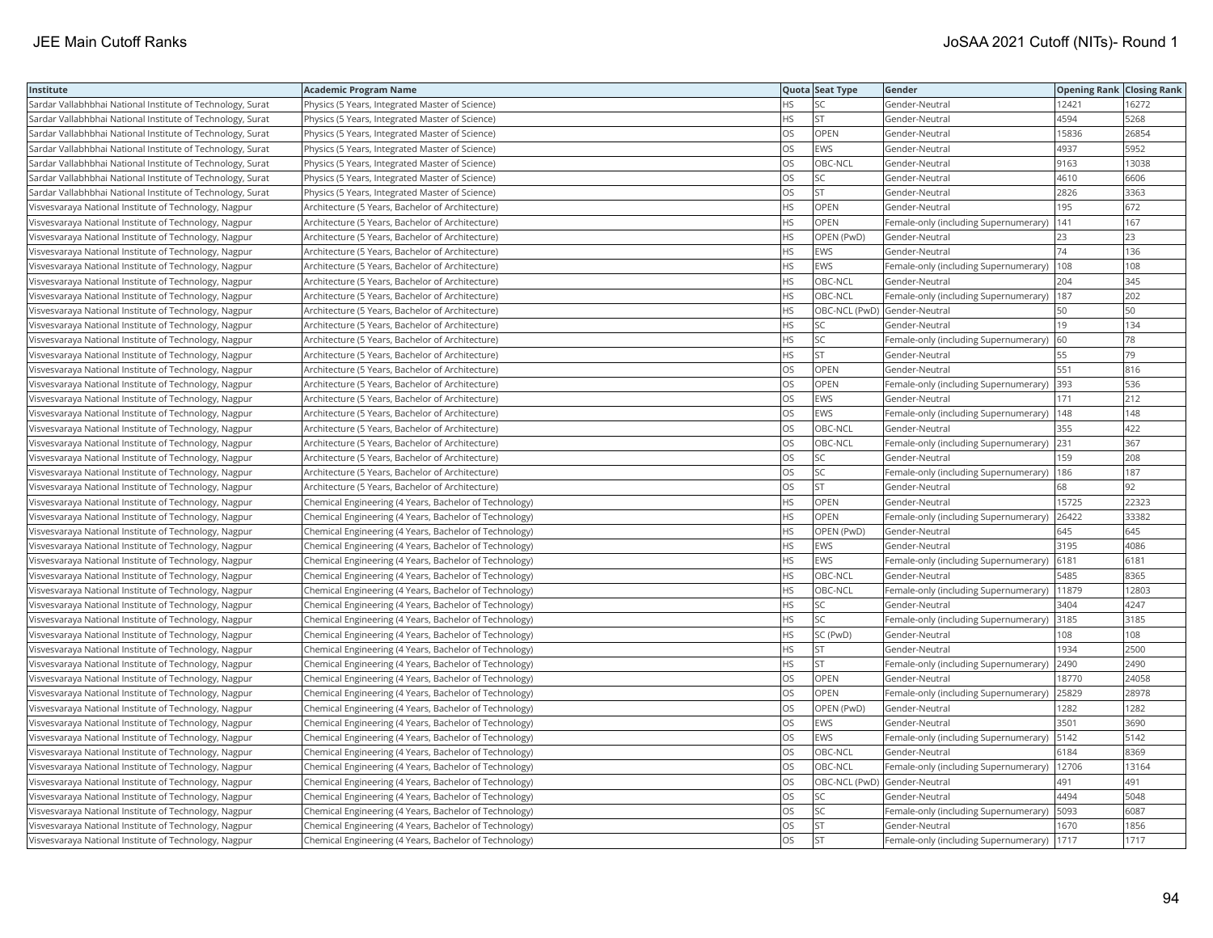| Institute | Academic Program Name | Quota | Seat Type | Gender | Opening Rank | Closing Rank |
|---|---|---|---|---|---|---|
| Sardar Vallabhbhai National Institute of Technology, Surat | Physics (5 Years, Integrated Master of Science) | HS | SC | Gender-Neutral | 12421 | 16272 |
| Sardar Vallabhbhai National Institute of Technology, Surat | Physics (5 Years, Integrated Master of Science) | HS | ST | Gender-Neutral | 4594 | 5268 |
| Sardar Vallabhbhai National Institute of Technology, Surat | Physics (5 Years, Integrated Master of Science) | OS | OPEN | Gender-Neutral | 15836 | 26854 |
| Sardar Vallabhbhai National Institute of Technology, Surat | Physics (5 Years, Integrated Master of Science) | OS | EWS | Gender-Neutral | 4937 | 5952 |
| Sardar Vallabhbhai National Institute of Technology, Surat | Physics (5 Years, Integrated Master of Science) | OS | OBC-NCL | Gender-Neutral | 9163 | 13038 |
| Sardar Vallabhbhai National Institute of Technology, Surat | Physics (5 Years, Integrated Master of Science) | OS | SC | Gender-Neutral | 4610 | 6606 |
| Sardar Vallabhbhai National Institute of Technology, Surat | Physics (5 Years, Integrated Master of Science) | OS | ST | Gender-Neutral | 2826 | 3363 |
| Visvesvaraya National Institute of Technology, Nagpur | Architecture (5 Years, Bachelor of Architecture) | HS | OPEN | Gender-Neutral | 195 | 672 |
| Visvesvaraya National Institute of Technology, Nagpur | Architecture (5 Years, Bachelor of Architecture) | HS | OPEN | Female-only (including Supernumerary) | 141 | 167 |
| Visvesvaraya National Institute of Technology, Nagpur | Architecture (5 Years, Bachelor of Architecture) | HS | OPEN (PwD) | Gender-Neutral | 23 | 23 |
| Visvesvaraya National Institute of Technology, Nagpur | Architecture (5 Years, Bachelor of Architecture) | HS | EWS | Gender-Neutral | 74 | 136 |
| Visvesvaraya National Institute of Technology, Nagpur | Architecture (5 Years, Bachelor of Architecture) | HS | EWS | Female-only (including Supernumerary) | 108 | 108 |
| Visvesvaraya National Institute of Technology, Nagpur | Architecture (5 Years, Bachelor of Architecture) | HS | OBC-NCL | Gender-Neutral | 204 | 345 |
| Visvesvaraya National Institute of Technology, Nagpur | Architecture (5 Years, Bachelor of Architecture) | HS | OBC-NCL | Female-only (including Supernumerary) | 187 | 202 |
| Visvesvaraya National Institute of Technology, Nagpur | Architecture (5 Years, Bachelor of Architecture) | HS | OBC-NCL (PwD) | Gender-Neutral | 50 | 50 |
| Visvesvaraya National Institute of Technology, Nagpur | Architecture (5 Years, Bachelor of Architecture) | HS | SC | Gender-Neutral | 19 | 134 |
| Visvesvaraya National Institute of Technology, Nagpur | Architecture (5 Years, Bachelor of Architecture) | HS | SC | Female-only (including Supernumerary) | 60 | 78 |
| Visvesvaraya National Institute of Technology, Nagpur | Architecture (5 Years, Bachelor of Architecture) | HS | ST | Gender-Neutral | 55 | 79 |
| Visvesvaraya National Institute of Technology, Nagpur | Architecture (5 Years, Bachelor of Architecture) | OS | OPEN | Gender-Neutral | 551 | 816 |
| Visvesvaraya National Institute of Technology, Nagpur | Architecture (5 Years, Bachelor of Architecture) | OS | OPEN | Female-only (including Supernumerary) | 393 | 536 |
| Visvesvaraya National Institute of Technology, Nagpur | Architecture (5 Years, Bachelor of Architecture) | OS | EWS | Gender-Neutral | 171 | 212 |
| Visvesvaraya National Institute of Technology, Nagpur | Architecture (5 Years, Bachelor of Architecture) | OS | EWS | Female-only (including Supernumerary) | 148 | 148 |
| Visvesvaraya National Institute of Technology, Nagpur | Architecture (5 Years, Bachelor of Architecture) | OS | OBC-NCL | Gender-Neutral | 355 | 422 |
| Visvesvaraya National Institute of Technology, Nagpur | Architecture (5 Years, Bachelor of Architecture) | OS | OBC-NCL | Female-only (including Supernumerary) | 231 | 367 |
| Visvesvaraya National Institute of Technology, Nagpur | Architecture (5 Years, Bachelor of Architecture) | OS | SC | Gender-Neutral | 159 | 208 |
| Visvesvaraya National Institute of Technology, Nagpur | Architecture (5 Years, Bachelor of Architecture) | OS | SC | Female-only (including Supernumerary) | 186 | 187 |
| Visvesvaraya National Institute of Technology, Nagpur | Architecture (5 Years, Bachelor of Architecture) | OS | ST | Gender-Neutral | 68 | 92 |
| Visvesvaraya National Institute of Technology, Nagpur | Chemical Engineering (4 Years, Bachelor of Technology) | HS | OPEN | Gender-Neutral | 15725 | 22323 |
| Visvesvaraya National Institute of Technology, Nagpur | Chemical Engineering (4 Years, Bachelor of Technology) | HS | OPEN | Female-only (including Supernumerary) | 26422 | 33382 |
| Visvesvaraya National Institute of Technology, Nagpur | Chemical Engineering (4 Years, Bachelor of Technology) | HS | OPEN (PwD) | Gender-Neutral | 645 | 645 |
| Visvesvaraya National Institute of Technology, Nagpur | Chemical Engineering (4 Years, Bachelor of Technology) | HS | EWS | Gender-Neutral | 3195 | 4086 |
| Visvesvaraya National Institute of Technology, Nagpur | Chemical Engineering (4 Years, Bachelor of Technology) | HS | EWS | Female-only (including Supernumerary) | 6181 | 6181 |
| Visvesvaraya National Institute of Technology, Nagpur | Chemical Engineering (4 Years, Bachelor of Technology) | HS | OBC-NCL | Gender-Neutral | 5485 | 8365 |
| Visvesvaraya National Institute of Technology, Nagpur | Chemical Engineering (4 Years, Bachelor of Technology) | HS | OBC-NCL | Female-only (including Supernumerary) | 11879 | 12803 |
| Visvesvaraya National Institute of Technology, Nagpur | Chemical Engineering (4 Years, Bachelor of Technology) | HS | SC | Gender-Neutral | 3404 | 4247 |
| Visvesvaraya National Institute of Technology, Nagpur | Chemical Engineering (4 Years, Bachelor of Technology) | HS | SC | Female-only (including Supernumerary) | 3185 | 3185 |
| Visvesvaraya National Institute of Technology, Nagpur | Chemical Engineering (4 Years, Bachelor of Technology) | HS | SC (PwD) | Gender-Neutral | 108 | 108 |
| Visvesvaraya National Institute of Technology, Nagpur | Chemical Engineering (4 Years, Bachelor of Technology) | HS | ST | Gender-Neutral | 1934 | 2500 |
| Visvesvaraya National Institute of Technology, Nagpur | Chemical Engineering (4 Years, Bachelor of Technology) | HS | ST | Female-only (including Supernumerary) | 2490 | 2490 |
| Visvesvaraya National Institute of Technology, Nagpur | Chemical Engineering (4 Years, Bachelor of Technology) | OS | OPEN | Gender-Neutral | 18770 | 24058 |
| Visvesvaraya National Institute of Technology, Nagpur | Chemical Engineering (4 Years, Bachelor of Technology) | OS | OPEN | Female-only (including Supernumerary) | 25829 | 28978 |
| Visvesvaraya National Institute of Technology, Nagpur | Chemical Engineering (4 Years, Bachelor of Technology) | OS | OPEN (PwD) | Gender-Neutral | 1282 | 1282 |
| Visvesvaraya National Institute of Technology, Nagpur | Chemical Engineering (4 Years, Bachelor of Technology) | OS | EWS | Gender-Neutral | 3501 | 3690 |
| Visvesvaraya National Institute of Technology, Nagpur | Chemical Engineering (4 Years, Bachelor of Technology) | OS | EWS | Female-only (including Supernumerary) | 5142 | 5142 |
| Visvesvaraya National Institute of Technology, Nagpur | Chemical Engineering (4 Years, Bachelor of Technology) | OS | OBC-NCL | Gender-Neutral | 6184 | 8369 |
| Visvesvaraya National Institute of Technology, Nagpur | Chemical Engineering (4 Years, Bachelor of Technology) | OS | OBC-NCL | Female-only (including Supernumerary) | 12706 | 13164 |
| Visvesvaraya National Institute of Technology, Nagpur | Chemical Engineering (4 Years, Bachelor of Technology) | OS | OBC-NCL (PwD) | Gender-Neutral | 491 | 491 |
| Visvesvaraya National Institute of Technology, Nagpur | Chemical Engineering (4 Years, Bachelor of Technology) | OS | SC | Gender-Neutral | 4494 | 5048 |
| Visvesvaraya National Institute of Technology, Nagpur | Chemical Engineering (4 Years, Bachelor of Technology) | OS | SC | Female-only (including Supernumerary) | 5093 | 6087 |
| Visvesvaraya National Institute of Technology, Nagpur | Chemical Engineering (4 Years, Bachelor of Technology) | OS | ST | Gender-Neutral | 1670 | 1856 |
| Visvesvaraya National Institute of Technology, Nagpur | Chemical Engineering (4 Years, Bachelor of Technology) | OS | ST | Female-only (including Supernumerary) | 1717 | 1717 |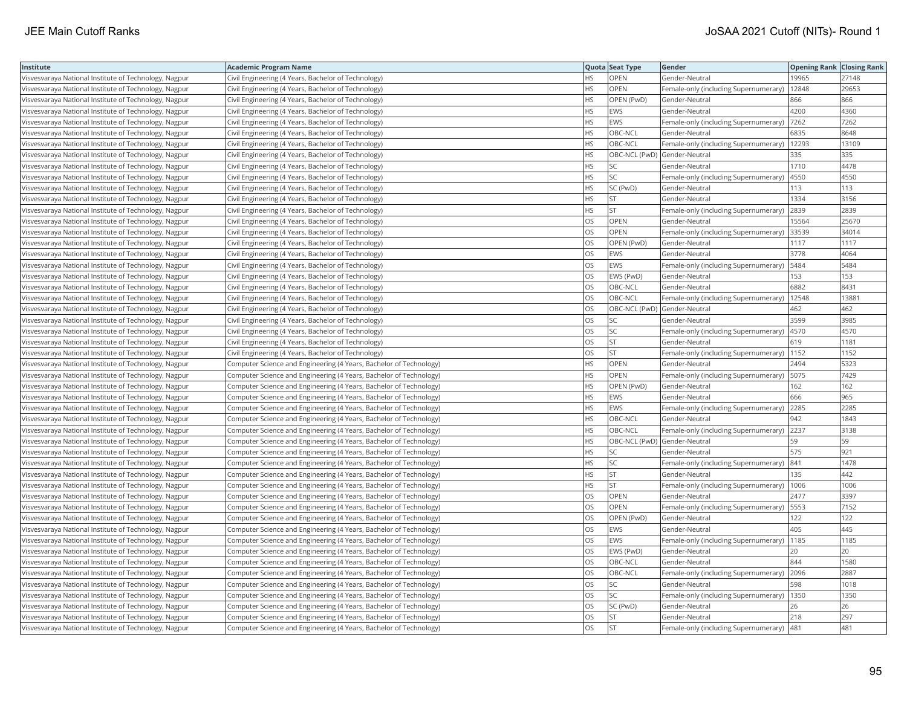| Institute | Academic Program Name | Quota | Seat Type | Gender | Opening Rank | Closing Rank |
|---|---|---|---|---|---|---|
| Visvesvaraya National Institute of Technology, Nagpur | Civil Engineering (4 Years, Bachelor of Technology) | HS | OPEN | Gender-Neutral | 19965 | 27148 |
| Visvesvaraya National Institute of Technology, Nagpur | Civil Engineering (4 Years, Bachelor of Technology) | HS | OPEN | Female-only (including Supernumerary) | 12848 | 29653 |
| Visvesvaraya National Institute of Technology, Nagpur | Civil Engineering (4 Years, Bachelor of Technology) | HS | OPEN (PwD) | Gender-Neutral | 866 | 866 |
| Visvesvaraya National Institute of Technology, Nagpur | Civil Engineering (4 Years, Bachelor of Technology) | HS | EWS | Gender-Neutral | 4200 | 4360 |
| Visvesvaraya National Institute of Technology, Nagpur | Civil Engineering (4 Years, Bachelor of Technology) | HS | EWS | Female-only (including Supernumerary) | 7262 | 7262 |
| Visvesvaraya National Institute of Technology, Nagpur | Civil Engineering (4 Years, Bachelor of Technology) | HS | OBC-NCL | Gender-Neutral | 6835 | 8648 |
| Visvesvaraya National Institute of Technology, Nagpur | Civil Engineering (4 Years, Bachelor of Technology) | HS | OBC-NCL | Female-only (including Supernumerary) | 12293 | 13109 |
| Visvesvaraya National Institute of Technology, Nagpur | Civil Engineering (4 Years, Bachelor of Technology) | HS | OBC-NCL (PwD) | Gender-Neutral | 335 | 335 |
| Visvesvaraya National Institute of Technology, Nagpur | Civil Engineering (4 Years, Bachelor of Technology) | HS | SC | Gender-Neutral | 1710 | 4478 |
| Visvesvaraya National Institute of Technology, Nagpur | Civil Engineering (4 Years, Bachelor of Technology) | HS | SC | Female-only (including Supernumerary) | 4550 | 4550 |
| Visvesvaraya National Institute of Technology, Nagpur | Civil Engineering (4 Years, Bachelor of Technology) | HS | SC (PwD) | Gender-Neutral | 113 | 113 |
| Visvesvaraya National Institute of Technology, Nagpur | Civil Engineering (4 Years, Bachelor of Technology) | HS | ST | Gender-Neutral | 1334 | 3156 |
| Visvesvaraya National Institute of Technology, Nagpur | Civil Engineering (4 Years, Bachelor of Technology) | HS | ST | Female-only (including Supernumerary) | 2839 | 2839 |
| Visvesvaraya National Institute of Technology, Nagpur | Civil Engineering (4 Years, Bachelor of Technology) | OS | OPEN | Gender-Neutral | 15564 | 25670 |
| Visvesvaraya National Institute of Technology, Nagpur | Civil Engineering (4 Years, Bachelor of Technology) | OS | OPEN | Female-only (including Supernumerary) | 33539 | 34014 |
| Visvesvaraya National Institute of Technology, Nagpur | Civil Engineering (4 Years, Bachelor of Technology) | OS | OPEN (PwD) | Gender-Neutral | 1117 | 1117 |
| Visvesvaraya National Institute of Technology, Nagpur | Civil Engineering (4 Years, Bachelor of Technology) | OS | EWS | Gender-Neutral | 3778 | 4064 |
| Visvesvaraya National Institute of Technology, Nagpur | Civil Engineering (4 Years, Bachelor of Technology) | OS | EWS | Female-only (including Supernumerary) | 5484 | 5484 |
| Visvesvaraya National Institute of Technology, Nagpur | Civil Engineering (4 Years, Bachelor of Technology) | OS | EWS (PwD) | Gender-Neutral | 153 | 153 |
| Visvesvaraya National Institute of Technology, Nagpur | Civil Engineering (4 Years, Bachelor of Technology) | OS | OBC-NCL | Gender-Neutral | 6882 | 8431 |
| Visvesvaraya National Institute of Technology, Nagpur | Civil Engineering (4 Years, Bachelor of Technology) | OS | OBC-NCL | Female-only (including Supernumerary) | 12548 | 13881 |
| Visvesvaraya National Institute of Technology, Nagpur | Civil Engineering (4 Years, Bachelor of Technology) | OS | OBC-NCL (PwD) | Gender-Neutral | 462 | 462 |
| Visvesvaraya National Institute of Technology, Nagpur | Civil Engineering (4 Years, Bachelor of Technology) | OS | SC | Gender-Neutral | 3599 | 3985 |
| Visvesvaraya National Institute of Technology, Nagpur | Civil Engineering (4 Years, Bachelor of Technology) | OS | SC | Female-only (including Supernumerary) | 4570 | 4570 |
| Visvesvaraya National Institute of Technology, Nagpur | Civil Engineering (4 Years, Bachelor of Technology) | OS | ST | Gender-Neutral | 619 | 1181 |
| Visvesvaraya National Institute of Technology, Nagpur | Civil Engineering (4 Years, Bachelor of Technology) | OS | ST | Female-only (including Supernumerary) | 1152 | 1152 |
| Visvesvaraya National Institute of Technology, Nagpur | Computer Science and Engineering (4 Years, Bachelor of Technology) | HS | OPEN | Gender-Neutral | 2494 | 5323 |
| Visvesvaraya National Institute of Technology, Nagpur | Computer Science and Engineering (4 Years, Bachelor of Technology) | HS | OPEN | Female-only (including Supernumerary) | 5075 | 7429 |
| Visvesvaraya National Institute of Technology, Nagpur | Computer Science and Engineering (4 Years, Bachelor of Technology) | HS | OPEN (PwD) | Gender-Neutral | 162 | 162 |
| Visvesvaraya National Institute of Technology, Nagpur | Computer Science and Engineering (4 Years, Bachelor of Technology) | HS | EWS | Gender-Neutral | 666 | 965 |
| Visvesvaraya National Institute of Technology, Nagpur | Computer Science and Engineering (4 Years, Bachelor of Technology) | HS | EWS | Female-only (including Supernumerary) | 2285 | 2285 |
| Visvesvaraya National Institute of Technology, Nagpur | Computer Science and Engineering (4 Years, Bachelor of Technology) | HS | OBC-NCL | Gender-Neutral | 942 | 1843 |
| Visvesvaraya National Institute of Technology, Nagpur | Computer Science and Engineering (4 Years, Bachelor of Technology) | HS | OBC-NCL | Female-only (including Supernumerary) | 2237 | 3138 |
| Visvesvaraya National Institute of Technology, Nagpur | Computer Science and Engineering (4 Years, Bachelor of Technology) | HS | OBC-NCL (PwD) | Gender-Neutral | 59 | 59 |
| Visvesvaraya National Institute of Technology, Nagpur | Computer Science and Engineering (4 Years, Bachelor of Technology) | HS | SC | Gender-Neutral | 575 | 921 |
| Visvesvaraya National Institute of Technology, Nagpur | Computer Science and Engineering (4 Years, Bachelor of Technology) | HS | SC | Female-only (including Supernumerary) | 841 | 1478 |
| Visvesvaraya National Institute of Technology, Nagpur | Computer Science and Engineering (4 Years, Bachelor of Technology) | HS | ST | Gender-Neutral | 135 | 442 |
| Visvesvaraya National Institute of Technology, Nagpur | Computer Science and Engineering (4 Years, Bachelor of Technology) | HS | ST | Female-only (including Supernumerary) | 1006 | 1006 |
| Visvesvaraya National Institute of Technology, Nagpur | Computer Science and Engineering (4 Years, Bachelor of Technology) | OS | OPEN | Gender-Neutral | 2477 | 3397 |
| Visvesvaraya National Institute of Technology, Nagpur | Computer Science and Engineering (4 Years, Bachelor of Technology) | OS | OPEN | Female-only (including Supernumerary) | 5553 | 7152 |
| Visvesvaraya National Institute of Technology, Nagpur | Computer Science and Engineering (4 Years, Bachelor of Technology) | OS | OPEN (PwD) | Gender-Neutral | 122 | 122 |
| Visvesvaraya National Institute of Technology, Nagpur | Computer Science and Engineering (4 Years, Bachelor of Technology) | OS | EWS | Gender-Neutral | 405 | 445 |
| Visvesvaraya National Institute of Technology, Nagpur | Computer Science and Engineering (4 Years, Bachelor of Technology) | OS | EWS | Female-only (including Supernumerary) | 1185 | 1185 |
| Visvesvaraya National Institute of Technology, Nagpur | Computer Science and Engineering (4 Years, Bachelor of Technology) | OS | EWS (PwD) | Gender-Neutral | 20 | 20 |
| Visvesvaraya National Institute of Technology, Nagpur | Computer Science and Engineering (4 Years, Bachelor of Technology) | OS | OBC-NCL | Gender-Neutral | 844 | 1580 |
| Visvesvaraya National Institute of Technology, Nagpur | Computer Science and Engineering (4 Years, Bachelor of Technology) | OS | OBC-NCL | Female-only (including Supernumerary) | 2096 | 2887 |
| Visvesvaraya National Institute of Technology, Nagpur | Computer Science and Engineering (4 Years, Bachelor of Technology) | OS | SC | Gender-Neutral | 598 | 1018 |
| Visvesvaraya National Institute of Technology, Nagpur | Computer Science and Engineering (4 Years, Bachelor of Technology) | OS | SC | Female-only (including Supernumerary) | 1350 | 1350 |
| Visvesvaraya National Institute of Technology, Nagpur | Computer Science and Engineering (4 Years, Bachelor of Technology) | OS | SC (PwD) | Gender-Neutral | 26 | 26 |
| Visvesvaraya National Institute of Technology, Nagpur | Computer Science and Engineering (4 Years, Bachelor of Technology) | OS | ST | Gender-Neutral | 218 | 297 |
| Visvesvaraya National Institute of Technology, Nagpur | Computer Science and Engineering (4 Years, Bachelor of Technology) | OS | ST | Female-only (including Supernumerary) | 481 | 481 |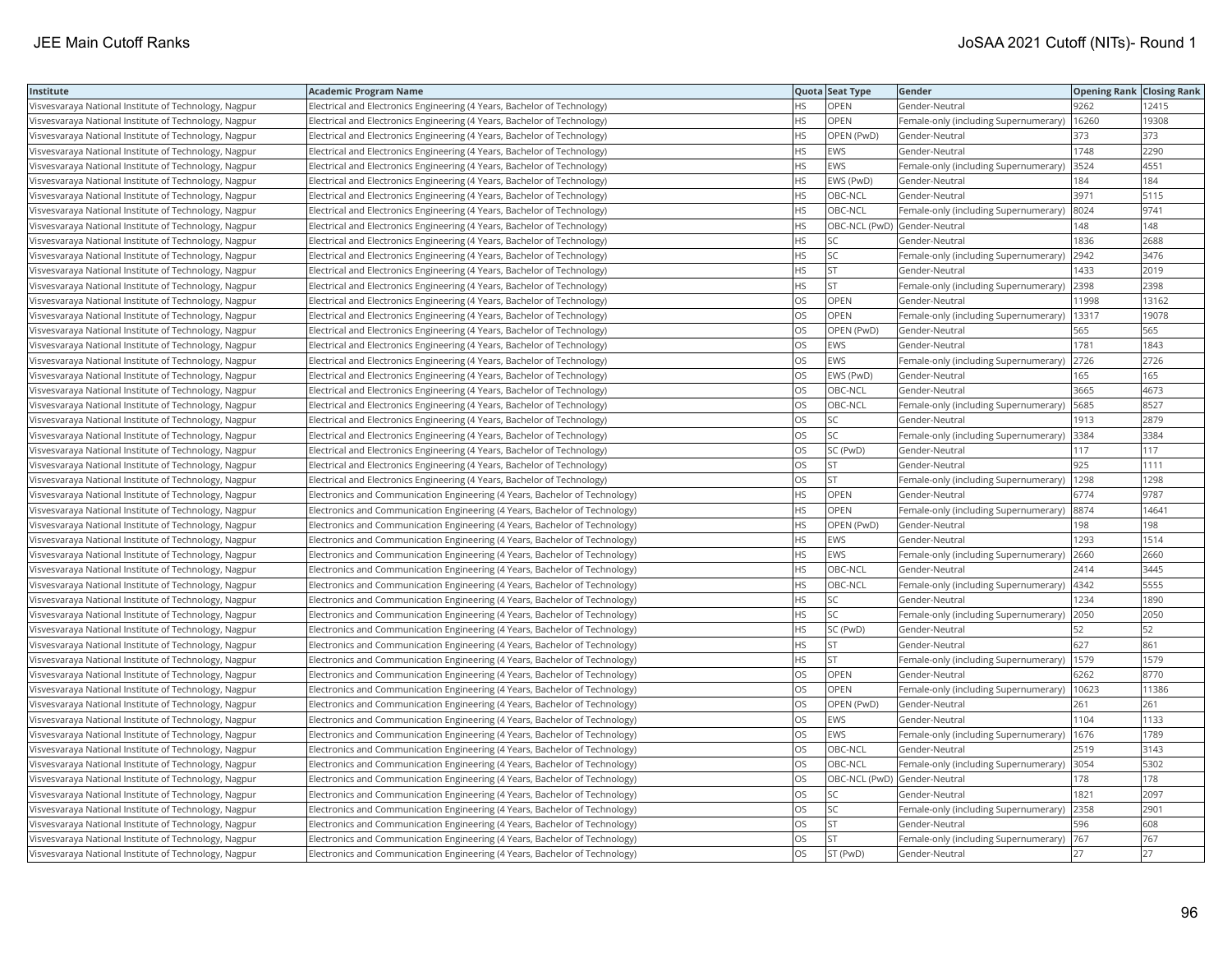| Institute | Academic Program Name | Quota | Seat Type | Gender | Opening Rank | Closing Rank |
|---|---|---|---|---|---|---|
| Visvesvaraya National Institute of Technology, Nagpur | Electrical and Electronics Engineering (4 Years, Bachelor of Technology) | HS | OPEN | Gender-Neutral | 9262 | 12415 |
| Visvesvaraya National Institute of Technology, Nagpur | Electrical and Electronics Engineering (4 Years, Bachelor of Technology) | HS | OPEN | Female-only (including Supernumerary) | 16260 | 19308 |
| Visvesvaraya National Institute of Technology, Nagpur | Electrical and Electronics Engineering (4 Years, Bachelor of Technology) | HS | OPEN (PwD) | Gender-Neutral | 373 | 373 |
| Visvesvaraya National Institute of Technology, Nagpur | Electrical and Electronics Engineering (4 Years, Bachelor of Technology) | HS | EWS | Gender-Neutral | 1748 | 2290 |
| Visvesvaraya National Institute of Technology, Nagpur | Electrical and Electronics Engineering (4 Years, Bachelor of Technology) | HS | EWS | Female-only (including Supernumerary) | 3524 | 4551 |
| Visvesvaraya National Institute of Technology, Nagpur | Electrical and Electronics Engineering (4 Years, Bachelor of Technology) | HS | EWS (PwD) | Gender-Neutral | 184 | 184 |
| Visvesvaraya National Institute of Technology, Nagpur | Electrical and Electronics Engineering (4 Years, Bachelor of Technology) | HS | OBC-NCL | Gender-Neutral | 3971 | 5115 |
| Visvesvaraya National Institute of Technology, Nagpur | Electrical and Electronics Engineering (4 Years, Bachelor of Technology) | HS | OBC-NCL | Female-only (including Supernumerary) | 8024 | 9741 |
| Visvesvaraya National Institute of Technology, Nagpur | Electrical and Electronics Engineering (4 Years, Bachelor of Technology) | HS | OBC-NCL (PwD) | Gender-Neutral | 148 | 148 |
| Visvesvaraya National Institute of Technology, Nagpur | Electrical and Electronics Engineering (4 Years, Bachelor of Technology) | HS | SC | Gender-Neutral | 1836 | 2688 |
| Visvesvaraya National Institute of Technology, Nagpur | Electrical and Electronics Engineering (4 Years, Bachelor of Technology) | HS | SC | Female-only (including Supernumerary) | 2942 | 3476 |
| Visvesvaraya National Institute of Technology, Nagpur | Electrical and Electronics Engineering (4 Years, Bachelor of Technology) | HS | ST | Gender-Neutral | 1433 | 2019 |
| Visvesvaraya National Institute of Technology, Nagpur | Electrical and Electronics Engineering (4 Years, Bachelor of Technology) | HS | ST | Female-only (including Supernumerary) | 2398 | 2398 |
| Visvesvaraya National Institute of Technology, Nagpur | Electrical and Electronics Engineering (4 Years, Bachelor of Technology) | OS | OPEN | Gender-Neutral | 11998 | 13162 |
| Visvesvaraya National Institute of Technology, Nagpur | Electrical and Electronics Engineering (4 Years, Bachelor of Technology) | OS | OPEN | Female-only (including Supernumerary) | 13317 | 19078 |
| Visvesvaraya National Institute of Technology, Nagpur | Electrical and Electronics Engineering (4 Years, Bachelor of Technology) | OS | OPEN (PwD) | Gender-Neutral | 565 | 565 |
| Visvesvaraya National Institute of Technology, Nagpur | Electrical and Electronics Engineering (4 Years, Bachelor of Technology) | OS | EWS | Gender-Neutral | 1781 | 1843 |
| Visvesvaraya National Institute of Technology, Nagpur | Electrical and Electronics Engineering (4 Years, Bachelor of Technology) | OS | EWS | Female-only (including Supernumerary) | 2726 | 2726 |
| Visvesvaraya National Institute of Technology, Nagpur | Electrical and Electronics Engineering (4 Years, Bachelor of Technology) | OS | EWS (PwD) | Gender-Neutral | 165 | 165 |
| Visvesvaraya National Institute of Technology, Nagpur | Electrical and Electronics Engineering (4 Years, Bachelor of Technology) | OS | OBC-NCL | Gender-Neutral | 3665 | 4673 |
| Visvesvaraya National Institute of Technology, Nagpur | Electrical and Electronics Engineering (4 Years, Bachelor of Technology) | OS | OBC-NCL | Female-only (including Supernumerary) | 5685 | 8527 |
| Visvesvaraya National Institute of Technology, Nagpur | Electrical and Electronics Engineering (4 Years, Bachelor of Technology) | OS | SC | Gender-Neutral | 1913 | 2879 |
| Visvesvaraya National Institute of Technology, Nagpur | Electrical and Electronics Engineering (4 Years, Bachelor of Technology) | OS | SC | Female-only (including Supernumerary) | 3384 | 3384 |
| Visvesvaraya National Institute of Technology, Nagpur | Electrical and Electronics Engineering (4 Years, Bachelor of Technology) | OS | SC (PwD) | Gender-Neutral | 117 | 117 |
| Visvesvaraya National Institute of Technology, Nagpur | Electrical and Electronics Engineering (4 Years, Bachelor of Technology) | OS | ST | Gender-Neutral | 925 | 1111 |
| Visvesvaraya National Institute of Technology, Nagpur | Electrical and Electronics Engineering (4 Years, Bachelor of Technology) | OS | ST | Female-only (including Supernumerary) | 1298 | 1298 |
| Visvesvaraya National Institute of Technology, Nagpur | Electronics and Communication Engineering (4 Years, Bachelor of Technology) | HS | OPEN | Gender-Neutral | 6774 | 9787 |
| Visvesvaraya National Institute of Technology, Nagpur | Electronics and Communication Engineering (4 Years, Bachelor of Technology) | HS | OPEN | Female-only (including Supernumerary) | 8874 | 14641 |
| Visvesvaraya National Institute of Technology, Nagpur | Electronics and Communication Engineering (4 Years, Bachelor of Technology) | HS | OPEN (PwD) | Gender-Neutral | 198 | 198 |
| Visvesvaraya National Institute of Technology, Nagpur | Electronics and Communication Engineering (4 Years, Bachelor of Technology) | HS | EWS | Gender-Neutral | 1293 | 1514 |
| Visvesvaraya National Institute of Technology, Nagpur | Electronics and Communication Engineering (4 Years, Bachelor of Technology) | HS | EWS | Female-only (including Supernumerary) | 2660 | 2660 |
| Visvesvaraya National Institute of Technology, Nagpur | Electronics and Communication Engineering (4 Years, Bachelor of Technology) | HS | OBC-NCL | Gender-Neutral | 2414 | 3445 |
| Visvesvaraya National Institute of Technology, Nagpur | Electronics and Communication Engineering (4 Years, Bachelor of Technology) | HS | OBC-NCL | Female-only (including Supernumerary) | 4342 | 5555 |
| Visvesvaraya National Institute of Technology, Nagpur | Electronics and Communication Engineering (4 Years, Bachelor of Technology) | HS | SC | Gender-Neutral | 1234 | 1890 |
| Visvesvaraya National Institute of Technology, Nagpur | Electronics and Communication Engineering (4 Years, Bachelor of Technology) | HS | SC | Female-only (including Supernumerary) | 2050 | 2050 |
| Visvesvaraya National Institute of Technology, Nagpur | Electronics and Communication Engineering (4 Years, Bachelor of Technology) | HS | SC (PwD) | Gender-Neutral | 52 | 52 |
| Visvesvaraya National Institute of Technology, Nagpur | Electronics and Communication Engineering (4 Years, Bachelor of Technology) | HS | ST | Gender-Neutral | 627 | 861 |
| Visvesvaraya National Institute of Technology, Nagpur | Electronics and Communication Engineering (4 Years, Bachelor of Technology) | HS | ST | Female-only (including Supernumerary) | 1579 | 1579 |
| Visvesvaraya National Institute of Technology, Nagpur | Electronics and Communication Engineering (4 Years, Bachelor of Technology) | OS | OPEN | Gender-Neutral | 6262 | 8770 |
| Visvesvaraya National Institute of Technology, Nagpur | Electronics and Communication Engineering (4 Years, Bachelor of Technology) | OS | OPEN | Female-only (including Supernumerary) | 10623 | 11386 |
| Visvesvaraya National Institute of Technology, Nagpur | Electronics and Communication Engineering (4 Years, Bachelor of Technology) | OS | OPEN (PwD) | Gender-Neutral | 261 | 261 |
| Visvesvaraya National Institute of Technology, Nagpur | Electronics and Communication Engineering (4 Years, Bachelor of Technology) | OS | EWS | Gender-Neutral | 1104 | 1133 |
| Visvesvaraya National Institute of Technology, Nagpur | Electronics and Communication Engineering (4 Years, Bachelor of Technology) | OS | EWS | Female-only (including Supernumerary) | 1676 | 1789 |
| Visvesvaraya National Institute of Technology, Nagpur | Electronics and Communication Engineering (4 Years, Bachelor of Technology) | OS | OBC-NCL | Gender-Neutral | 2519 | 3143 |
| Visvesvaraya National Institute of Technology, Nagpur | Electronics and Communication Engineering (4 Years, Bachelor of Technology) | OS | OBC-NCL | Female-only (including Supernumerary) | 3054 | 5302 |
| Visvesvaraya National Institute of Technology, Nagpur | Electronics and Communication Engineering (4 Years, Bachelor of Technology) | OS | OBC-NCL (PwD) | Gender-Neutral | 178 | 178 |
| Visvesvaraya National Institute of Technology, Nagpur | Electronics and Communication Engineering (4 Years, Bachelor of Technology) | OS | SC | Gender-Neutral | 1821 | 2097 |
| Visvesvaraya National Institute of Technology, Nagpur | Electronics and Communication Engineering (4 Years, Bachelor of Technology) | OS | SC | Female-only (including Supernumerary) | 2358 | 2901 |
| Visvesvaraya National Institute of Technology, Nagpur | Electronics and Communication Engineering (4 Years, Bachelor of Technology) | OS | ST | Gender-Neutral | 596 | 608 |
| Visvesvaraya National Institute of Technology, Nagpur | Electronics and Communication Engineering (4 Years, Bachelor of Technology) | OS | ST | Female-only (including Supernumerary) | 767 | 767 |
| Visvesvaraya National Institute of Technology, Nagpur | Electronics and Communication Engineering (4 Years, Bachelor of Technology) | OS | ST (PwD) | Gender-Neutral | 27 | 27 |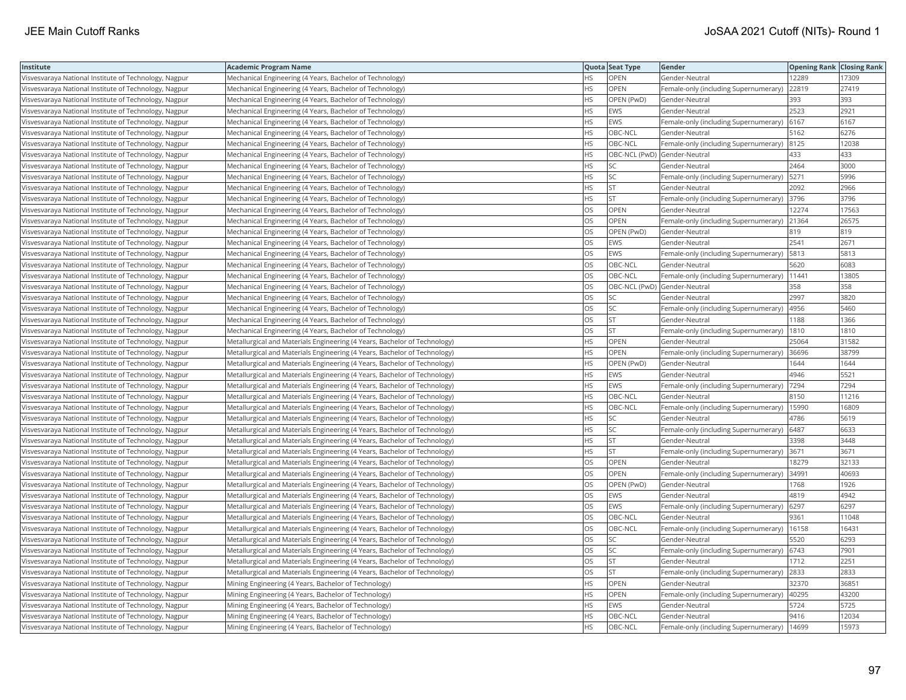| Institute | Academic Program Name | Quota | Seat Type | Gender | Opening Rank | Closing Rank |
|---|---|---|---|---|---|---|
| Visvesvaraya National Institute of Technology, Nagpur | Mechanical Engineering (4 Years, Bachelor of Technology) | HS | OPEN | Gender-Neutral | 12289 | 17309 |
| Visvesvaraya National Institute of Technology, Nagpur | Mechanical Engineering (4 Years, Bachelor of Technology) | HS | OPEN | Female-only (including Supernumerary) | 22819 | 27419 |
| Visvesvaraya National Institute of Technology, Nagpur | Mechanical Engineering (4 Years, Bachelor of Technology) | HS | OPEN (PwD) | Gender-Neutral | 393 | 393 |
| Visvesvaraya National Institute of Technology, Nagpur | Mechanical Engineering (4 Years, Bachelor of Technology) | HS | EWS | Gender-Neutral | 2523 | 2921 |
| Visvesvaraya National Institute of Technology, Nagpur | Mechanical Engineering (4 Years, Bachelor of Technology) | HS | EWS | Female-only (including Supernumerary) | 6167 | 6167 |
| Visvesvaraya National Institute of Technology, Nagpur | Mechanical Engineering (4 Years, Bachelor of Technology) | HS | OBC-NCL | Gender-Neutral | 5162 | 6276 |
| Visvesvaraya National Institute of Technology, Nagpur | Mechanical Engineering (4 Years, Bachelor of Technology) | HS | OBC-NCL | Female-only (including Supernumerary) | 8125 | 12038 |
| Visvesvaraya National Institute of Technology, Nagpur | Mechanical Engineering (4 Years, Bachelor of Technology) | HS | OBC-NCL (PwD) | Gender-Neutral | 433 | 433 |
| Visvesvaraya National Institute of Technology, Nagpur | Mechanical Engineering (4 Years, Bachelor of Technology) | HS | SC | Gender-Neutral | 2464 | 3000 |
| Visvesvaraya National Institute of Technology, Nagpur | Mechanical Engineering (4 Years, Bachelor of Technology) | HS | SC | Female-only (including Supernumerary) | 5271 | 5996 |
| Visvesvaraya National Institute of Technology, Nagpur | Mechanical Engineering (4 Years, Bachelor of Technology) | HS | ST | Gender-Neutral | 2092 | 2966 |
| Visvesvaraya National Institute of Technology, Nagpur | Mechanical Engineering (4 Years, Bachelor of Technology) | HS | ST | Female-only (including Supernumerary) | 3796 | 3796 |
| Visvesvaraya National Institute of Technology, Nagpur | Mechanical Engineering (4 Years, Bachelor of Technology) | OS | OPEN | Gender-Neutral | 12274 | 17563 |
| Visvesvaraya National Institute of Technology, Nagpur | Mechanical Engineering (4 Years, Bachelor of Technology) | OS | OPEN | Female-only (including Supernumerary) | 21364 | 26575 |
| Visvesvaraya National Institute of Technology, Nagpur | Mechanical Engineering (4 Years, Bachelor of Technology) | OS | OPEN (PwD) | Gender-Neutral | 819 | 819 |
| Visvesvaraya National Institute of Technology, Nagpur | Mechanical Engineering (4 Years, Bachelor of Technology) | OS | EWS | Gender-Neutral | 2541 | 2671 |
| Visvesvaraya National Institute of Technology, Nagpur | Mechanical Engineering (4 Years, Bachelor of Technology) | OS | EWS | Female-only (including Supernumerary) | 5813 | 5813 |
| Visvesvaraya National Institute of Technology, Nagpur | Mechanical Engineering (4 Years, Bachelor of Technology) | OS | OBC-NCL | Gender-Neutral | 5620 | 6083 |
| Visvesvaraya National Institute of Technology, Nagpur | Mechanical Engineering (4 Years, Bachelor of Technology) | OS | OBC-NCL | Female-only (including Supernumerary) | 11441 | 13805 |
| Visvesvaraya National Institute of Technology, Nagpur | Mechanical Engineering (4 Years, Bachelor of Technology) | OS | OBC-NCL (PwD) | Gender-Neutral | 358 | 358 |
| Visvesvaraya National Institute of Technology, Nagpur | Mechanical Engineering (4 Years, Bachelor of Technology) | OS | SC | Gender-Neutral | 2997 | 3820 |
| Visvesvaraya National Institute of Technology, Nagpur | Mechanical Engineering (4 Years, Bachelor of Technology) | OS | SC | Female-only (including Supernumerary) | 4956 | 5460 |
| Visvesvaraya National Institute of Technology, Nagpur | Mechanical Engineering (4 Years, Bachelor of Technology) | OS | ST | Gender-Neutral | 1188 | 1366 |
| Visvesvaraya National Institute of Technology, Nagpur | Mechanical Engineering (4 Years, Bachelor of Technology) | OS | ST | Female-only (including Supernumerary) | 1810 | 1810 |
| Visvesvaraya National Institute of Technology, Nagpur | Metallurgical and Materials Engineering (4 Years, Bachelor of Technology) | HS | OPEN | Gender-Neutral | 25064 | 31582 |
| Visvesvaraya National Institute of Technology, Nagpur | Metallurgical and Materials Engineering (4 Years, Bachelor of Technology) | HS | OPEN | Female-only (including Supernumerary) | 36696 | 38799 |
| Visvesvaraya National Institute of Technology, Nagpur | Metallurgical and Materials Engineering (4 Years, Bachelor of Technology) | HS | OPEN (PwD) | Gender-Neutral | 1644 | 1644 |
| Visvesvaraya National Institute of Technology, Nagpur | Metallurgical and Materials Engineering (4 Years, Bachelor of Technology) | HS | EWS | Gender-Neutral | 4946 | 5521 |
| Visvesvaraya National Institute of Technology, Nagpur | Metallurgical and Materials Engineering (4 Years, Bachelor of Technology) | HS | EWS | Female-only (including Supernumerary) | 7294 | 7294 |
| Visvesvaraya National Institute of Technology, Nagpur | Metallurgical and Materials Engineering (4 Years, Bachelor of Technology) | HS | OBC-NCL | Gender-Neutral | 8150 | 11216 |
| Visvesvaraya National Institute of Technology, Nagpur | Metallurgical and Materials Engineering (4 Years, Bachelor of Technology) | HS | OBC-NCL | Female-only (including Supernumerary) | 15990 | 16809 |
| Visvesvaraya National Institute of Technology, Nagpur | Metallurgical and Materials Engineering (4 Years, Bachelor of Technology) | HS | SC | Gender-Neutral | 4786 | 5619 |
| Visvesvaraya National Institute of Technology, Nagpur | Metallurgical and Materials Engineering (4 Years, Bachelor of Technology) | HS | SC | Female-only (including Supernumerary) | 6487 | 6633 |
| Visvesvaraya National Institute of Technology, Nagpur | Metallurgical and Materials Engineering (4 Years, Bachelor of Technology) | HS | ST | Gender-Neutral | 3398 | 3448 |
| Visvesvaraya National Institute of Technology, Nagpur | Metallurgical and Materials Engineering (4 Years, Bachelor of Technology) | HS | ST | Female-only (including Supernumerary) | 3671 | 3671 |
| Visvesvaraya National Institute of Technology, Nagpur | Metallurgical and Materials Engineering (4 Years, Bachelor of Technology) | OS | OPEN | Gender-Neutral | 18279 | 32133 |
| Visvesvaraya National Institute of Technology, Nagpur | Metallurgical and Materials Engineering (4 Years, Bachelor of Technology) | OS | OPEN | Female-only (including Supernumerary) | 34991 | 40693 |
| Visvesvaraya National Institute of Technology, Nagpur | Metallurgical and Materials Engineering (4 Years, Bachelor of Technology) | OS | OPEN (PwD) | Gender-Neutral | 1768 | 1926 |
| Visvesvaraya National Institute of Technology, Nagpur | Metallurgical and Materials Engineering (4 Years, Bachelor of Technology) | OS | EWS | Gender-Neutral | 4819 | 4942 |
| Visvesvaraya National Institute of Technology, Nagpur | Metallurgical and Materials Engineering (4 Years, Bachelor of Technology) | OS | EWS | Female-only (including Supernumerary) | 6297 | 6297 |
| Visvesvaraya National Institute of Technology, Nagpur | Metallurgical and Materials Engineering (4 Years, Bachelor of Technology) | OS | OBC-NCL | Gender-Neutral | 9361 | 11048 |
| Visvesvaraya National Institute of Technology, Nagpur | Metallurgical and Materials Engineering (4 Years, Bachelor of Technology) | OS | OBC-NCL | Female-only (including Supernumerary) | 16158 | 16431 |
| Visvesvaraya National Institute of Technology, Nagpur | Metallurgical and Materials Engineering (4 Years, Bachelor of Technology) | OS | SC | Gender-Neutral | 5520 | 6293 |
| Visvesvaraya National Institute of Technology, Nagpur | Metallurgical and Materials Engineering (4 Years, Bachelor of Technology) | OS | SC | Female-only (including Supernumerary) | 6743 | 7901 |
| Visvesvaraya National Institute of Technology, Nagpur | Metallurgical and Materials Engineering (4 Years, Bachelor of Technology) | OS | ST | Gender-Neutral | 1712 | 2251 |
| Visvesvaraya National Institute of Technology, Nagpur | Metallurgical and Materials Engineering (4 Years, Bachelor of Technology) | OS | ST | Female-only (including Supernumerary) | 2833 | 2833 |
| Visvesvaraya National Institute of Technology, Nagpur | Mining Engineering (4 Years, Bachelor of Technology) | HS | OPEN | Gender-Neutral | 32370 | 36851 |
| Visvesvaraya National Institute of Technology, Nagpur | Mining Engineering (4 Years, Bachelor of Technology) | HS | OPEN | Female-only (including Supernumerary) | 40295 | 43200 |
| Visvesvaraya National Institute of Technology, Nagpur | Mining Engineering (4 Years, Bachelor of Technology) | HS | EWS | Gender-Neutral | 5724 | 5725 |
| Visvesvaraya National Institute of Technology, Nagpur | Mining Engineering (4 Years, Bachelor of Technology) | HS | OBC-NCL | Gender-Neutral | 9416 | 12034 |
| Visvesvaraya National Institute of Technology, Nagpur | Mining Engineering (4 Years, Bachelor of Technology) | HS | OBC-NCL | Female-only (including Supernumerary) | 14699 | 15973 |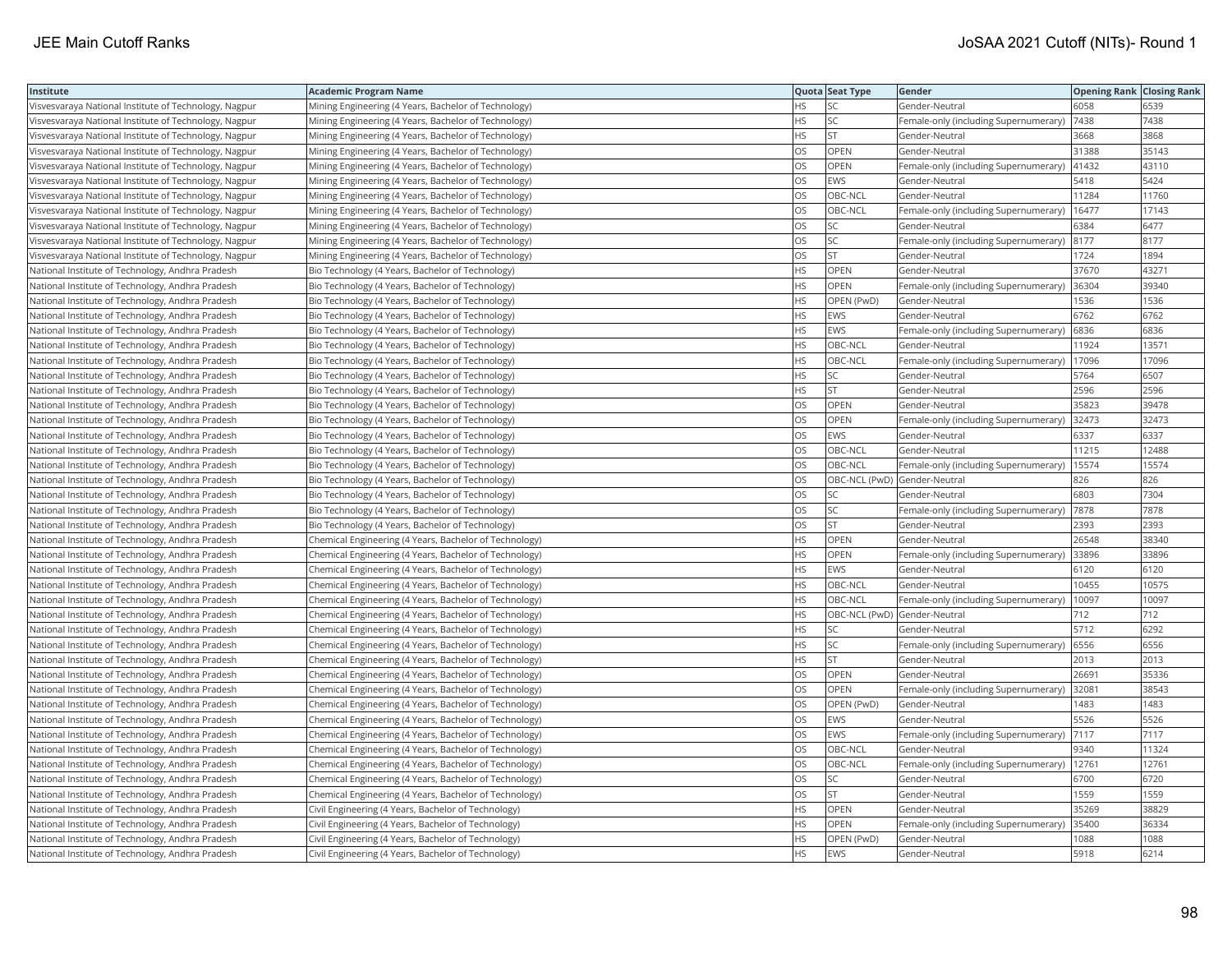| Institute | Academic Program Name | Quota | Seat Type | Gender | Opening Rank | Closing Rank |
|---|---|---|---|---|---|---|
| Visvesvaraya National Institute of Technology, Nagpur | Mining Engineering (4 Years, Bachelor of Technology) | HS | SC | Gender-Neutral | 6058 | 6539 |
| Visvesvaraya National Institute of Technology, Nagpur | Mining Engineering (4 Years, Bachelor of Technology) | HS | SC | Female-only (including Supernumerary) | 7438 | 7438 |
| Visvesvaraya National Institute of Technology, Nagpur | Mining Engineering (4 Years, Bachelor of Technology) | HS | ST | Gender-Neutral | 3668 | 3868 |
| Visvesvaraya National Institute of Technology, Nagpur | Mining Engineering (4 Years, Bachelor of Technology) | OS | OPEN | Gender-Neutral | 31388 | 35143 |
| Visvesvaraya National Institute of Technology, Nagpur | Mining Engineering (4 Years, Bachelor of Technology) | OS | OPEN | Female-only (including Supernumerary) | 41432 | 43110 |
| Visvesvaraya National Institute of Technology, Nagpur | Mining Engineering (4 Years, Bachelor of Technology) | OS | EWS | Gender-Neutral | 5418 | 5424 |
| Visvesvaraya National Institute of Technology, Nagpur | Mining Engineering (4 Years, Bachelor of Technology) | OS | OBC-NCL | Gender-Neutral | 11284 | 11760 |
| Visvesvaraya National Institute of Technology, Nagpur | Mining Engineering (4 Years, Bachelor of Technology) | OS | OBC-NCL | Female-only (including Supernumerary) | 16477 | 17143 |
| Visvesvaraya National Institute of Technology, Nagpur | Mining Engineering (4 Years, Bachelor of Technology) | OS | SC | Gender-Neutral | 6384 | 6477 |
| Visvesvaraya National Institute of Technology, Nagpur | Mining Engineering (4 Years, Bachelor of Technology) | OS | SC | Female-only (including Supernumerary) | 8177 | 8177 |
| Visvesvaraya National Institute of Technology, Nagpur | Mining Engineering (4 Years, Bachelor of Technology) | OS | ST | Gender-Neutral | 1724 | 1894 |
| National Institute of Technology, Andhra Pradesh | Bio Technology (4 Years, Bachelor of Technology) | HS | OPEN | Gender-Neutral | 37670 | 43271 |
| National Institute of Technology, Andhra Pradesh | Bio Technology (4 Years, Bachelor of Technology) | HS | OPEN | Female-only (including Supernumerary) | 36304 | 39340 |
| National Institute of Technology, Andhra Pradesh | Bio Technology (4 Years, Bachelor of Technology) | HS | OPEN (PwD) | Gender-Neutral | 1536 | 1536 |
| National Institute of Technology, Andhra Pradesh | Bio Technology (4 Years, Bachelor of Technology) | HS | EWS | Gender-Neutral | 6762 | 6762 |
| National Institute of Technology, Andhra Pradesh | Bio Technology (4 Years, Bachelor of Technology) | HS | EWS | Female-only (including Supernumerary) | 6836 | 6836 |
| National Institute of Technology, Andhra Pradesh | Bio Technology (4 Years, Bachelor of Technology) | HS | OBC-NCL | Gender-Neutral | 11924 | 13571 |
| National Institute of Technology, Andhra Pradesh | Bio Technology (4 Years, Bachelor of Technology) | HS | OBC-NCL | Female-only (including Supernumerary) | 17096 | 17096 |
| National Institute of Technology, Andhra Pradesh | Bio Technology (4 Years, Bachelor of Technology) | HS | SC | Gender-Neutral | 5764 | 6507 |
| National Institute of Technology, Andhra Pradesh | Bio Technology (4 Years, Bachelor of Technology) | HS | ST | Gender-Neutral | 2596 | 2596 |
| National Institute of Technology, Andhra Pradesh | Bio Technology (4 Years, Bachelor of Technology) | OS | OPEN | Gender-Neutral | 35823 | 39478 |
| National Institute of Technology, Andhra Pradesh | Bio Technology (4 Years, Bachelor of Technology) | OS | OPEN | Female-only (including Supernumerary) | 32473 | 32473 |
| National Institute of Technology, Andhra Pradesh | Bio Technology (4 Years, Bachelor of Technology) | OS | EWS | Gender-Neutral | 6337 | 6337 |
| National Institute of Technology, Andhra Pradesh | Bio Technology (4 Years, Bachelor of Technology) | OS | OBC-NCL | Gender-Neutral | 11215 | 12488 |
| National Institute of Technology, Andhra Pradesh | Bio Technology (4 Years, Bachelor of Technology) | OS | OBC-NCL | Female-only (including Supernumerary) | 15574 | 15574 |
| National Institute of Technology, Andhra Pradesh | Bio Technology (4 Years, Bachelor of Technology) | OS | OBC-NCL (PwD) | Gender-Neutral | 826 | 826 |
| National Institute of Technology, Andhra Pradesh | Bio Technology (4 Years, Bachelor of Technology) | OS | SC | Gender-Neutral | 6803 | 7304 |
| National Institute of Technology, Andhra Pradesh | Bio Technology (4 Years, Bachelor of Technology) | OS | SC | Female-only (including Supernumerary) | 7878 | 7878 |
| National Institute of Technology, Andhra Pradesh | Bio Technology (4 Years, Bachelor of Technology) | OS | ST | Gender-Neutral | 2393 | 2393 |
| National Institute of Technology, Andhra Pradesh | Chemical Engineering (4 Years, Bachelor of Technology) | HS | OPEN | Gender-Neutral | 26548 | 38340 |
| National Institute of Technology, Andhra Pradesh | Chemical Engineering (4 Years, Bachelor of Technology) | HS | OPEN | Female-only (including Supernumerary) | 33896 | 33896 |
| National Institute of Technology, Andhra Pradesh | Chemical Engineering (4 Years, Bachelor of Technology) | HS | EWS | Gender-Neutral | 6120 | 6120 |
| National Institute of Technology, Andhra Pradesh | Chemical Engineering (4 Years, Bachelor of Technology) | HS | OBC-NCL | Gender-Neutral | 10455 | 10575 |
| National Institute of Technology, Andhra Pradesh | Chemical Engineering (4 Years, Bachelor of Technology) | HS | OBC-NCL | Female-only (including Supernumerary) | 10097 | 10097 |
| National Institute of Technology, Andhra Pradesh | Chemical Engineering (4 Years, Bachelor of Technology) | HS | OBC-NCL (PwD) | Gender-Neutral | 712 | 712 |
| National Institute of Technology, Andhra Pradesh | Chemical Engineering (4 Years, Bachelor of Technology) | HS | SC | Gender-Neutral | 5712 | 6292 |
| National Institute of Technology, Andhra Pradesh | Chemical Engineering (4 Years, Bachelor of Technology) | HS | SC | Female-only (including Supernumerary) | 6556 | 6556 |
| National Institute of Technology, Andhra Pradesh | Chemical Engineering (4 Years, Bachelor of Technology) | HS | ST | Gender-Neutral | 2013 | 2013 |
| National Institute of Technology, Andhra Pradesh | Chemical Engineering (4 Years, Bachelor of Technology) | OS | OPEN | Gender-Neutral | 26691 | 35336 |
| National Institute of Technology, Andhra Pradesh | Chemical Engineering (4 Years, Bachelor of Technology) | OS | OPEN | Female-only (including Supernumerary) | 32081 | 38543 |
| National Institute of Technology, Andhra Pradesh | Chemical Engineering (4 Years, Bachelor of Technology) | OS | OPEN (PwD) | Gender-Neutral | 1483 | 1483 |
| National Institute of Technology, Andhra Pradesh | Chemical Engineering (4 Years, Bachelor of Technology) | OS | EWS | Gender-Neutral | 5526 | 5526 |
| National Institute of Technology, Andhra Pradesh | Chemical Engineering (4 Years, Bachelor of Technology) | OS | EWS | Female-only (including Supernumerary) | 7117 | 7117 |
| National Institute of Technology, Andhra Pradesh | Chemical Engineering (4 Years, Bachelor of Technology) | OS | OBC-NCL | Gender-Neutral | 9340 | 11324 |
| National Institute of Technology, Andhra Pradesh | Chemical Engineering (4 Years, Bachelor of Technology) | OS | OBC-NCL | Female-only (including Supernumerary) | 12761 | 12761 |
| National Institute of Technology, Andhra Pradesh | Chemical Engineering (4 Years, Bachelor of Technology) | OS | SC | Gender-Neutral | 6700 | 6720 |
| National Institute of Technology, Andhra Pradesh | Chemical Engineering (4 Years, Bachelor of Technology) | OS | ST | Gender-Neutral | 1559 | 1559 |
| National Institute of Technology, Andhra Pradesh | Civil Engineering (4 Years, Bachelor of Technology) | HS | OPEN | Gender-Neutral | 35269 | 38829 |
| National Institute of Technology, Andhra Pradesh | Civil Engineering (4 Years, Bachelor of Technology) | HS | OPEN | Female-only (including Supernumerary) | 35400 | 36334 |
| National Institute of Technology, Andhra Pradesh | Civil Engineering (4 Years, Bachelor of Technology) | HS | OPEN (PwD) | Gender-Neutral | 1088 | 1088 |
| National Institute of Technology, Andhra Pradesh | Civil Engineering (4 Years, Bachelor of Technology) | HS | EWS | Gender-Neutral | 5918 | 6214 |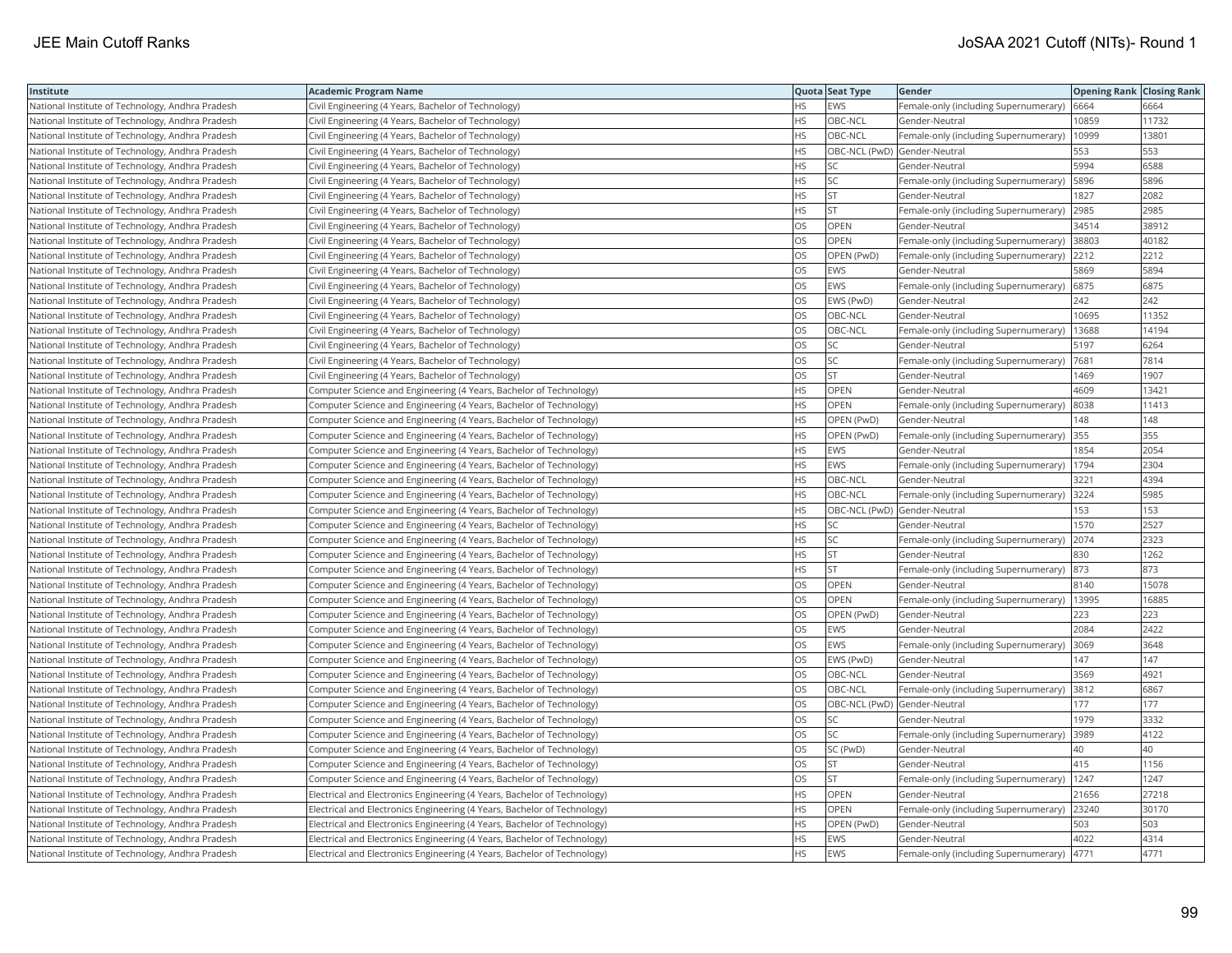| Institute | Academic Program Name | Quota | Seat Type | Gender | Opening Rank | Closing Rank |
|---|---|---|---|---|---|---|
| National Institute of Technology, Andhra Pradesh | Civil Engineering (4 Years, Bachelor of Technology) | HS | EWS | Female-only (including Supernumerary) | 6664 | 6664 |
| National Institute of Technology, Andhra Pradesh | Civil Engineering (4 Years, Bachelor of Technology) | HS | OBC-NCL | Gender-Neutral | 10859 | 11732 |
| National Institute of Technology, Andhra Pradesh | Civil Engineering (4 Years, Bachelor of Technology) | HS | OBC-NCL | Female-only (including Supernumerary) | 10999 | 13801 |
| National Institute of Technology, Andhra Pradesh | Civil Engineering (4 Years, Bachelor of Technology) | HS | OBC-NCL (PwD) | Gender-Neutral | 553 | 553 |
| National Institute of Technology, Andhra Pradesh | Civil Engineering (4 Years, Bachelor of Technology) | HS | SC | Gender-Neutral | 5994 | 6588 |
| National Institute of Technology, Andhra Pradesh | Civil Engineering (4 Years, Bachelor of Technology) | HS | SC | Female-only (including Supernumerary) | 5896 | 5896 |
| National Institute of Technology, Andhra Pradesh | Civil Engineering (4 Years, Bachelor of Technology) | HS | ST | Gender-Neutral | 1827 | 2082 |
| National Institute of Technology, Andhra Pradesh | Civil Engineering (4 Years, Bachelor of Technology) | HS | ST | Female-only (including Supernumerary) | 2985 | 2985 |
| National Institute of Technology, Andhra Pradesh | Civil Engineering (4 Years, Bachelor of Technology) | OS | OPEN | Gender-Neutral | 34514 | 38912 |
| National Institute of Technology, Andhra Pradesh | Civil Engineering (4 Years, Bachelor of Technology) | OS | OPEN | Female-only (including Supernumerary) | 38803 | 40182 |
| National Institute of Technology, Andhra Pradesh | Civil Engineering (4 Years, Bachelor of Technology) | OS | OPEN (PwD) | Female-only (including Supernumerary) | 2212 | 2212 |
| National Institute of Technology, Andhra Pradesh | Civil Engineering (4 Years, Bachelor of Technology) | OS | EWS | Gender-Neutral | 5869 | 5894 |
| National Institute of Technology, Andhra Pradesh | Civil Engineering (4 Years, Bachelor of Technology) | OS | EWS | Female-only (including Supernumerary) | 6875 | 6875 |
| National Institute of Technology, Andhra Pradesh | Civil Engineering (4 Years, Bachelor of Technology) | OS | EWS (PwD) | Gender-Neutral | 242 | 242 |
| National Institute of Technology, Andhra Pradesh | Civil Engineering (4 Years, Bachelor of Technology) | OS | OBC-NCL | Gender-Neutral | 10695 | 11352 |
| National Institute of Technology, Andhra Pradesh | Civil Engineering (4 Years, Bachelor of Technology) | OS | OBC-NCL | Female-only (including Supernumerary) | 13688 | 14194 |
| National Institute of Technology, Andhra Pradesh | Civil Engineering (4 Years, Bachelor of Technology) | OS | SC | Gender-Neutral | 5197 | 6264 |
| National Institute of Technology, Andhra Pradesh | Civil Engineering (4 Years, Bachelor of Technology) | OS | SC | Female-only (including Supernumerary) | 7681 | 7814 |
| National Institute of Technology, Andhra Pradesh | Civil Engineering (4 Years, Bachelor of Technology) | OS | ST | Gender-Neutral | 1469 | 1907 |
| National Institute of Technology, Andhra Pradesh | Computer Science and Engineering (4 Years, Bachelor of Technology) | HS | OPEN | Gender-Neutral | 4609 | 13421 |
| National Institute of Technology, Andhra Pradesh | Computer Science and Engineering (4 Years, Bachelor of Technology) | HS | OPEN | Female-only (including Supernumerary) | 8038 | 11413 |
| National Institute of Technology, Andhra Pradesh | Computer Science and Engineering (4 Years, Bachelor of Technology) | HS | OPEN (PwD) | Gender-Neutral | 148 | 148 |
| National Institute of Technology, Andhra Pradesh | Computer Science and Engineering (4 Years, Bachelor of Technology) | HS | OPEN (PwD) | Female-only (including Supernumerary) | 355 | 355 |
| National Institute of Technology, Andhra Pradesh | Computer Science and Engineering (4 Years, Bachelor of Technology) | HS | EWS | Gender-Neutral | 1854 | 2054 |
| National Institute of Technology, Andhra Pradesh | Computer Science and Engineering (4 Years, Bachelor of Technology) | HS | EWS | Female-only (including Supernumerary) | 1794 | 2304 |
| National Institute of Technology, Andhra Pradesh | Computer Science and Engineering (4 Years, Bachelor of Technology) | HS | OBC-NCL | Gender-Neutral | 3221 | 4394 |
| National Institute of Technology, Andhra Pradesh | Computer Science and Engineering (4 Years, Bachelor of Technology) | HS | OBC-NCL | Female-only (including Supernumerary) | 3224 | 5985 |
| National Institute of Technology, Andhra Pradesh | Computer Science and Engineering (4 Years, Bachelor of Technology) | HS | OBC-NCL (PwD) | Gender-Neutral | 153 | 153 |
| National Institute of Technology, Andhra Pradesh | Computer Science and Engineering (4 Years, Bachelor of Technology) | HS | SC | Gender-Neutral | 1570 | 2527 |
| National Institute of Technology, Andhra Pradesh | Computer Science and Engineering (4 Years, Bachelor of Technology) | HS | SC | Female-only (including Supernumerary) | 2074 | 2323 |
| National Institute of Technology, Andhra Pradesh | Computer Science and Engineering (4 Years, Bachelor of Technology) | HS | ST | Gender-Neutral | 830 | 1262 |
| National Institute of Technology, Andhra Pradesh | Computer Science and Engineering (4 Years, Bachelor of Technology) | HS | ST | Female-only (including Supernumerary) | 873 | 873 |
| National Institute of Technology, Andhra Pradesh | Computer Science and Engineering (4 Years, Bachelor of Technology) | OS | OPEN | Gender-Neutral | 8140 | 15078 |
| National Institute of Technology, Andhra Pradesh | Computer Science and Engineering (4 Years, Bachelor of Technology) | OS | OPEN | Female-only (including Supernumerary) | 13995 | 16885 |
| National Institute of Technology, Andhra Pradesh | Computer Science and Engineering (4 Years, Bachelor of Technology) | OS | OPEN (PwD) | Gender-Neutral | 223 | 223 |
| National Institute of Technology, Andhra Pradesh | Computer Science and Engineering (4 Years, Bachelor of Technology) | OS | EWS | Gender-Neutral | 2084 | 2422 |
| National Institute of Technology, Andhra Pradesh | Computer Science and Engineering (4 Years, Bachelor of Technology) | OS | EWS | Female-only (including Supernumerary) | 3069 | 3648 |
| National Institute of Technology, Andhra Pradesh | Computer Science and Engineering (4 Years, Bachelor of Technology) | OS | EWS (PwD) | Gender-Neutral | 147 | 147 |
| National Institute of Technology, Andhra Pradesh | Computer Science and Engineering (4 Years, Bachelor of Technology) | OS | OBC-NCL | Gender-Neutral | 3569 | 4921 |
| National Institute of Technology, Andhra Pradesh | Computer Science and Engineering (4 Years, Bachelor of Technology) | OS | OBC-NCL | Female-only (including Supernumerary) | 3812 | 6867 |
| National Institute of Technology, Andhra Pradesh | Computer Science and Engineering (4 Years, Bachelor of Technology) | OS | OBC-NCL (PwD) | Gender-Neutral | 177 | 177 |
| National Institute of Technology, Andhra Pradesh | Computer Science and Engineering (4 Years, Bachelor of Technology) | OS | SC | Gender-Neutral | 1979 | 3332 |
| National Institute of Technology, Andhra Pradesh | Computer Science and Engineering (4 Years, Bachelor of Technology) | OS | SC | Female-only (including Supernumerary) | 3989 | 4122 |
| National Institute of Technology, Andhra Pradesh | Computer Science and Engineering (4 Years, Bachelor of Technology) | OS | SC (PwD) | Gender-Neutral | 40 | 40 |
| National Institute of Technology, Andhra Pradesh | Computer Science and Engineering (4 Years, Bachelor of Technology) | OS | ST | Gender-Neutral | 415 | 1156 |
| National Institute of Technology, Andhra Pradesh | Computer Science and Engineering (4 Years, Bachelor of Technology) | OS | ST | Female-only (including Supernumerary) | 1247 | 1247 |
| National Institute of Technology, Andhra Pradesh | Electrical and Electronics Engineering (4 Years, Bachelor of Technology) | HS | OPEN | Gender-Neutral | 21656 | 27218 |
| National Institute of Technology, Andhra Pradesh | Electrical and Electronics Engineering (4 Years, Bachelor of Technology) | HS | OPEN | Female-only (including Supernumerary) | 23240 | 30170 |
| National Institute of Technology, Andhra Pradesh | Electrical and Electronics Engineering (4 Years, Bachelor of Technology) | HS | OPEN (PwD) | Gender-Neutral | 503 | 503 |
| National Institute of Technology, Andhra Pradesh | Electrical and Electronics Engineering (4 Years, Bachelor of Technology) | HS | EWS | Gender-Neutral | 4022 | 4314 |
| National Institute of Technology, Andhra Pradesh | Electrical and Electronics Engineering (4 Years, Bachelor of Technology) | HS | EWS | Female-only (including Supernumerary) | 4771 | 4771 |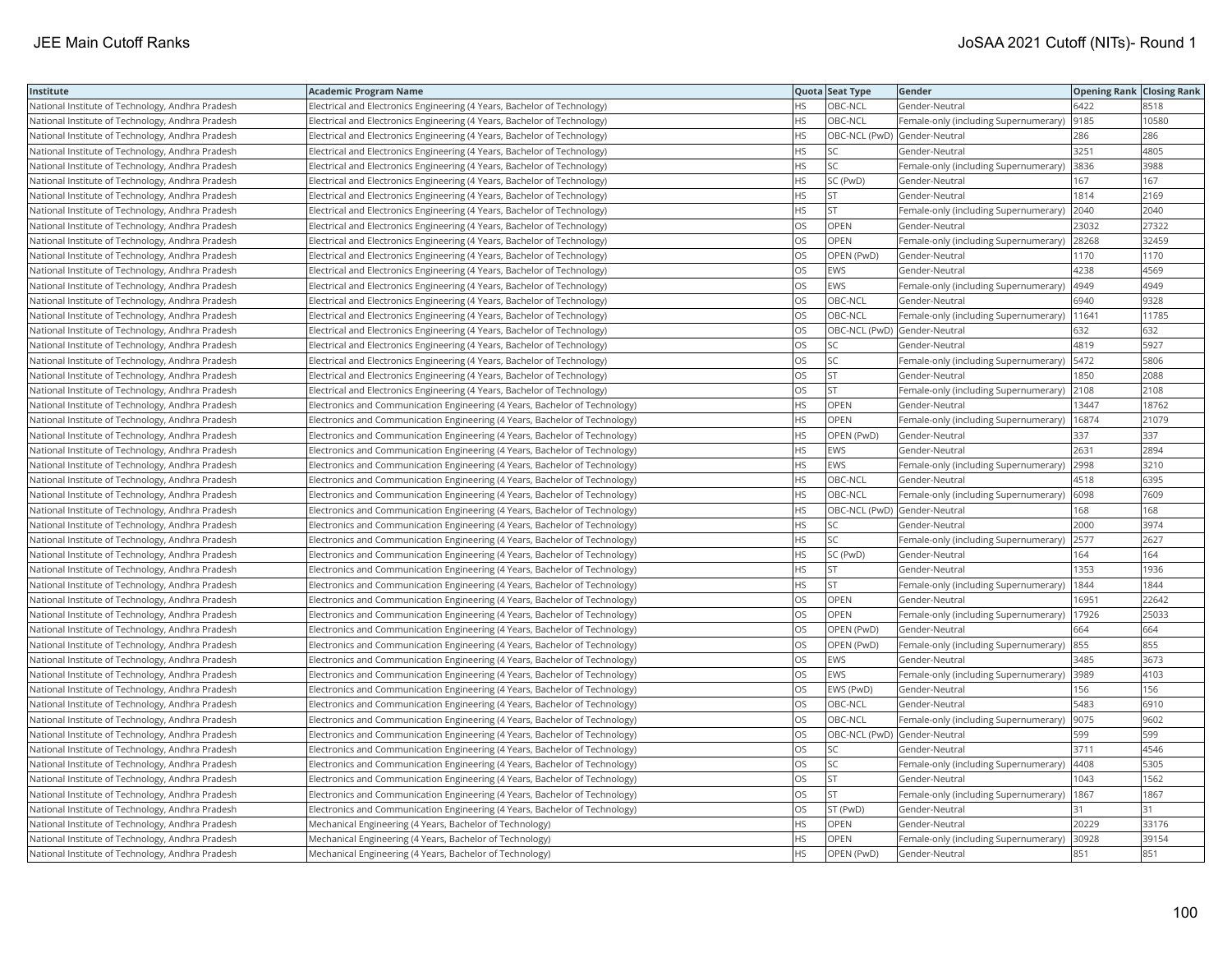| Institute | Academic Program Name | Quota | Seat Type | Gender | Opening Rank | Closing Rank |
|---|---|---|---|---|---|---|
| National Institute of Technology, Andhra Pradesh | Electrical and Electronics Engineering (4 Years, Bachelor of Technology) | HS | OBC-NCL | Gender-Neutral | 6422 | 8518 |
| National Institute of Technology, Andhra Pradesh | Electrical and Electronics Engineering (4 Years, Bachelor of Technology) | HS | OBC-NCL | Female-only (including Supernumerary) | 9185 | 10580 |
| National Institute of Technology, Andhra Pradesh | Electrical and Electronics Engineering (4 Years, Bachelor of Technology) | HS | OBC-NCL (PwD) | Gender-Neutral | 286 | 286 |
| National Institute of Technology, Andhra Pradesh | Electrical and Electronics Engineering (4 Years, Bachelor of Technology) | HS | SC | Gender-Neutral | 3251 | 4805 |
| National Institute of Technology, Andhra Pradesh | Electrical and Electronics Engineering (4 Years, Bachelor of Technology) | HS | SC | Female-only (including Supernumerary) | 3836 | 3988 |
| National Institute of Technology, Andhra Pradesh | Electrical and Electronics Engineering (4 Years, Bachelor of Technology) | HS | SC (PwD) | Gender-Neutral | 167 | 167 |
| National Institute of Technology, Andhra Pradesh | Electrical and Electronics Engineering (4 Years, Bachelor of Technology) | HS | ST | Gender-Neutral | 1814 | 2169 |
| National Institute of Technology, Andhra Pradesh | Electrical and Electronics Engineering (4 Years, Bachelor of Technology) | HS | ST | Female-only (including Supernumerary) | 2040 | 2040 |
| National Institute of Technology, Andhra Pradesh | Electrical and Electronics Engineering (4 Years, Bachelor of Technology) | OS | OPEN | Gender-Neutral | 23032 | 27322 |
| National Institute of Technology, Andhra Pradesh | Electrical and Electronics Engineering (4 Years, Bachelor of Technology) | OS | OPEN | Female-only (including Supernumerary) | 28268 | 32459 |
| National Institute of Technology, Andhra Pradesh | Electrical and Electronics Engineering (4 Years, Bachelor of Technology) | OS | OPEN (PwD) | Gender-Neutral | 1170 | 1170 |
| National Institute of Technology, Andhra Pradesh | Electrical and Electronics Engineering (4 Years, Bachelor of Technology) | OS | EWS | Gender-Neutral | 4238 | 4569 |
| National Institute of Technology, Andhra Pradesh | Electrical and Electronics Engineering (4 Years, Bachelor of Technology) | OS | EWS | Female-only (including Supernumerary) | 4949 | 4949 |
| National Institute of Technology, Andhra Pradesh | Electrical and Electronics Engineering (4 Years, Bachelor of Technology) | OS | OBC-NCL | Gender-Neutral | 6940 | 9328 |
| National Institute of Technology, Andhra Pradesh | Electrical and Electronics Engineering (4 Years, Bachelor of Technology) | OS | OBC-NCL | Female-only (including Supernumerary) | 11641 | 11785 |
| National Institute of Technology, Andhra Pradesh | Electrical and Electronics Engineering (4 Years, Bachelor of Technology) | OS | OBC-NCL (PwD) | Gender-Neutral | 632 | 632 |
| National Institute of Technology, Andhra Pradesh | Electrical and Electronics Engineering (4 Years, Bachelor of Technology) | OS | SC | Gender-Neutral | 4819 | 5927 |
| National Institute of Technology, Andhra Pradesh | Electrical and Electronics Engineering (4 Years, Bachelor of Technology) | OS | SC | Female-only (including Supernumerary) | 5472 | 5806 |
| National Institute of Technology, Andhra Pradesh | Electrical and Electronics Engineering (4 Years, Bachelor of Technology) | OS | ST | Gender-Neutral | 1850 | 2088 |
| National Institute of Technology, Andhra Pradesh | Electrical and Electronics Engineering (4 Years, Bachelor of Technology) | OS | ST | Female-only (including Supernumerary) | 2108 | 2108 |
| National Institute of Technology, Andhra Pradesh | Electronics and Communication Engineering (4 Years, Bachelor of Technology) | HS | OPEN | Gender-Neutral | 13447 | 18762 |
| National Institute of Technology, Andhra Pradesh | Electronics and Communication Engineering (4 Years, Bachelor of Technology) | HS | OPEN | Female-only (including Supernumerary) | 16874 | 21079 |
| National Institute of Technology, Andhra Pradesh | Electronics and Communication Engineering (4 Years, Bachelor of Technology) | HS | OPEN (PwD) | Gender-Neutral | 337 | 337 |
| National Institute of Technology, Andhra Pradesh | Electronics and Communication Engineering (4 Years, Bachelor of Technology) | HS | EWS | Gender-Neutral | 2631 | 2894 |
| National Institute of Technology, Andhra Pradesh | Electronics and Communication Engineering (4 Years, Bachelor of Technology) | HS | EWS | Female-only (including Supernumerary) | 2998 | 3210 |
| National Institute of Technology, Andhra Pradesh | Electronics and Communication Engineering (4 Years, Bachelor of Technology) | HS | OBC-NCL | Gender-Neutral | 4518 | 6395 |
| National Institute of Technology, Andhra Pradesh | Electronics and Communication Engineering (4 Years, Bachelor of Technology) | HS | OBC-NCL | Female-only (including Supernumerary) | 6098 | 7609 |
| National Institute of Technology, Andhra Pradesh | Electronics and Communication Engineering (4 Years, Bachelor of Technology) | HS | OBC-NCL (PwD) | Gender-Neutral | 168 | 168 |
| National Institute of Technology, Andhra Pradesh | Electronics and Communication Engineering (4 Years, Bachelor of Technology) | HS | SC | Gender-Neutral | 2000 | 3974 |
| National Institute of Technology, Andhra Pradesh | Electronics and Communication Engineering (4 Years, Bachelor of Technology) | HS | SC | Female-only (including Supernumerary) | 2577 | 2627 |
| National Institute of Technology, Andhra Pradesh | Electronics and Communication Engineering (4 Years, Bachelor of Technology) | HS | SC (PwD) | Gender-Neutral | 164 | 164 |
| National Institute of Technology, Andhra Pradesh | Electronics and Communication Engineering (4 Years, Bachelor of Technology) | HS | ST | Gender-Neutral | 1353 | 1936 |
| National Institute of Technology, Andhra Pradesh | Electronics and Communication Engineering (4 Years, Bachelor of Technology) | HS | ST | Female-only (including Supernumerary) | 1844 | 1844 |
| National Institute of Technology, Andhra Pradesh | Electronics and Communication Engineering (4 Years, Bachelor of Technology) | OS | OPEN | Gender-Neutral | 16951 | 22642 |
| National Institute of Technology, Andhra Pradesh | Electronics and Communication Engineering (4 Years, Bachelor of Technology) | OS | OPEN | Female-only (including Supernumerary) | 17926 | 25033 |
| National Institute of Technology, Andhra Pradesh | Electronics and Communication Engineering (4 Years, Bachelor of Technology) | OS | OPEN (PwD) | Gender-Neutral | 664 | 664 |
| National Institute of Technology, Andhra Pradesh | Electronics and Communication Engineering (4 Years, Bachelor of Technology) | OS | OPEN (PwD) | Female-only (including Supernumerary) | 855 | 855 |
| National Institute of Technology, Andhra Pradesh | Electronics and Communication Engineering (4 Years, Bachelor of Technology) | OS | EWS | Gender-Neutral | 3485 | 3673 |
| National Institute of Technology, Andhra Pradesh | Electronics and Communication Engineering (4 Years, Bachelor of Technology) | OS | EWS | Female-only (including Supernumerary) | 3989 | 4103 |
| National Institute of Technology, Andhra Pradesh | Electronics and Communication Engineering (4 Years, Bachelor of Technology) | OS | EWS (PwD) | Gender-Neutral | 156 | 156 |
| National Institute of Technology, Andhra Pradesh | Electronics and Communication Engineering (4 Years, Bachelor of Technology) | OS | OBC-NCL | Gender-Neutral | 5483 | 6910 |
| National Institute of Technology, Andhra Pradesh | Electronics and Communication Engineering (4 Years, Bachelor of Technology) | OS | OBC-NCL | Female-only (including Supernumerary) | 9075 | 9602 |
| National Institute of Technology, Andhra Pradesh | Electronics and Communication Engineering (4 Years, Bachelor of Technology) | OS | OBC-NCL (PwD) | Gender-Neutral | 599 | 599 |
| National Institute of Technology, Andhra Pradesh | Electronics and Communication Engineering (4 Years, Bachelor of Technology) | OS | SC | Gender-Neutral | 3711 | 4546 |
| National Institute of Technology, Andhra Pradesh | Electronics and Communication Engineering (4 Years, Bachelor of Technology) | OS | SC | Female-only (including Supernumerary) | 4408 | 5305 |
| National Institute of Technology, Andhra Pradesh | Electronics and Communication Engineering (4 Years, Bachelor of Technology) | OS | ST | Gender-Neutral | 1043 | 1562 |
| National Institute of Technology, Andhra Pradesh | Electronics and Communication Engineering (4 Years, Bachelor of Technology) | OS | ST | Female-only (including Supernumerary) | 1867 | 1867 |
| National Institute of Technology, Andhra Pradesh | Electronics and Communication Engineering (4 Years, Bachelor of Technology) | OS | ST (PwD) | Gender-Neutral | 31 | 31 |
| National Institute of Technology, Andhra Pradesh | Mechanical Engineering (4 Years, Bachelor of Technology) | HS | OPEN | Gender-Neutral | 20229 | 33176 |
| National Institute of Technology, Andhra Pradesh | Mechanical Engineering (4 Years, Bachelor of Technology) | HS | OPEN | Female-only (including Supernumerary) | 30928 | 39154 |
| National Institute of Technology, Andhra Pradesh | Mechanical Engineering (4 Years, Bachelor of Technology) | HS | OPEN (PwD) | Gender-Neutral | 851 | 851 |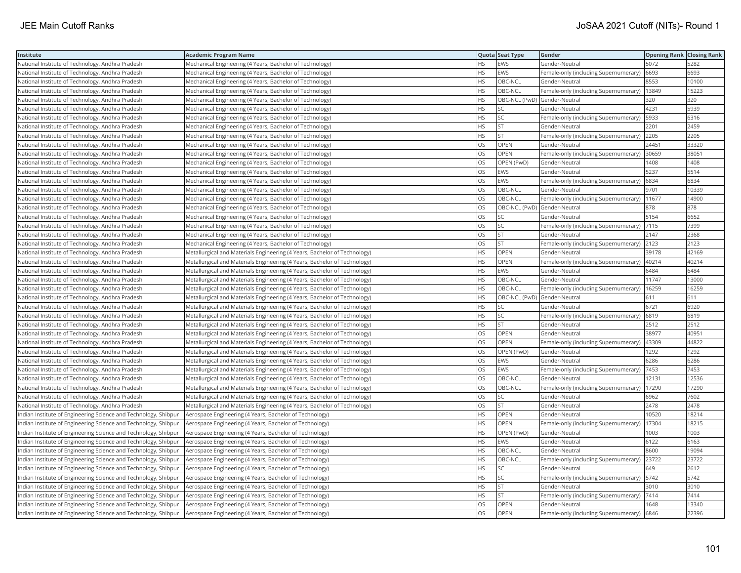| Institute | Academic Program Name | Quota | Seat Type | Gender | Opening Rank | Closing Rank |
|---|---|---|---|---|---|---|
| National Institute of Technology, Andhra Pradesh | Mechanical Engineering (4 Years, Bachelor of Technology) | HS | EWS | Gender-Neutral | 5072 | 5282 |
| National Institute of Technology, Andhra Pradesh | Mechanical Engineering (4 Years, Bachelor of Technology) | HS | EWS | Female-only (including Supernumerary) | 6693 | 6693 |
| National Institute of Technology, Andhra Pradesh | Mechanical Engineering (4 Years, Bachelor of Technology) | HS | OBC-NCL | Gender-Neutral | 8553 | 10100 |
| National Institute of Technology, Andhra Pradesh | Mechanical Engineering (4 Years, Bachelor of Technology) | HS | OBC-NCL | Female-only (including Supernumerary) | 13849 | 15223 |
| National Institute of Technology, Andhra Pradesh | Mechanical Engineering (4 Years, Bachelor of Technology) | HS | OBC-NCL (PwD) | Gender-Neutral | 320 | 320 |
| National Institute of Technology, Andhra Pradesh | Mechanical Engineering (4 Years, Bachelor of Technology) | HS | SC | Gender-Neutral | 4231 | 5939 |
| National Institute of Technology, Andhra Pradesh | Mechanical Engineering (4 Years, Bachelor of Technology) | HS | SC | Female-only (including Supernumerary) | 5933 | 6316 |
| National Institute of Technology, Andhra Pradesh | Mechanical Engineering (4 Years, Bachelor of Technology) | HS | ST | Gender-Neutral | 2201 | 2459 |
| National Institute of Technology, Andhra Pradesh | Mechanical Engineering (4 Years, Bachelor of Technology) | HS | ST | Female-only (including Supernumerary) | 2205 | 2205 |
| National Institute of Technology, Andhra Pradesh | Mechanical Engineering (4 Years, Bachelor of Technology) | OS | OPEN | Gender-Neutral | 24451 | 33320 |
| National Institute of Technology, Andhra Pradesh | Mechanical Engineering (4 Years, Bachelor of Technology) | OS | OPEN | Female-only (including Supernumerary) | 30659 | 38051 |
| National Institute of Technology, Andhra Pradesh | Mechanical Engineering (4 Years, Bachelor of Technology) | OS | OPEN (PwD) | Gender-Neutral | 1408 | 1408 |
| National Institute of Technology, Andhra Pradesh | Mechanical Engineering (4 Years, Bachelor of Technology) | OS | EWS | Gender-Neutral | 5237 | 5514 |
| National Institute of Technology, Andhra Pradesh | Mechanical Engineering (4 Years, Bachelor of Technology) | OS | EWS | Female-only (including Supernumerary) | 6834 | 6834 |
| National Institute of Technology, Andhra Pradesh | Mechanical Engineering (4 Years, Bachelor of Technology) | OS | OBC-NCL | Gender-Neutral | 9701 | 10339 |
| National Institute of Technology, Andhra Pradesh | Mechanical Engineering (4 Years, Bachelor of Technology) | OS | OBC-NCL | Female-only (including Supernumerary) | 11677 | 14900 |
| National Institute of Technology, Andhra Pradesh | Mechanical Engineering (4 Years, Bachelor of Technology) | OS | OBC-NCL (PwD) | Gender-Neutral | 878 | 878 |
| National Institute of Technology, Andhra Pradesh | Mechanical Engineering (4 Years, Bachelor of Technology) | OS | SC | Gender-Neutral | 5154 | 6652 |
| National Institute of Technology, Andhra Pradesh | Mechanical Engineering (4 Years, Bachelor of Technology) | OS | SC | Female-only (including Supernumerary) | 7115 | 7399 |
| National Institute of Technology, Andhra Pradesh | Mechanical Engineering (4 Years, Bachelor of Technology) | OS | ST | Gender-Neutral | 2147 | 2368 |
| National Institute of Technology, Andhra Pradesh | Mechanical Engineering (4 Years, Bachelor of Technology) | OS | ST | Female-only (including Supernumerary) | 2123 | 2123 |
| National Institute of Technology, Andhra Pradesh | Metallurgical and Materials Engineering (4 Years, Bachelor of Technology) | HS | OPEN | Gender-Neutral | 39178 | 42169 |
| National Institute of Technology, Andhra Pradesh | Metallurgical and Materials Engineering (4 Years, Bachelor of Technology) | HS | OPEN | Female-only (including Supernumerary) | 40214 | 40214 |
| National Institute of Technology, Andhra Pradesh | Metallurgical and Materials Engineering (4 Years, Bachelor of Technology) | HS | EWS | Gender-Neutral | 6484 | 6484 |
| National Institute of Technology, Andhra Pradesh | Metallurgical and Materials Engineering (4 Years, Bachelor of Technology) | HS | OBC-NCL | Gender-Neutral | 11747 | 13000 |
| National Institute of Technology, Andhra Pradesh | Metallurgical and Materials Engineering (4 Years, Bachelor of Technology) | HS | OBC-NCL | Female-only (including Supernumerary) | 16259 | 16259 |
| National Institute of Technology, Andhra Pradesh | Metallurgical and Materials Engineering (4 Years, Bachelor of Technology) | HS | OBC-NCL (PwD) | Gender-Neutral | 611 | 611 |
| National Institute of Technology, Andhra Pradesh | Metallurgical and Materials Engineering (4 Years, Bachelor of Technology) | HS | SC | Gender-Neutral | 6721 | 6920 |
| National Institute of Technology, Andhra Pradesh | Metallurgical and Materials Engineering (4 Years, Bachelor of Technology) | HS | SC | Female-only (including Supernumerary) | 6819 | 6819 |
| National Institute of Technology, Andhra Pradesh | Metallurgical and Materials Engineering (4 Years, Bachelor of Technology) | HS | ST | Gender-Neutral | 2512 | 2512 |
| National Institute of Technology, Andhra Pradesh | Metallurgical and Materials Engineering (4 Years, Bachelor of Technology) | OS | OPEN | Gender-Neutral | 38977 | 40951 |
| National Institute of Technology, Andhra Pradesh | Metallurgical and Materials Engineering (4 Years, Bachelor of Technology) | OS | OPEN | Female-only (including Supernumerary) | 43309 | 44822 |
| National Institute of Technology, Andhra Pradesh | Metallurgical and Materials Engineering (4 Years, Bachelor of Technology) | OS | OPEN (PwD) | Gender-Neutral | 1292 | 1292 |
| National Institute of Technology, Andhra Pradesh | Metallurgical and Materials Engineering (4 Years, Bachelor of Technology) | OS | EWS | Gender-Neutral | 6286 | 6286 |
| National Institute of Technology, Andhra Pradesh | Metallurgical and Materials Engineering (4 Years, Bachelor of Technology) | OS | EWS | Female-only (including Supernumerary) | 7453 | 7453 |
| National Institute of Technology, Andhra Pradesh | Metallurgical and Materials Engineering (4 Years, Bachelor of Technology) | OS | OBC-NCL | Gender-Neutral | 12131 | 12536 |
| National Institute of Technology, Andhra Pradesh | Metallurgical and Materials Engineering (4 Years, Bachelor of Technology) | OS | OBC-NCL | Female-only (including Supernumerary) | 17290 | 17290 |
| National Institute of Technology, Andhra Pradesh | Metallurgical and Materials Engineering (4 Years, Bachelor of Technology) | OS | SC | Gender-Neutral | 6962 | 7602 |
| National Institute of Technology, Andhra Pradesh | Metallurgical and Materials Engineering (4 Years, Bachelor of Technology) | OS | ST | Gender-Neutral | 2478 | 2478 |
| Indian Institute of Engineering Science and Technology, Shibpur | Aerospace Engineering (4 Years, Bachelor of Technology) | HS | OPEN | Gender-Neutral | 10520 | 18214 |
| Indian Institute of Engineering Science and Technology, Shibpur | Aerospace Engineering (4 Years, Bachelor of Technology) | HS | OPEN | Female-only (including Supernumerary) | 17304 | 18215 |
| Indian Institute of Engineering Science and Technology, Shibpur | Aerospace Engineering (4 Years, Bachelor of Technology) | HS | OPEN (PwD) | Gender-Neutral | 1003 | 1003 |
| Indian Institute of Engineering Science and Technology, Shibpur | Aerospace Engineering (4 Years, Bachelor of Technology) | HS | EWS | Gender-Neutral | 6122 | 6163 |
| Indian Institute of Engineering Science and Technology, Shibpur | Aerospace Engineering (4 Years, Bachelor of Technology) | HS | OBC-NCL | Gender-Neutral | 8600 | 19094 |
| Indian Institute of Engineering Science and Technology, Shibpur | Aerospace Engineering (4 Years, Bachelor of Technology) | HS | OBC-NCL | Female-only (including Supernumerary) | 23722 | 23722 |
| Indian Institute of Engineering Science and Technology, Shibpur | Aerospace Engineering (4 Years, Bachelor of Technology) | HS | SC | Gender-Neutral | 649 | 2612 |
| Indian Institute of Engineering Science and Technology, Shibpur | Aerospace Engineering (4 Years, Bachelor of Technology) | HS | SC | Female-only (including Supernumerary) | 5742 | 5742 |
| Indian Institute of Engineering Science and Technology, Shibpur | Aerospace Engineering (4 Years, Bachelor of Technology) | HS | ST | Gender-Neutral | 3010 | 3010 |
| Indian Institute of Engineering Science and Technology, Shibpur | Aerospace Engineering (4 Years, Bachelor of Technology) | HS | ST | Female-only (including Supernumerary) | 7414 | 7414 |
| Indian Institute of Engineering Science and Technology, Shibpur | Aerospace Engineering (4 Years, Bachelor of Technology) | OS | OPEN | Gender-Neutral | 1648 | 13340 |
| Indian Institute of Engineering Science and Technology, Shibpur | Aerospace Engineering (4 Years, Bachelor of Technology) | OS | OPEN | Female-only (including Supernumerary) | 6846 | 22396 |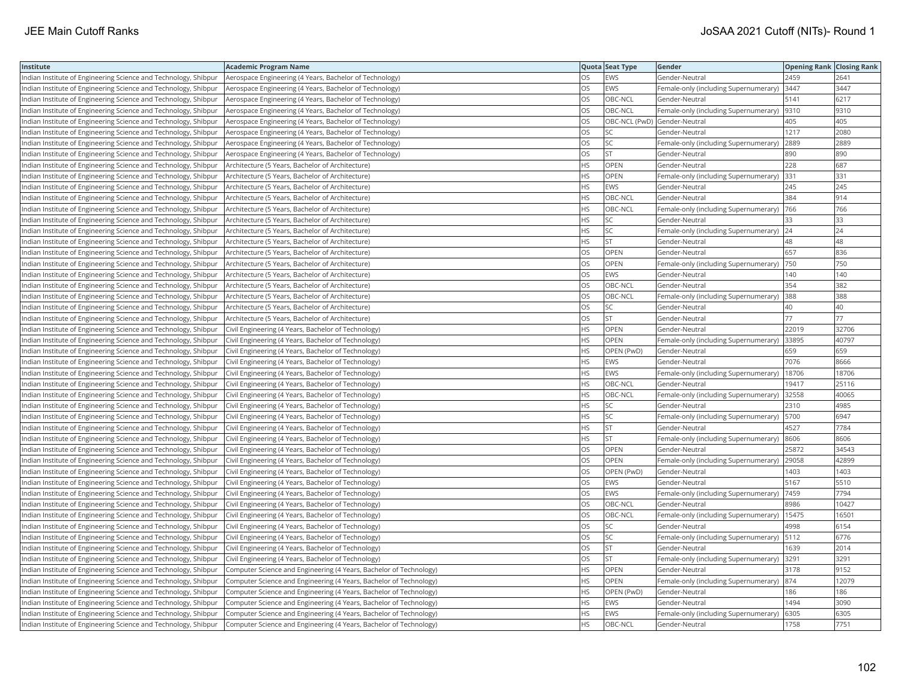| Institute | Academic Program Name | Quota | Seat Type | Gender | Opening Rank | Closing Rank |
|---|---|---|---|---|---|---|
| Indian Institute of Engineering Science and Technology, Shibpur | Aerospace Engineering (4 Years, Bachelor of Technology) | OS | EWS | Gender-Neutral | 2459 | 2641 |
| Indian Institute of Engineering Science and Technology, Shibpur | Aerospace Engineering (4 Years, Bachelor of Technology) | OS | EWS | Female-only (including Supernumerary) | 3447 | 3447 |
| Indian Institute of Engineering Science and Technology, Shibpur | Aerospace Engineering (4 Years, Bachelor of Technology) | OS | OBC-NCL | Gender-Neutral | 5141 | 6217 |
| Indian Institute of Engineering Science and Technology, Shibpur | Aerospace Engineering (4 Years, Bachelor of Technology) | OS | OBC-NCL | Female-only (including Supernumerary) | 9310 | 9310 |
| Indian Institute of Engineering Science and Technology, Shibpur | Aerospace Engineering (4 Years, Bachelor of Technology) | OS | OBC-NCL (PwD) | Gender-Neutral | 405 | 405 |
| Indian Institute of Engineering Science and Technology, Shibpur | Aerospace Engineering (4 Years, Bachelor of Technology) | OS | SC | Gender-Neutral | 1217 | 2080 |
| Indian Institute of Engineering Science and Technology, Shibpur | Aerospace Engineering (4 Years, Bachelor of Technology) | OS | SC | Female-only (including Supernumerary) | 2889 | 2889 |
| Indian Institute of Engineering Science and Technology, Shibpur | Aerospace Engineering (4 Years, Bachelor of Technology) | OS | ST | Gender-Neutral | 890 | 890 |
| Indian Institute of Engineering Science and Technology, Shibpur | Architecture (5 Years, Bachelor of Architecture) | HS | OPEN | Gender-Neutral | 228 | 687 |
| Indian Institute of Engineering Science and Technology, Shibpur | Architecture (5 Years, Bachelor of Architecture) | HS | OPEN | Female-only (including Supernumerary) | 331 | 331 |
| Indian Institute of Engineering Science and Technology, Shibpur | Architecture (5 Years, Bachelor of Architecture) | HS | EWS | Gender-Neutral | 245 | 245 |
| Indian Institute of Engineering Science and Technology, Shibpur | Architecture (5 Years, Bachelor of Architecture) | HS | OBC-NCL | Gender-Neutral | 384 | 914 |
| Indian Institute of Engineering Science and Technology, Shibpur | Architecture (5 Years, Bachelor of Architecture) | HS | OBC-NCL | Female-only (including Supernumerary) | 766 | 766 |
| Indian Institute of Engineering Science and Technology, Shibpur | Architecture (5 Years, Bachelor of Architecture) | HS | SC | Gender-Neutral | 33 | 33 |
| Indian Institute of Engineering Science and Technology, Shibpur | Architecture (5 Years, Bachelor of Architecture) | HS | SC | Female-only (including Supernumerary) | 24 | 24 |
| Indian Institute of Engineering Science and Technology, Shibpur | Architecture (5 Years, Bachelor of Architecture) | HS | ST | Gender-Neutral | 48 | 48 |
| Indian Institute of Engineering Science and Technology, Shibpur | Architecture (5 Years, Bachelor of Architecture) | OS | OPEN | Gender-Neutral | 657 | 836 |
| Indian Institute of Engineering Science and Technology, Shibpur | Architecture (5 Years, Bachelor of Architecture) | OS | OPEN | Female-only (including Supernumerary) | 750 | 750 |
| Indian Institute of Engineering Science and Technology, Shibpur | Architecture (5 Years, Bachelor of Architecture) | OS | EWS | Gender-Neutral | 140 | 140 |
| Indian Institute of Engineering Science and Technology, Shibpur | Architecture (5 Years, Bachelor of Architecture) | OS | OBC-NCL | Gender-Neutral | 354 | 382 |
| Indian Institute of Engineering Science and Technology, Shibpur | Architecture (5 Years, Bachelor of Architecture) | OS | OBC-NCL | Female-only (including Supernumerary) | 388 | 388 |
| Indian Institute of Engineering Science and Technology, Shibpur | Architecture (5 Years, Bachelor of Architecture) | OS | SC | Gender-Neutral | 40 | 40 |
| Indian Institute of Engineering Science and Technology, Shibpur | Architecture (5 Years, Bachelor of Architecture) | OS | ST | Gender-Neutral | 77 | 77 |
| Indian Institute of Engineering Science and Technology, Shibpur | Civil Engineering (4 Years, Bachelor of Technology) | HS | OPEN | Gender-Neutral | 22019 | 32706 |
| Indian Institute of Engineering Science and Technology, Shibpur | Civil Engineering (4 Years, Bachelor of Technology) | HS | OPEN | Female-only (including Supernumerary) | 33895 | 40797 |
| Indian Institute of Engineering Science and Technology, Shibpur | Civil Engineering (4 Years, Bachelor of Technology) | HS | OPEN (PwD) | Gender-Neutral | 659 | 659 |
| Indian Institute of Engineering Science and Technology, Shibpur | Civil Engineering (4 Years, Bachelor of Technology) | HS | EWS | Gender-Neutral | 7076 | 8666 |
| Indian Institute of Engineering Science and Technology, Shibpur | Civil Engineering (4 Years, Bachelor of Technology) | HS | EWS | Female-only (including Supernumerary) | 18706 | 18706 |
| Indian Institute of Engineering Science and Technology, Shibpur | Civil Engineering (4 Years, Bachelor of Technology) | HS | OBC-NCL | Gender-Neutral | 19417 | 25116 |
| Indian Institute of Engineering Science and Technology, Shibpur | Civil Engineering (4 Years, Bachelor of Technology) | HS | OBC-NCL | Female-only (including Supernumerary) | 32558 | 40065 |
| Indian Institute of Engineering Science and Technology, Shibpur | Civil Engineering (4 Years, Bachelor of Technology) | HS | SC | Gender-Neutral | 2310 | 4985 |
| Indian Institute of Engineering Science and Technology, Shibpur | Civil Engineering (4 Years, Bachelor of Technology) | HS | SC | Female-only (including Supernumerary) | 5700 | 6947 |
| Indian Institute of Engineering Science and Technology, Shibpur | Civil Engineering (4 Years, Bachelor of Technology) | HS | ST | Gender-Neutral | 4527 | 7784 |
| Indian Institute of Engineering Science and Technology, Shibpur | Civil Engineering (4 Years, Bachelor of Technology) | HS | ST | Female-only (including Supernumerary) | 8606 | 8606 |
| Indian Institute of Engineering Science and Technology, Shibpur | Civil Engineering (4 Years, Bachelor of Technology) | OS | OPEN | Gender-Neutral | 25872 | 34543 |
| Indian Institute of Engineering Science and Technology, Shibpur | Civil Engineering (4 Years, Bachelor of Technology) | OS | OPEN | Female-only (including Supernumerary) | 29058 | 42899 |
| Indian Institute of Engineering Science and Technology, Shibpur | Civil Engineering (4 Years, Bachelor of Technology) | OS | OPEN (PwD) | Gender-Neutral | 1403 | 1403 |
| Indian Institute of Engineering Science and Technology, Shibpur | Civil Engineering (4 Years, Bachelor of Technology) | OS | EWS | Gender-Neutral | 5167 | 5510 |
| Indian Institute of Engineering Science and Technology, Shibpur | Civil Engineering (4 Years, Bachelor of Technology) | OS | EWS | Female-only (including Supernumerary) | 7459 | 7794 |
| Indian Institute of Engineering Science and Technology, Shibpur | Civil Engineering (4 Years, Bachelor of Technology) | OS | OBC-NCL | Gender-Neutral | 8986 | 10427 |
| Indian Institute of Engineering Science and Technology, Shibpur | Civil Engineering (4 Years, Bachelor of Technology) | OS | OBC-NCL | Female-only (including Supernumerary) | 15475 | 16501 |
| Indian Institute of Engineering Science and Technology, Shibpur | Civil Engineering (4 Years, Bachelor of Technology) | OS | SC | Gender-Neutral | 4998 | 6154 |
| Indian Institute of Engineering Science and Technology, Shibpur | Civil Engineering (4 Years, Bachelor of Technology) | OS | SC | Female-only (including Supernumerary) | 5112 | 6776 |
| Indian Institute of Engineering Science and Technology, Shibpur | Civil Engineering (4 Years, Bachelor of Technology) | OS | ST | Gender-Neutral | 1639 | 2014 |
| Indian Institute of Engineering Science and Technology, Shibpur | Civil Engineering (4 Years, Bachelor of Technology) | OS | ST | Female-only (including Supernumerary) | 3291 | 3291 |
| Indian Institute of Engineering Science and Technology, Shibpur | Computer Science and Engineering (4 Years, Bachelor of Technology) | HS | OPEN | Gender-Neutral | 3178 | 9152 |
| Indian Institute of Engineering Science and Technology, Shibpur | Computer Science and Engineering (4 Years, Bachelor of Technology) | HS | OPEN | Female-only (including Supernumerary) | 874 | 12079 |
| Indian Institute of Engineering Science and Technology, Shibpur | Computer Science and Engineering (4 Years, Bachelor of Technology) | HS | OPEN (PwD) | Gender-Neutral | 186 | 186 |
| Indian Institute of Engineering Science and Technology, Shibpur | Computer Science and Engineering (4 Years, Bachelor of Technology) | HS | EWS | Gender-Neutral | 1494 | 3090 |
| Indian Institute of Engineering Science and Technology, Shibpur | Computer Science and Engineering (4 Years, Bachelor of Technology) | HS | EWS | Female-only (including Supernumerary) | 6305 | 6305 |
| Indian Institute of Engineering Science and Technology, Shibpur | Computer Science and Engineering (4 Years, Bachelor of Technology) | HS | OBC-NCL | Gender-Neutral | 1758 | 7751 |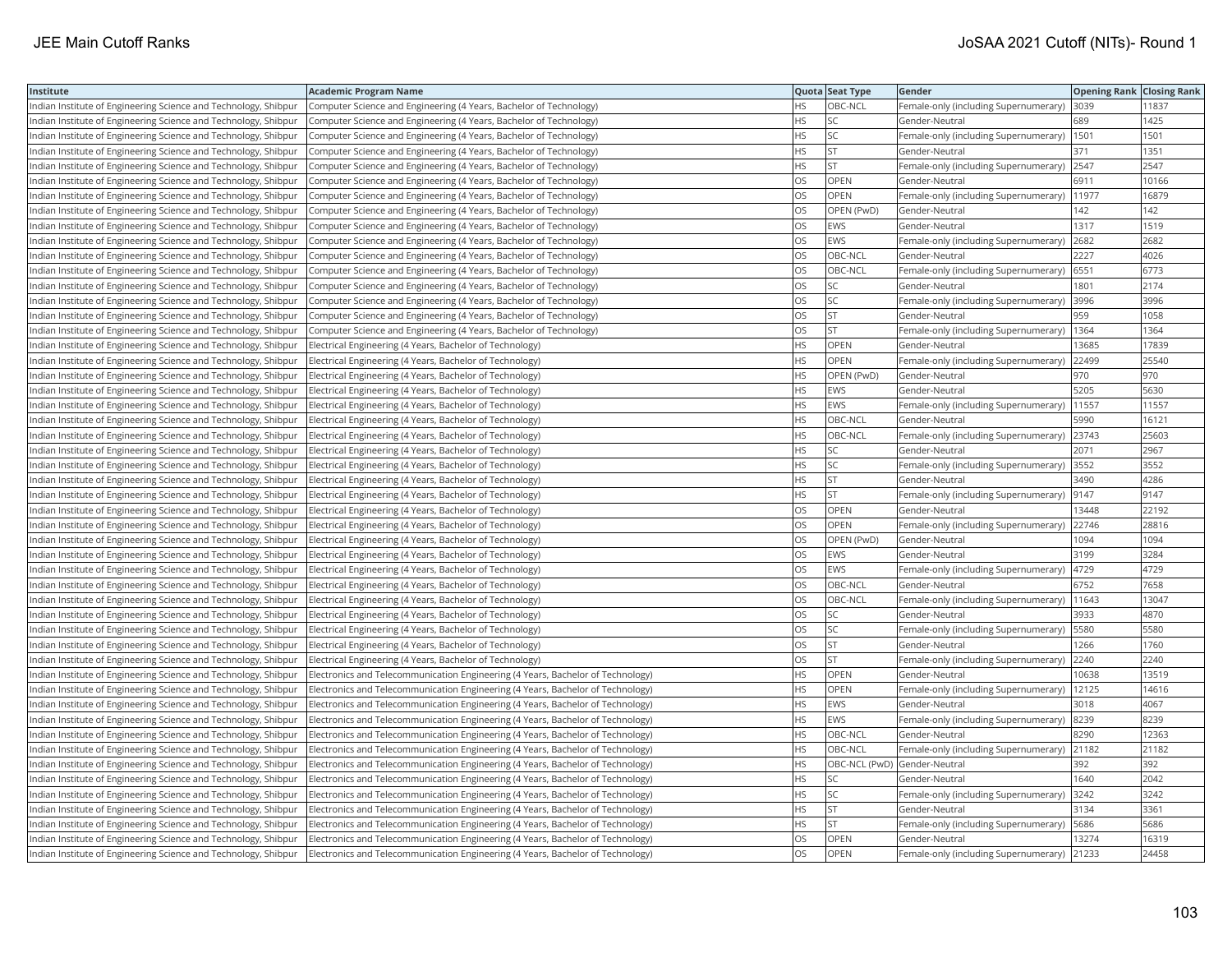| Institute | Academic Program Name | Quota | Seat Type | Gender | Opening Rank | Closing Rank |
|---|---|---|---|---|---|---|
| Indian Institute of Engineering Science and Technology, Shibpur | Computer Science and Engineering (4 Years, Bachelor of Technology) | HS | OBC-NCL | Female-only (including Supernumerary) | 3039 | 11837 |
| Indian Institute of Engineering Science and Technology, Shibpur | Computer Science and Engineering (4 Years, Bachelor of Technology) | HS | SC | Gender-Neutral | 689 | 1425 |
| Indian Institute of Engineering Science and Technology, Shibpur | Computer Science and Engineering (4 Years, Bachelor of Technology) | HS | SC | Female-only (including Supernumerary) | 1501 | 1501 |
| Indian Institute of Engineering Science and Technology, Shibpur | Computer Science and Engineering (4 Years, Bachelor of Technology) | HS | ST | Gender-Neutral | 371 | 1351 |
| Indian Institute of Engineering Science and Technology, Shibpur | Computer Science and Engineering (4 Years, Bachelor of Technology) | HS | ST | Female-only (including Supernumerary) | 2547 | 2547 |
| Indian Institute of Engineering Science and Technology, Shibpur | Computer Science and Engineering (4 Years, Bachelor of Technology) | OS | OPEN | Gender-Neutral | 6911 | 10166 |
| Indian Institute of Engineering Science and Technology, Shibpur | Computer Science and Engineering (4 Years, Bachelor of Technology) | OS | OPEN | Female-only (including Supernumerary) | 11977 | 16879 |
| Indian Institute of Engineering Science and Technology, Shibpur | Computer Science and Engineering (4 Years, Bachelor of Technology) | OS | OPEN (PwD) | Gender-Neutral | 142 | 142 |
| Indian Institute of Engineering Science and Technology, Shibpur | Computer Science and Engineering (4 Years, Bachelor of Technology) | OS | EWS | Gender-Neutral | 1317 | 1519 |
| Indian Institute of Engineering Science and Technology, Shibpur | Computer Science and Engineering (4 Years, Bachelor of Technology) | OS | EWS | Female-only (including Supernumerary) | 2682 | 2682 |
| Indian Institute of Engineering Science and Technology, Shibpur | Computer Science and Engineering (4 Years, Bachelor of Technology) | OS | OBC-NCL | Gender-Neutral | 2227 | 4026 |
| Indian Institute of Engineering Science and Technology, Shibpur | Computer Science and Engineering (4 Years, Bachelor of Technology) | OS | OBC-NCL | Female-only (including Supernumerary) | 6551 | 6773 |
| Indian Institute of Engineering Science and Technology, Shibpur | Computer Science and Engineering (4 Years, Bachelor of Technology) | OS | SC | Gender-Neutral | 1801 | 2174 |
| Indian Institute of Engineering Science and Technology, Shibpur | Computer Science and Engineering (4 Years, Bachelor of Technology) | OS | SC | Female-only (including Supernumerary) | 3996 | 3996 |
| Indian Institute of Engineering Science and Technology, Shibpur | Computer Science and Engineering (4 Years, Bachelor of Technology) | OS | ST | Gender-Neutral | 959 | 1058 |
| Indian Institute of Engineering Science and Technology, Shibpur | Computer Science and Engineering (4 Years, Bachelor of Technology) | OS | ST | Female-only (including Supernumerary) | 1364 | 1364 |
| Indian Institute of Engineering Science and Technology, Shibpur | Electrical Engineering (4 Years, Bachelor of Technology) | HS | OPEN | Gender-Neutral | 13685 | 17839 |
| Indian Institute of Engineering Science and Technology, Shibpur | Electrical Engineering (4 Years, Bachelor of Technology) | HS | OPEN | Female-only (including Supernumerary) | 22499 | 25540 |
| Indian Institute of Engineering Science and Technology, Shibpur | Electrical Engineering (4 Years, Bachelor of Technology) | HS | OPEN (PwD) | Gender-Neutral | 970 | 970 |
| Indian Institute of Engineering Science and Technology, Shibpur | Electrical Engineering (4 Years, Bachelor of Technology) | HS | EWS | Gender-Neutral | 5205 | 5630 |
| Indian Institute of Engineering Science and Technology, Shibpur | Electrical Engineering (4 Years, Bachelor of Technology) | HS | EWS | Female-only (including Supernumerary) | 11557 | 11557 |
| Indian Institute of Engineering Science and Technology, Shibpur | Electrical Engineering (4 Years, Bachelor of Technology) | HS | OBC-NCL | Gender-Neutral | 5990 | 16121 |
| Indian Institute of Engineering Science and Technology, Shibpur | Electrical Engineering (4 Years, Bachelor of Technology) | HS | OBC-NCL | Female-only (including Supernumerary) | 23743 | 25603 |
| Indian Institute of Engineering Science and Technology, Shibpur | Electrical Engineering (4 Years, Bachelor of Technology) | HS | SC | Gender-Neutral | 2071 | 2967 |
| Indian Institute of Engineering Science and Technology, Shibpur | Electrical Engineering (4 Years, Bachelor of Technology) | HS | SC | Female-only (including Supernumerary) | 3552 | 3552 |
| Indian Institute of Engineering Science and Technology, Shibpur | Electrical Engineering (4 Years, Bachelor of Technology) | HS | ST | Gender-Neutral | 3490 | 4286 |
| Indian Institute of Engineering Science and Technology, Shibpur | Electrical Engineering (4 Years, Bachelor of Technology) | HS | ST | Female-only (including Supernumerary) | 9147 | 9147 |
| Indian Institute of Engineering Science and Technology, Shibpur | Electrical Engineering (4 Years, Bachelor of Technology) | OS | OPEN | Gender-Neutral | 13448 | 22192 |
| Indian Institute of Engineering Science and Technology, Shibpur | Electrical Engineering (4 Years, Bachelor of Technology) | OS | OPEN | Female-only (including Supernumerary) | 22746 | 28816 |
| Indian Institute of Engineering Science and Technology, Shibpur | Electrical Engineering (4 Years, Bachelor of Technology) | OS | OPEN (PwD) | Gender-Neutral | 1094 | 1094 |
| Indian Institute of Engineering Science and Technology, Shibpur | Electrical Engineering (4 Years, Bachelor of Technology) | OS | EWS | Gender-Neutral | 3199 | 3284 |
| Indian Institute of Engineering Science and Technology, Shibpur | Electrical Engineering (4 Years, Bachelor of Technology) | OS | EWS | Female-only (including Supernumerary) | 4729 | 4729 |
| Indian Institute of Engineering Science and Technology, Shibpur | Electrical Engineering (4 Years, Bachelor of Technology) | OS | OBC-NCL | Gender-Neutral | 6752 | 7658 |
| Indian Institute of Engineering Science and Technology, Shibpur | Electrical Engineering (4 Years, Bachelor of Technology) | OS | OBC-NCL | Female-only (including Supernumerary) | 11643 | 13047 |
| Indian Institute of Engineering Science and Technology, Shibpur | Electrical Engineering (4 Years, Bachelor of Technology) | OS | SC | Gender-Neutral | 3933 | 4870 |
| Indian Institute of Engineering Science and Technology, Shibpur | Electrical Engineering (4 Years, Bachelor of Technology) | OS | SC | Female-only (including Supernumerary) | 5580 | 5580 |
| Indian Institute of Engineering Science and Technology, Shibpur | Electrical Engineering (4 Years, Bachelor of Technology) | OS | ST | Gender-Neutral | 1266 | 1760 |
| Indian Institute of Engineering Science and Technology, Shibpur | Electrical Engineering (4 Years, Bachelor of Technology) | OS | ST | Female-only (including Supernumerary) | 2240 | 2240 |
| Indian Institute of Engineering Science and Technology, Shibpur | Electronics and Telecommunication Engineering (4 Years, Bachelor of Technology) | HS | OPEN | Gender-Neutral | 10638 | 13519 |
| Indian Institute of Engineering Science and Technology, Shibpur | Electronics and Telecommunication Engineering (4 Years, Bachelor of Technology) | HS | OPEN | Female-only (including Supernumerary) | 12125 | 14616 |
| Indian Institute of Engineering Science and Technology, Shibpur | Electronics and Telecommunication Engineering (4 Years, Bachelor of Technology) | HS | EWS | Gender-Neutral | 3018 | 4067 |
| Indian Institute of Engineering Science and Technology, Shibpur | Electronics and Telecommunication Engineering (4 Years, Bachelor of Technology) | HS | EWS | Female-only (including Supernumerary) | 8239 | 8239 |
| Indian Institute of Engineering Science and Technology, Shibpur | Electronics and Telecommunication Engineering (4 Years, Bachelor of Technology) | HS | OBC-NCL | Gender-Neutral | 8290 | 12363 |
| Indian Institute of Engineering Science and Technology, Shibpur | Electronics and Telecommunication Engineering (4 Years, Bachelor of Technology) | HS | OBC-NCL | Female-only (including Supernumerary) | 21182 | 21182 |
| Indian Institute of Engineering Science and Technology, Shibpur | Electronics and Telecommunication Engineering (4 Years, Bachelor of Technology) | HS | OBC-NCL (PwD) | Gender-Neutral | 392 | 392 |
| Indian Institute of Engineering Science and Technology, Shibpur | Electronics and Telecommunication Engineering (4 Years, Bachelor of Technology) | HS | SC | Gender-Neutral | 1640 | 2042 |
| Indian Institute of Engineering Science and Technology, Shibpur | Electronics and Telecommunication Engineering (4 Years, Bachelor of Technology) | HS | SC | Female-only (including Supernumerary) | 3242 | 3242 |
| Indian Institute of Engineering Science and Technology, Shibpur | Electronics and Telecommunication Engineering (4 Years, Bachelor of Technology) | HS | ST | Gender-Neutral | 3134 | 3361 |
| Indian Institute of Engineering Science and Technology, Shibpur | Electronics and Telecommunication Engineering (4 Years, Bachelor of Technology) | HS | ST | Female-only (including Supernumerary) | 5686 | 5686 |
| Indian Institute of Engineering Science and Technology, Shibpur | Electronics and Telecommunication Engineering (4 Years, Bachelor of Technology) | OS | OPEN | Gender-Neutral | 13274 | 16319 |
| Indian Institute of Engineering Science and Technology, Shibpur | Electronics and Telecommunication Engineering (4 Years, Bachelor of Technology) | OS | OPEN | Female-only (including Supernumerary) | 21233 | 24458 |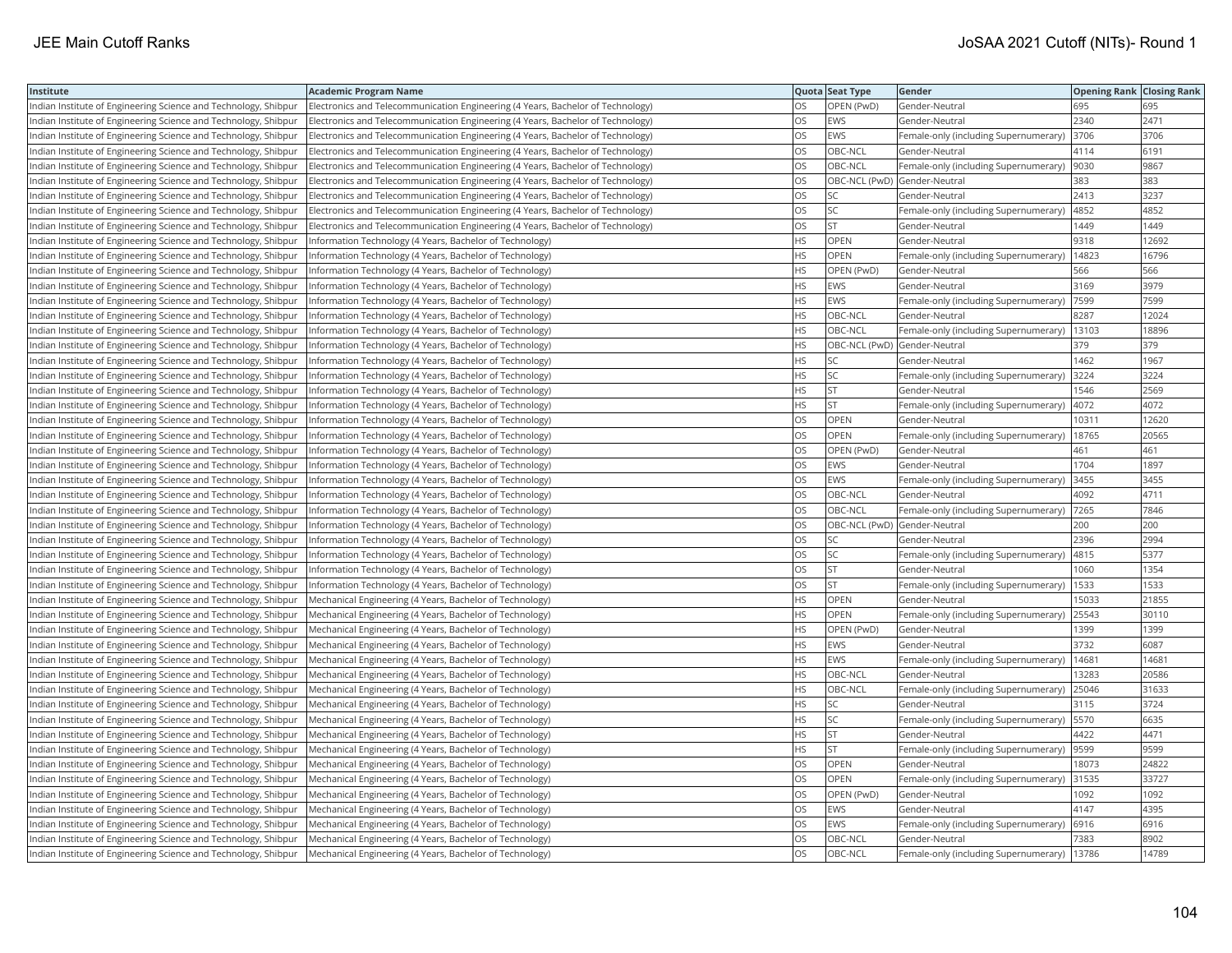| Institute | Academic Program Name | Quota | Seat Type | Gender | Opening Rank | Closing Rank |
|---|---|---|---|---|---|---|
| Indian Institute of Engineering Science and Technology, Shibpur | Electronics and Telecommunication Engineering (4 Years, Bachelor of Technology) | OS | OPEN (PwD) | Gender-Neutral | 695 | 695 |
| Indian Institute of Engineering Science and Technology, Shibpur | Electronics and Telecommunication Engineering (4 Years, Bachelor of Technology) | OS | EWS | Gender-Neutral | 2340 | 2471 |
| Indian Institute of Engineering Science and Technology, Shibpur | Electronics and Telecommunication Engineering (4 Years, Bachelor of Technology) | OS | EWS | Female-only (including Supernumerary) | 3706 | 3706 |
| Indian Institute of Engineering Science and Technology, Shibpur | Electronics and Telecommunication Engineering (4 Years, Bachelor of Technology) | OS | OBC-NCL | Gender-Neutral | 4114 | 6191 |
| Indian Institute of Engineering Science and Technology, Shibpur | Electronics and Telecommunication Engineering (4 Years, Bachelor of Technology) | OS | OBC-NCL | Female-only (including Supernumerary) | 9030 | 9867 |
| Indian Institute of Engineering Science and Technology, Shibpur | Electronics and Telecommunication Engineering (4 Years, Bachelor of Technology) | OS | OBC-NCL (PwD) | Gender-Neutral | 383 | 383 |
| Indian Institute of Engineering Science and Technology, Shibpur | Electronics and Telecommunication Engineering (4 Years, Bachelor of Technology) | OS | SC | Gender-Neutral | 2413 | 3237 |
| Indian Institute of Engineering Science and Technology, Shibpur | Electronics and Telecommunication Engineering (4 Years, Bachelor of Technology) | OS | SC | Female-only (including Supernumerary) | 4852 | 4852 |
| Indian Institute of Engineering Science and Technology, Shibpur | Electronics and Telecommunication Engineering (4 Years, Bachelor of Technology) | OS | ST | Gender-Neutral | 1449 | 1449 |
| Indian Institute of Engineering Science and Technology, Shibpur | Information Technology (4 Years, Bachelor of Technology) | HS | OPEN | Gender-Neutral | 9318 | 12692 |
| Indian Institute of Engineering Science and Technology, Shibpur | Information Technology (4 Years, Bachelor of Technology) | HS | OPEN | Female-only (including Supernumerary) | 14823 | 16796 |
| Indian Institute of Engineering Science and Technology, Shibpur | Information Technology (4 Years, Bachelor of Technology) | HS | OPEN (PwD) | Gender-Neutral | 566 | 566 |
| Indian Institute of Engineering Science and Technology, Shibpur | Information Technology (4 Years, Bachelor of Technology) | HS | EWS | Gender-Neutral | 3169 | 3979 |
| Indian Institute of Engineering Science and Technology, Shibpur | Information Technology (4 Years, Bachelor of Technology) | HS | EWS | Female-only (including Supernumerary) | 7599 | 7599 |
| Indian Institute of Engineering Science and Technology, Shibpur | Information Technology (4 Years, Bachelor of Technology) | HS | OBC-NCL | Gender-Neutral | 8287 | 12024 |
| Indian Institute of Engineering Science and Technology, Shibpur | Information Technology (4 Years, Bachelor of Technology) | HS | OBC-NCL | Female-only (including Supernumerary) | 13103 | 18896 |
| Indian Institute of Engineering Science and Technology, Shibpur | Information Technology (4 Years, Bachelor of Technology) | HS | OBC-NCL (PwD) | Gender-Neutral | 379 | 379 |
| Indian Institute of Engineering Science and Technology, Shibpur | Information Technology (4 Years, Bachelor of Technology) | HS | SC | Gender-Neutral | 1462 | 1967 |
| Indian Institute of Engineering Science and Technology, Shibpur | Information Technology (4 Years, Bachelor of Technology) | HS | SC | Female-only (including Supernumerary) | 3224 | 3224 |
| Indian Institute of Engineering Science and Technology, Shibpur | Information Technology (4 Years, Bachelor of Technology) | HS | ST | Gender-Neutral | 1546 | 2569 |
| Indian Institute of Engineering Science and Technology, Shibpur | Information Technology (4 Years, Bachelor of Technology) | HS | ST | Female-only (including Supernumerary) | 4072 | 4072 |
| Indian Institute of Engineering Science and Technology, Shibpur | Information Technology (4 Years, Bachelor of Technology) | OS | OPEN | Gender-Neutral | 10311 | 12620 |
| Indian Institute of Engineering Science and Technology, Shibpur | Information Technology (4 Years, Bachelor of Technology) | OS | OPEN | Female-only (including Supernumerary) | 18765 | 20565 |
| Indian Institute of Engineering Science and Technology, Shibpur | Information Technology (4 Years, Bachelor of Technology) | OS | OPEN (PwD) | Gender-Neutral | 461 | 461 |
| Indian Institute of Engineering Science and Technology, Shibpur | Information Technology (4 Years, Bachelor of Technology) | OS | EWS | Gender-Neutral | 1704 | 1897 |
| Indian Institute of Engineering Science and Technology, Shibpur | Information Technology (4 Years, Bachelor of Technology) | OS | EWS | Female-only (including Supernumerary) | 3455 | 3455 |
| Indian Institute of Engineering Science and Technology, Shibpur | Information Technology (4 Years, Bachelor of Technology) | OS | OBC-NCL | Gender-Neutral | 4092 | 4711 |
| Indian Institute of Engineering Science and Technology, Shibpur | Information Technology (4 Years, Bachelor of Technology) | OS | OBC-NCL | Female-only (including Supernumerary) | 7265 | 7846 |
| Indian Institute of Engineering Science and Technology, Shibpur | Information Technology (4 Years, Bachelor of Technology) | OS | OBC-NCL (PwD) | Gender-Neutral | 200 | 200 |
| Indian Institute of Engineering Science and Technology, Shibpur | Information Technology (4 Years, Bachelor of Technology) | OS | SC | Gender-Neutral | 2396 | 2994 |
| Indian Institute of Engineering Science and Technology, Shibpur | Information Technology (4 Years, Bachelor of Technology) | OS | SC | Female-only (including Supernumerary) | 4815 | 5377 |
| Indian Institute of Engineering Science and Technology, Shibpur | Information Technology (4 Years, Bachelor of Technology) | OS | ST | Gender-Neutral | 1060 | 1354 |
| Indian Institute of Engineering Science and Technology, Shibpur | Information Technology (4 Years, Bachelor of Technology) | OS | ST | Female-only (including Supernumerary) | 1533 | 1533 |
| Indian Institute of Engineering Science and Technology, Shibpur | Mechanical Engineering (4 Years, Bachelor of Technology) | HS | OPEN | Gender-Neutral | 15033 | 21855 |
| Indian Institute of Engineering Science and Technology, Shibpur | Mechanical Engineering (4 Years, Bachelor of Technology) | HS | OPEN | Female-only (including Supernumerary) | 25543 | 30110 |
| Indian Institute of Engineering Science and Technology, Shibpur | Mechanical Engineering (4 Years, Bachelor of Technology) | HS | OPEN (PwD) | Gender-Neutral | 1399 | 1399 |
| Indian Institute of Engineering Science and Technology, Shibpur | Mechanical Engineering (4 Years, Bachelor of Technology) | HS | EWS | Gender-Neutral | 3732 | 6087 |
| Indian Institute of Engineering Science and Technology, Shibpur | Mechanical Engineering (4 Years, Bachelor of Technology) | HS | EWS | Female-only (including Supernumerary) | 14681 | 14681 |
| Indian Institute of Engineering Science and Technology, Shibpur | Mechanical Engineering (4 Years, Bachelor of Technology) | HS | OBC-NCL | Gender-Neutral | 13283 | 20586 |
| Indian Institute of Engineering Science and Technology, Shibpur | Mechanical Engineering (4 Years, Bachelor of Technology) | HS | OBC-NCL | Female-only (including Supernumerary) | 25046 | 31633 |
| Indian Institute of Engineering Science and Technology, Shibpur | Mechanical Engineering (4 Years, Bachelor of Technology) | HS | SC | Gender-Neutral | 3115 | 3724 |
| Indian Institute of Engineering Science and Technology, Shibpur | Mechanical Engineering (4 Years, Bachelor of Technology) | HS | SC | Female-only (including Supernumerary) | 5570 | 6635 |
| Indian Institute of Engineering Science and Technology, Shibpur | Mechanical Engineering (4 Years, Bachelor of Technology) | HS | ST | Gender-Neutral | 4422 | 4471 |
| Indian Institute of Engineering Science and Technology, Shibpur | Mechanical Engineering (4 Years, Bachelor of Technology) | HS | ST | Female-only (including Supernumerary) | 9599 | 9599 |
| Indian Institute of Engineering Science and Technology, Shibpur | Mechanical Engineering (4 Years, Bachelor of Technology) | OS | OPEN | Gender-Neutral | 18073 | 24822 |
| Indian Institute of Engineering Science and Technology, Shibpur | Mechanical Engineering (4 Years, Bachelor of Technology) | OS | OPEN | Female-only (including Supernumerary) | 31535 | 33727 |
| Indian Institute of Engineering Science and Technology, Shibpur | Mechanical Engineering (4 Years, Bachelor of Technology) | OS | OPEN (PwD) | Gender-Neutral | 1092 | 1092 |
| Indian Institute of Engineering Science and Technology, Shibpur | Mechanical Engineering (4 Years, Bachelor of Technology) | OS | EWS | Gender-Neutral | 4147 | 4395 |
| Indian Institute of Engineering Science and Technology, Shibpur | Mechanical Engineering (4 Years, Bachelor of Technology) | OS | EWS | Female-only (including Supernumerary) | 6916 | 6916 |
| Indian Institute of Engineering Science and Technology, Shibpur | Mechanical Engineering (4 Years, Bachelor of Technology) | OS | OBC-NCL | Gender-Neutral | 7383 | 8902 |
| Indian Institute of Engineering Science and Technology, Shibpur | Mechanical Engineering (4 Years, Bachelor of Technology) | OS | OBC-NCL | Female-only (including Supernumerary) | 13786 | 14789 |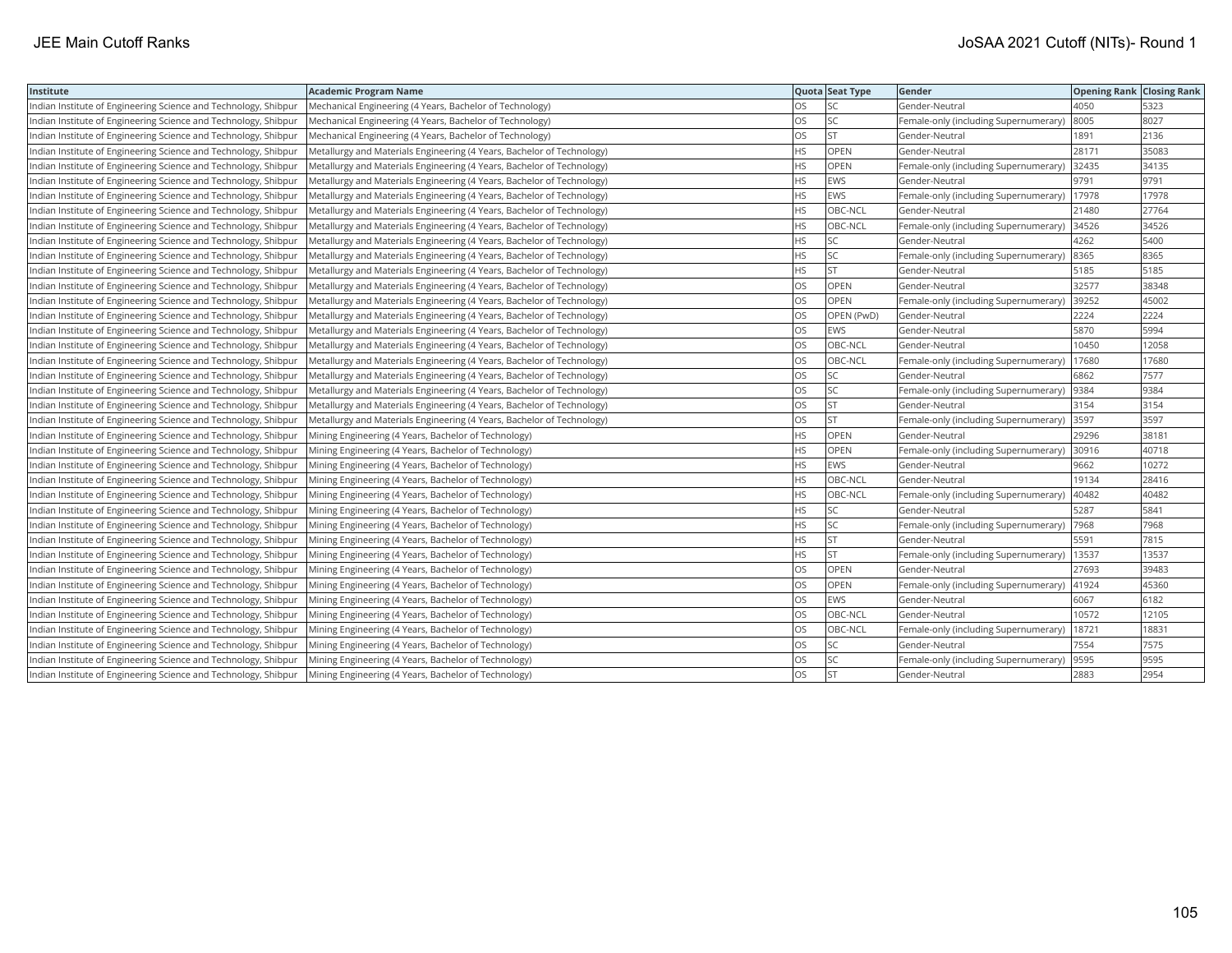| Institute | Academic Program Name | Quota | Seat Type | Gender | Opening Rank | Closing Rank |
|---|---|---|---|---|---|---|
| Indian Institute of Engineering Science and Technology, Shibpur | Mechanical Engineering (4 Years, Bachelor of Technology) | OS | SC | Gender-Neutral | 4050 | 5323 |
| Indian Institute of Engineering Science and Technology, Shibpur | Mechanical Engineering (4 Years, Bachelor of Technology) | OS | SC | Female-only (including Supernumerary) | 8005 | 8027 |
| Indian Institute of Engineering Science and Technology, Shibpur | Mechanical Engineering (4 Years, Bachelor of Technology) | OS | ST | Gender-Neutral | 1891 | 2136 |
| Indian Institute of Engineering Science and Technology, Shibpur | Metallurgy and Materials Engineering (4 Years, Bachelor of Technology) | HS | OPEN | Gender-Neutral | 28171 | 35083 |
| Indian Institute of Engineering Science and Technology, Shibpur | Metallurgy and Materials Engineering (4 Years, Bachelor of Technology) | HS | OPEN | Female-only (including Supernumerary) | 32435 | 34135 |
| Indian Institute of Engineering Science and Technology, Shibpur | Metallurgy and Materials Engineering (4 Years, Bachelor of Technology) | HS | EWS | Gender-Neutral | 9791 | 9791 |
| Indian Institute of Engineering Science and Technology, Shibpur | Metallurgy and Materials Engineering (4 Years, Bachelor of Technology) | HS | EWS | Female-only (including Supernumerary) | 17978 | 17978 |
| Indian Institute of Engineering Science and Technology, Shibpur | Metallurgy and Materials Engineering (4 Years, Bachelor of Technology) | HS | OBC-NCL | Gender-Neutral | 21480 | 27764 |
| Indian Institute of Engineering Science and Technology, Shibpur | Metallurgy and Materials Engineering (4 Years, Bachelor of Technology) | HS | OBC-NCL | Female-only (including Supernumerary) | 34526 | 34526 |
| Indian Institute of Engineering Science and Technology, Shibpur | Metallurgy and Materials Engineering (4 Years, Bachelor of Technology) | HS | SC | Gender-Neutral | 4262 | 5400 |
| Indian Institute of Engineering Science and Technology, Shibpur | Metallurgy and Materials Engineering (4 Years, Bachelor of Technology) | HS | SC | Female-only (including Supernumerary) | 8365 | 8365 |
| Indian Institute of Engineering Science and Technology, Shibpur | Metallurgy and Materials Engineering (4 Years, Bachelor of Technology) | HS | ST | Gender-Neutral | 5185 | 5185 |
| Indian Institute of Engineering Science and Technology, Shibpur | Metallurgy and Materials Engineering (4 Years, Bachelor of Technology) | OS | OPEN | Gender-Neutral | 32577 | 38348 |
| Indian Institute of Engineering Science and Technology, Shibpur | Metallurgy and Materials Engineering (4 Years, Bachelor of Technology) | OS | OPEN | Female-only (including Supernumerary) | 39252 | 45002 |
| Indian Institute of Engineering Science and Technology, Shibpur | Metallurgy and Materials Engineering (4 Years, Bachelor of Technology) | OS | OPEN (PwD) | Gender-Neutral | 2224 | 2224 |
| Indian Institute of Engineering Science and Technology, Shibpur | Metallurgy and Materials Engineering (4 Years, Bachelor of Technology) | OS | EWS | Gender-Neutral | 5870 | 5994 |
| Indian Institute of Engineering Science and Technology, Shibpur | Metallurgy and Materials Engineering (4 Years, Bachelor of Technology) | OS | OBC-NCL | Gender-Neutral | 10450 | 12058 |
| Indian Institute of Engineering Science and Technology, Shibpur | Metallurgy and Materials Engineering (4 Years, Bachelor of Technology) | OS | OBC-NCL | Female-only (including Supernumerary) | 17680 | 17680 |
| Indian Institute of Engineering Science and Technology, Shibpur | Metallurgy and Materials Engineering (4 Years, Bachelor of Technology) | OS | SC | Gender-Neutral | 6862 | 7577 |
| Indian Institute of Engineering Science and Technology, Shibpur | Metallurgy and Materials Engineering (4 Years, Bachelor of Technology) | OS | SC | Female-only (including Supernumerary) | 9384 | 9384 |
| Indian Institute of Engineering Science and Technology, Shibpur | Metallurgy and Materials Engineering (4 Years, Bachelor of Technology) | OS | ST | Gender-Neutral | 3154 | 3154 |
| Indian Institute of Engineering Science and Technology, Shibpur | Metallurgy and Materials Engineering (4 Years, Bachelor of Technology) | OS | ST | Female-only (including Supernumerary) | 3597 | 3597 |
| Indian Institute of Engineering Science and Technology, Shibpur | Mining Engineering (4 Years, Bachelor of Technology) | HS | OPEN | Gender-Neutral | 29296 | 38181 |
| Indian Institute of Engineering Science and Technology, Shibpur | Mining Engineering (4 Years, Bachelor of Technology) | HS | OPEN | Female-only (including Supernumerary) | 30916 | 40718 |
| Indian Institute of Engineering Science and Technology, Shibpur | Mining Engineering (4 Years, Bachelor of Technology) | HS | EWS | Gender-Neutral | 9662 | 10272 |
| Indian Institute of Engineering Science and Technology, Shibpur | Mining Engineering (4 Years, Bachelor of Technology) | HS | OBC-NCL | Gender-Neutral | 19134 | 28416 |
| Indian Institute of Engineering Science and Technology, Shibpur | Mining Engineering (4 Years, Bachelor of Technology) | HS | OBC-NCL | Female-only (including Supernumerary) | 40482 | 40482 |
| Indian Institute of Engineering Science and Technology, Shibpur | Mining Engineering (4 Years, Bachelor of Technology) | HS | SC | Gender-Neutral | 5287 | 5841 |
| Indian Institute of Engineering Science and Technology, Shibpur | Mining Engineering (4 Years, Bachelor of Technology) | HS | SC | Female-only (including Supernumerary) | 7968 | 7968 |
| Indian Institute of Engineering Science and Technology, Shibpur | Mining Engineering (4 Years, Bachelor of Technology) | HS | ST | Gender-Neutral | 5591 | 7815 |
| Indian Institute of Engineering Science and Technology, Shibpur | Mining Engineering (4 Years, Bachelor of Technology) | HS | ST | Female-only (including Supernumerary) | 13537 | 13537 |
| Indian Institute of Engineering Science and Technology, Shibpur | Mining Engineering (4 Years, Bachelor of Technology) | OS | OPEN | Gender-Neutral | 27693 | 39483 |
| Indian Institute of Engineering Science and Technology, Shibpur | Mining Engineering (4 Years, Bachelor of Technology) | OS | OPEN | Female-only (including Supernumerary) | 41924 | 45360 |
| Indian Institute of Engineering Science and Technology, Shibpur | Mining Engineering (4 Years, Bachelor of Technology) | OS | EWS | Gender-Neutral | 6067 | 6182 |
| Indian Institute of Engineering Science and Technology, Shibpur | Mining Engineering (4 Years, Bachelor of Technology) | OS | OBC-NCL | Gender-Neutral | 10572 | 12105 |
| Indian Institute of Engineering Science and Technology, Shibpur | Mining Engineering (4 Years, Bachelor of Technology) | OS | OBC-NCL | Female-only (including Supernumerary) | 18721 | 18831 |
| Indian Institute of Engineering Science and Technology, Shibpur | Mining Engineering (4 Years, Bachelor of Technology) | OS | SC | Gender-Neutral | 7554 | 7575 |
| Indian Institute of Engineering Science and Technology, Shibpur | Mining Engineering (4 Years, Bachelor of Technology) | OS | SC | Female-only (including Supernumerary) | 9595 | 9595 |
| Indian Institute of Engineering Science and Technology, Shibpur | Mining Engineering (4 Years, Bachelor of Technology) | OS | ST | Gender-Neutral | 2883 | 2954 |